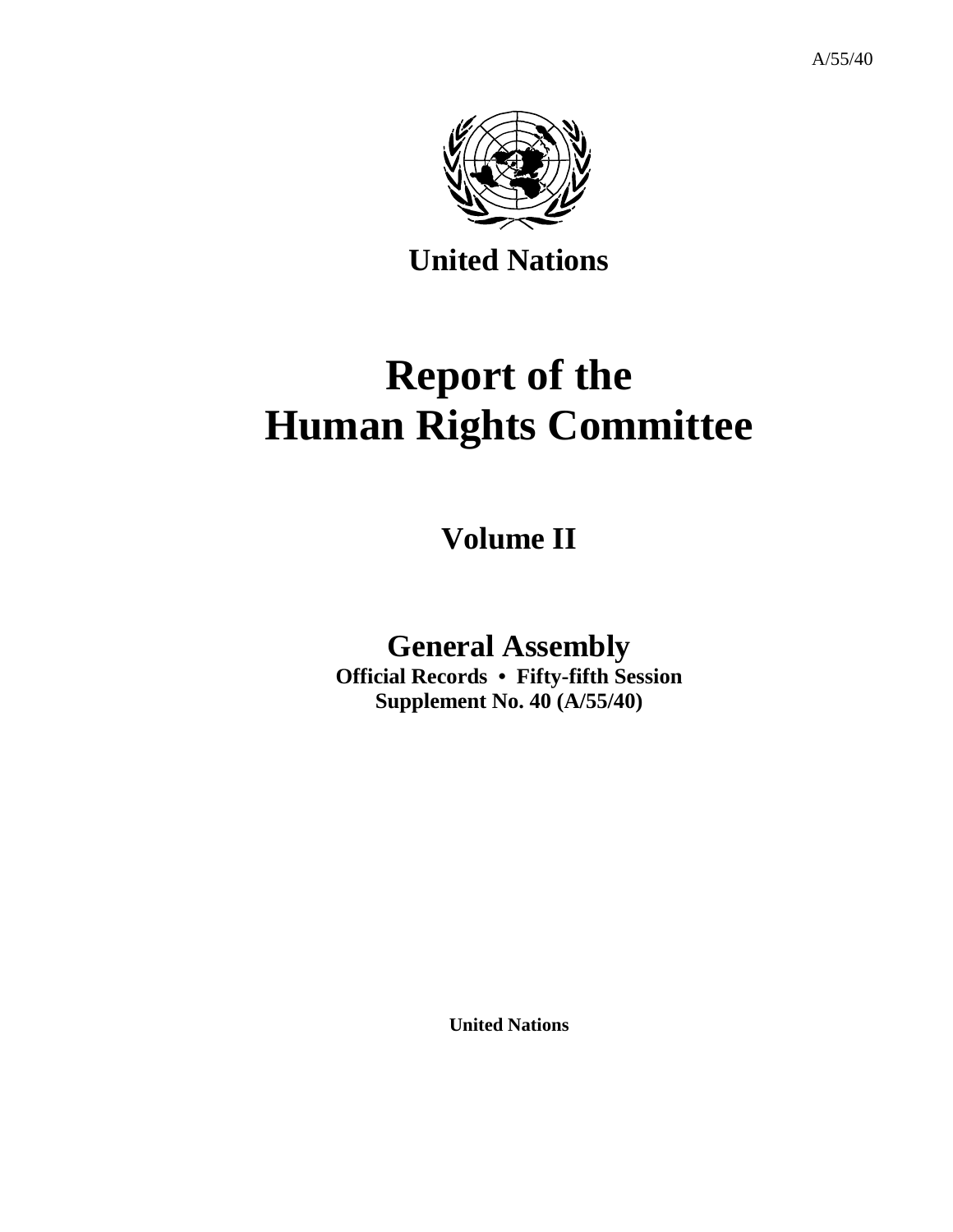A/55/40

**United Nations**

# Report of the Human Rights Committee

## Volume II

## General Assembly

**Official Records • Fifty-fifth Session**
**Supplement No. 40 (A/55/40)**

**United Nations**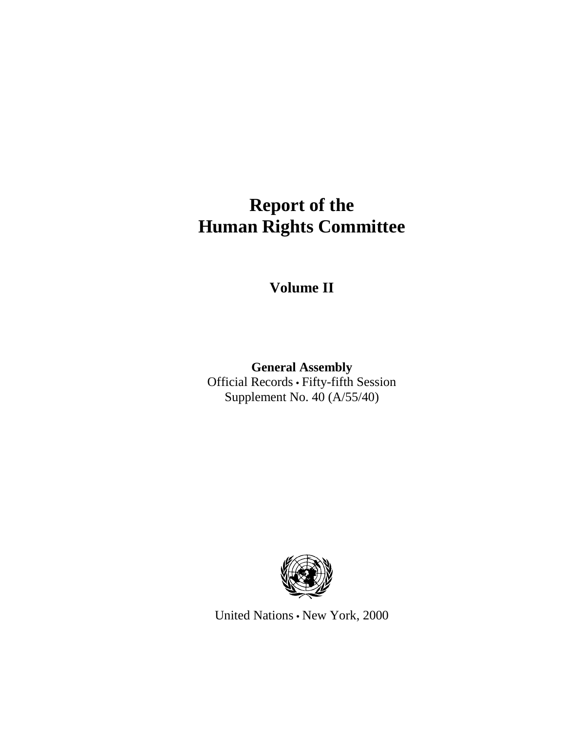# Report of the Human Rights Committee

## Volume II

**General Assembly**
Official Records • Fifty-fifth Session
Supplement No. 40 (A/55/40)

United Nations • New York, 2000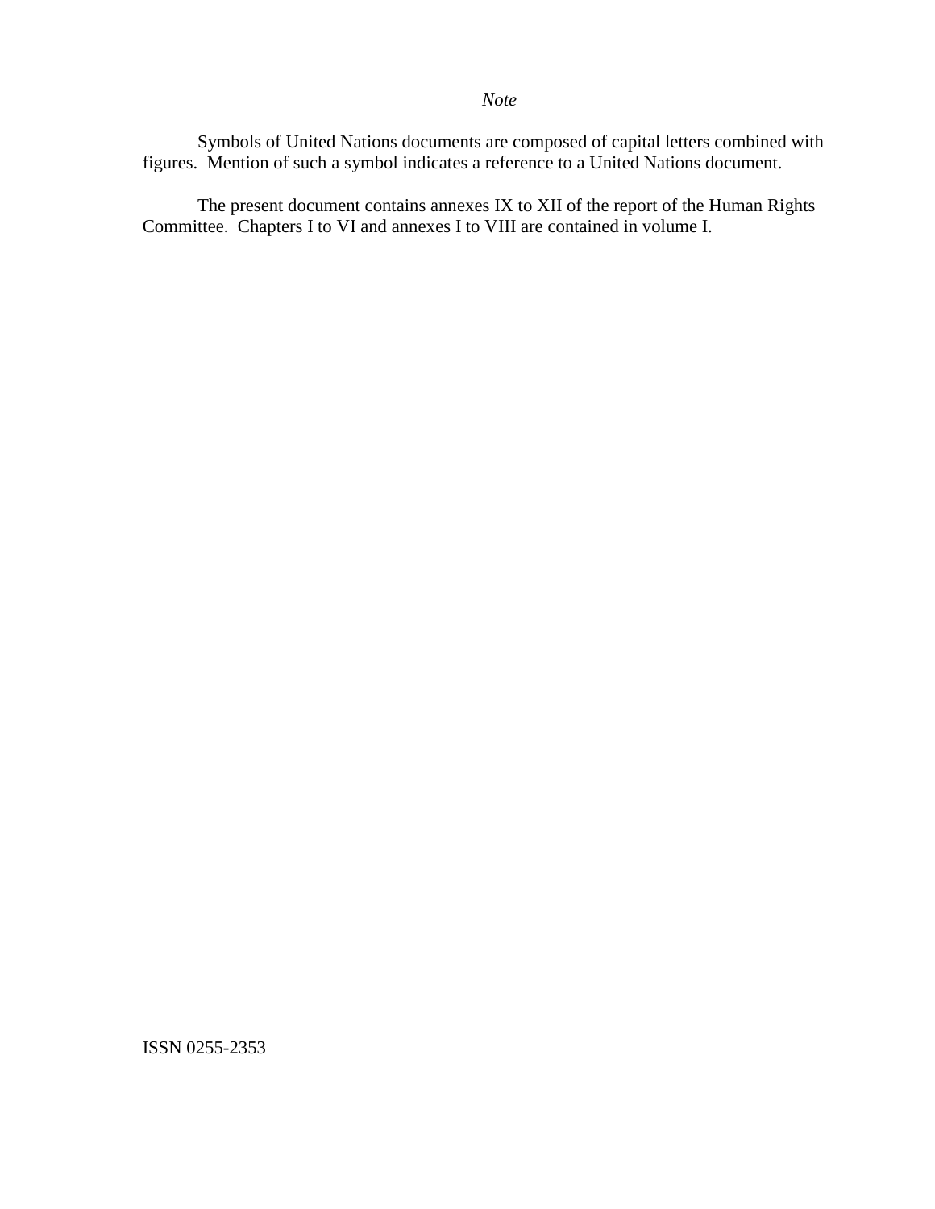*Note*

Symbols of United Nations documents are composed of capital letters combined with figures. Mention of such a symbol indicates a reference to a United Nations document.

The present document contains annexes IX to XII of the report of the Human Rights Committee. Chapters I to VI and annexes I to VIII are contained in volume I.

ISSN 0255-2353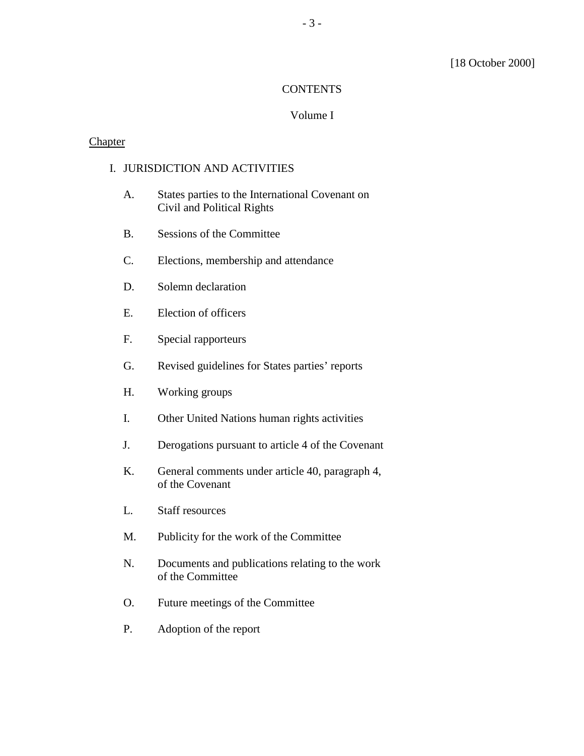[18 October 2000]

# CONTENTS

## Volume I

Chapter

I. JURISDICTION AND ACTIVITIES

- A. States parties to the International Covenant on Civil and Political Rights
- B. Sessions of the Committee
- C. Elections, membership and attendance
- D. Solemn declaration
- E. Election of officers
- F. Special rapporteurs
- G. Revised guidelines for States parties' reports
- H. Working groups
- I. Other United Nations human rights activities
- J. Derogations pursuant to article 4 of the Covenant
- K. General comments under article 40, paragraph 4, of the Covenant
- L. Staff resources
- M. Publicity for the work of the Committee
- N. Documents and publications relating to the work of the Committee
- O. Future meetings of the Committee
- P. Adoption of the report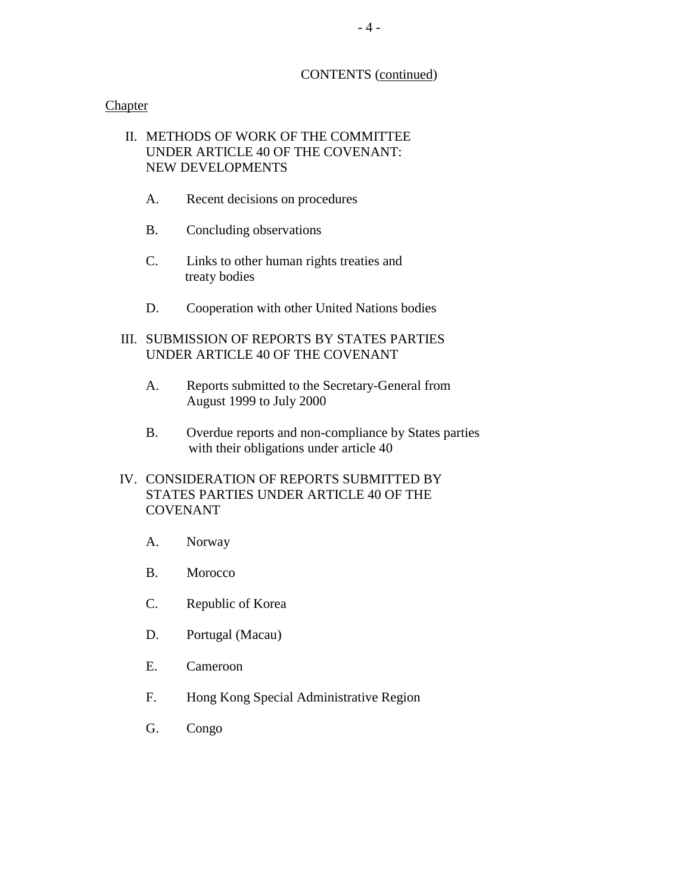CONTENTS (continued)

Chapter

II. METHODS OF WORK OF THE COMMITTEE UNDER ARTICLE 40 OF THE COVENANT: NEW DEVELOPMENTS

A. Recent decisions on procedures

B. Concluding observations

C. Links to other human rights treaties and treaty bodies

D. Cooperation with other United Nations bodies

III. SUBMISSION OF REPORTS BY STATES PARTIES UNDER ARTICLE 40 OF THE COVENANT

A. Reports submitted to the Secretary-General from August 1999 to July 2000

B. Overdue reports and non-compliance by States parties with their obligations under article 40

IV. CONSIDERATION OF REPORTS SUBMITTED BY STATES PARTIES UNDER ARTICLE 40 OF THE COVENANT

A. Norway

B. Morocco

C. Republic of Korea

D. Portugal (Macau)

E. Cameroon

F. Hong Kong Special Administrative Region

G. Congo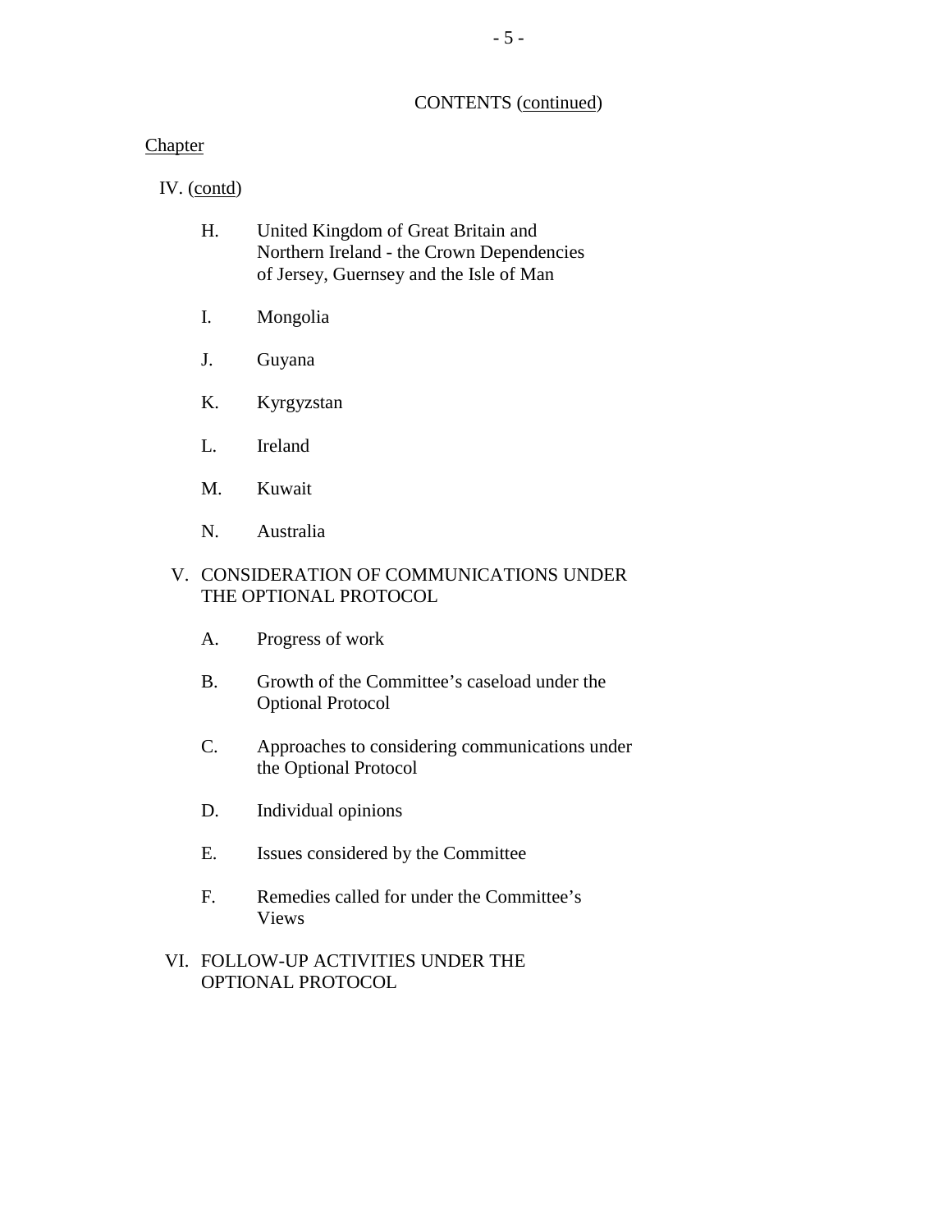CONTENTS (continued)

Chapter

IV. (contd)

- H. United Kingdom of Great Britain and Northern Ireland - the Crown Dependencies of Jersey, Guernsey and the Isle of Man
- I. Mongolia
- J. Guyana
- K. Kyrgyzstan
- L. Ireland
- M. Kuwait
- N. Australia

V. CONSIDERATION OF COMMUNICATIONS UNDER THE OPTIONAL PROTOCOL

- A. Progress of work
- B. Growth of the Committee's caseload under the Optional Protocol
- C. Approaches to considering communications under the Optional Protocol
- D. Individual opinions
- E. Issues considered by the Committee
- F. Remedies called for under the Committee's Views

VI. FOLLOW-UP ACTIVITIES UNDER THE OPTIONAL PROTOCOL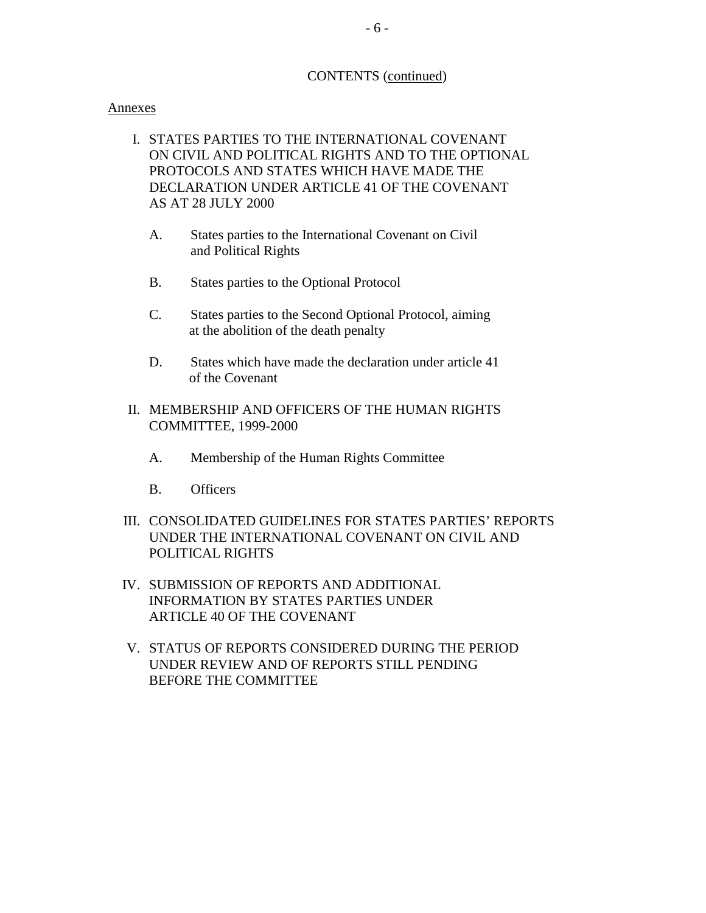CONTENTS (continued)

Annexes

I. STATES PARTIES TO THE INTERNATIONAL COVENANT ON CIVIL AND POLITICAL RIGHTS AND TO THE OPTIONAL PROTOCOLS AND STATES WHICH HAVE MADE THE DECLARATION UNDER ARTICLE 41 OF THE COVENANT AS AT 28 JULY 2000

   A. States parties to the International Covenant on Civil and Political Rights

   B. States parties to the Optional Protocol

   C. States parties to the Second Optional Protocol, aiming at the abolition of the death penalty

   D. States which have made the declaration under article 41 of the Covenant

II. MEMBERSHIP AND OFFICERS OF THE HUMAN RIGHTS COMMITTEE, 1999-2000

   A. Membership of the Human Rights Committee

   B. Officers

III. CONSOLIDATED GUIDELINES FOR STATES PARTIES' REPORTS UNDER THE INTERNATIONAL COVENANT ON CIVIL AND POLITICAL RIGHTS

IV. SUBMISSION OF REPORTS AND ADDITIONAL INFORMATION BY STATES PARTIES UNDER ARTICLE 40 OF THE COVENANT

V. STATUS OF REPORTS CONSIDERED DURING THE PERIOD UNDER REVIEW AND OF REPORTS STILL PENDING BEFORE THE COMMITTEE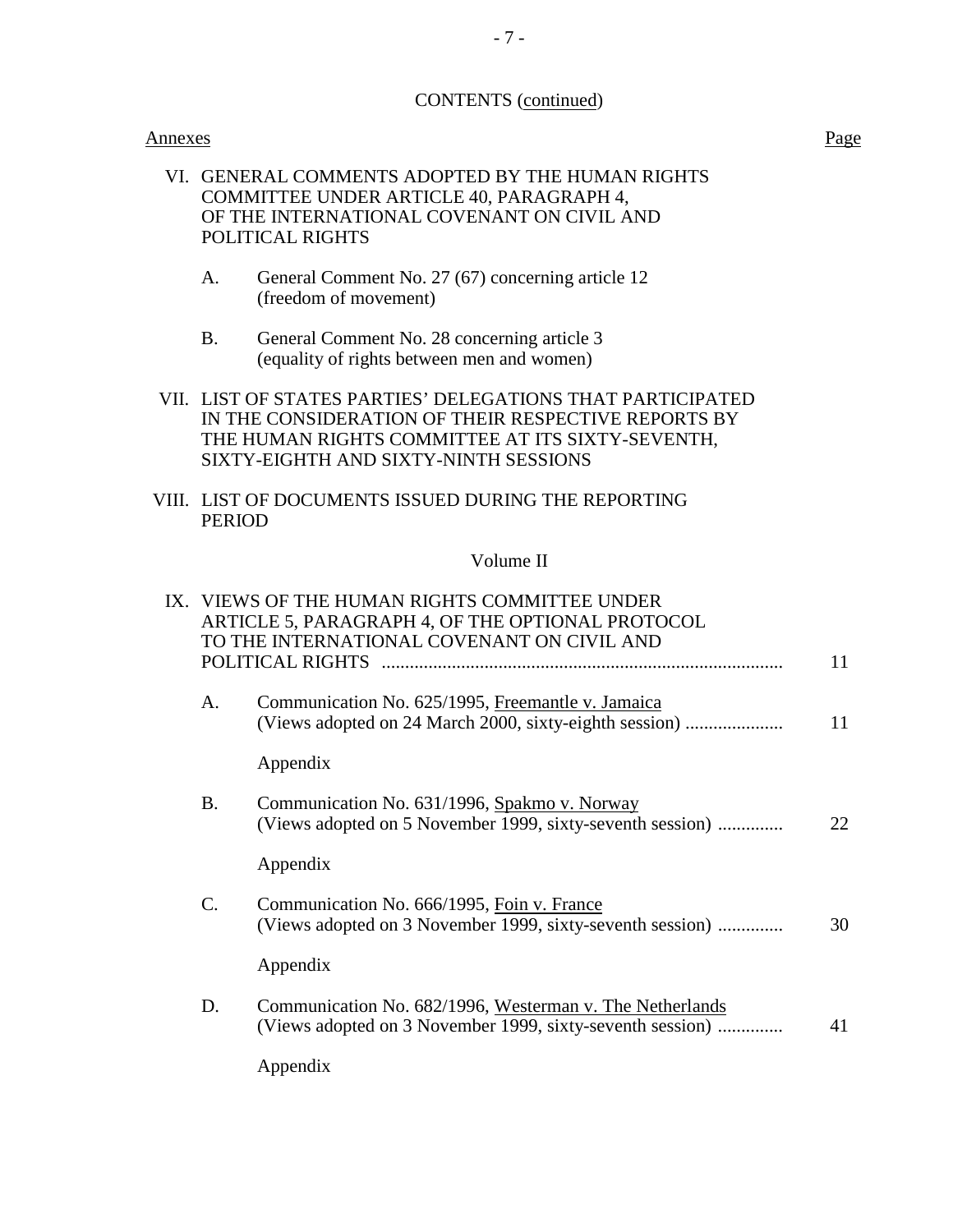CONTENTS (continued)

Annexes Page

VI. GENERAL COMMENTS ADOPTED BY THE HUMAN RIGHTS COMMITTEE UNDER ARTICLE 40, PARAGRAPH 4, OF THE INTERNATIONAL COVENANT ON CIVIL AND POLITICAL RIGHTS

A. General Comment No. 27 (67) concerning article 12 (freedom of movement)

B. General Comment No. 28 concerning article 3 (equality of rights between men and women)

VII. LIST OF STATES PARTIES' DELEGATIONS THAT PARTICIPATED IN THE CONSIDERATION OF THEIR RESPECTIVE REPORTS BY THE HUMAN RIGHTS COMMITTEE AT ITS SIXTY-SEVENTH, SIXTY-EIGHTH AND SIXTY-NINTH SESSIONS

VIII. LIST OF DOCUMENTS ISSUED DURING THE REPORTING PERIOD

Volume II

IX. VIEWS OF THE HUMAN RIGHTS COMMITTEE UNDER ARTICLE 5, PARAGRAPH 4, OF THE OPTIONAL PROTOCOL TO THE INTERNATIONAL COVENANT ON CIVIL AND POLITICAL RIGHTS ..................... 11

A. Communication No. 625/1995, Freemantle v. Jamaica (Views adopted on 24 March 2000, sixty-eighth session) ..................... 11

Appendix

B. Communication No. 631/1996, Spakmo v. Norway (Views adopted on 5 November 1999, sixty-seventh session) .............. 22

Appendix

C. Communication No. 666/1995, Foin v. France (Views adopted on 3 November 1999, sixty-seventh session) .............. 30

Appendix

D. Communication No. 682/1996, Westerman v. The Netherlands (Views adopted on 3 November 1999, sixty-seventh session) .............. 41

Appendix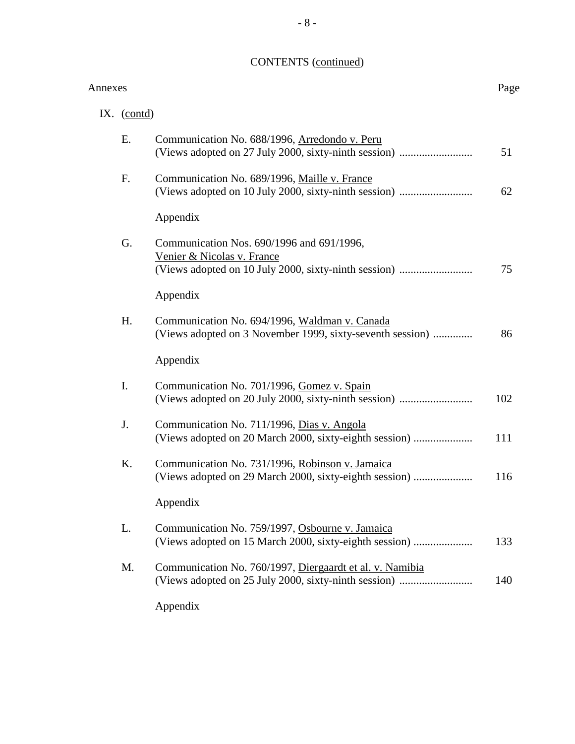CONTENTS (continued)

| Annexes | | Page |
|---|---|---|
| IX. (contd) | | |
| E. | Communication No. 688/1996, Arredondo v. Peru (Views adopted on 27 July 2000, sixty-ninth session) | 51 |
| F. | Communication No. 689/1996, Maille v. France (Views adopted on 10 July 2000, sixty-ninth session) | 62 |
| | Appendix | |
| G. | Communication Nos. 690/1996 and 691/1996, Venier & Nicolas v. France (Views adopted on 10 July 2000, sixty-ninth session) | 75 |
| | Appendix | |
| H. | Communication No. 694/1996, Waldman v. Canada (Views adopted on 3 November 1999, sixty-seventh session) | 86 |
| | Appendix | |
| I. | Communication No. 701/1996, Gomez v. Spain (Views adopted on 20 July 2000, sixty-ninth session) | 102 |
| J. | Communication No. 711/1996, Dias v. Angola (Views adopted on 20 March 2000, sixty-eighth session) | 111 |
| K. | Communication No. 731/1996, Robinson v. Jamaica (Views adopted on 29 March 2000, sixty-eighth session) | 116 |
| | Appendix | |
| L. | Communication No. 759/1997, Osbourne v. Jamaica (Views adopted on 15 March 2000, sixty-eighth session) | 133 |
| M. | Communication No. 760/1997, Diergaardt et al. v. Namibia (Views adopted on 25 July 2000, sixty-ninth session) | 140 |
| | Appendix | |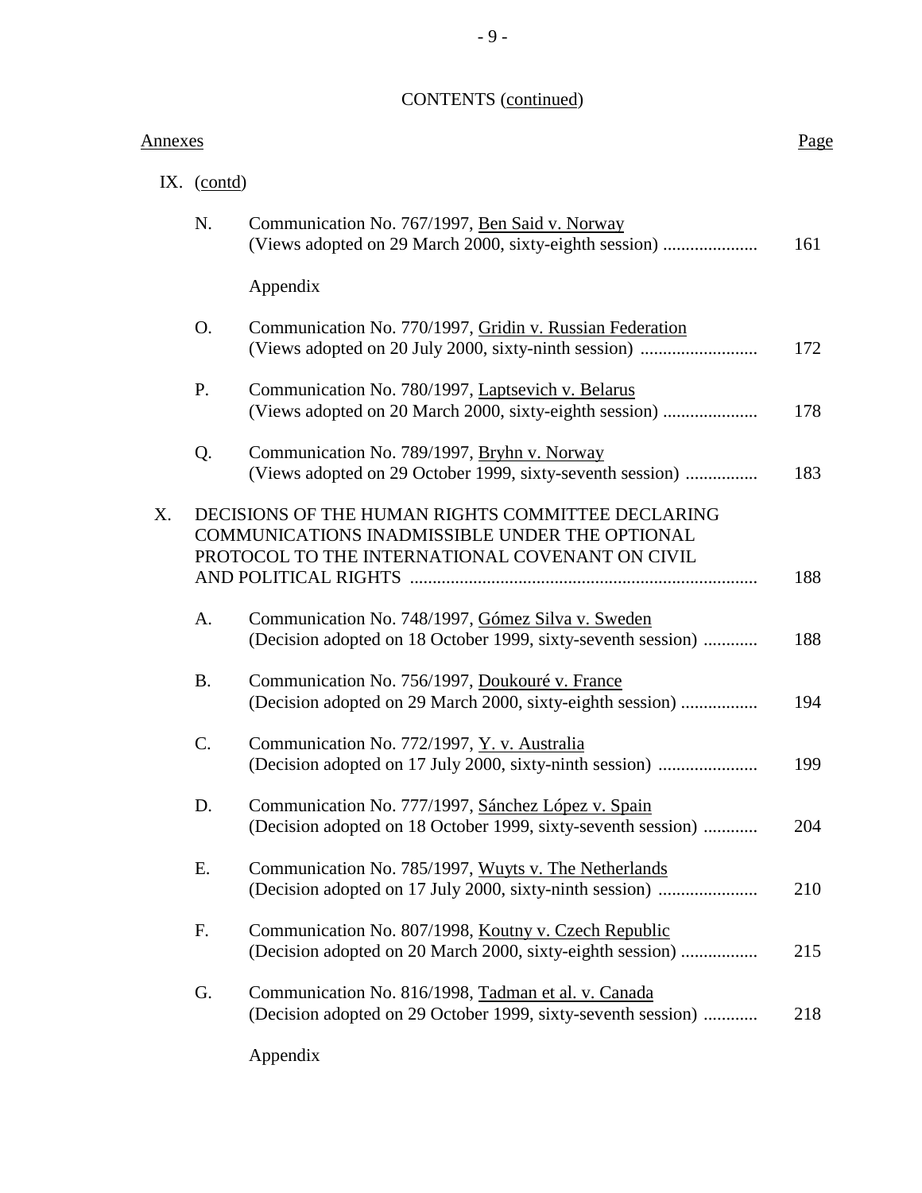CONTENTS (continued)

| Annexes | | | Page |
|---|---|---|---|
| IX. (contd) | | | |
| | N. | Communication No. 767/1997, Ben Said v. Norway (Views adopted on 29 March 2000, sixty-eighth session) | 161 |
| | | Appendix | |
| | O. | Communication No. 770/1997, Gridin v. Russian Federation (Views adopted on 20 July 2000, sixty-ninth session) | 172 |
| | P. | Communication No. 780/1997, Laptsevich v. Belarus (Views adopted on 20 March 2000, sixty-eighth session) | 178 |
| | Q. | Communication No. 789/1997, Bryhn v. Norway (Views adopted on 29 October 1999, sixty-seventh session) | 183 |
| X. | | DECISIONS OF THE HUMAN RIGHTS COMMITTEE DECLARING COMMUNICATIONS INADMISSIBLE UNDER THE OPTIONAL PROTOCOL TO THE INTERNATIONAL COVENANT ON CIVIL AND POLITICAL RIGHTS | 188 |
| | A. | Communication No. 748/1997, Gómez Silva v. Sweden (Decision adopted on 18 October 1999, sixty-seventh session) | 188 |
| | B. | Communication No. 756/1997, Doukouré v. France (Decision adopted on 29 March 2000, sixty-eighth session) | 194 |
| | C. | Communication No. 772/1997, Y. v. Australia (Decision adopted on 17 July 2000, sixty-ninth session) | 199 |
| | D. | Communication No. 777/1997, Sánchez López v. Spain (Decision adopted on 18 October 1999, sixty-seventh session) | 204 |
| | E. | Communication No. 785/1997, Wuyts v. The Netherlands (Decision adopted on 17 July 2000, sixty-ninth session) | 210 |
| | F. | Communication No. 807/1998, Koutny v. Czech Republic (Decision adopted on 20 March 2000, sixty-eighth session) | 215 |
| | G. | Communication No. 816/1998, Tadman et al. v. Canada (Decision adopted on 29 October 1999, sixty-seventh session) | 218 |
| | | Appendix | |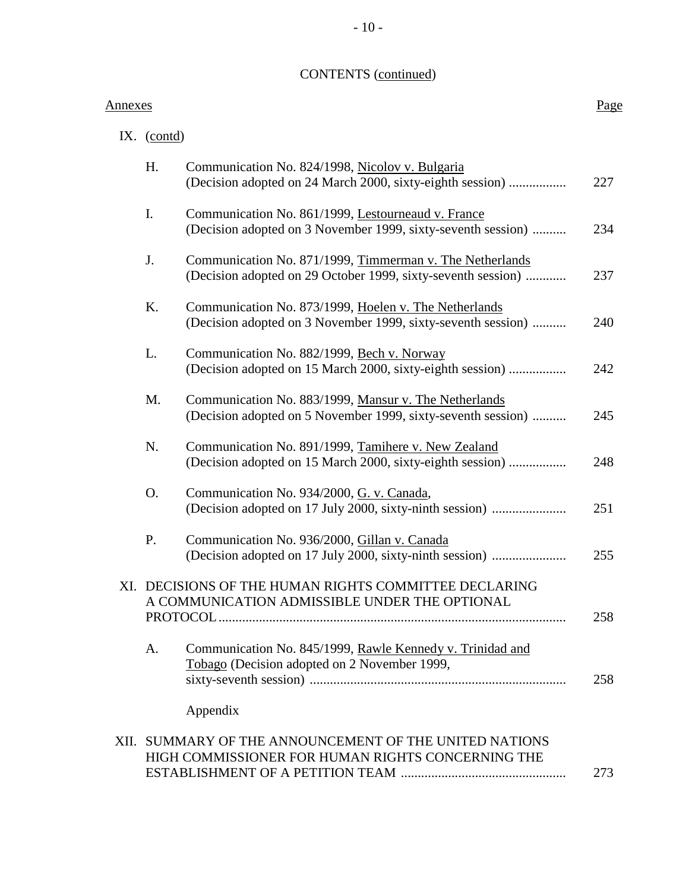CONTENTS (continued)

| Annexes | | | Page |
|---|---|---|---|
| IX. (contd) | | | |
| | H. | Communication No. 824/1998, Nicolov v. Bulgaria (Decision adopted on 24 March 2000, sixty-eighth session) | 227 |
| | I. | Communication No. 861/1999, Lestourneaud v. France (Decision adopted on 3 November 1999, sixty-seventh session) | 234 |
| | J. | Communication No. 871/1999, Timmerman v. The Netherlands (Decision adopted on 29 October 1999, sixty-seventh session) | 237 |
| | K. | Communication No. 873/1999, Hoelen v. The Netherlands (Decision adopted on 3 November 1999, sixty-seventh session) | 240 |
| | L. | Communication No. 882/1999, Bech v. Norway (Decision adopted on 15 March 2000, sixty-eighth session) | 242 |
| | M. | Communication No. 883/1999, Mansur v. The Netherlands (Decision adopted on 5 November 1999, sixty-seventh session) | 245 |
| | N. | Communication No. 891/1999, Tamihere v. New Zealand (Decision adopted on 15 March 2000, sixty-eighth session) | 248 |
| | O. | Communication No. 934/2000, G. v. Canada, (Decision adopted on 17 July 2000, sixty-ninth session) | 251 |
| | P. | Communication No. 936/2000, Gillan v. Canada (Decision adopted on 17 July 2000, sixty-ninth session) | 255 |
| XI. | | DECISIONS OF THE HUMAN RIGHTS COMMITTEE DECLARING A COMMUNICATION ADMISSIBLE UNDER THE OPTIONAL PROTOCOL | 258 |
| | A. | Communication No. 845/1999, Rawle Kennedy v. Trinidad and Tobago (Decision adopted on 2 November 1999, sixty-seventh session) | 258 |
| | | Appendix | |
| XII. | | SUMMARY OF THE ANNOUNCEMENT OF THE UNITED NATIONS HIGH COMMISSIONER FOR HUMAN RIGHTS CONCERNING THE ESTABLISHMENT OF A PETITION TEAM | 273 |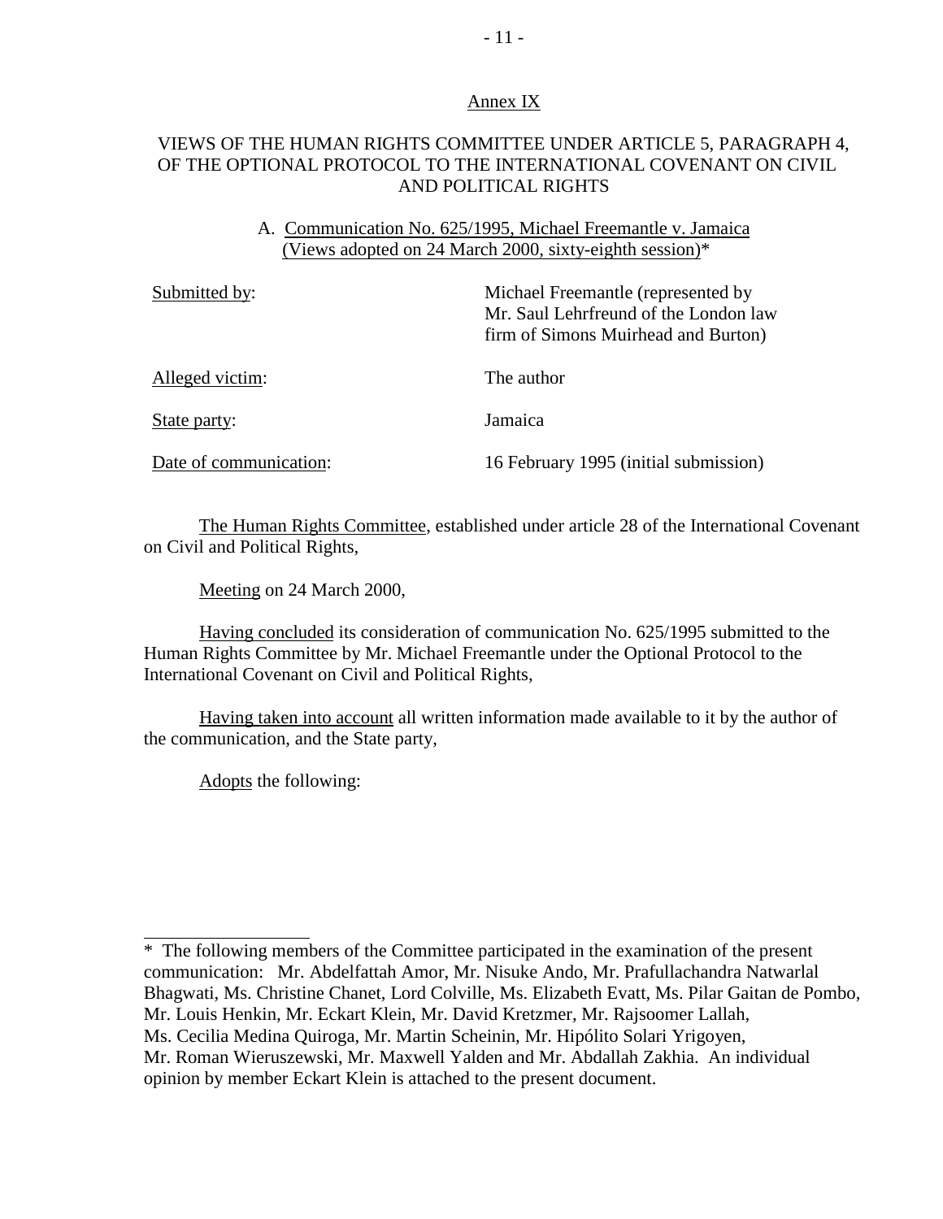## Annex IX

## VIEWS OF THE HUMAN RIGHTS COMMITTEE UNDER ARTICLE 5, PARAGRAPH 4, OF THE OPTIONAL PROTOCOL TO THE INTERNATIONAL COVENANT ON CIVIL AND POLITICAL RIGHTS

### A. Communication No. 625/1995, Michael Freemantle v. Jamaica (Views adopted on 24 March 2000, sixty-eighth session)*

| | |
|---|---|
| Submitted by: | Michael Freemantle (represented by Mr. Saul Lehrfreund of the London law firm of Simons Muirhead and Burton) |
| Alleged victim: | The author |
| State party: | Jamaica |
| Date of communication: | 16 February 1995 (initial submission) |

The Human Rights Committee, established under article 28 of the International Covenant on Civil and Political Rights,

Meeting on 24 March 2000,

Having concluded its consideration of communication No. 625/1995 submitted to the Human Rights Committee by Mr. Michael Freemantle under the Optional Protocol to the International Covenant on Civil and Political Rights,

Having taken into account all written information made available to it by the author of the communication, and the State party,

Adopts the following:

---

* The following members of the Committee participated in the examination of the present communication: Mr. Abdelfattah Amor, Mr. Nisuke Ando, Mr. Prafullachandra Natwarlal Bhagwati, Ms. Christine Chanet, Lord Colville, Ms. Elizabeth Evatt, Ms. Pilar Gaitan de Pombo, Mr. Louis Henkin, Mr. Eckart Klein, Mr. David Kretzmer, Mr. Rajsoomer Lallah, Ms. Cecilia Medina Quiroga, Mr. Martin Scheinin, Mr. Hipólito Solari Yrigoyen, Mr. Roman Wieruszewski, Mr. Maxwell Yalden and Mr. Abdallah Zakhia. An individual opinion by member Eckart Klein is attached to the present document.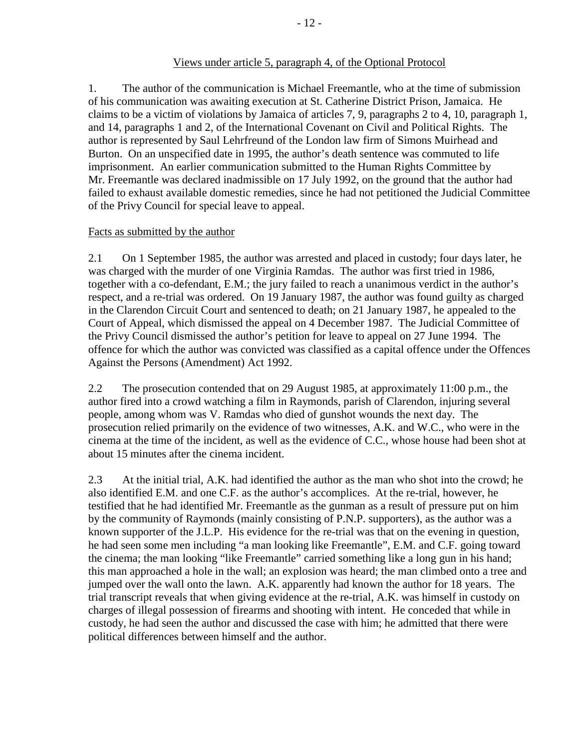## Views under article 5, paragraph 4, of the Optional Protocol

1. The author of the communication is Michael Freemantle, who at the time of submission of his communication was awaiting execution at St. Catherine District Prison, Jamaica. He claims to be a victim of violations by Jamaica of articles 7, 9, paragraphs 2 to 4, 10, paragraph 1, and 14, paragraphs 1 and 2, of the International Covenant on Civil and Political Rights. The author is represented by Saul Lehrfreund of the London law firm of Simons Muirhead and Burton. On an unspecified date in 1995, the author's death sentence was commuted to life imprisonment. An earlier communication submitted to the Human Rights Committee by Mr. Freemantle was declared inadmissible on 17 July 1992, on the ground that the author had failed to exhaust available domestic remedies, since he had not petitioned the Judicial Committee of the Privy Council for special leave to appeal.

### Facts as submitted by the author

2.1 On 1 September 1985, the author was arrested and placed in custody; four days later, he was charged with the murder of one Virginia Ramdas. The author was first tried in 1986, together with a co-defendant, E.M.; the jury failed to reach a unanimous verdict in the author's respect, and a re-trial was ordered. On 19 January 1987, the author was found guilty as charged in the Clarendon Circuit Court and sentenced to death; on 21 January 1987, he appealed to the Court of Appeal, which dismissed the appeal on 4 December 1987. The Judicial Committee of the Privy Council dismissed the author's petition for leave to appeal on 27 June 1994. The offence for which the author was convicted was classified as a capital offence under the Offences Against the Persons (Amendment) Act 1992.

2.2 The prosecution contended that on 29 August 1985, at approximately 11:00 p.m., the author fired into a crowd watching a film in Raymonds, parish of Clarendon, injuring several people, among whom was V. Ramdas who died of gunshot wounds the next day. The prosecution relied primarily on the evidence of two witnesses, A.K. and W.C., who were in the cinema at the time of the incident, as well as the evidence of C.C., whose house had been shot at about 15 minutes after the cinema incident.

2.3 At the initial trial, A.K. had identified the author as the man who shot into the crowd; he also identified E.M. and one C.F. as the author's accomplices. At the re-trial, however, he testified that he had identified Mr. Freemantle as the gunman as a result of pressure put on him by the community of Raymonds (mainly consisting of P.N.P. supporters), as the author was a known supporter of the J.L.P. His evidence for the re-trial was that on the evening in question, he had seen some men including "a man looking like Freemantle", E.M. and C.F. going toward the cinema; the man looking "like Freemantle" carried something like a long gun in his hand; this man approached a hole in the wall; an explosion was heard; the man climbed onto a tree and jumped over the wall onto the lawn. A.K. apparently had known the author for 18 years. The trial transcript reveals that when giving evidence at the re-trial, A.K. was himself in custody on charges of illegal possession of firearms and shooting with intent. He conceded that while in custody, he had seen the author and discussed the case with him; he admitted that there were political differences between himself and the author.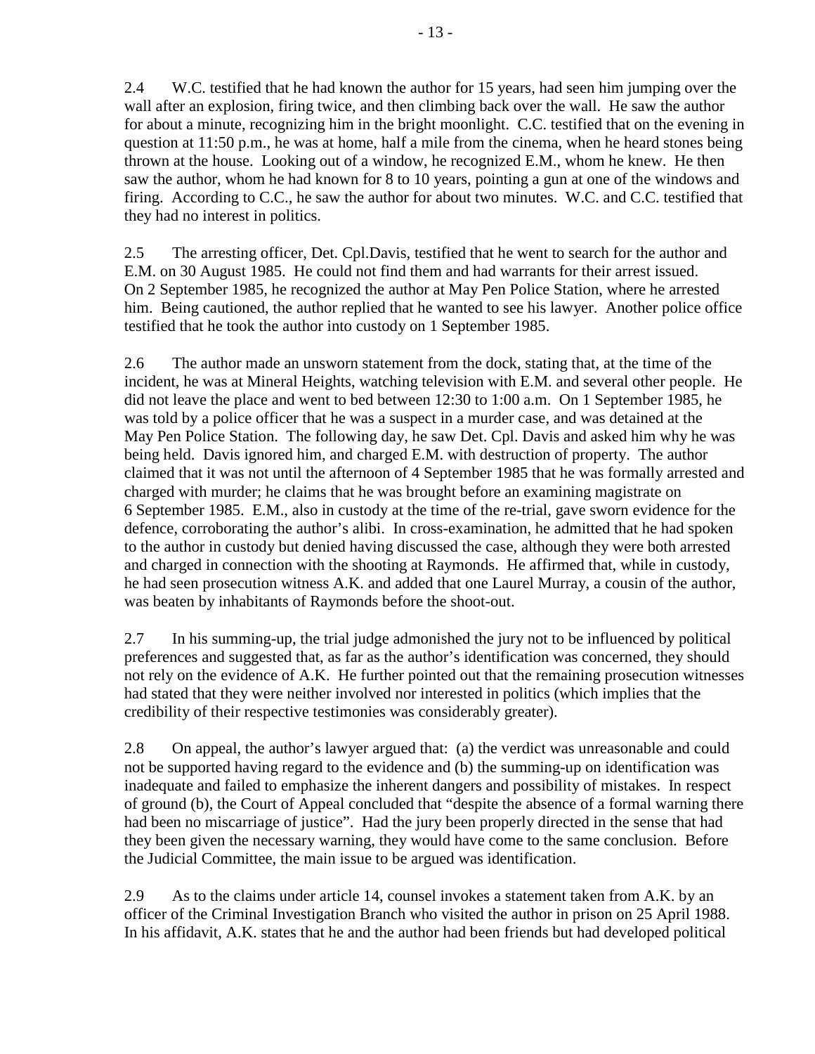2.4 W.C. testified that he had known the author for 15 years, had seen him jumping over the wall after an explosion, firing twice, and then climbing back over the wall. He saw the author for about a minute, recognizing him in the bright moonlight. C.C. testified that on the evening in question at 11:50 p.m., he was at home, half a mile from the cinema, when he heard stones being thrown at the house. Looking out of a window, he recognized E.M., whom he knew. He then saw the author, whom he had known for 8 to 10 years, pointing a gun at one of the windows and firing. According to C.C., he saw the author for about two minutes. W.C. and C.C. testified that they had no interest in politics.

2.5 The arresting officer, Det. Cpl.Davis, testified that he went to search for the author and E.M. on 30 August 1985. He could not find them and had warrants for their arrest issued. On 2 September 1985, he recognized the author at May Pen Police Station, where he arrested him. Being cautioned, the author replied that he wanted to see his lawyer. Another police office testified that he took the author into custody on 1 September 1985.

2.6 The author made an unsworn statement from the dock, stating that, at the time of the incident, he was at Mineral Heights, watching television with E.M. and several other people. He did not leave the place and went to bed between 12:30 to 1:00 a.m. On 1 September 1985, he was told by a police officer that he was a suspect in a murder case, and was detained at the May Pen Police Station. The following day, he saw Det. Cpl. Davis and asked him why he was being held. Davis ignored him, and charged E.M. with destruction of property. The author claimed that it was not until the afternoon of 4 September 1985 that he was formally arrested and charged with murder; he claims that he was brought before an examining magistrate on 6 September 1985. E.M., also in custody at the time of the re-trial, gave sworn evidence for the defence, corroborating the author's alibi. In cross-examination, he admitted that he had spoken to the author in custody but denied having discussed the case, although they were both arrested and charged in connection with the shooting at Raymonds. He affirmed that, while in custody, he had seen prosecution witness A.K. and added that one Laurel Murray, a cousin of the author, was beaten by inhabitants of Raymonds before the shoot-out.

2.7 In his summing-up, the trial judge admonished the jury not to be influenced by political preferences and suggested that, as far as the author's identification was concerned, they should not rely on the evidence of A.K. He further pointed out that the remaining prosecution witnesses had stated that they were neither involved nor interested in politics (which implies that the credibility of their respective testimonies was considerably greater).

2.8 On appeal, the author's lawyer argued that: (a) the verdict was unreasonable and could not be supported having regard to the evidence and (b) the summing-up on identification was inadequate and failed to emphasize the inherent dangers and possibility of mistakes. In respect of ground (b), the Court of Appeal concluded that "despite the absence of a formal warning there had been no miscarriage of justice". Had the jury been properly directed in the sense that had they been given the necessary warning, they would have come to the same conclusion. Before the Judicial Committee, the main issue to be argued was identification.

2.9 As to the claims under article 14, counsel invokes a statement taken from A.K. by an officer of the Criminal Investigation Branch who visited the author in prison on 25 April 1988. In his affidavit, A.K. states that he and the author had been friends but had developed political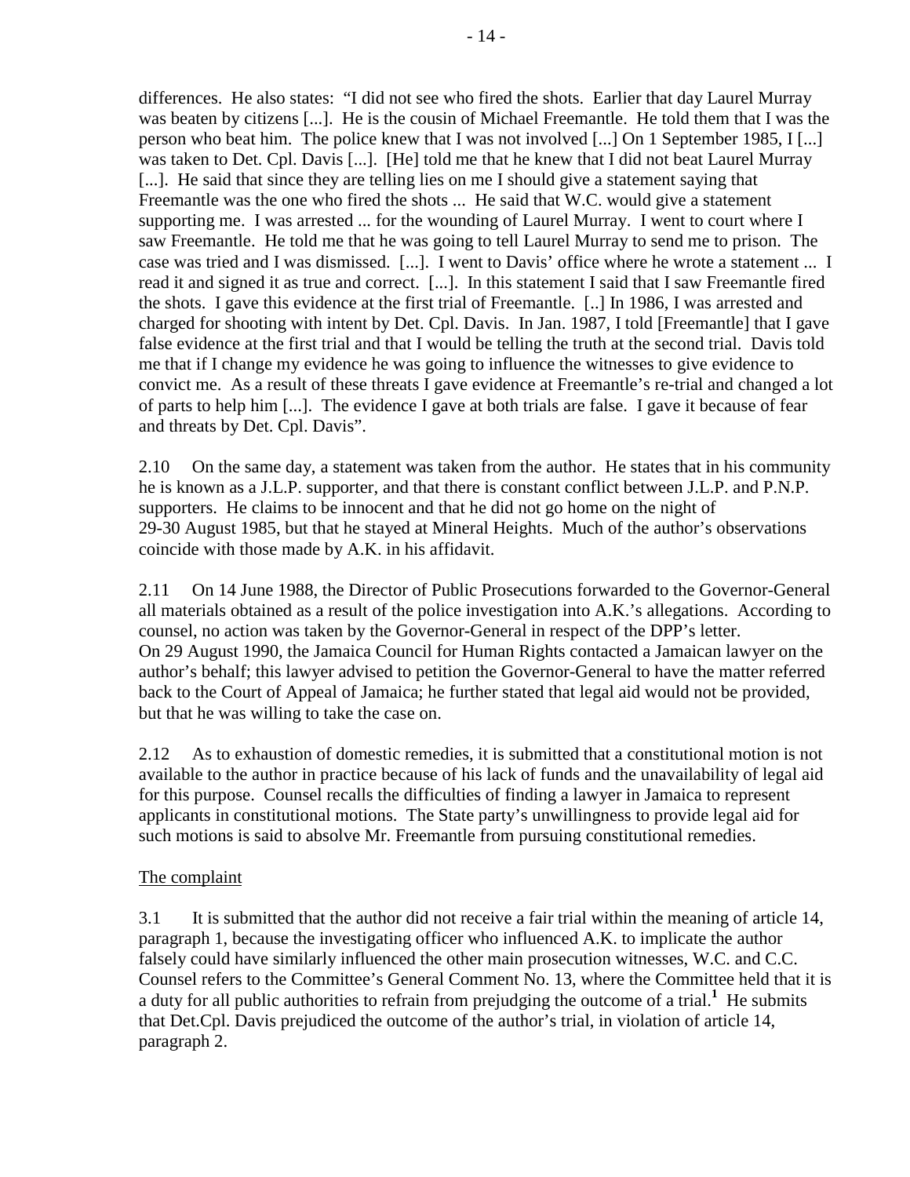differences. He also states: "I did not see who fired the shots. Earlier that day Laurel Murray was beaten by citizens [...]. He is the cousin of Michael Freemantle. He told them that I was the person who beat him. The police knew that I was not involved [...] On 1 September 1985, I [...] was taken to Det. Cpl. Davis [...]. [He] told me that he knew that I did not beat Laurel Murray [...]. He said that since they are telling lies on me I should give a statement saying that Freemantle was the one who fired the shots ... He said that W.C. would give a statement supporting me. I was arrested ... for the wounding of Laurel Murray. I went to court where I saw Freemantle. He told me that he was going to tell Laurel Murray to send me to prison. The case was tried and I was dismissed. [...]. I went to Davis' office where he wrote a statement ... I read it and signed it as true and correct. [...]. In this statement I said that I saw Freemantle fired the shots. I gave this evidence at the first trial of Freemantle. [..] In 1986, I was arrested and charged for shooting with intent by Det. Cpl. Davis. In Jan. 1987, I told [Freemantle] that I gave false evidence at the first trial and that I would be telling the truth at the second trial. Davis told me that if I change my evidence he was going to influence the witnesses to give evidence to convict me. As a result of these threats I gave evidence at Freemantle's re-trial and changed a lot of parts to help him [...]. The evidence I gave at both trials are false. I gave it because of fear and threats by Det. Cpl. Davis".

2.10 On the same day, a statement was taken from the author. He states that in his community he is known as a J.L.P. supporter, and that there is constant conflict between J.L.P. and P.N.P. supporters. He claims to be innocent and that he did not go home on the night of 29-30 August 1985, but that he stayed at Mineral Heights. Much of the author's observations coincide with those made by A.K. in his affidavit.

2.11 On 14 June 1988, the Director of Public Prosecutions forwarded to the Governor-General all materials obtained as a result of the police investigation into A.K.'s allegations. According to counsel, no action was taken by the Governor-General in respect of the DPP's letter. On 29 August 1990, the Jamaica Council for Human Rights contacted a Jamaican lawyer on the author's behalf; this lawyer advised to petition the Governor-General to have the matter referred back to the Court of Appeal of Jamaica; he further stated that legal aid would not be provided, but that he was willing to take the case on.

2.12 As to exhaustion of domestic remedies, it is submitted that a constitutional motion is not available to the author in practice because of his lack of funds and the unavailability of legal aid for this purpose. Counsel recalls the difficulties of finding a lawyer in Jamaica to represent applicants in constitutional motions. The State party's unwillingness to provide legal aid for such motions is said to absolve Mr. Freemantle from pursuing constitutional remedies.

## The complaint

3.1 It is submitted that the author did not receive a fair trial within the meaning of article 14, paragraph 1, because the investigating officer who influenced A.K. to implicate the author falsely could have similarly influenced the other main prosecution witnesses, W.C. and C.C. Counsel refers to the Committee's General Comment No. 13, where the Committee held that it is a duty for all public authorities to refrain from prejudging the outcome of a trial.[1] He submits that Det.Cpl. Davis prejudiced the outcome of the author's trial, in violation of article 14, paragraph 2.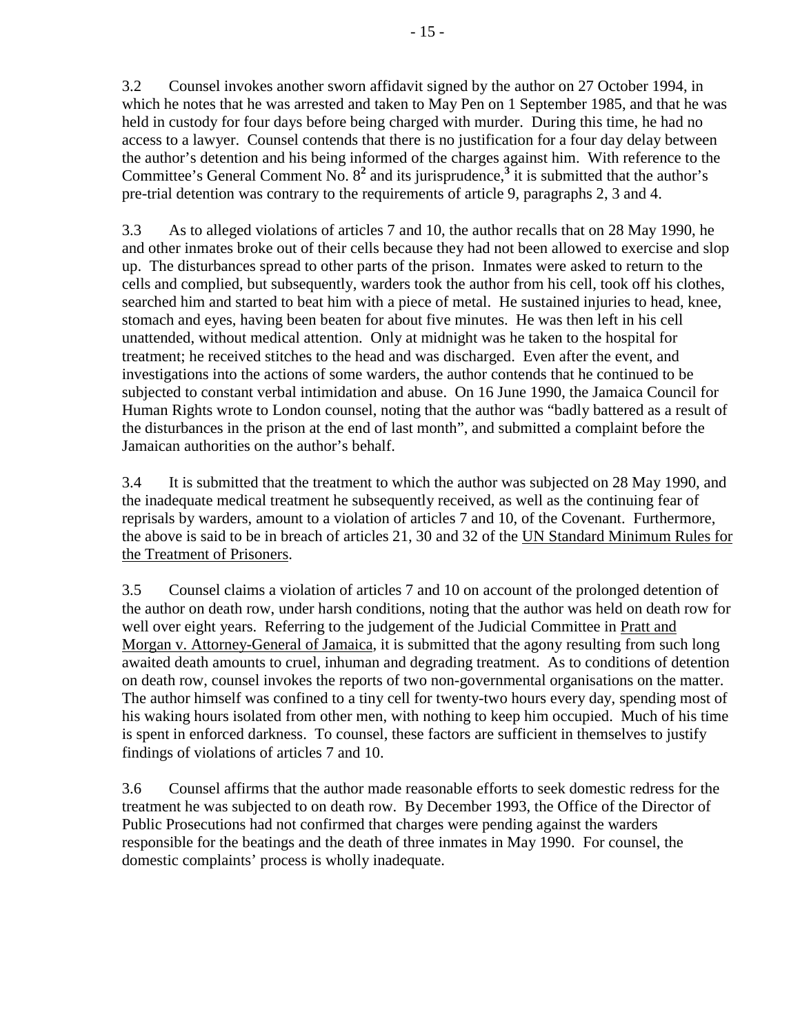3.2 Counsel invokes another sworn affidavit signed by the author on 27 October 1994, in which he notes that he was arrested and taken to May Pen on 1 September 1985, and that he was held in custody for four days before being charged with murder. During this time, he had no access to a lawyer. Counsel contends that there is no justification for a four day delay between the author's detention and his being informed of the charges against him. With reference to the Committee's General Comment No. 8[2] and its jurisprudence,[3] it is submitted that the author's pre-trial detention was contrary to the requirements of article 9, paragraphs 2, 3 and 4.

3.3 As to alleged violations of articles 7 and 10, the author recalls that on 28 May 1990, he and other inmates broke out of their cells because they had not been allowed to exercise and slop up. The disturbances spread to other parts of the prison. Inmates were asked to return to the cells and complied, but subsequently, warders took the author from his cell, took off his clothes, searched him and started to beat him with a piece of metal. He sustained injuries to head, knee, stomach and eyes, having been beaten for about five minutes. He was then left in his cell unattended, without medical attention. Only at midnight was he taken to the hospital for treatment; he received stitches to the head and was discharged. Even after the event, and investigations into the actions of some warders, the author contends that he continued to be subjected to constant verbal intimidation and abuse. On 16 June 1990, the Jamaica Council for Human Rights wrote to London counsel, noting that the author was "badly battered as a result of the disturbances in the prison at the end of last month", and submitted a complaint before the Jamaican authorities on the author's behalf.

3.4 It is submitted that the treatment to which the author was subjected on 28 May 1990, and the inadequate medical treatment he subsequently received, as well as the continuing fear of reprisals by warders, amount to a violation of articles 7 and 10, of the Covenant. Furthermore, the above is said to be in breach of articles 21, 30 and 32 of the UN Standard Minimum Rules for the Treatment of Prisoners.

3.5 Counsel claims a violation of articles 7 and 10 on account of the prolonged detention of the author on death row, under harsh conditions, noting that the author was held on death row for well over eight years. Referring to the judgement of the Judicial Committee in Pratt and Morgan v. Attorney-General of Jamaica, it is submitted that the agony resulting from such long awaited death amounts to cruel, inhuman and degrading treatment. As to conditions of detention on death row, counsel invokes the reports of two non-governmental organisations on the matter. The author himself was confined to a tiny cell for twenty-two hours every day, spending most of his waking hours isolated from other men, with nothing to keep him occupied. Much of his time is spent in enforced darkness. To counsel, these factors are sufficient in themselves to justify findings of violations of articles 7 and 10.

3.6 Counsel affirms that the author made reasonable efforts to seek domestic redress for the treatment he was subjected to on death row. By December 1993, the Office of the Director of Public Prosecutions had not confirmed that charges were pending against the warders responsible for the beatings and the death of three inmates in May 1990. For counsel, the domestic complaints' process is wholly inadequate.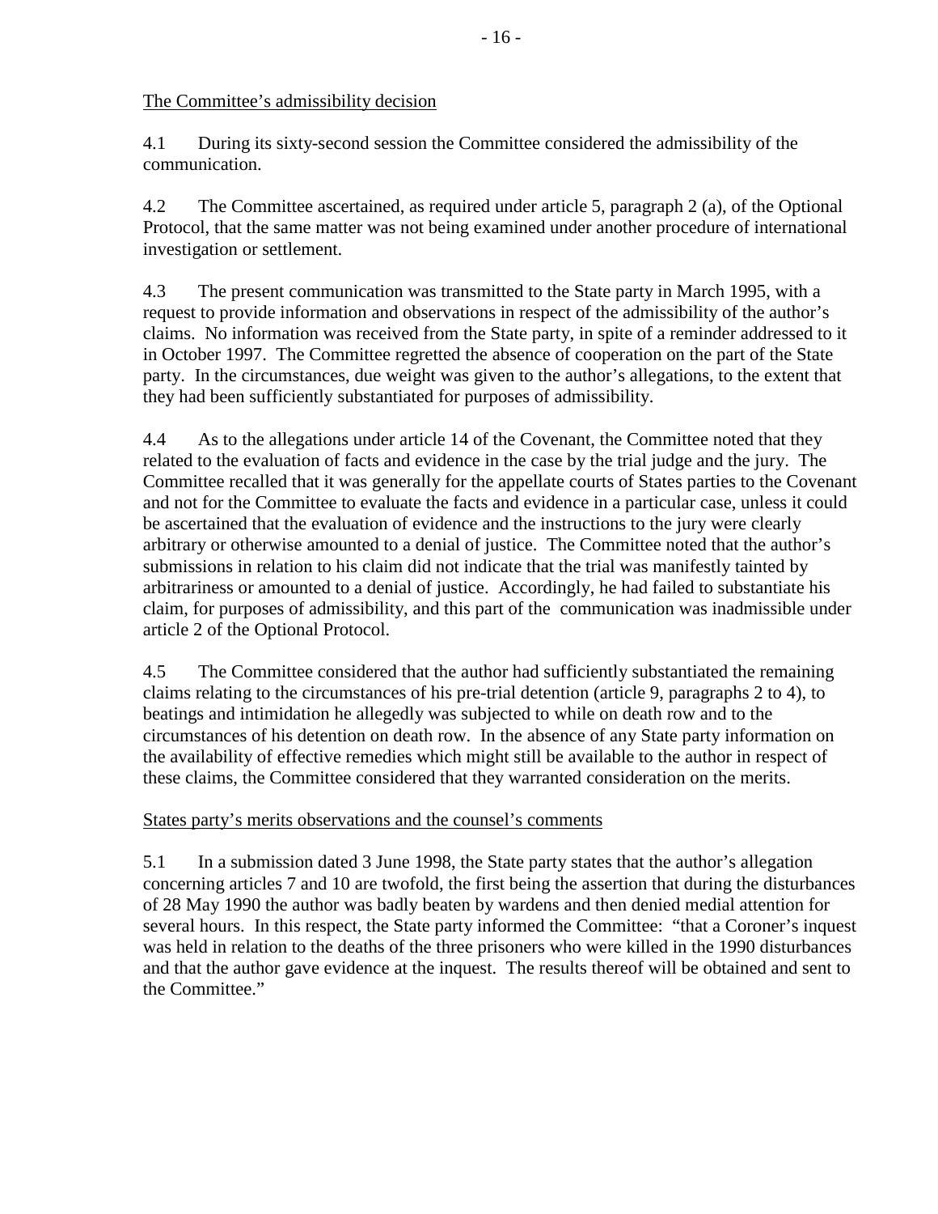The Committee's admissibility decision

4.1 During its sixty-second session the Committee considered the admissibility of the communication.

4.2 The Committee ascertained, as required under article 5, paragraph 2 (a), of the Optional Protocol, that the same matter was not being examined under another procedure of international investigation or settlement.

4.3 The present communication was transmitted to the State party in March 1995, with a request to provide information and observations in respect of the admissibility of the author's claims. No information was received from the State party, in spite of a reminder addressed to it in October 1997. The Committee regretted the absence of cooperation on the part of the State party. In the circumstances, due weight was given to the author's allegations, to the extent that they had been sufficiently substantiated for purposes of admissibility.

4.4 As to the allegations under article 14 of the Covenant, the Committee noted that they related to the evaluation of facts and evidence in the case by the trial judge and the jury. The Committee recalled that it was generally for the appellate courts of States parties to the Covenant and not for the Committee to evaluate the facts and evidence in a particular case, unless it could be ascertained that the evaluation of evidence and the instructions to the jury were clearly arbitrary or otherwise amounted to a denial of justice. The Committee noted that the author's submissions in relation to his claim did not indicate that the trial was manifestly tainted by arbitrariness or amounted to a denial of justice. Accordingly, he had failed to substantiate his claim, for purposes of admissibility, and this part of the communication was inadmissible under article 2 of the Optional Protocol.

4.5 The Committee considered that the author had sufficiently substantiated the remaining claims relating to the circumstances of his pre-trial detention (article 9, paragraphs 2 to 4), to beatings and intimidation he allegedly was subjected to while on death row and to the circumstances of his detention on death row. In the absence of any State party information on the availability of effective remedies which might still be available to the author in respect of these claims, the Committee considered that they warranted consideration on the merits.

States party's merits observations and the counsel's comments

5.1 In a submission dated 3 June 1998, the State party states that the author's allegation concerning articles 7 and 10 are twofold, the first being the assertion that during the disturbances of 28 May 1990 the author was badly beaten by wardens and then denied medial attention for several hours. In this respect, the State party informed the Committee: "that a Coroner's inquest was held in relation to the deaths of the three prisoners who were killed in the 1990 disturbances and that the author gave evidence at the inquest. The results thereof will be obtained and sent to the Committee."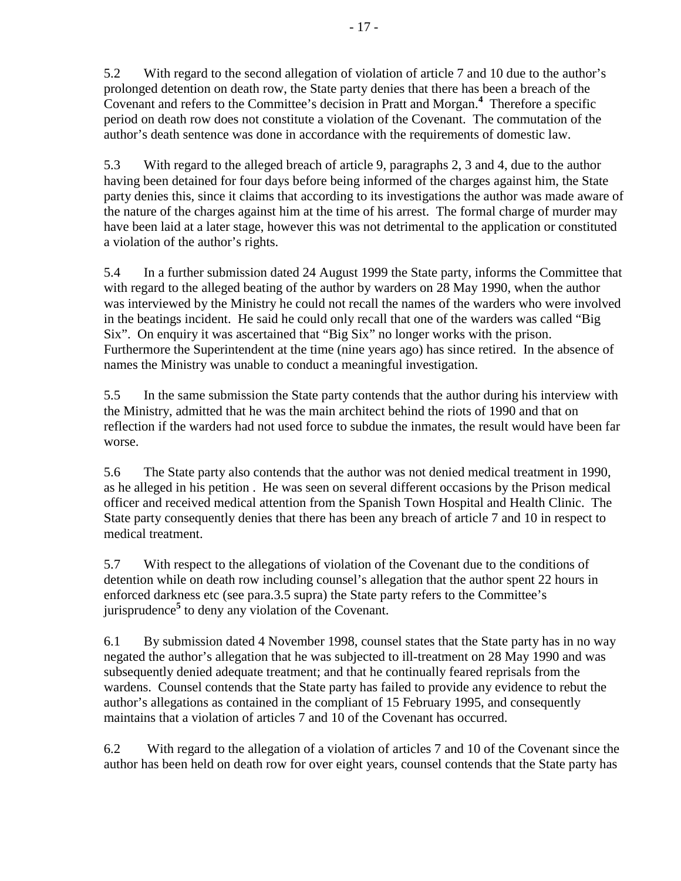5.2 With regard to the second allegation of violation of article 7 and 10 due to the author's prolonged detention on death row, the State party denies that there has been a breach of the Covenant and refers to the Committee's decision in Pratt and Morgan.[4] Therefore a specific period on death row does not constitute a violation of the Covenant. The commutation of the author's death sentence was done in accordance with the requirements of domestic law.

5.3 With regard to the alleged breach of article 9, paragraphs 2, 3 and 4, due to the author having been detained for four days before being informed of the charges against him, the State party denies this, since it claims that according to its investigations the author was made aware of the nature of the charges against him at the time of his arrest. The formal charge of murder may have been laid at a later stage, however this was not detrimental to the application or constituted a violation of the author's rights.

5.4 In a further submission dated 24 August 1999 the State party, informs the Committee that with regard to the alleged beating of the author by warders on 28 May 1990, when the author was interviewed by the Ministry he could not recall the names of the warders who were involved in the beatings incident. He said he could only recall that one of the warders was called "Big Six". On enquiry it was ascertained that "Big Six" no longer works with the prison. Furthermore the Superintendent at the time (nine years ago) has since retired. In the absence of names the Ministry was unable to conduct a meaningful investigation.

5.5 In the same submission the State party contends that the author during his interview with the Ministry, admitted that he was the main architect behind the riots of 1990 and that on reflection if the warders had not used force to subdue the inmates, the result would have been far worse.

5.6 The State party also contends that the author was not denied medical treatment in 1990, as he alleged in his petition . He was seen on several different occasions by the Prison medical officer and received medical attention from the Spanish Town Hospital and Health Clinic. The State party consequently denies that there has been any breach of article 7 and 10 in respect to medical treatment.

5.7 With respect to the allegations of violation of the Covenant due to the conditions of detention while on death row including counsel's allegation that the author spent 22 hours in enforced darkness etc (see para.3.5 supra) the State party refers to the Committee's jurisprudence[5] to deny any violation of the Covenant.

6.1 By submission dated 4 November 1998, counsel states that the State party has in no way negated the author's allegation that he was subjected to ill-treatment on 28 May 1990 and was subsequently denied adequate treatment; and that he continually feared reprisals from the wardens. Counsel contends that the State party has failed to provide any evidence to rebut the author's allegations as contained in the compliant of 15 February 1995, and consequently maintains that a violation of articles 7 and 10 of the Covenant has occurred.

6.2 With regard to the allegation of a violation of articles 7 and 10 of the Covenant since the author has been held on death row for over eight years, counsel contends that the State party has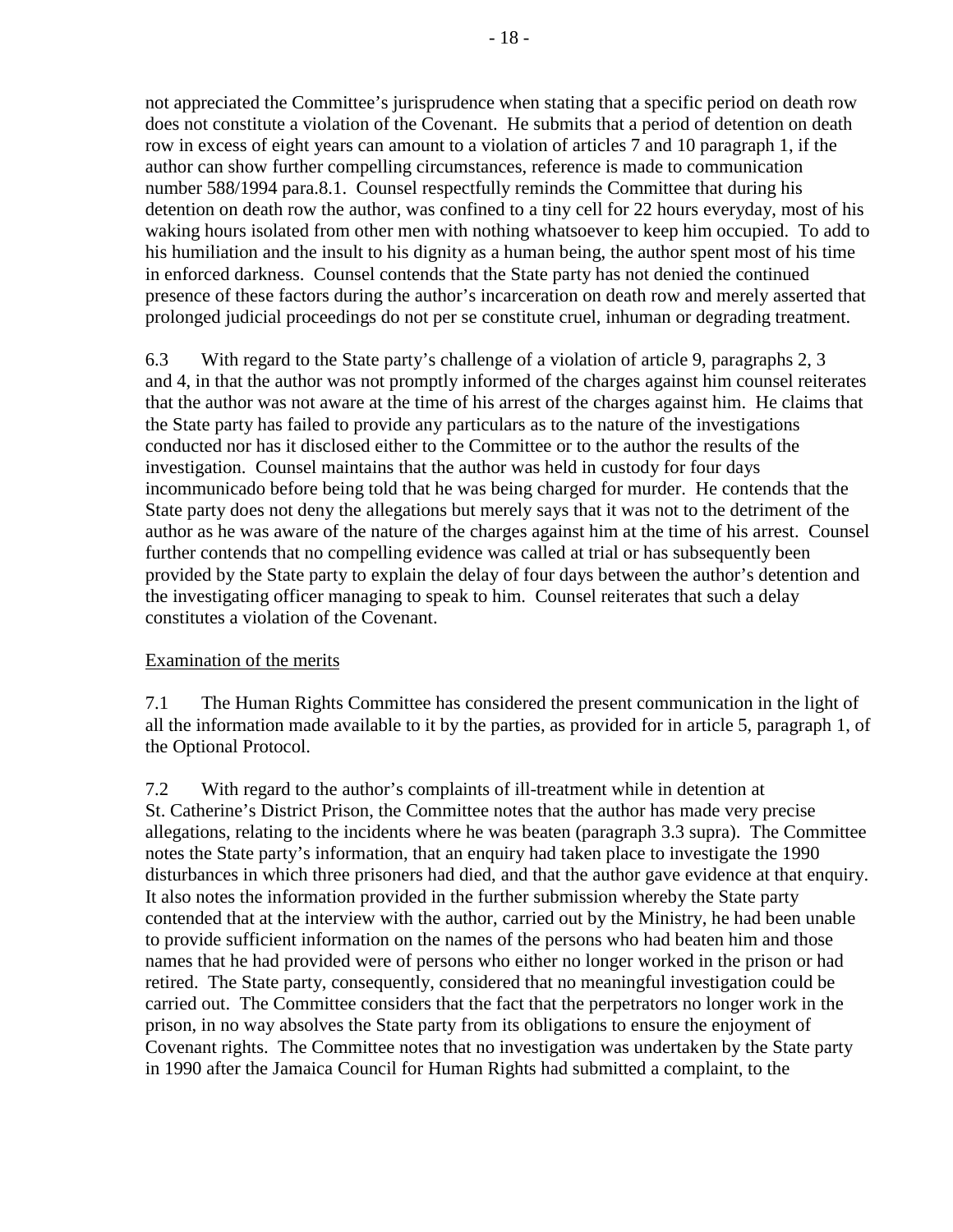not appreciated the Committee's jurisprudence when stating that a specific period on death row does not constitute a violation of the Covenant. He submits that a period of detention on death row in excess of eight years can amount to a violation of articles 7 and 10 paragraph 1, if the author can show further compelling circumstances, reference is made to communication number 588/1994 para.8.1. Counsel respectfully reminds the Committee that during his detention on death row the author, was confined to a tiny cell for 22 hours everyday, most of his waking hours isolated from other men with nothing whatsoever to keep him occupied. To add to his humiliation and the insult to his dignity as a human being, the author spent most of his time in enforced darkness. Counsel contends that the State party has not denied the continued presence of these factors during the author's incarceration on death row and merely asserted that prolonged judicial proceedings do not per se constitute cruel, inhuman or degrading treatment.

6.3 With regard to the State party's challenge of a violation of article 9, paragraphs 2, 3 and 4, in that the author was not promptly informed of the charges against him counsel reiterates that the author was not aware at the time of his arrest of the charges against him. He claims that the State party has failed to provide any particulars as to the nature of the investigations conducted nor has it disclosed either to the Committee or to the author the results of the investigation. Counsel maintains that the author was held in custody for four days incommunicado before being told that he was being charged for murder. He contends that the State party does not deny the allegations but merely says that it was not to the detriment of the author as he was aware of the nature of the charges against him at the time of his arrest. Counsel further contends that no compelling evidence was called at trial or has subsequently been provided by the State party to explain the delay of four days between the author's detention and the investigating officer managing to speak to him. Counsel reiterates that such a delay constitutes a violation of the Covenant.

Examination of the merits

7.1 The Human Rights Committee has considered the present communication in the light of all the information made available to it by the parties, as provided for in article 5, paragraph 1, of the Optional Protocol.

7.2 With regard to the author's complaints of ill-treatment while in detention at St. Catherine's District Prison, the Committee notes that the author has made very precise allegations, relating to the incidents where he was beaten (paragraph 3.3 supra). The Committee notes the State party's information, that an enquiry had taken place to investigate the 1990 disturbances in which three prisoners had died, and that the author gave evidence at that enquiry. It also notes the information provided in the further submission whereby the State party contended that at the interview with the author, carried out by the Ministry, he had been unable to provide sufficient information on the names of the persons who had beaten him and those names that he had provided were of persons who either no longer worked in the prison or had retired. The State party, consequently, considered that no meaningful investigation could be carried out. The Committee considers that the fact that the perpetrators no longer work in the prison, in no way absolves the State party from its obligations to ensure the enjoyment of Covenant rights. The Committee notes that no investigation was undertaken by the State party in 1990 after the Jamaica Council for Human Rights had submitted a complaint, to the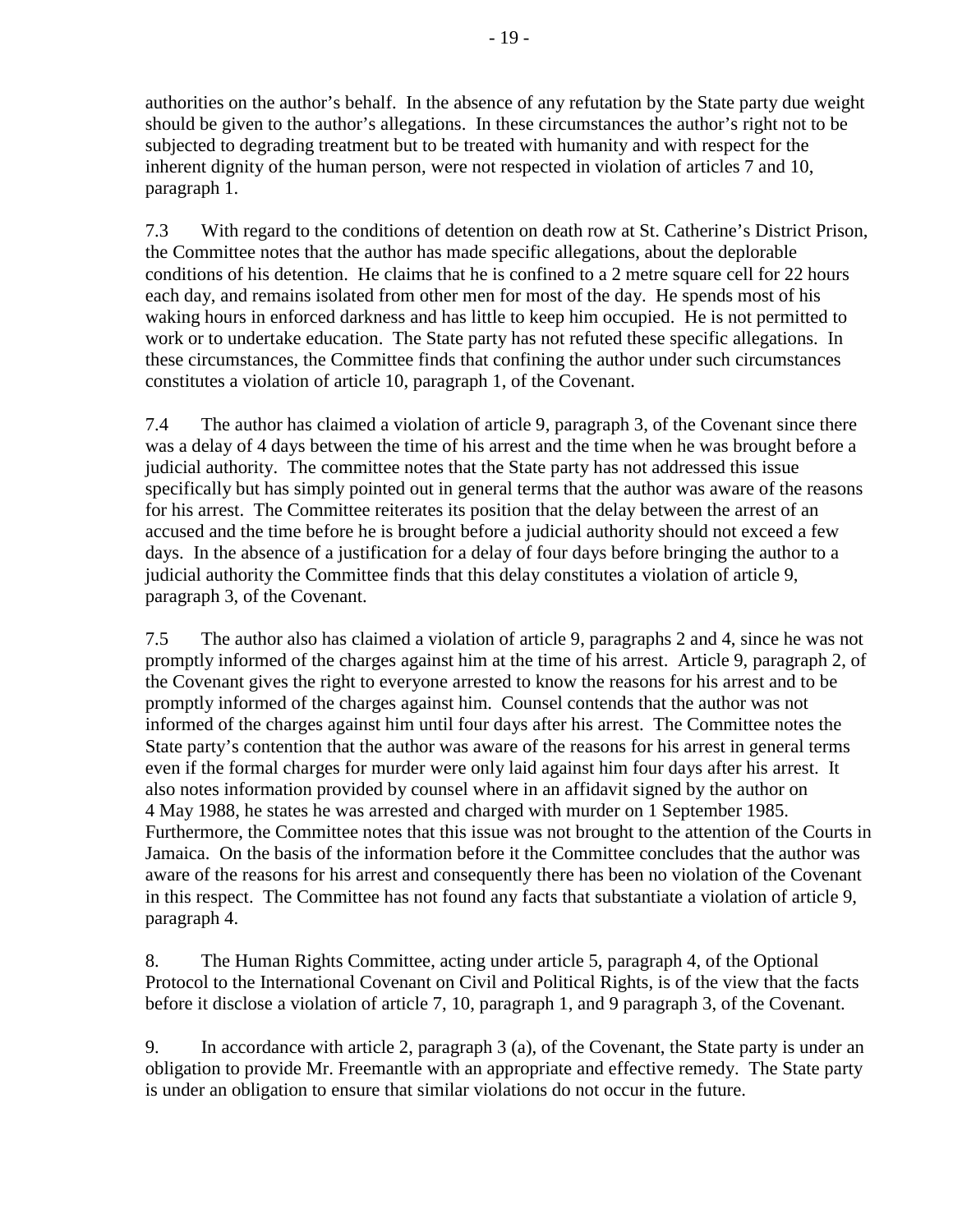authorities on the author's behalf. In the absence of any refutation by the State party due weight should be given to the author's allegations. In these circumstances the author's right not to be subjected to degrading treatment but to be treated with humanity and with respect for the inherent dignity of the human person, were not respected in violation of articles 7 and 10, paragraph 1.

7.3 With regard to the conditions of detention on death row at St. Catherine's District Prison, the Committee notes that the author has made specific allegations, about the deplorable conditions of his detention. He claims that he is confined to a 2 metre square cell for 22 hours each day, and remains isolated from other men for most of the day. He spends most of his waking hours in enforced darkness and has little to keep him occupied. He is not permitted to work or to undertake education. The State party has not refuted these specific allegations. In these circumstances, the Committee finds that confining the author under such circumstances constitutes a violation of article 10, paragraph 1, of the Covenant.

7.4 The author has claimed a violation of article 9, paragraph 3, of the Covenant since there was a delay of 4 days between the time of his arrest and the time when he was brought before a judicial authority. The committee notes that the State party has not addressed this issue specifically but has simply pointed out in general terms that the author was aware of the reasons for his arrest. The Committee reiterates its position that the delay between the arrest of an accused and the time before he is brought before a judicial authority should not exceed a few days. In the absence of a justification for a delay of four days before bringing the author to a judicial authority the Committee finds that this delay constitutes a violation of article 9, paragraph 3, of the Covenant.

7.5 The author also has claimed a violation of article 9, paragraphs 2 and 4, since he was not promptly informed of the charges against him at the time of his arrest. Article 9, paragraph 2, of the Covenant gives the right to everyone arrested to know the reasons for his arrest and to be promptly informed of the charges against him. Counsel contends that the author was not informed of the charges against him until four days after his arrest. The Committee notes the State party's contention that the author was aware of the reasons for his arrest in general terms even if the formal charges for murder were only laid against him four days after his arrest. It also notes information provided by counsel where in an affidavit signed by the author on 4 May 1988, he states he was arrested and charged with murder on 1 September 1985. Furthermore, the Committee notes that this issue was not brought to the attention of the Courts in Jamaica. On the basis of the information before it the Committee concludes that the author was aware of the reasons for his arrest and consequently there has been no violation of the Covenant in this respect. The Committee has not found any facts that substantiate a violation of article 9, paragraph 4.

8. The Human Rights Committee, acting under article 5, paragraph 4, of the Optional Protocol to the International Covenant on Civil and Political Rights, is of the view that the facts before it disclose a violation of article 7, 10, paragraph 1, and 9 paragraph 3, of the Covenant.

9. In accordance with article 2, paragraph 3 (a), of the Covenant, the State party is under an obligation to provide Mr. Freemantle with an appropriate and effective remedy. The State party is under an obligation to ensure that similar violations do not occur in the future.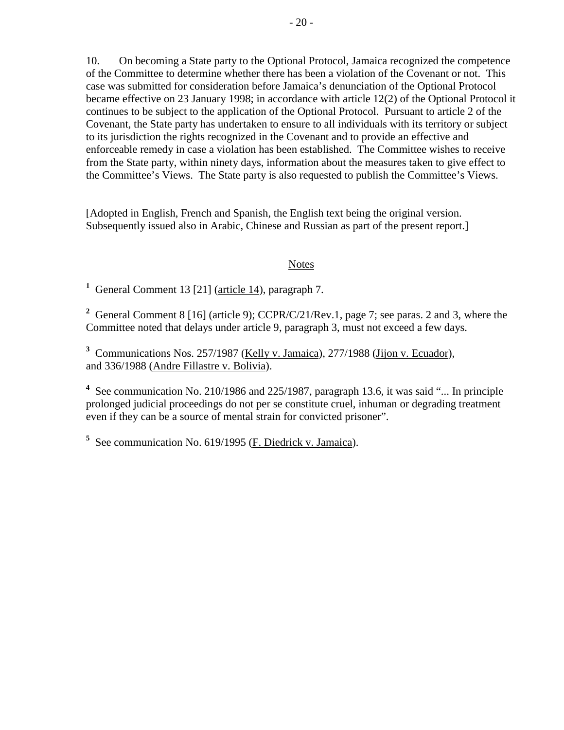10. On becoming a State party to the Optional Protocol, Jamaica recognized the competence of the Committee to determine whether there has been a violation of the Covenant or not. This case was submitted for consideration before Jamaica's denunciation of the Optional Protocol became effective on 23 January 1998; in accordance with article 12(2) of the Optional Protocol it continues to be subject to the application of the Optional Protocol. Pursuant to article 2 of the Covenant, the State party has undertaken to ensure to all individuals with its territory or subject to its jurisdiction the rights recognized in the Covenant and to provide an effective and enforceable remedy in case a violation has been established. The Committee wishes to receive from the State party, within ninety days, information about the measures taken to give effect to the Committee's Views. The State party is also requested to publish the Committee's Views.

[Adopted in English, French and Spanish, the English text being the original version. Subsequently issued also in Arabic, Chinese and Russian as part of the present report.]

Notes

[1] General Comment 13 [21] (article 14), paragraph 7.

[2] General Comment 8 [16] (article 9); CCPR/C/21/Rev.1, page 7; see paras. 2 and 3, where the Committee noted that delays under article 9, paragraph 3, must not exceed a few days.

[3] Communications Nos. 257/1987 (Kelly v. Jamaica), 277/1988 (Jijon v. Ecuador), and 336/1988 (Andre Fillastre v. Bolivia).

[4] See communication No. 210/1986 and 225/1987, paragraph 13.6, it was said "... In principle prolonged judicial proceedings do not per se constitute cruel, inhuman or degrading treatment even if they can be a source of mental strain for convicted prisoner".

[5] See communication No. 619/1995 (F. Diedrick v. Jamaica).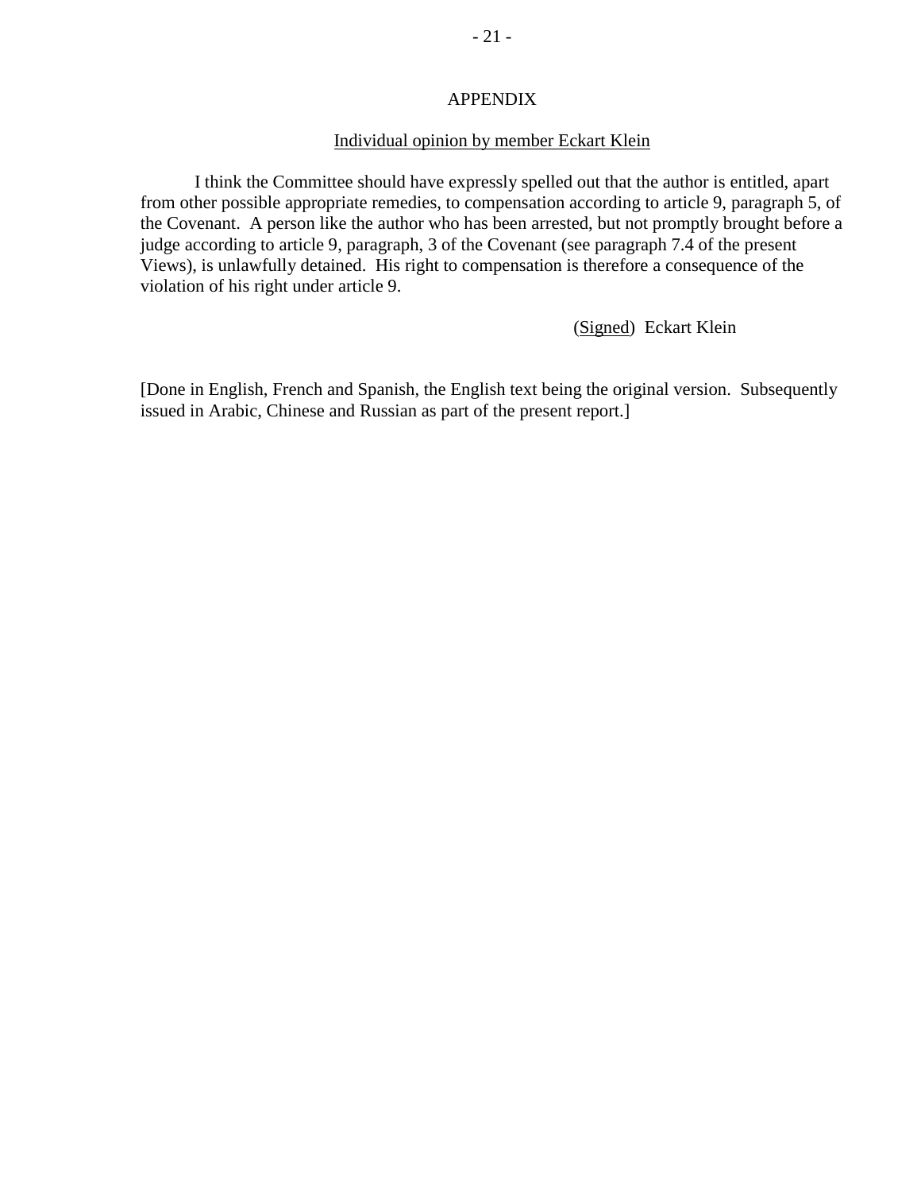## APPENDIX

### Individual opinion by member Eckart Klein

I think the Committee should have expressly spelled out that the author is entitled, apart from other possible appropriate remedies, to compensation according to article 9, paragraph 5, of the Covenant. A person like the author who has been arrested, but not promptly brought before a judge according to article 9, paragraph, 3 of the Covenant (see paragraph 7.4 of the present Views), is unlawfully detained. His right to compensation is therefore a consequence of the violation of his right under article 9.

(Signed) Eckart Klein

[Done in English, French and Spanish, the English text being the original version. Subsequently issued in Arabic, Chinese and Russian as part of the present report.]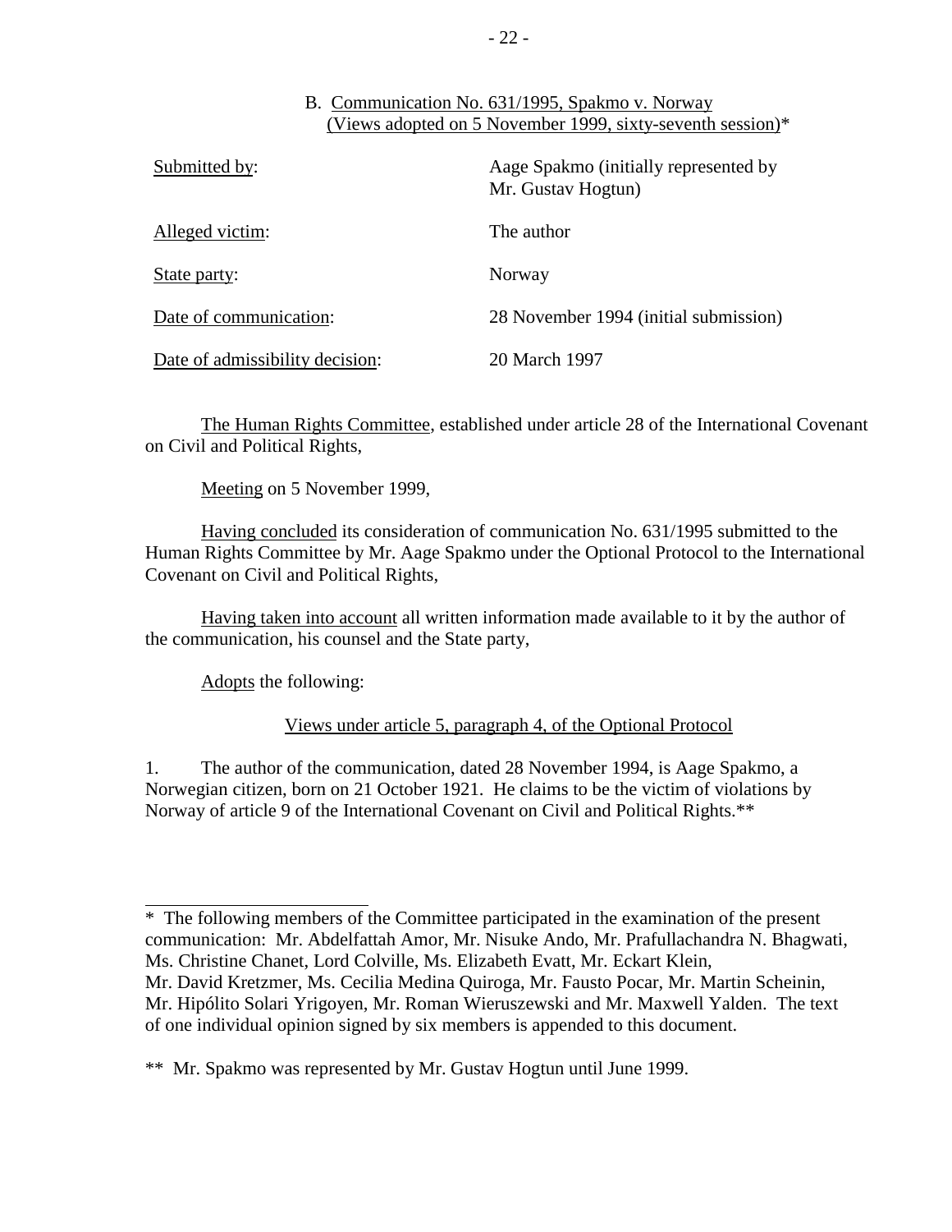### B. Communication No. 631/1995, Spakmo v. Norway (Views adopted on 5 November 1999, sixty-seventh session)*

| | |
|---|---|
| Submitted by: | Aage Spakmo (initially represented by Mr. Gustav Hogtun) |
| Alleged victim: | The author |
| State party: | Norway |
| Date of communication: | 28 November 1994 (initial submission) |
| Date of admissibility decision: | 20 March 1997 |

The Human Rights Committee, established under article 28 of the International Covenant on Civil and Political Rights,

Meeting on 5 November 1999,

Having concluded its consideration of communication No. 631/1995 submitted to the Human Rights Committee by Mr. Aage Spakmo under the Optional Protocol to the International Covenant on Civil and Political Rights,

Having taken into account all written information made available to it by the author of the communication, his counsel and the State party,

Adopts the following:

Views under article 5, paragraph 4, of the Optional Protocol

1. The author of the communication, dated 28 November 1994, is Aage Spakmo, a Norwegian citizen, born on 21 October 1921. He claims to be the victim of violations by Norway of article 9 of the International Covenant on Civil and Political Rights.**

---

\* The following members of the Committee participated in the examination of the present communication: Mr. Abdelfattah Amor, Mr. Nisuke Ando, Mr. Prafullachandra N. Bhagwati, Ms. Christine Chanet, Lord Colville, Ms. Elizabeth Evatt, Mr. Eckart Klein, Mr. David Kretzmer, Ms. Cecilia Medina Quiroga, Mr. Fausto Pocar, Mr. Martin Scheinin, Mr. Hipólito Solari Yrigoyen, Mr. Roman Wieruszewski and Mr. Maxwell Yalden. The text of one individual opinion signed by six members is appended to this document.

\*\* Mr. Spakmo was represented by Mr. Gustav Hogtun until June 1999.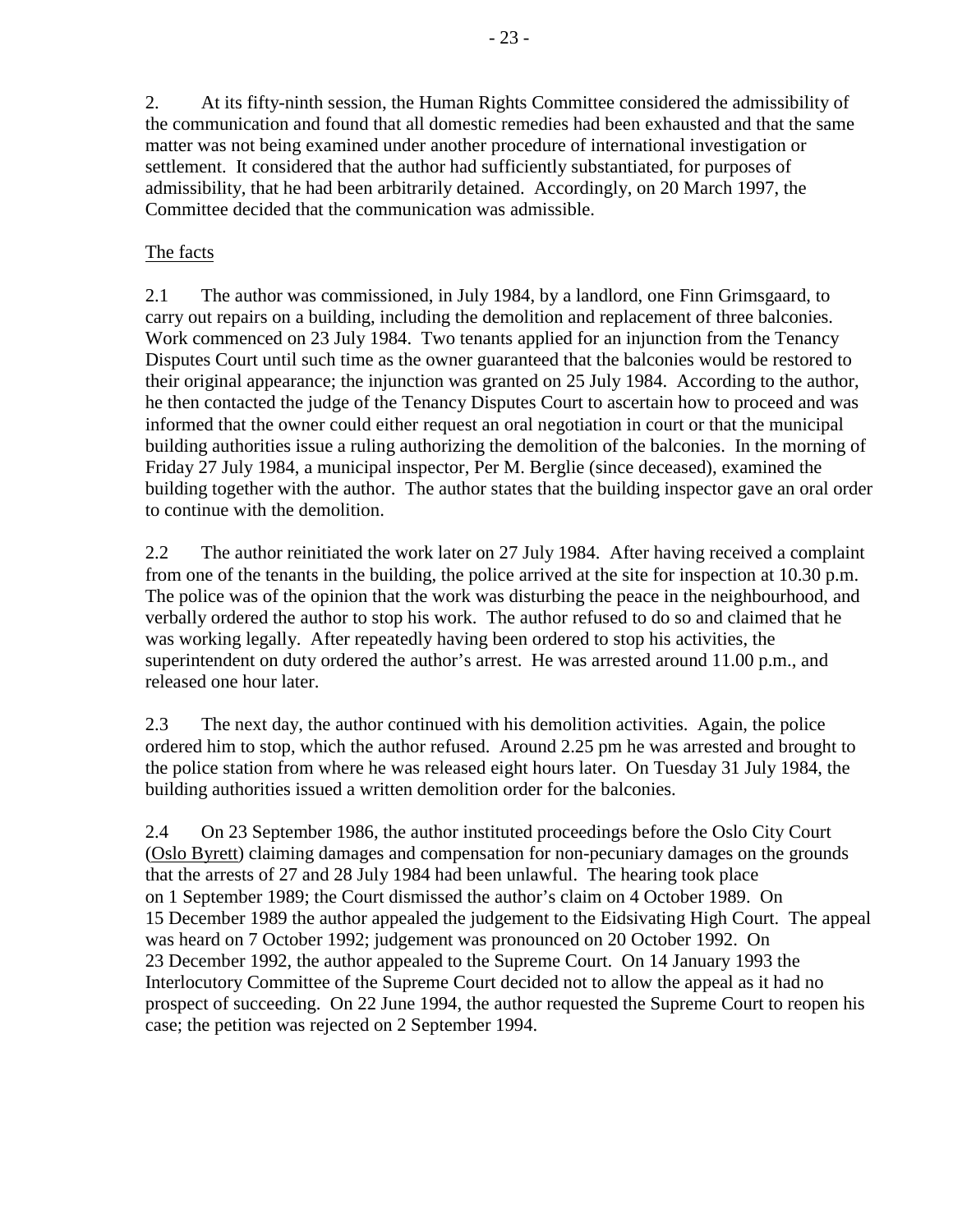2. At its fifty-ninth session, the Human Rights Committee considered the admissibility of the communication and found that all domestic remedies had been exhausted and that the same matter was not being examined under another procedure of international investigation or settlement. It considered that the author had sufficiently substantiated, for purposes of admissibility, that he had been arbitrarily detained. Accordingly, on 20 March 1997, the Committee decided that the communication was admissible.

The facts

2.1 The author was commissioned, in July 1984, by a landlord, one Finn Grimsgaard, to carry out repairs on a building, including the demolition and replacement of three balconies. Work commenced on 23 July 1984. Two tenants applied for an injunction from the Tenancy Disputes Court until such time as the owner guaranteed that the balconies would be restored to their original appearance; the injunction was granted on 25 July 1984. According to the author, he then contacted the judge of the Tenancy Disputes Court to ascertain how to proceed and was informed that the owner could either request an oral negotiation in court or that the municipal building authorities issue a ruling authorizing the demolition of the balconies. In the morning of Friday 27 July 1984, a municipal inspector, Per M. Berglie (since deceased), examined the building together with the author. The author states that the building inspector gave an oral order to continue with the demolition.

2.2 The author reinitiated the work later on 27 July 1984. After having received a complaint from one of the tenants in the building, the police arrived at the site for inspection at 10.30 p.m. The police was of the opinion that the work was disturbing the peace in the neighbourhood, and verbally ordered the author to stop his work. The author refused to do so and claimed that he was working legally. After repeatedly having been ordered to stop his activities, the superintendent on duty ordered the author's arrest. He was arrested around 11.00 p.m., and released one hour later.

2.3 The next day, the author continued with his demolition activities. Again, the police ordered him to stop, which the author refused. Around 2.25 pm he was arrested and brought to the police station from where he was released eight hours later. On Tuesday 31 July 1984, the building authorities issued a written demolition order for the balconies.

2.4 On 23 September 1986, the author instituted proceedings before the Oslo City Court (Oslo Byrett) claiming damages and compensation for non-pecuniary damages on the grounds that the arrests of 27 and 28 July 1984 had been unlawful. The hearing took place on 1 September 1989; the Court dismissed the author's claim on 4 October 1989. On 15 December 1989 the author appealed the judgement to the Eidsivating High Court. The appeal was heard on 7 October 1992; judgement was pronounced on 20 October 1992. On 23 December 1992, the author appealed to the Supreme Court. On 14 January 1993 the Interlocutory Committee of the Supreme Court decided not to allow the appeal as it had no prospect of succeeding. On 22 June 1994, the author requested the Supreme Court to reopen his case; the petition was rejected on 2 September 1994.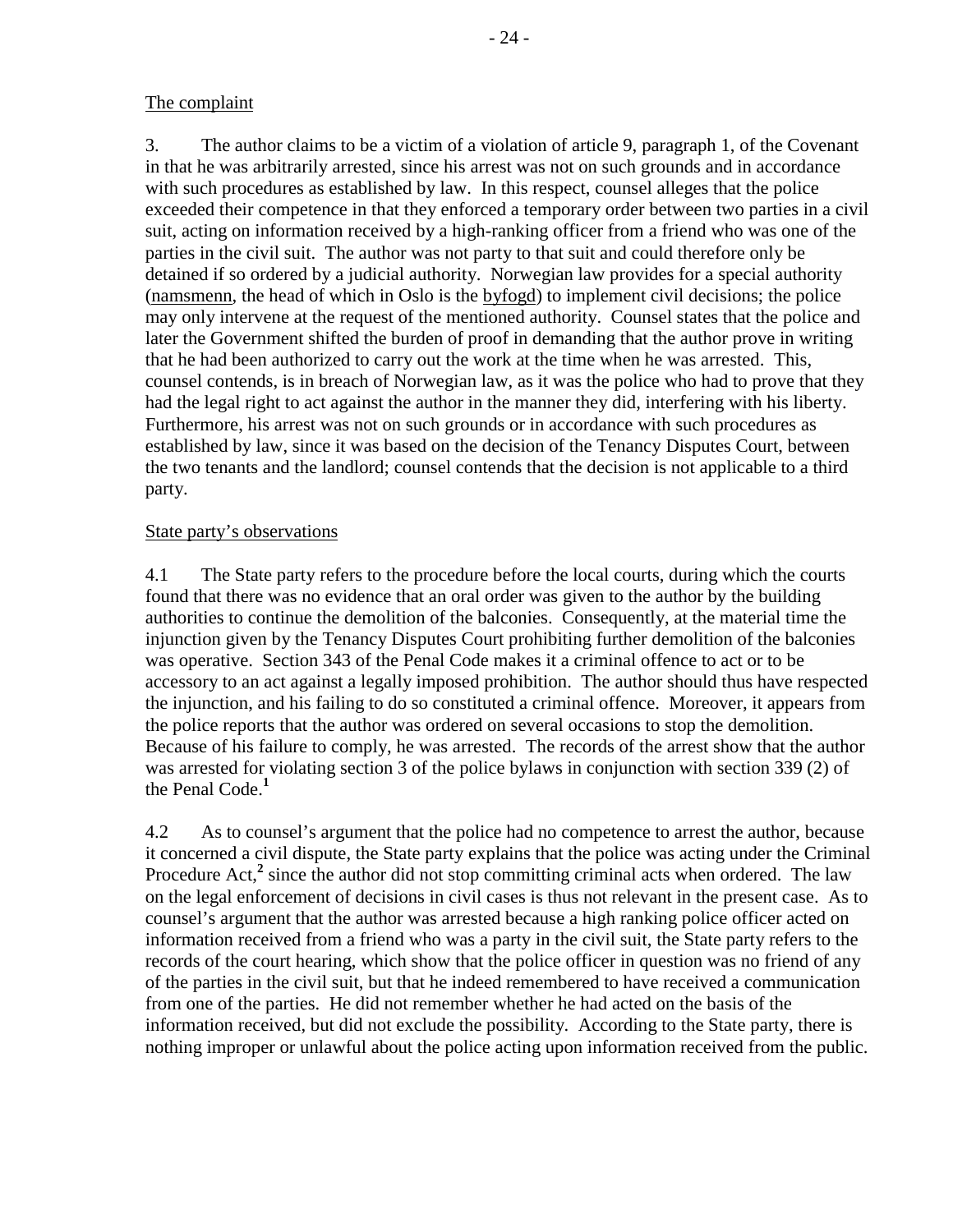The complaint

3. The author claims to be a victim of a violation of article 9, paragraph 1, of the Covenant in that he was arbitrarily arrested, since his arrest was not on such grounds and in accordance with such procedures as established by law. In this respect, counsel alleges that the police exceeded their competence in that they enforced a temporary order between two parties in a civil suit, acting on information received by a high-ranking officer from a friend who was one of the parties in the civil suit. The author was not party to that suit and could therefore only be detained if so ordered by a judicial authority. Norwegian law provides for a special authority (namsmenn, the head of which in Oslo is the byfogd) to implement civil decisions; the police may only intervene at the request of the mentioned authority. Counsel states that the police and later the Government shifted the burden of proof in demanding that the author prove in writing that he had been authorized to carry out the work at the time when he was arrested. This, counsel contends, is in breach of Norwegian law, as it was the police who had to prove that they had the legal right to act against the author in the manner they did, interfering with his liberty. Furthermore, his arrest was not on such grounds or in accordance with such procedures as established by law, since it was based on the decision of the Tenancy Disputes Court, between the two tenants and the landlord; counsel contends that the decision is not applicable to a third party.

State party's observations

4.1 The State party refers to the procedure before the local courts, during which the courts found that there was no evidence that an oral order was given to the author by the building authorities to continue the demolition of the balconies. Consequently, at the material time the injunction given by the Tenancy Disputes Court prohibiting further demolition of the balconies was operative. Section 343 of the Penal Code makes it a criminal offence to act or to be accessory to an act against a legally imposed prohibition. The author should thus have respected the injunction, and his failing to do so constituted a criminal offence. Moreover, it appears from the police reports that the author was ordered on several occasions to stop the demolition. Because of his failure to comply, he was arrested. The records of the arrest show that the author was arrested for violating section 3 of the police bylaws in conjunction with section 339 (2) of the Penal Code.[1]

4.2 As to counsel's argument that the police had no competence to arrest the author, because it concerned a civil dispute, the State party explains that the police was acting under the Criminal Procedure Act,[2] since the author did not stop committing criminal acts when ordered. The law on the legal enforcement of decisions in civil cases is thus not relevant in the present case. As to counsel's argument that the author was arrested because a high ranking police officer acted on information received from a friend who was a party in the civil suit, the State party refers to the records of the court hearing, which show that the police officer in question was no friend of any of the parties in the civil suit, but that he indeed remembered to have received a communication from one of the parties. He did not remember whether he had acted on the basis of the information received, but did not exclude the possibility. According to the State party, there is nothing improper or unlawful about the police acting upon information received from the public.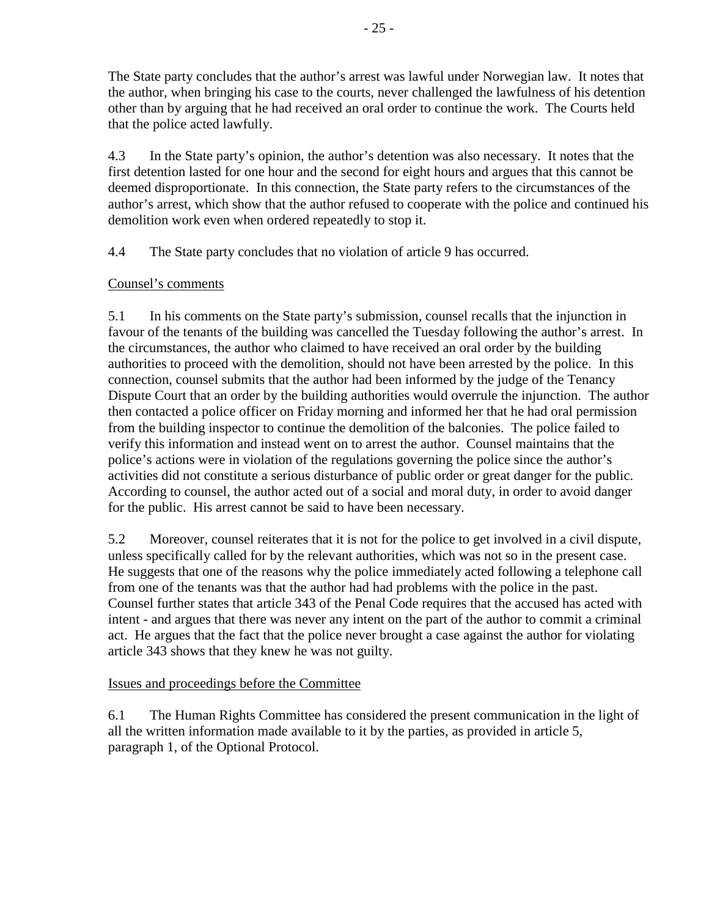The State party concludes that the author's arrest was lawful under Norwegian law. It notes that the author, when bringing his case to the courts, never challenged the lawfulness of his detention other than by arguing that he had received an oral order to continue the work. The Courts held that the police acted lawfully.

4.3 In the State party's opinion, the author's detention was also necessary. It notes that the first detention lasted for one hour and the second for eight hours and argues that this cannot be deemed disproportionate. In this connection, the State party refers to the circumstances of the author's arrest, which show that the author refused to cooperate with the police and continued his demolition work even when ordered repeatedly to stop it.

4.4 The State party concludes that no violation of article 9 has occurred.

Counsel's comments

5.1 In his comments on the State party's submission, counsel recalls that the injunction in favour of the tenants of the building was cancelled the Tuesday following the author's arrest. In the circumstances, the author who claimed to have received an oral order by the building authorities to proceed with the demolition, should not have been arrested by the police. In this connection, counsel submits that the author had been informed by the judge of the Tenancy Dispute Court that an order by the building authorities would overrule the injunction. The author then contacted a police officer on Friday morning and informed her that he had oral permission from the building inspector to continue the demolition of the balconies. The police failed to verify this information and instead went on to arrest the author. Counsel maintains that the police's actions were in violation of the regulations governing the police since the author's activities did not constitute a serious disturbance of public order or great danger for the public. According to counsel, the author acted out of a social and moral duty, in order to avoid danger for the public. His arrest cannot be said to have been necessary.

5.2 Moreover, counsel reiterates that it is not for the police to get involved in a civil dispute, unless specifically called for by the relevant authorities, which was not so in the present case. He suggests that one of the reasons why the police immediately acted following a telephone call from one of the tenants was that the author had had problems with the police in the past. Counsel further states that article 343 of the Penal Code requires that the accused has acted with intent - and argues that there was never any intent on the part of the author to commit a criminal act. He argues that the fact that the police never brought a case against the author for violating article 343 shows that they knew he was not guilty.

Issues and proceedings before the Committee

6.1 The Human Rights Committee has considered the present communication in the light of all the written information made available to it by the parties, as provided in article 5, paragraph 1, of the Optional Protocol.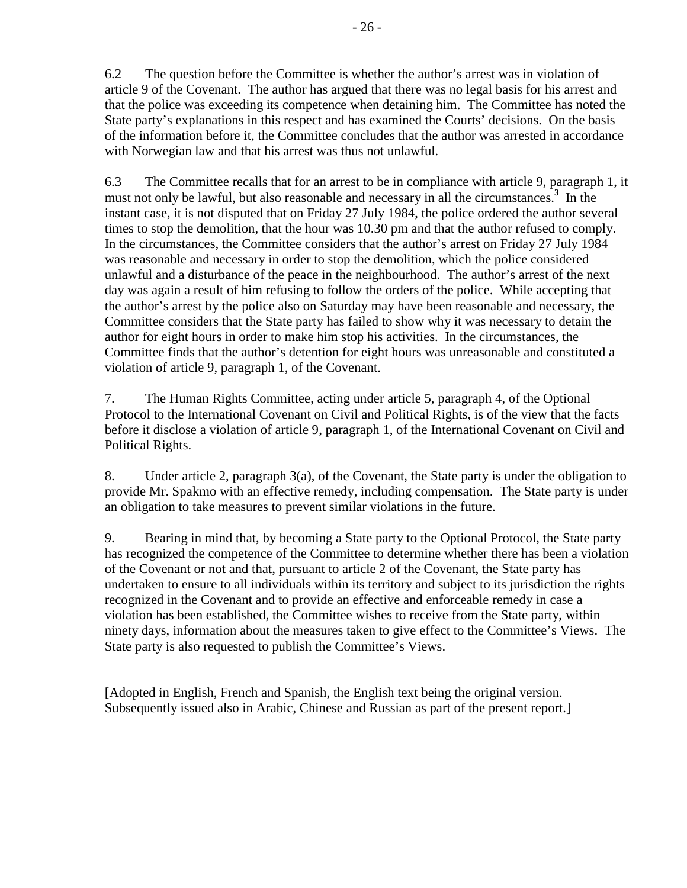6.2 The question before the Committee is whether the author's arrest was in violation of article 9 of the Covenant. The author has argued that there was no legal basis for his arrest and that the police was exceeding its competence when detaining him. The Committee has noted the State party's explanations in this respect and has examined the Courts' decisions. On the basis of the information before it, the Committee concludes that the author was arrested in accordance with Norwegian law and that his arrest was thus not unlawful.

6.3 The Committee recalls that for an arrest to be in compliance with article 9, paragraph 1, it must not only be lawful, but also reasonable and necessary in all the circumstances.[3] In the instant case, it is not disputed that on Friday 27 July 1984, the police ordered the author several times to stop the demolition, that the hour was 10.30 pm and that the author refused to comply. In the circumstances, the Committee considers that the author's arrest on Friday 27 July 1984 was reasonable and necessary in order to stop the demolition, which the police considered unlawful and a disturbance of the peace in the neighbourhood. The author's arrest of the next day was again a result of him refusing to follow the orders of the police. While accepting that the author's arrest by the police also on Saturday may have been reasonable and necessary, the Committee considers that the State party has failed to show why it was necessary to detain the author for eight hours in order to make him stop his activities. In the circumstances, the Committee finds that the author's detention for eight hours was unreasonable and constituted a violation of article 9, paragraph 1, of the Covenant.

7. The Human Rights Committee, acting under article 5, paragraph 4, of the Optional Protocol to the International Covenant on Civil and Political Rights, is of the view that the facts before it disclose a violation of article 9, paragraph 1, of the International Covenant on Civil and Political Rights.

8. Under article 2, paragraph 3(a), of the Covenant, the State party is under the obligation to provide Mr. Spakmo with an effective remedy, including compensation. The State party is under an obligation to take measures to prevent similar violations in the future.

9. Bearing in mind that, by becoming a State party to the Optional Protocol, the State party has recognized the competence of the Committee to determine whether there has been a violation of the Covenant or not and that, pursuant to article 2 of the Covenant, the State party has undertaken to ensure to all individuals within its territory and subject to its jurisdiction the rights recognized in the Covenant and to provide an effective and enforceable remedy in case a violation has been established, the Committee wishes to receive from the State party, within ninety days, information about the measures taken to give effect to the Committee's Views. The State party is also requested to publish the Committee's Views.

[Adopted in English, French and Spanish, the English text being the original version. Subsequently issued also in Arabic, Chinese and Russian as part of the present report.]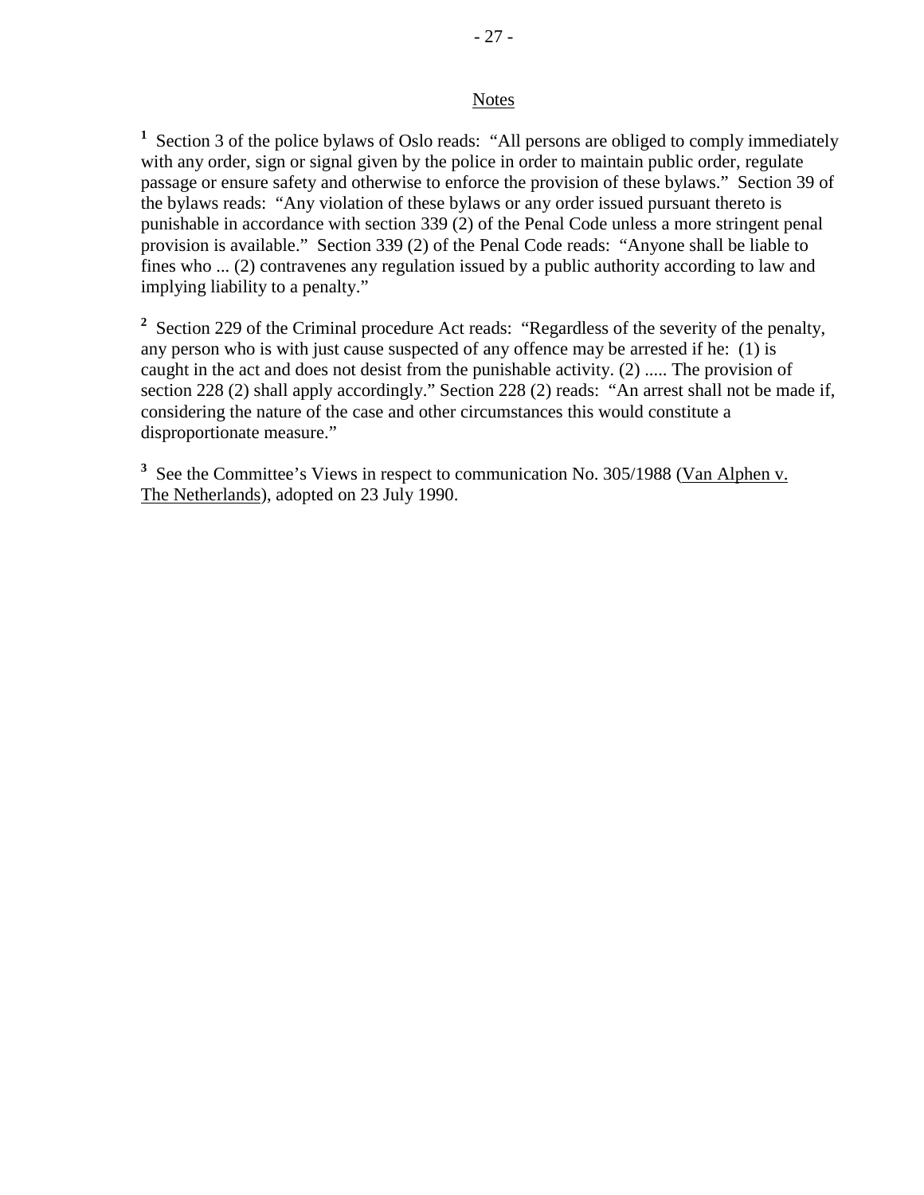## Notes

[1] Section 3 of the police bylaws of Oslo reads: "All persons are obliged to comply immediately with any order, sign or signal given by the police in order to maintain public order, regulate passage or ensure safety and otherwise to enforce the provision of these bylaws." Section 39 of the bylaws reads: "Any violation of these bylaws or any order issued pursuant thereto is punishable in accordance with section 339 (2) of the Penal Code unless a more stringent penal provision is available." Section 339 (2) of the Penal Code reads: "Anyone shall be liable to fines who ... (2) contravenes any regulation issued by a public authority according to law and implying liability to a penalty."

[2] Section 229 of the Criminal procedure Act reads: "Regardless of the severity of the penalty, any person who is with just cause suspected of any offence may be arrested if he: (1) is caught in the act and does not desist from the punishable activity. (2) ..... The provision of section 228 (2) shall apply accordingly." Section 228 (2) reads: "An arrest shall not be made if, considering the nature of the case and other circumstances this would constitute a disproportionate measure."

[3] See the Committee's Views in respect to communication No. 305/1988 (Van Alphen v. The Netherlands), adopted on 23 July 1990.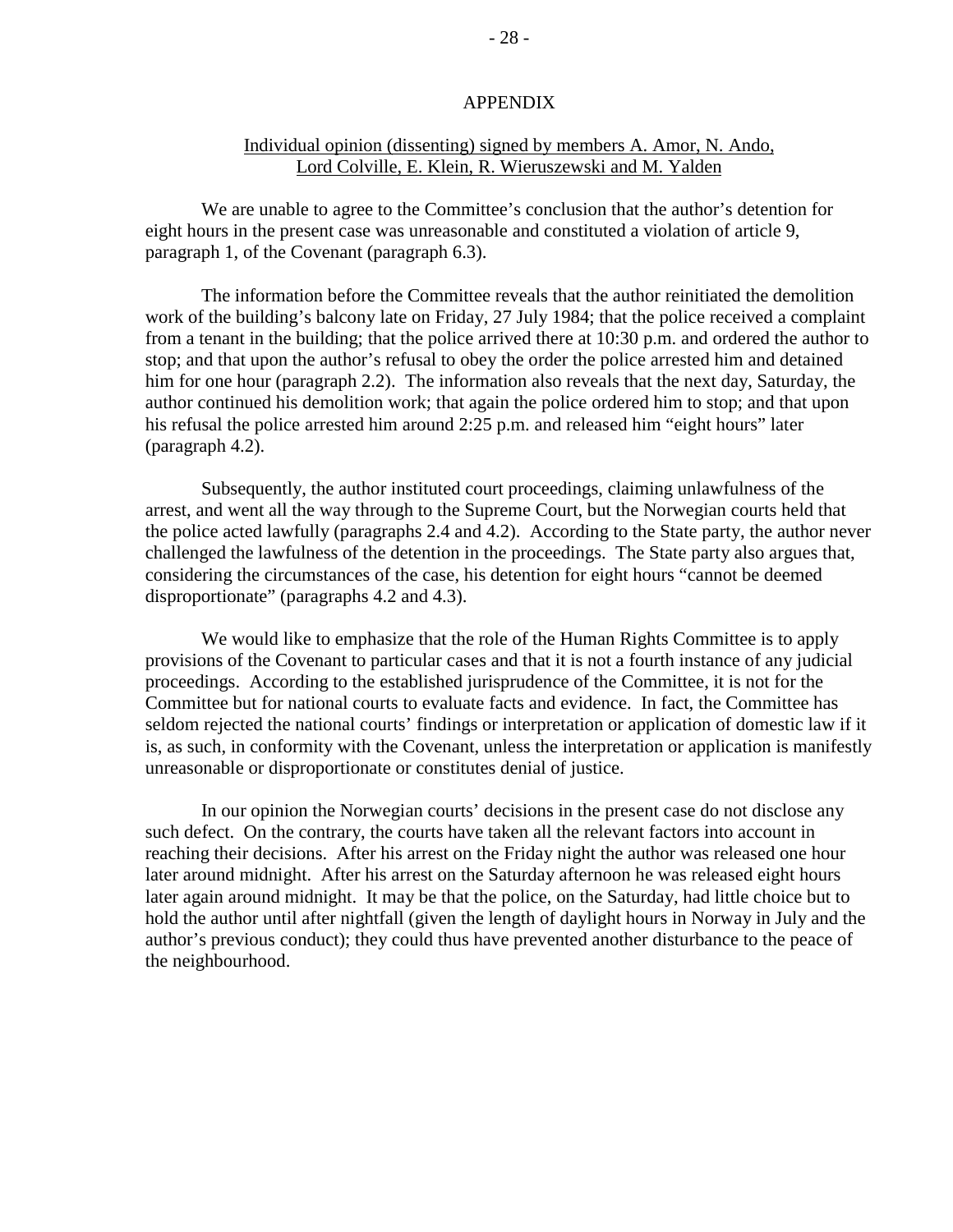## APPENDIX

### Individual opinion (dissenting) signed by members A. Amor, N. Ando, Lord Colville, E. Klein, R. Wieruszewski and M. Yalden

We are unable to agree to the Committee's conclusion that the author's detention for eight hours in the present case was unreasonable and constituted a violation of article 9, paragraph 1, of the Covenant (paragraph 6.3).

The information before the Committee reveals that the author reinitiated the demolition work of the building's balcony late on Friday, 27 July 1984; that the police received a complaint from a tenant in the building; that the police arrived there at 10:30 p.m. and ordered the author to stop; and that upon the author's refusal to obey the order the police arrested him and detained him for one hour (paragraph 2.2). The information also reveals that the next day, Saturday, the author continued his demolition work; that again the police ordered him to stop; and that upon his refusal the police arrested him around 2:25 p.m. and released him "eight hours" later (paragraph 4.2).

Subsequently, the author instituted court proceedings, claiming unlawfulness of the arrest, and went all the way through to the Supreme Court, but the Norwegian courts held that the police acted lawfully (paragraphs 2.4 and 4.2). According to the State party, the author never challenged the lawfulness of the detention in the proceedings. The State party also argues that, considering the circumstances of the case, his detention for eight hours "cannot be deemed disproportionate" (paragraphs 4.2 and 4.3).

We would like to emphasize that the role of the Human Rights Committee is to apply provisions of the Covenant to particular cases and that it is not a fourth instance of any judicial proceedings. According to the established jurisprudence of the Committee, it is not for the Committee but for national courts to evaluate facts and evidence. In fact, the Committee has seldom rejected the national courts' findings or interpretation or application of domestic law if it is, as such, in conformity with the Covenant, unless the interpretation or application is manifestly unreasonable or disproportionate or constitutes denial of justice.

In our opinion the Norwegian courts' decisions in the present case do not disclose any such defect. On the contrary, the courts have taken all the relevant factors into account in reaching their decisions. After his arrest on the Friday night the author was released one hour later around midnight. After his arrest on the Saturday afternoon he was released eight hours later again around midnight. It may be that the police, on the Saturday, had little choice but to hold the author until after nightfall (given the length of daylight hours in Norway in July and the author's previous conduct); they could thus have prevented another disturbance to the peace of the neighbourhood.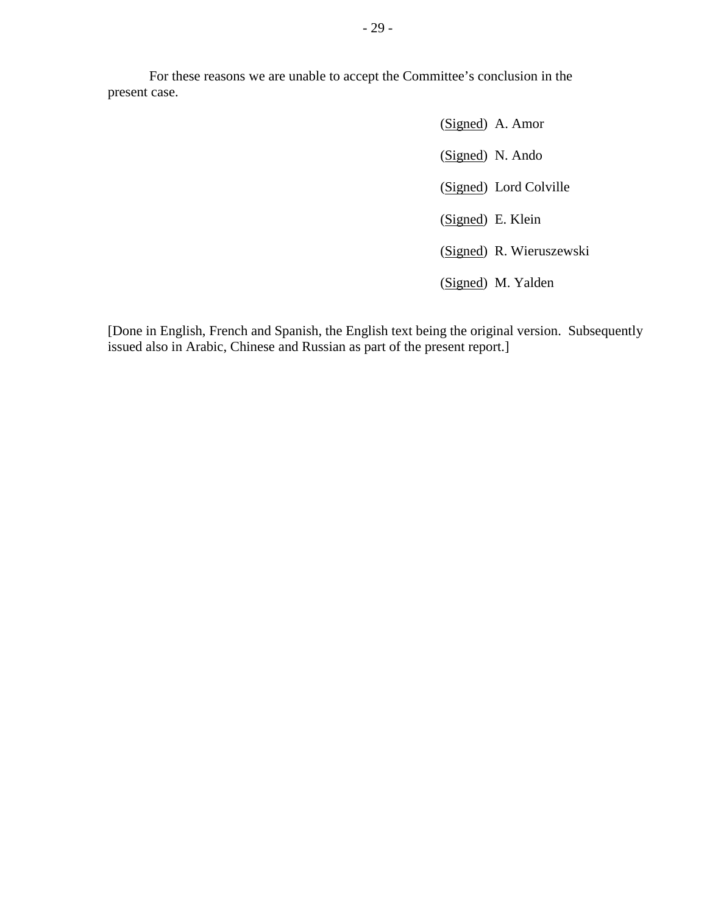For these reasons we are unable to accept the Committee's conclusion in the present case.

(Signed) A. Amor

(Signed) N. Ando

(Signed) Lord Colville

(Signed) E. Klein

(Signed) R. Wieruszewski

(Signed) M. Yalden

[Done in English, French and Spanish, the English text being the original version. Subsequently issued also in Arabic, Chinese and Russian as part of the present report.]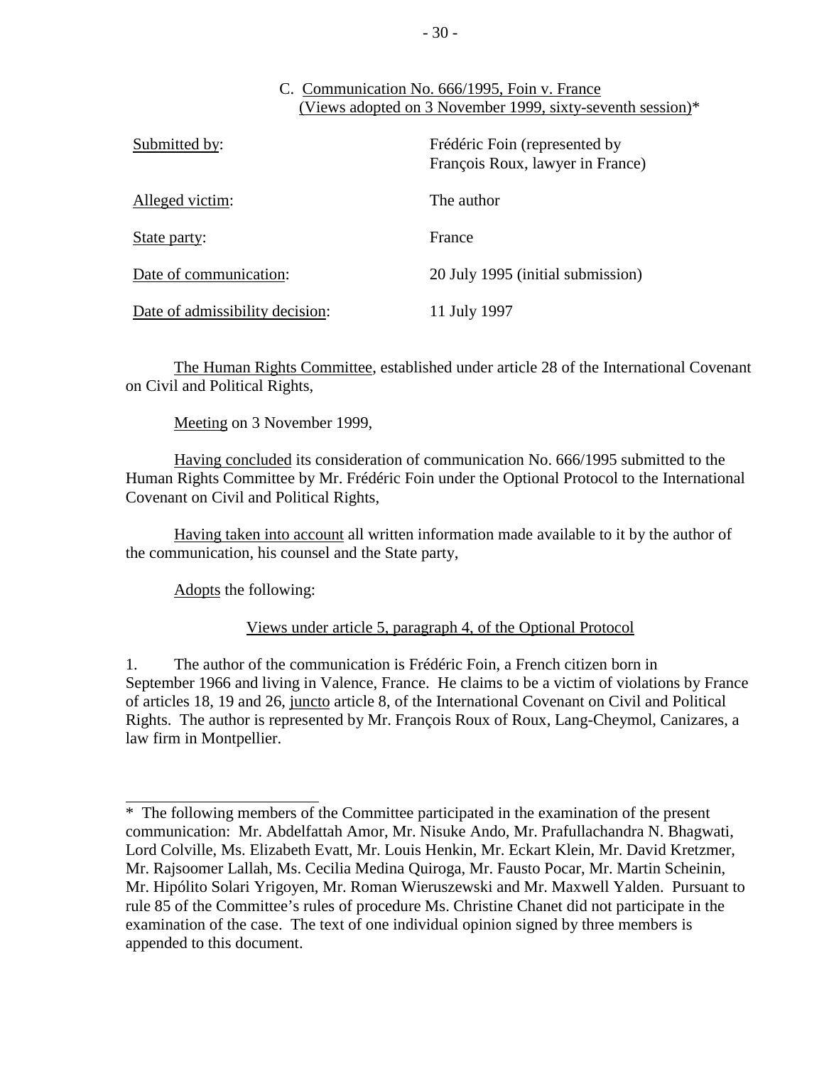## C. Communication No. 666/1995, Foin v. France (Views adopted on 3 November 1999, sixty-seventh session)*

| | |
|---|---|
| Submitted by: | Frédéric Foin (represented by François Roux, lawyer in France) |
| Alleged victim: | The author |
| State party: | France |
| Date of communication: | 20 July 1995 (initial submission) |
| Date of admissibility decision: | 11 July 1997 |

The Human Rights Committee, established under article 28 of the International Covenant on Civil and Political Rights,

Meeting on 3 November 1999,

Having concluded its consideration of communication No. 666/1995 submitted to the Human Rights Committee by Mr. Frédéric Foin under the Optional Protocol to the International Covenant on Civil and Political Rights,

Having taken into account all written information made available to it by the author of the communication, his counsel and the State party,

Adopts the following:

### Views under article 5, paragraph 4, of the Optional Protocol

1. The author of the communication is Frédéric Foin, a French citizen born in September 1966 and living in Valence, France. He claims to be a victim of violations by France of articles 18, 19 and 26, *juncto* article 8, of the International Covenant on Civil and Political Rights. The author is represented by Mr. François Roux of Roux, Lang-Cheymol, Canizares, a law firm in Montpellier.

---

* The following members of the Committee participated in the examination of the present communication: Mr. Abdelfattah Amor, Mr. Nisuke Ando, Mr. Prafullachandra N. Bhagwati, Lord Colville, Ms. Elizabeth Evatt, Mr. Louis Henkin, Mr. Eckart Klein, Mr. David Kretzmer, Mr. Rajsoomer Lallah, Ms. Cecilia Medina Quiroga, Mr. Fausto Pocar, Mr. Martin Scheinin, Mr. Hipólito Solari Yrigoyen, Mr. Roman Wieruszewski and Mr. Maxwell Yalden. Pursuant to rule 85 of the Committee's rules of procedure Ms. Christine Chanet did not participate in the examination of the case. The text of one individual opinion signed by three members is appended to this document.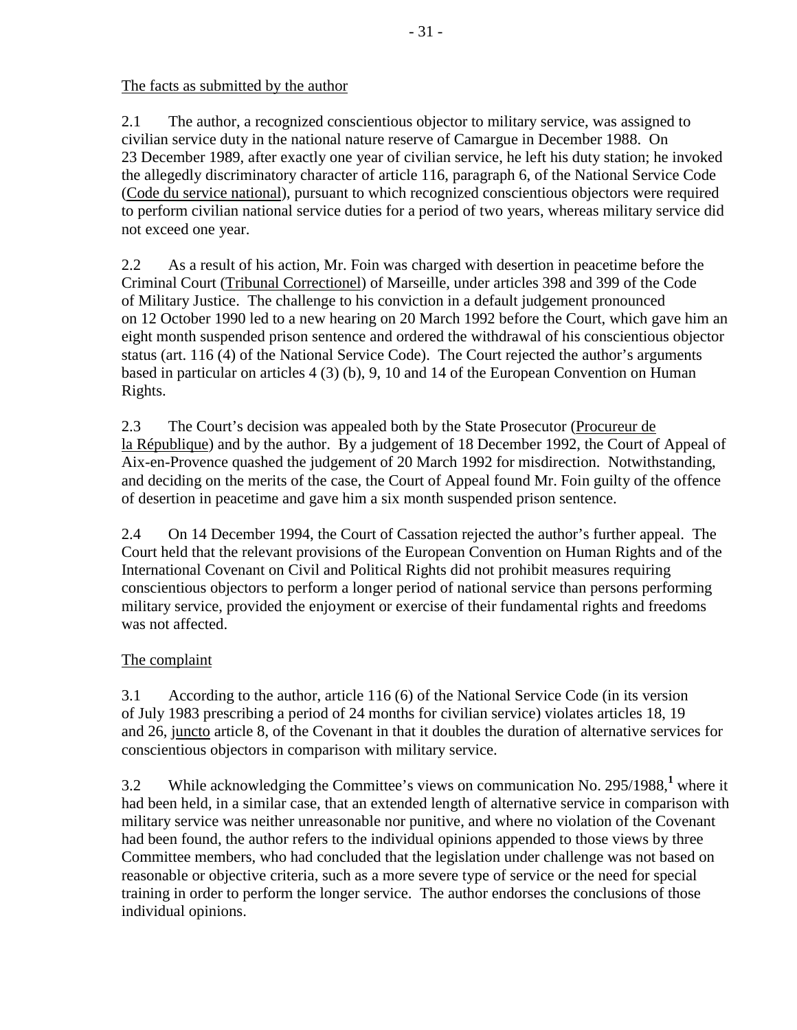The facts as submitted by the author

2.1 The author, a recognized conscientious objector to military service, was assigned to civilian service duty in the national nature reserve of Camargue in December 1988. On 23 December 1989, after exactly one year of civilian service, he left his duty station; he invoked the allegedly discriminatory character of article 116, paragraph 6, of the National Service Code (Code du service national), pursuant to which recognized conscientious objectors were required to perform civilian national service duties for a period of two years, whereas military service did not exceed one year.

2.2 As a result of his action, Mr. Foin was charged with desertion in peacetime before the Criminal Court (Tribunal Correctionel) of Marseille, under articles 398 and 399 of the Code of Military Justice. The challenge to his conviction in a default judgement pronounced on 12 October 1990 led to a new hearing on 20 March 1992 before the Court, which gave him an eight month suspended prison sentence and ordered the withdrawal of his conscientious objector status (art. 116 (4) of the National Service Code). The Court rejected the author's arguments based in particular on articles 4 (3) (b), 9, 10 and 14 of the European Convention on Human Rights.

2.3 The Court's decision was appealed both by the State Prosecutor (Procureur de la République) and by the author. By a judgement of 18 December 1992, the Court of Appeal of Aix-en-Provence quashed the judgement of 20 March 1992 for misdirection. Notwithstanding, and deciding on the merits of the case, the Court of Appeal found Mr. Foin guilty of the offence of desertion in peacetime and gave him a six month suspended prison sentence.

2.4 On 14 December 1994, the Court of Cassation rejected the author's further appeal. The Court held that the relevant provisions of the European Convention on Human Rights and of the International Covenant on Civil and Political Rights did not prohibit measures requiring conscientious objectors to perform a longer period of national service than persons performing military service, provided the enjoyment or exercise of their fundamental rights and freedoms was not affected.

The complaint

3.1 According to the author, article 116 (6) of the National Service Code (in its version of July 1983 prescribing a period of 24 months for civilian service) violates articles 18, 19 and 26, juncto article 8, of the Covenant in that it doubles the duration of alternative services for conscientious objectors in comparison with military service.

3.2 While acknowledging the Committee's views on communication No. 295/1988,[1] where it had been held, in a similar case, that an extended length of alternative service in comparison with military service was neither unreasonable nor punitive, and where no violation of the Covenant had been found, the author refers to the individual opinions appended to those views by three Committee members, who had concluded that the legislation under challenge was not based on reasonable or objective criteria, such as a more severe type of service or the need for special training in order to perform the longer service. The author endorses the conclusions of those individual opinions.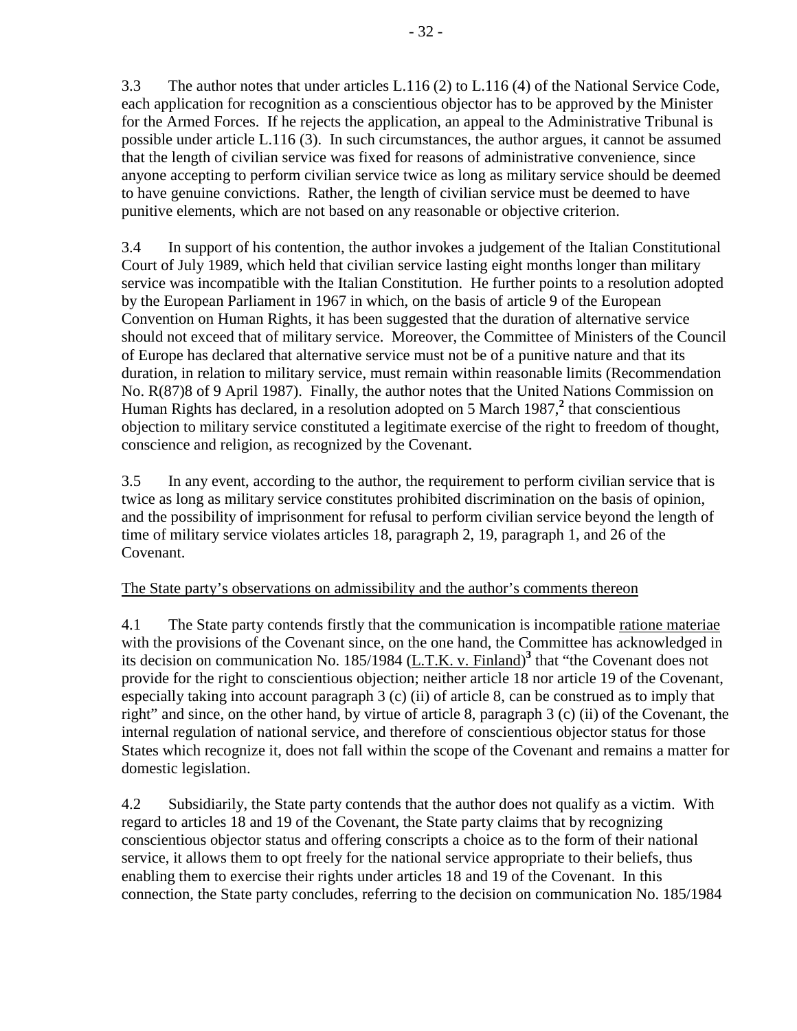3.3 The author notes that under articles L.116 (2) to L.116 (4) of the National Service Code, each application for recognition as a conscientious objector has to be approved by the Minister for the Armed Forces. If he rejects the application, an appeal to the Administrative Tribunal is possible under article L.116 (3). In such circumstances, the author argues, it cannot be assumed that the length of civilian service was fixed for reasons of administrative convenience, since anyone accepting to perform civilian service twice as long as military service should be deemed to have genuine convictions. Rather, the length of civilian service must be deemed to have punitive elements, which are not based on any reasonable or objective criterion.

3.4 In support of his contention, the author invokes a judgement of the Italian Constitutional Court of July 1989, which held that civilian service lasting eight months longer than military service was incompatible with the Italian Constitution. He further points to a resolution adopted by the European Parliament in 1967 in which, on the basis of article 9 of the European Convention on Human Rights, it has been suggested that the duration of alternative service should not exceed that of military service. Moreover, the Committee of Ministers of the Council of Europe has declared that alternative service must not be of a punitive nature and that its duration, in relation to military service, must remain within reasonable limits (Recommendation No. R(87)8 of 9 April 1987). Finally, the author notes that the United Nations Commission on Human Rights has declared, in a resolution adopted on 5 March 1987,[2] that conscientious objection to military service constituted a legitimate exercise of the right to freedom of thought, conscience and religion, as recognized by the Covenant.

3.5 In any event, according to the author, the requirement to perform civilian service that is twice as long as military service constitutes prohibited discrimination on the basis of opinion, and the possibility of imprisonment for refusal to perform civilian service beyond the length of time of military service violates articles 18, paragraph 2, 19, paragraph 1, and 26 of the Covenant.

The State party's observations on admissibility and the author's comments thereon

4.1 The State party contends firstly that the communication is incompatible ratione materiae with the provisions of the Covenant since, on the one hand, the Committee has acknowledged in its decision on communication No. 185/1984 (L.T.K. v. Finland)[3] that "the Covenant does not provide for the right to conscientious objection; neither article 18 nor article 19 of the Covenant, especially taking into account paragraph 3 (c) (ii) of article 8, can be construed as to imply that right" and since, on the other hand, by virtue of article 8, paragraph 3 (c) (ii) of the Covenant, the internal regulation of national service, and therefore of conscientious objector status for those States which recognize it, does not fall within the scope of the Covenant and remains a matter for domestic legislation.

4.2 Subsidiarily, the State party contends that the author does not qualify as a victim. With regard to articles 18 and 19 of the Covenant, the State party claims that by recognizing conscientious objector status and offering conscripts a choice as to the form of their national service, it allows them to opt freely for the national service appropriate to their beliefs, thus enabling them to exercise their rights under articles 18 and 19 of the Covenant. In this connection, the State party concludes, referring to the decision on communication No. 185/1984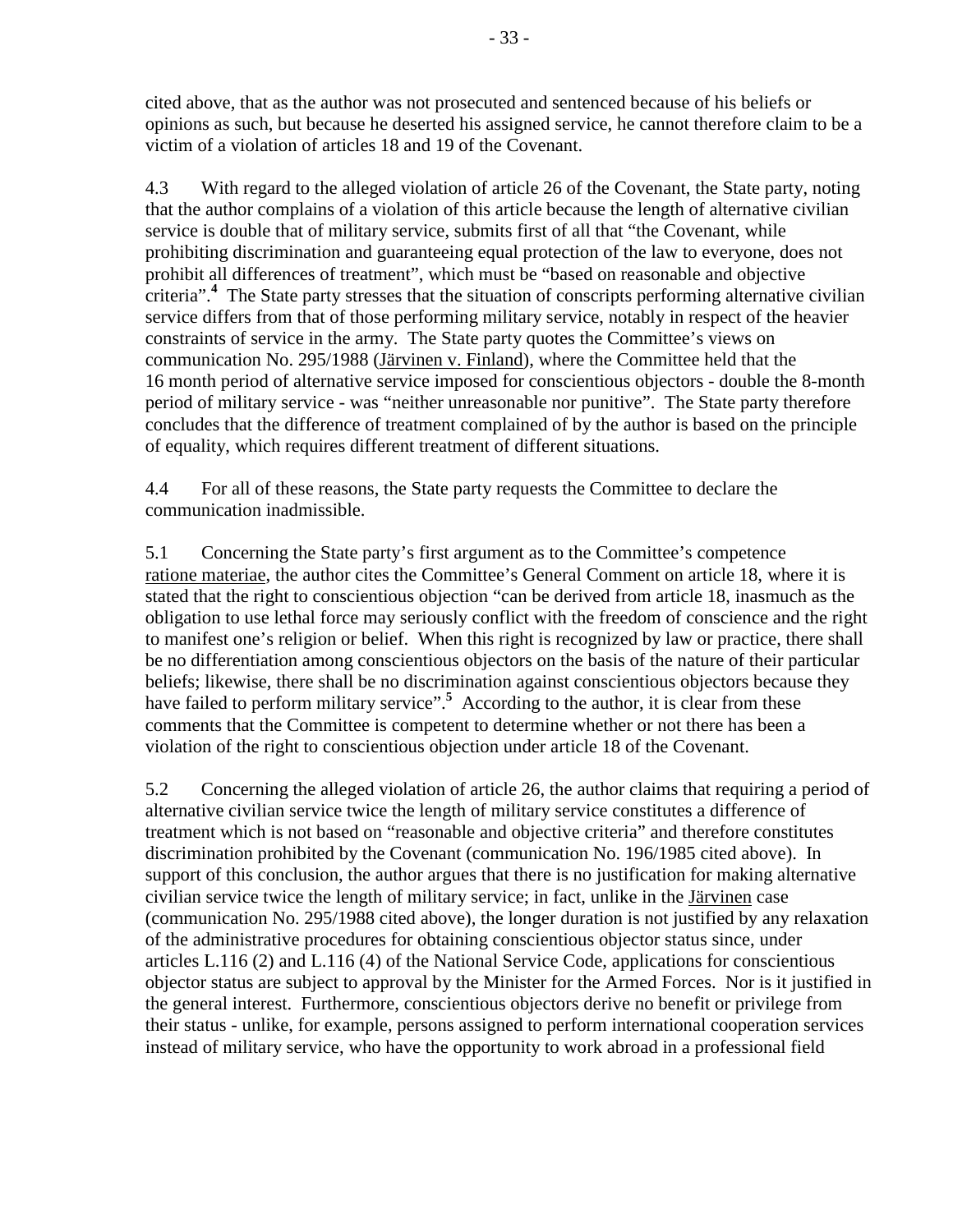cited above, that as the author was not prosecuted and sentenced because of his beliefs or opinions as such, but because he deserted his assigned service, he cannot therefore claim to be a victim of a violation of articles 18 and 19 of the Covenant.

4.3 With regard to the alleged violation of article 26 of the Covenant, the State party, noting that the author complains of a violation of this article because the length of alternative civilian service is double that of military service, submits first of all that "the Covenant, while prohibiting discrimination and guaranteeing equal protection of the law to everyone, does not prohibit all differences of treatment", which must be "based on reasonable and objective criteria".[4] The State party stresses that the situation of conscripts performing alternative civilian service differs from that of those performing military service, notably in respect of the heavier constraints of service in the army. The State party quotes the Committee's views on communication No. 295/1988 (Järvinen v. Finland), where the Committee held that the 16 month period of alternative service imposed for conscientious objectors - double the 8-month period of military service - was "neither unreasonable nor punitive". The State party therefore concludes that the difference of treatment complained of by the author is based on the principle of equality, which requires different treatment of different situations.

4.4 For all of these reasons, the State party requests the Committee to declare the communication inadmissible.

5.1 Concerning the State party's first argument as to the Committee's competence ratione materiae, the author cites the Committee's General Comment on article 18, where it is stated that the right to conscientious objection "can be derived from article 18, inasmuch as the obligation to use lethal force may seriously conflict with the freedom of conscience and the right to manifest one's religion or belief. When this right is recognized by law or practice, there shall be no differentiation among conscientious objectors on the basis of the nature of their particular beliefs; likewise, there shall be no discrimination against conscientious objectors because they have failed to perform military service".[5] According to the author, it is clear from these comments that the Committee is competent to determine whether or not there has been a violation of the right to conscientious objection under article 18 of the Covenant.

5.2 Concerning the alleged violation of article 26, the author claims that requiring a period of alternative civilian service twice the length of military service constitutes a difference of treatment which is not based on "reasonable and objective criteria" and therefore constitutes discrimination prohibited by the Covenant (communication No. 196/1985 cited above). In support of this conclusion, the author argues that there is no justification for making alternative civilian service twice the length of military service; in fact, unlike in the Järvinen case (communication No. 295/1988 cited above), the longer duration is not justified by any relaxation of the administrative procedures for obtaining conscientious objector status since, under articles L.116 (2) and L.116 (4) of the National Service Code, applications for conscientious objector status are subject to approval by the Minister for the Armed Forces. Nor is it justified in the general interest. Furthermore, conscientious objectors derive no benefit or privilege from their status - unlike, for example, persons assigned to perform international cooperation services instead of military service, who have the opportunity to work abroad in a professional field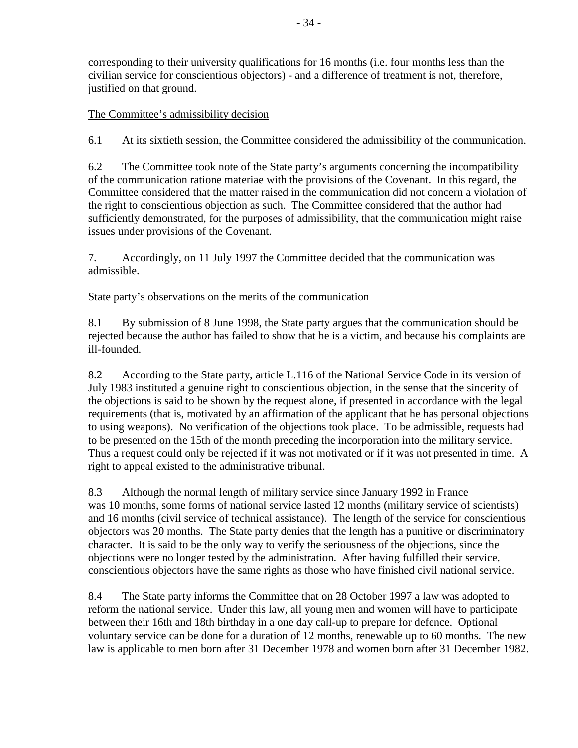corresponding to their university qualifications for 16 months (i.e. four months less than the civilian service for conscientious objectors) - and a difference of treatment is not, therefore, justified on that ground.

The Committee's admissibility decision

6.1 At its sixtieth session, the Committee considered the admissibility of the communication.

6.2 The Committee took note of the State party's arguments concerning the incompatibility of the communication ratione materiae with the provisions of the Covenant. In this regard, the Committee considered that the matter raised in the communication did not concern a violation of the right to conscientious objection as such. The Committee considered that the author had sufficiently demonstrated, for the purposes of admissibility, that the communication might raise issues under provisions of the Covenant.

7. Accordingly, on 11 July 1997 the Committee decided that the communication was admissible.

State party's observations on the merits of the communication

8.1 By submission of 8 June 1998, the State party argues that the communication should be rejected because the author has failed to show that he is a victim, and because his complaints are ill-founded.

8.2 According to the State party, article L.116 of the National Service Code in its version of July 1983 instituted a genuine right to conscientious objection, in the sense that the sincerity of the objections is said to be shown by the request alone, if presented in accordance with the legal requirements (that is, motivated by an affirmation of the applicant that he has personal objections to using weapons). No verification of the objections took place. To be admissible, requests had to be presented on the 15th of the month preceding the incorporation into the military service. Thus a request could only be rejected if it was not motivated or if it was not presented in time. A right to appeal existed to the administrative tribunal.

8.3 Although the normal length of military service since January 1992 in France was 10 months, some forms of national service lasted 12 months (military service of scientists) and 16 months (civil service of technical assistance). The length of the service for conscientious objectors was 20 months. The State party denies that the length has a punitive or discriminatory character. It is said to be the only way to verify the seriousness of the objections, since the objections were no longer tested by the administration. After having fulfilled their service, conscientious objectors have the same rights as those who have finished civil national service.

8.4 The State party informs the Committee that on 28 October 1997 a law was adopted to reform the national service. Under this law, all young men and women will have to participate between their 16th and 18th birthday in a one day call-up to prepare for defence. Optional voluntary service can be done for a duration of 12 months, renewable up to 60 months. The new law is applicable to men born after 31 December 1978 and women born after 31 December 1982.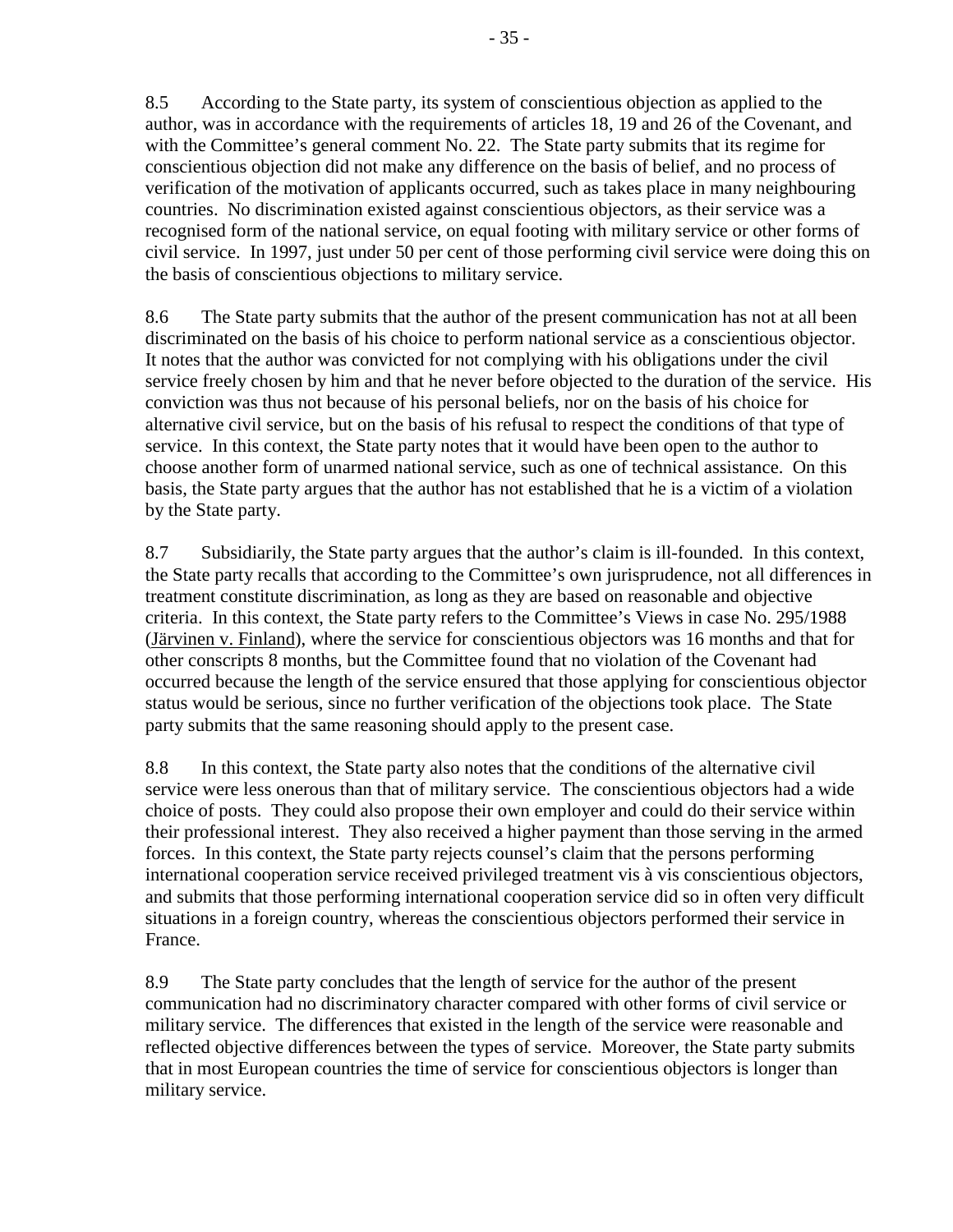8.5 According to the State party, its system of conscientious objection as applied to the author, was in accordance with the requirements of articles 18, 19 and 26 of the Covenant, and with the Committee's general comment No. 22. The State party submits that its regime for conscientious objection did not make any difference on the basis of belief, and no process of verification of the motivation of applicants occurred, such as takes place in many neighbouring countries. No discrimination existed against conscientious objectors, as their service was a recognised form of the national service, on equal footing with military service or other forms of civil service. In 1997, just under 50 per cent of those performing civil service were doing this on the basis of conscientious objections to military service.

8.6 The State party submits that the author of the present communication has not at all been discriminated on the basis of his choice to perform national service as a conscientious objector. It notes that the author was convicted for not complying with his obligations under the civil service freely chosen by him and that he never before objected to the duration of the service. His conviction was thus not because of his personal beliefs, nor on the basis of his choice for alternative civil service, but on the basis of his refusal to respect the conditions of that type of service. In this context, the State party notes that it would have been open to the author to choose another form of unarmed national service, such as one of technical assistance. On this basis, the State party argues that the author has not established that he is a victim of a violation by the State party.

8.7 Subsidiarily, the State party argues that the author's claim is ill-founded. In this context, the State party recalls that according to the Committee's own jurisprudence, not all differences in treatment constitute discrimination, as long as they are based on reasonable and objective criteria. In this context, the State party refers to the Committee's Views in case No. 295/1988 (Järvinen v. Finland), where the service for conscientious objectors was 16 months and that for other conscripts 8 months, but the Committee found that no violation of the Covenant had occurred because the length of the service ensured that those applying for conscientious objector status would be serious, since no further verification of the objections took place. The State party submits that the same reasoning should apply to the present case.

8.8 In this context, the State party also notes that the conditions of the alternative civil service were less onerous than that of military service. The conscientious objectors had a wide choice of posts. They could also propose their own employer and could do their service within their professional interest. They also received a higher payment than those serving in the armed forces. In this context, the State party rejects counsel's claim that the persons performing international cooperation service received privileged treatment vis à vis conscientious objectors, and submits that those performing international cooperation service did so in often very difficult situations in a foreign country, whereas the conscientious objectors performed their service in France.

8.9 The State party concludes that the length of service for the author of the present communication had no discriminatory character compared with other forms of civil service or military service. The differences that existed in the length of the service were reasonable and reflected objective differences between the types of service. Moreover, the State party submits that in most European countries the time of service for conscientious objectors is longer than military service.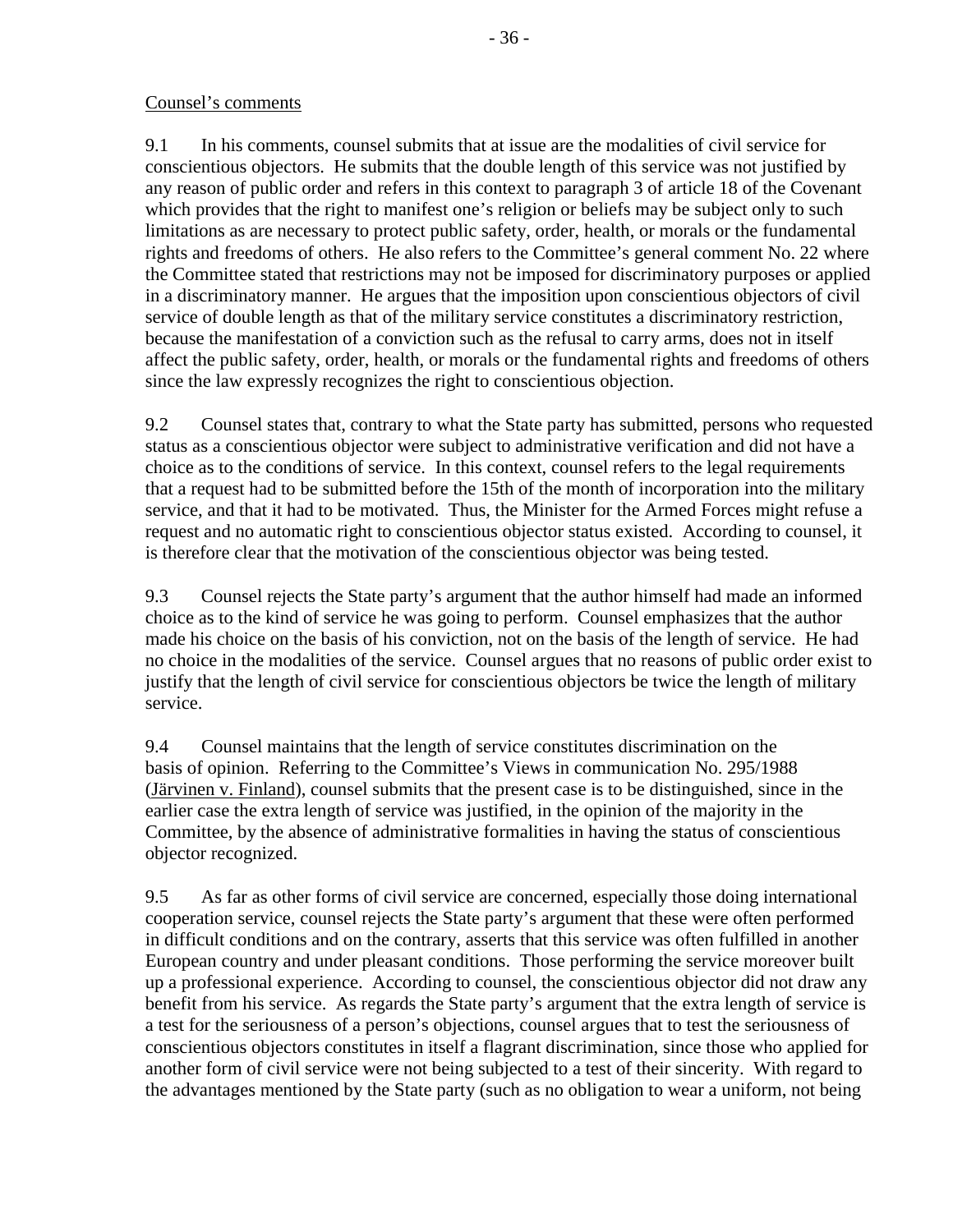Counsel's comments

9.1 In his comments, counsel submits that at issue are the modalities of civil service for conscientious objectors. He submits that the double length of this service was not justified by any reason of public order and refers in this context to paragraph 3 of article 18 of the Covenant which provides that the right to manifest one's religion or beliefs may be subject only to such limitations as are necessary to protect public safety, order, health, or morals or the fundamental rights and freedoms of others. He also refers to the Committee's general comment No. 22 where the Committee stated that restrictions may not be imposed for discriminatory purposes or applied in a discriminatory manner. He argues that the imposition upon conscientious objectors of civil service of double length as that of the military service constitutes a discriminatory restriction, because the manifestation of a conviction such as the refusal to carry arms, does not in itself affect the public safety, order, health, or morals or the fundamental rights and freedoms of others since the law expressly recognizes the right to conscientious objection.

9.2 Counsel states that, contrary to what the State party has submitted, persons who requested status as a conscientious objector were subject to administrative verification and did not have a choice as to the conditions of service. In this context, counsel refers to the legal requirements that a request had to be submitted before the 15th of the month of incorporation into the military service, and that it had to be motivated. Thus, the Minister for the Armed Forces might refuse a request and no automatic right to conscientious objector status existed. According to counsel, it is therefore clear that the motivation of the conscientious objector was being tested.

9.3 Counsel rejects the State party's argument that the author himself had made an informed choice as to the kind of service he was going to perform. Counsel emphasizes that the author made his choice on the basis of his conviction, not on the basis of the length of service. He had no choice in the modalities of the service. Counsel argues that no reasons of public order exist to justify that the length of civil service for conscientious objectors be twice the length of military service.

9.4 Counsel maintains that the length of service constitutes discrimination on the basis of opinion. Referring to the Committee's Views in communication No. 295/1988 (Järvinen v. Finland), counsel submits that the present case is to be distinguished, since in the earlier case the extra length of service was justified, in the opinion of the majority in the Committee, by the absence of administrative formalities in having the status of conscientious objector recognized.

9.5 As far as other forms of civil service are concerned, especially those doing international cooperation service, counsel rejects the State party's argument that these were often performed in difficult conditions and on the contrary, asserts that this service was often fulfilled in another European country and under pleasant conditions. Those performing the service moreover built up a professional experience. According to counsel, the conscientious objector did not draw any benefit from his service. As regards the State party's argument that the extra length of service is a test for the seriousness of a person's objections, counsel argues that to test the seriousness of conscientious objectors constitutes in itself a flagrant discrimination, since those who applied for another form of civil service were not being subjected to a test of their sincerity. With regard to the advantages mentioned by the State party (such as no obligation to wear a uniform, not being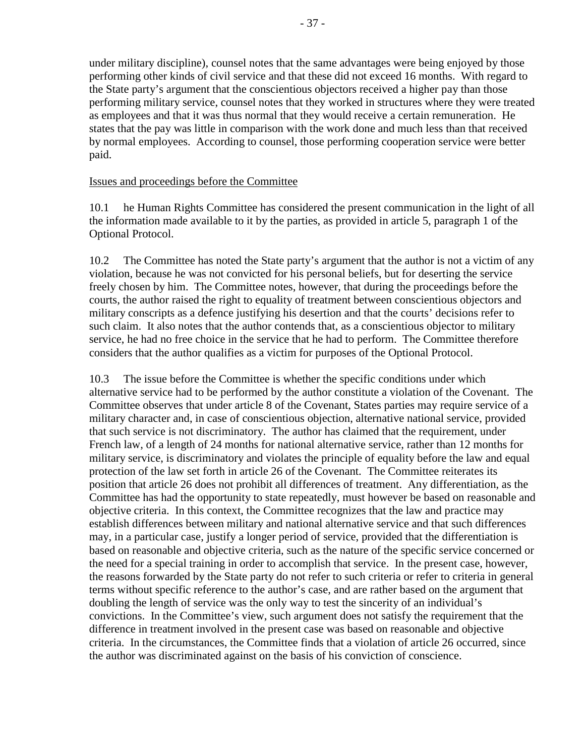under military discipline), counsel notes that the same advantages were being enjoyed by those performing other kinds of civil service and that these did not exceed 16 months. With regard to the State party's argument that the conscientious objectors received a higher pay than those performing military service, counsel notes that they worked in structures where they were treated as employees and that it was thus normal that they would receive a certain remuneration. He states that the pay was little in comparison with the work done and much less than that received by normal employees. According to counsel, those performing cooperation service were better paid.

Issues and proceedings before the Committee

10.1 he Human Rights Committee has considered the present communication in the light of all the information made available to it by the parties, as provided in article 5, paragraph 1 of the Optional Protocol.

10.2 The Committee has noted the State party's argument that the author is not a victim of any violation, because he was not convicted for his personal beliefs, but for deserting the service freely chosen by him. The Committee notes, however, that during the proceedings before the courts, the author raised the right to equality of treatment between conscientious objectors and military conscripts as a defence justifying his desertion and that the courts' decisions refer to such claim. It also notes that the author contends that, as a conscientious objector to military service, he had no free choice in the service that he had to perform. The Committee therefore considers that the author qualifies as a victim for purposes of the Optional Protocol.

10.3 The issue before the Committee is whether the specific conditions under which alternative service had to be performed by the author constitute a violation of the Covenant. The Committee observes that under article 8 of the Covenant, States parties may require service of a military character and, in case of conscientious objection, alternative national service, provided that such service is not discriminatory. The author has claimed that the requirement, under French law, of a length of 24 months for national alternative service, rather than 12 months for military service, is discriminatory and violates the principle of equality before the law and equal protection of the law set forth in article 26 of the Covenant. The Committee reiterates its position that article 26 does not prohibit all differences of treatment. Any differentiation, as the Committee has had the opportunity to state repeatedly, must however be based on reasonable and objective criteria. In this context, the Committee recognizes that the law and practice may establish differences between military and national alternative service and that such differences may, in a particular case, justify a longer period of service, provided that the differentiation is based on reasonable and objective criteria, such as the nature of the specific service concerned or the need for a special training in order to accomplish that service. In the present case, however, the reasons forwarded by the State party do not refer to such criteria or refer to criteria in general terms without specific reference to the author's case, and are rather based on the argument that doubling the length of service was the only way to test the sincerity of an individual's convictions. In the Committee's view, such argument does not satisfy the requirement that the difference in treatment involved in the present case was based on reasonable and objective criteria. In the circumstances, the Committee finds that a violation of article 26 occurred, since the author was discriminated against on the basis of his conviction of conscience.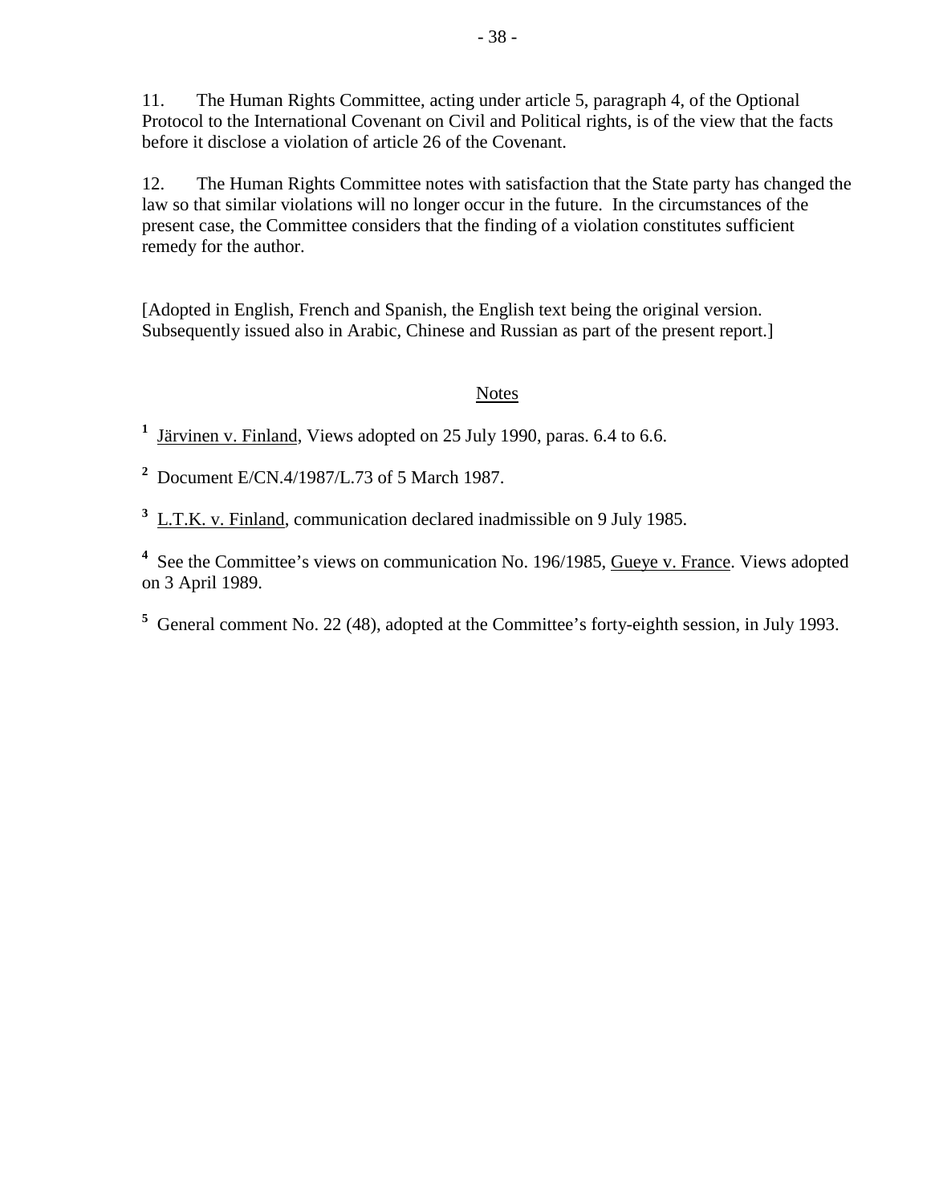11. The Human Rights Committee, acting under article 5, paragraph 4, of the Optional Protocol to the International Covenant on Civil and Political rights, is of the view that the facts before it disclose a violation of article 26 of the Covenant.

12. The Human Rights Committee notes with satisfaction that the State party has changed the law so that similar violations will no longer occur in the future. In the circumstances of the present case, the Committee considers that the finding of a violation constitutes sufficient remedy for the author.

[Adopted in English, French and Spanish, the English text being the original version. Subsequently issued also in Arabic, Chinese and Russian as part of the present report.]

## Notes

[1] Järvinen v. Finland, Views adopted on 25 July 1990, paras. 6.4 to 6.6.

[2] Document E/CN.4/1987/L.73 of 5 March 1987.

[3] L.T.K. v. Finland, communication declared inadmissible on 9 July 1985.

[4] See the Committee's views on communication No. 196/1985, Gueye v. France. Views adopted on 3 April 1989.

[5] General comment No. 22 (48), adopted at the Committee's forty-eighth session, in July 1993.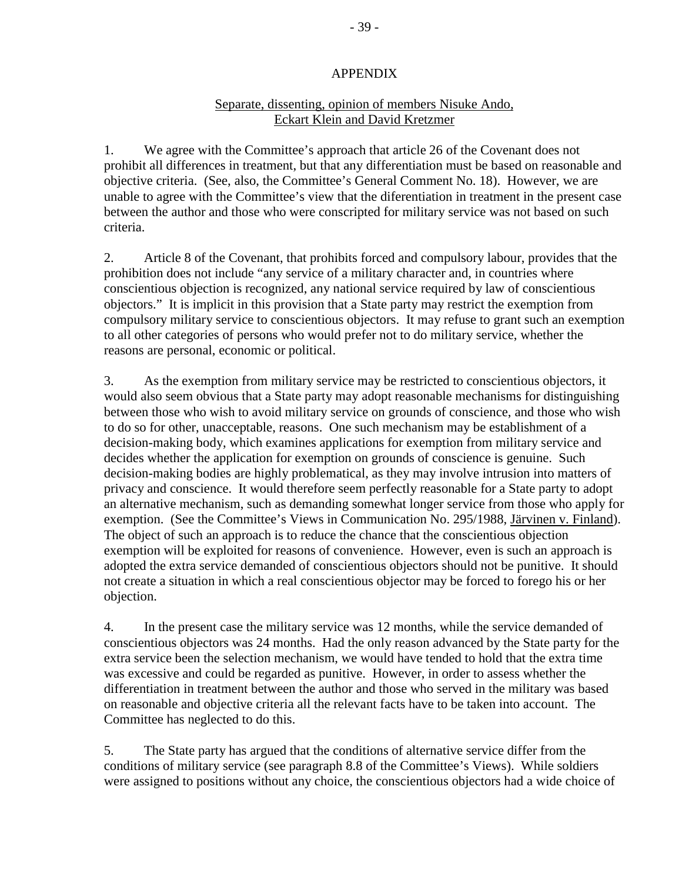## APPENDIX

Separate, dissenting, opinion of members Nisuke Ando, Eckart Klein and David Kretzmer

1. We agree with the Committee's approach that article 26 of the Covenant does not prohibit all differences in treatment, but that any differentiation must be based on reasonable and objective criteria. (See, also, the Committee's General Comment No. 18). However, we are unable to agree with the Committee's view that the diferentiation in treatment in the present case between the author and those who were conscripted for military service was not based on such criteria.

2. Article 8 of the Covenant, that prohibits forced and compulsory labour, provides that the prohibition does not include "any service of a military character and, in countries where conscientious objection is recognized, any national service required by law of conscientious objectors." It is implicit in this provision that a State party may restrict the exemption from compulsory military service to conscientious objectors. It may refuse to grant such an exemption to all other categories of persons who would prefer not to do military service, whether the reasons are personal, economic or political.

3. As the exemption from military service may be restricted to conscientious objectors, it would also seem obvious that a State party may adopt reasonable mechanisms for distinguishing between those who wish to avoid military service on grounds of conscience, and those who wish to do so for other, unacceptable, reasons. One such mechanism may be establishment of a decision-making body, which examines applications for exemption from military service and decides whether the application for exemption on grounds of conscience is genuine. Such decision-making bodies are highly problematical, as they may involve intrusion into matters of privacy and conscience. It would therefore seem perfectly reasonable for a State party to adopt an alternative mechanism, such as demanding somewhat longer service from those who apply for exemption. (See the Committee's Views in Communication No. 295/1988, Järvinen v. Finland). The object of such an approach is to reduce the chance that the conscientious objection exemption will be exploited for reasons of convenience. However, even is such an approach is adopted the extra service demanded of conscientious objectors should not be punitive. It should not create a situation in which a real conscientious objector may be forced to forego his or her objection.

4. In the present case the military service was 12 months, while the service demanded of conscientious objectors was 24 months. Had the only reason advanced by the State party for the extra service been the selection mechanism, we would have tended to hold that the extra time was excessive and could be regarded as punitive. However, in order to assess whether the differentiation in treatment between the author and those who served in the military was based on reasonable and objective criteria all the relevant facts have to be taken into account. The Committee has neglected to do this.

5. The State party has argued that the conditions of alternative service differ from the conditions of military service (see paragraph 8.8 of the Committee's Views). While soldiers were assigned to positions without any choice, the conscientious objectors had a wide choice of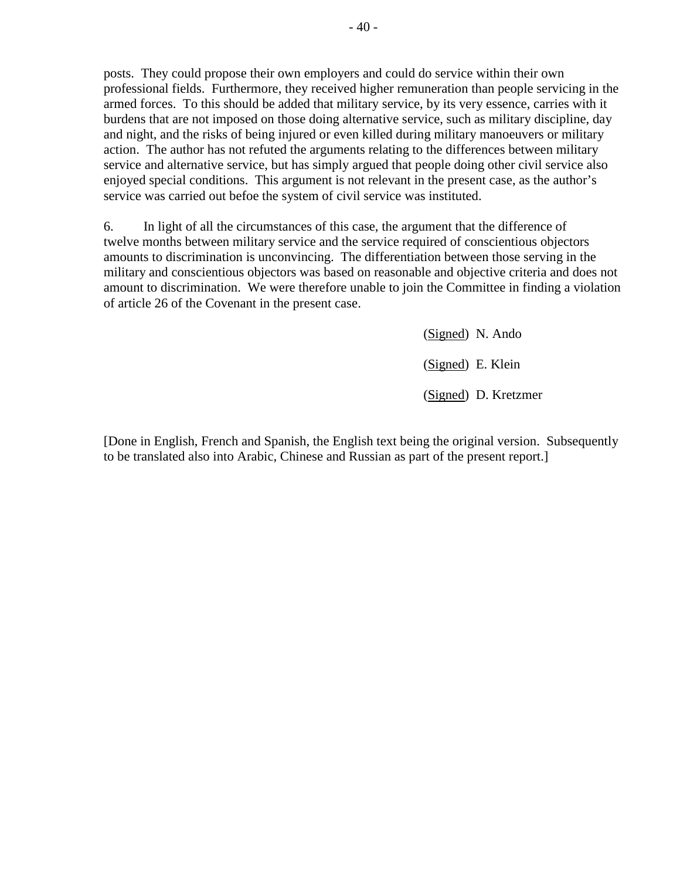posts. They could propose their own employers and could do service within their own professional fields. Furthermore, they received higher remuneration than people servicing in the armed forces. To this should be added that military service, by its very essence, carries with it burdens that are not imposed on those doing alternative service, such as military discipline, day and night, and the risks of being injured or even killed during military manoeuvers or military action. The author has not refuted the arguments relating to the differences between military service and alternative service, but has simply argued that people doing other civil service also enjoyed special conditions. This argument is not relevant in the present case, as the author's service was carried out befoe the system of civil service was instituted.

6. In light of all the circumstances of this case, the argument that the difference of twelve months between military service and the service required of conscientious objectors amounts to discrimination is unconvincing. The differentiation between those serving in the military and conscientious objectors was based on reasonable and objective criteria and does not amount to discrimination. We were therefore unable to join the Committee in finding a violation of article 26 of the Covenant in the present case.

(Signed) N. Ando

(Signed) E. Klein

(Signed) D. Kretzmer

[Done in English, French and Spanish, the English text being the original version. Subsequently to be translated also into Arabic, Chinese and Russian as part of the present report.]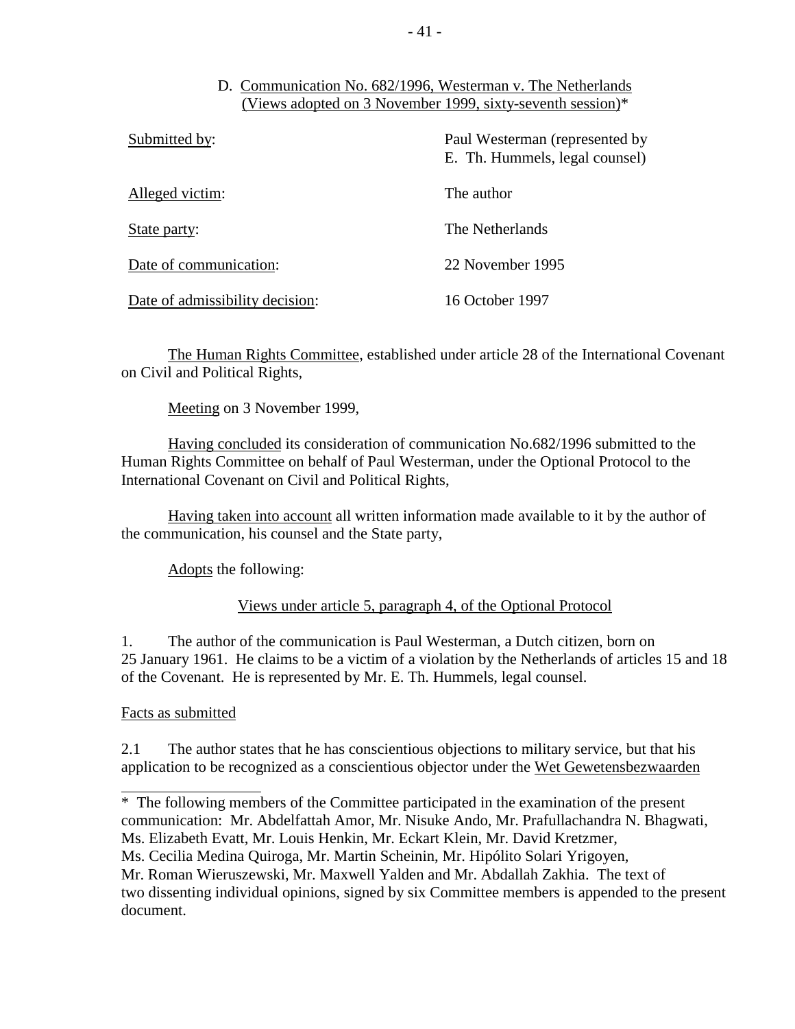D. Communication No. 682/1996, Westerman v. The Netherlands (Views adopted on 3 November 1999, sixty-seventh session)*

| | |
|---|---|
| Submitted by: | Paul Westerman (represented by E. Th. Hummels, legal counsel) |
| Alleged victim: | The author |
| State party: | The Netherlands |
| Date of communication: | 22 November 1995 |
| Date of admissibility decision: | 16 October 1997 |

The Human Rights Committee, established under article 28 of the International Covenant on Civil and Political Rights,

Meeting on 3 November 1999,

Having concluded its consideration of communication No.682/1996 submitted to the Human Rights Committee on behalf of Paul Westerman, under the Optional Protocol to the International Covenant on Civil and Political Rights,

Having taken into account all written information made available to it by the author of the communication, his counsel and the State party,

Adopts the following:

Views under article 5, paragraph 4, of the Optional Protocol

1. The author of the communication is Paul Westerman, a Dutch citizen, born on 25 January 1961. He claims to be a victim of a violation by the Netherlands of articles 15 and 18 of the Covenant. He is represented by Mr. E. Th. Hummels, legal counsel.

Facts as submitted

2.1 The author states that he has conscientious objections to military service, but that his application to be recognized as a conscientious objector under the Wet Gewetensbezwaarden

---

* The following members of the Committee participated in the examination of the present communication: Mr. Abdelfattah Amor, Mr. Nisuke Ando, Mr. Prafullachandra N. Bhagwati, Ms. Elizabeth Evatt, Mr. Louis Henkin, Mr. Eckart Klein, Mr. David Kretzmer, Ms. Cecilia Medina Quiroga, Mr. Martin Scheinin, Mr. Hipólito Solari Yrigoyen, Mr. Roman Wieruszewski, Mr. Maxwell Yalden and Mr. Abdallah Zakhia. The text of two dissenting individual opinions, signed by six Committee members is appended to the present document.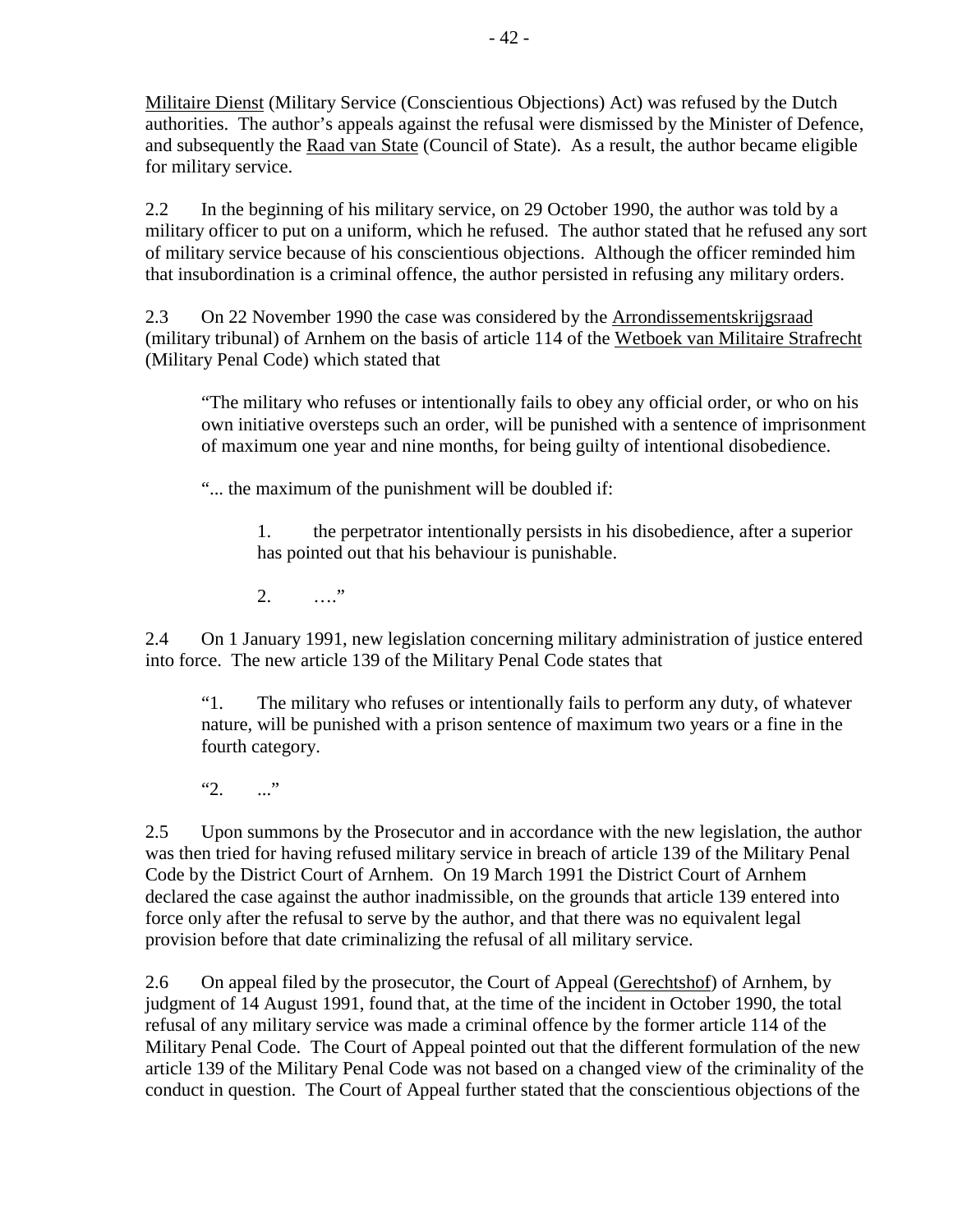Militaire Dienst (Military Service (Conscientious Objections) Act) was refused by the Dutch authorities. The author's appeals against the refusal were dismissed by the Minister of Defence, and subsequently the Raad van State (Council of State). As a result, the author became eligible for military service.

2.2 In the beginning of his military service, on 29 October 1990, the author was told by a military officer to put on a uniform, which he refused. The author stated that he refused any sort of military service because of his conscientious objections. Although the officer reminded him that insubordination is a criminal offence, the author persisted in refusing any military orders.

2.3 On 22 November 1990 the case was considered by the Arrondissementskrijgsraad (military tribunal) of Arnhem on the basis of article 114 of the Wetboek van Militaire Strafrecht (Military Penal Code) which stated that

> "The military who refuses or intentionally fails to obey any official order, or who on his own initiative oversteps such an order, will be punished with a sentence of imprisonment of maximum one year and nine months, for being guilty of intentional disobedience.
>
> "... the maximum of the punishment will be doubled if:
>
> > 1. the perpetrator intentionally persists in his disobedience, after a superior has pointed out that his behaviour is punishable.
> >
> > 2. …."

2.4 On 1 January 1991, new legislation concerning military administration of justice entered into force. The new article 139 of the Military Penal Code states that

> "1. The military who refuses or intentionally fails to perform any duty, of whatever nature, will be punished with a prison sentence of maximum two years or a fine in the fourth category.
>
> "2. ..."

2.5 Upon summons by the Prosecutor and in accordance with the new legislation, the author was then tried for having refused military service in breach of article 139 of the Military Penal Code by the District Court of Arnhem. On 19 March 1991 the District Court of Arnhem declared the case against the author inadmissible, on the grounds that article 139 entered into force only after the refusal to serve by the author, and that there was no equivalent legal provision before that date criminalizing the refusal of all military service.

2.6 On appeal filed by the prosecutor, the Court of Appeal (Gerechtshof) of Arnhem, by judgment of 14 August 1991, found that, at the time of the incident in October 1990, the total refusal of any military service was made a criminal offence by the former article 114 of the Military Penal Code. The Court of Appeal pointed out that the different formulation of the new article 139 of the Military Penal Code was not based on a changed view of the criminality of the conduct in question. The Court of Appeal further stated that the conscientious objections of the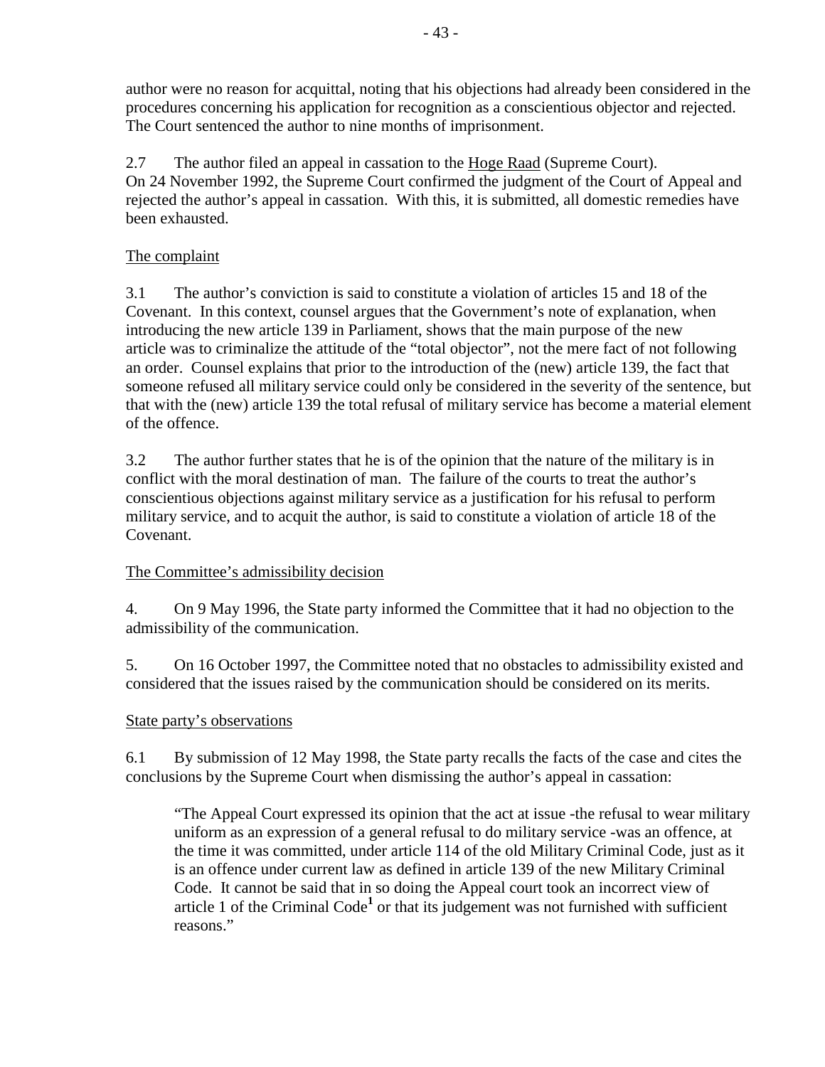author were no reason for acquittal, noting that his objections had already been considered in the procedures concerning his application for recognition as a conscientious objector and rejected. The Court sentenced the author to nine months of imprisonment.

2.7 The author filed an appeal in cassation to the Hoge Raad (Supreme Court). On 24 November 1992, the Supreme Court confirmed the judgment of the Court of Appeal and rejected the author's appeal in cassation. With this, it is submitted, all domestic remedies have been exhausted.

## The complaint

3.1 The author's conviction is said to constitute a violation of articles 15 and 18 of the Covenant. In this context, counsel argues that the Government's note of explanation, when introducing the new article 139 in Parliament, shows that the main purpose of the new article was to criminalize the attitude of the "total objector", not the mere fact of not following an order. Counsel explains that prior to the introduction of the (new) article 139, the fact that someone refused all military service could only be considered in the severity of the sentence, but that with the (new) article 139 the total refusal of military service has become a material element of the offence.

3.2 The author further states that he is of the opinion that the nature of the military is in conflict with the moral destination of man. The failure of the courts to treat the author's conscientious objections against military service as a justification for his refusal to perform military service, and to acquit the author, is said to constitute a violation of article 18 of the Covenant.

## The Committee's admissibility decision

4. On 9 May 1996, the State party informed the Committee that it had no objection to the admissibility of the communication.

5. On 16 October 1997, the Committee noted that no obstacles to admissibility existed and considered that the issues raised by the communication should be considered on its merits.

## State party's observations

6.1 By submission of 12 May 1998, the State party recalls the facts of the case and cites the conclusions by the Supreme Court when dismissing the author's appeal in cassation:

> "The Appeal Court expressed its opinion that the act at issue -the refusal to wear military uniform as an expression of a general refusal to do military service -was an offence, at the time it was committed, under article 114 of the old Military Criminal Code, just as it is an offence under current law as defined in article 139 of the new Military Criminal Code. It cannot be said that in so doing the Appeal court took an incorrect view of article 1 of the Criminal Code[1] or that its judgement was not furnished with sufficient reasons."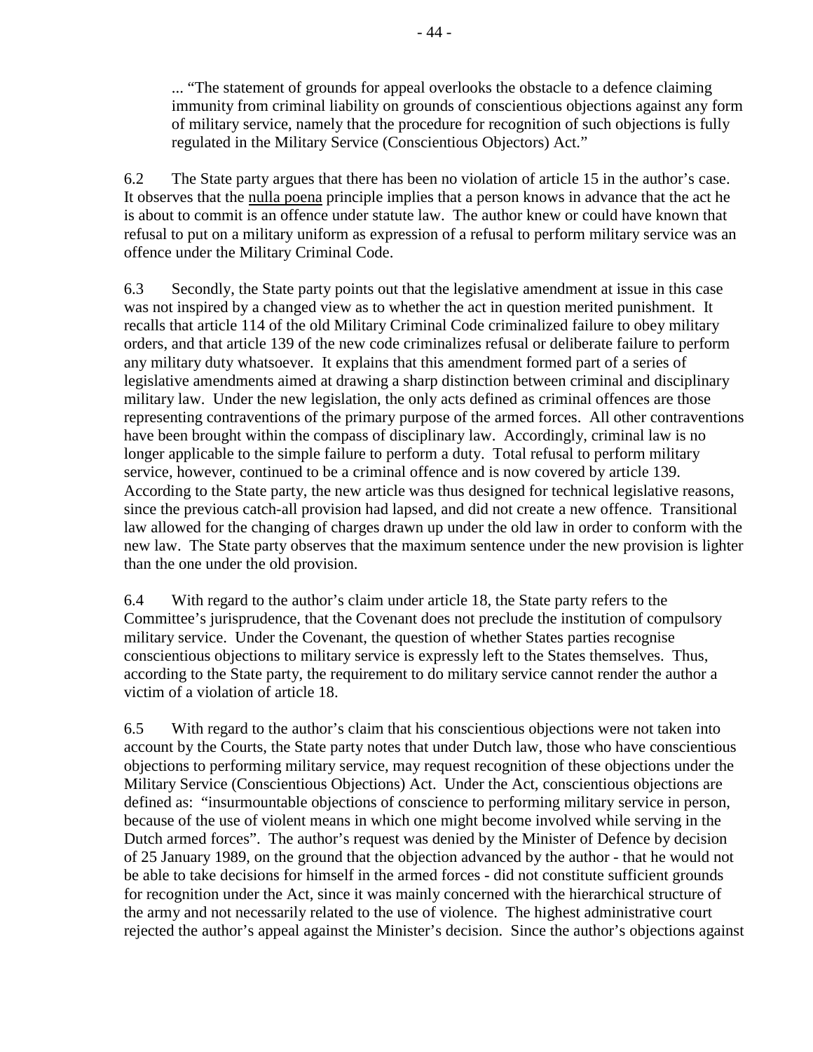... "The statement of grounds for appeal overlooks the obstacle to a defence claiming immunity from criminal liability on grounds of conscientious objections against any form of military service, namely that the procedure for recognition of such objections is fully regulated in the Military Service (Conscientious Objectors) Act."

6.2 The State party argues that there has been no violation of article 15 in the author's case. It observes that the nulla poena principle implies that a person knows in advance that the act he is about to commit is an offence under statute law. The author knew or could have known that refusal to put on a military uniform as expression of a refusal to perform military service was an offence under the Military Criminal Code.

6.3 Secondly, the State party points out that the legislative amendment at issue in this case was not inspired by a changed view as to whether the act in question merited punishment. It recalls that article 114 of the old Military Criminal Code criminalized failure to obey military orders, and that article 139 of the new code criminalizes refusal or deliberate failure to perform any military duty whatsoever. It explains that this amendment formed part of a series of legislative amendments aimed at drawing a sharp distinction between criminal and disciplinary military law. Under the new legislation, the only acts defined as criminal offences are those representing contraventions of the primary purpose of the armed forces. All other contraventions have been brought within the compass of disciplinary law. Accordingly, criminal law is no longer applicable to the simple failure to perform a duty. Total refusal to perform military service, however, continued to be a criminal offence and is now covered by article 139. According to the State party, the new article was thus designed for technical legislative reasons, since the previous catch-all provision had lapsed, and did not create a new offence. Transitional law allowed for the changing of charges drawn up under the old law in order to conform with the new law. The State party observes that the maximum sentence under the new provision is lighter than the one under the old provision.

6.4 With regard to the author's claim under article 18, the State party refers to the Committee's jurisprudence, that the Covenant does not preclude the institution of compulsory military service. Under the Covenant, the question of whether States parties recognise conscientious objections to military service is expressly left to the States themselves. Thus, according to the State party, the requirement to do military service cannot render the author a victim of a violation of article 18.

6.5 With regard to the author's claim that his conscientious objections were not taken into account by the Courts, the State party notes that under Dutch law, those who have conscientious objections to performing military service, may request recognition of these objections under the Military Service (Conscientious Objections) Act. Under the Act, conscientious objections are defined as: "insurmountable objections of conscience to performing military service in person, because of the use of violent means in which one might become involved while serving in the Dutch armed forces". The author's request was denied by the Minister of Defence by decision of 25 January 1989, on the ground that the objection advanced by the author - that he would not be able to take decisions for himself in the armed forces - did not constitute sufficient grounds for recognition under the Act, since it was mainly concerned with the hierarchical structure of the army and not necessarily related to the use of violence. The highest administrative court rejected the author's appeal against the Minister's decision. Since the author's objections against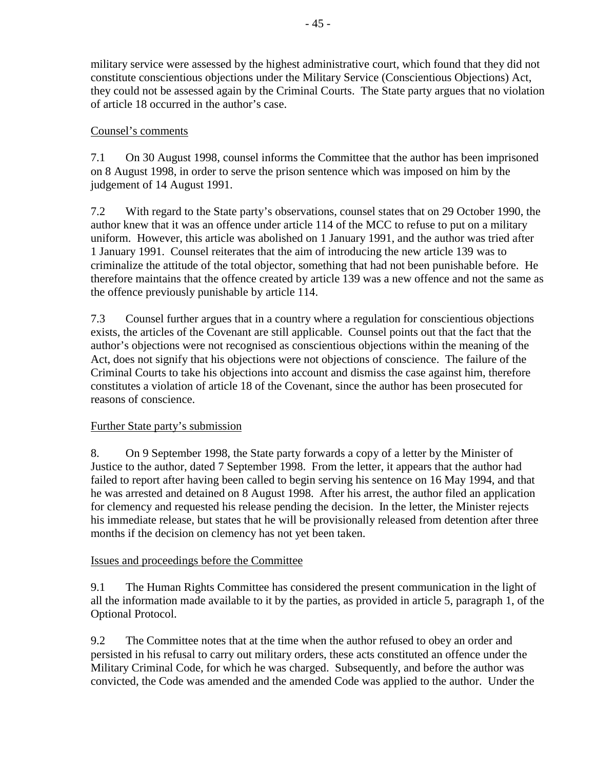military service were assessed by the highest administrative court, which found that they did not constitute conscientious objections under the Military Service (Conscientious Objections) Act, they could not be assessed again by the Criminal Courts. The State party argues that no violation of article 18 occurred in the author's case.

Counsel's comments

7.1 On 30 August 1998, counsel informs the Committee that the author has been imprisoned on 8 August 1998, in order to serve the prison sentence which was imposed on him by the judgement of 14 August 1991.

7.2 With regard to the State party's observations, counsel states that on 29 October 1990, the author knew that it was an offence under article 114 of the MCC to refuse to put on a military uniform. However, this article was abolished on 1 January 1991, and the author was tried after 1 January 1991. Counsel reiterates that the aim of introducing the new article 139 was to criminalize the attitude of the total objector, something that had not been punishable before. He therefore maintains that the offence created by article 139 was a new offence and not the same as the offence previously punishable by article 114.

7.3 Counsel further argues that in a country where a regulation for conscientious objections exists, the articles of the Covenant are still applicable. Counsel points out that the fact that the author's objections were not recognised as conscientious objections within the meaning of the Act, does not signify that his objections were not objections of conscience. The failure of the Criminal Courts to take his objections into account and dismiss the case against him, therefore constitutes a violation of article 18 of the Covenant, since the author has been prosecuted for reasons of conscience.

Further State party's submission

8. On 9 September 1998, the State party forwards a copy of a letter by the Minister of Justice to the author, dated 7 September 1998. From the letter, it appears that the author had failed to report after having been called to begin serving his sentence on 16 May 1994, and that he was arrested and detained on 8 August 1998. After his arrest, the author filed an application for clemency and requested his release pending the decision. In the letter, the Minister rejects his immediate release, but states that he will be provisionally released from detention after three months if the decision on clemency has not yet been taken.

Issues and proceedings before the Committee

9.1 The Human Rights Committee has considered the present communication in the light of all the information made available to it by the parties, as provided in article 5, paragraph 1, of the Optional Protocol.

9.2 The Committee notes that at the time when the author refused to obey an order and persisted in his refusal to carry out military orders, these acts constituted an offence under the Military Criminal Code, for which he was charged. Subsequently, and before the author was convicted, the Code was amended and the amended Code was applied to the author. Under the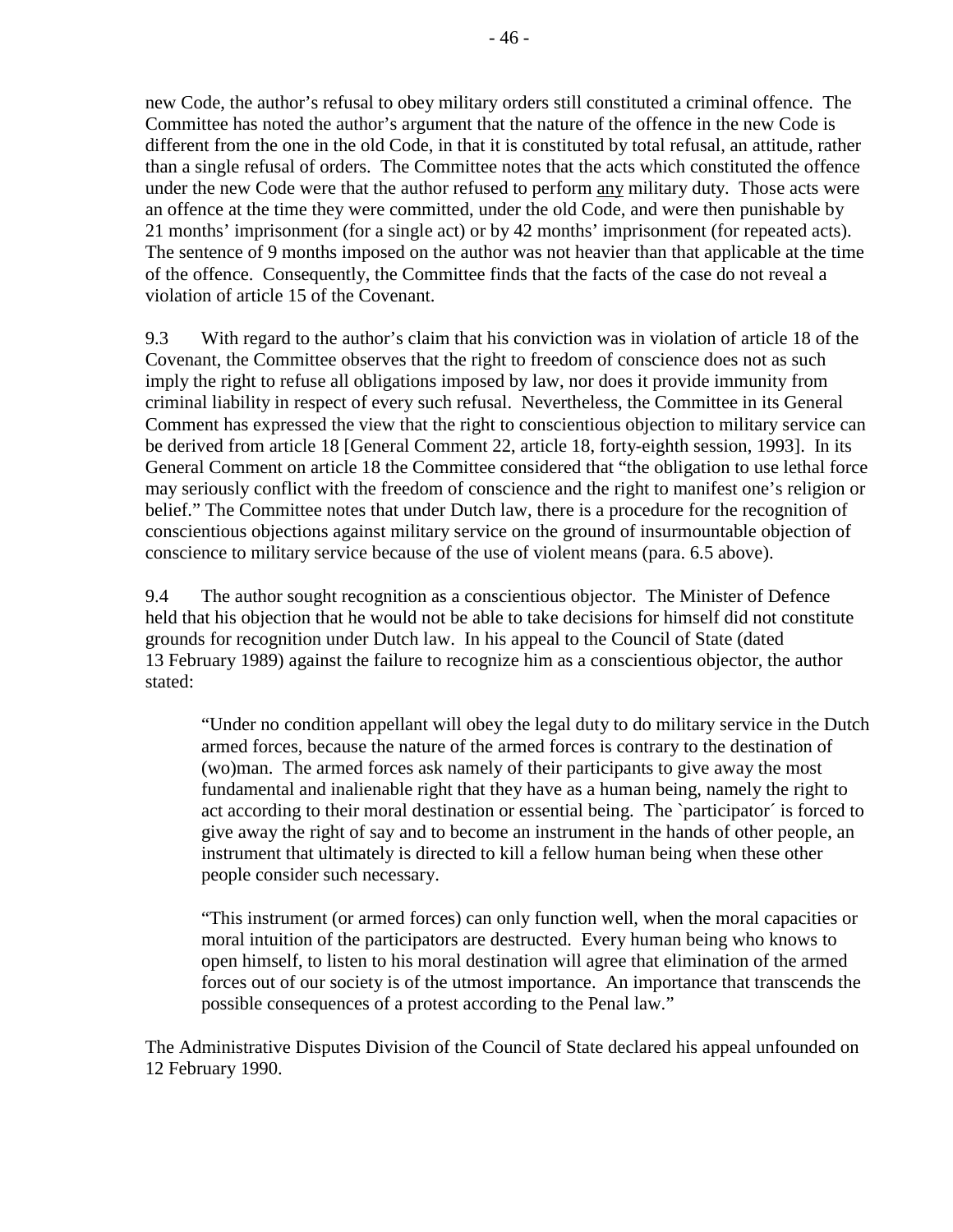new Code, the author's refusal to obey military orders still constituted a criminal offence. The Committee has noted the author's argument that the nature of the offence in the new Code is different from the one in the old Code, in that it is constituted by total refusal, an attitude, rather than a single refusal of orders. The Committee notes that the acts which constituted the offence under the new Code were that the author refused to perform any military duty. Those acts were an offence at the time they were committed, under the old Code, and were then punishable by 21 months' imprisonment (for a single act) or by 42 months' imprisonment (for repeated acts). The sentence of 9 months imposed on the author was not heavier than that applicable at the time of the offence. Consequently, the Committee finds that the facts of the case do not reveal a violation of article 15 of the Covenant.

9.3 With regard to the author's claim that his conviction was in violation of article 18 of the Covenant, the Committee observes that the right to freedom of conscience does not as such imply the right to refuse all obligations imposed by law, nor does it provide immunity from criminal liability in respect of every such refusal. Nevertheless, the Committee in its General Comment has expressed the view that the right to conscientious objection to military service can be derived from article 18 [General Comment 22, article 18, forty-eighth session, 1993]. In its General Comment on article 18 the Committee considered that "the obligation to use lethal force may seriously conflict with the freedom of conscience and the right to manifest one's religion or belief." The Committee notes that under Dutch law, there is a procedure for the recognition of conscientious objections against military service on the ground of insurmountable objection of conscience to military service because of the use of violent means (para. 6.5 above).

9.4 The author sought recognition as a conscientious objector. The Minister of Defence held that his objection that he would not be able to take decisions for himself did not constitute grounds for recognition under Dutch law. In his appeal to the Council of State (dated 13 February 1989) against the failure to recognize him as a conscientious objector, the author stated:

> "Under no condition appellant will obey the legal duty to do military service in the Dutch armed forces, because the nature of the armed forces is contrary to the destination of (wo)man. The armed forces ask namely of their participants to give away the most fundamental and inalienable right that they have as a human being, namely the right to act according to their moral destination or essential being. The `participator´ is forced to give away the right of say and to become an instrument in the hands of other people, an instrument that ultimately is directed to kill a fellow human being when these other people consider such necessary.
>
> "This instrument (or armed forces) can only function well, when the moral capacities or moral intuition of the participators are destructed. Every human being who knows to open himself, to listen to his moral destination will agree that elimination of the armed forces out of our society is of the utmost importance. An importance that transcends the possible consequences of a protest according to the Penal law."

The Administrative Disputes Division of the Council of State declared his appeal unfounded on 12 February 1990.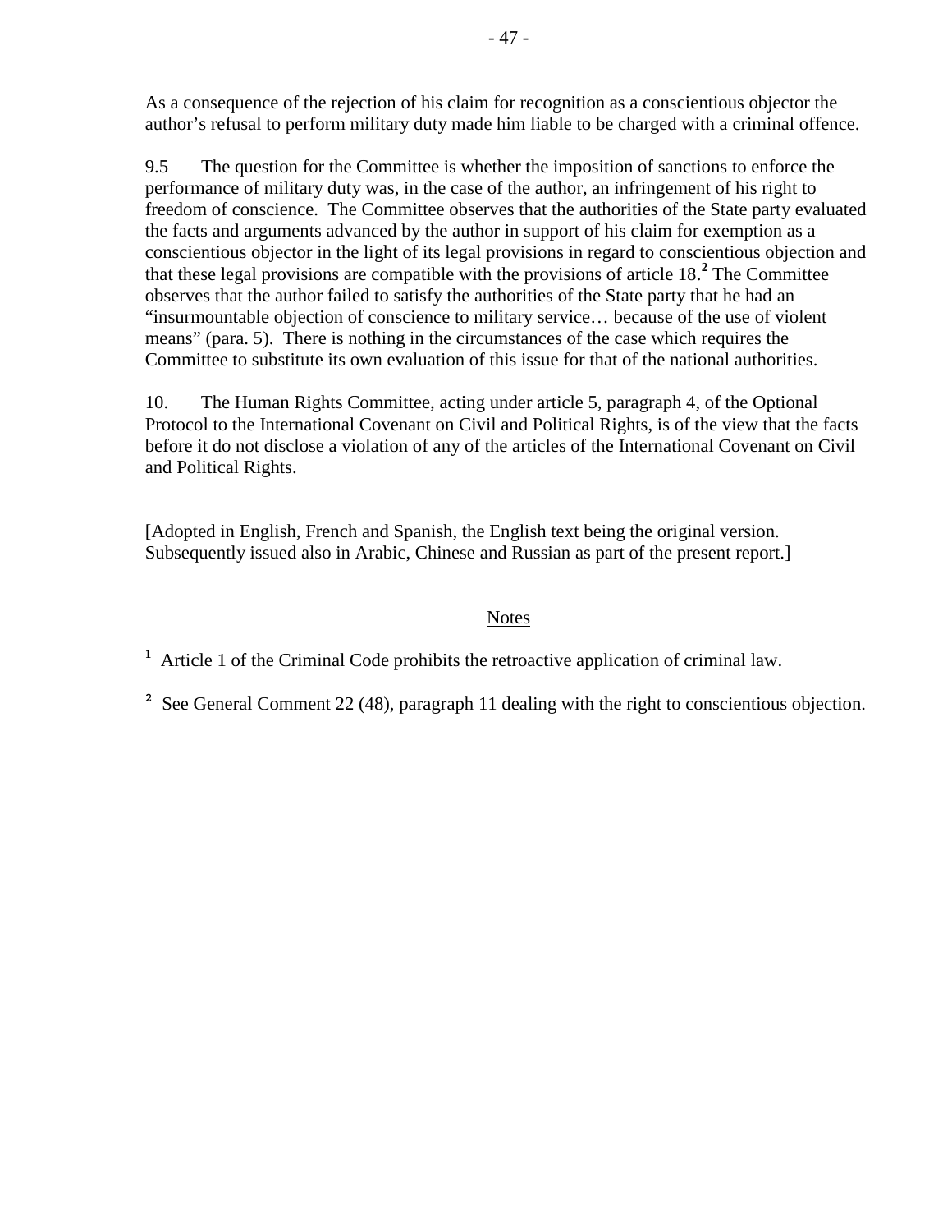As a consequence of the rejection of his claim for recognition as a conscientious objector the author's refusal to perform military duty made him liable to be charged with a criminal offence.

9.5 The question for the Committee is whether the imposition of sanctions to enforce the performance of military duty was, in the case of the author, an infringement of his right to freedom of conscience. The Committee observes that the authorities of the State party evaluated the facts and arguments advanced by the author in support of his claim for exemption as a conscientious objector in the light of its legal provisions in regard to conscientious objection and that these legal provisions are compatible with the provisions of article 18.[2] The Committee observes that the author failed to satisfy the authorities of the State party that he had an "insurmountable objection of conscience to military service… because of the use of violent means" (para. 5). There is nothing in the circumstances of the case which requires the Committee to substitute its own evaluation of this issue for that of the national authorities.

10. The Human Rights Committee, acting under article 5, paragraph 4, of the Optional Protocol to the International Covenant on Civil and Political Rights, is of the view that the facts before it do not disclose a violation of any of the articles of the International Covenant on Civil and Political Rights.

[Adopted in English, French and Spanish, the English text being the original version. Subsequently issued also in Arabic, Chinese and Russian as part of the present report.]

Notes

[1] Article 1 of the Criminal Code prohibits the retroactive application of criminal law.

[2] See General Comment 22 (48), paragraph 11 dealing with the right to conscientious objection.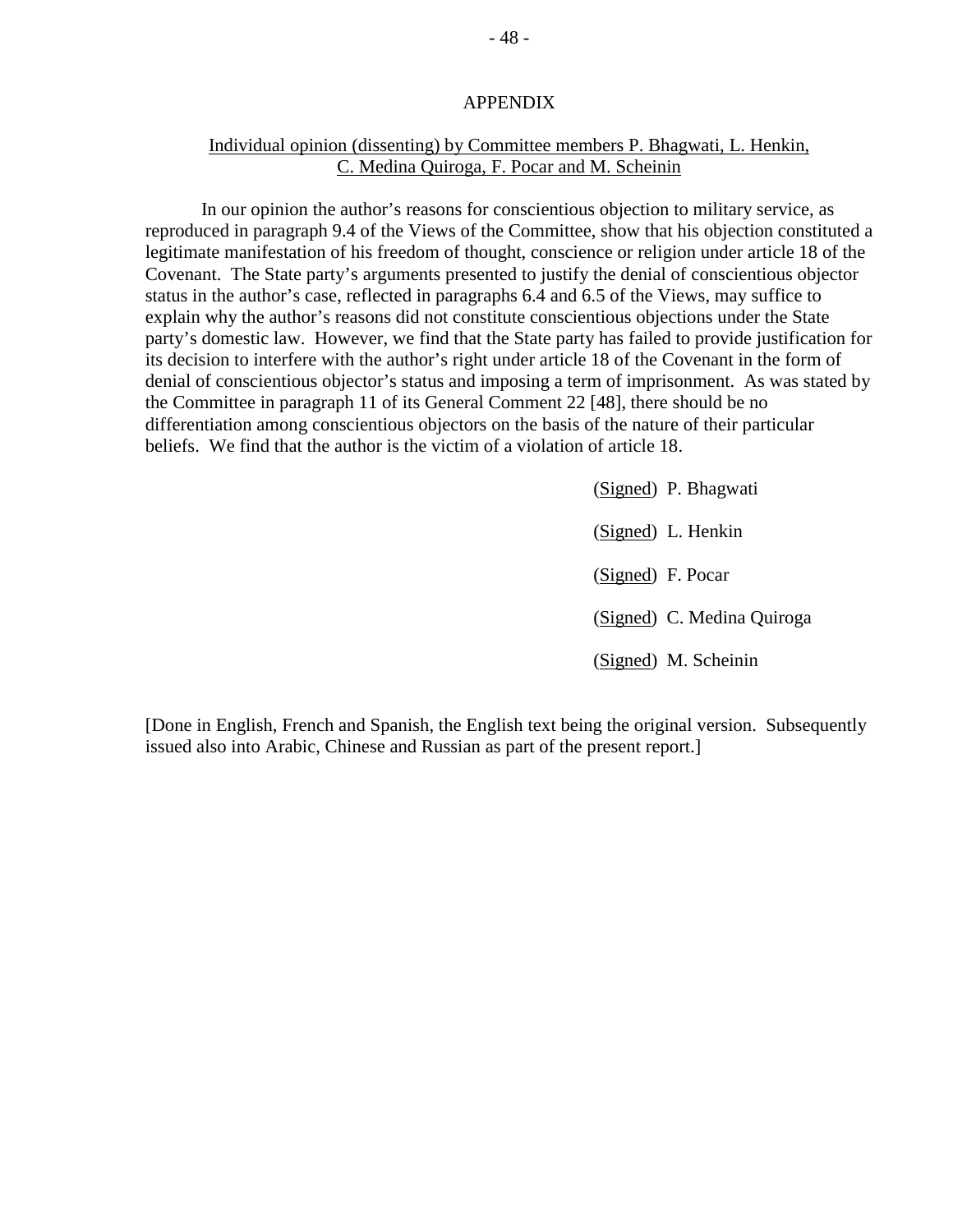## APPENDIX

Individual opinion (dissenting) by Committee members P. Bhagwati, L. Henkin, C. Medina Quiroga, F. Pocar and M. Scheinin

In our opinion the author's reasons for conscientious objection to military service, as reproduced in paragraph 9.4 of the Views of the Committee, show that his objection constituted a legitimate manifestation of his freedom of thought, conscience or religion under article 18 of the Covenant. The State party's arguments presented to justify the denial of conscientious objector status in the author's case, reflected in paragraphs 6.4 and 6.5 of the Views, may suffice to explain why the author's reasons did not constitute conscientious objections under the State party's domestic law. However, we find that the State party has failed to provide justification for its decision to interfere with the author's right under article 18 of the Covenant in the form of denial of conscientious objector's status and imposing a term of imprisonment. As was stated by the Committee in paragraph 11 of its General Comment 22 [48], there should be no differentiation among conscientious objectors on the basis of the nature of their particular beliefs. We find that the author is the victim of a violation of article 18.

(Signed) P. Bhagwati

(Signed) L. Henkin

(Signed) F. Pocar

(Signed) C. Medina Quiroga

(Signed) M. Scheinin

[Done in English, French and Spanish, the English text being the original version. Subsequently issued also into Arabic, Chinese and Russian as part of the present report.]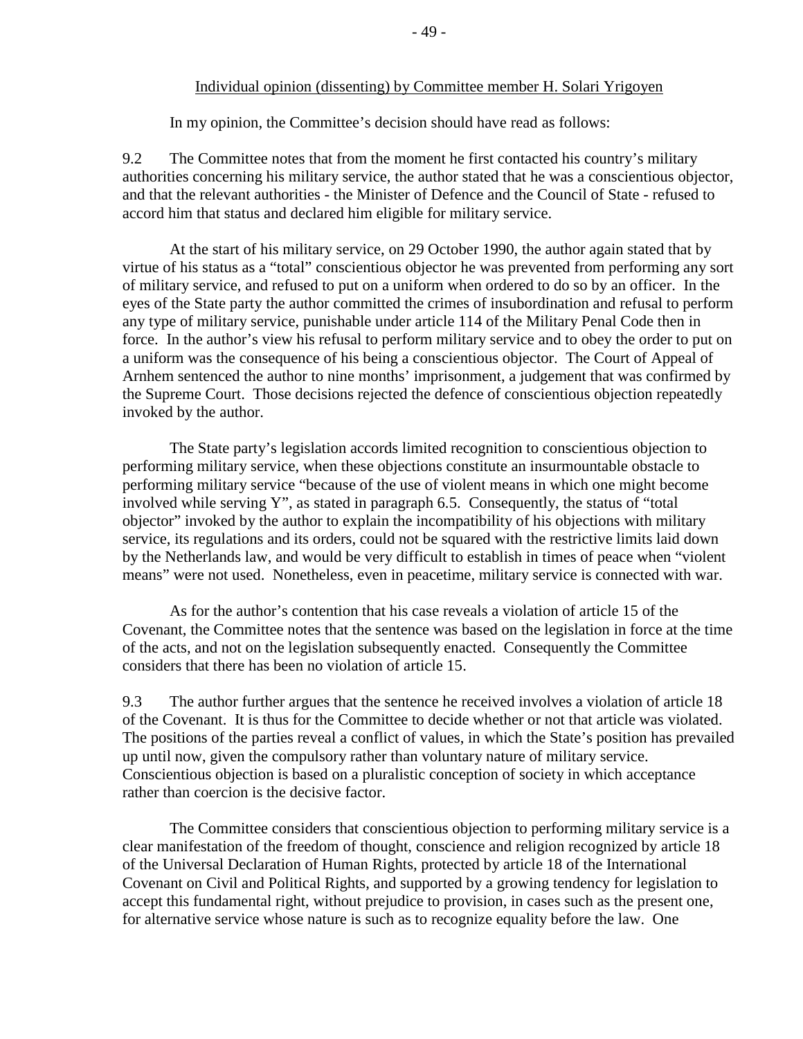Individual opinion (dissenting) by Committee member H. Solari Yrigoyen

In my opinion, the Committee's decision should have read as follows:

9.2 The Committee notes that from the moment he first contacted his country's military authorities concerning his military service, the author stated that he was a conscientious objector, and that the relevant authorities - the Minister of Defence and the Council of State - refused to accord him that status and declared him eligible for military service.

At the start of his military service, on 29 October 1990, the author again stated that by virtue of his status as a "total" conscientious objector he was prevented from performing any sort of military service, and refused to put on a uniform when ordered to do so by an officer. In the eyes of the State party the author committed the crimes of insubordination and refusal to perform any type of military service, punishable under article 114 of the Military Penal Code then in force. In the author's view his refusal to perform military service and to obey the order to put on a uniform was the consequence of his being a conscientious objector. The Court of Appeal of Arnhem sentenced the author to nine months' imprisonment, a judgement that was confirmed by the Supreme Court. Those decisions rejected the defence of conscientious objection repeatedly invoked by the author.

The State party's legislation accords limited recognition to conscientious objection to performing military service, when these objections constitute an insurmountable obstacle to performing military service "because of the use of violent means in which one might become involved while serving Y", as stated in paragraph 6.5. Consequently, the status of "total objector" invoked by the author to explain the incompatibility of his objections with military service, its regulations and its orders, could not be squared with the restrictive limits laid down by the Netherlands law, and would be very difficult to establish in times of peace when "violent means" were not used. Nonetheless, even in peacetime, military service is connected with war.

As for the author's contention that his case reveals a violation of article 15 of the Covenant, the Committee notes that the sentence was based on the legislation in force at the time of the acts, and not on the legislation subsequently enacted. Consequently the Committee considers that there has been no violation of article 15.

9.3 The author further argues that the sentence he received involves a violation of article 18 of the Covenant. It is thus for the Committee to decide whether or not that article was violated. The positions of the parties reveal a conflict of values, in which the State's position has prevailed up until now, given the compulsory rather than voluntary nature of military service. Conscientious objection is based on a pluralistic conception of society in which acceptance rather than coercion is the decisive factor.

The Committee considers that conscientious objection to performing military service is a clear manifestation of the freedom of thought, conscience and religion recognized by article 18 of the Universal Declaration of Human Rights, protected by article 18 of the International Covenant on Civil and Political Rights, and supported by a growing tendency for legislation to accept this fundamental right, without prejudice to provision, in cases such as the present one, for alternative service whose nature is such as to recognize equality before the law. One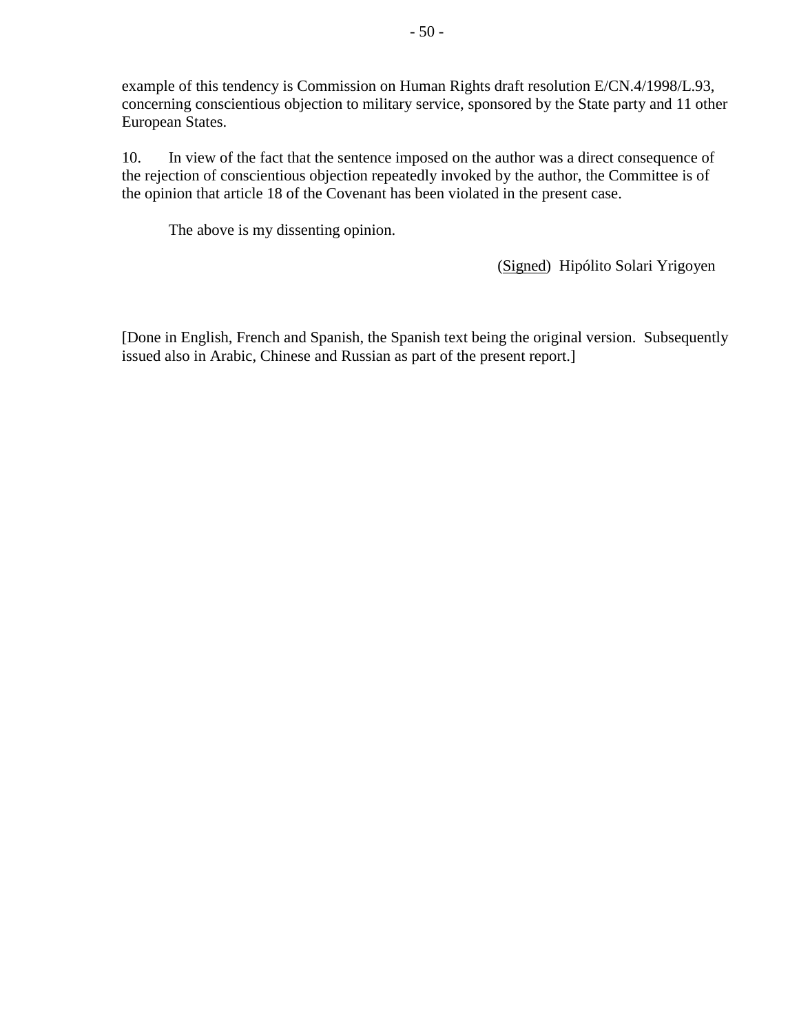example of this tendency is Commission on Human Rights draft resolution E/CN.4/1998/L.93, concerning conscientious objection to military service, sponsored by the State party and 11 other European States.

10. In view of the fact that the sentence imposed on the author was a direct consequence of the rejection of conscientious objection repeatedly invoked by the author, the Committee is of the opinion that article 18 of the Covenant has been violated in the present case.

The above is my dissenting opinion.

(Signed) Hipólito Solari Yrigoyen

[Done in English, French and Spanish, the Spanish text being the original version. Subsequently issued also in Arabic, Chinese and Russian as part of the present report.]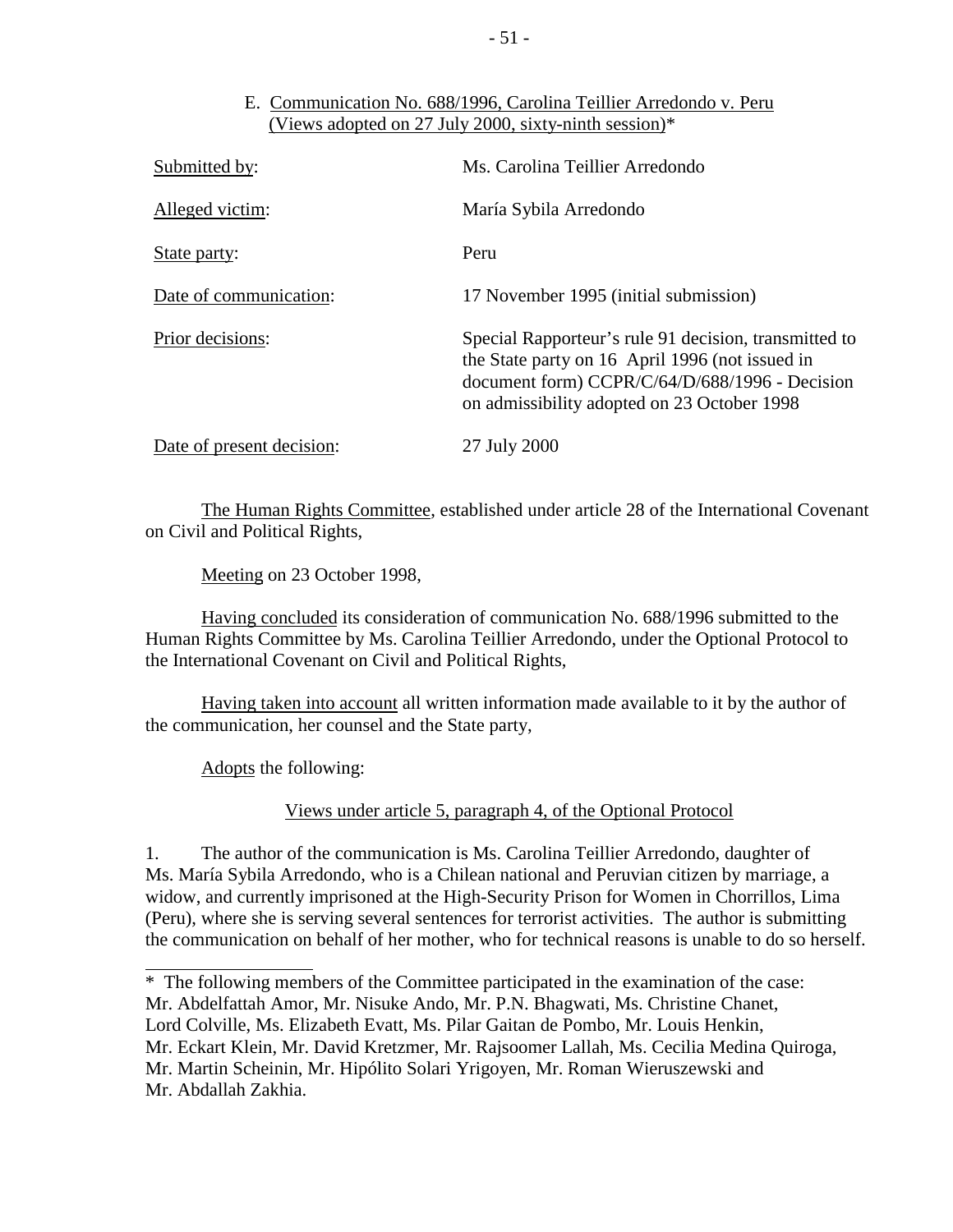E. Communication No. 688/1996, Carolina Teillier Arredondo v. Peru (Views adopted on 27 July 2000, sixty-ninth session)*

| | |
|---|---|
| Submitted by: | Ms. Carolina Teillier Arredondo |
| Alleged victim: | María Sybila Arredondo |
| State party: | Peru |
| Date of communication: | 17 November 1995 (initial submission) |
| Prior decisions: | Special Rapporteur's rule 91 decision, transmitted to the State party on 16 April 1996 (not issued in document form) CCPR/C/64/D/688/1996 - Decision on admissibility adopted on 23 October 1998 |
| Date of present decision: | 27 July 2000 |

The Human Rights Committee, established under article 28 of the International Covenant on Civil and Political Rights,

Meeting on 23 October 1998,

Having concluded its consideration of communication No. 688/1996 submitted to the Human Rights Committee by Ms. Carolina Teillier Arredondo, under the Optional Protocol to the International Covenant on Civil and Political Rights,

Having taken into account all written information made available to it by the author of the communication, her counsel and the State party,

Adopts the following:

Views under article 5, paragraph 4, of the Optional Protocol

1. The author of the communication is Ms. Carolina Teillier Arredondo, daughter of Ms. María Sybila Arredondo, who is a Chilean national and Peruvian citizen by marriage, a widow, and currently imprisoned at the High-Security Prison for Women in Chorrillos, Lima (Peru), where she is serving several sentences for terrorist activities. The author is submitting the communication on behalf of her mother, who for technical reasons is unable to do so herself.

---

* The following members of the Committee participated in the examination of the case: Mr. Abdelfattah Amor, Mr. Nisuke Ando, Mr. P.N. Bhagwati, Ms. Christine Chanet, Lord Colville, Ms. Elizabeth Evatt, Ms. Pilar Gaitan de Pombo, Mr. Louis Henkin, Mr. Eckart Klein, Mr. David Kretzmer, Mr. Rajsoomer Lallah, Ms. Cecilia Medina Quiroga, Mr. Martin Scheinin, Mr. Hipólito Solari Yrigoyen, Mr. Roman Wieruszewski and Mr. Abdallah Zakhia.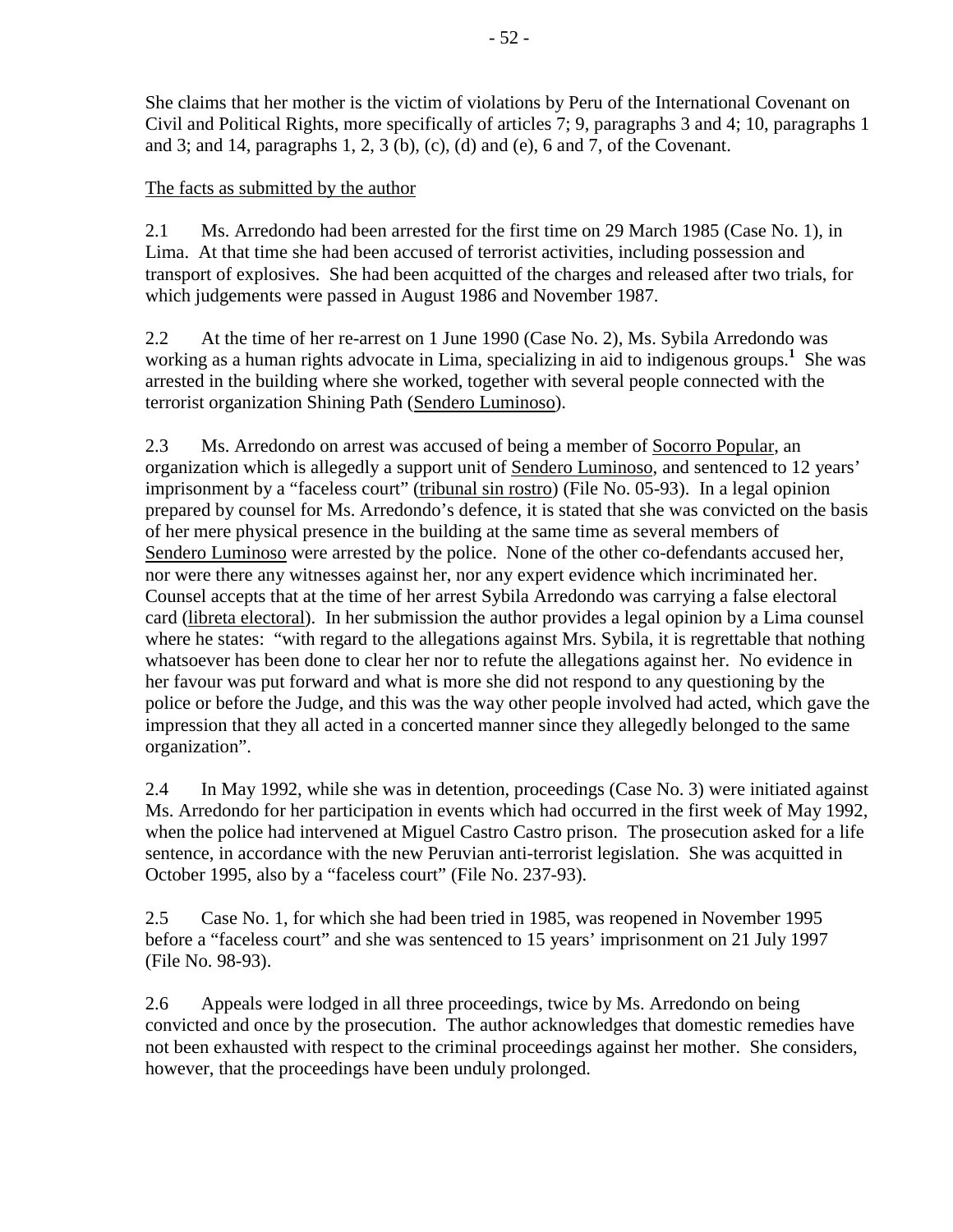She claims that her mother is the victim of violations by Peru of the International Covenant on Civil and Political Rights, more specifically of articles 7; 9, paragraphs 3 and 4; 10, paragraphs 1 and 3; and 14, paragraphs 1, 2, 3 (b), (c), (d) and (e), 6 and 7, of the Covenant.

The facts as submitted by the author

2.1 Ms. Arredondo had been arrested for the first time on 29 March 1985 (Case No. 1), in Lima. At that time she had been accused of terrorist activities, including possession and transport of explosives. She had been acquitted of the charges and released after two trials, for which judgements were passed in August 1986 and November 1987.

2.2 At the time of her re-arrest on 1 June 1990 (Case No. 2), Ms. Sybila Arredondo was working as a human rights advocate in Lima, specializing in aid to indigenous groups.[1] She was arrested in the building where she worked, together with several people connected with the terrorist organization Shining Path (Sendero Luminoso).

2.3 Ms. Arredondo on arrest was accused of being a member of Socorro Popular, an organization which is allegedly a support unit of Sendero Luminoso, and sentenced to 12 years' imprisonment by a "faceless court" (tribunal sin rostro) (File No. 05-93). In a legal opinion prepared by counsel for Ms. Arredondo's defence, it is stated that she was convicted on the basis of her mere physical presence in the building at the same time as several members of Sendero Luminoso were arrested by the police. None of the other co-defendants accused her, nor were there any witnesses against her, nor any expert evidence which incriminated her. Counsel accepts that at the time of her arrest Sybila Arredondo was carrying a false electoral card (libreta electoral). In her submission the author provides a legal opinion by a Lima counsel where he states: "with regard to the allegations against Mrs. Sybila, it is regrettable that nothing whatsoever has been done to clear her nor to refute the allegations against her. No evidence in her favour was put forward and what is more she did not respond to any questioning by the police or before the Judge, and this was the way other people involved had acted, which gave the impression that they all acted in a concerted manner since they allegedly belonged to the same organization".

2.4 In May 1992, while she was in detention, proceedings (Case No. 3) were initiated against Ms. Arredondo for her participation in events which had occurred in the first week of May 1992, when the police had intervened at Miguel Castro Castro prison. The prosecution asked for a life sentence, in accordance with the new Peruvian anti-terrorist legislation. She was acquitted in October 1995, also by a "faceless court" (File No. 237-93).

2.5 Case No. 1, for which she had been tried in 1985, was reopened in November 1995 before a "faceless court" and she was sentenced to 15 years' imprisonment on 21 July 1997 (File No. 98-93).

2.6 Appeals were lodged in all three proceedings, twice by Ms. Arredondo on being convicted and once by the prosecution. The author acknowledges that domestic remedies have not been exhausted with respect to the criminal proceedings against her mother. She considers, however, that the proceedings have been unduly prolonged.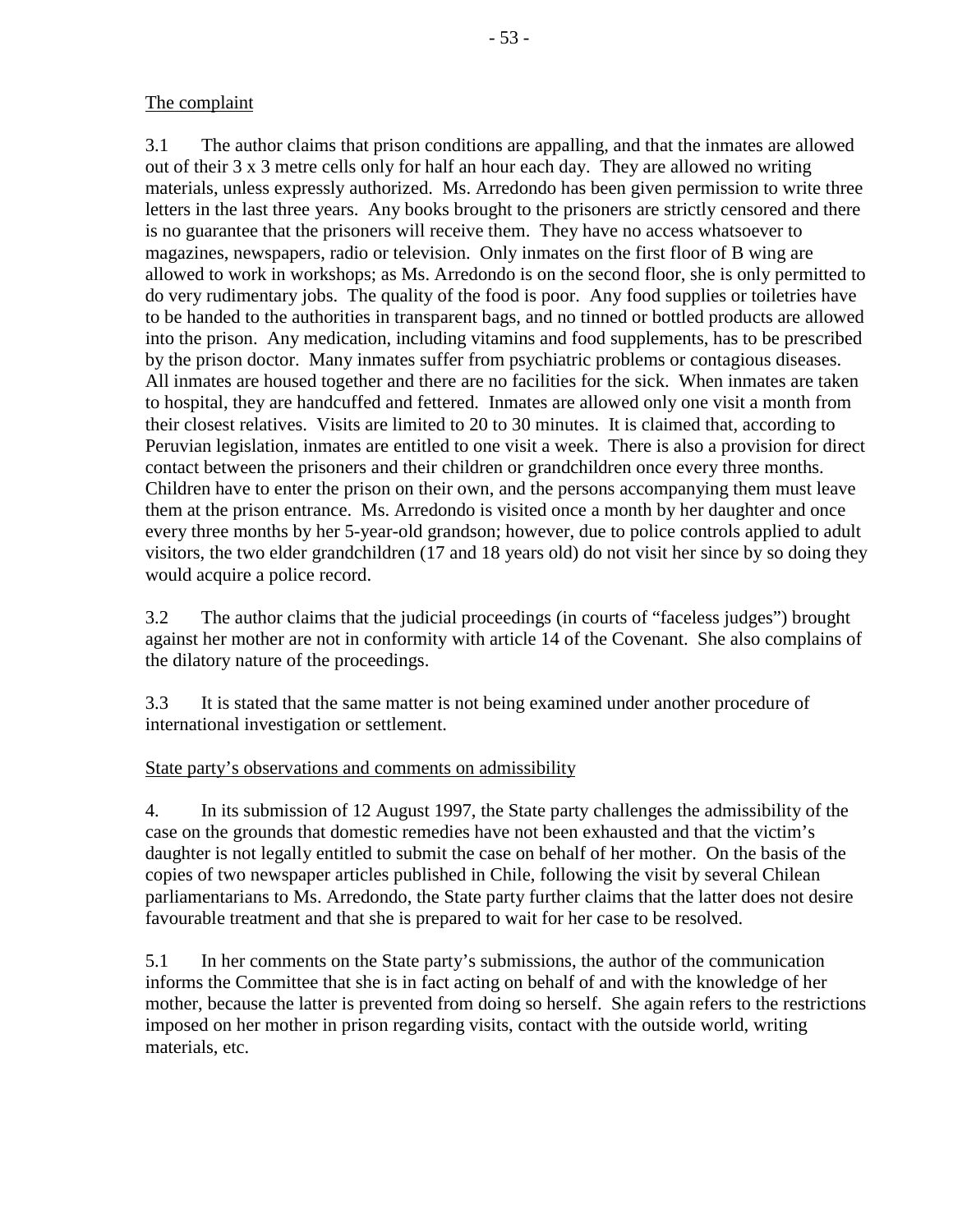The complaint

3.1 The author claims that prison conditions are appalling, and that the inmates are allowed out of their 3 x 3 metre cells only for half an hour each day. They are allowed no writing materials, unless expressly authorized. Ms. Arredondo has been given permission to write three letters in the last three years. Any books brought to the prisoners are strictly censored and there is no guarantee that the prisoners will receive them. They have no access whatsoever to magazines, newspapers, radio or television. Only inmates on the first floor of B wing are allowed to work in workshops; as Ms. Arredondo is on the second floor, she is only permitted to do very rudimentary jobs. The quality of the food is poor. Any food supplies or toiletries have to be handed to the authorities in transparent bags, and no tinned or bottled products are allowed into the prison. Any medication, including vitamins and food supplements, has to be prescribed by the prison doctor. Many inmates suffer from psychiatric problems or contagious diseases. All inmates are housed together and there are no facilities for the sick. When inmates are taken to hospital, they are handcuffed and fettered. Inmates are allowed only one visit a month from their closest relatives. Visits are limited to 20 to 30 minutes. It is claimed that, according to Peruvian legislation, inmates are entitled to one visit a week. There is also a provision for direct contact between the prisoners and their children or grandchildren once every three months. Children have to enter the prison on their own, and the persons accompanying them must leave them at the prison entrance. Ms. Arredondo is visited once a month by her daughter and once every three months by her 5-year-old grandson; however, due to police controls applied to adult visitors, the two elder grandchildren (17 and 18 years old) do not visit her since by so doing they would acquire a police record.

3.2 The author claims that the judicial proceedings (in courts of "faceless judges") brought against her mother are not in conformity with article 14 of the Covenant. She also complains of the dilatory nature of the proceedings.

3.3 It is stated that the same matter is not being examined under another procedure of international investigation or settlement.

State party's observations and comments on admissibility

4. In its submission of 12 August 1997, the State party challenges the admissibility of the case on the grounds that domestic remedies have not been exhausted and that the victim's daughter is not legally entitled to submit the case on behalf of her mother. On the basis of the copies of two newspaper articles published in Chile, following the visit by several Chilean parliamentarians to Ms. Arredondo, the State party further claims that the latter does not desire favourable treatment and that she is prepared to wait for her case to be resolved.

5.1 In her comments on the State party's submissions, the author of the communication informs the Committee that she is in fact acting on behalf of and with the knowledge of her mother, because the latter is prevented from doing so herself. She again refers to the restrictions imposed on her mother in prison regarding visits, contact with the outside world, writing materials, etc.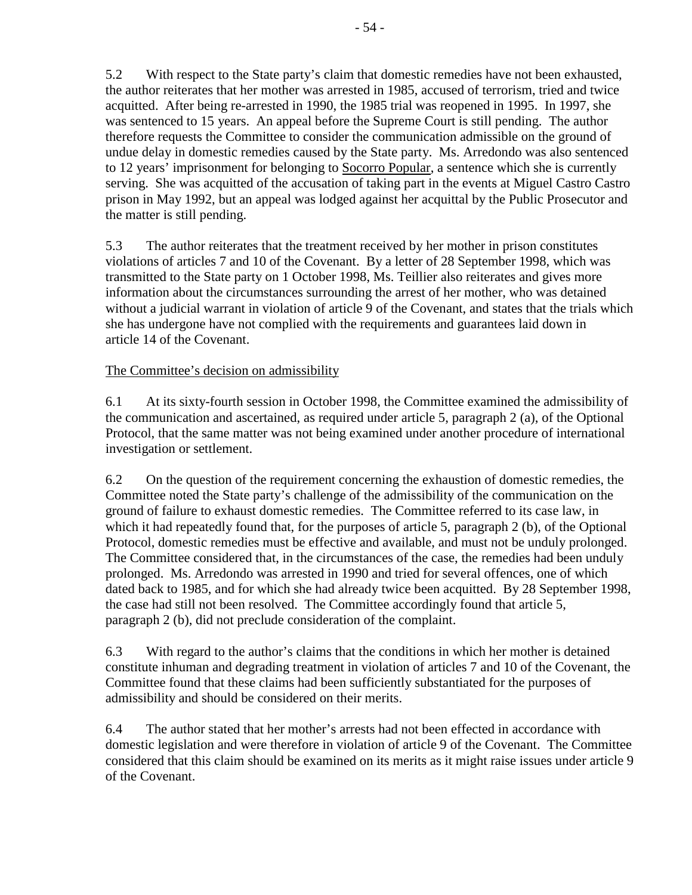5.2 With respect to the State party's claim that domestic remedies have not been exhausted, the author reiterates that her mother was arrested in 1985, accused of terrorism, tried and twice acquitted. After being re-arrested in 1990, the 1985 trial was reopened in 1995. In 1997, she was sentenced to 15 years. An appeal before the Supreme Court is still pending. The author therefore requests the Committee to consider the communication admissible on the ground of undue delay in domestic remedies caused by the State party. Ms. Arredondo was also sentenced to 12 years' imprisonment for belonging to Socorro Popular, a sentence which she is currently serving. She was acquitted of the accusation of taking part in the events at Miguel Castro Castro prison in May 1992, but an appeal was lodged against her acquittal by the Public Prosecutor and the matter is still pending.

5.3 The author reiterates that the treatment received by her mother in prison constitutes violations of articles 7 and 10 of the Covenant. By a letter of 28 September 1998, which was transmitted to the State party on 1 October 1998, Ms. Teillier also reiterates and gives more information about the circumstances surrounding the arrest of her mother, who was detained without a judicial warrant in violation of article 9 of the Covenant, and states that the trials which she has undergone have not complied with the requirements and guarantees laid down in article 14 of the Covenant.

The Committee's decision on admissibility

6.1 At its sixty-fourth session in October 1998, the Committee examined the admissibility of the communication and ascertained, as required under article 5, paragraph 2 (a), of the Optional Protocol, that the same matter was not being examined under another procedure of international investigation or settlement.

6.2 On the question of the requirement concerning the exhaustion of domestic remedies, the Committee noted the State party's challenge of the admissibility of the communication on the ground of failure to exhaust domestic remedies. The Committee referred to its case law, in which it had repeatedly found that, for the purposes of article 5, paragraph 2 (b), of the Optional Protocol, domestic remedies must be effective and available, and must not be unduly prolonged. The Committee considered that, in the circumstances of the case, the remedies had been unduly prolonged. Ms. Arredondo was arrested in 1990 and tried for several offences, one of which dated back to 1985, and for which she had already twice been acquitted. By 28 September 1998, the case had still not been resolved. The Committee accordingly found that article 5, paragraph 2 (b), did not preclude consideration of the complaint.

6.3 With regard to the author's claims that the conditions in which her mother is detained constitute inhuman and degrading treatment in violation of articles 7 and 10 of the Covenant, the Committee found that these claims had been sufficiently substantiated for the purposes of admissibility and should be considered on their merits.

6.4 The author stated that her mother's arrests had not been effected in accordance with domestic legislation and were therefore in violation of article 9 of the Covenant. The Committee considered that this claim should be examined on its merits as it might raise issues under article 9 of the Covenant.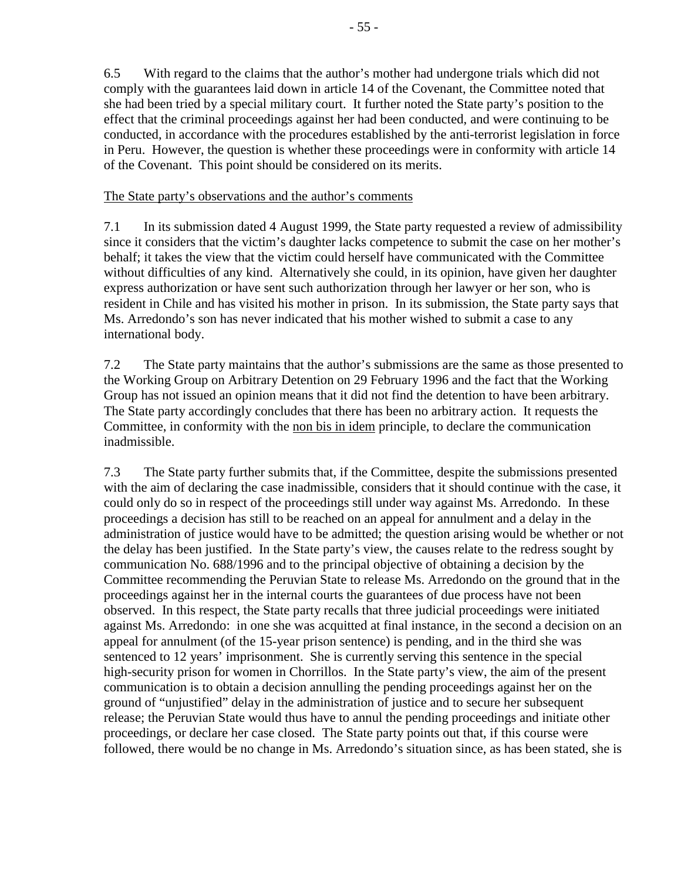6.5 With regard to the claims that the author's mother had undergone trials which did not comply with the guarantees laid down in article 14 of the Covenant, the Committee noted that she had been tried by a special military court. It further noted the State party's position to the effect that the criminal proceedings against her had been conducted, and were continuing to be conducted, in accordance with the procedures established by the anti-terrorist legislation in force in Peru. However, the question is whether these proceedings were in conformity with article 14 of the Covenant. This point should be considered on its merits.

The State party's observations and the author's comments

7.1 In its submission dated 4 August 1999, the State party requested a review of admissibility since it considers that the victim's daughter lacks competence to submit the case on her mother's behalf; it takes the view that the victim could herself have communicated with the Committee without difficulties of any kind. Alternatively she could, in its opinion, have given her daughter express authorization or have sent such authorization through her lawyer or her son, who is resident in Chile and has visited his mother in prison. In its submission, the State party says that Ms. Arredondo's son has never indicated that his mother wished to submit a case to any international body.

7.2 The State party maintains that the author's submissions are the same as those presented to the Working Group on Arbitrary Detention on 29 February 1996 and the fact that the Working Group has not issued an opinion means that it did not find the detention to have been arbitrary. The State party accordingly concludes that there has been no arbitrary action. It requests the Committee, in conformity with the non bis in idem principle, to declare the communication inadmissible.

7.3 The State party further submits that, if the Committee, despite the submissions presented with the aim of declaring the case inadmissible, considers that it should continue with the case, it could only do so in respect of the proceedings still under way against Ms. Arredondo. In these proceedings a decision has still to be reached on an appeal for annulment and a delay in the administration of justice would have to be admitted; the question arising would be whether or not the delay has been justified. In the State party's view, the causes relate to the redress sought by communication No. 688/1996 and to the principal objective of obtaining a decision by the Committee recommending the Peruvian State to release Ms. Arredondo on the ground that in the proceedings against her in the internal courts the guarantees of due process have not been observed. In this respect, the State party recalls that three judicial proceedings were initiated against Ms. Arredondo: in one she was acquitted at final instance, in the second a decision on an appeal for annulment (of the 15-year prison sentence) is pending, and in the third she was sentenced to 12 years' imprisonment. She is currently serving this sentence in the special high-security prison for women in Chorrillos. In the State party's view, the aim of the present communication is to obtain a decision annulling the pending proceedings against her on the ground of "unjustified" delay in the administration of justice and to secure her subsequent release; the Peruvian State would thus have to annul the pending proceedings and initiate other proceedings, or declare her case closed. The State party points out that, if this course were followed, there would be no change in Ms. Arredondo's situation since, as has been stated, she is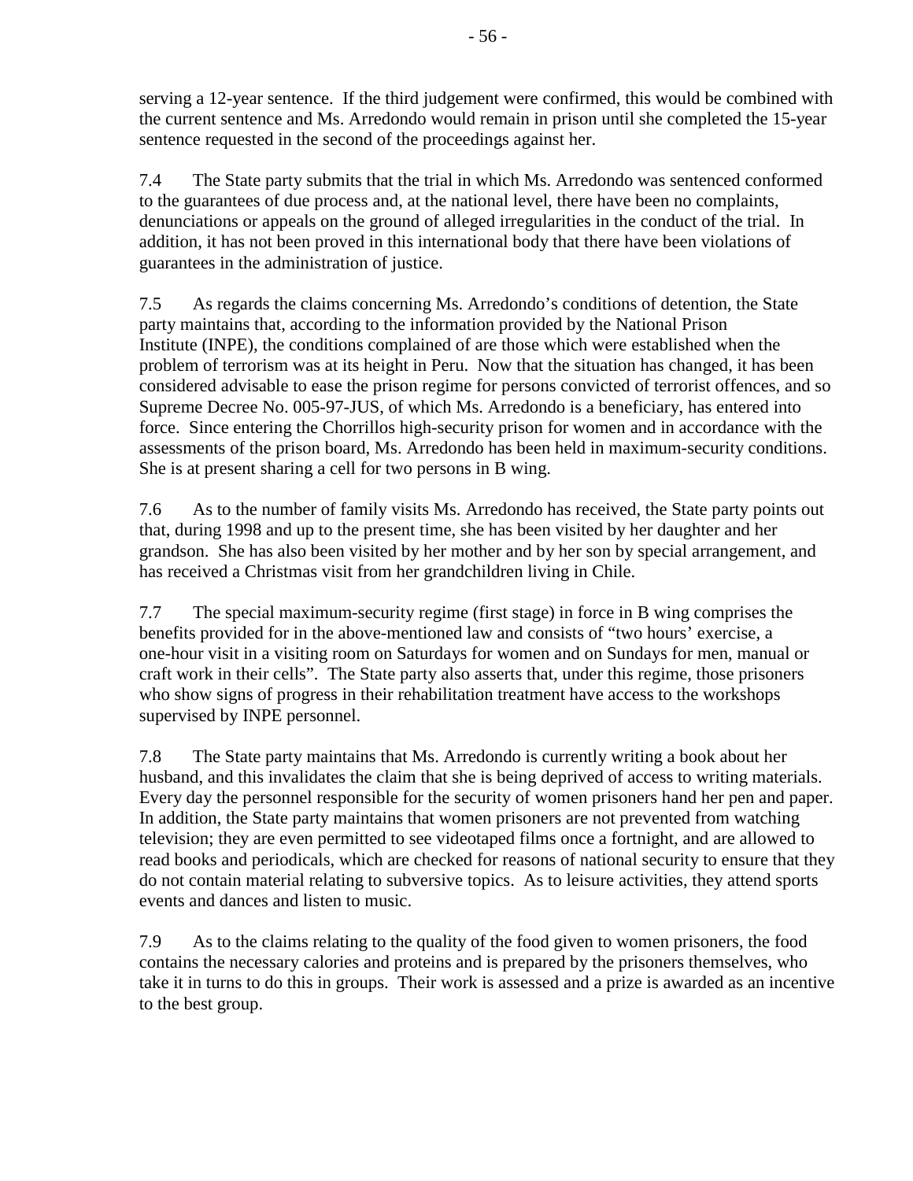serving a 12-year sentence. If the third judgement were confirmed, this would be combined with the current sentence and Ms. Arredondo would remain in prison until she completed the 15-year sentence requested in the second of the proceedings against her.

7.4 The State party submits that the trial in which Ms. Arredondo was sentenced conformed to the guarantees of due process and, at the national level, there have been no complaints, denunciations or appeals on the ground of alleged irregularities in the conduct of the trial. In addition, it has not been proved in this international body that there have been violations of guarantees in the administration of justice.

7.5 As regards the claims concerning Ms. Arredondo's conditions of detention, the State party maintains that, according to the information provided by the National Prison Institute (INPE), the conditions complained of are those which were established when the problem of terrorism was at its height in Peru. Now that the situation has changed, it has been considered advisable to ease the prison regime for persons convicted of terrorist offences, and so Supreme Decree No. 005-97-JUS, of which Ms. Arredondo is a beneficiary, has entered into force. Since entering the Chorrillos high-security prison for women and in accordance with the assessments of the prison board, Ms. Arredondo has been held in maximum-security conditions. She is at present sharing a cell for two persons in B wing.

7.6 As to the number of family visits Ms. Arredondo has received, the State party points out that, during 1998 and up to the present time, she has been visited by her daughter and her grandson. She has also been visited by her mother and by her son by special arrangement, and has received a Christmas visit from her grandchildren living in Chile.

7.7 The special maximum-security regime (first stage) in force in B wing comprises the benefits provided for in the above-mentioned law and consists of "two hours' exercise, a one-hour visit in a visiting room on Saturdays for women and on Sundays for men, manual or craft work in their cells". The State party also asserts that, under this regime, those prisoners who show signs of progress in their rehabilitation treatment have access to the workshops supervised by INPE personnel.

7.8 The State party maintains that Ms. Arredondo is currently writing a book about her husband, and this invalidates the claim that she is being deprived of access to writing materials. Every day the personnel responsible for the security of women prisoners hand her pen and paper. In addition, the State party maintains that women prisoners are not prevented from watching television; they are even permitted to see videotaped films once a fortnight, and are allowed to read books and periodicals, which are checked for reasons of national security to ensure that they do not contain material relating to subversive topics. As to leisure activities, they attend sports events and dances and listen to music.

7.9 As to the claims relating to the quality of the food given to women prisoners, the food contains the necessary calories and proteins and is prepared by the prisoners themselves, who take it in turns to do this in groups. Their work is assessed and a prize is awarded as an incentive to the best group.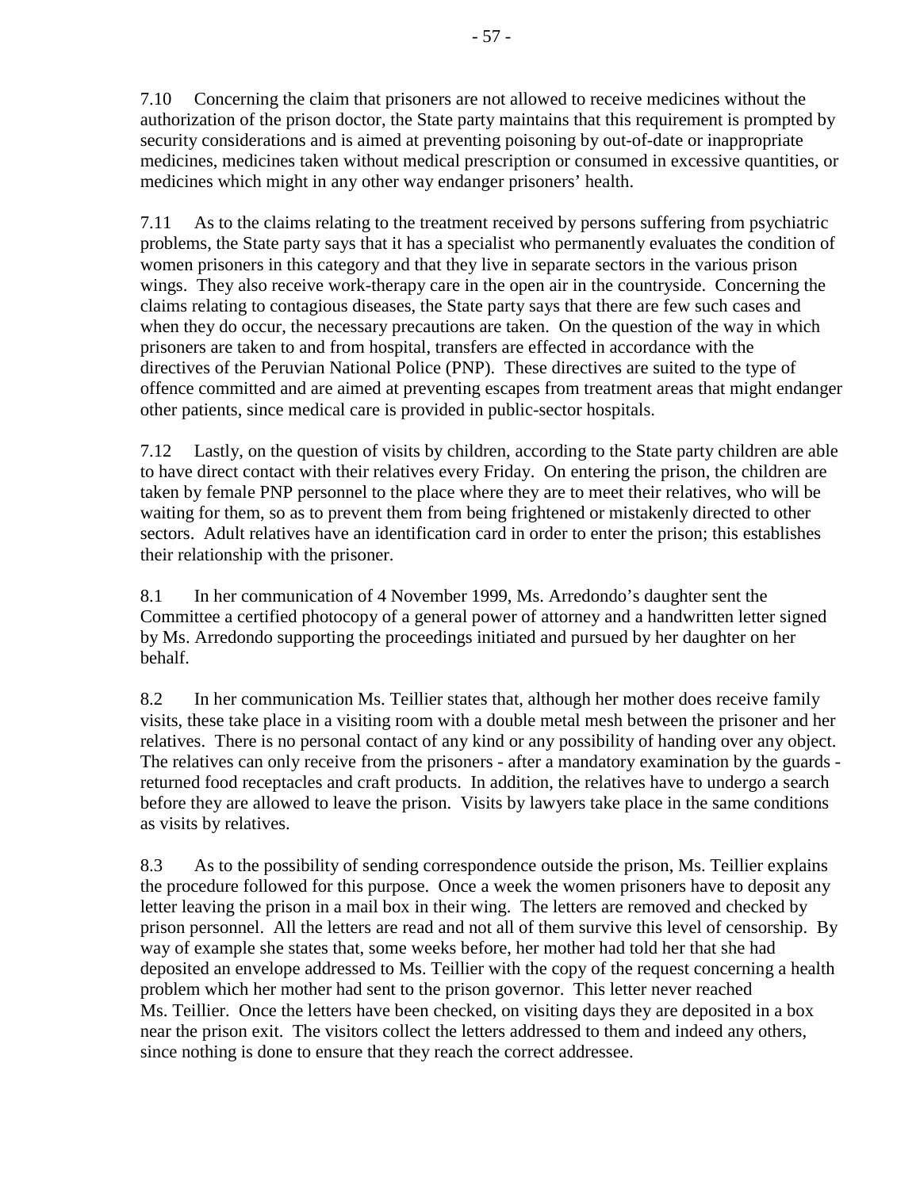7.10 Concerning the claim that prisoners are not allowed to receive medicines without the authorization of the prison doctor, the State party maintains that this requirement is prompted by security considerations and is aimed at preventing poisoning by out-of-date or inappropriate medicines, medicines taken without medical prescription or consumed in excessive quantities, or medicines which might in any other way endanger prisoners' health.

7.11 As to the claims relating to the treatment received by persons suffering from psychiatric problems, the State party says that it has a specialist who permanently evaluates the condition of women prisoners in this category and that they live in separate sectors in the various prison wings. They also receive work-therapy care in the open air in the countryside. Concerning the claims relating to contagious diseases, the State party says that there are few such cases and when they do occur, the necessary precautions are taken. On the question of the way in which prisoners are taken to and from hospital, transfers are effected in accordance with the directives of the Peruvian National Police (PNP). These directives are suited to the type of offence committed and are aimed at preventing escapes from treatment areas that might endanger other patients, since medical care is provided in public-sector hospitals.

7.12 Lastly, on the question of visits by children, according to the State party children are able to have direct contact with their relatives every Friday. On entering the prison, the children are taken by female PNP personnel to the place where they are to meet their relatives, who will be waiting for them, so as to prevent them from being frightened or mistakenly directed to other sectors. Adult relatives have an identification card in order to enter the prison; this establishes their relationship with the prisoner.

8.1 In her communication of 4 November 1999, Ms. Arredondo's daughter sent the Committee a certified photocopy of a general power of attorney and a handwritten letter signed by Ms. Arredondo supporting the proceedings initiated and pursued by her daughter on her behalf.

8.2 In her communication Ms. Teillier states that, although her mother does receive family visits, these take place in a visiting room with a double metal mesh between the prisoner and her relatives. There is no personal contact of any kind or any possibility of handing over any object. The relatives can only receive from the prisoners - after a mandatory examination by the guards - returned food receptacles and craft products. In addition, the relatives have to undergo a search before they are allowed to leave the prison. Visits by lawyers take place in the same conditions as visits by relatives.

8.3 As to the possibility of sending correspondence outside the prison, Ms. Teillier explains the procedure followed for this purpose. Once a week the women prisoners have to deposit any letter leaving the prison in a mail box in their wing. The letters are removed and checked by prison personnel. All the letters are read and not all of them survive this level of censorship. By way of example she states that, some weeks before, her mother had told her that she had deposited an envelope addressed to Ms. Teillier with the copy of the request concerning a health problem which her mother had sent to the prison governor. This letter never reached Ms. Teillier. Once the letters have been checked, on visiting days they are deposited in a box near the prison exit. The visitors collect the letters addressed to them and indeed any others, since nothing is done to ensure that they reach the correct addressee.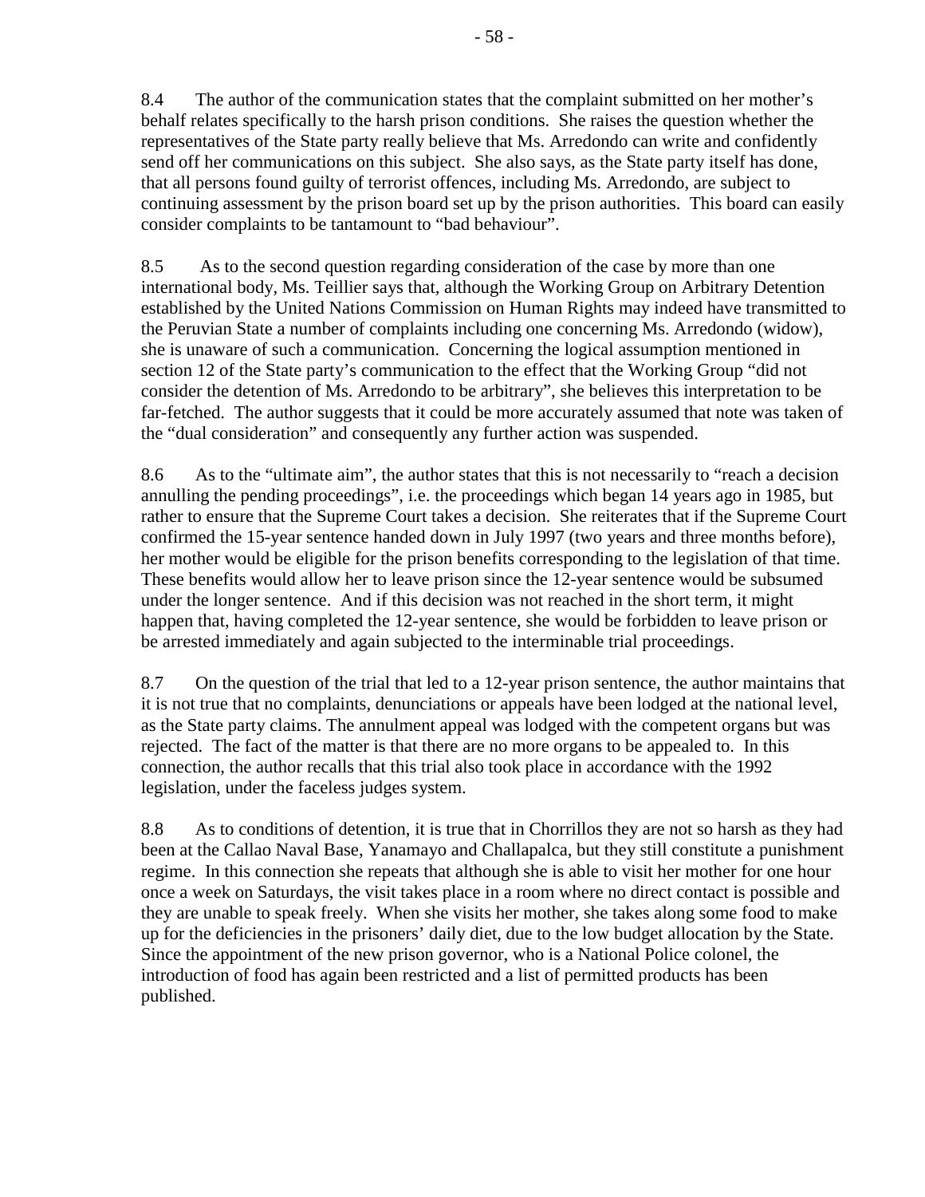8.4 The author of the communication states that the complaint submitted on her mother's behalf relates specifically to the harsh prison conditions. She raises the question whether the representatives of the State party really believe that Ms. Arredondo can write and confidently send off her communications on this subject. She also says, as the State party itself has done, that all persons found guilty of terrorist offences, including Ms. Arredondo, are subject to continuing assessment by the prison board set up by the prison authorities. This board can easily consider complaints to be tantamount to "bad behaviour".

8.5 As to the second question regarding consideration of the case by more than one international body, Ms. Teillier says that, although the Working Group on Arbitrary Detention established by the United Nations Commission on Human Rights may indeed have transmitted to the Peruvian State a number of complaints including one concerning Ms. Arredondo (widow), she is unaware of such a communication. Concerning the logical assumption mentioned in section 12 of the State party's communication to the effect that the Working Group "did not consider the detention of Ms. Arredondo to be arbitrary", she believes this interpretation to be far-fetched. The author suggests that it could be more accurately assumed that note was taken of the "dual consideration" and consequently any further action was suspended.

8.6 As to the "ultimate aim", the author states that this is not necessarily to "reach a decision annulling the pending proceedings", i.e. the proceedings which began 14 years ago in 1985, but rather to ensure that the Supreme Court takes a decision. She reiterates that if the Supreme Court confirmed the 15-year sentence handed down in July 1997 (two years and three months before), her mother would be eligible for the prison benefits corresponding to the legislation of that time. These benefits would allow her to leave prison since the 12-year sentence would be subsumed under the longer sentence. And if this decision was not reached in the short term, it might happen that, having completed the 12-year sentence, she would be forbidden to leave prison or be arrested immediately and again subjected to the interminable trial proceedings.

8.7 On the question of the trial that led to a 12-year prison sentence, the author maintains that it is not true that no complaints, denunciations or appeals have been lodged at the national level, as the State party claims. The annulment appeal was lodged with the competent organs but was rejected. The fact of the matter is that there are no more organs to be appealed to. In this connection, the author recalls that this trial also took place in accordance with the 1992 legislation, under the faceless judges system.

8.8 As to conditions of detention, it is true that in Chorrillos they are not so harsh as they had been at the Callao Naval Base, Yanamayo and Challapalca, but they still constitute a punishment regime. In this connection she repeats that although she is able to visit her mother for one hour once a week on Saturdays, the visit takes place in a room where no direct contact is possible and they are unable to speak freely. When she visits her mother, she takes along some food to make up for the deficiencies in the prisoners' daily diet, due to the low budget allocation by the State. Since the appointment of the new prison governor, who is a National Police colonel, the introduction of food has again been restricted and a list of permitted products has been published.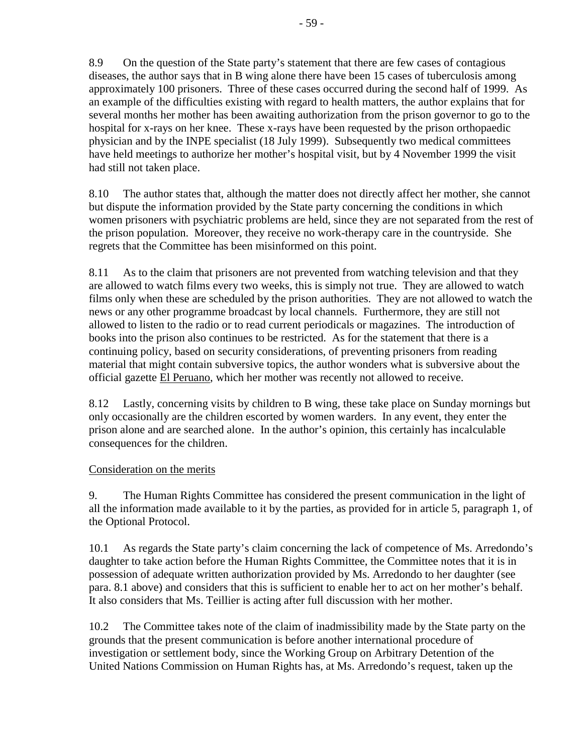8.9 On the question of the State party's statement that there are few cases of contagious diseases, the author says that in B wing alone there have been 15 cases of tuberculosis among approximately 100 prisoners. Three of these cases occurred during the second half of 1999. As an example of the difficulties existing with regard to health matters, the author explains that for several months her mother has been awaiting authorization from the prison governor to go to the hospital for x-rays on her knee. These x-rays have been requested by the prison orthopaedic physician and by the INPE specialist (18 July 1999). Subsequently two medical committees have held meetings to authorize her mother's hospital visit, but by 4 November 1999 the visit had still not taken place.

8.10 The author states that, although the matter does not directly affect her mother, she cannot but dispute the information provided by the State party concerning the conditions in which women prisoners with psychiatric problems are held, since they are not separated from the rest of the prison population. Moreover, they receive no work-therapy care in the countryside. She regrets that the Committee has been misinformed on this point.

8.11 As to the claim that prisoners are not prevented from watching television and that they are allowed to watch films every two weeks, this is simply not true. They are allowed to watch films only when these are scheduled by the prison authorities. They are not allowed to watch the news or any other programme broadcast by local channels. Furthermore, they are still not allowed to listen to the radio or to read current periodicals or magazines. The introduction of books into the prison also continues to be restricted. As for the statement that there is a continuing policy, based on security considerations, of preventing prisoners from reading material that might contain subversive topics, the author wonders what is subversive about the official gazette El Peruano, which her mother was recently not allowed to receive.

8.12 Lastly, concerning visits by children to B wing, these take place on Sunday mornings but only occasionally are the children escorted by women warders. In any event, they enter the prison alone and are searched alone. In the author's opinion, this certainly has incalculable consequences for the children.

Consideration on the merits

9. The Human Rights Committee has considered the present communication in the light of all the information made available to it by the parties, as provided for in article 5, paragraph 1, of the Optional Protocol.

10.1 As regards the State party's claim concerning the lack of competence of Ms. Arredondo's daughter to take action before the Human Rights Committee, the Committee notes that it is in possession of adequate written authorization provided by Ms. Arredondo to her daughter (see para. 8.1 above) and considers that this is sufficient to enable her to act on her mother's behalf. It also considers that Ms. Teillier is acting after full discussion with her mother.

10.2 The Committee takes note of the claim of inadmissibility made by the State party on the grounds that the present communication is before another international procedure of investigation or settlement body, since the Working Group on Arbitrary Detention of the United Nations Commission on Human Rights has, at Ms. Arredondo's request, taken up the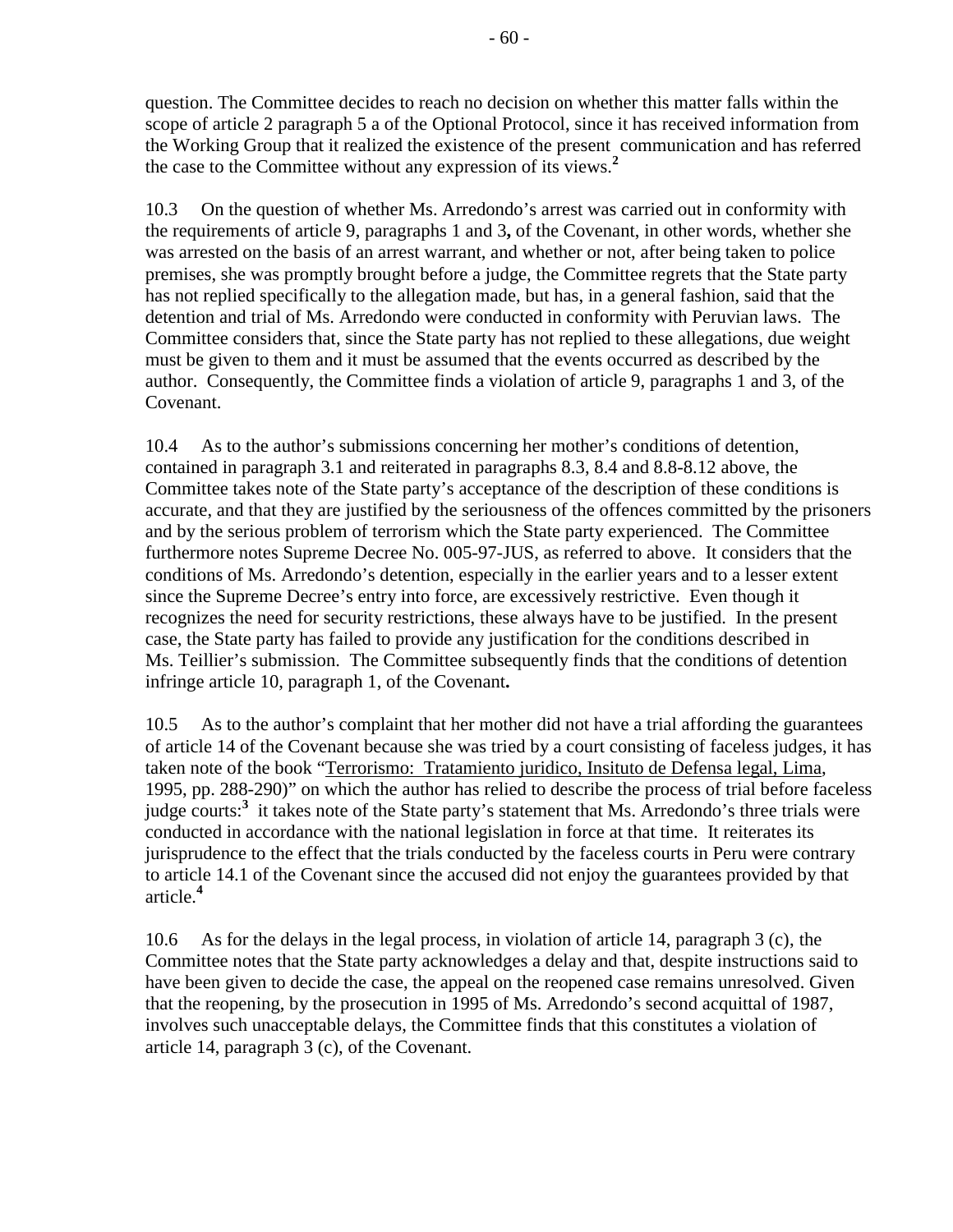question. The Committee decides to reach no decision on whether this matter falls within the scope of article 2 paragraph 5 a of the Optional Protocol, since it has received information from the Working Group that it realized the existence of the present communication and has referred the case to the Committee without any expression of its views.[2]

10.3 On the question of whether Ms. Arredondo's arrest was carried out in conformity with the requirements of article 9, paragraphs 1 and 3**,** of the Covenant, in other words, whether she was arrested on the basis of an arrest warrant, and whether or not, after being taken to police premises, she was promptly brought before a judge, the Committee regrets that the State party has not replied specifically to the allegation made, but has, in a general fashion, said that the detention and trial of Ms. Arredondo were conducted in conformity with Peruvian laws. The Committee considers that, since the State party has not replied to these allegations, due weight must be given to them and it must be assumed that the events occurred as described by the author. Consequently, the Committee finds a violation of article 9, paragraphs 1 and 3, of the Covenant.

10.4 As to the author's submissions concerning her mother's conditions of detention, contained in paragraph 3.1 and reiterated in paragraphs 8.3, 8.4 and 8.8-8.12 above, the Committee takes note of the State party's acceptance of the description of these conditions is accurate, and that they are justified by the seriousness of the offences committed by the prisoners and by the serious problem of terrorism which the State party experienced. The Committee furthermore notes Supreme Decree No. 005-97-JUS, as referred to above. It considers that the conditions of Ms. Arredondo's detention, especially in the earlier years and to a lesser extent since the Supreme Decree's entry into force, are excessively restrictive. Even though it recognizes the need for security restrictions, these always have to be justified. In the present case, the State party has failed to provide any justification for the conditions described in Ms. Teillier's submission. The Committee subsequently finds that the conditions of detention infringe article 10, paragraph 1, of the Covenant**.**

10.5 As to the author's complaint that her mother did not have a trial affording the guarantees of article 14 of the Covenant because she was tried by a court consisting of faceless judges, it has taken note of the book "Terrorismo: Tratamiento juridico, Insituto de Defensa legal, Lima, 1995, pp. 288-290)" on which the author has relied to describe the process of trial before faceless judge courts:[3] it takes note of the State party's statement that Ms. Arredondo's three trials were conducted in accordance with the national legislation in force at that time. It reiterates its jurisprudence to the effect that the trials conducted by the faceless courts in Peru were contrary to article 14.1 of the Covenant since the accused did not enjoy the guarantees provided by that article.[4]

10.6 As for the delays in the legal process, in violation of article 14, paragraph 3 (c), the Committee notes that the State party acknowledges a delay and that, despite instructions said to have been given to decide the case, the appeal on the reopened case remains unresolved. Given that the reopening, by the prosecution in 1995 of Ms. Arredondo's second acquittal of 1987, involves such unacceptable delays, the Committee finds that this constitutes a violation of article 14, paragraph 3 (c), of the Covenant.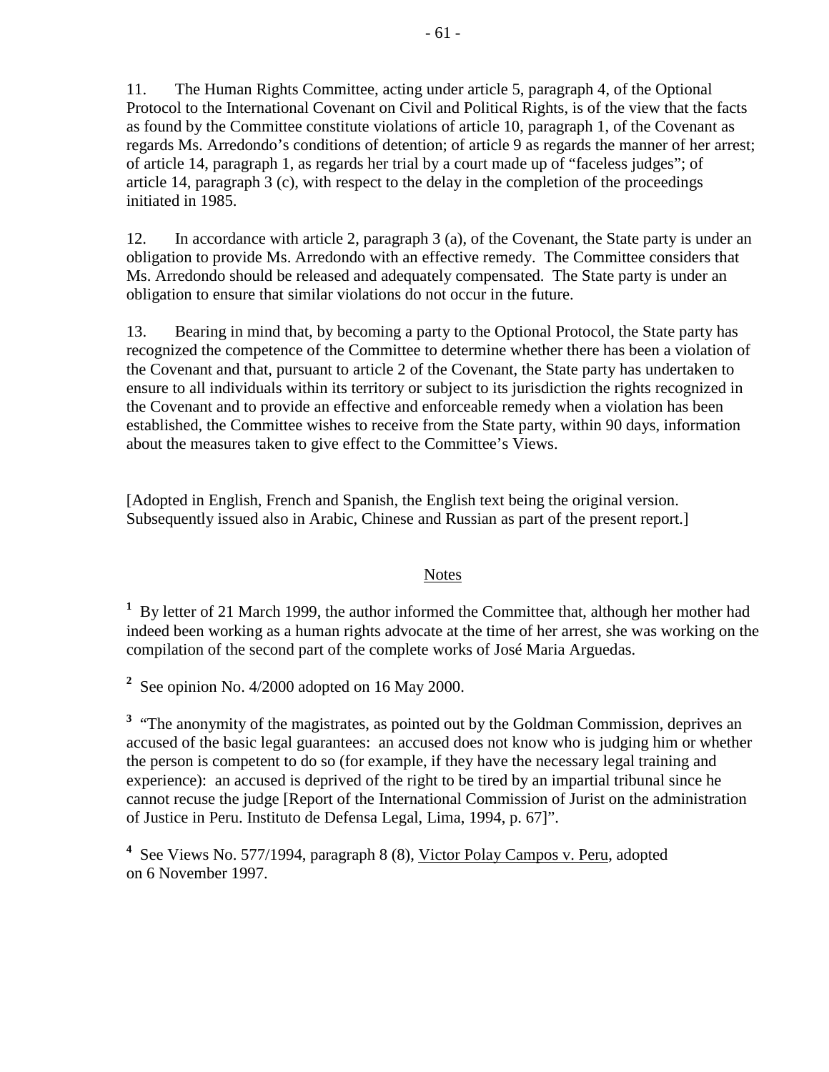11. The Human Rights Committee, acting under article 5, paragraph 4, of the Optional Protocol to the International Covenant on Civil and Political Rights, is of the view that the facts as found by the Committee constitute violations of article 10, paragraph 1, of the Covenant as regards Ms. Arredondo's conditions of detention; of article 9 as regards the manner of her arrest; of article 14, paragraph 1, as regards her trial by a court made up of "faceless judges"; of article 14, paragraph 3 (c), with respect to the delay in the completion of the proceedings initiated in 1985.

12. In accordance with article 2, paragraph 3 (a), of the Covenant, the State party is under an obligation to provide Ms. Arredondo with an effective remedy. The Committee considers that Ms. Arredondo should be released and adequately compensated. The State party is under an obligation to ensure that similar violations do not occur in the future.

13. Bearing in mind that, by becoming a party to the Optional Protocol, the State party has recognized the competence of the Committee to determine whether there has been a violation of the Covenant and that, pursuant to article 2 of the Covenant, the State party has undertaken to ensure to all individuals within its territory or subject to its jurisdiction the rights recognized in the Covenant and to provide an effective and enforceable remedy when a violation has been established, the Committee wishes to receive from the State party, within 90 days, information about the measures taken to give effect to the Committee's Views.

[Adopted in English, French and Spanish, the English text being the original version. Subsequently issued also in Arabic, Chinese and Russian as part of the present report.]

## Notes

[1] By letter of 21 March 1999, the author informed the Committee that, although her mother had indeed been working as a human rights advocate at the time of her arrest, she was working on the compilation of the second part of the complete works of José Maria Arguedas.

[2] See opinion No. 4/2000 adopted on 16 May 2000.

[3] "The anonymity of the magistrates, as pointed out by the Goldman Commission, deprives an accused of the basic legal guarantees: an accused does not know who is judging him or whether the person is competent to do so (for example, if they have the necessary legal training and experience): an accused is deprived of the right to be tired by an impartial tribunal since he cannot recuse the judge [Report of the International Commission of Jurist on the administration of Justice in Peru. Instituto de Defensa Legal, Lima, 1994, p. 67]".

[4] See Views No. 577/1994, paragraph 8 (8), Victor Polay Campos v. Peru, adopted on 6 November 1997.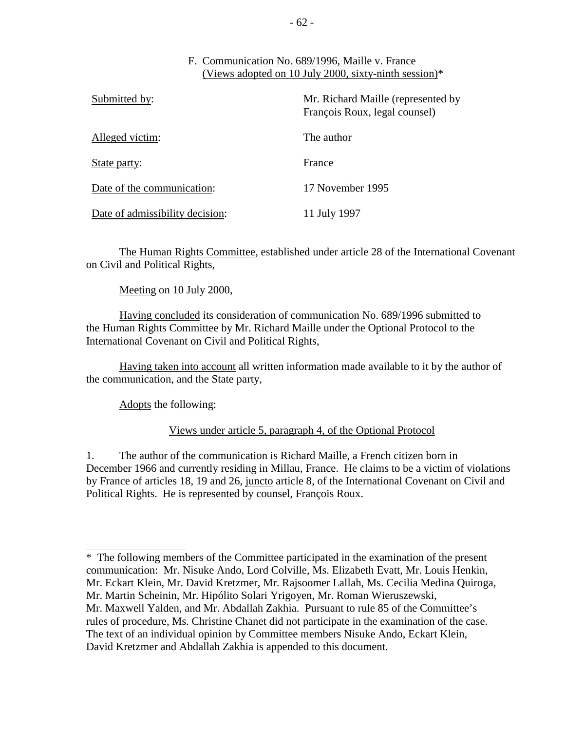F. Communication No. 689/1996, Maille v. France (Views adopted on 10 July 2000, sixty-ninth session)*

| | |
|---|---|
| Submitted by: | Mr. Richard Maille (represented by François Roux, legal counsel) |
| Alleged victim: | The author |
| State party: | France |
| Date of the communication: | 17 November 1995 |
| Date of admissibility decision: | 11 July 1997 |

The Human Rights Committee, established under article 28 of the International Covenant on Civil and Political Rights,

Meeting on 10 July 2000,

Having concluded its consideration of communication No. 689/1996 submitted to the Human Rights Committee by Mr. Richard Maille under the Optional Protocol to the International Covenant on Civil and Political Rights,

Having taken into account all written information made available to it by the author of the communication, and the State party,

Adopts the following:

Views under article 5, paragraph 4, of the Optional Protocol

1. The author of the communication is Richard Maille, a French citizen born in December 1966 and currently residing in Millau, France. He claims to be a victim of violations by France of articles 18, 19 and 26, juncto article 8, of the International Covenant on Civil and Political Rights. He is represented by counsel, François Roux.

---

* The following members of the Committee participated in the examination of the present communication: Mr. Nisuke Ando, Lord Colville, Ms. Elizabeth Evatt, Mr. Louis Henkin, Mr. Eckart Klein, Mr. David Kretzmer, Mr. Rajsoomer Lallah, Ms. Cecilia Medina Quiroga, Mr. Martin Scheinin, Mr. Hipólito Solari Yrigoyen, Mr. Roman Wieruszewski, Mr. Maxwell Yalden, and Mr. Abdallah Zakhia. Pursuant to rule 85 of the Committee's rules of procedure, Ms. Christine Chanet did not participate in the examination of the case. The text of an individual opinion by Committee members Nisuke Ando, Eckart Klein, David Kretzmer and Abdallah Zakhia is appended to this document.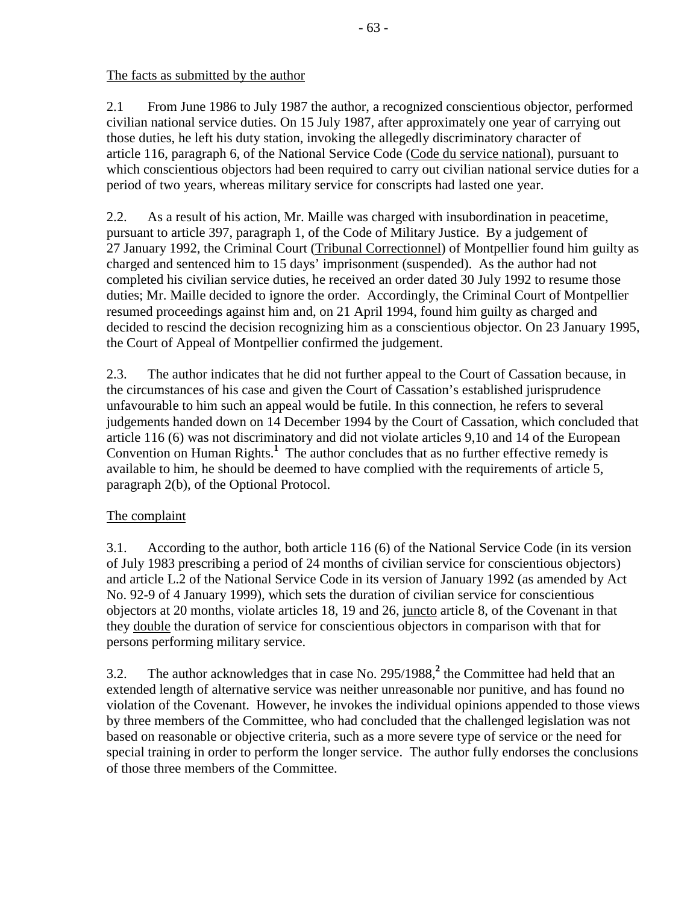The facts as submitted by the author

2.1 From June 1986 to July 1987 the author, a recognized conscientious objector, performed civilian national service duties. On 15 July 1987, after approximately one year of carrying out those duties, he left his duty station, invoking the allegedly discriminatory character of article 116, paragraph 6, of the National Service Code (Code du service national), pursuant to which conscientious objectors had been required to carry out civilian national service duties for a period of two years, whereas military service for conscripts had lasted one year.

2.2. As a result of his action, Mr. Maille was charged with insubordination in peacetime, pursuant to article 397, paragraph 1, of the Code of Military Justice. By a judgement of 27 January 1992, the Criminal Court (Tribunal Correctionnel) of Montpellier found him guilty as charged and sentenced him to 15 days' imprisonment (suspended). As the author had not completed his civilian service duties, he received an order dated 30 July 1992 to resume those duties; Mr. Maille decided to ignore the order. Accordingly, the Criminal Court of Montpellier resumed proceedings against him and, on 21 April 1994, found him guilty as charged and decided to rescind the decision recognizing him as a conscientious objector. On 23 January 1995, the Court of Appeal of Montpellier confirmed the judgement.

2.3. The author indicates that he did not further appeal to the Court of Cassation because, in the circumstances of his case and given the Court of Cassation's established jurisprudence unfavourable to him such an appeal would be futile. In this connection, he refers to several judgements handed down on 14 December 1994 by the Court of Cassation, which concluded that article 116 (6) was not discriminatory and did not violate articles 9,10 and 14 of the European Convention on Human Rights.[1] The author concludes that as no further effective remedy is available to him, he should be deemed to have complied with the requirements of article 5, paragraph 2(b), of the Optional Protocol.

The complaint

3.1. According to the author, both article 116 (6) of the National Service Code (in its version of July 1983 prescribing a period of 24 months of civilian service for conscientious objectors) and article L.2 of the National Service Code in its version of January 1992 (as amended by Act No. 92-9 of 4 January 1999), which sets the duration of civilian service for conscientious objectors at 20 months, violate articles 18, 19 and 26, juncto article 8, of the Covenant in that they double the duration of service for conscientious objectors in comparison with that for persons performing military service.

3.2. The author acknowledges that in case No. 295/1988,[2] the Committee had held that an extended length of alternative service was neither unreasonable nor punitive, and has found no violation of the Covenant. However, he invokes the individual opinions appended to those views by three members of the Committee, who had concluded that the challenged legislation was not based on reasonable or objective criteria, such as a more severe type of service or the need for special training in order to perform the longer service. The author fully endorses the conclusions of those three members of the Committee.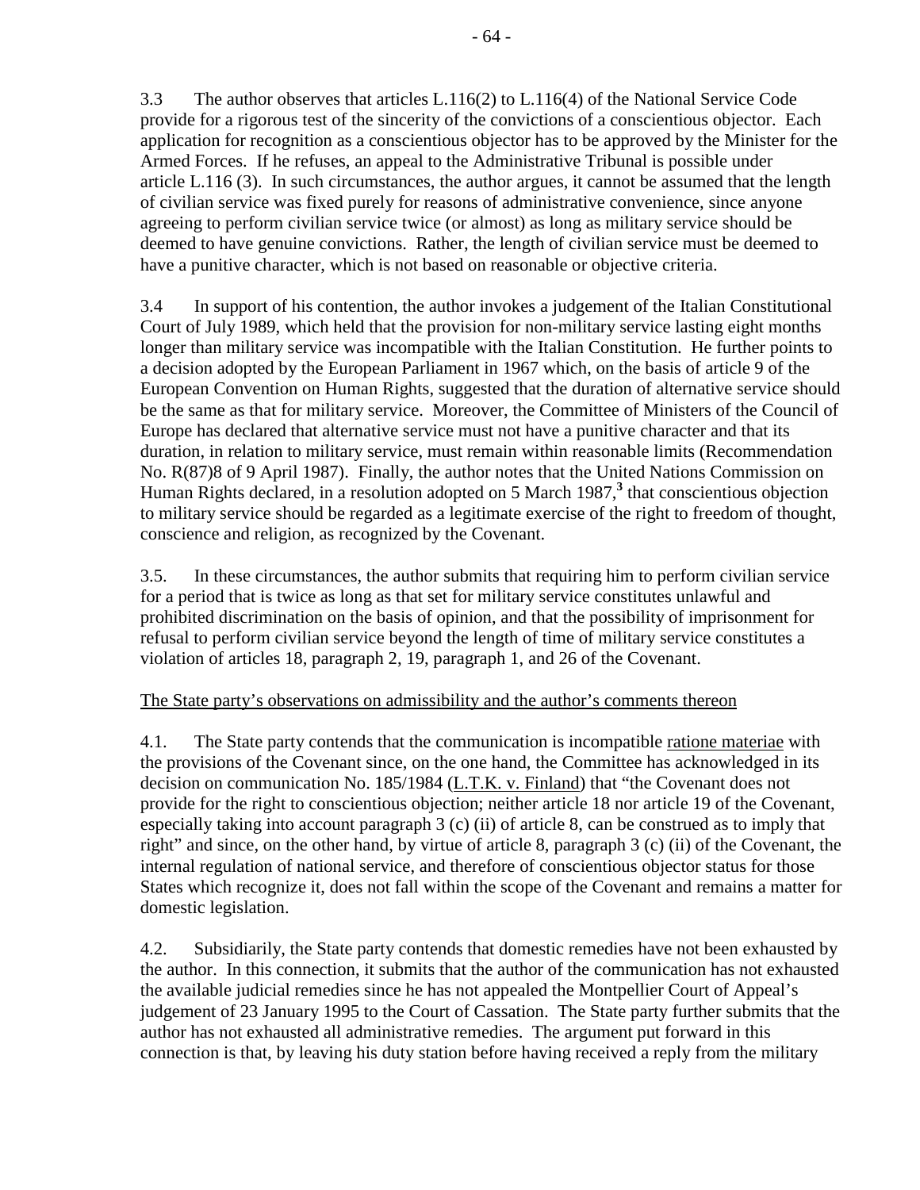3.3 The author observes that articles L.116(2) to L.116(4) of the National Service Code provide for a rigorous test of the sincerity of the convictions of a conscientious objector. Each application for recognition as a conscientious objector has to be approved by the Minister for the Armed Forces. If he refuses, an appeal to the Administrative Tribunal is possible under article L.116 (3). In such circumstances, the author argues, it cannot be assumed that the length of civilian service was fixed purely for reasons of administrative convenience, since anyone agreeing to perform civilian service twice (or almost) as long as military service should be deemed to have genuine convictions. Rather, the length of civilian service must be deemed to have a punitive character, which is not based on reasonable or objective criteria.

3.4 In support of his contention, the author invokes a judgement of the Italian Constitutional Court of July 1989, which held that the provision for non-military service lasting eight months longer than military service was incompatible with the Italian Constitution. He further points to a decision adopted by the European Parliament in 1967 which, on the basis of article 9 of the European Convention on Human Rights, suggested that the duration of alternative service should be the same as that for military service. Moreover, the Committee of Ministers of the Council of Europe has declared that alternative service must not have a punitive character and that its duration, in relation to military service, must remain within reasonable limits (Recommendation No. R(87)8 of 9 April 1987). Finally, the author notes that the United Nations Commission on Human Rights declared, in a resolution adopted on 5 March 1987,[3] that conscientious objection to military service should be regarded as a legitimate exercise of the right to freedom of thought, conscience and religion, as recognized by the Covenant.

3.5. In these circumstances, the author submits that requiring him to perform civilian service for a period that is twice as long as that set for military service constitutes unlawful and prohibited discrimination on the basis of opinion, and that the possibility of imprisonment for refusal to perform civilian service beyond the length of time of military service constitutes a violation of articles 18, paragraph 2, 19, paragraph 1, and 26 of the Covenant.

### The State party's observations on admissibility and the author's comments thereon

4.1. The State party contends that the communication is incompatible *ratione materiae* with the provisions of the Covenant since, on the one hand, the Committee has acknowledged in its decision on communication No. 185/1984 (*L.T.K. v. Finland*) that "the Covenant does not provide for the right to conscientious objection; neither article 18 nor article 19 of the Covenant, especially taking into account paragraph 3 (c) (ii) of article 8, can be construed as to imply that right" and since, on the other hand, by virtue of article 8, paragraph 3 (c) (ii) of the Covenant, the internal regulation of national service, and therefore of conscientious objector status for those States which recognize it, does not fall within the scope of the Covenant and remains a matter for domestic legislation.

4.2. Subsidiarily, the State party contends that domestic remedies have not been exhausted by the author. In this connection, it submits that the author of the communication has not exhausted the available judicial remedies since he has not appealed the Montpellier Court of Appeal's judgement of 23 January 1995 to the Court of Cassation. The State party further submits that the author has not exhausted all administrative remedies. The argument put forward in this connection is that, by leaving his duty station before having received a reply from the military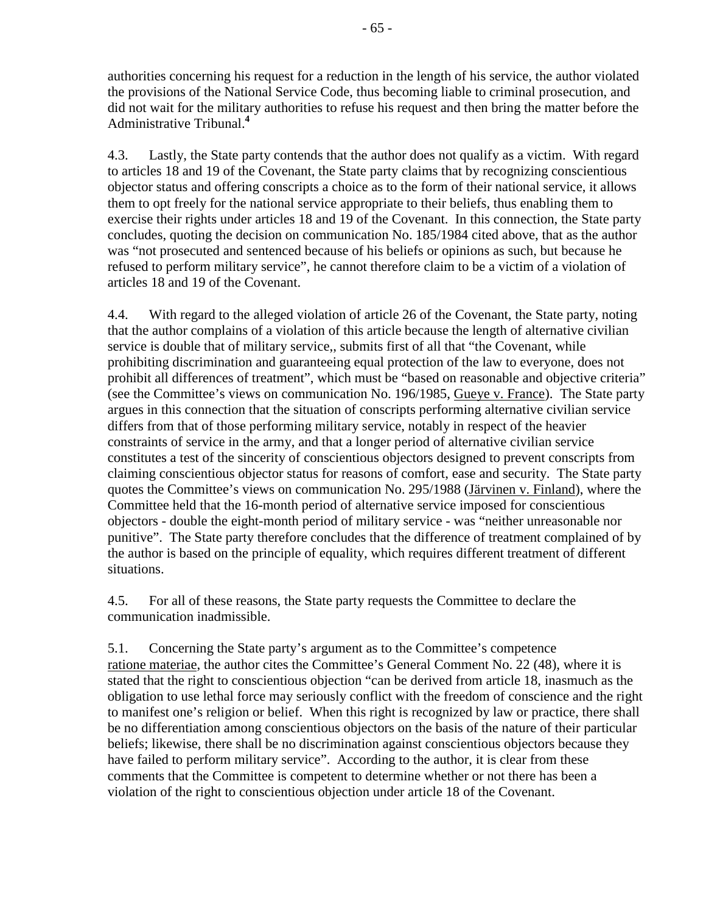authorities concerning his request for a reduction in the length of his service, the author violated the provisions of the National Service Code, thus becoming liable to criminal prosecution, and did not wait for the military authorities to refuse his request and then bring the matter before the Administrative Tribunal.[4]

4.3. Lastly, the State party contends that the author does not qualify as a victim. With regard to articles 18 and 19 of the Covenant, the State party claims that by recognizing conscientious objector status and offering conscripts a choice as to the form of their national service, it allows them to opt freely for the national service appropriate to their beliefs, thus enabling them to exercise their rights under articles 18 and 19 of the Covenant. In this connection, the State party concludes, quoting the decision on communication No. 185/1984 cited above, that as the author was "not prosecuted and sentenced because of his beliefs or opinions as such, but because he refused to perform military service", he cannot therefore claim to be a victim of a violation of articles 18 and 19 of the Covenant.

4.4. With regard to the alleged violation of article 26 of the Covenant, the State party, noting that the author complains of a violation of this article because the length of alternative civilian service is double that of military service,, submits first of all that "the Covenant, while prohibiting discrimination and guaranteeing equal protection of the law to everyone, does not prohibit all differences of treatment", which must be "based on reasonable and objective criteria" (see the Committee's views on communication No. 196/1985, Gueye v. France). The State party argues in this connection that the situation of conscripts performing alternative civilian service differs from that of those performing military service, notably in respect of the heavier constraints of service in the army, and that a longer period of alternative civilian service constitutes a test of the sincerity of conscientious objectors designed to prevent conscripts from claiming conscientious objector status for reasons of comfort, ease and security. The State party quotes the Committee's views on communication No. 295/1988 (Järvinen v. Finland), where the Committee held that the 16-month period of alternative service imposed for conscientious objectors - double the eight-month period of military service - was "neither unreasonable nor punitive". The State party therefore concludes that the difference of treatment complained of by the author is based on the principle of equality, which requires different treatment of different situations.

4.5. For all of these reasons, the State party requests the Committee to declare the communication inadmissible.

5.1. Concerning the State party's argument as to the Committee's competence ratione materiae, the author cites the Committee's General Comment No. 22 (48), where it is stated that the right to conscientious objection "can be derived from article 18, inasmuch as the obligation to use lethal force may seriously conflict with the freedom of conscience and the right to manifest one's religion or belief. When this right is recognized by law or practice, there shall be no differentiation among conscientious objectors on the basis of the nature of their particular beliefs; likewise, there shall be no discrimination against conscientious objectors because they have failed to perform military service". According to the author, it is clear from these comments that the Committee is competent to determine whether or not there has been a violation of the right to conscientious objection under article 18 of the Covenant.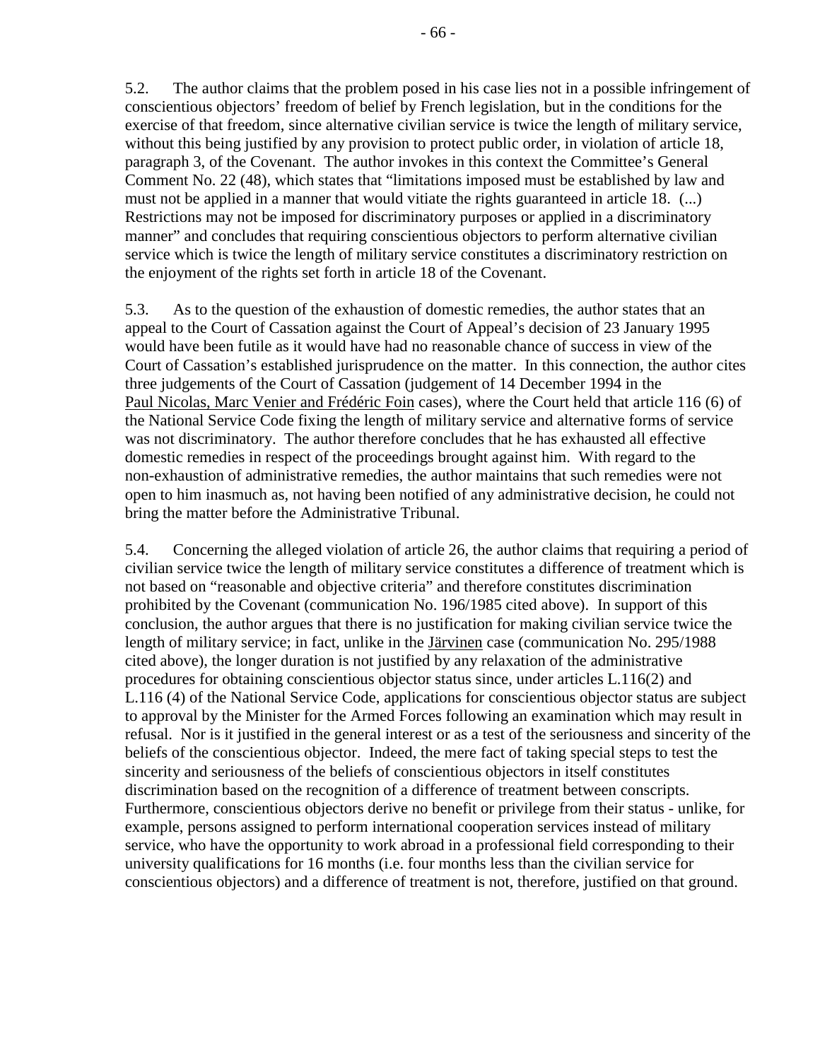5.2. The author claims that the problem posed in his case lies not in a possible infringement of conscientious objectors' freedom of belief by French legislation, but in the conditions for the exercise of that freedom, since alternative civilian service is twice the length of military service, without this being justified by any provision to protect public order, in violation of article 18, paragraph 3, of the Covenant. The author invokes in this context the Committee's General Comment No. 22 (48), which states that "limitations imposed must be established by law and must not be applied in a manner that would vitiate the rights guaranteed in article 18. (...) Restrictions may not be imposed for discriminatory purposes or applied in a discriminatory manner" and concludes that requiring conscientious objectors to perform alternative civilian service which is twice the length of military service constitutes a discriminatory restriction on the enjoyment of the rights set forth in article 18 of the Covenant.

5.3. As to the question of the exhaustion of domestic remedies, the author states that an appeal to the Court of Cassation against the Court of Appeal's decision of 23 January 1995 would have been futile as it would have had no reasonable chance of success in view of the Court of Cassation's established jurisprudence on the matter. In this connection, the author cites three judgements of the Court of Cassation (judgement of 14 December 1994 in the Paul Nicolas, Marc Venier and Frédéric Foin cases), where the Court held that article 116 (6) of the National Service Code fixing the length of military service and alternative forms of service was not discriminatory. The author therefore concludes that he has exhausted all effective domestic remedies in respect of the proceedings brought against him. With regard to the non-exhaustion of administrative remedies, the author maintains that such remedies were not open to him inasmuch as, not having been notified of any administrative decision, he could not bring the matter before the Administrative Tribunal.

5.4. Concerning the alleged violation of article 26, the author claims that requiring a period of civilian service twice the length of military service constitutes a difference of treatment which is not based on "reasonable and objective criteria" and therefore constitutes discrimination prohibited by the Covenant (communication No. 196/1985 cited above). In support of this conclusion, the author argues that there is no justification for making civilian service twice the length of military service; in fact, unlike in the Järvinen case (communication No. 295/1988 cited above), the longer duration is not justified by any relaxation of the administrative procedures for obtaining conscientious objector status since, under articles L.116(2) and L.116 (4) of the National Service Code, applications for conscientious objector status are subject to approval by the Minister for the Armed Forces following an examination which may result in refusal. Nor is it justified in the general interest or as a test of the seriousness and sincerity of the beliefs of the conscientious objector. Indeed, the mere fact of taking special steps to test the sincerity and seriousness of the beliefs of conscientious objectors in itself constitutes discrimination based on the recognition of a difference of treatment between conscripts. Furthermore, conscientious objectors derive no benefit or privilege from their status - unlike, for example, persons assigned to perform international cooperation services instead of military service, who have the opportunity to work abroad in a professional field corresponding to their university qualifications for 16 months (i.e. four months less than the civilian service for conscientious objectors) and a difference of treatment is not, therefore, justified on that ground.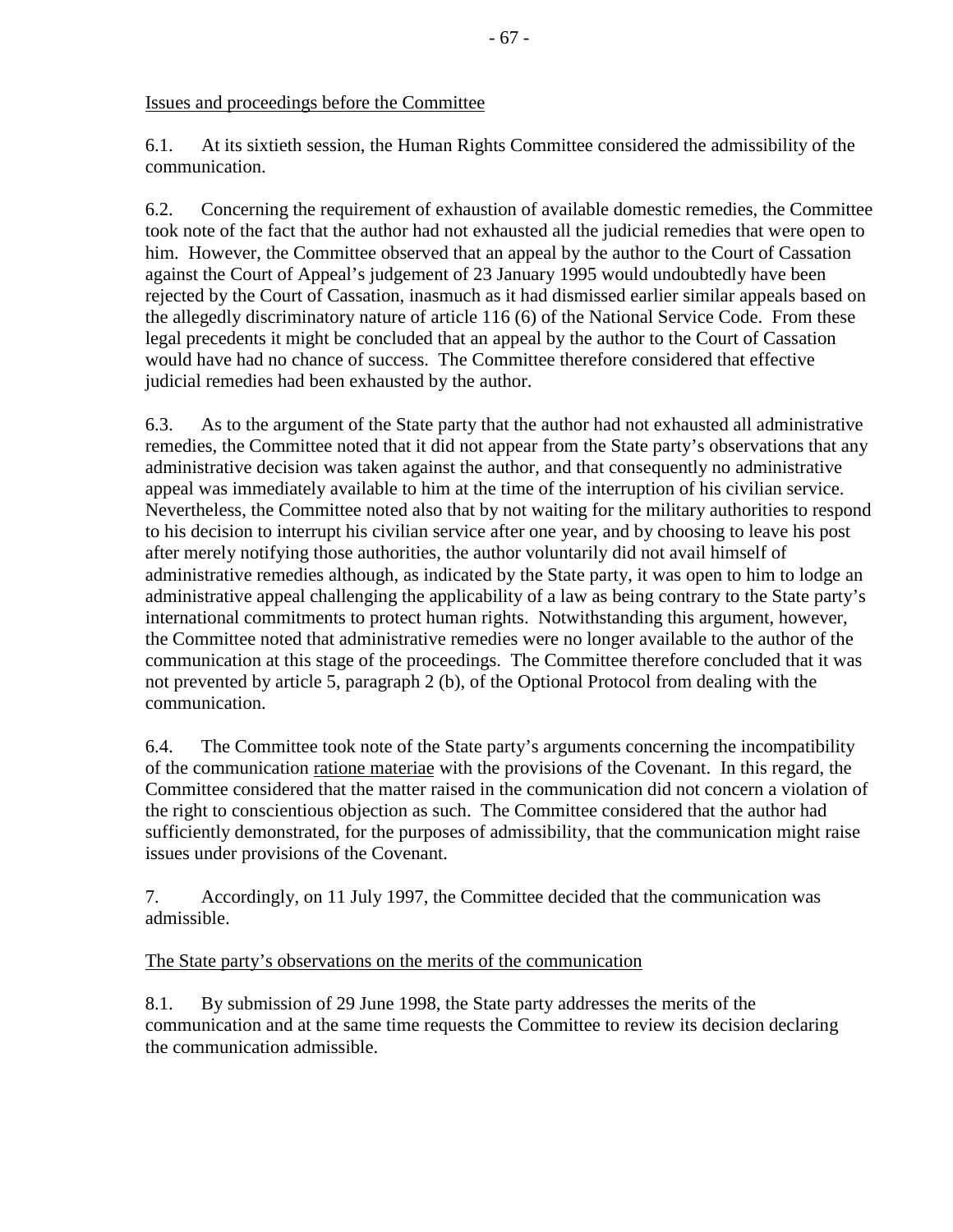Issues and proceedings before the Committee

6.1. At its sixtieth session, the Human Rights Committee considered the admissibility of the communication.

6.2. Concerning the requirement of exhaustion of available domestic remedies, the Committee took note of the fact that the author had not exhausted all the judicial remedies that were open to him. However, the Committee observed that an appeal by the author to the Court of Cassation against the Court of Appeal's judgement of 23 January 1995 would undoubtedly have been rejected by the Court of Cassation, inasmuch as it had dismissed earlier similar appeals based on the allegedly discriminatory nature of article 116 (6) of the National Service Code. From these legal precedents it might be concluded that an appeal by the author to the Court of Cassation would have had no chance of success. The Committee therefore considered that effective judicial remedies had been exhausted by the author.

6.3. As to the argument of the State party that the author had not exhausted all administrative remedies, the Committee noted that it did not appear from the State party's observations that any administrative decision was taken against the author, and that consequently no administrative appeal was immediately available to him at the time of the interruption of his civilian service. Nevertheless, the Committee noted also that by not waiting for the military authorities to respond to his decision to interrupt his civilian service after one year, and by choosing to leave his post after merely notifying those authorities, the author voluntarily did not avail himself of administrative remedies although, as indicated by the State party, it was open to him to lodge an administrative appeal challenging the applicability of a law as being contrary to the State party's international commitments to protect human rights. Notwithstanding this argument, however, the Committee noted that administrative remedies were no longer available to the author of the communication at this stage of the proceedings. The Committee therefore concluded that it was not prevented by article 5, paragraph 2 (b), of the Optional Protocol from dealing with the communication.

6.4. The Committee took note of the State party's arguments concerning the incompatibility of the communication ratione materiae with the provisions of the Covenant. In this regard, the Committee considered that the matter raised in the communication did not concern a violation of the right to conscientious objection as such. The Committee considered that the author had sufficiently demonstrated, for the purposes of admissibility, that the communication might raise issues under provisions of the Covenant.

7. Accordingly, on 11 July 1997, the Committee decided that the communication was admissible.

The State party's observations on the merits of the communication

8.1. By submission of 29 June 1998, the State party addresses the merits of the communication and at the same time requests the Committee to review its decision declaring the communication admissible.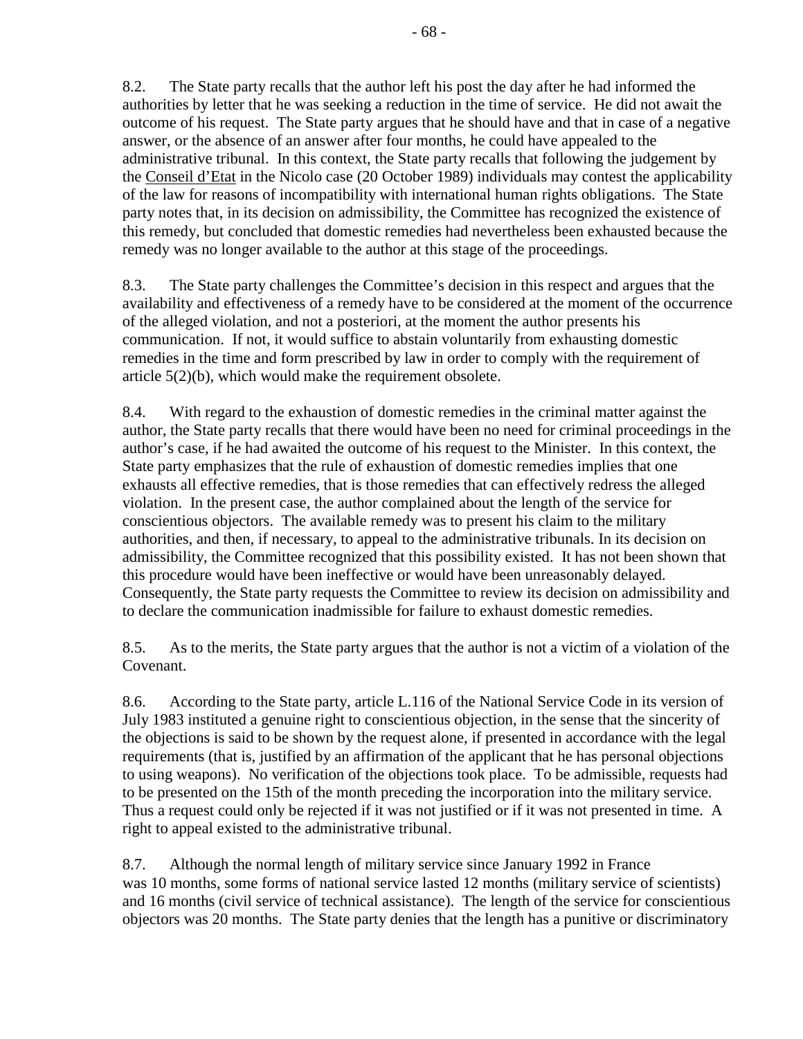8.2. The State party recalls that the author left his post the day after he had informed the authorities by letter that he was seeking a reduction in the time of service. He did not await the outcome of his request. The State party argues that he should have and that in case of a negative answer, or the absence of an answer after four months, he could have appealed to the administrative tribunal. In this context, the State party recalls that following the judgement by the Conseil d'Etat in the Nicolo case (20 October 1989) individuals may contest the applicability of the law for reasons of incompatibility with international human rights obligations. The State party notes that, in its decision on admissibility, the Committee has recognized the existence of this remedy, but concluded that domestic remedies had nevertheless been exhausted because the remedy was no longer available to the author at this stage of the proceedings.

8.3. The State party challenges the Committee's decision in this respect and argues that the availability and effectiveness of a remedy have to be considered at the moment of the occurrence of the alleged violation, and not a posteriori, at the moment the author presents his communication. If not, it would suffice to abstain voluntarily from exhausting domestic remedies in the time and form prescribed by law in order to comply with the requirement of article 5(2)(b), which would make the requirement obsolete.

8.4. With regard to the exhaustion of domestic remedies in the criminal matter against the author, the State party recalls that there would have been no need for criminal proceedings in the author's case, if he had awaited the outcome of his request to the Minister. In this context, the State party emphasizes that the rule of exhaustion of domestic remedies implies that one exhausts all effective remedies, that is those remedies that can effectively redress the alleged violation. In the present case, the author complained about the length of the service for conscientious objectors. The available remedy was to present his claim to the military authorities, and then, if necessary, to appeal to the administrative tribunals. In its decision on admissibility, the Committee recognized that this possibility existed. It has not been shown that this procedure would have been ineffective or would have been unreasonably delayed. Consequently, the State party requests the Committee to review its decision on admissibility and to declare the communication inadmissible for failure to exhaust domestic remedies.

8.5. As to the merits, the State party argues that the author is not a victim of a violation of the Covenant.

8.6. According to the State party, article L.116 of the National Service Code in its version of July 1983 instituted a genuine right to conscientious objection, in the sense that the sincerity of the objections is said to be shown by the request alone, if presented in accordance with the legal requirements (that is, justified by an affirmation of the applicant that he has personal objections to using weapons). No verification of the objections took place. To be admissible, requests had to be presented on the 15th of the month preceding the incorporation into the military service. Thus a request could only be rejected if it was not justified or if it was not presented in time. A right to appeal existed to the administrative tribunal.

8.7. Although the normal length of military service since January 1992 in France was 10 months, some forms of national service lasted 12 months (military service of scientists) and 16 months (civil service of technical assistance). The length of the service for conscientious objectors was 20 months. The State party denies that the length has a punitive or discriminatory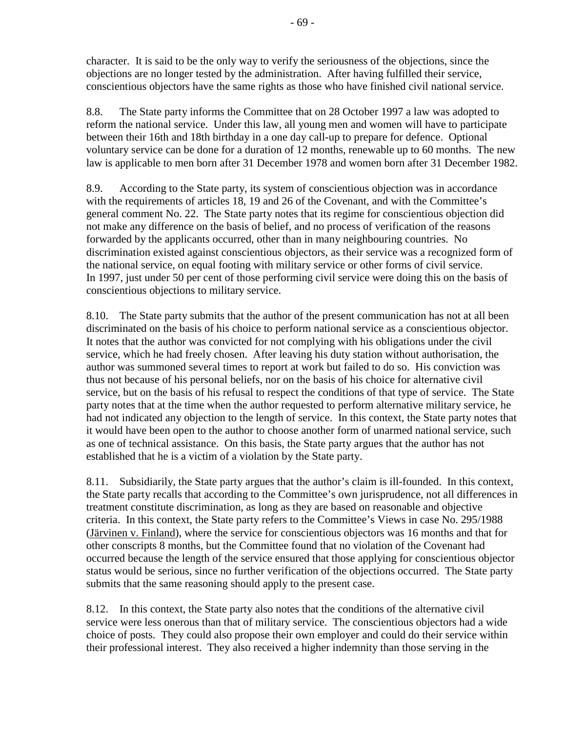character. It is said to be the only way to verify the seriousness of the objections, since the objections are no longer tested by the administration. After having fulfilled their service, conscientious objectors have the same rights as those who have finished civil national service.

8.8. The State party informs the Committee that on 28 October 1997 a law was adopted to reform the national service. Under this law, all young men and women will have to participate between their 16th and 18th birthday in a one day call-up to prepare for defence. Optional voluntary service can be done for a duration of 12 months, renewable up to 60 months. The new law is applicable to men born after 31 December 1978 and women born after 31 December 1982.

8.9. According to the State party, its system of conscientious objection was in accordance with the requirements of articles 18, 19 and 26 of the Covenant, and with the Committee's general comment No. 22. The State party notes that its regime for conscientious objection did not make any difference on the basis of belief, and no process of verification of the reasons forwarded by the applicants occurred, other than in many neighbouring countries. No discrimination existed against conscientious objectors, as their service was a recognized form of the national service, on equal footing with military service or other forms of civil service. In 1997, just under 50 per cent of those performing civil service were doing this on the basis of conscientious objections to military service.

8.10. The State party submits that the author of the present communication has not at all been discriminated on the basis of his choice to perform national service as a conscientious objector. It notes that the author was convicted for not complying with his obligations under the civil service, which he had freely chosen. After leaving his duty station without authorisation, the author was summoned several times to report at work but failed to do so. His conviction was thus not because of his personal beliefs, nor on the basis of his choice for alternative civil service, but on the basis of his refusal to respect the conditions of that type of service. The State party notes that at the time when the author requested to perform alternative military service, he had not indicated any objection to the length of service. In this context, the State party notes that it would have been open to the author to choose another form of unarmed national service, such as one of technical assistance. On this basis, the State party argues that the author has not established that he is a victim of a violation by the State party.

8.11. Subsidiarily, the State party argues that the author's claim is ill-founded. In this context, the State party recalls that according to the Committee's own jurisprudence, not all differences in treatment constitute discrimination, as long as they are based on reasonable and objective criteria. In this context, the State party refers to the Committee's Views in case No. 295/1988 (Järvinen v. Finland), where the service for conscientious objectors was 16 months and that for other conscripts 8 months, but the Committee found that no violation of the Covenant had occurred because the length of the service ensured that those applying for conscientious objector status would be serious, since no further verification of the objections occurred. The State party submits that the same reasoning should apply to the present case.

8.12. In this context, the State party also notes that the conditions of the alternative civil service were less onerous than that of military service. The conscientious objectors had a wide choice of posts. They could also propose their own employer and could do their service within their professional interest. They also received a higher indemnity than those serving in the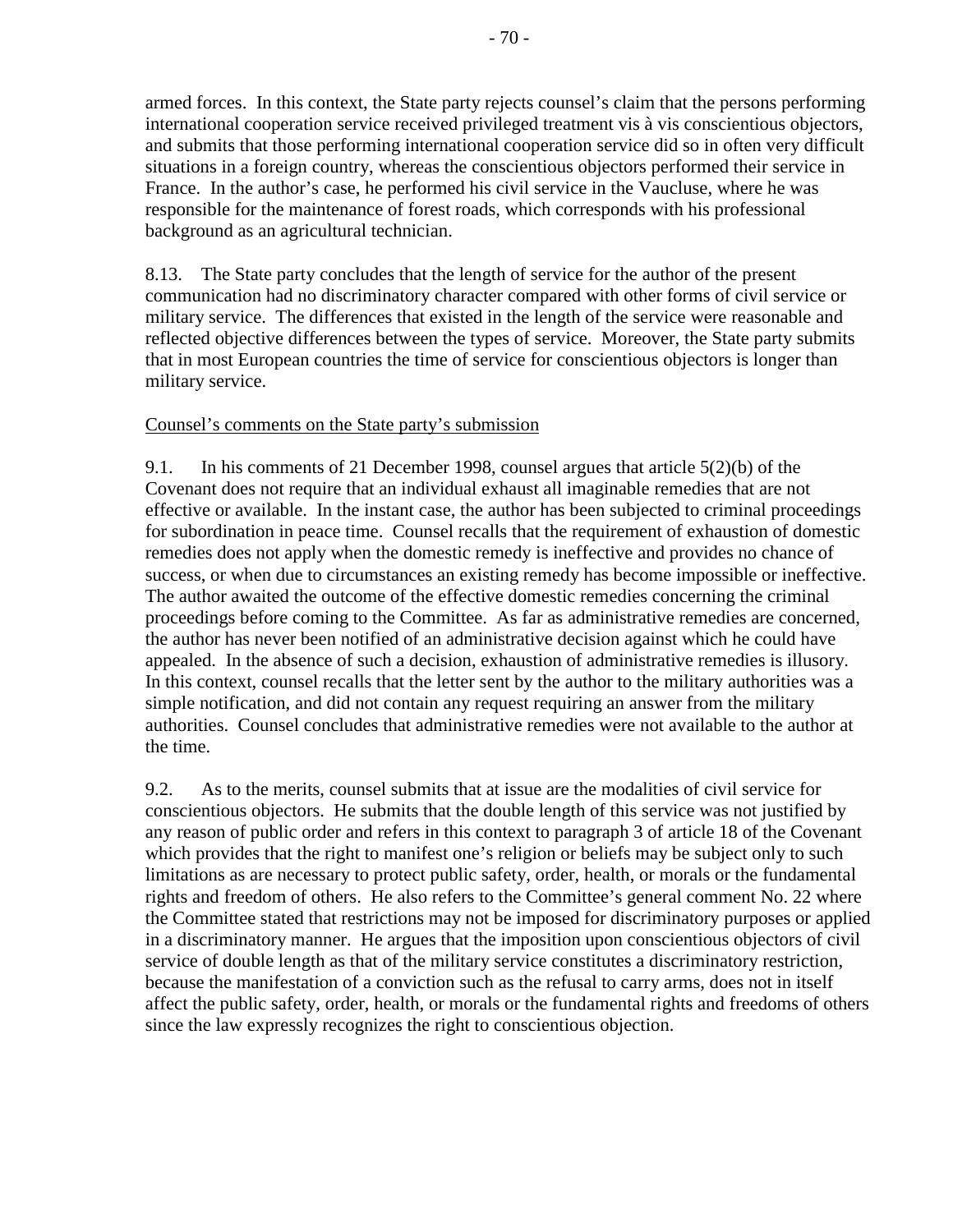armed forces. In this context, the State party rejects counsel's claim that the persons performing international cooperation service received privileged treatment vis à vis conscientious objectors, and submits that those performing international cooperation service did so in often very difficult situations in a foreign country, whereas the conscientious objectors performed their service in France. In the author's case, he performed his civil service in the Vaucluse, where he was responsible for the maintenance of forest roads, which corresponds with his professional background as an agricultural technician.

8.13. The State party concludes that the length of service for the author of the present communication had no discriminatory character compared with other forms of civil service or military service. The differences that existed in the length of the service were reasonable and reflected objective differences between the types of service. Moreover, the State party submits that in most European countries the time of service for conscientious objectors is longer than military service.

Counsel's comments on the State party's submission

9.1. In his comments of 21 December 1998, counsel argues that article 5(2)(b) of the Covenant does not require that an individual exhaust all imaginable remedies that are not effective or available. In the instant case, the author has been subjected to criminal proceedings for subordination in peace time. Counsel recalls that the requirement of exhaustion of domestic remedies does not apply when the domestic remedy is ineffective and provides no chance of success, or when due to circumstances an existing remedy has become impossible or ineffective. The author awaited the outcome of the effective domestic remedies concerning the criminal proceedings before coming to the Committee. As far as administrative remedies are concerned, the author has never been notified of an administrative decision against which he could have appealed. In the absence of such a decision, exhaustion of administrative remedies is illusory. In this context, counsel recalls that the letter sent by the author to the military authorities was a simple notification, and did not contain any request requiring an answer from the military authorities. Counsel concludes that administrative remedies were not available to the author at the time.

9.2. As to the merits, counsel submits that at issue are the modalities of civil service for conscientious objectors. He submits that the double length of this service was not justified by any reason of public order and refers in this context to paragraph 3 of article 18 of the Covenant which provides that the right to manifest one's religion or beliefs may be subject only to such limitations as are necessary to protect public safety, order, health, or morals or the fundamental rights and freedom of others. He also refers to the Committee's general comment No. 22 where the Committee stated that restrictions may not be imposed for discriminatory purposes or applied in a discriminatory manner. He argues that the imposition upon conscientious objectors of civil service of double length as that of the military service constitutes a discriminatory restriction, because the manifestation of a conviction such as the refusal to carry arms, does not in itself affect the public safety, order, health, or morals or the fundamental rights and freedoms of others since the law expressly recognizes the right to conscientious objection.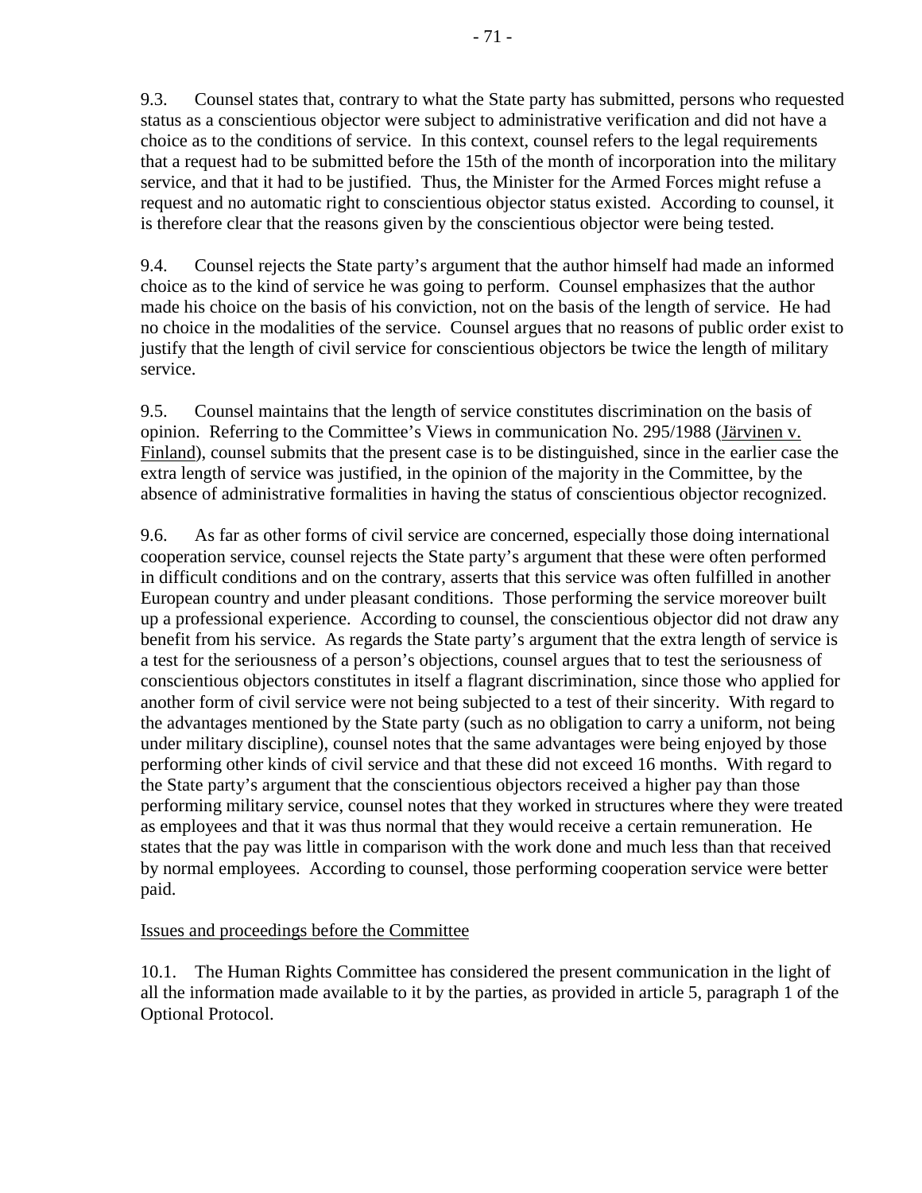9.3. Counsel states that, contrary to what the State party has submitted, persons who requested status as a conscientious objector were subject to administrative verification and did not have a choice as to the conditions of service. In this context, counsel refers to the legal requirements that a request had to be submitted before the 15th of the month of incorporation into the military service, and that it had to be justified. Thus, the Minister for the Armed Forces might refuse a request and no automatic right to conscientious objector status existed. According to counsel, it is therefore clear that the reasons given by the conscientious objector were being tested.

9.4. Counsel rejects the State party's argument that the author himself had made an informed choice as to the kind of service he was going to perform. Counsel emphasizes that the author made his choice on the basis of his conviction, not on the basis of the length of service. He had no choice in the modalities of the service. Counsel argues that no reasons of public order exist to justify that the length of civil service for conscientious objectors be twice the length of military service.

9.5. Counsel maintains that the length of service constitutes discrimination on the basis of opinion. Referring to the Committee's Views in communication No. 295/1988 (Järvinen v. Finland), counsel submits that the present case is to be distinguished, since in the earlier case the extra length of service was justified, in the opinion of the majority in the Committee, by the absence of administrative formalities in having the status of conscientious objector recognized.

9.6. As far as other forms of civil service are concerned, especially those doing international cooperation service, counsel rejects the State party's argument that these were often performed in difficult conditions and on the contrary, asserts that this service was often fulfilled in another European country and under pleasant conditions. Those performing the service moreover built up a professional experience. According to counsel, the conscientious objector did not draw any benefit from his service. As regards the State party's argument that the extra length of service is a test for the seriousness of a person's objections, counsel argues that to test the seriousness of conscientious objectors constitutes in itself a flagrant discrimination, since those who applied for another form of civil service were not being subjected to a test of their sincerity. With regard to the advantages mentioned by the State party (such as no obligation to carry a uniform, not being under military discipline), counsel notes that the same advantages were being enjoyed by those performing other kinds of civil service and that these did not exceed 16 months. With regard to the State party's argument that the conscientious objectors received a higher pay than those performing military service, counsel notes that they worked in structures where they were treated as employees and that it was thus normal that they would receive a certain remuneration. He states that the pay was little in comparison with the work done and much less than that received by normal employees. According to counsel, those performing cooperation service were better paid.

## Issues and proceedings before the Committee

10.1. The Human Rights Committee has considered the present communication in the light of all the information made available to it by the parties, as provided in article 5, paragraph 1 of the Optional Protocol.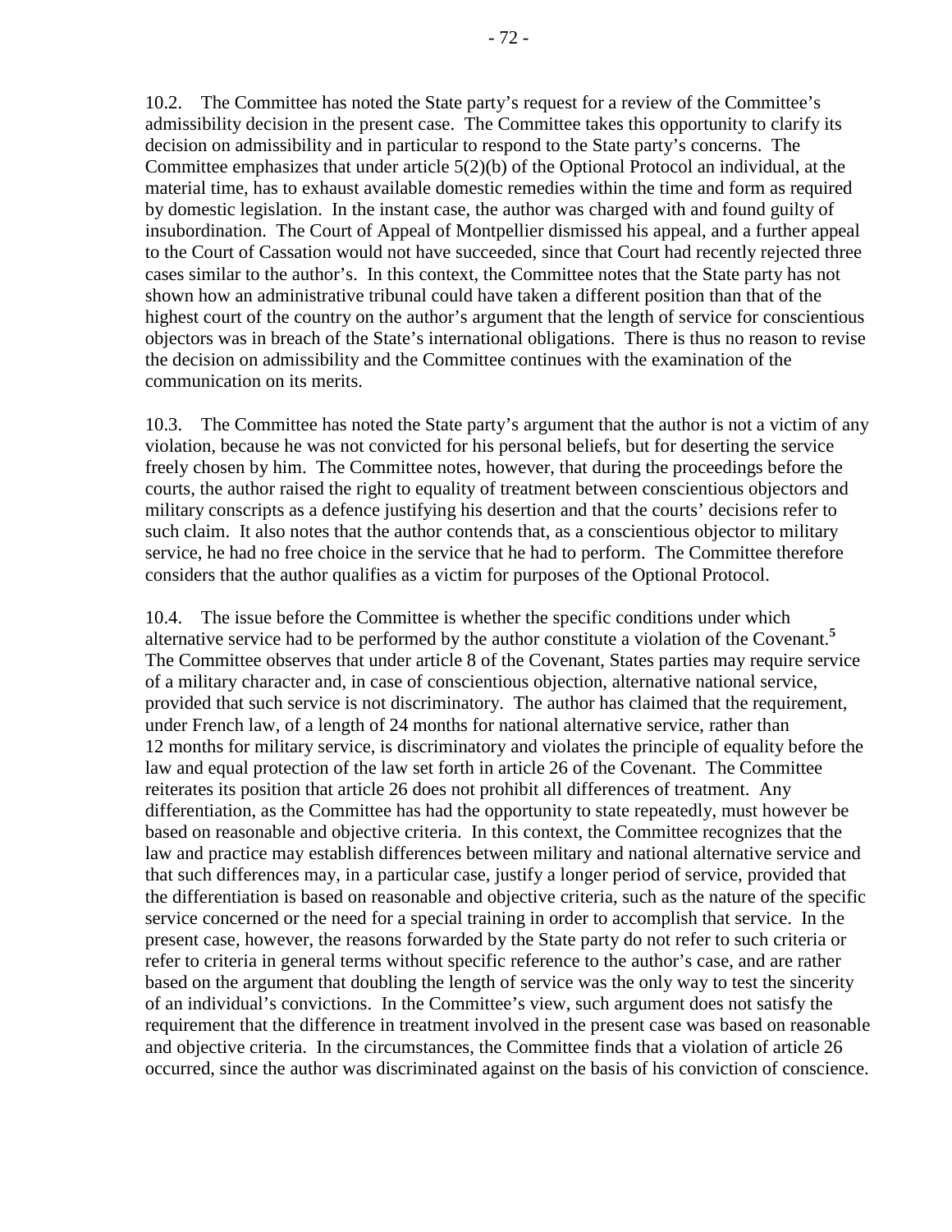10.2. The Committee has noted the State party's request for a review of the Committee's admissibility decision in the present case. The Committee takes this opportunity to clarify its decision on admissibility and in particular to respond to the State party's concerns. The Committee emphasizes that under article 5(2)(b) of the Optional Protocol an individual, at the material time, has to exhaust available domestic remedies within the time and form as required by domestic legislation. In the instant case, the author was charged with and found guilty of insubordination. The Court of Appeal of Montpellier dismissed his appeal, and a further appeal to the Court of Cassation would not have succeeded, since that Court had recently rejected three cases similar to the author's. In this context, the Committee notes that the State party has not shown how an administrative tribunal could have taken a different position than that of the highest court of the country on the author's argument that the length of service for conscientious objectors was in breach of the State's international obligations. There is thus no reason to revise the decision on admissibility and the Committee continues with the examination of the communication on its merits.

10.3. The Committee has noted the State party's argument that the author is not a victim of any violation, because he was not convicted for his personal beliefs, but for deserting the service freely chosen by him. The Committee notes, however, that during the proceedings before the courts, the author raised the right to equality of treatment between conscientious objectors and military conscripts as a defence justifying his desertion and that the courts' decisions refer to such claim. It also notes that the author contends that, as a conscientious objector to military service, he had no free choice in the service that he had to perform. The Committee therefore considers that the author qualifies as a victim for purposes of the Optional Protocol.

10.4. The issue before the Committee is whether the specific conditions under which alternative service had to be performed by the author constitute a violation of the Covenant.[5] The Committee observes that under article 8 of the Covenant, States parties may require service of a military character and, in case of conscientious objection, alternative national service, provided that such service is not discriminatory. The author has claimed that the requirement, under French law, of a length of 24 months for national alternative service, rather than 12 months for military service, is discriminatory and violates the principle of equality before the law and equal protection of the law set forth in article 26 of the Covenant. The Committee reiterates its position that article 26 does not prohibit all differences of treatment. Any differentiation, as the Committee has had the opportunity to state repeatedly, must however be based on reasonable and objective criteria. In this context, the Committee recognizes that the law and practice may establish differences between military and national alternative service and that such differences may, in a particular case, justify a longer period of service, provided that the differentiation is based on reasonable and objective criteria, such as the nature of the specific service concerned or the need for a special training in order to accomplish that service. In the present case, however, the reasons forwarded by the State party do not refer to such criteria or refer to criteria in general terms without specific reference to the author's case, and are rather based on the argument that doubling the length of service was the only way to test the sincerity of an individual's convictions. In the Committee's view, such argument does not satisfy the requirement that the difference in treatment involved in the present case was based on reasonable and objective criteria. In the circumstances, the Committee finds that a violation of article 26 occurred, since the author was discriminated against on the basis of his conviction of conscience.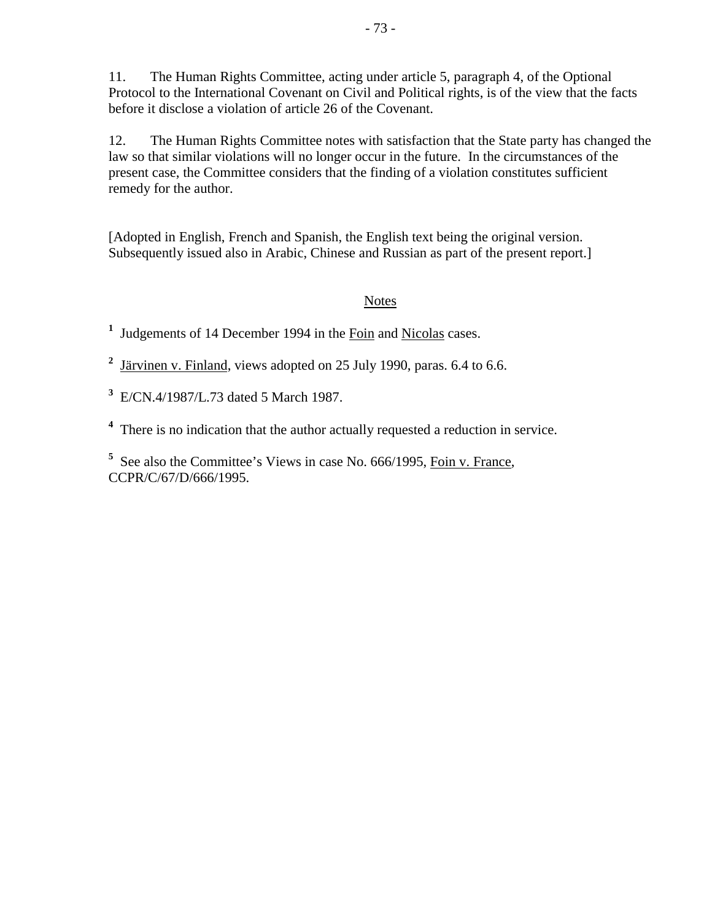11. The Human Rights Committee, acting under article 5, paragraph 4, of the Optional Protocol to the International Covenant on Civil and Political rights, is of the view that the facts before it disclose a violation of article 26 of the Covenant.

12. The Human Rights Committee notes with satisfaction that the State party has changed the law so that similar violations will no longer occur in the future. In the circumstances of the present case, the Committee considers that the finding of a violation constitutes sufficient remedy for the author.

[Adopted in English, French and Spanish, the English text being the original version. Subsequently issued also in Arabic, Chinese and Russian as part of the present report.]

Notes

[1] Judgements of 14 December 1994 in the Foin and Nicolas cases.

[2] Järvinen v. Finland, views adopted on 25 July 1990, paras. 6.4 to 6.6.

[3] E/CN.4/1987/L.73 dated 5 March 1987.

[4] There is no indication that the author actually requested a reduction in service.

[5] See also the Committee's Views in case No. 666/1995, Foin v. France, CCPR/C/67/D/666/1995.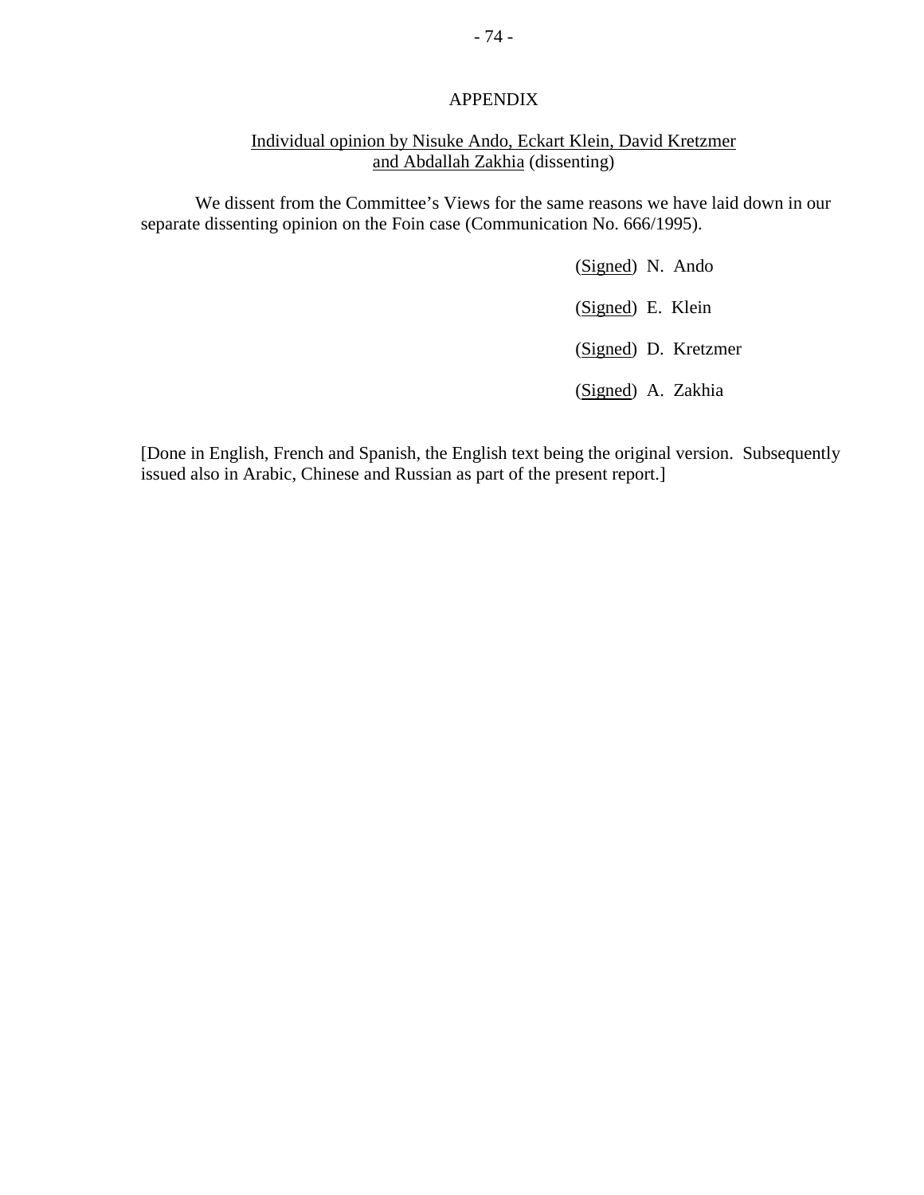## APPENDIX

Individual opinion by Nisuke Ando, Eckart Klein, David Kretzmer and Abdallah Zakhia (dissenting)

We dissent from the Committee's Views for the same reasons we have laid down in our separate dissenting opinion on the Foin case (Communication No. 666/1995).

(Signed) N. Ando

(Signed) E. Klein

(Signed) D. Kretzmer

(Signed) A. Zakhia

[Done in English, French and Spanish, the English text being the original version. Subsequently issued also in Arabic, Chinese and Russian as part of the present report.]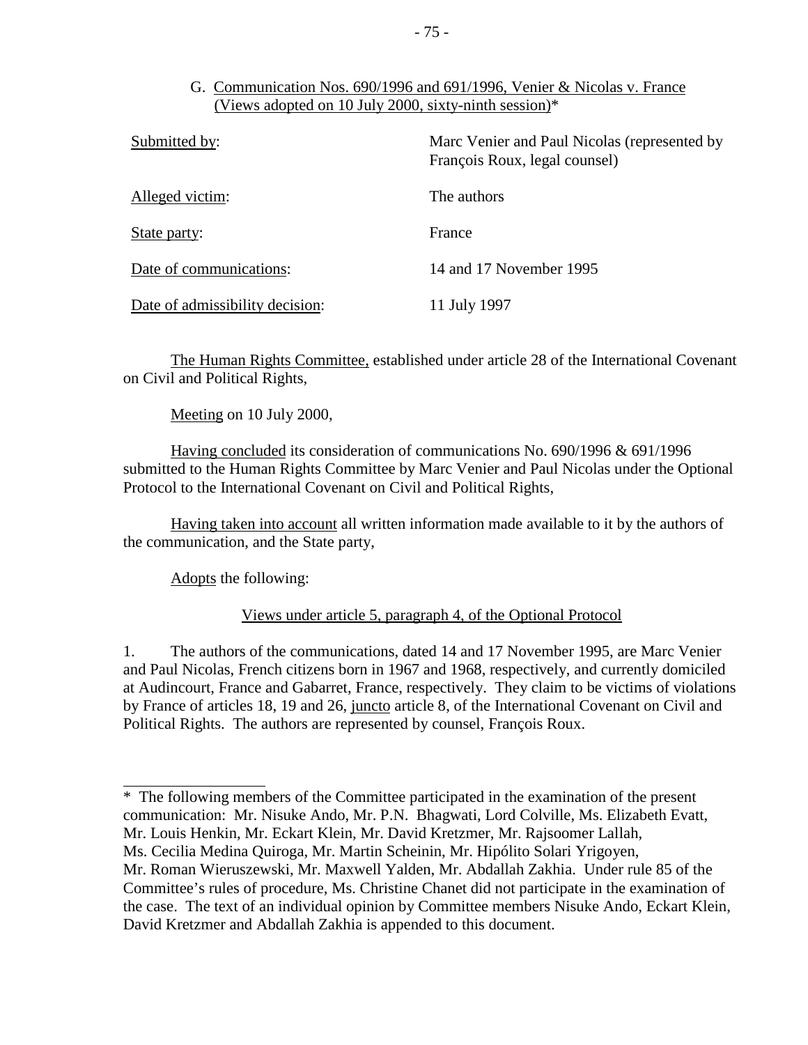G. Communication Nos. 690/1996 and 691/1996, Venier & Nicolas v. France (Views adopted on 10 July 2000, sixty-ninth session)*

| | |
|---|---|
| Submitted by: | Marc Venier and Paul Nicolas (represented by François Roux, legal counsel) |
| Alleged victim: | The authors |
| State party: | France |
| Date of communications: | 14 and 17 November 1995 |
| Date of admissibility decision: | 11 July 1997 |

The Human Rights Committee, established under article 28 of the International Covenant on Civil and Political Rights,

Meeting on 10 July 2000,

Having concluded its consideration of communications No. 690/1996 & 691/1996 submitted to the Human Rights Committee by Marc Venier and Paul Nicolas under the Optional Protocol to the International Covenant on Civil and Political Rights,

Having taken into account all written information made available to it by the authors of the communication, and the State party,

Adopts the following:

Views under article 5, paragraph 4, of the Optional Protocol

1. The authors of the communications, dated 14 and 17 November 1995, are Marc Venier and Paul Nicolas, French citizens born in 1967 and 1968, respectively, and currently domiciled at Audincourt, France and Gabarret, France, respectively. They claim to be victims of violations by France of articles 18, 19 and 26, juncto article 8, of the International Covenant on Civil and Political Rights. The authors are represented by counsel, François Roux.

---

* The following members of the Committee participated in the examination of the present communication: Mr. Nisuke Ando, Mr. P.N. Bhagwati, Lord Colville, Ms. Elizabeth Evatt, Mr. Louis Henkin, Mr. Eckart Klein, Mr. David Kretzmer, Mr. Rajsoomer Lallah, Ms. Cecilia Medina Quiroga, Mr. Martin Scheinin, Mr. Hipólito Solari Yrigoyen, Mr. Roman Wieruszewski, Mr. Maxwell Yalden, Mr. Abdallah Zakhia. Under rule 85 of the Committee's rules of procedure, Ms. Christine Chanet did not participate in the examination of the case. The text of an individual opinion by Committee members Nisuke Ando, Eckart Klein, David Kretzmer and Abdallah Zakhia is appended to this document.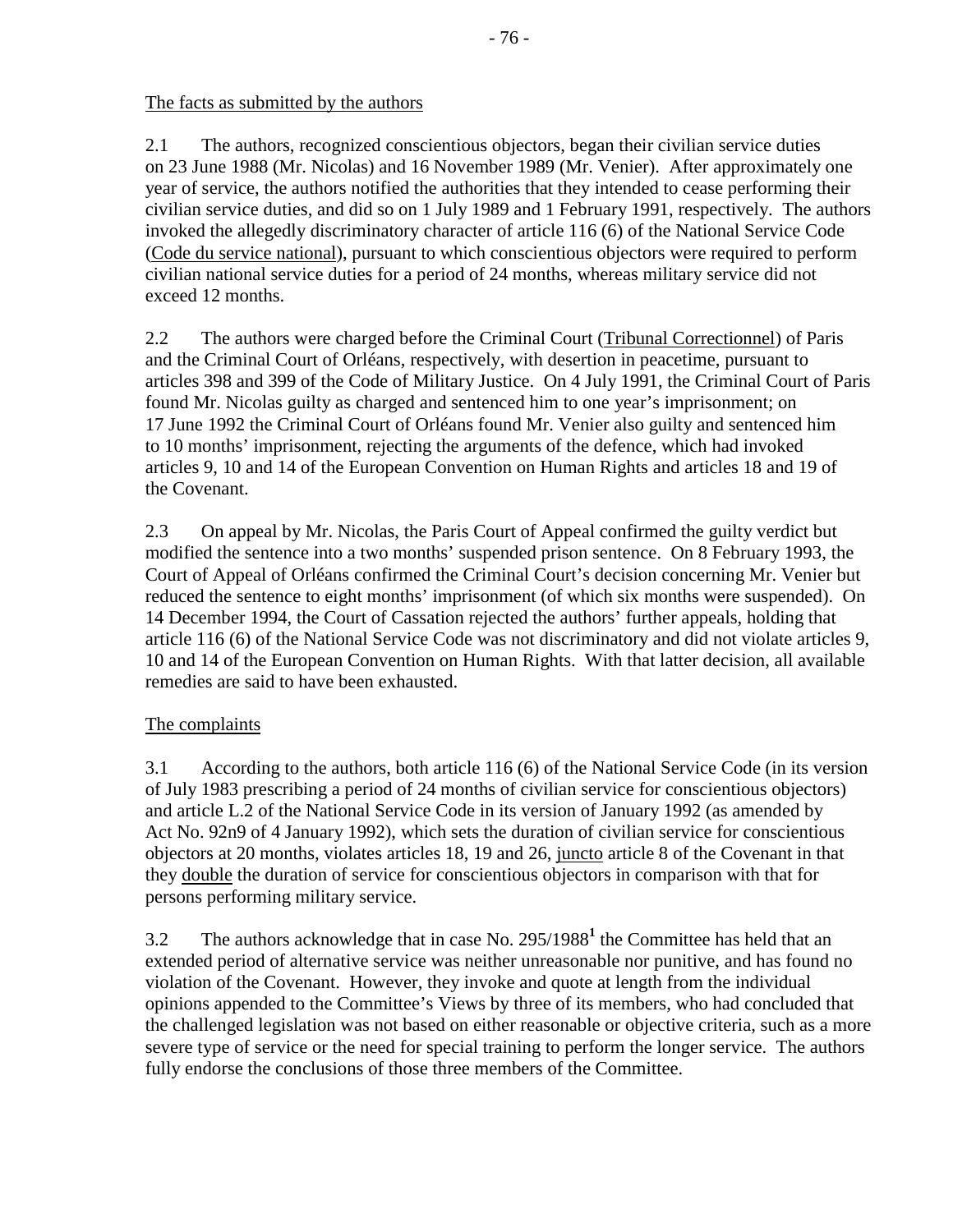The facts as submitted by the authors

2.1 The authors, recognized conscientious objectors, began their civilian service duties on 23 June 1988 (Mr. Nicolas) and 16 November 1989 (Mr. Venier). After approximately one year of service, the authors notified the authorities that they intended to cease performing their civilian service duties, and did so on 1 July 1989 and 1 February 1991, respectively. The authors invoked the allegedly discriminatory character of article 116 (6) of the National Service Code (Code du service national), pursuant to which conscientious objectors were required to perform civilian national service duties for a period of 24 months, whereas military service did not exceed 12 months.

2.2 The authors were charged before the Criminal Court (Tribunal Correctionnel) of Paris and the Criminal Court of Orléans, respectively, with desertion in peacetime, pursuant to articles 398 and 399 of the Code of Military Justice. On 4 July 1991, the Criminal Court of Paris found Mr. Nicolas guilty as charged and sentenced him to one year's imprisonment; on 17 June 1992 the Criminal Court of Orléans found Mr. Venier also guilty and sentenced him to 10 months' imprisonment, rejecting the arguments of the defence, which had invoked articles 9, 10 and 14 of the European Convention on Human Rights and articles 18 and 19 of the Covenant.

2.3 On appeal by Mr. Nicolas, the Paris Court of Appeal confirmed the guilty verdict but modified the sentence into a two months' suspended prison sentence. On 8 February 1993, the Court of Appeal of Orléans confirmed the Criminal Court's decision concerning Mr. Venier but reduced the sentence to eight months' imprisonment (of which six months were suspended). On 14 December 1994, the Court of Cassation rejected the authors' further appeals, holding that article 116 (6) of the National Service Code was not discriminatory and did not violate articles 9, 10 and 14 of the European Convention on Human Rights. With that latter decision, all available remedies are said to have been exhausted.

The complaints

3.1 According to the authors, both article 116 (6) of the National Service Code (in its version of July 1983 prescribing a period of 24 months of civilian service for conscientious objectors) and article L.2 of the National Service Code in its version of January 1992 (as amended by Act No. 92n9 of 4 January 1992), which sets the duration of civilian service for conscientious objectors at 20 months, violates articles 18, 19 and 26, juncto article 8 of the Covenant in that they double the duration of service for conscientious objectors in comparison with that for persons performing military service.

3.2 The authors acknowledge that in case No. 295/1988[1] the Committee has held that an extended period of alternative service was neither unreasonable nor punitive, and has found no violation of the Covenant. However, they invoke and quote at length from the individual opinions appended to the Committee's Views by three of its members, who had concluded that the challenged legislation was not based on either reasonable or objective criteria, such as a more severe type of service or the need for special training to perform the longer service. The authors fully endorse the conclusions of those three members of the Committee.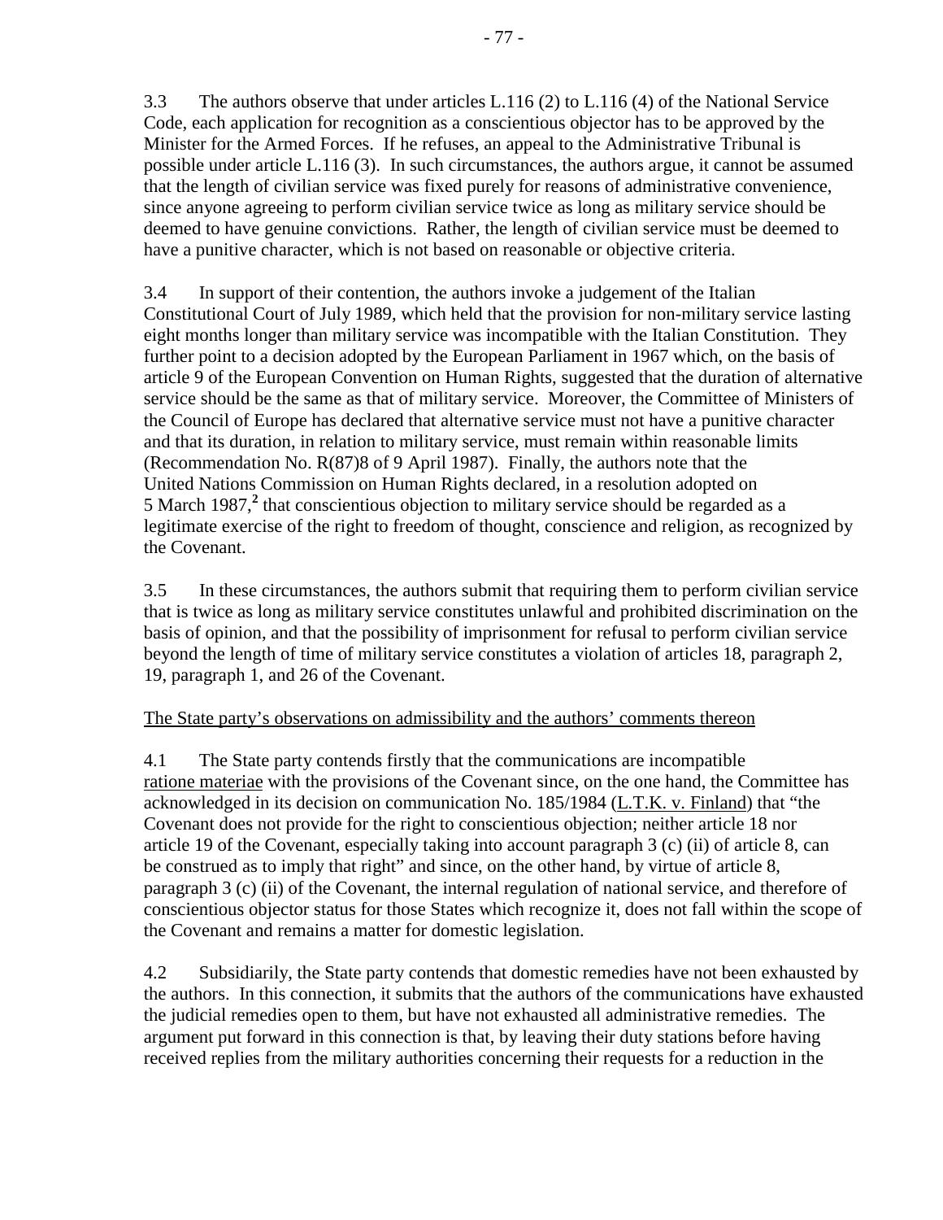3.3 The authors observe that under articles L.116 (2) to L.116 (4) of the National Service Code, each application for recognition as a conscientious objector has to be approved by the Minister for the Armed Forces. If he refuses, an appeal to the Administrative Tribunal is possible under article L.116 (3). In such circumstances, the authors argue, it cannot be assumed that the length of civilian service was fixed purely for reasons of administrative convenience, since anyone agreeing to perform civilian service twice as long as military service should be deemed to have genuine convictions. Rather, the length of civilian service must be deemed to have a punitive character, which is not based on reasonable or objective criteria.

3.4 In support of their contention, the authors invoke a judgement of the Italian Constitutional Court of July 1989, which held that the provision for non-military service lasting eight months longer than military service was incompatible with the Italian Constitution. They further point to a decision adopted by the European Parliament in 1967 which, on the basis of article 9 of the European Convention on Human Rights, suggested that the duration of alternative service should be the same as that of military service. Moreover, the Committee of Ministers of the Council of Europe has declared that alternative service must not have a punitive character and that its duration, in relation to military service, must remain within reasonable limits (Recommendation No. R(87)8 of 9 April 1987). Finally, the authors note that the United Nations Commission on Human Rights declared, in a resolution adopted on 5 March 1987,[2] that conscientious objection to military service should be regarded as a legitimate exercise of the right to freedom of thought, conscience and religion, as recognized by the Covenant.

3.5 In these circumstances, the authors submit that requiring them to perform civilian service that is twice as long as military service constitutes unlawful and prohibited discrimination on the basis of opinion, and that the possibility of imprisonment for refusal to perform civilian service beyond the length of time of military service constitutes a violation of articles 18, paragraph 2, 19, paragraph 1, and 26 of the Covenant.

The State party's observations on admissibility and the authors' comments thereon

4.1 The State party contends firstly that the communications are incompatible *ratione materiae* with the provisions of the Covenant since, on the one hand, the Committee has acknowledged in its decision on communication No. 185/1984 (L.T.K. v. Finland) that "the Covenant does not provide for the right to conscientious objection; neither article 18 nor article 19 of the Covenant, especially taking into account paragraph 3 (c) (ii) of article 8, can be construed as to imply that right" and since, on the other hand, by virtue of article 8, paragraph 3 (c) (ii) of the Covenant, the internal regulation of national service, and therefore of conscientious objector status for those States which recognize it, does not fall within the scope of the Covenant and remains a matter for domestic legislation.

4.2 Subsidiarily, the State party contends that domestic remedies have not been exhausted by the authors. In this connection, it submits that the authors of the communications have exhausted the judicial remedies open to them, but have not exhausted all administrative remedies. The argument put forward in this connection is that, by leaving their duty stations before having received replies from the military authorities concerning their requests for a reduction in the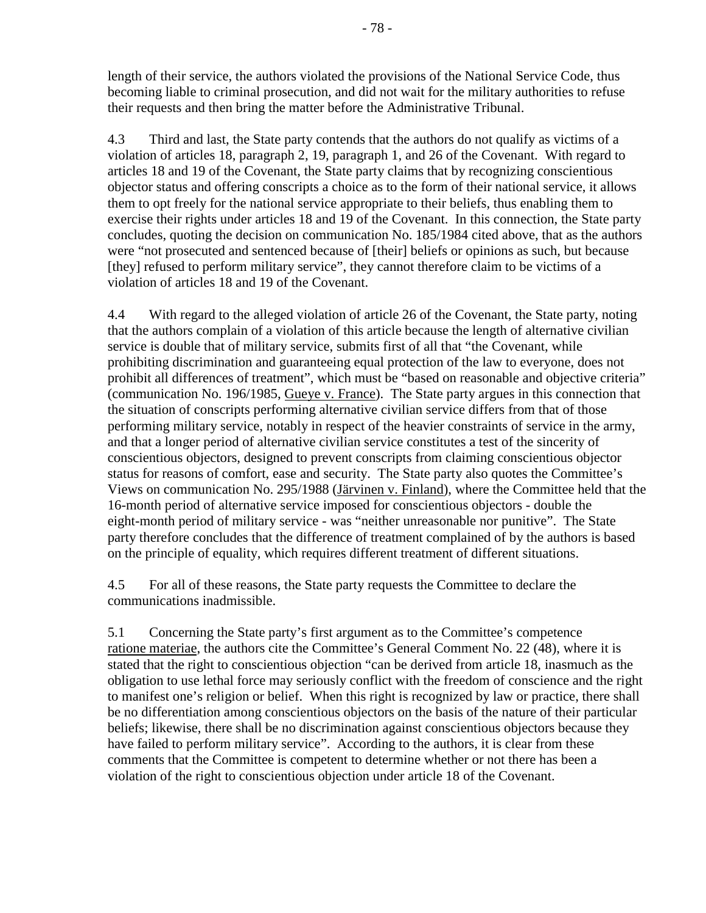length of their service, the authors violated the provisions of the National Service Code, thus becoming liable to criminal prosecution, and did not wait for the military authorities to refuse their requests and then bring the matter before the Administrative Tribunal.

4.3 Third and last, the State party contends that the authors do not qualify as victims of a violation of articles 18, paragraph 2, 19, paragraph 1, and 26 of the Covenant. With regard to articles 18 and 19 of the Covenant, the State party claims that by recognizing conscientious objector status and offering conscripts a choice as to the form of their national service, it allows them to opt freely for the national service appropriate to their beliefs, thus enabling them to exercise their rights under articles 18 and 19 of the Covenant. In this connection, the State party concludes, quoting the decision on communication No. 185/1984 cited above, that as the authors were "not prosecuted and sentenced because of [their] beliefs or opinions as such, but because [they] refused to perform military service", they cannot therefore claim to be victims of a violation of articles 18 and 19 of the Covenant.

4.4 With regard to the alleged violation of article 26 of the Covenant, the State party, noting that the authors complain of a violation of this article because the length of alternative civilian service is double that of military service, submits first of all that "the Covenant, while prohibiting discrimination and guaranteeing equal protection of the law to everyone, does not prohibit all differences of treatment", which must be "based on reasonable and objective criteria" (communication No. 196/1985, Gueye v. France). The State party argues in this connection that the situation of conscripts performing alternative civilian service differs from that of those performing military service, notably in respect of the heavier constraints of service in the army, and that a longer period of alternative civilian service constitutes a test of the sincerity of conscientious objectors, designed to prevent conscripts from claiming conscientious objector status for reasons of comfort, ease and security. The State party also quotes the Committee's Views on communication No. 295/1988 (Järvinen v. Finland), where the Committee held that the 16-month period of alternative service imposed for conscientious objectors - double the eight-month period of military service - was "neither unreasonable nor punitive". The State party therefore concludes that the difference of treatment complained of by the authors is based on the principle of equality, which requires different treatment of different situations.

4.5 For all of these reasons, the State party requests the Committee to declare the communications inadmissible.

5.1 Concerning the State party's first argument as to the Committee's competence ratione materiae, the authors cite the Committee's General Comment No. 22 (48), where it is stated that the right to conscientious objection "can be derived from article 18, inasmuch as the obligation to use lethal force may seriously conflict with the freedom of conscience and the right to manifest one's religion or belief. When this right is recognized by law or practice, there shall be no differentiation among conscientious objectors on the basis of the nature of their particular beliefs; likewise, there shall be no discrimination against conscientious objectors because they have failed to perform military service". According to the authors, it is clear from these comments that the Committee is competent to determine whether or not there has been a violation of the right to conscientious objection under article 18 of the Covenant.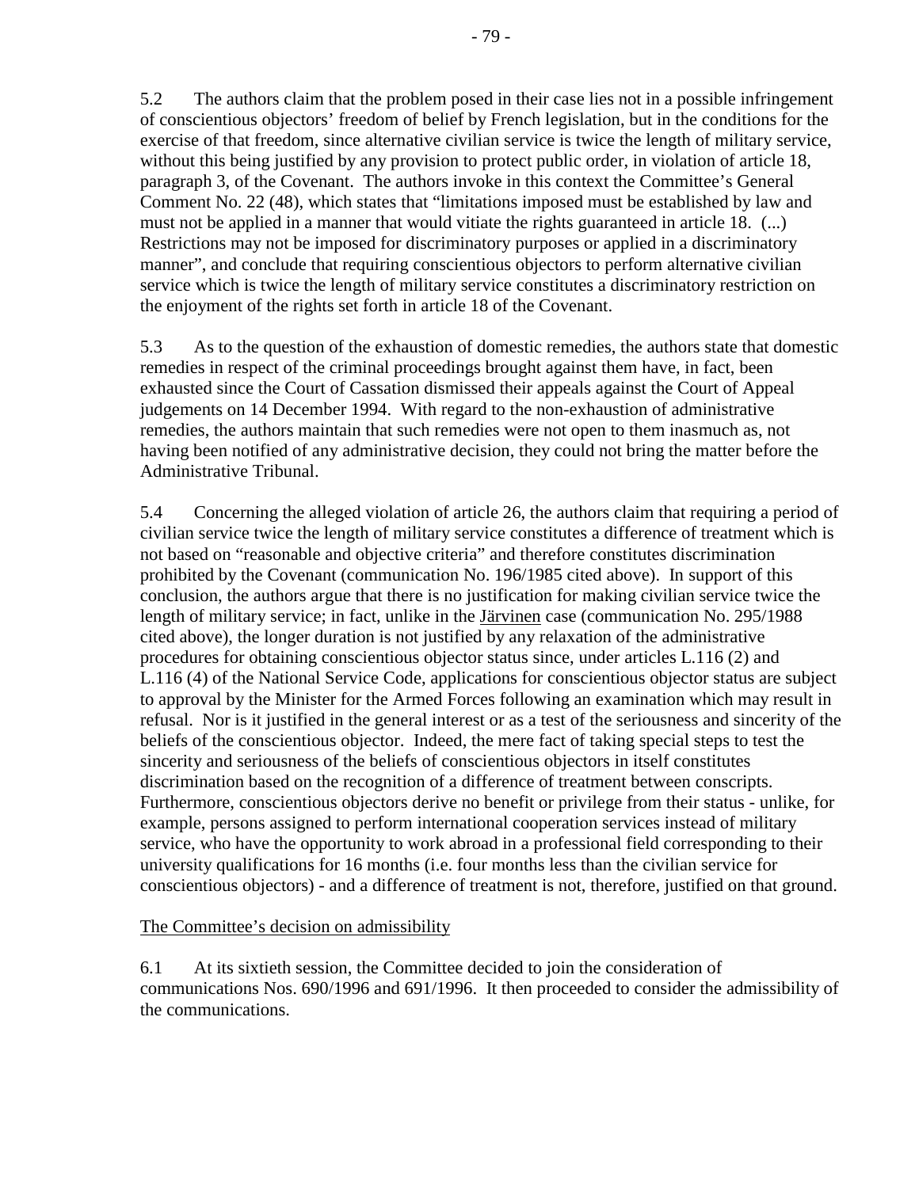5.2 The authors claim that the problem posed in their case lies not in a possible infringement of conscientious objectors' freedom of belief by French legislation, but in the conditions for the exercise of that freedom, since alternative civilian service is twice the length of military service, without this being justified by any provision to protect public order, in violation of article 18, paragraph 3, of the Covenant. The authors invoke in this context the Committee's General Comment No. 22 (48), which states that "limitations imposed must be established by law and must not be applied in a manner that would vitiate the rights guaranteed in article 18. (...) Restrictions may not be imposed for discriminatory purposes or applied in a discriminatory manner", and conclude that requiring conscientious objectors to perform alternative civilian service which is twice the length of military service constitutes a discriminatory restriction on the enjoyment of the rights set forth in article 18 of the Covenant.

5.3 As to the question of the exhaustion of domestic remedies, the authors state that domestic remedies in respect of the criminal proceedings brought against them have, in fact, been exhausted since the Court of Cassation dismissed their appeals against the Court of Appeal judgements on 14 December 1994. With regard to the non-exhaustion of administrative remedies, the authors maintain that such remedies were not open to them inasmuch as, not having been notified of any administrative decision, they could not bring the matter before the Administrative Tribunal.

5.4 Concerning the alleged violation of article 26, the authors claim that requiring a period of civilian service twice the length of military service constitutes a difference of treatment which is not based on "reasonable and objective criteria" and therefore constitutes discrimination prohibited by the Covenant (communication No. 196/1985 cited above). In support of this conclusion, the authors argue that there is no justification for making civilian service twice the length of military service; in fact, unlike in the Järvinen case (communication No. 295/1988 cited above), the longer duration is not justified by any relaxation of the administrative procedures for obtaining conscientious objector status since, under articles L.116 (2) and L.116 (4) of the National Service Code, applications for conscientious objector status are subject to approval by the Minister for the Armed Forces following an examination which may result in refusal. Nor is it justified in the general interest or as a test of the seriousness and sincerity of the beliefs of the conscientious objector. Indeed, the mere fact of taking special steps to test the sincerity and seriousness of the beliefs of conscientious objectors in itself constitutes discrimination based on the recognition of a difference of treatment between conscripts. Furthermore, conscientious objectors derive no benefit or privilege from their status - unlike, for example, persons assigned to perform international cooperation services instead of military service, who have the opportunity to work abroad in a professional field corresponding to their university qualifications for 16 months (i.e. four months less than the civilian service for conscientious objectors) - and a difference of treatment is not, therefore, justified on that ground.

## The Committee's decision on admissibility

6.1 At its sixtieth session, the Committee decided to join the consideration of communications Nos. 690/1996 and 691/1996. It then proceeded to consider the admissibility of the communications.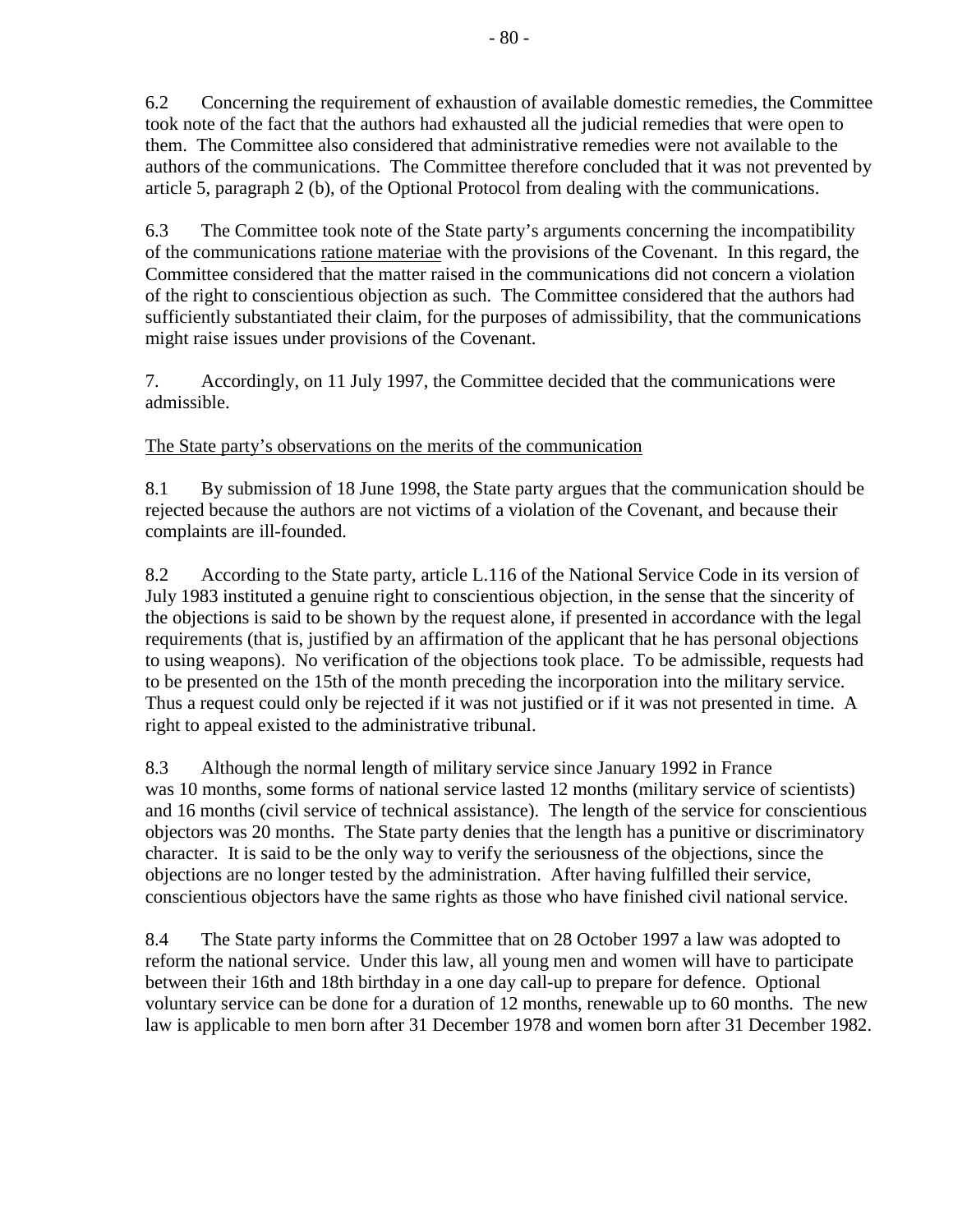6.2 Concerning the requirement of exhaustion of available domestic remedies, the Committee took note of the fact that the authors had exhausted all the judicial remedies that were open to them. The Committee also considered that administrative remedies were not available to the authors of the communications. The Committee therefore concluded that it was not prevented by article 5, paragraph 2 (b), of the Optional Protocol from dealing with the communications.

6.3 The Committee took note of the State party's arguments concerning the incompatibility of the communications ratione materiae with the provisions of the Covenant. In this regard, the Committee considered that the matter raised in the communications did not concern a violation of the right to conscientious objection as such. The Committee considered that the authors had sufficiently substantiated their claim, for the purposes of admissibility, that the communications might raise issues under provisions of the Covenant.

7. Accordingly, on 11 July 1997, the Committee decided that the communications were admissible.

The State party's observations on the merits of the communication

8.1 By submission of 18 June 1998, the State party argues that the communication should be rejected because the authors are not victims of a violation of the Covenant, and because their complaints are ill-founded.

8.2 According to the State party, article L.116 of the National Service Code in its version of July 1983 instituted a genuine right to conscientious objection, in the sense that the sincerity of the objections is said to be shown by the request alone, if presented in accordance with the legal requirements (that is, justified by an affirmation of the applicant that he has personal objections to using weapons). No verification of the objections took place. To be admissible, requests had to be presented on the 15th of the month preceding the incorporation into the military service. Thus a request could only be rejected if it was not justified or if it was not presented in time. A right to appeal existed to the administrative tribunal.

8.3 Although the normal length of military service since January 1992 in France was 10 months, some forms of national service lasted 12 months (military service of scientists) and 16 months (civil service of technical assistance). The length of the service for conscientious objectors was 20 months. The State party denies that the length has a punitive or discriminatory character. It is said to be the only way to verify the seriousness of the objections, since the objections are no longer tested by the administration. After having fulfilled their service, conscientious objectors have the same rights as those who have finished civil national service.

8.4 The State party informs the Committee that on 28 October 1997 a law was adopted to reform the national service. Under this law, all young men and women will have to participate between their 16th and 18th birthday in a one day call-up to prepare for defence. Optional voluntary service can be done for a duration of 12 months, renewable up to 60 months. The new law is applicable to men born after 31 December 1978 and women born after 31 December 1982.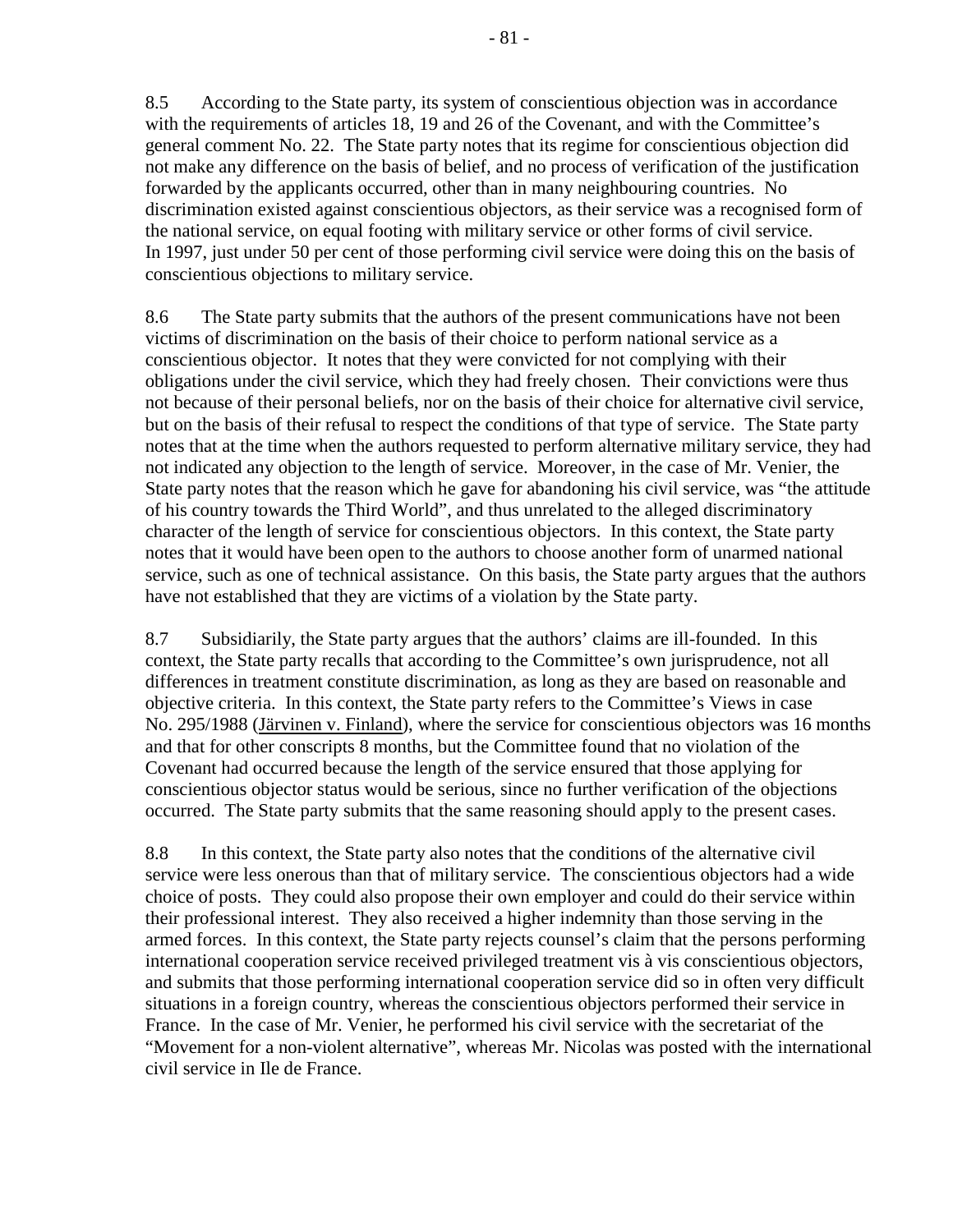8.5 According to the State party, its system of conscientious objection was in accordance with the requirements of articles 18, 19 and 26 of the Covenant, and with the Committee's general comment No. 22. The State party notes that its regime for conscientious objection did not make any difference on the basis of belief, and no process of verification of the justification forwarded by the applicants occurred, other than in many neighbouring countries. No discrimination existed against conscientious objectors, as their service was a recognised form of the national service, on equal footing with military service or other forms of civil service. In 1997, just under 50 per cent of those performing civil service were doing this on the basis of conscientious objections to military service.

8.6 The State party submits that the authors of the present communications have not been victims of discrimination on the basis of their choice to perform national service as a conscientious objector. It notes that they were convicted for not complying with their obligations under the civil service, which they had freely chosen. Their convictions were thus not because of their personal beliefs, nor on the basis of their choice for alternative civil service, but on the basis of their refusal to respect the conditions of that type of service. The State party notes that at the time when the authors requested to perform alternative military service, they had not indicated any objection to the length of service. Moreover, in the case of Mr. Venier, the State party notes that the reason which he gave for abandoning his civil service, was "the attitude of his country towards the Third World", and thus unrelated to the alleged discriminatory character of the length of service for conscientious objectors. In this context, the State party notes that it would have been open to the authors to choose another form of unarmed national service, such as one of technical assistance. On this basis, the State party argues that the authors have not established that they are victims of a violation by the State party.

8.7 Subsidiarily, the State party argues that the authors' claims are ill-founded. In this context, the State party recalls that according to the Committee's own jurisprudence, not all differences in treatment constitute discrimination, as long as they are based on reasonable and objective criteria. In this context, the State party refers to the Committee's Views in case No. 295/1988 (Järvinen v. Finland), where the service for conscientious objectors was 16 months and that for other conscripts 8 months, but the Committee found that no violation of the Covenant had occurred because the length of the service ensured that those applying for conscientious objector status would be serious, since no further verification of the objections occurred. The State party submits that the same reasoning should apply to the present cases.

8.8 In this context, the State party also notes that the conditions of the alternative civil service were less onerous than that of military service. The conscientious objectors had a wide choice of posts. They could also propose their own employer and could do their service within their professional interest. They also received a higher indemnity than those serving in the armed forces. In this context, the State party rejects counsel's claim that the persons performing international cooperation service received privileged treatment vis à vis conscientious objectors, and submits that those performing international cooperation service did so in often very difficult situations in a foreign country, whereas the conscientious objectors performed their service in France. In the case of Mr. Venier, he performed his civil service with the secretariat of the "Movement for a non-violent alternative", whereas Mr. Nicolas was posted with the international civil service in Ile de France.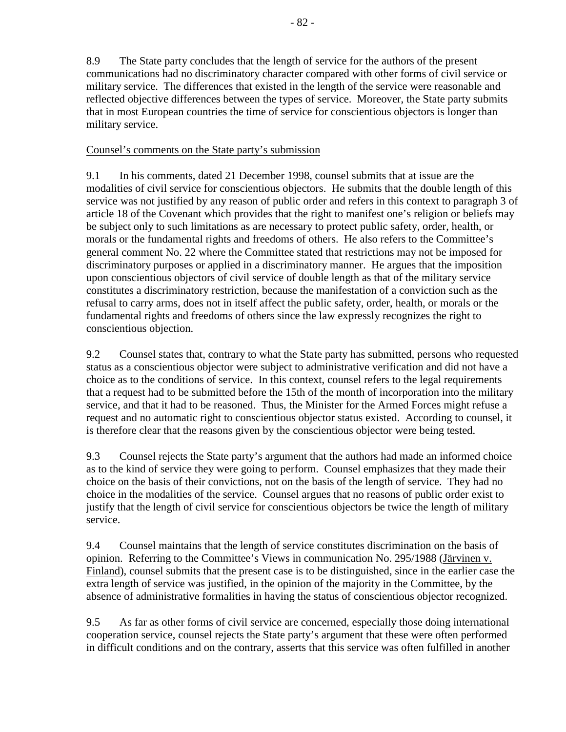8.9 The State party concludes that the length of service for the authors of the present communications had no discriminatory character compared with other forms of civil service or military service. The differences that existed in the length of the service were reasonable and reflected objective differences between the types of service. Moreover, the State party submits that in most European countries the time of service for conscientious objectors is longer than military service.

Counsel's comments on the State party's submission

9.1 In his comments, dated 21 December 1998, counsel submits that at issue are the modalities of civil service for conscientious objectors. He submits that the double length of this service was not justified by any reason of public order and refers in this context to paragraph 3 of article 18 of the Covenant which provides that the right to manifest one's religion or beliefs may be subject only to such limitations as are necessary to protect public safety, order, health, or morals or the fundamental rights and freedoms of others. He also refers to the Committee's general comment No. 22 where the Committee stated that restrictions may not be imposed for discriminatory purposes or applied in a discriminatory manner. He argues that the imposition upon conscientious objectors of civil service of double length as that of the military service constitutes a discriminatory restriction, because the manifestation of a conviction such as the refusal to carry arms, does not in itself affect the public safety, order, health, or morals or the fundamental rights and freedoms of others since the law expressly recognizes the right to conscientious objection.

9.2 Counsel states that, contrary to what the State party has submitted, persons who requested status as a conscientious objector were subject to administrative verification and did not have a choice as to the conditions of service. In this context, counsel refers to the legal requirements that a request had to be submitted before the 15th of the month of incorporation into the military service, and that it had to be reasoned. Thus, the Minister for the Armed Forces might refuse a request and no automatic right to conscientious objector status existed. According to counsel, it is therefore clear that the reasons given by the conscientious objector were being tested.

9.3 Counsel rejects the State party's argument that the authors had made an informed choice as to the kind of service they were going to perform. Counsel emphasizes that they made their choice on the basis of their convictions, not on the basis of the length of service. They had no choice in the modalities of the service. Counsel argues that no reasons of public order exist to justify that the length of civil service for conscientious objectors be twice the length of military service.

9.4 Counsel maintains that the length of service constitutes discrimination on the basis of opinion. Referring to the Committee's Views in communication No. 295/1988 (Järvinen v. Finland), counsel submits that the present case is to be distinguished, since in the earlier case the extra length of service was justified, in the opinion of the majority in the Committee, by the absence of administrative formalities in having the status of conscientious objector recognized.

9.5 As far as other forms of civil service are concerned, especially those doing international cooperation service, counsel rejects the State party's argument that these were often performed in difficult conditions and on the contrary, asserts that this service was often fulfilled in another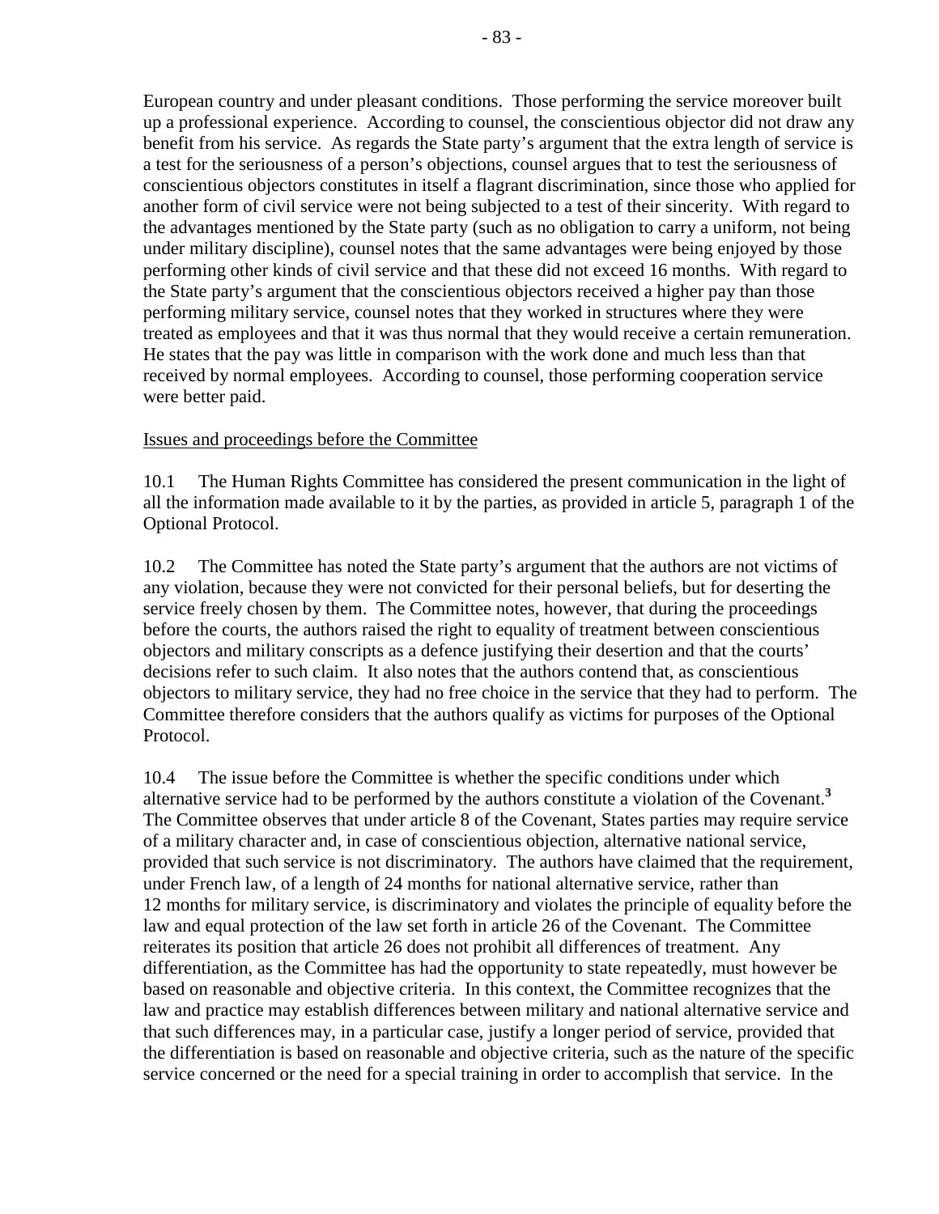European country and under pleasant conditions. Those performing the service moreover built up a professional experience. According to counsel, the conscientious objector did not draw any benefit from his service. As regards the State party's argument that the extra length of service is a test for the seriousness of a person's objections, counsel argues that to test the seriousness of conscientious objectors constitutes in itself a flagrant discrimination, since those who applied for another form of civil service were not being subjected to a test of their sincerity. With regard to the advantages mentioned by the State party (such as no obligation to carry a uniform, not being under military discipline), counsel notes that the same advantages were being enjoyed by those performing other kinds of civil service and that these did not exceed 16 months. With regard to the State party's argument that the conscientious objectors received a higher pay than those performing military service, counsel notes that they worked in structures where they were treated as employees and that it was thus normal that they would receive a certain remuneration. He states that the pay was little in comparison with the work done and much less than that received by normal employees. According to counsel, those performing cooperation service were better paid.

Issues and proceedings before the Committee

10.1 The Human Rights Committee has considered the present communication in the light of all the information made available to it by the parties, as provided in article 5, paragraph 1 of the Optional Protocol.

10.2 The Committee has noted the State party's argument that the authors are not victims of any violation, because they were not convicted for their personal beliefs, but for deserting the service freely chosen by them. The Committee notes, however, that during the proceedings before the courts, the authors raised the right to equality of treatment between conscientious objectors and military conscripts as a defence justifying their desertion and that the courts' decisions refer to such claim. It also notes that the authors contend that, as conscientious objectors to military service, they had no free choice in the service that they had to perform. The Committee therefore considers that the authors qualify as victims for purposes of the Optional Protocol.

10.4 The issue before the Committee is whether the specific conditions under which alternative service had to be performed by the authors constitute a violation of the Covenant.[3] The Committee observes that under article 8 of the Covenant, States parties may require service of a military character and, in case of conscientious objection, alternative national service, provided that such service is not discriminatory. The authors have claimed that the requirement, under French law, of a length of 24 months for national alternative service, rather than 12 months for military service, is discriminatory and violates the principle of equality before the law and equal protection of the law set forth in article 26 of the Covenant. The Committee reiterates its position that article 26 does not prohibit all differences of treatment. Any differentiation, as the Committee has had the opportunity to state repeatedly, must however be based on reasonable and objective criteria. In this context, the Committee recognizes that the law and practice may establish differences between military and national alternative service and that such differences may, in a particular case, justify a longer period of service, provided that the differentiation is based on reasonable and objective criteria, such as the nature of the specific service concerned or the need for a special training in order to accomplish that service. In the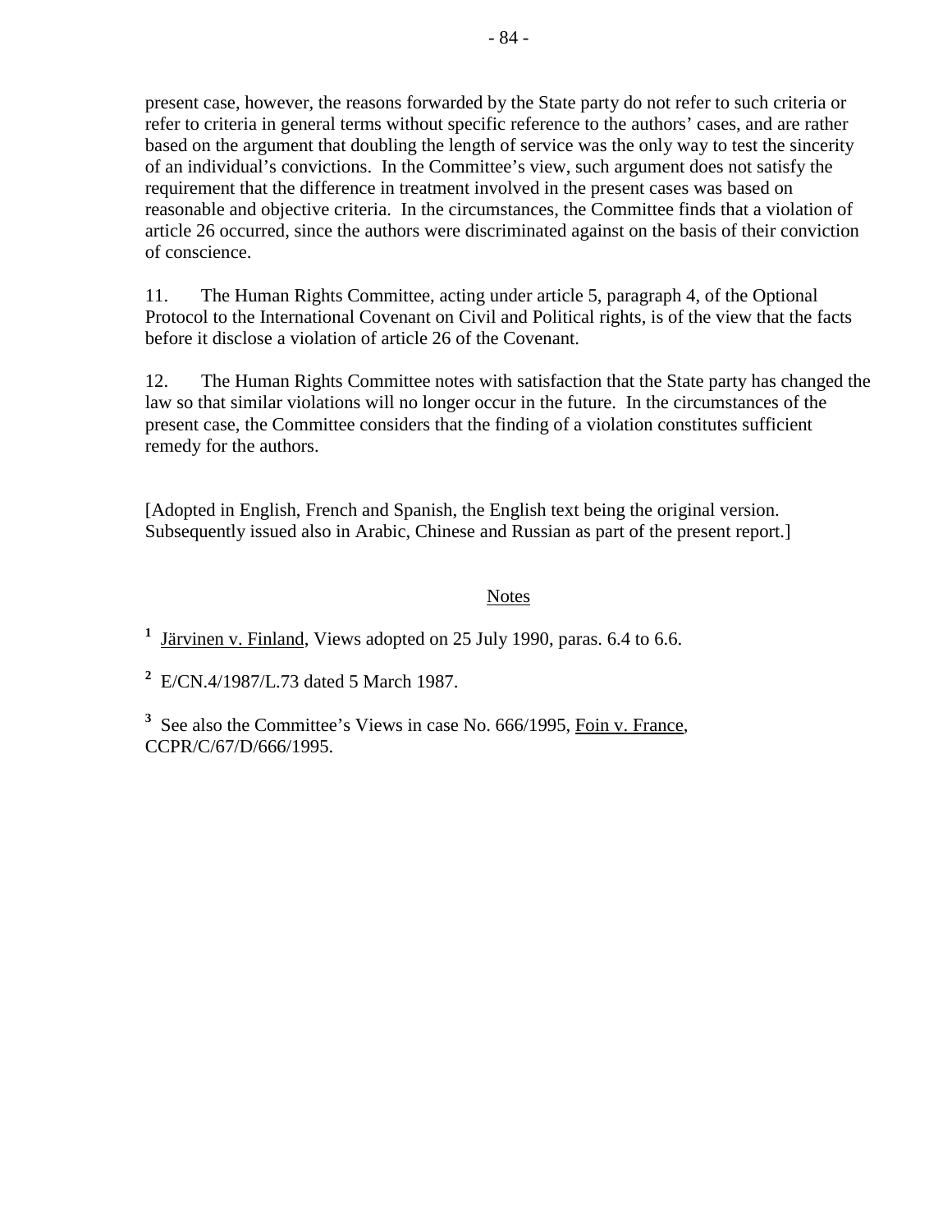present case, however, the reasons forwarded by the State party do not refer to such criteria or refer to criteria in general terms without specific reference to the authors' cases, and are rather based on the argument that doubling the length of service was the only way to test the sincerity of an individual's convictions. In the Committee's view, such argument does not satisfy the requirement that the difference in treatment involved in the present cases was based on reasonable and objective criteria. In the circumstances, the Committee finds that a violation of article 26 occurred, since the authors were discriminated against on the basis of their conviction of conscience.

11. The Human Rights Committee, acting under article 5, paragraph 4, of the Optional Protocol to the International Covenant on Civil and Political rights, is of the view that the facts before it disclose a violation of article 26 of the Covenant.

12. The Human Rights Committee notes with satisfaction that the State party has changed the law so that similar violations will no longer occur in the future. In the circumstances of the present case, the Committee considers that the finding of a violation constitutes sufficient remedy for the authors.

[Adopted in English, French and Spanish, the English text being the original version. Subsequently issued also in Arabic, Chinese and Russian as part of the present report.]

Notes

[1] Järvinen v. Finland, Views adopted on 25 July 1990, paras. 6.4 to 6.6.

[2] E/CN.4/1987/L.73 dated 5 March 1987.

[3] See also the Committee's Views in case No. 666/1995, Foin v. France, CCPR/C/67/D/666/1995.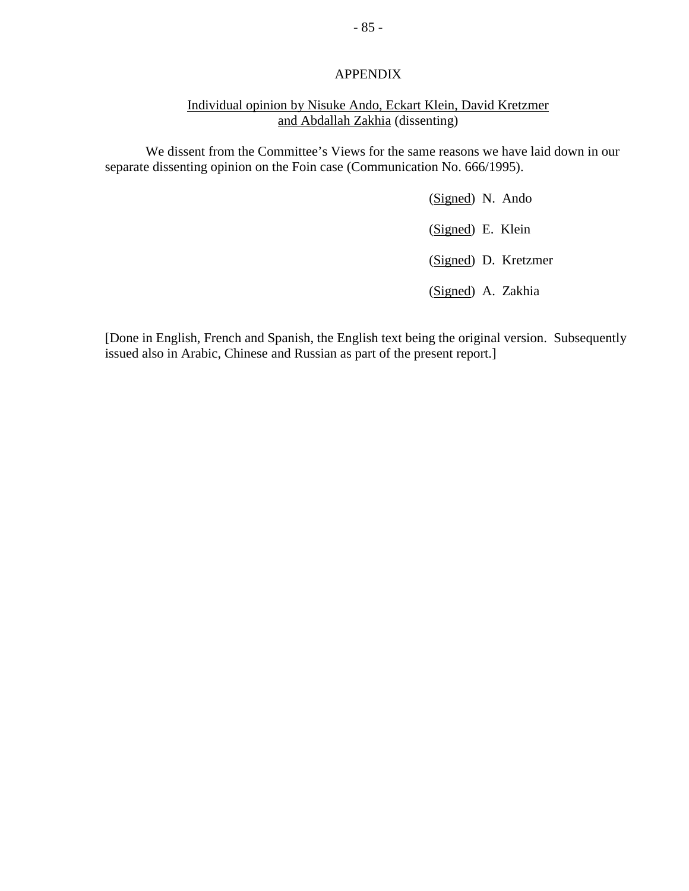## APPENDIX

Individual opinion by Nisuke Ando, Eckart Klein, David Kretzmer and Abdallah Zakhia (dissenting)

We dissent from the Committee's Views for the same reasons we have laid down in our separate dissenting opinion on the Foin case (Communication No. 666/1995).

(Signed) N. Ando

(Signed) E. Klein

(Signed) D. Kretzmer

(Signed) A. Zakhia

[Done in English, French and Spanish, the English text being the original version. Subsequently issued also in Arabic, Chinese and Russian as part of the present report.]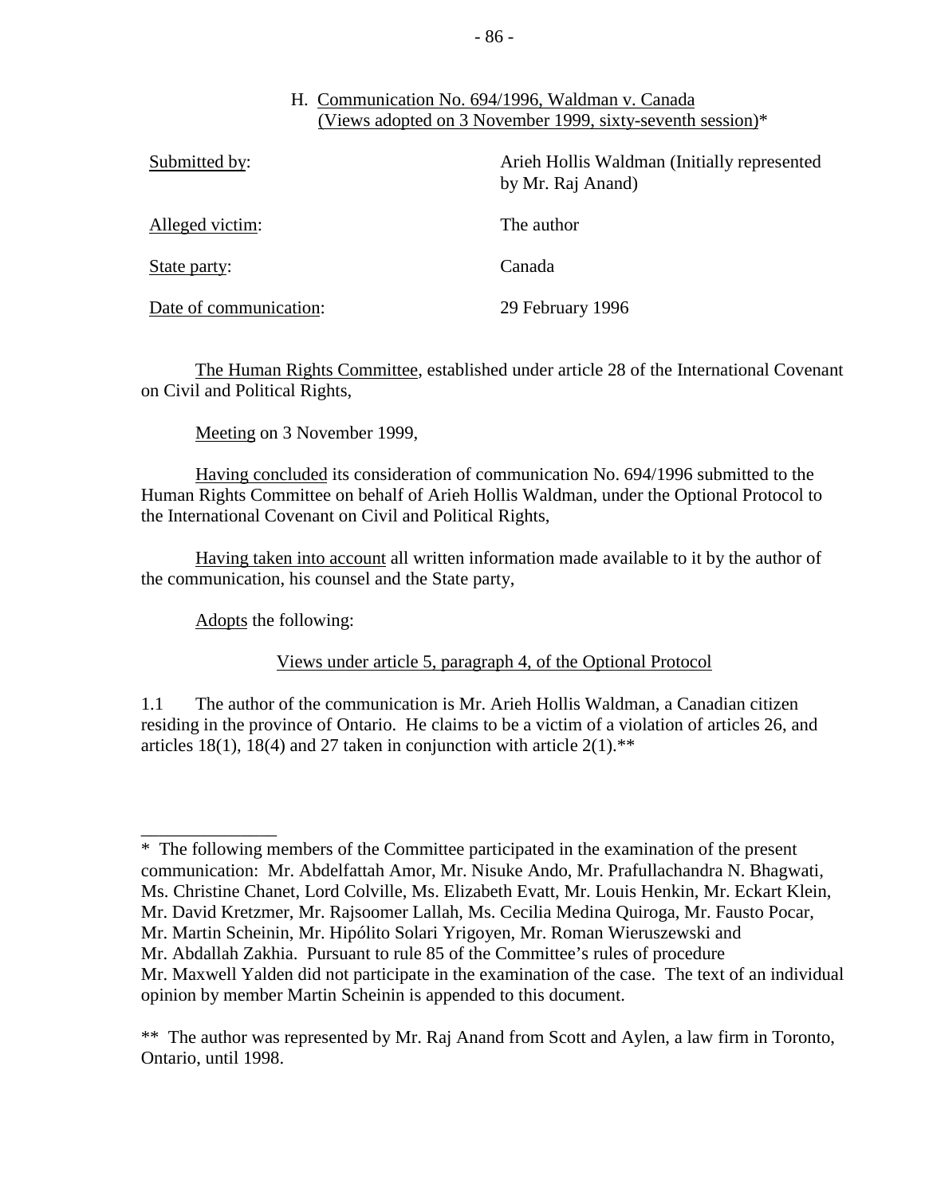### H. Communication No. 694/1996, Waldman v. Canada (Views adopted on 3 November 1999, sixty-seventh session)*

| | |
|---|---|
| Submitted by: | Arieh Hollis Waldman (Initially represented by Mr. Raj Anand) |
| Alleged victim: | The author |
| State party: | Canada |
| Date of communication: | 29 February 1996 |

The Human Rights Committee, established under article 28 of the International Covenant on Civil and Political Rights,

Meeting on 3 November 1999,

Having concluded its consideration of communication No. 694/1996 submitted to the Human Rights Committee on behalf of Arieh Hollis Waldman, under the Optional Protocol to the International Covenant on Civil and Political Rights,

Having taken into account all written information made available to it by the author of the communication, his counsel and the State party,

Adopts the following:

Views under article 5, paragraph 4, of the Optional Protocol

1.1 The author of the communication is Mr. Arieh Hollis Waldman, a Canadian citizen residing in the province of Ontario. He claims to be a victim of a violation of articles 26, and articles 18(1), 18(4) and 27 taken in conjunction with article 2(1).**

---

\* The following members of the Committee participated in the examination of the present communication: Mr. Abdelfattah Amor, Mr. Nisuke Ando, Mr. Prafullachandra N. Bhagwati, Ms. Christine Chanet, Lord Colville, Ms. Elizabeth Evatt, Mr. Louis Henkin, Mr. Eckart Klein, Mr. David Kretzmer, Mr. Rajsoomer Lallah, Ms. Cecilia Medina Quiroga, Mr. Fausto Pocar, Mr. Martin Scheinin, Mr. Hipólito Solari Yrigoyen, Mr. Roman Wieruszewski and Mr. Abdallah Zakhia. Pursuant to rule 85 of the Committee's rules of procedure Mr. Maxwell Yalden did not participate in the examination of the case. The text of an individual opinion by member Martin Scheinin is appended to this document.

\*\* The author was represented by Mr. Raj Anand from Scott and Aylen, a law firm in Toronto, Ontario, until 1998.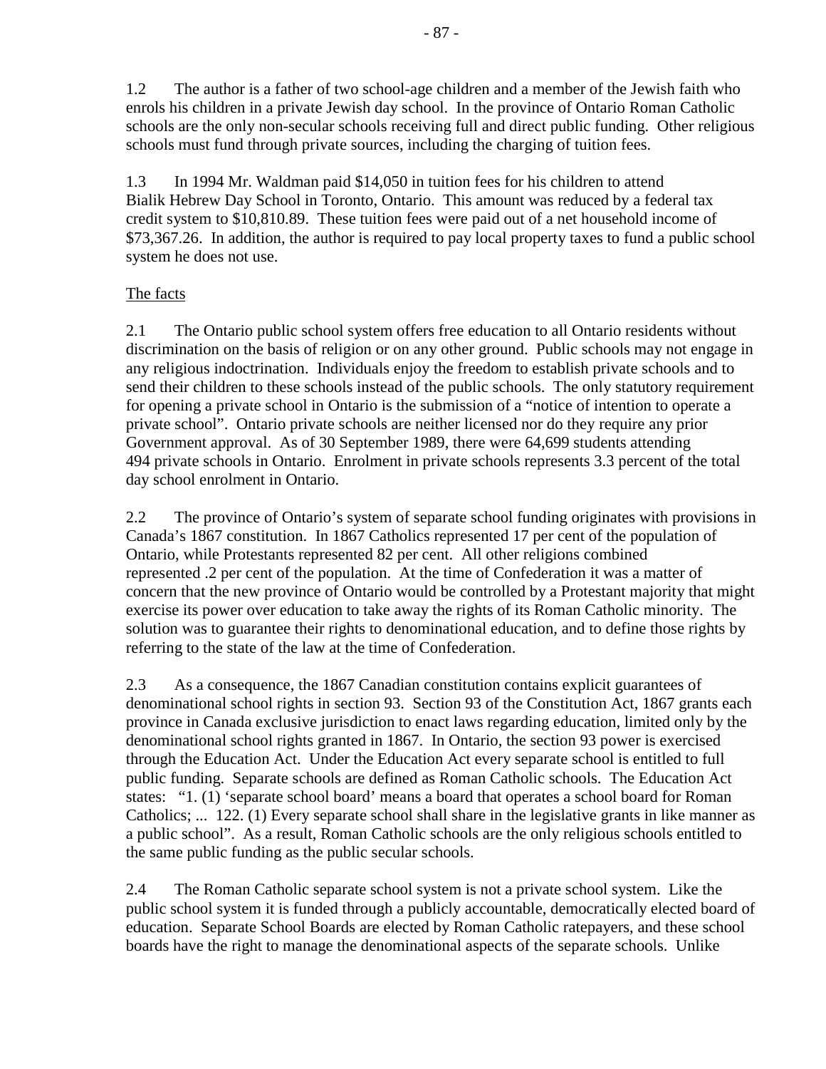1.2 The author is a father of two school-age children and a member of the Jewish faith who enrols his children in a private Jewish day school. In the province of Ontario Roman Catholic schools are the only non-secular schools receiving full and direct public funding. Other religious schools must fund through private sources, including the charging of tuition fees.

1.3 In 1994 Mr. Waldman paid $14,050 in tuition fees for his children to attend Bialik Hebrew Day School in Toronto, Ontario. This amount was reduced by a federal tax credit system to $10,810.89. These tuition fees were paid out of a net household income of $73,367.26. In addition, the author is required to pay local property taxes to fund a public school system he does not use.

The facts

2.1 The Ontario public school system offers free education to all Ontario residents without discrimination on the basis of religion or on any other ground. Public schools may not engage in any religious indoctrination. Individuals enjoy the freedom to establish private schools and to send their children to these schools instead of the public schools. The only statutory requirement for opening a private school in Ontario is the submission of a "notice of intention to operate a private school". Ontario private schools are neither licensed nor do they require any prior Government approval. As of 30 September 1989, there were 64,699 students attending 494 private schools in Ontario. Enrolment in private schools represents 3.3 percent of the total day school enrolment in Ontario.

2.2 The province of Ontario's system of separate school funding originates with provisions in Canada's 1867 constitution. In 1867 Catholics represented 17 per cent of the population of Ontario, while Protestants represented 82 per cent. All other religions combined represented .2 per cent of the population. At the time of Confederation it was a matter of concern that the new province of Ontario would be controlled by a Protestant majority that might exercise its power over education to take away the rights of its Roman Catholic minority. The solution was to guarantee their rights to denominational education, and to define those rights by referring to the state of the law at the time of Confederation.

2.3 As a consequence, the 1867 Canadian constitution contains explicit guarantees of denominational school rights in section 93. Section 93 of the Constitution Act, 1867 grants each province in Canada exclusive jurisdiction to enact laws regarding education, limited only by the denominational school rights granted in 1867. In Ontario, the section 93 power is exercised through the Education Act. Under the Education Act every separate school is entitled to full public funding. Separate schools are defined as Roman Catholic schools. The Education Act states: "1. (1) 'separate school board' means a board that operates a school board for Roman Catholics; ... 122. (1) Every separate school shall share in the legislative grants in like manner as a public school". As a result, Roman Catholic schools are the only religious schools entitled to the same public funding as the public secular schools.

2.4 The Roman Catholic separate school system is not a private school system. Like the public school system it is funded through a publicly accountable, democratically elected board of education. Separate School Boards are elected by Roman Catholic ratepayers, and these school boards have the right to manage the denominational aspects of the separate schools. Unlike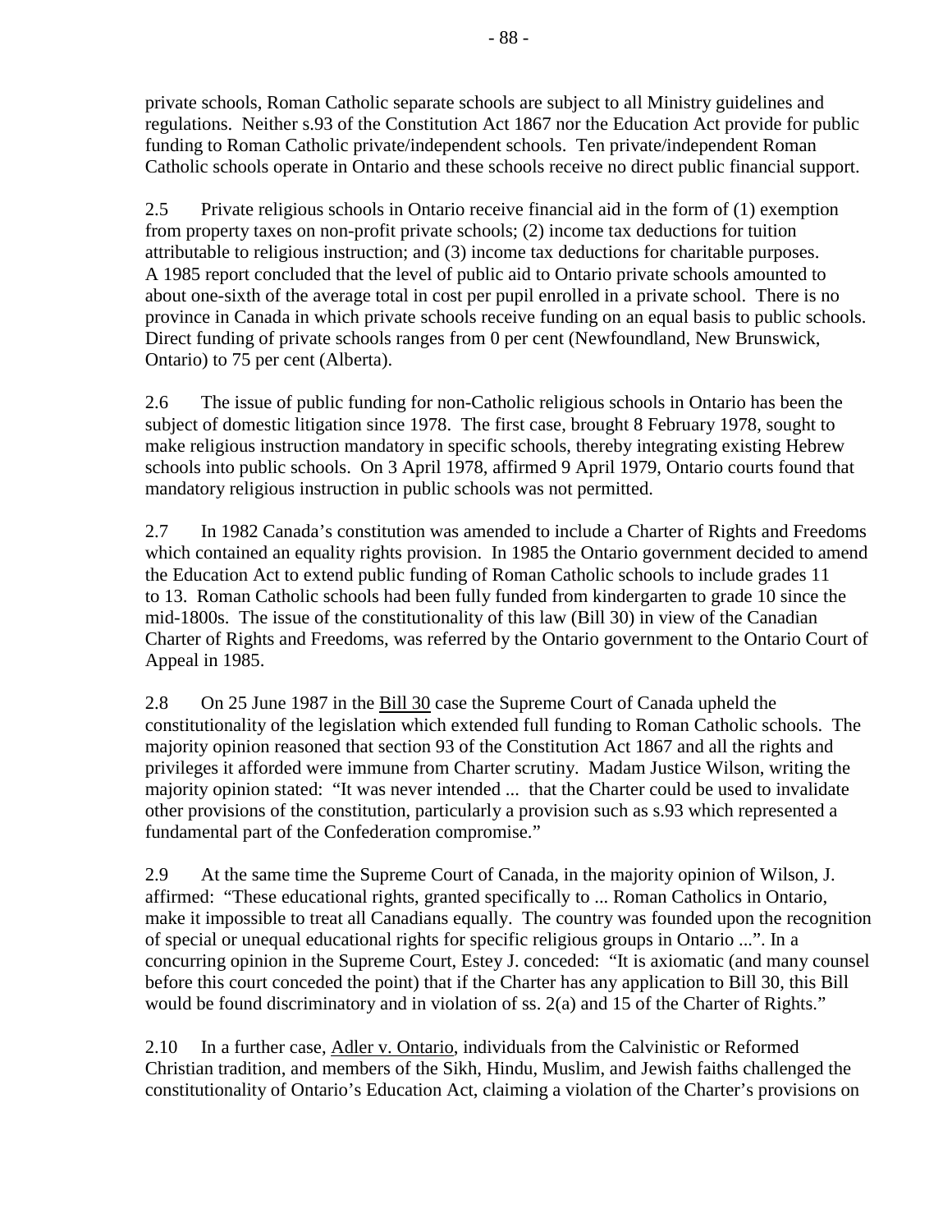private schools, Roman Catholic separate schools are subject to all Ministry guidelines and regulations. Neither s.93 of the Constitution Act 1867 nor the Education Act provide for public funding to Roman Catholic private/independent schools. Ten private/independent Roman Catholic schools operate in Ontario and these schools receive no direct public financial support.

2.5 Private religious schools in Ontario receive financial aid in the form of (1) exemption from property taxes on non-profit private schools; (2) income tax deductions for tuition attributable to religious instruction; and (3) income tax deductions for charitable purposes. A 1985 report concluded that the level of public aid to Ontario private schools amounted to about one-sixth of the average total in cost per pupil enrolled in a private school. There is no province in Canada in which private schools receive funding on an equal basis to public schools. Direct funding of private schools ranges from 0 per cent (Newfoundland, New Brunswick, Ontario) to 75 per cent (Alberta).

2.6 The issue of public funding for non-Catholic religious schools in Ontario has been the subject of domestic litigation since 1978. The first case, brought 8 February 1978, sought to make religious instruction mandatory in specific schools, thereby integrating existing Hebrew schools into public schools. On 3 April 1978, affirmed 9 April 1979, Ontario courts found that mandatory religious instruction in public schools was not permitted.

2.7 In 1982 Canada's constitution was amended to include a Charter of Rights and Freedoms which contained an equality rights provision. In 1985 the Ontario government decided to amend the Education Act to extend public funding of Roman Catholic schools to include grades 11 to 13. Roman Catholic schools had been fully funded from kindergarten to grade 10 since the mid-1800s. The issue of the constitutionality of this law (Bill 30) in view of the Canadian Charter of Rights and Freedoms, was referred by the Ontario government to the Ontario Court of Appeal in 1985.

2.8 On 25 June 1987 in the <u>Bill 30</u> case the Supreme Court of Canada upheld the constitutionality of the legislation which extended full funding to Roman Catholic schools. The majority opinion reasoned that section 93 of the Constitution Act 1867 and all the rights and privileges it afforded were immune from Charter scrutiny. Madam Justice Wilson, writing the majority opinion stated: "It was never intended ... that the Charter could be used to invalidate other provisions of the constitution, particularly a provision such as s.93 which represented a fundamental part of the Confederation compromise."

2.9 At the same time the Supreme Court of Canada, in the majority opinion of Wilson, J. affirmed: "These educational rights, granted specifically to ... Roman Catholics in Ontario, make it impossible to treat all Canadians equally. The country was founded upon the recognition of special or unequal educational rights for specific religious groups in Ontario ...". In a concurring opinion in the Supreme Court, Estey J. conceded: "It is axiomatic (and many counsel before this court conceded the point) that if the Charter has any application to Bill 30, this Bill would be found discriminatory and in violation of ss. 2(a) and 15 of the Charter of Rights."

2.10 In a further case, <u>Adler v. Ontario</u>, individuals from the Calvinistic or Reformed Christian tradition, and members of the Sikh, Hindu, Muslim, and Jewish faiths challenged the constitutionality of Ontario's Education Act, claiming a violation of the Charter's provisions on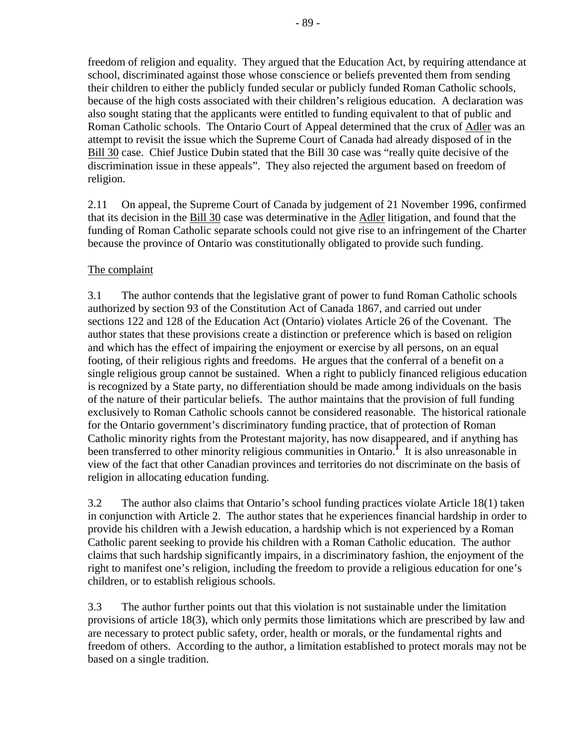freedom of religion and equality. They argued that the Education Act, by requiring attendance at school, discriminated against those whose conscience or beliefs prevented them from sending their children to either the publicly funded secular or publicly funded Roman Catholic schools, because of the high costs associated with their children's religious education. A declaration was also sought stating that the applicants were entitled to funding equivalent to that of public and Roman Catholic schools. The Ontario Court of Appeal determined that the crux of Adler was an attempt to revisit the issue which the Supreme Court of Canada had already disposed of in the Bill 30 case. Chief Justice Dubin stated that the Bill 30 case was "really quite decisive of the discrimination issue in these appeals". They also rejected the argument based on freedom of religion.

2.11 On appeal, the Supreme Court of Canada by judgement of 21 November 1996, confirmed that its decision in the Bill 30 case was determinative in the Adler litigation, and found that the funding of Roman Catholic separate schools could not give rise to an infringement of the Charter because the province of Ontario was constitutionally obligated to provide such funding.

The complaint

3.1 The author contends that the legislative grant of power to fund Roman Catholic schools authorized by section 93 of the Constitution Act of Canada 1867, and carried out under sections 122 and 128 of the Education Act (Ontario) violates Article 26 of the Covenant. The author states that these provisions create a distinction or preference which is based on religion and which has the effect of impairing the enjoyment or exercise by all persons, on an equal footing, of their religious rights and freedoms. He argues that the conferral of a benefit on a single religious group cannot be sustained. When a right to publicly financed religious education is recognized by a State party, no differentiation should be made among individuals on the basis of the nature of their particular beliefs. The author maintains that the provision of full funding exclusively to Roman Catholic schools cannot be considered reasonable. The historical rationale for the Ontario government's discriminatory funding practice, that of protection of Roman Catholic minority rights from the Protestant majority, has now disappeared, and if anything has been transferred to other minority religious communities in Ontario.[1] It is also unreasonable in view of the fact that other Canadian provinces and territories do not discriminate on the basis of religion in allocating education funding.

3.2 The author also claims that Ontario's school funding practices violate Article 18(1) taken in conjunction with Article 2. The author states that he experiences financial hardship in order to provide his children with a Jewish education, a hardship which is not experienced by a Roman Catholic parent seeking to provide his children with a Roman Catholic education. The author claims that such hardship significantly impairs, in a discriminatory fashion, the enjoyment of the right to manifest one's religion, including the freedom to provide a religious education for one's children, or to establish religious schools.

3.3 The author further points out that this violation is not sustainable under the limitation provisions of article 18(3), which only permits those limitations which are prescribed by law and are necessary to protect public safety, order, health or morals, or the fundamental rights and freedom of others. According to the author, a limitation established to protect morals may not be based on a single tradition.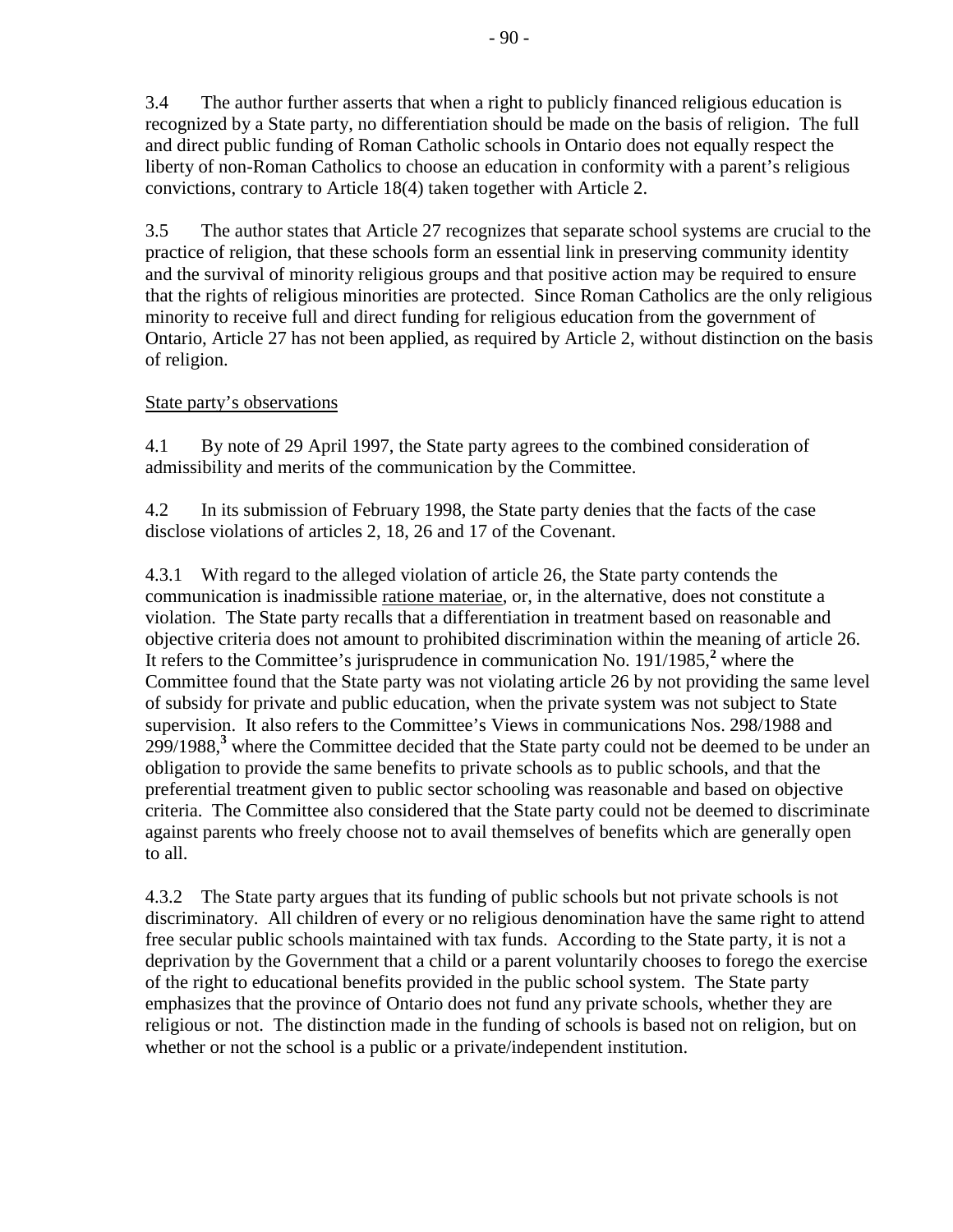3.4 The author further asserts that when a right to publicly financed religious education is recognized by a State party, no differentiation should be made on the basis of religion. The full and direct public funding of Roman Catholic schools in Ontario does not equally respect the liberty of non-Roman Catholics to choose an education in conformity with a parent's religious convictions, contrary to Article 18(4) taken together with Article 2.

3.5 The author states that Article 27 recognizes that separate school systems are crucial to the practice of religion, that these schools form an essential link in preserving community identity and the survival of minority religious groups and that positive action may be required to ensure that the rights of religious minorities are protected. Since Roman Catholics are the only religious minority to receive full and direct funding for religious education from the government of Ontario, Article 27 has not been applied, as required by Article 2, without distinction on the basis of religion.

State party's observations

4.1 By note of 29 April 1997, the State party agrees to the combined consideration of admissibility and merits of the communication by the Committee.

4.2 In its submission of February 1998, the State party denies that the facts of the case disclose violations of articles 2, 18, 26 and 17 of the Covenant.

4.3.1 With regard to the alleged violation of article 26, the State party contends the communication is inadmissible ratione materiae, or, in the alternative, does not constitute a violation. The State party recalls that a differentiation in treatment based on reasonable and objective criteria does not amount to prohibited discrimination within the meaning of article 26. It refers to the Committee's jurisprudence in communication No. 191/1985,[2] where the Committee found that the State party was not violating article 26 by not providing the same level of subsidy for private and public education, when the private system was not subject to State supervision. It also refers to the Committee's Views in communications Nos. 298/1988 and 299/1988,[3] where the Committee decided that the State party could not be deemed to be under an obligation to provide the same benefits to private schools as to public schools, and that the preferential treatment given to public sector schooling was reasonable and based on objective criteria. The Committee also considered that the State party could not be deemed to discriminate against parents who freely choose not to avail themselves of benefits which are generally open to all.

4.3.2 The State party argues that its funding of public schools but not private schools is not discriminatory. All children of every or no religious denomination have the same right to attend free secular public schools maintained with tax funds. According to the State party, it is not a deprivation by the Government that a child or a parent voluntarily chooses to forego the exercise of the right to educational benefits provided in the public school system. The State party emphasizes that the province of Ontario does not fund any private schools, whether they are religious or not. The distinction made in the funding of schools is based not on religion, but on whether or not the school is a public or a private/independent institution.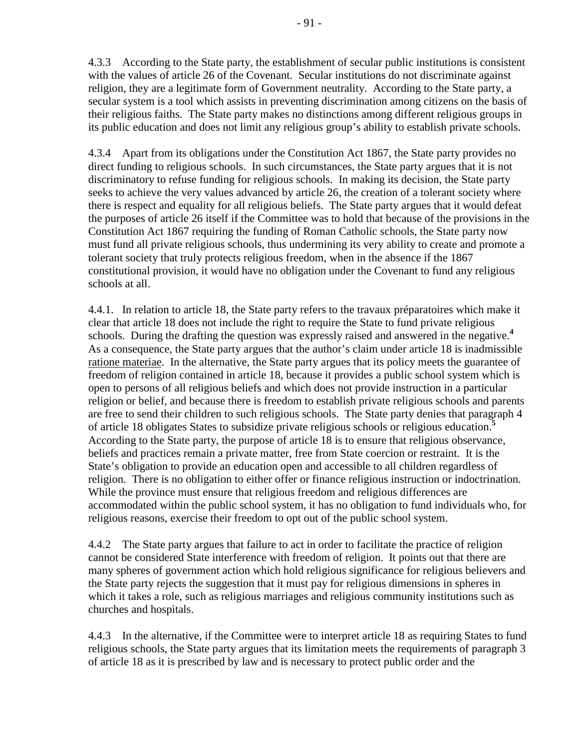4.3.3 According to the State party, the establishment of secular public institutions is consistent with the values of article 26 of the Covenant. Secular institutions do not discriminate against religion, they are a legitimate form of Government neutrality. According to the State party, a secular system is a tool which assists in preventing discrimination among citizens on the basis of their religious faiths. The State party makes no distinctions among different religious groups in its public education and does not limit any religious group's ability to establish private schools.

4.3.4 Apart from its obligations under the Constitution Act 1867, the State party provides no direct funding to religious schools. In such circumstances, the State party argues that it is not discriminatory to refuse funding for religious schools. In making its decision, the State party seeks to achieve the very values advanced by article 26, the creation of a tolerant society where there is respect and equality for all religious beliefs. The State party argues that it would defeat the purposes of article 26 itself if the Committee was to hold that because of the provisions in the Constitution Act 1867 requiring the funding of Roman Catholic schools, the State party now must fund all private religious schools, thus undermining its very ability to create and promote a tolerant society that truly protects religious freedom, when in the absence if the 1867 constitutional provision, it would have no obligation under the Covenant to fund any religious schools at all.

4.4.1. In relation to article 18, the State party refers to the travaux préparatoires which make it clear that article 18 does not include the right to require the State to fund private religious schools. During the drafting the question was expressly raised and answered in the negative.[4] As a consequence, the State party argues that the author's claim under article 18 is inadmissible ratione materiae. In the alternative, the State party argues that its policy meets the guarantee of freedom of religion contained in article 18, because it provides a public school system which is open to persons of all religious beliefs and which does not provide instruction in a particular religion or belief, and because there is freedom to establish private religious schools and parents are free to send their children to such religious schools. The State party denies that paragraph 4 of article 18 obligates States to subsidize private religious schools or religious education.[5] According to the State party, the purpose of article 18 is to ensure that religious observance, beliefs and practices remain a private matter, free from State coercion or restraint. It is the State's obligation to provide an education open and accessible to all children regardless of religion. There is no obligation to either offer or finance religious instruction or indoctrination. While the province must ensure that religious freedom and religious differences are accommodated within the public school system, it has no obligation to fund individuals who, for religious reasons, exercise their freedom to opt out of the public school system.

4.4.2 The State party argues that failure to act in order to facilitate the practice of religion cannot be considered State interference with freedom of religion. It points out that there are many spheres of government action which hold religious significance for religious believers and the State party rejects the suggestion that it must pay for religious dimensions in spheres in which it takes a role, such as religious marriages and religious community institutions such as churches and hospitals.

4.4.3 In the alternative, if the Committee were to interpret article 18 as requiring States to fund religious schools, the State party argues that its limitation meets the requirements of paragraph 3 of article 18 as it is prescribed by law and is necessary to protect public order and the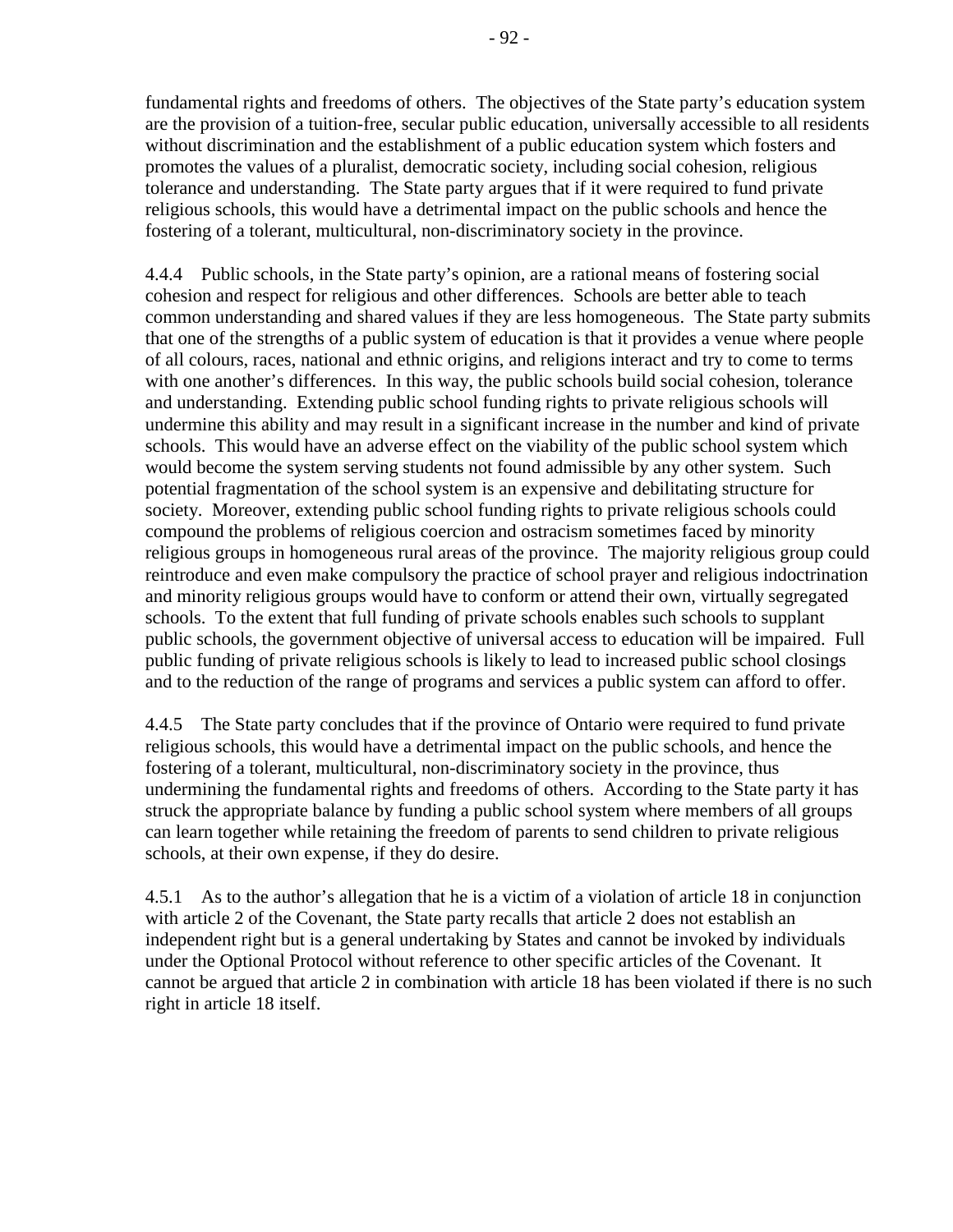fundamental rights and freedoms of others. The objectives of the State party's education system are the provision of a tuition-free, secular public education, universally accessible to all residents without discrimination and the establishment of a public education system which fosters and promotes the values of a pluralist, democratic society, including social cohesion, religious tolerance and understanding. The State party argues that if it were required to fund private religious schools, this would have a detrimental impact on the public schools and hence the fostering of a tolerant, multicultural, non-discriminatory society in the province.

4.4.4 Public schools, in the State party's opinion, are a rational means of fostering social cohesion and respect for religious and other differences. Schools are better able to teach common understanding and shared values if they are less homogeneous. The State party submits that one of the strengths of a public system of education is that it provides a venue where people of all colours, races, national and ethnic origins, and religions interact and try to come to terms with one another's differences. In this way, the public schools build social cohesion, tolerance and understanding. Extending public school funding rights to private religious schools will undermine this ability and may result in a significant increase in the number and kind of private schools. This would have an adverse effect on the viability of the public school system which would become the system serving students not found admissible by any other system. Such potential fragmentation of the school system is an expensive and debilitating structure for society. Moreover, extending public school funding rights to private religious schools could compound the problems of religious coercion and ostracism sometimes faced by minority religious groups in homogeneous rural areas of the province. The majority religious group could reintroduce and even make compulsory the practice of school prayer and religious indoctrination and minority religious groups would have to conform or attend their own, virtually segregated schools. To the extent that full funding of private schools enables such schools to supplant public schools, the government objective of universal access to education will be impaired. Full public funding of private religious schools is likely to lead to increased public school closings and to the reduction of the range of programs and services a public system can afford to offer.

4.4.5 The State party concludes that if the province of Ontario were required to fund private religious schools, this would have a detrimental impact on the public schools, and hence the fostering of a tolerant, multicultural, non-discriminatory society in the province, thus undermining the fundamental rights and freedoms of others. According to the State party it has struck the appropriate balance by funding a public school system where members of all groups can learn together while retaining the freedom of parents to send children to private religious schools, at their own expense, if they do desire.

4.5.1 As to the author's allegation that he is a victim of a violation of article 18 in conjunction with article 2 of the Covenant, the State party recalls that article 2 does not establish an independent right but is a general undertaking by States and cannot be invoked by individuals under the Optional Protocol without reference to other specific articles of the Covenant. It cannot be argued that article 2 in combination with article 18 has been violated if there is no such right in article 18 itself.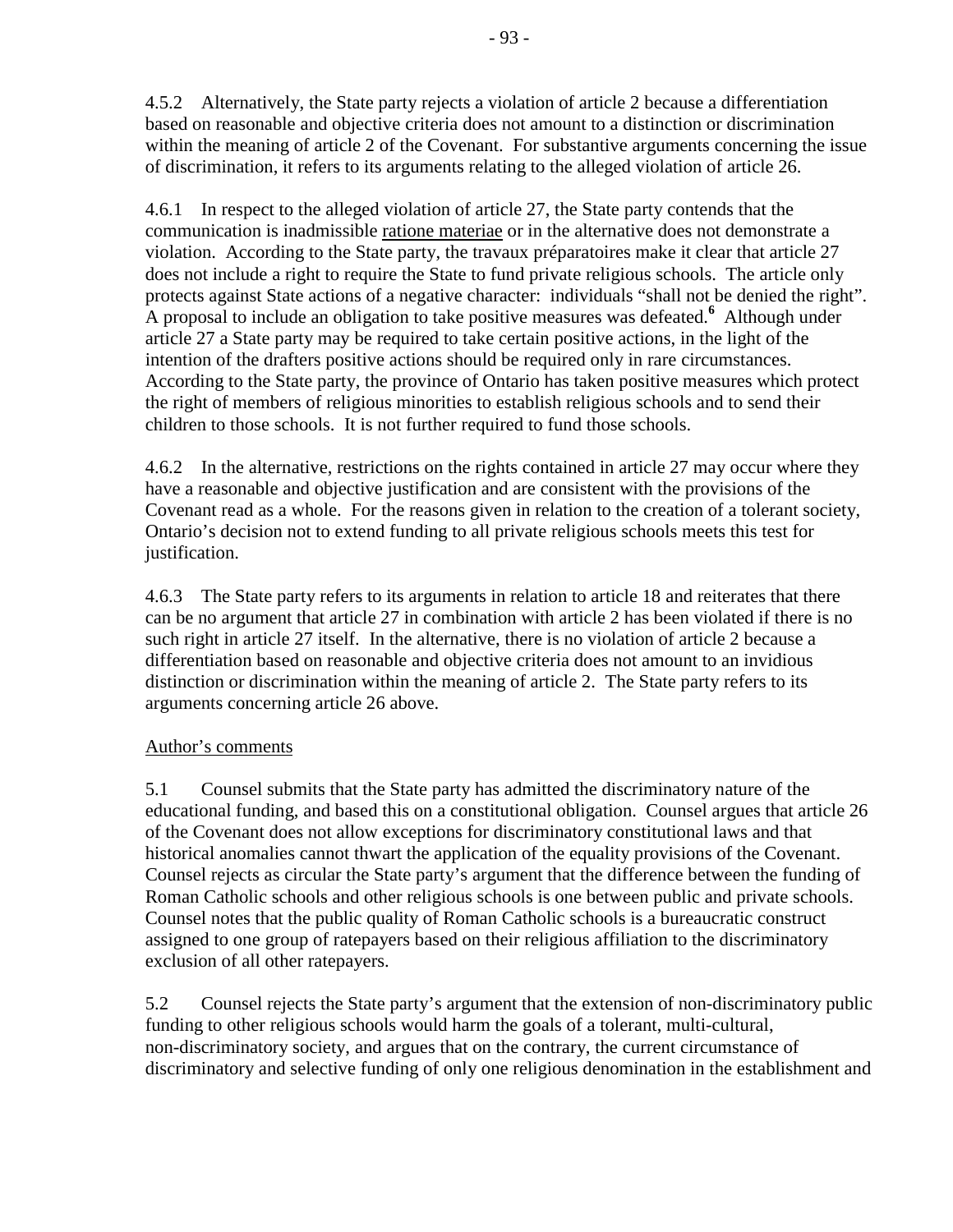4.5.2 Alternatively, the State party rejects a violation of article 2 because a differentiation based on reasonable and objective criteria does not amount to a distinction or discrimination within the meaning of article 2 of the Covenant. For substantive arguments concerning the issue of discrimination, it refers to its arguments relating to the alleged violation of article 26.

4.6.1 In respect to the alleged violation of article 27, the State party contends that the communication is inadmissible ratione materiae or in the alternative does not demonstrate a violation. According to the State party, the travaux préparatoires make it clear that article 27 does not include a right to require the State to fund private religious schools. The article only protects against State actions of a negative character: individuals "shall not be denied the right". A proposal to include an obligation to take positive measures was defeated.[6] Although under article 27 a State party may be required to take certain positive actions, in the light of the intention of the drafters positive actions should be required only in rare circumstances. According to the State party, the province of Ontario has taken positive measures which protect the right of members of religious minorities to establish religious schools and to send their children to those schools. It is not further required to fund those schools.

4.6.2 In the alternative, restrictions on the rights contained in article 27 may occur where they have a reasonable and objective justification and are consistent with the provisions of the Covenant read as a whole. For the reasons given in relation to the creation of a tolerant society, Ontario's decision not to extend funding to all private religious schools meets this test for justification.

4.6.3 The State party refers to its arguments in relation to article 18 and reiterates that there can be no argument that article 27 in combination with article 2 has been violated if there is no such right in article 27 itself. In the alternative, there is no violation of article 2 because a differentiation based on reasonable and objective criteria does not amount to an invidious distinction or discrimination within the meaning of article 2. The State party refers to its arguments concerning article 26 above.

Author's comments

5.1 Counsel submits that the State party has admitted the discriminatory nature of the educational funding, and based this on a constitutional obligation. Counsel argues that article 26 of the Covenant does not allow exceptions for discriminatory constitutional laws and that historical anomalies cannot thwart the application of the equality provisions of the Covenant. Counsel rejects as circular the State party's argument that the difference between the funding of Roman Catholic schools and other religious schools is one between public and private schools. Counsel notes that the public quality of Roman Catholic schools is a bureaucratic construct assigned to one group of ratepayers based on their religious affiliation to the discriminatory exclusion of all other ratepayers.

5.2 Counsel rejects the State party's argument that the extension of non-discriminatory public funding to other religious schools would harm the goals of a tolerant, multi-cultural, non-discriminatory society, and argues that on the contrary, the current circumstance of discriminatory and selective funding of only one religious denomination in the establishment and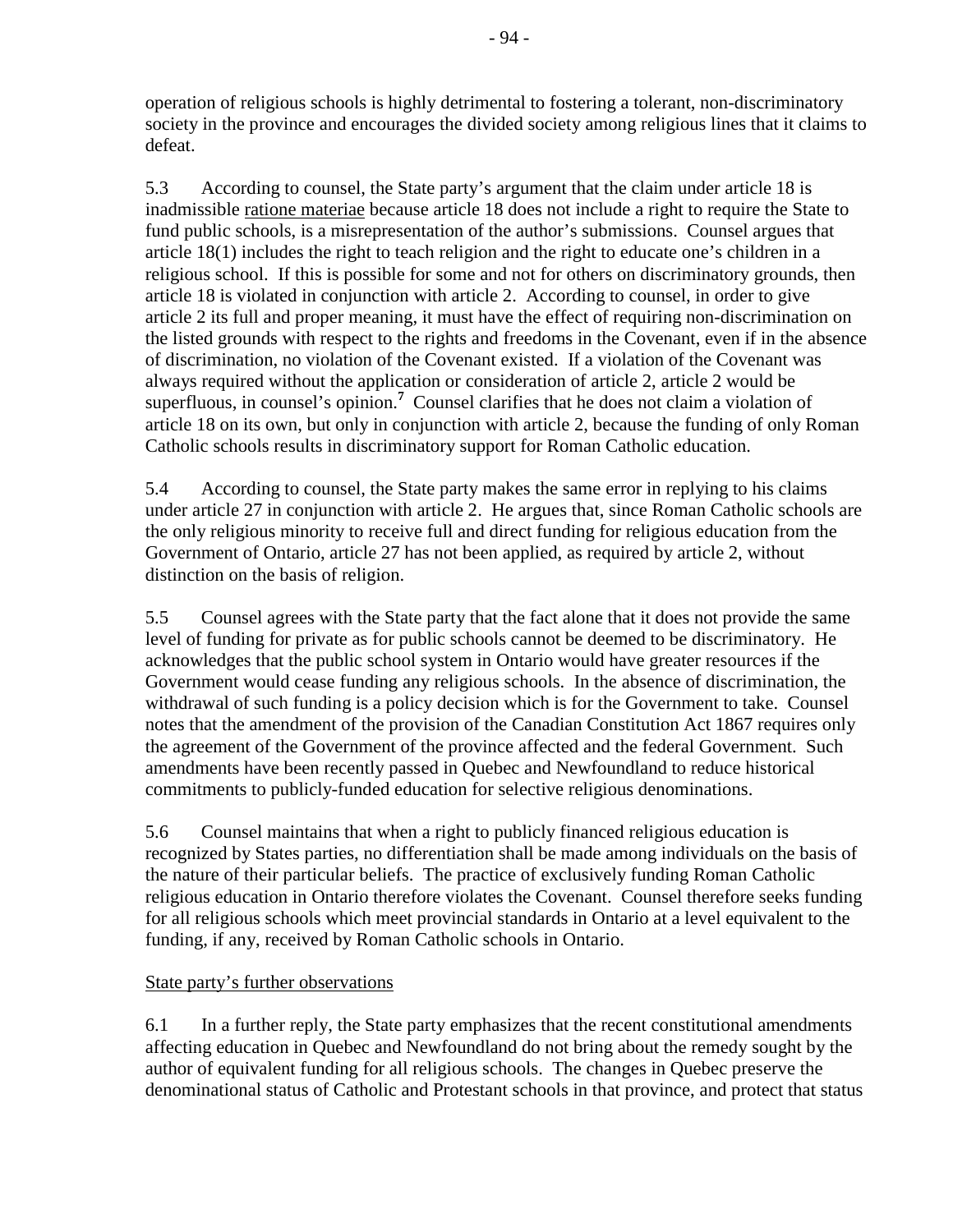operation of religious schools is highly detrimental to fostering a tolerant, non-discriminatory society in the province and encourages the divided society among religious lines that it claims to defeat.

5.3 According to counsel, the State party's argument that the claim under article 18 is inadmissible ratione materiae because article 18 does not include a right to require the State to fund public schools, is a misrepresentation of the author's submissions. Counsel argues that article 18(1) includes the right to teach religion and the right to educate one's children in a religious school. If this is possible for some and not for others on discriminatory grounds, then article 18 is violated in conjunction with article 2. According to counsel, in order to give article 2 its full and proper meaning, it must have the effect of requiring non-discrimination on the listed grounds with respect to the rights and freedoms in the Covenant, even if in the absence of discrimination, no violation of the Covenant existed. If a violation of the Covenant was always required without the application or consideration of article 2, article 2 would be superfluous, in counsel's opinion.[7] Counsel clarifies that he does not claim a violation of article 18 on its own, but only in conjunction with article 2, because the funding of only Roman Catholic schools results in discriminatory support for Roman Catholic education.

5.4 According to counsel, the State party makes the same error in replying to his claims under article 27 in conjunction with article 2. He argues that, since Roman Catholic schools are the only religious minority to receive full and direct funding for religious education from the Government of Ontario, article 27 has not been applied, as required by article 2, without distinction on the basis of religion.

5.5 Counsel agrees with the State party that the fact alone that it does not provide the same level of funding for private as for public schools cannot be deemed to be discriminatory. He acknowledges that the public school system in Ontario would have greater resources if the Government would cease funding any religious schools. In the absence of discrimination, the withdrawal of such funding is a policy decision which is for the Government to take. Counsel notes that the amendment of the provision of the Canadian Constitution Act 1867 requires only the agreement of the Government of the province affected and the federal Government. Such amendments have been recently passed in Quebec and Newfoundland to reduce historical commitments to publicly-funded education for selective religious denominations.

5.6 Counsel maintains that when a right to publicly financed religious education is recognized by States parties, no differentiation shall be made among individuals on the basis of the nature of their particular beliefs. The practice of exclusively funding Roman Catholic religious education in Ontario therefore violates the Covenant. Counsel therefore seeks funding for all religious schools which meet provincial standards in Ontario at a level equivalent to the funding, if any, received by Roman Catholic schools in Ontario.

State party's further observations

6.1 In a further reply, the State party emphasizes that the recent constitutional amendments affecting education in Quebec and Newfoundland do not bring about the remedy sought by the author of equivalent funding for all religious schools. The changes in Quebec preserve the denominational status of Catholic and Protestant schools in that province, and protect that status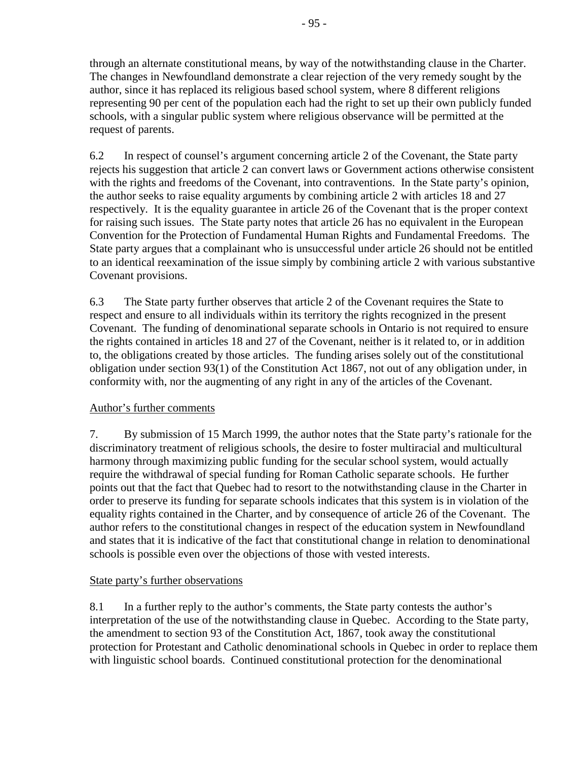through an alternate constitutional means, by way of the notwithstanding clause in the Charter. The changes in Newfoundland demonstrate a clear rejection of the very remedy sought by the author, since it has replaced its religious based school system, where 8 different religions representing 90 per cent of the population each had the right to set up their own publicly funded schools, with a singular public system where religious observance will be permitted at the request of parents.

6.2 In respect of counsel's argument concerning article 2 of the Covenant, the State party rejects his suggestion that article 2 can convert laws or Government actions otherwise consistent with the rights and freedoms of the Covenant, into contraventions. In the State party's opinion, the author seeks to raise equality arguments by combining article 2 with articles 18 and 27 respectively. It is the equality guarantee in article 26 of the Covenant that is the proper context for raising such issues. The State party notes that article 26 has no equivalent in the European Convention for the Protection of Fundamental Human Rights and Fundamental Freedoms. The State party argues that a complainant who is unsuccessful under article 26 should not be entitled to an identical reexamination of the issue simply by combining article 2 with various substantive Covenant provisions.

6.3 The State party further observes that article 2 of the Covenant requires the State to respect and ensure to all individuals within its territory the rights recognized in the present Covenant. The funding of denominational separate schools in Ontario is not required to ensure the rights contained in articles 18 and 27 of the Covenant, neither is it related to, or in addition to, the obligations created by those articles. The funding arises solely out of the constitutional obligation under section 93(1) of the Constitution Act 1867, not out of any obligation under, in conformity with, nor the augmenting of any right in any of the articles of the Covenant.

Author's further comments

7. By submission of 15 March 1999, the author notes that the State party's rationale for the discriminatory treatment of religious schools, the desire to foster multiracial and multicultural harmony through maximizing public funding for the secular school system, would actually require the withdrawal of special funding for Roman Catholic separate schools. He further points out that the fact that Quebec had to resort to the notwithstanding clause in the Charter in order to preserve its funding for separate schools indicates that this system is in violation of the equality rights contained in the Charter, and by consequence of article 26 of the Covenant. The author refers to the constitutional changes in respect of the education system in Newfoundland and states that it is indicative of the fact that constitutional change in relation to denominational schools is possible even over the objections of those with vested interests.

State party's further observations

8.1 In a further reply to the author's comments, the State party contests the author's interpretation of the use of the notwithstanding clause in Quebec. According to the State party, the amendment to section 93 of the Constitution Act, 1867, took away the constitutional protection for Protestant and Catholic denominational schools in Quebec in order to replace them with linguistic school boards. Continued constitutional protection for the denominational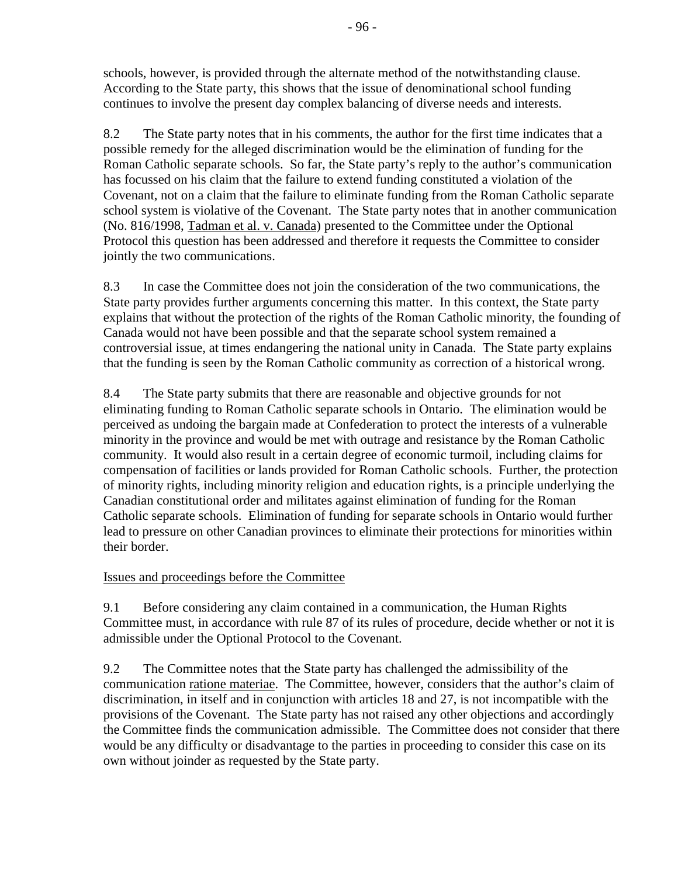schools, however, is provided through the alternate method of the notwithstanding clause. According to the State party, this shows that the issue of denominational school funding continues to involve the present day complex balancing of diverse needs and interests.

8.2 The State party notes that in his comments, the author for the first time indicates that a possible remedy for the alleged discrimination would be the elimination of funding for the Roman Catholic separate schools. So far, the State party's reply to the author's communication has focussed on his claim that the failure to extend funding constituted a violation of the Covenant, not on a claim that the failure to eliminate funding from the Roman Catholic separate school system is violative of the Covenant. The State party notes that in another communication (No. 816/1998, Tadman et al. v. Canada) presented to the Committee under the Optional Protocol this question has been addressed and therefore it requests the Committee to consider jointly the two communications.

8.3 In case the Committee does not join the consideration of the two communications, the State party provides further arguments concerning this matter. In this context, the State party explains that without the protection of the rights of the Roman Catholic minority, the founding of Canada would not have been possible and that the separate school system remained a controversial issue, at times endangering the national unity in Canada. The State party explains that the funding is seen by the Roman Catholic community as correction of a historical wrong.

8.4 The State party submits that there are reasonable and objective grounds for not eliminating funding to Roman Catholic separate schools in Ontario. The elimination would be perceived as undoing the bargain made at Confederation to protect the interests of a vulnerable minority in the province and would be met with outrage and resistance by the Roman Catholic community. It would also result in a certain degree of economic turmoil, including claims for compensation of facilities or lands provided for Roman Catholic schools. Further, the protection of minority rights, including minority religion and education rights, is a principle underlying the Canadian constitutional order and militates against elimination of funding for the Roman Catholic separate schools. Elimination of funding for separate schools in Ontario would further lead to pressure on other Canadian provinces to eliminate their protections for minorities within their border.

Issues and proceedings before the Committee

9.1 Before considering any claim contained in a communication, the Human Rights Committee must, in accordance with rule 87 of its rules of procedure, decide whether or not it is admissible under the Optional Protocol to the Covenant.

9.2 The Committee notes that the State party has challenged the admissibility of the communication ratione materiae. The Committee, however, considers that the author's claim of discrimination, in itself and in conjunction with articles 18 and 27, is not incompatible with the provisions of the Covenant. The State party has not raised any other objections and accordingly the Committee finds the communication admissible. The Committee does not consider that there would be any difficulty or disadvantage to the parties in proceeding to consider this case on its own without joinder as requested by the State party.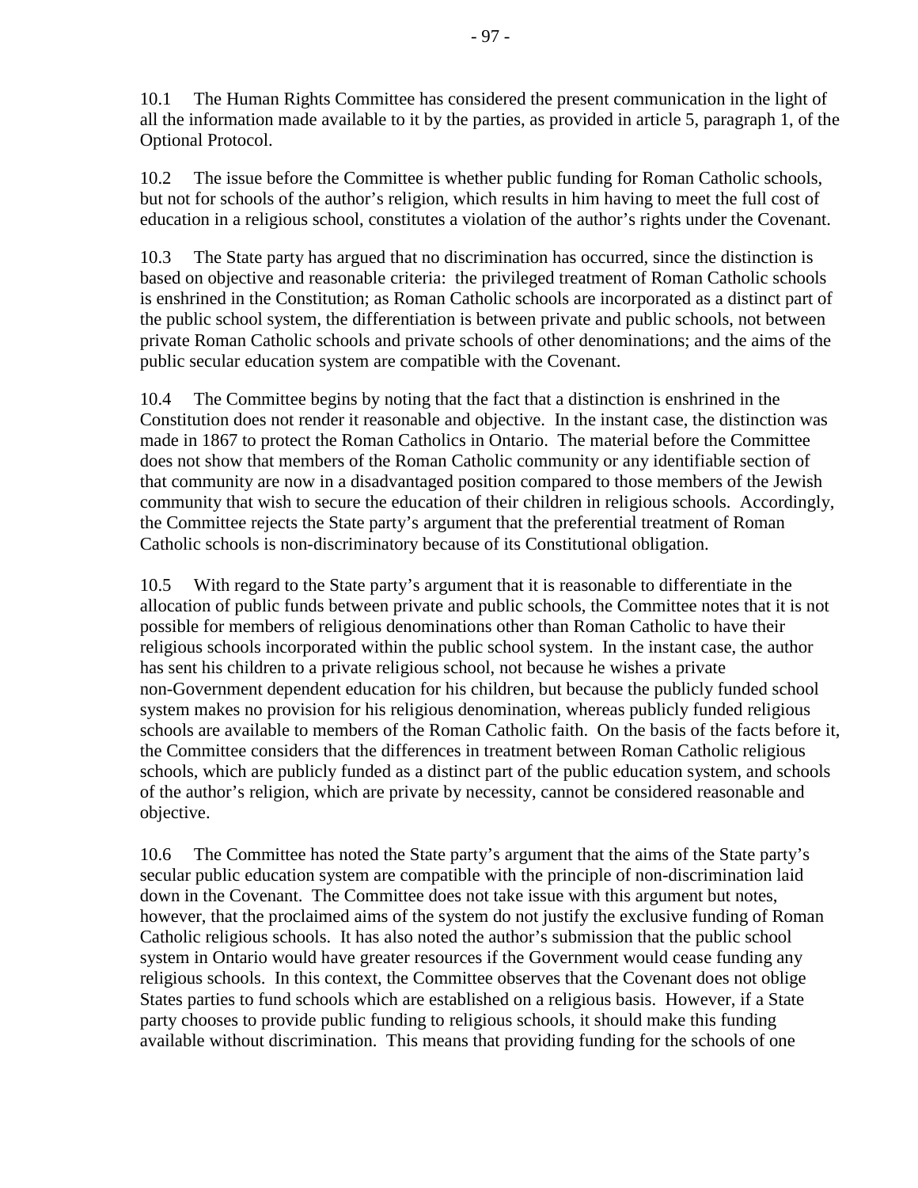10.1 The Human Rights Committee has considered the present communication in the light of all the information made available to it by the parties, as provided in article 5, paragraph 1, of the Optional Protocol.

10.2 The issue before the Committee is whether public funding for Roman Catholic schools, but not for schools of the author's religion, which results in him having to meet the full cost of education in a religious school, constitutes a violation of the author's rights under the Covenant.

10.3 The State party has argued that no discrimination has occurred, since the distinction is based on objective and reasonable criteria: the privileged treatment of Roman Catholic schools is enshrined in the Constitution; as Roman Catholic schools are incorporated as a distinct part of the public school system, the differentiation is between private and public schools, not between private Roman Catholic schools and private schools of other denominations; and the aims of the public secular education system are compatible with the Covenant.

10.4 The Committee begins by noting that the fact that a distinction is enshrined in the Constitution does not render it reasonable and objective. In the instant case, the distinction was made in 1867 to protect the Roman Catholics in Ontario. The material before the Committee does not show that members of the Roman Catholic community or any identifiable section of that community are now in a disadvantaged position compared to those members of the Jewish community that wish to secure the education of their children in religious schools. Accordingly, the Committee rejects the State party's argument that the preferential treatment of Roman Catholic schools is non-discriminatory because of its Constitutional obligation.

10.5 With regard to the State party's argument that it is reasonable to differentiate in the allocation of public funds between private and public schools, the Committee notes that it is not possible for members of religious denominations other than Roman Catholic to have their religious schools incorporated within the public school system. In the instant case, the author has sent his children to a private religious school, not because he wishes a private non-Government dependent education for his children, but because the publicly funded school system makes no provision for his religious denomination, whereas publicly funded religious schools are available to members of the Roman Catholic faith. On the basis of the facts before it, the Committee considers that the differences in treatment between Roman Catholic religious schools, which are publicly funded as a distinct part of the public education system, and schools of the author's religion, which are private by necessity, cannot be considered reasonable and objective.

10.6 The Committee has noted the State party's argument that the aims of the State party's secular public education system are compatible with the principle of non-discrimination laid down in the Covenant. The Committee does not take issue with this argument but notes, however, that the proclaimed aims of the system do not justify the exclusive funding of Roman Catholic religious schools. It has also noted the author's submission that the public school system in Ontario would have greater resources if the Government would cease funding any religious schools. In this context, the Committee observes that the Covenant does not oblige States parties to fund schools which are established on a religious basis. However, if a State party chooses to provide public funding to religious schools, it should make this funding available without discrimination. This means that providing funding for the schools of one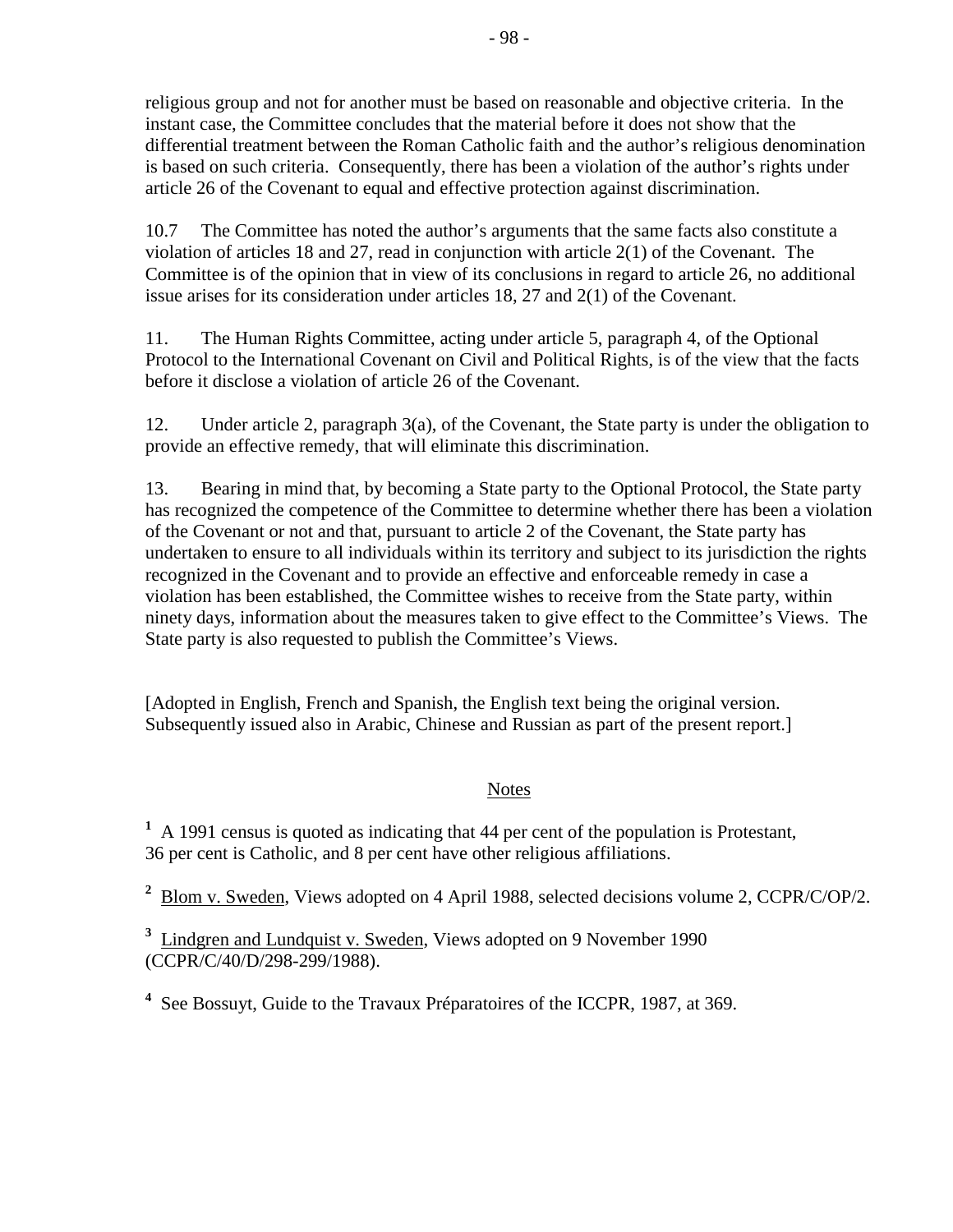religious group and not for another must be based on reasonable and objective criteria. In the instant case, the Committee concludes that the material before it does not show that the differential treatment between the Roman Catholic faith and the author's religious denomination is based on such criteria. Consequently, there has been a violation of the author's rights under article 26 of the Covenant to equal and effective protection against discrimination.

10.7 The Committee has noted the author's arguments that the same facts also constitute a violation of articles 18 and 27, read in conjunction with article 2(1) of the Covenant. The Committee is of the opinion that in view of its conclusions in regard to article 26, no additional issue arises for its consideration under articles 18, 27 and 2(1) of the Covenant.

11. The Human Rights Committee, acting under article 5, paragraph 4, of the Optional Protocol to the International Covenant on Civil and Political Rights, is of the view that the facts before it disclose a violation of article 26 of the Covenant.

12. Under article 2, paragraph 3(a), of the Covenant, the State party is under the obligation to provide an effective remedy, that will eliminate this discrimination.

13. Bearing in mind that, by becoming a State party to the Optional Protocol, the State party has recognized the competence of the Committee to determine whether there has been a violation of the Covenant or not and that, pursuant to article 2 of the Covenant, the State party has undertaken to ensure to all individuals within its territory and subject to its jurisdiction the rights recognized in the Covenant and to provide an effective and enforceable remedy in case a violation has been established, the Committee wishes to receive from the State party, within ninety days, information about the measures taken to give effect to the Committee's Views. The State party is also requested to publish the Committee's Views.

[Adopted in English, French and Spanish, the English text being the original version. Subsequently issued also in Arabic, Chinese and Russian as part of the present report.]

## Notes

[1] A 1991 census is quoted as indicating that 44 per cent of the population is Protestant, 36 per cent is Catholic, and 8 per cent have other religious affiliations.

[2] Blom v. Sweden, Views adopted on 4 April 1988, selected decisions volume 2, CCPR/C/OP/2.

[3] Lindgren and Lundquist v. Sweden, Views adopted on 9 November 1990 (CCPR/C/40/D/298-299/1988).

[4] See Bossuyt, Guide to the Travaux Préparatoires of the ICCPR, 1987, at 369.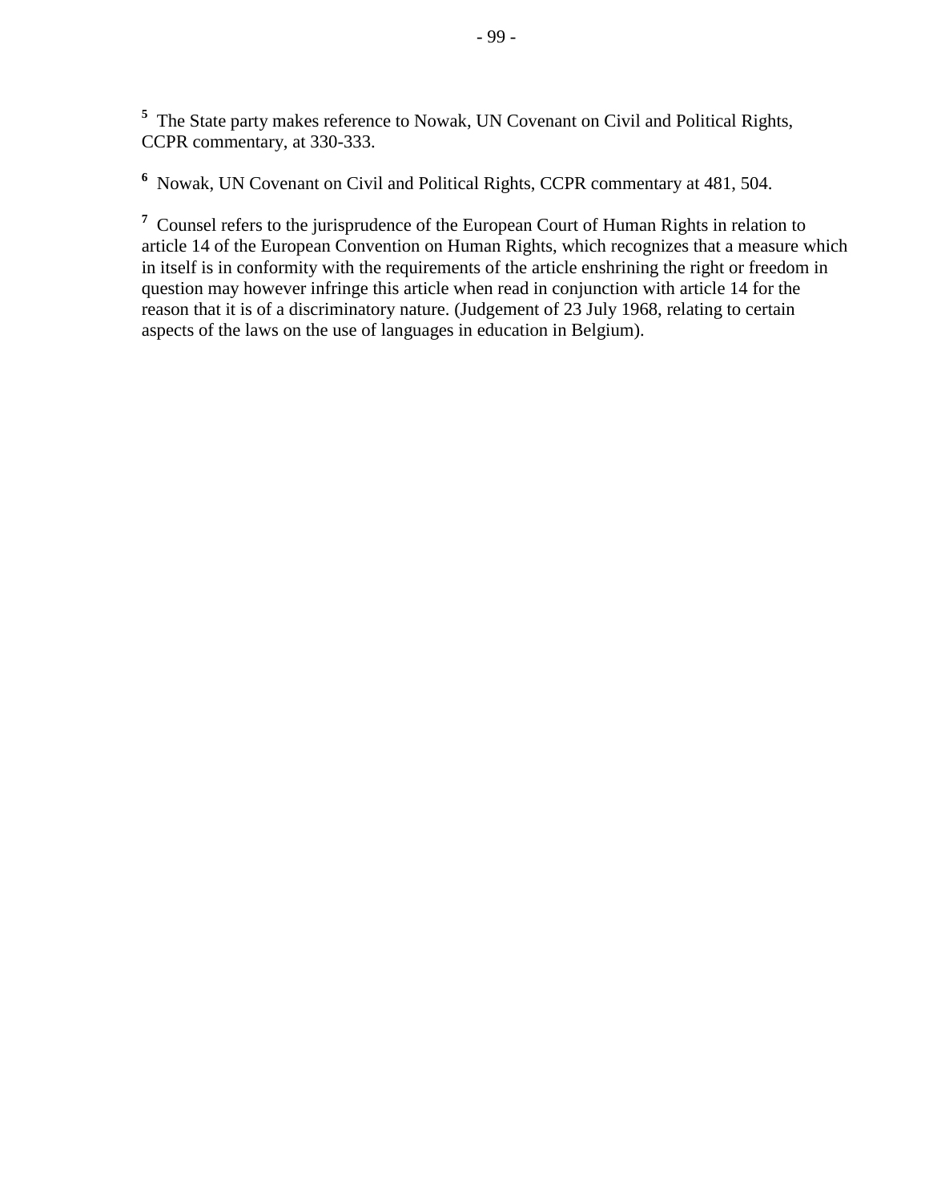[5] The State party makes reference to Nowak, UN Covenant on Civil and Political Rights, CCPR commentary, at 330-333.

[6] Nowak, UN Covenant on Civil and Political Rights, CCPR commentary at 481, 504.

[7] Counsel refers to the jurisprudence of the European Court of Human Rights in relation to article 14 of the European Convention on Human Rights, which recognizes that a measure which in itself is in conformity with the requirements of the article enshrining the right or freedom in question may however infringe this article when read in conjunction with article 14 for the reason that it is of a discriminatory nature. (Judgement of 23 July 1968, relating to certain aspects of the laws on the use of languages in education in Belgium).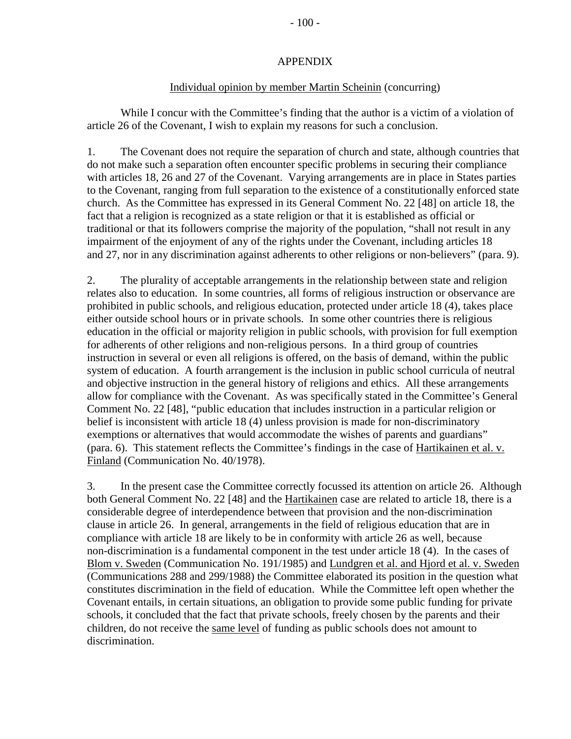## APPENDIX

### Individual opinion by member Martin Scheinin (concurring)

While I concur with the Committee's finding that the author is a victim of a violation of article 26 of the Covenant, I wish to explain my reasons for such a conclusion.

1. The Covenant does not require the separation of church and state, although countries that do not make such a separation often encounter specific problems in securing their compliance with articles 18, 26 and 27 of the Covenant. Varying arrangements are in place in States parties to the Covenant, ranging from full separation to the existence of a constitutionally enforced state church. As the Committee has expressed in its General Comment No. 22 [48] on article 18, the fact that a religion is recognized as a state religion or that it is established as official or traditional or that its followers comprise the majority of the population, "shall not result in any impairment of the enjoyment of any of the rights under the Covenant, including articles 18 and 27, nor in any discrimination against adherents to other religions or non-believers" (para. 9).

2. The plurality of acceptable arrangements in the relationship between state and religion relates also to education. In some countries, all forms of religious instruction or observance are prohibited in public schools, and religious education, protected under article 18 (4), takes place either outside school hours or in private schools. In some other countries there is religious education in the official or majority religion in public schools, with provision for full exemption for adherents of other religions and non-religious persons. In a third group of countries instruction in several or even all religions is offered, on the basis of demand, within the public system of education. A fourth arrangement is the inclusion in public school curricula of neutral and objective instruction in the general history of religions and ethics. All these arrangements allow for compliance with the Covenant. As was specifically stated in the Committee's General Comment No. 22 [48], "public education that includes instruction in a particular religion or belief is inconsistent with article 18 (4) unless provision is made for non-discriminatory exemptions or alternatives that would accommodate the wishes of parents and guardians" (para. 6). This statement reflects the Committee's findings in the case of Hartikainen et al. v. Finland (Communication No. 40/1978).

3. In the present case the Committee correctly focussed its attention on article 26. Although both General Comment No. 22 [48] and the Hartikainen case are related to article 18, there is a considerable degree of interdependence between that provision and the non-discrimination clause in article 26. In general, arrangements in the field of religious education that are in compliance with article 18 are likely to be in conformity with article 26 as well, because non-discrimination is a fundamental component in the test under article 18 (4). In the cases of Blom v. Sweden (Communication No. 191/1985) and Lundgren et al. and Hjord et al. v. Sweden (Communications 288 and 299/1988) the Committee elaborated its position in the question what constitutes discrimination in the field of education. While the Committee left open whether the Covenant entails, in certain situations, an obligation to provide some public funding for private schools, it concluded that the fact that private schools, freely chosen by the parents and their children, do not receive the same level of funding as public schools does not amount to discrimination.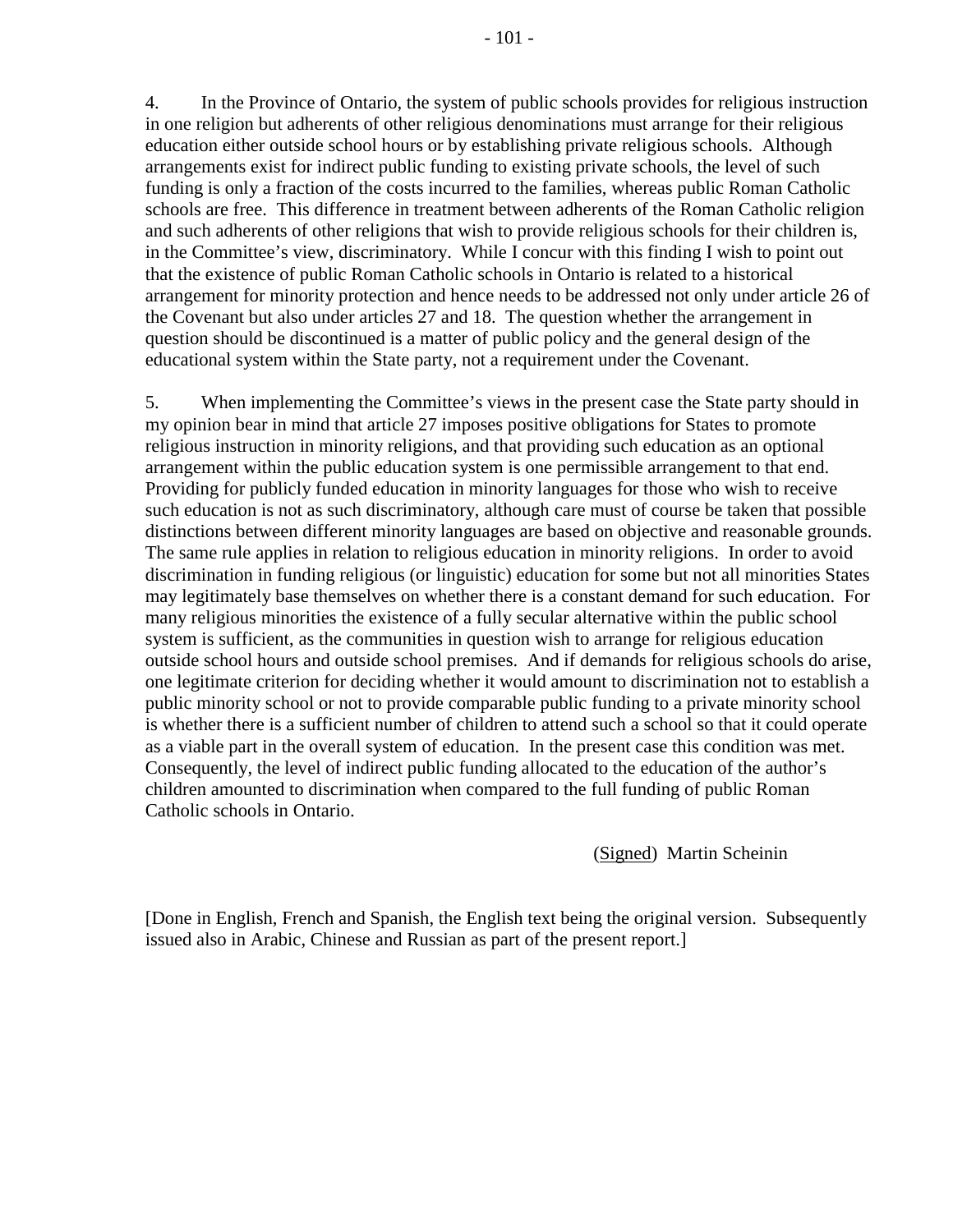4. In the Province of Ontario, the system of public schools provides for religious instruction in one religion but adherents of other religious denominations must arrange for their religious education either outside school hours or by establishing private religious schools. Although arrangements exist for indirect public funding to existing private schools, the level of such funding is only a fraction of the costs incurred to the families, whereas public Roman Catholic schools are free. This difference in treatment between adherents of the Roman Catholic religion and such adherents of other religions that wish to provide religious schools for their children is, in the Committee's view, discriminatory. While I concur with this finding I wish to point out that the existence of public Roman Catholic schools in Ontario is related to a historical arrangement for minority protection and hence needs to be addressed not only under article 26 of the Covenant but also under articles 27 and 18. The question whether the arrangement in question should be discontinued is a matter of public policy and the general design of the educational system within the State party, not a requirement under the Covenant.

5. When implementing the Committee's views in the present case the State party should in my opinion bear in mind that article 27 imposes positive obligations for States to promote religious instruction in minority religions, and that providing such education as an optional arrangement within the public education system is one permissible arrangement to that end. Providing for publicly funded education in minority languages for those who wish to receive such education is not as such discriminatory, although care must of course be taken that possible distinctions between different minority languages are based on objective and reasonable grounds. The same rule applies in relation to religious education in minority religions. In order to avoid discrimination in funding religious (or linguistic) education for some but not all minorities States may legitimately base themselves on whether there is a constant demand for such education. For many religious minorities the existence of a fully secular alternative within the public school system is sufficient, as the communities in question wish to arrange for religious education outside school hours and outside school premises. And if demands for religious schools do arise, one legitimate criterion for deciding whether it would amount to discrimination not to establish a public minority school or not to provide comparable public funding to a private minority school is whether there is a sufficient number of children to attend such a school so that it could operate as a viable part in the overall system of education. In the present case this condition was met. Consequently, the level of indirect public funding allocated to the education of the author's children amounted to discrimination when compared to the full funding of public Roman Catholic schools in Ontario.

(Signed) Martin Scheinin

[Done in English, French and Spanish, the English text being the original version. Subsequently issued also in Arabic, Chinese and Russian as part of the present report.]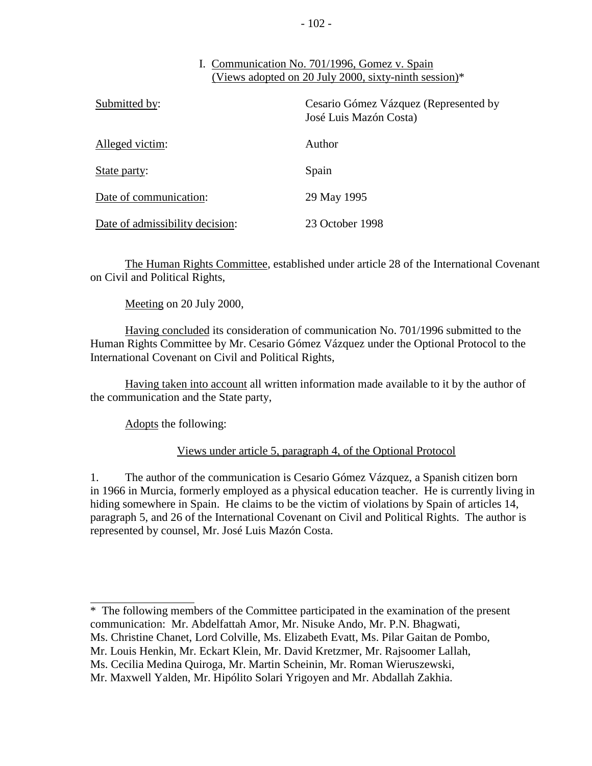## I. Communication No. 701/1996, Gomez v. Spain (Views adopted on 20 July 2000, sixty-ninth session)*

| | |
|---|---|
| Submitted by: | Cesario Gómez Vázquez (Represented by José Luis Mazón Costa) |
| Alleged victim: | Author |
| State party: | Spain |
| Date of communication: | 29 May 1995 |
| Date of admissibility decision: | 23 October 1998 |

The Human Rights Committee, established under article 28 of the International Covenant on Civil and Political Rights,

Meeting on 20 July 2000,

Having concluded its consideration of communication No. 701/1996 submitted to the Human Rights Committee by Mr. Cesario Gómez Vázquez under the Optional Protocol to the International Covenant on Civil and Political Rights,

Having taken into account all written information made available to it by the author of the communication and the State party,

Adopts the following:

### Views under article 5, paragraph 4, of the Optional Protocol

1. The author of the communication is Cesario Gómez Vázquez, a Spanish citizen born in 1966 in Murcia, formerly employed as a physical education teacher. He is currently living in hiding somewhere in Spain. He claims to be the victim of violations by Spain of articles 14, paragraph 5, and 26 of the International Covenant on Civil and Political Rights. The author is represented by counsel, Mr. José Luis Mazón Costa.

---

* The following members of the Committee participated in the examination of the present communication: Mr. Abdelfattah Amor, Mr. Nisuke Ando, Mr. P.N. Bhagwati, Ms. Christine Chanet, Lord Colville, Ms. Elizabeth Evatt, Ms. Pilar Gaitan de Pombo, Mr. Louis Henkin, Mr. Eckart Klein, Mr. David Kretzmer, Mr. Rajsoomer Lallah, Ms. Cecilia Medina Quiroga, Mr. Martin Scheinin, Mr. Roman Wieruszewski, Mr. Maxwell Yalden, Mr. Hipólito Solari Yrigoyen and Mr. Abdallah Zakhia.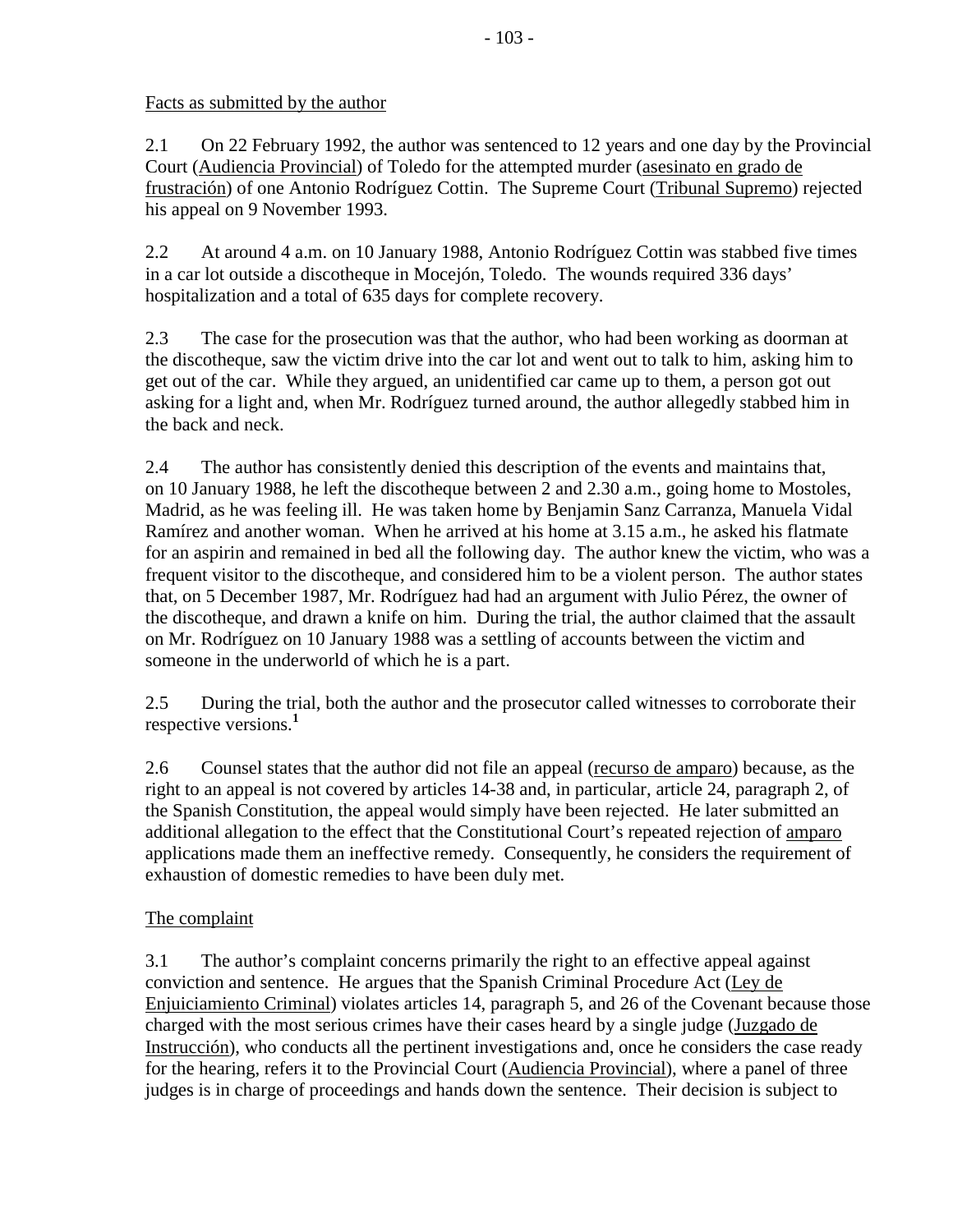Facts as submitted by the author

2.1 On 22 February 1992, the author was sentenced to 12 years and one day by the Provincial Court (Audiencia Provincial) of Toledo for the attempted murder (asesinato en grado de frustración) of one Antonio Rodríguez Cottin. The Supreme Court (Tribunal Supremo) rejected his appeal on 9 November 1993.

2.2 At around 4 a.m. on 10 January 1988, Antonio Rodríguez Cottin was stabbed five times in a car lot outside a discotheque in Mocejón, Toledo. The wounds required 336 days' hospitalization and a total of 635 days for complete recovery.

2.3 The case for the prosecution was that the author, who had been working as doorman at the discotheque, saw the victim drive into the car lot and went out to talk to him, asking him to get out of the car. While they argued, an unidentified car came up to them, a person got out asking for a light and, when Mr. Rodríguez turned around, the author allegedly stabbed him in the back and neck.

2.4 The author has consistently denied this description of the events and maintains that, on 10 January 1988, he left the discotheque between 2 and 2.30 a.m., going home to Mostoles, Madrid, as he was feeling ill. He was taken home by Benjamin Sanz Carranza, Manuela Vidal Ramírez and another woman. When he arrived at his home at 3.15 a.m., he asked his flatmate for an aspirin and remained in bed all the following day. The author knew the victim, who was a frequent visitor to the discotheque, and considered him to be a violent person. The author states that, on 5 December 1987, Mr. Rodríguez had had an argument with Julio Pérez, the owner of the discotheque, and drawn a knife on him. During the trial, the author claimed that the assault on Mr. Rodríguez on 10 January 1988 was a settling of accounts between the victim and someone in the underworld of which he is a part.

2.5 During the trial, both the author and the prosecutor called witnesses to corroborate their respective versions.[1]

2.6 Counsel states that the author did not file an appeal (recurso de amparo) because, as the right to an appeal is not covered by articles 14-38 and, in particular, article 24, paragraph 2, of the Spanish Constitution, the appeal would simply have been rejected. He later submitted an additional allegation to the effect that the Constitutional Court's repeated rejection of amparo applications made them an ineffective remedy. Consequently, he considers the requirement of exhaustion of domestic remedies to have been duly met.

The complaint

3.1 The author's complaint concerns primarily the right to an effective appeal against conviction and sentence. He argues that the Spanish Criminal Procedure Act (Ley de Enjuiciamiento Criminal) violates articles 14, paragraph 5, and 26 of the Covenant because those charged with the most serious crimes have their cases heard by a single judge (Juzgado de Instrucción), who conducts all the pertinent investigations and, once he considers the case ready for the hearing, refers it to the Provincial Court (Audiencia Provincial), where a panel of three judges is in charge of proceedings and hands down the sentence. Their decision is subject to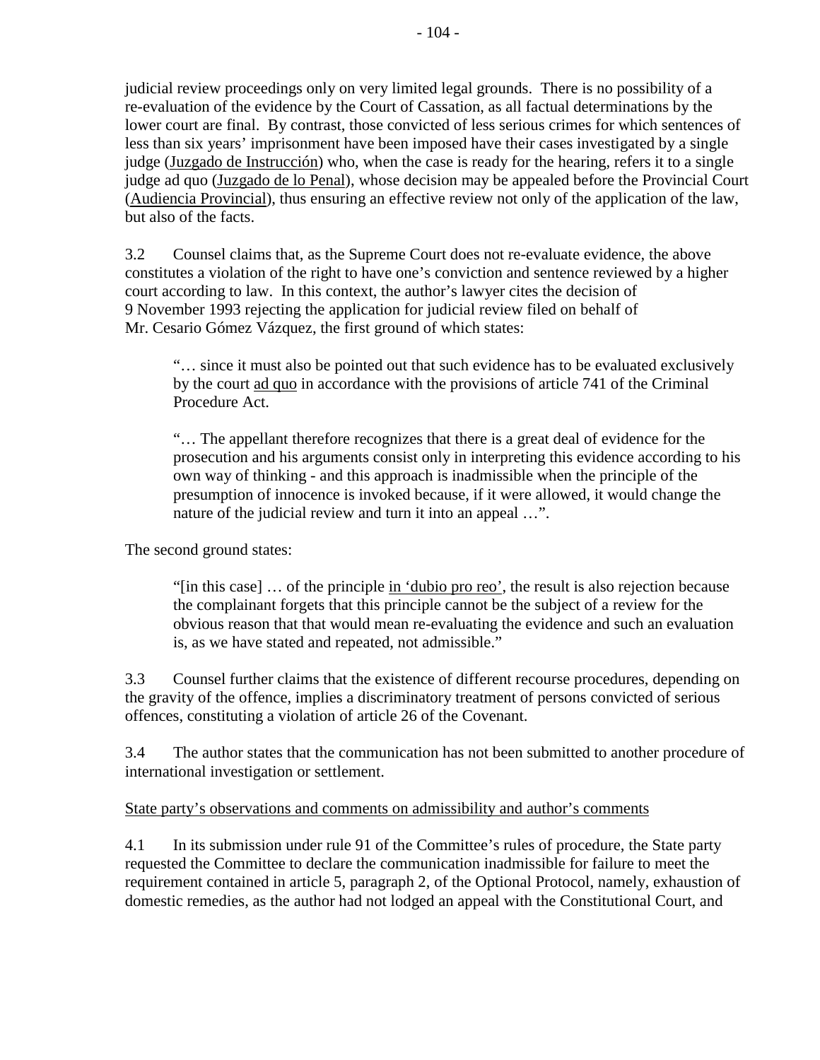judicial review proceedings only on very limited legal grounds. There is no possibility of a re-evaluation of the evidence by the Court of Cassation, as all factual determinations by the lower court are final. By contrast, those convicted of less serious crimes for which sentences of less than six years' imprisonment have been imposed have their cases investigated by a single judge (Juzgado de Instrucción) who, when the case is ready for the hearing, refers it to a single judge ad quo (Juzgado de lo Penal), whose decision may be appealed before the Provincial Court (Audiencia Provincial), thus ensuring an effective review not only of the application of the law, but also of the facts.

3.2 Counsel claims that, as the Supreme Court does not re-evaluate evidence, the above constitutes a violation of the right to have one's conviction and sentence reviewed by a higher court according to law. In this context, the author's lawyer cites the decision of 9 November 1993 rejecting the application for judicial review filed on behalf of Mr. Cesario Gómez Vázquez, the first ground of which states:

> "… since it must also be pointed out that such evidence has to be evaluated exclusively by the court ad quo in accordance with the provisions of article 741 of the Criminal Procedure Act.
>
> "… The appellant therefore recognizes that there is a great deal of evidence for the prosecution and his arguments consist only in interpreting this evidence according to his own way of thinking - and this approach is inadmissible when the principle of the presumption of innocence is invoked because, if it were allowed, it would change the nature of the judicial review and turn it into an appeal …".

The second ground states:

> "[in this case] … of the principle in 'dubio pro reo', the result is also rejection because the complainant forgets that this principle cannot be the subject of a review for the obvious reason that that would mean re-evaluating the evidence and such an evaluation is, as we have stated and repeated, not admissible."

3.3 Counsel further claims that the existence of different recourse procedures, depending on the gravity of the offence, implies a discriminatory treatment of persons convicted of serious offences, constituting a violation of article 26 of the Covenant.

3.4 The author states that the communication has not been submitted to another procedure of international investigation or settlement.

State party's observations and comments on admissibility and author's comments

4.1 In its submission under rule 91 of the Committee's rules of procedure, the State party requested the Committee to declare the communication inadmissible for failure to meet the requirement contained in article 5, paragraph 2, of the Optional Protocol, namely, exhaustion of domestic remedies, as the author had not lodged an appeal with the Constitutional Court, and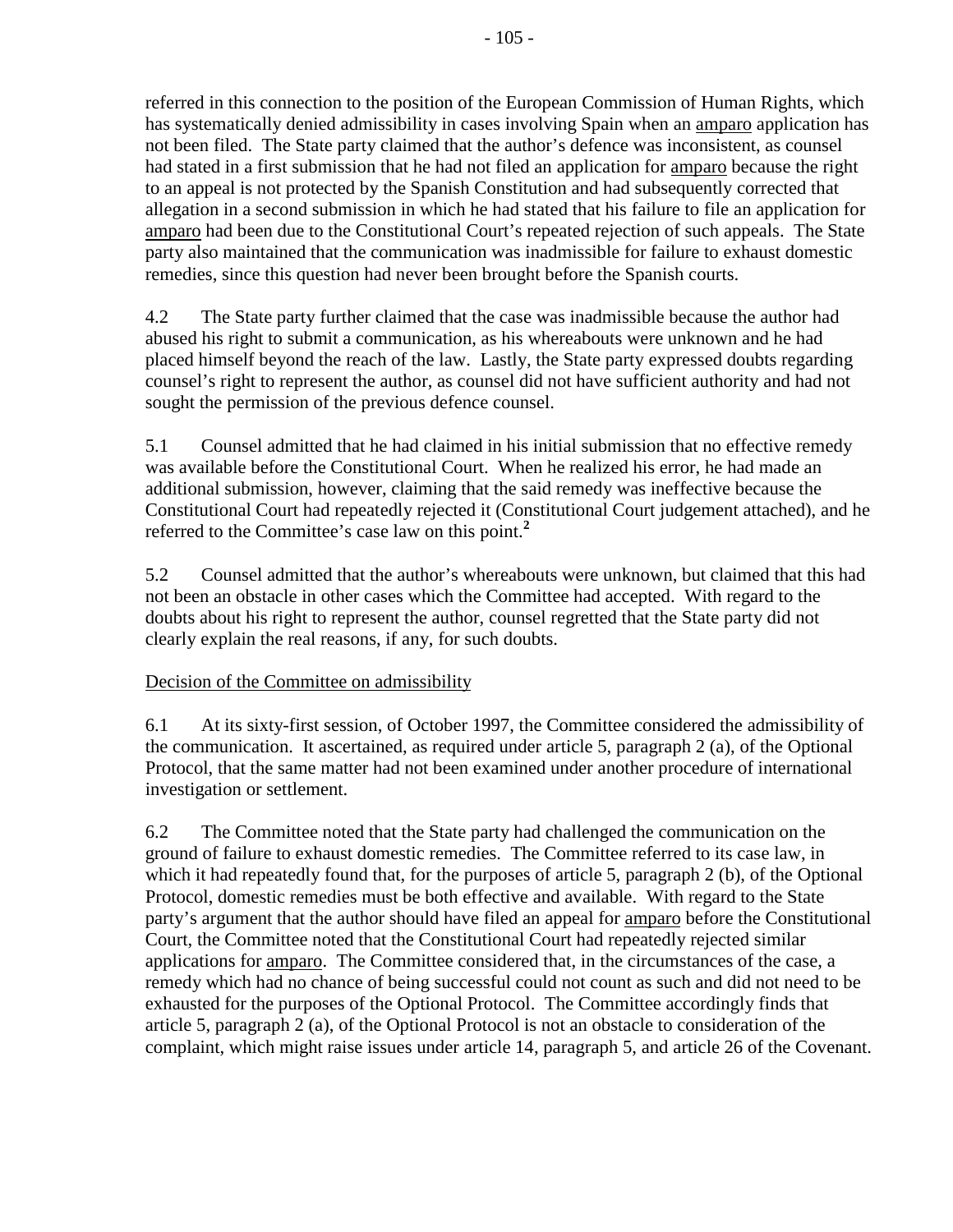referred in this connection to the position of the European Commission of Human Rights, which has systematically denied admissibility in cases involving Spain when an amparo application has not been filed. The State party claimed that the author's defence was inconsistent, as counsel had stated in a first submission that he had not filed an application for amparo because the right to an appeal is not protected by the Spanish Constitution and had subsequently corrected that allegation in a second submission in which he had stated that his failure to file an application for amparo had been due to the Constitutional Court's repeated rejection of such appeals. The State party also maintained that the communication was inadmissible for failure to exhaust domestic remedies, since this question had never been brought before the Spanish courts.

4.2 The State party further claimed that the case was inadmissible because the author had abused his right to submit a communication, as his whereabouts were unknown and he had placed himself beyond the reach of the law. Lastly, the State party expressed doubts regarding counsel's right to represent the author, as counsel did not have sufficient authority and had not sought the permission of the previous defence counsel.

5.1 Counsel admitted that he had claimed in his initial submission that no effective remedy was available before the Constitutional Court. When he realized his error, he had made an additional submission, however, claiming that the said remedy was ineffective because the Constitutional Court had repeatedly rejected it (Constitutional Court judgement attached), and he referred to the Committee's case law on this point.[2]

5.2 Counsel admitted that the author's whereabouts were unknown, but claimed that this had not been an obstacle in other cases which the Committee had accepted. With regard to the doubts about his right to represent the author, counsel regretted that the State party did not clearly explain the real reasons, if any, for such doubts.

Decision of the Committee on admissibility

6.1 At its sixty-first session, of October 1997, the Committee considered the admissibility of the communication. It ascertained, as required under article 5, paragraph 2 (a), of the Optional Protocol, that the same matter had not been examined under another procedure of international investigation or settlement.

6.2 The Committee noted that the State party had challenged the communication on the ground of failure to exhaust domestic remedies. The Committee referred to its case law, in which it had repeatedly found that, for the purposes of article 5, paragraph 2 (b), of the Optional Protocol, domestic remedies must be both effective and available. With regard to the State party's argument that the author should have filed an appeal for amparo before the Constitutional Court, the Committee noted that the Constitutional Court had repeatedly rejected similar applications for amparo. The Committee considered that, in the circumstances of the case, a remedy which had no chance of being successful could not count as such and did not need to be exhausted for the purposes of the Optional Protocol. The Committee accordingly finds that article 5, paragraph 2 (a), of the Optional Protocol is not an obstacle to consideration of the complaint, which might raise issues under article 14, paragraph 5, and article 26 of the Covenant.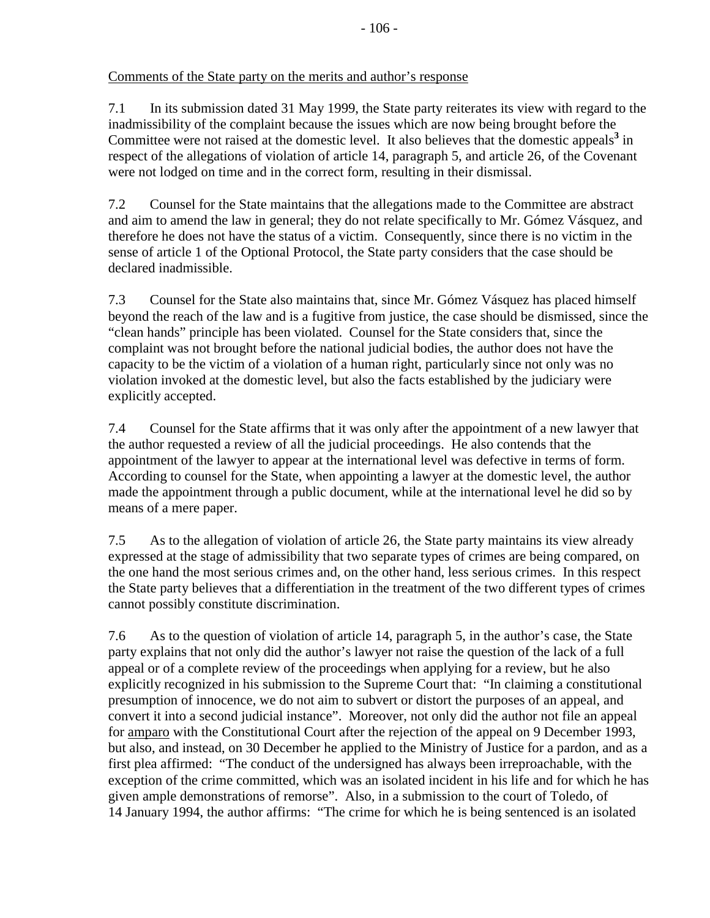Comments of the State party on the merits and author's response

7.1 In its submission dated 31 May 1999, the State party reiterates its view with regard to the inadmissibility of the complaint because the issues which are now being brought before the Committee were not raised at the domestic level. It also believes that the domestic appeals[3] in respect of the allegations of violation of article 14, paragraph 5, and article 26, of the Covenant were not lodged on time and in the correct form, resulting in their dismissal.

7.2 Counsel for the State maintains that the allegations made to the Committee are abstract and aim to amend the law in general; they do not relate specifically to Mr. Gómez Vásquez, and therefore he does not have the status of a victim. Consequently, since there is no victim in the sense of article 1 of the Optional Protocol, the State party considers that the case should be declared inadmissible.

7.3 Counsel for the State also maintains that, since Mr. Gómez Vásquez has placed himself beyond the reach of the law and is a fugitive from justice, the case should be dismissed, since the "clean hands" principle has been violated. Counsel for the State considers that, since the complaint was not brought before the national judicial bodies, the author does not have the capacity to be the victim of a violation of a human right, particularly since not only was no violation invoked at the domestic level, but also the facts established by the judiciary were explicitly accepted.

7.4 Counsel for the State affirms that it was only after the appointment of a new lawyer that the author requested a review of all the judicial proceedings. He also contends that the appointment of the lawyer to appear at the international level was defective in terms of form. According to counsel for the State, when appointing a lawyer at the domestic level, the author made the appointment through a public document, while at the international level he did so by means of a mere paper.

7.5 As to the allegation of violation of article 26, the State party maintains its view already expressed at the stage of admissibility that two separate types of crimes are being compared, on the one hand the most serious crimes and, on the other hand, less serious crimes. In this respect the State party believes that a differentiation in the treatment of the two different types of crimes cannot possibly constitute discrimination.

7.6 As to the question of violation of article 14, paragraph 5, in the author's case, the State party explains that not only did the author's lawyer not raise the question of the lack of a full appeal or of a complete review of the proceedings when applying for a review, but he also explicitly recognized in his submission to the Supreme Court that: "In claiming a constitutional presumption of innocence, we do not aim to subvert or distort the purposes of an appeal, and convert it into a second judicial instance". Moreover, not only did the author not file an appeal for amparo with the Constitutional Court after the rejection of the appeal on 9 December 1993, but also, and instead, on 30 December he applied to the Ministry of Justice for a pardon, and as a first plea affirmed: "The conduct of the undersigned has always been irreproachable, with the exception of the crime committed, which was an isolated incident in his life and for which he has given ample demonstrations of remorse". Also, in a submission to the court of Toledo, of 14 January 1994, the author affirms: "The crime for which he is being sentenced is an isolated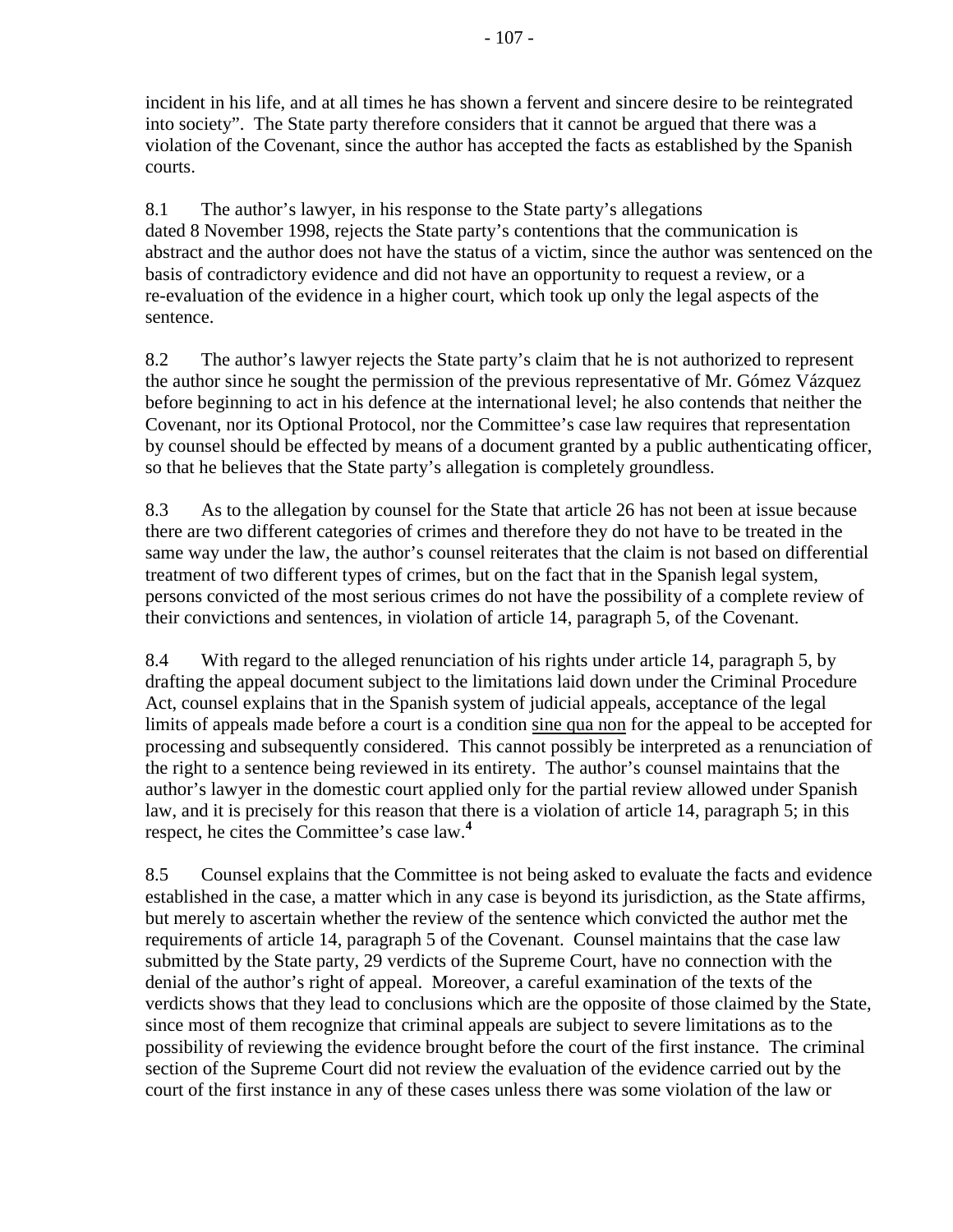incident in his life, and at all times he has shown a fervent and sincere desire to be reintegrated into society". The State party therefore considers that it cannot be argued that there was a violation of the Covenant, since the author has accepted the facts as established by the Spanish courts.

8.1 The author's lawyer, in his response to the State party's allegations dated 8 November 1998, rejects the State party's contentions that the communication is abstract and the author does not have the status of a victim, since the author was sentenced on the basis of contradictory evidence and did not have an opportunity to request a review, or a re-evaluation of the evidence in a higher court, which took up only the legal aspects of the sentence.

8.2 The author's lawyer rejects the State party's claim that he is not authorized to represent the author since he sought the permission of the previous representative of Mr. Gómez Vázquez before beginning to act in his defence at the international level; he also contends that neither the Covenant, nor its Optional Protocol, nor the Committee's case law requires that representation by counsel should be effected by means of a document granted by a public authenticating officer, so that he believes that the State party's allegation is completely groundless.

8.3 As to the allegation by counsel for the State that article 26 has not been at issue because there are two different categories of crimes and therefore they do not have to be treated in the same way under the law, the author's counsel reiterates that the claim is not based on differential treatment of two different types of crimes, but on the fact that in the Spanish legal system, persons convicted of the most serious crimes do not have the possibility of a complete review of their convictions and sentences, in violation of article 14, paragraph 5, of the Covenant.

8.4 With regard to the alleged renunciation of his rights under article 14, paragraph 5, by drafting the appeal document subject to the limitations laid down under the Criminal Procedure Act, counsel explains that in the Spanish system of judicial appeals, acceptance of the legal limits of appeals made before a court is a condition sine qua non for the appeal to be accepted for processing and subsequently considered. This cannot possibly be interpreted as a renunciation of the right to a sentence being reviewed in its entirety. The author's counsel maintains that the author's lawyer in the domestic court applied only for the partial review allowed under Spanish law, and it is precisely for this reason that there is a violation of article 14, paragraph 5; in this respect, he cites the Committee's case law.[4]

8.5 Counsel explains that the Committee is not being asked to evaluate the facts and evidence established in the case, a matter which in any case is beyond its jurisdiction, as the State affirms, but merely to ascertain whether the review of the sentence which convicted the author met the requirements of article 14, paragraph 5 of the Covenant. Counsel maintains that the case law submitted by the State party, 29 verdicts of the Supreme Court, have no connection with the denial of the author's right of appeal. Moreover, a careful examination of the texts of the verdicts shows that they lead to conclusions which are the opposite of those claimed by the State, since most of them recognize that criminal appeals are subject to severe limitations as to the possibility of reviewing the evidence brought before the court of the first instance. The criminal section of the Supreme Court did not review the evaluation of the evidence carried out by the court of the first instance in any of these cases unless there was some violation of the law or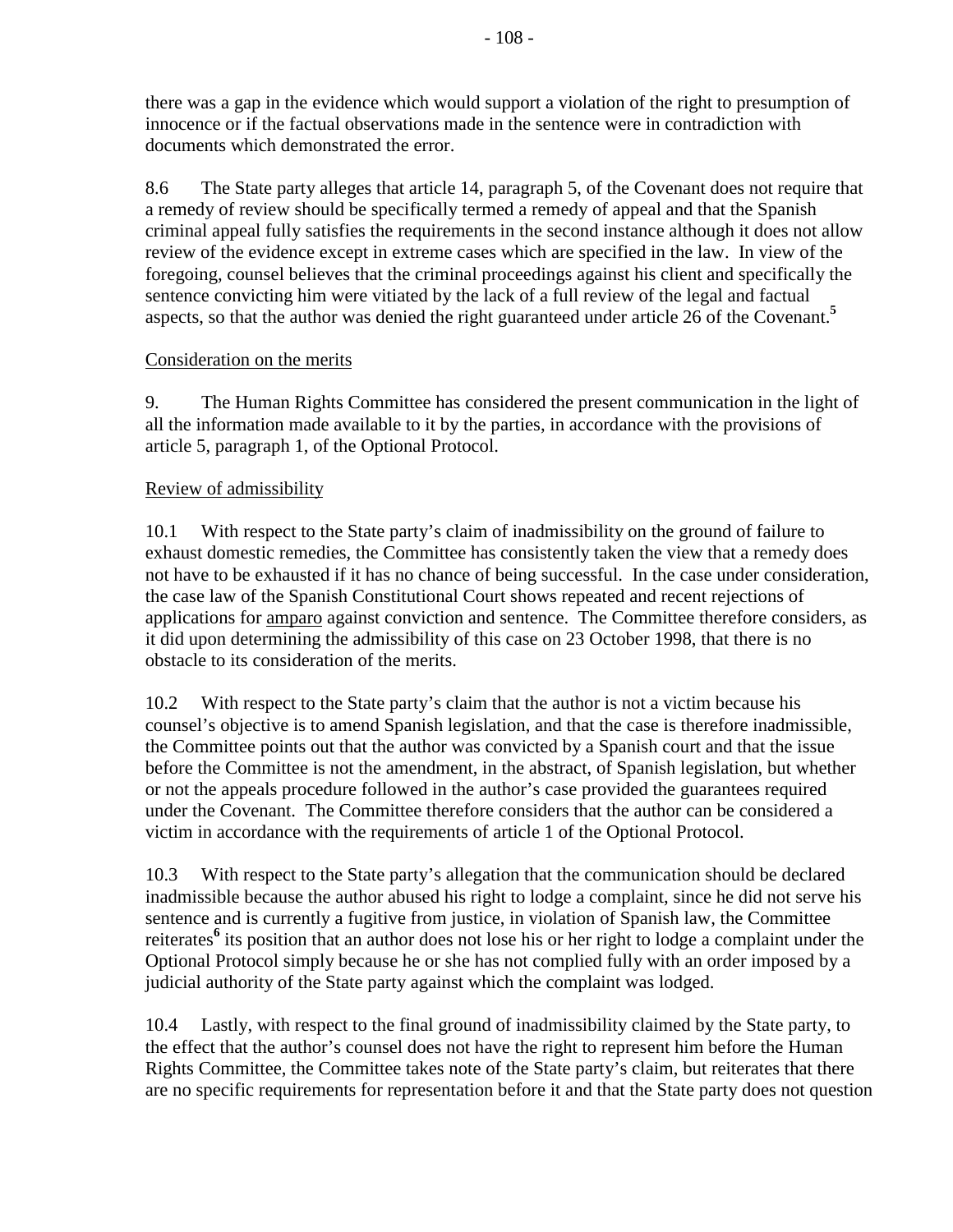there was a gap in the evidence which would support a violation of the right to presumption of innocence or if the factual observations made in the sentence were in contradiction with documents which demonstrated the error.

8.6 The State party alleges that article 14, paragraph 5, of the Covenant does not require that a remedy of review should be specifically termed a remedy of appeal and that the Spanish criminal appeal fully satisfies the requirements in the second instance although it does not allow review of the evidence except in extreme cases which are specified in the law. In view of the foregoing, counsel believes that the criminal proceedings against his client and specifically the sentence convicting him were vitiated by the lack of a full review of the legal and factual aspects, so that the author was denied the right guaranteed under article 26 of the Covenant.[5]

Consideration on the merits

9. The Human Rights Committee has considered the present communication in the light of all the information made available to it by the parties, in accordance with the provisions of article 5, paragraph 1, of the Optional Protocol.

Review of admissibility

10.1 With respect to the State party's claim of inadmissibility on the ground of failure to exhaust domestic remedies, the Committee has consistently taken the view that a remedy does not have to be exhausted if it has no chance of being successful. In the case under consideration, the case law of the Spanish Constitutional Court shows repeated and recent rejections of applications for amparo against conviction and sentence. The Committee therefore considers, as it did upon determining the admissibility of this case on 23 October 1998, that there is no obstacle to its consideration of the merits.

10.2 With respect to the State party's claim that the author is not a victim because his counsel's objective is to amend Spanish legislation, and that the case is therefore inadmissible, the Committee points out that the author was convicted by a Spanish court and that the issue before the Committee is not the amendment, in the abstract, of Spanish legislation, but whether or not the appeals procedure followed in the author's case provided the guarantees required under the Covenant. The Committee therefore considers that the author can be considered a victim in accordance with the requirements of article 1 of the Optional Protocol.

10.3 With respect to the State party's allegation that the communication should be declared inadmissible because the author abused his right to lodge a complaint, since he did not serve his sentence and is currently a fugitive from justice, in violation of Spanish law, the Committee reiterates[6] its position that an author does not lose his or her right to lodge a complaint under the Optional Protocol simply because he or she has not complied fully with an order imposed by a judicial authority of the State party against which the complaint was lodged.

10.4 Lastly, with respect to the final ground of inadmissibility claimed by the State party, to the effect that the author's counsel does not have the right to represent him before the Human Rights Committee, the Committee takes note of the State party's claim, but reiterates that there are no specific requirements for representation before it and that the State party does not question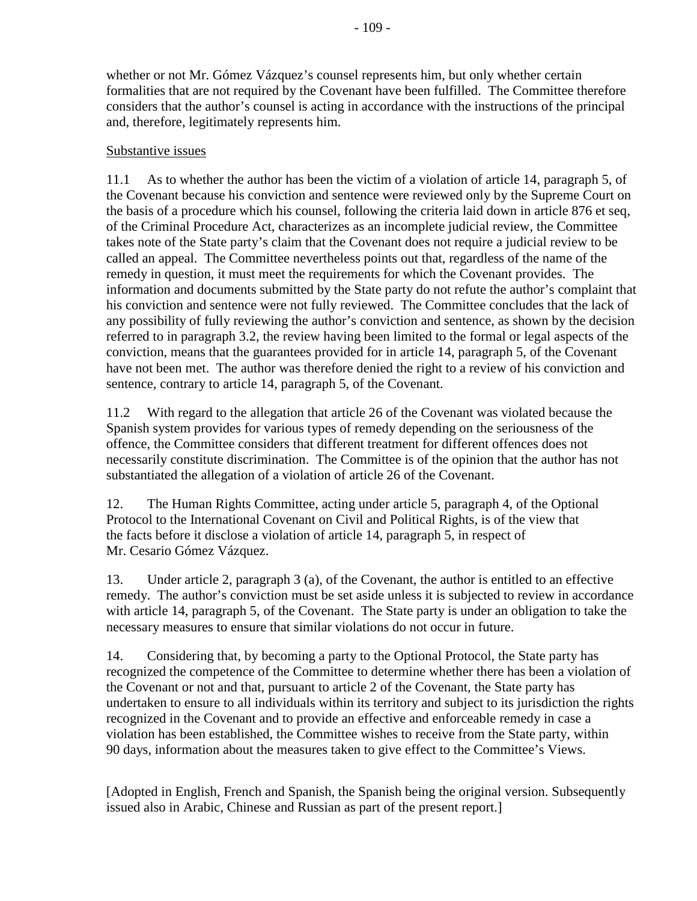whether or not Mr. Gómez Vázquez's counsel represents him, but only whether certain formalities that are not required by the Covenant have been fulfilled. The Committee therefore considers that the author's counsel is acting in accordance with the instructions of the principal and, therefore, legitimately represents him.

Substantive issues

11.1 As to whether the author has been the victim of a violation of article 14, paragraph 5, of the Covenant because his conviction and sentence were reviewed only by the Supreme Court on the basis of a procedure which his counsel, following the criteria laid down in article 876 et seq, of the Criminal Procedure Act, characterizes as an incomplete judicial review, the Committee takes note of the State party's claim that the Covenant does not require a judicial review to be called an appeal. The Committee nevertheless points out that, regardless of the name of the remedy in question, it must meet the requirements for which the Covenant provides. The information and documents submitted by the State party do not refute the author's complaint that his conviction and sentence were not fully reviewed. The Committee concludes that the lack of any possibility of fully reviewing the author's conviction and sentence, as shown by the decision referred to in paragraph 3.2, the review having been limited to the formal or legal aspects of the conviction, means that the guarantees provided for in article 14, paragraph 5, of the Covenant have not been met. The author was therefore denied the right to a review of his conviction and sentence, contrary to article 14, paragraph 5, of the Covenant.

11.2 With regard to the allegation that article 26 of the Covenant was violated because the Spanish system provides for various types of remedy depending on the seriousness of the offence, the Committee considers that different treatment for different offences does not necessarily constitute discrimination. The Committee is of the opinion that the author has not substantiated the allegation of a violation of article 26 of the Covenant.

12. The Human Rights Committee, acting under article 5, paragraph 4, of the Optional Protocol to the International Covenant on Civil and Political Rights, is of the view that the facts before it disclose a violation of article 14, paragraph 5, in respect of Mr. Cesario Gómez Vázquez.

13. Under article 2, paragraph 3 (a), of the Covenant, the author is entitled to an effective remedy. The author's conviction must be set aside unless it is subjected to review in accordance with article 14, paragraph 5, of the Covenant. The State party is under an obligation to take the necessary measures to ensure that similar violations do not occur in future.

14. Considering that, by becoming a party to the Optional Protocol, the State party has recognized the competence of the Committee to determine whether there has been a violation of the Covenant or not and that, pursuant to article 2 of the Covenant, the State party has undertaken to ensure to all individuals within its territory and subject to its jurisdiction the rights recognized in the Covenant and to provide an effective and enforceable remedy in case a violation has been established, the Committee wishes to receive from the State party, within 90 days, information about the measures taken to give effect to the Committee's Views.

[Adopted in English, French and Spanish, the Spanish being the original version. Subsequently issued also in Arabic, Chinese and Russian as part of the present report.]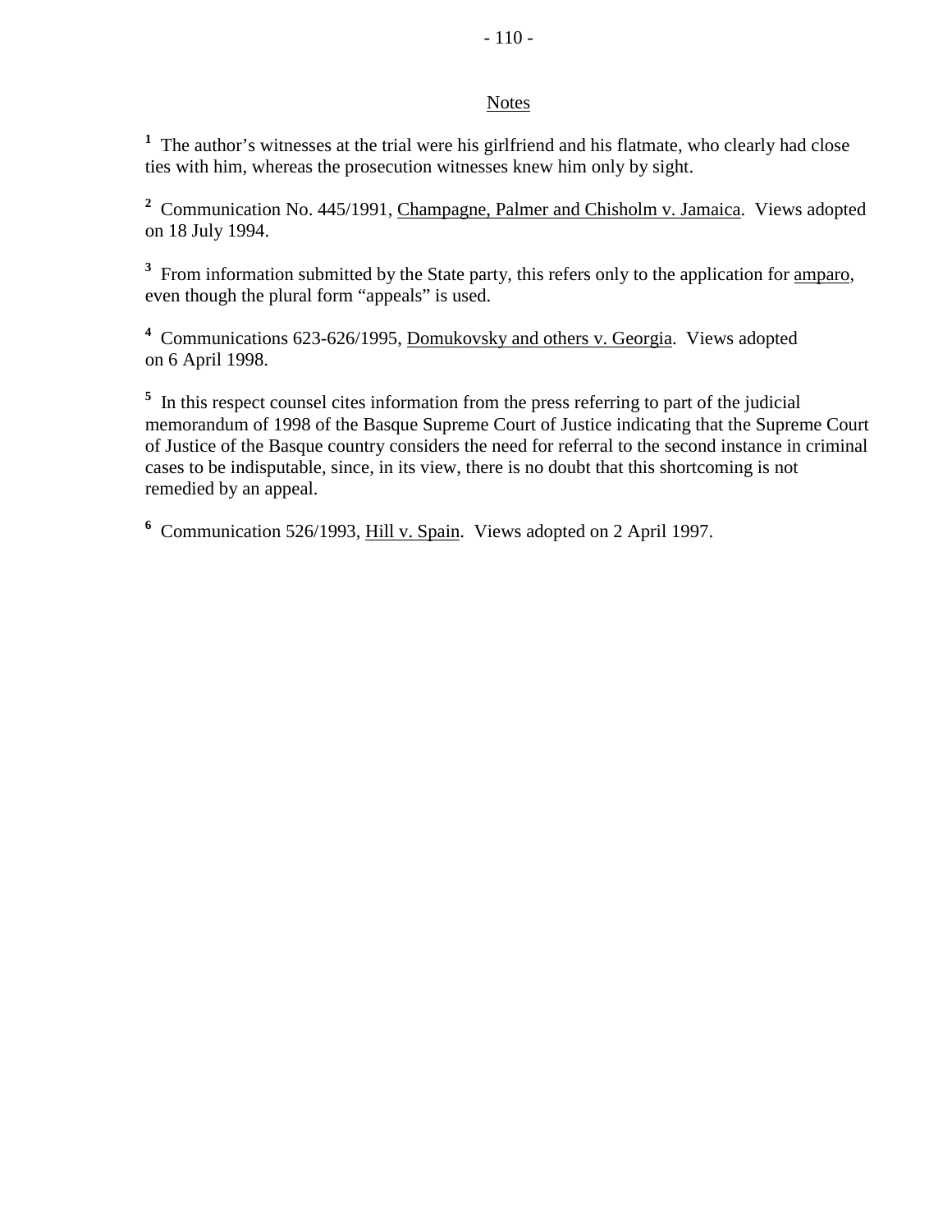## Notes

[1] The author's witnesses at the trial were his girlfriend and his flatmate, who clearly had close ties with him, whereas the prosecution witnesses knew him only by sight.

[2] Communication No. 445/1991, Champagne, Palmer and Chisholm v. Jamaica. Views adopted on 18 July 1994.

[3] From information submitted by the State party, this refers only to the application for amparo, even though the plural form "appeals" is used.

[4] Communications 623-626/1995, Domukovsky and others v. Georgia. Views adopted on 6 April 1998.

[5] In this respect counsel cites information from the press referring to part of the judicial memorandum of 1998 of the Basque Supreme Court of Justice indicating that the Supreme Court of Justice of the Basque country considers the need for referral to the second instance in criminal cases to be indisputable, since, in its view, there is no doubt that this shortcoming is not remedied by an appeal.

[6] Communication 526/1993, Hill v. Spain. Views adopted on 2 April 1997.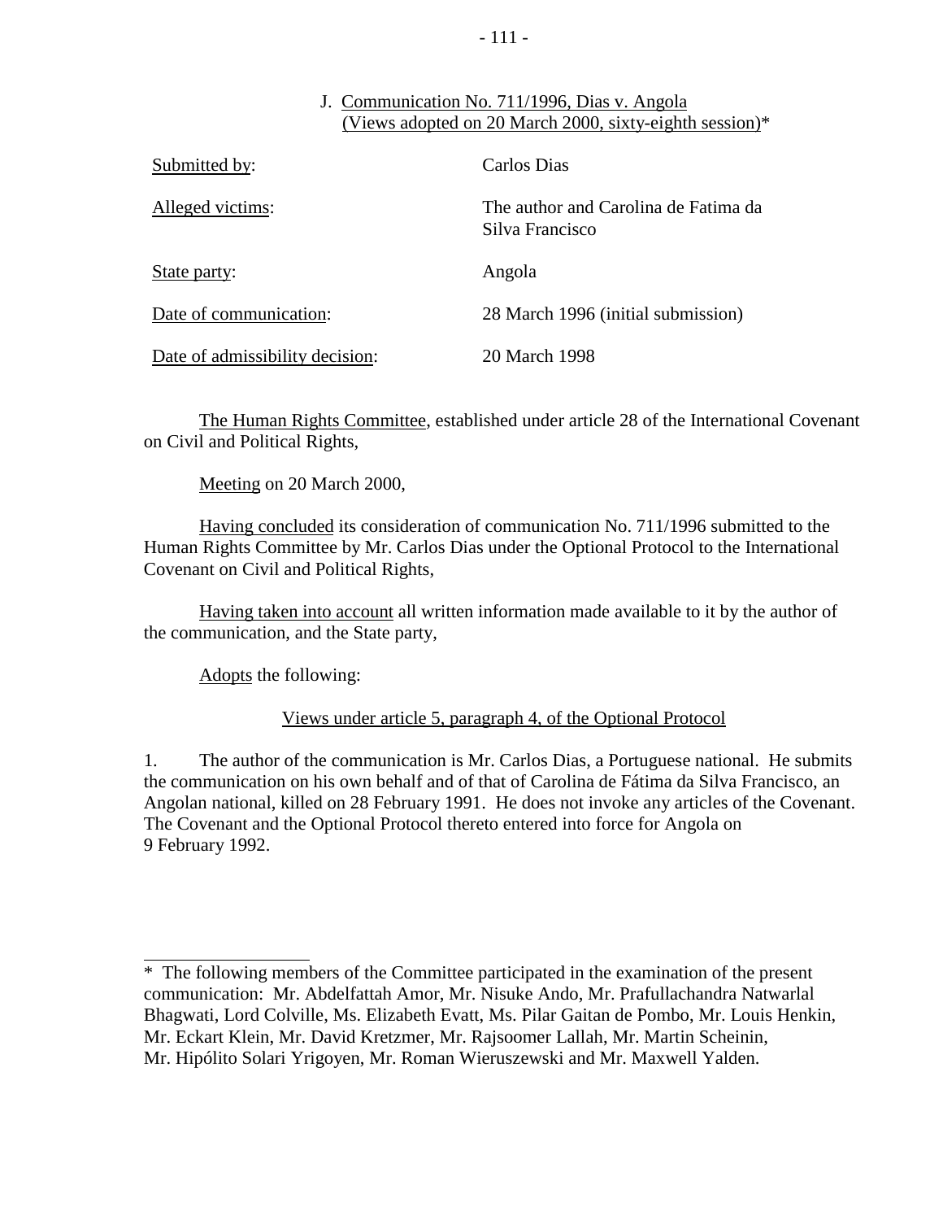## J. Communication No. 711/1996, Dias v. Angola (Views adopted on 20 March 2000, sixty-eighth session)*

| | |
|---|---|
| Submitted by: | Carlos Dias |
| Alleged victims: | The author and Carolina de Fatima da Silva Francisco |
| State party: | Angola |
| Date of communication: | 28 March 1996 (initial submission) |
| Date of admissibility decision: | 20 March 1998 |

The Human Rights Committee, established under article 28 of the International Covenant on Civil and Political Rights,

Meeting on 20 March 2000,

Having concluded its consideration of communication No. 711/1996 submitted to the Human Rights Committee by Mr. Carlos Dias under the Optional Protocol to the International Covenant on Civil and Political Rights,

Having taken into account all written information made available to it by the author of the communication, and the State party,

Adopts the following:

### Views under article 5, paragraph 4, of the Optional Protocol

1. The author of the communication is Mr. Carlos Dias, a Portuguese national. He submits the communication on his own behalf and of that of Carolina de Fátima da Silva Francisco, an Angolan national, killed on 28 February 1991. He does not invoke any articles of the Covenant. The Covenant and the Optional Protocol thereto entered into force for Angola on 9 February 1992.

---

* The following members of the Committee participated in the examination of the present communication: Mr. Abdelfattah Amor, Mr. Nisuke Ando, Mr. Prafullachandra Natwarlal Bhagwati, Lord Colville, Ms. Elizabeth Evatt, Ms. Pilar Gaitan de Pombo, Mr. Louis Henkin, Mr. Eckart Klein, Mr. David Kretzmer, Mr. Rajsoomer Lallah, Mr. Martin Scheinin, Mr. Hipólito Solari Yrigoyen, Mr. Roman Wieruszewski and Mr. Maxwell Yalden.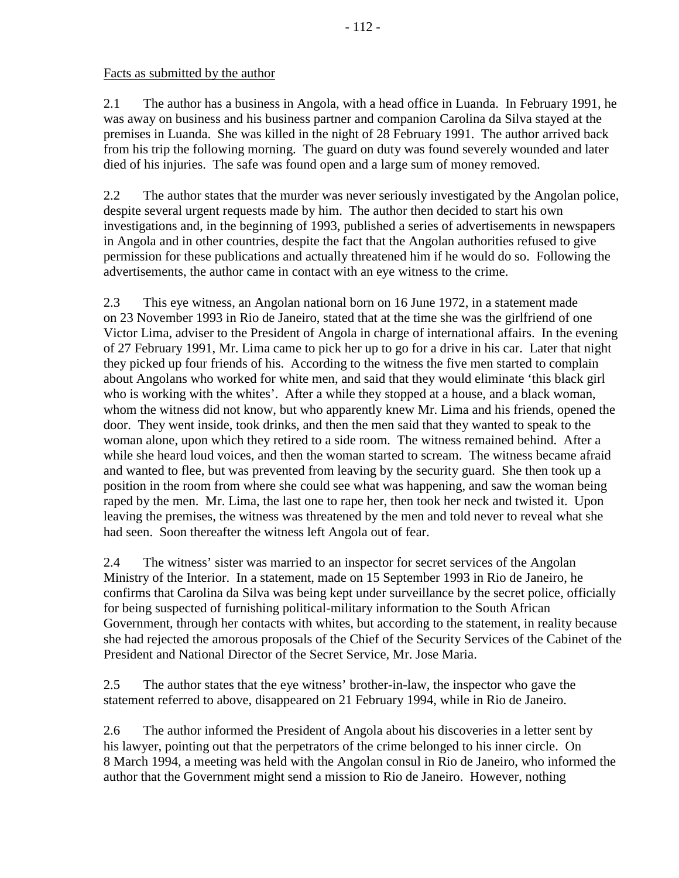Facts as submitted by the author

2.1 The author has a business in Angola, with a head office in Luanda. In February 1991, he was away on business and his business partner and companion Carolina da Silva stayed at the premises in Luanda. She was killed in the night of 28 February 1991. The author arrived back from his trip the following morning. The guard on duty was found severely wounded and later died of his injuries. The safe was found open and a large sum of money removed.

2.2 The author states that the murder was never seriously investigated by the Angolan police, despite several urgent requests made by him. The author then decided to start his own investigations and, in the beginning of 1993, published a series of advertisements in newspapers in Angola and in other countries, despite the fact that the Angolan authorities refused to give permission for these publications and actually threatened him if he would do so. Following the advertisements, the author came in contact with an eye witness to the crime.

2.3 This eye witness, an Angolan national born on 16 June 1972, in a statement made on 23 November 1993 in Rio de Janeiro, stated that at the time she was the girlfriend of one Victor Lima, adviser to the President of Angola in charge of international affairs. In the evening of 27 February 1991, Mr. Lima came to pick her up to go for a drive in his car. Later that night they picked up four friends of his. According to the witness the five men started to complain about Angolans who worked for white men, and said that they would eliminate 'this black girl who is working with the whites'. After a while they stopped at a house, and a black woman, whom the witness did not know, but who apparently knew Mr. Lima and his friends, opened the door. They went inside, took drinks, and then the men said that they wanted to speak to the woman alone, upon which they retired to a side room. The witness remained behind. After a while she heard loud voices, and then the woman started to scream. The witness became afraid and wanted to flee, but was prevented from leaving by the security guard. She then took up a position in the room from where she could see what was happening, and saw the woman being raped by the men. Mr. Lima, the last one to rape her, then took her neck and twisted it. Upon leaving the premises, the witness was threatened by the men and told never to reveal what she had seen. Soon thereafter the witness left Angola out of fear.

2.4 The witness' sister was married to an inspector for secret services of the Angolan Ministry of the Interior. In a statement, made on 15 September 1993 in Rio de Janeiro, he confirms that Carolina da Silva was being kept under surveillance by the secret police, officially for being suspected of furnishing political-military information to the South African Government, through her contacts with whites, but according to the statement, in reality because she had rejected the amorous proposals of the Chief of the Security Services of the Cabinet of the President and National Director of the Secret Service, Mr. Jose Maria.

2.5 The author states that the eye witness' brother-in-law, the inspector who gave the statement referred to above, disappeared on 21 February 1994, while in Rio de Janeiro.

2.6 The author informed the President of Angola about his discoveries in a letter sent by his lawyer, pointing out that the perpetrators of the crime belonged to his inner circle. On 8 March 1994, a meeting was held with the Angolan consul in Rio de Janeiro, who informed the author that the Government might send a mission to Rio de Janeiro. However, nothing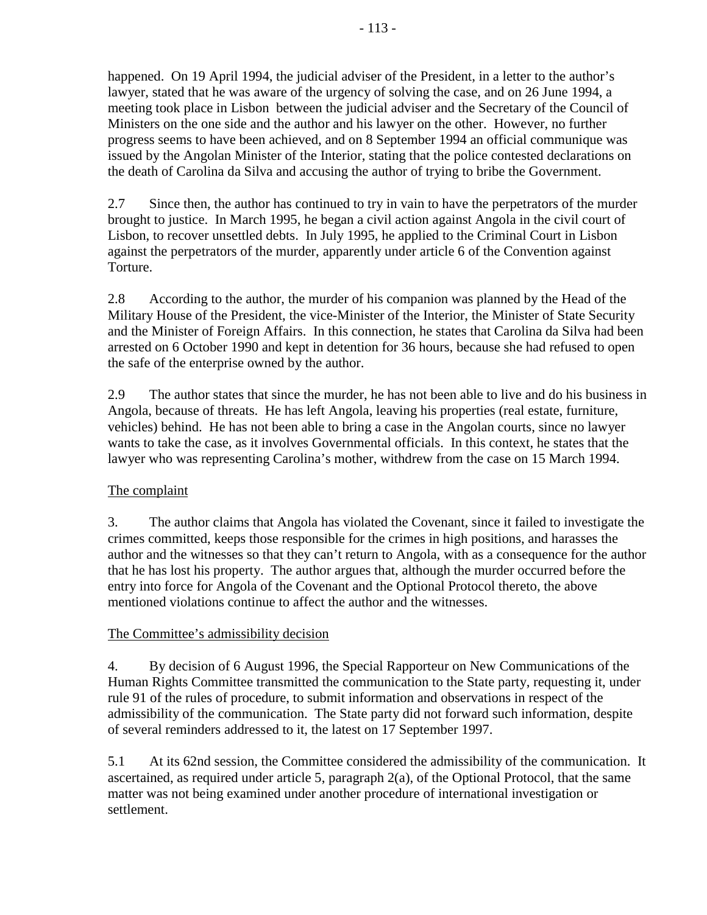happened. On 19 April 1994, the judicial adviser of the President, in a letter to the author's lawyer, stated that he was aware of the urgency of solving the case, and on 26 June 1994, a meeting took place in Lisbon between the judicial adviser and the Secretary of the Council of Ministers on the one side and the author and his lawyer on the other. However, no further progress seems to have been achieved, and on 8 September 1994 an official communique was issued by the Angolan Minister of the Interior, stating that the police contested declarations on the death of Carolina da Silva and accusing the author of trying to bribe the Government.

2.7 Since then, the author has continued to try in vain to have the perpetrators of the murder brought to justice. In March 1995, he began a civil action against Angola in the civil court of Lisbon, to recover unsettled debts. In July 1995, he applied to the Criminal Court in Lisbon against the perpetrators of the murder, apparently under article 6 of the Convention against Torture.

2.8 According to the author, the murder of his companion was planned by the Head of the Military House of the President, the vice-Minister of the Interior, the Minister of State Security and the Minister of Foreign Affairs. In this connection, he states that Carolina da Silva had been arrested on 6 October 1990 and kept in detention for 36 hours, because she had refused to open the safe of the enterprise owned by the author.

2.9 The author states that since the murder, he has not been able to live and do his business in Angola, because of threats. He has left Angola, leaving his properties (real estate, furniture, vehicles) behind. He has not been able to bring a case in the Angolan courts, since no lawyer wants to take the case, as it involves Governmental officials. In this context, he states that the lawyer who was representing Carolina's mother, withdrew from the case on 15 March 1994.

## The complaint

3. The author claims that Angola has violated the Covenant, since it failed to investigate the crimes committed, keeps those responsible for the crimes in high positions, and harasses the author and the witnesses so that they can't return to Angola, with as a consequence for the author that he has lost his property. The author argues that, although the murder occurred before the entry into force for Angola of the Covenant and the Optional Protocol thereto, the above mentioned violations continue to affect the author and the witnesses.

## The Committee's admissibility decision

4. By decision of 6 August 1996, the Special Rapporteur on New Communications of the Human Rights Committee transmitted the communication to the State party, requesting it, under rule 91 of the rules of procedure, to submit information and observations in respect of the admissibility of the communication. The State party did not forward such information, despite of several reminders addressed to it, the latest on 17 September 1997.

5.1 At its 62nd session, the Committee considered the admissibility of the communication. It ascertained, as required under article 5, paragraph 2(a), of the Optional Protocol, that the same matter was not being examined under another procedure of international investigation or settlement.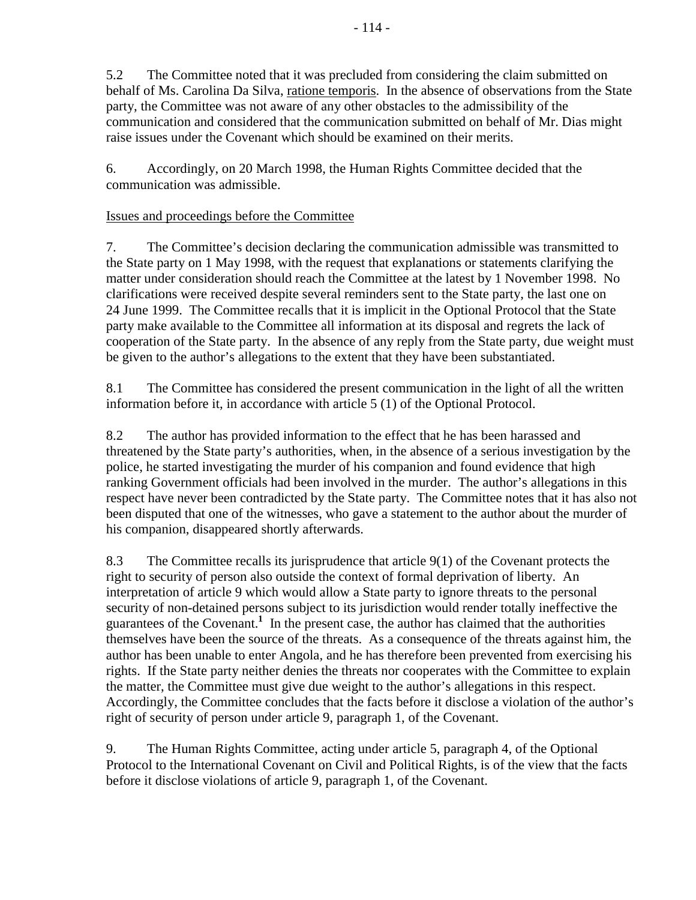5.2 The Committee noted that it was precluded from considering the claim submitted on behalf of Ms. Carolina Da Silva, ratione temporis. In the absence of observations from the State party, the Committee was not aware of any other obstacles to the admissibility of the communication and considered that the communication submitted on behalf of Mr. Dias might raise issues under the Covenant which should be examined on their merits.

6. Accordingly, on 20 March 1998, the Human Rights Committee decided that the communication was admissible.

Issues and proceedings before the Committee

7. The Committee's decision declaring the communication admissible was transmitted to the State party on 1 May 1998, with the request that explanations or statements clarifying the matter under consideration should reach the Committee at the latest by 1 November 1998. No clarifications were received despite several reminders sent to the State party, the last one on 24 June 1999. The Committee recalls that it is implicit in the Optional Protocol that the State party make available to the Committee all information at its disposal and regrets the lack of cooperation of the State party. In the absence of any reply from the State party, due weight must be given to the author's allegations to the extent that they have been substantiated.

8.1 The Committee has considered the present communication in the light of all the written information before it, in accordance with article 5 (1) of the Optional Protocol.

8.2 The author has provided information to the effect that he has been harassed and threatened by the State party's authorities, when, in the absence of a serious investigation by the police, he started investigating the murder of his companion and found evidence that high ranking Government officials had been involved in the murder. The author's allegations in this respect have never been contradicted by the State party. The Committee notes that it has also not been disputed that one of the witnesses, who gave a statement to the author about the murder of his companion, disappeared shortly afterwards.

8.3 The Committee recalls its jurisprudence that article 9(1) of the Covenant protects the right to security of person also outside the context of formal deprivation of liberty. An interpretation of article 9 which would allow a State party to ignore threats to the personal security of non-detained persons subject to its jurisdiction would render totally ineffective the guarantees of the Covenant.[1] In the present case, the author has claimed that the authorities themselves have been the source of the threats. As a consequence of the threats against him, the author has been unable to enter Angola, and he has therefore been prevented from exercising his rights. If the State party neither denies the threats nor cooperates with the Committee to explain the matter, the Committee must give due weight to the author's allegations in this respect. Accordingly, the Committee concludes that the facts before it disclose a violation of the author's right of security of person under article 9, paragraph 1, of the Covenant.

9. The Human Rights Committee, acting under article 5, paragraph 4, of the Optional Protocol to the International Covenant on Civil and Political Rights, is of the view that the facts before it disclose violations of article 9, paragraph 1, of the Covenant.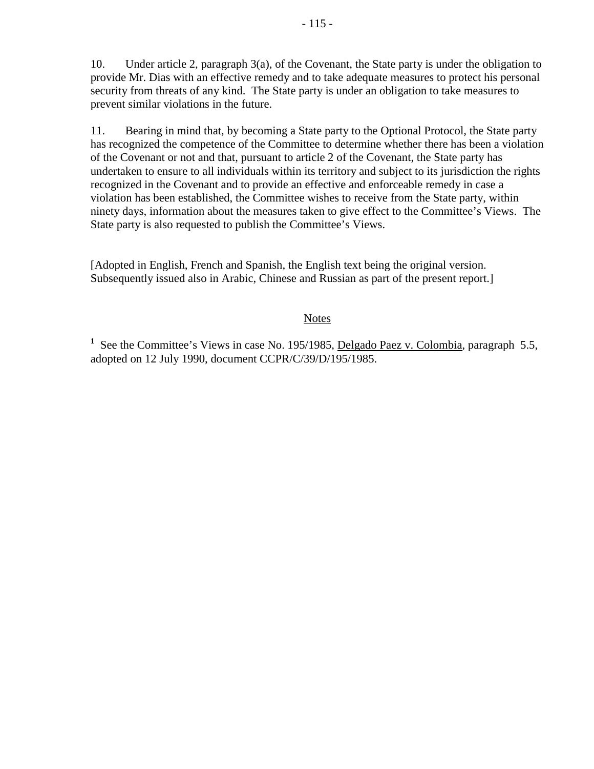10. Under article 2, paragraph 3(a), of the Covenant, the State party is under the obligation to provide Mr. Dias with an effective remedy and to take adequate measures to protect his personal security from threats of any kind. The State party is under an obligation to take measures to prevent similar violations in the future.

11. Bearing in mind that, by becoming a State party to the Optional Protocol, the State party has recognized the competence of the Committee to determine whether there has been a violation of the Covenant or not and that, pursuant to article 2 of the Covenant, the State party has undertaken to ensure to all individuals within its territory and subject to its jurisdiction the rights recognized in the Covenant and to provide an effective and enforceable remedy in case a violation has been established, the Committee wishes to receive from the State party, within ninety days, information about the measures taken to give effect to the Committee's Views. The State party is also requested to publish the Committee's Views.

[Adopted in English, French and Spanish, the English text being the original version. Subsequently issued also in Arabic, Chinese and Russian as part of the present report.]

Notes

[1] See the Committee's Views in case No. 195/1985, Delgado Paez v. Colombia, paragraph 5.5, adopted on 12 July 1990, document CCPR/C/39/D/195/1985.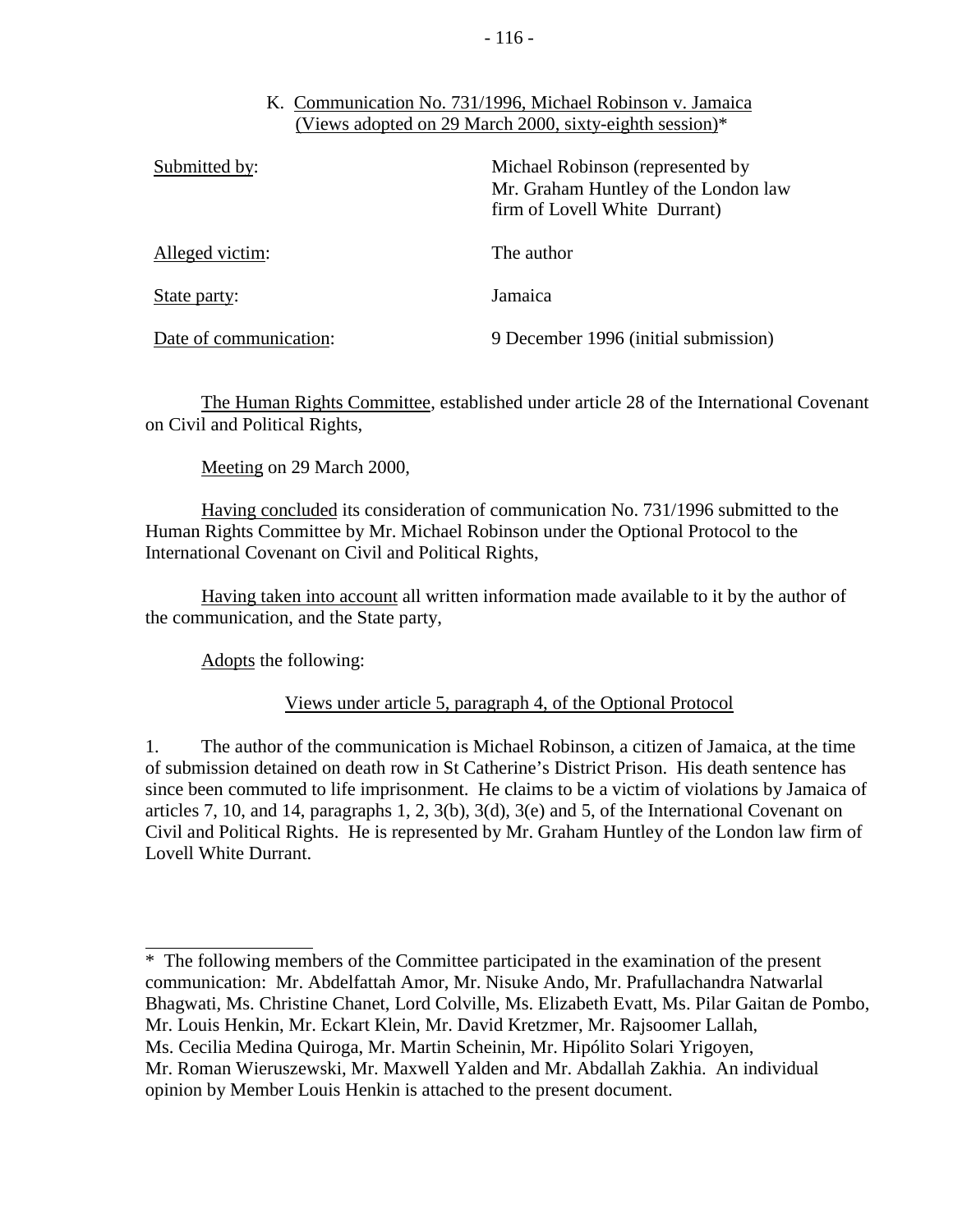## K. Communication No. 731/1996, Michael Robinson v. Jamaica (Views adopted on 29 March 2000, sixty-eighth session)*

| | |
|---|---|
| Submitted by: | Michael Robinson (represented by Mr. Graham Huntley of the London law firm of Lovell White Durrant) |
| Alleged victim: | The author |
| State party: | Jamaica |
| Date of communication: | 9 December 1996 (initial submission) |

The Human Rights Committee, established under article 28 of the International Covenant on Civil and Political Rights,

Meeting on 29 March 2000,

Having concluded its consideration of communication No. 731/1996 submitted to the Human Rights Committee by Mr. Michael Robinson under the Optional Protocol to the International Covenant on Civil and Political Rights,

Having taken into account all written information made available to it by the author of the communication, and the State party,

Adopts the following:

### Views under article 5, paragraph 4, of the Optional Protocol

1. The author of the communication is Michael Robinson, a citizen of Jamaica, at the time of submission detained on death row in St Catherine's District Prison. His death sentence has since been commuted to life imprisonment. He claims to be a victim of violations by Jamaica of articles 7, 10, and 14, paragraphs 1, 2, 3(b), 3(d), 3(e) and 5, of the International Covenant on Civil and Political Rights. He is represented by Mr. Graham Huntley of the London law firm of Lovell White Durrant.

---

* The following members of the Committee participated in the examination of the present communication: Mr. Abdelfattah Amor, Mr. Nisuke Ando, Mr. Prafullachandra Natwarlal Bhagwati, Ms. Christine Chanet, Lord Colville, Ms. Elizabeth Evatt, Ms. Pilar Gaitan de Pombo, Mr. Louis Henkin, Mr. Eckart Klein, Mr. David Kretzmer, Mr. Rajsoomer Lallah, Ms. Cecilia Medina Quiroga, Mr. Martin Scheinin, Mr. Hipólito Solari Yrigoyen, Mr. Roman Wieruszewski, Mr. Maxwell Yalden and Mr. Abdallah Zakhia. An individual opinion by Member Louis Henkin is attached to the present document.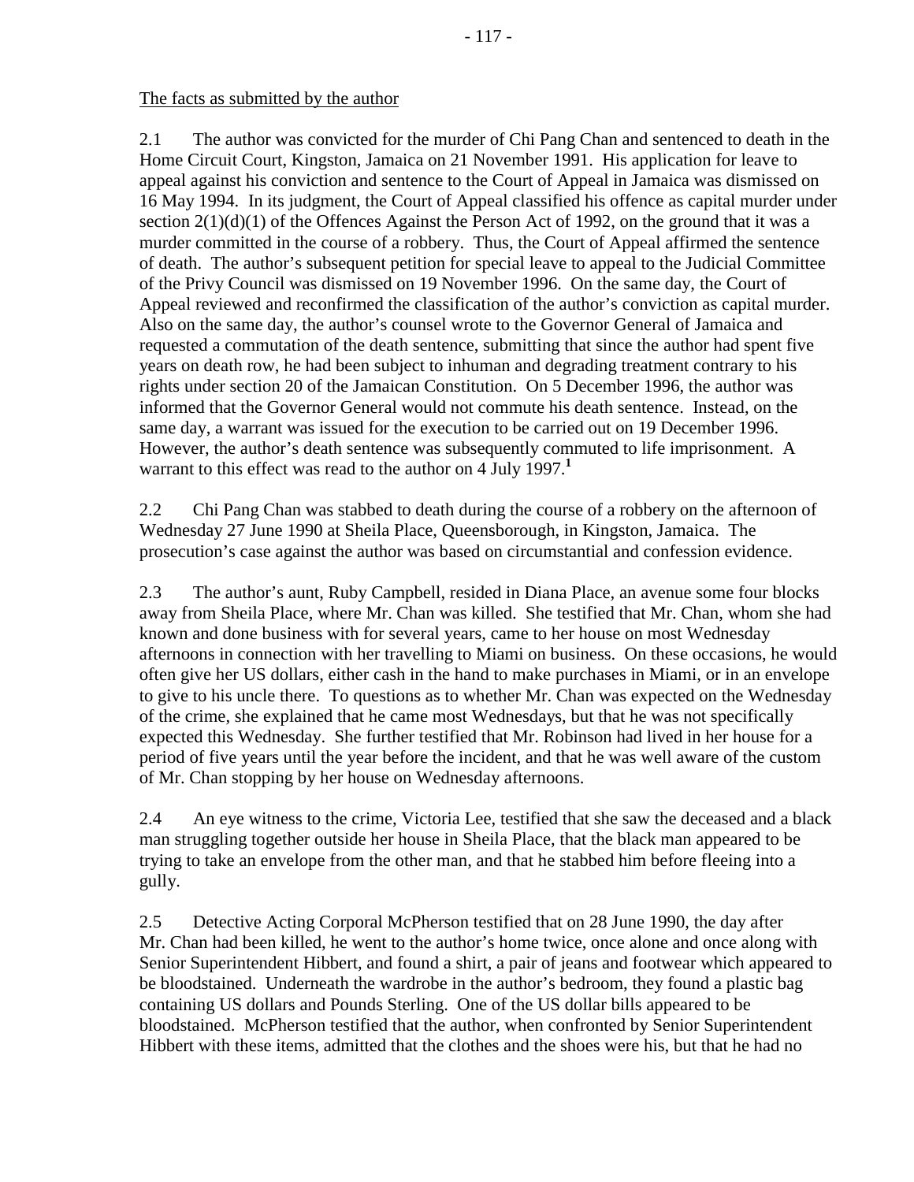The facts as submitted by the author

2.1 The author was convicted for the murder of Chi Pang Chan and sentenced to death in the Home Circuit Court, Kingston, Jamaica on 21 November 1991. His application for leave to appeal against his conviction and sentence to the Court of Appeal in Jamaica was dismissed on 16 May 1994. In its judgment, the Court of Appeal classified his offence as capital murder under section 2(1)(d)(1) of the Offences Against the Person Act of 1992, on the ground that it was a murder committed in the course of a robbery. Thus, the Court of Appeal affirmed the sentence of death. The author's subsequent petition for special leave to appeal to the Judicial Committee of the Privy Council was dismissed on 19 November 1996. On the same day, the Court of Appeal reviewed and reconfirmed the classification of the author's conviction as capital murder. Also on the same day, the author's counsel wrote to the Governor General of Jamaica and requested a commutation of the death sentence, submitting that since the author had spent five years on death row, he had been subject to inhuman and degrading treatment contrary to his rights under section 20 of the Jamaican Constitution. On 5 December 1996, the author was informed that the Governor General would not commute his death sentence. Instead, on the same day, a warrant was issued for the execution to be carried out on 19 December 1996. However, the author's death sentence was subsequently commuted to life imprisonment. A warrant to this effect was read to the author on 4 July 1997.[1]

2.2 Chi Pang Chan was stabbed to death during the course of a robbery on the afternoon of Wednesday 27 June 1990 at Sheila Place, Queensborough, in Kingston, Jamaica. The prosecution's case against the author was based on circumstantial and confession evidence.

2.3 The author's aunt, Ruby Campbell, resided in Diana Place, an avenue some four blocks away from Sheila Place, where Mr. Chan was killed. She testified that Mr. Chan, whom she had known and done business with for several years, came to her house on most Wednesday afternoons in connection with her travelling to Miami on business. On these occasions, he would often give her US dollars, either cash in the hand to make purchases in Miami, or in an envelope to give to his uncle there. To questions as to whether Mr. Chan was expected on the Wednesday of the crime, she explained that he came most Wednesdays, but that he was not specifically expected this Wednesday. She further testified that Mr. Robinson had lived in her house for a period of five years until the year before the incident, and that he was well aware of the custom of Mr. Chan stopping by her house on Wednesday afternoons.

2.4 An eye witness to the crime, Victoria Lee, testified that she saw the deceased and a black man struggling together outside her house in Sheila Place, that the black man appeared to be trying to take an envelope from the other man, and that he stabbed him before fleeing into a gully.

2.5 Detective Acting Corporal McPherson testified that on 28 June 1990, the day after Mr. Chan had been killed, he went to the author's home twice, once alone and once along with Senior Superintendent Hibbert, and found a shirt, a pair of jeans and footwear which appeared to be bloodstained. Underneath the wardrobe in the author's bedroom, they found a plastic bag containing US dollars and Pounds Sterling. One of the US dollar bills appeared to be bloodstained. McPherson testified that the author, when confronted by Senior Superintendent Hibbert with these items, admitted that the clothes and the shoes were his, but that he had no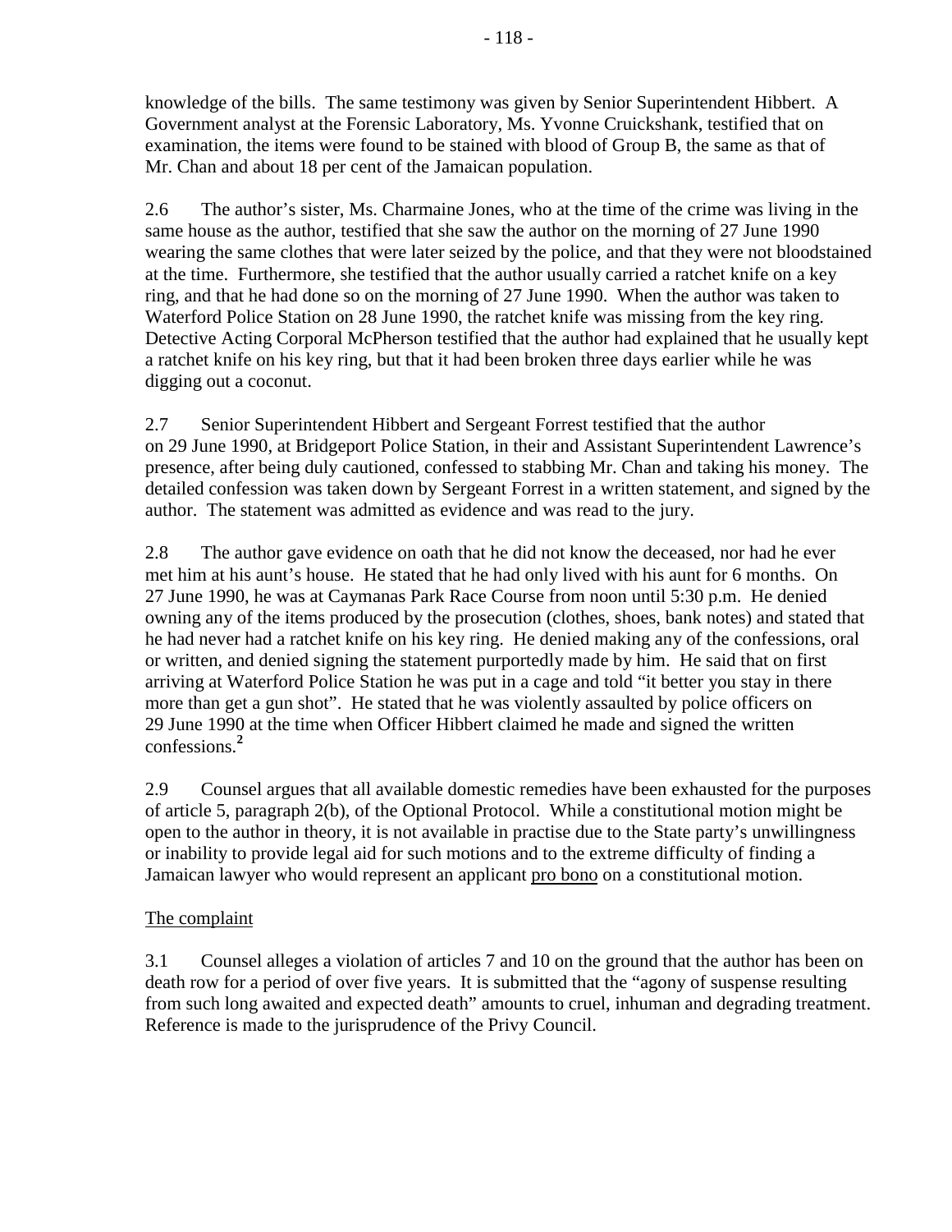knowledge of the bills. The same testimony was given by Senior Superintendent Hibbert. A Government analyst at the Forensic Laboratory, Ms. Yvonne Cruickshank, testified that on examination, the items were found to be stained with blood of Group B, the same as that of Mr. Chan and about 18 per cent of the Jamaican population.

2.6 The author's sister, Ms. Charmaine Jones, who at the time of the crime was living in the same house as the author, testified that she saw the author on the morning of 27 June 1990 wearing the same clothes that were later seized by the police, and that they were not bloodstained at the time. Furthermore, she testified that the author usually carried a ratchet knife on a key ring, and that he had done so on the morning of 27 June 1990. When the author was taken to Waterford Police Station on 28 June 1990, the ratchet knife was missing from the key ring. Detective Acting Corporal McPherson testified that the author had explained that he usually kept a ratchet knife on his key ring, but that it had been broken three days earlier while he was digging out a coconut.

2.7 Senior Superintendent Hibbert and Sergeant Forrest testified that the author on 29 June 1990, at Bridgeport Police Station, in their and Assistant Superintendent Lawrence's presence, after being duly cautioned, confessed to stabbing Mr. Chan and taking his money. The detailed confession was taken down by Sergeant Forrest in a written statement, and signed by the author. The statement was admitted as evidence and was read to the jury.

2.8 The author gave evidence on oath that he did not know the deceased, nor had he ever met him at his aunt's house. He stated that he had only lived with his aunt for 6 months. On 27 June 1990, he was at Caymanas Park Race Course from noon until 5:30 p.m. He denied owning any of the items produced by the prosecution (clothes, shoes, bank notes) and stated that he had never had a ratchet knife on his key ring. He denied making any of the confessions, oral or written, and denied signing the statement purportedly made by him. He said that on first arriving at Waterford Police Station he was put in a cage and told "it better you stay in there more than get a gun shot". He stated that he was violently assaulted by police officers on 29 June 1990 at the time when Officer Hibbert claimed he made and signed the written confessions.[2]

2.9 Counsel argues that all available domestic remedies have been exhausted for the purposes of article 5, paragraph 2(b), of the Optional Protocol. While a constitutional motion might be open to the author in theory, it is not available in practise due to the State party's unwillingness or inability to provide legal aid for such motions and to the extreme difficulty of finding a Jamaican lawyer who would represent an applicant pro bono on a constitutional motion.

## The complaint

3.1 Counsel alleges a violation of articles 7 and 10 on the ground that the author has been on death row for a period of over five years. It is submitted that the "agony of suspense resulting from such long awaited and expected death" amounts to cruel, inhuman and degrading treatment. Reference is made to the jurisprudence of the Privy Council.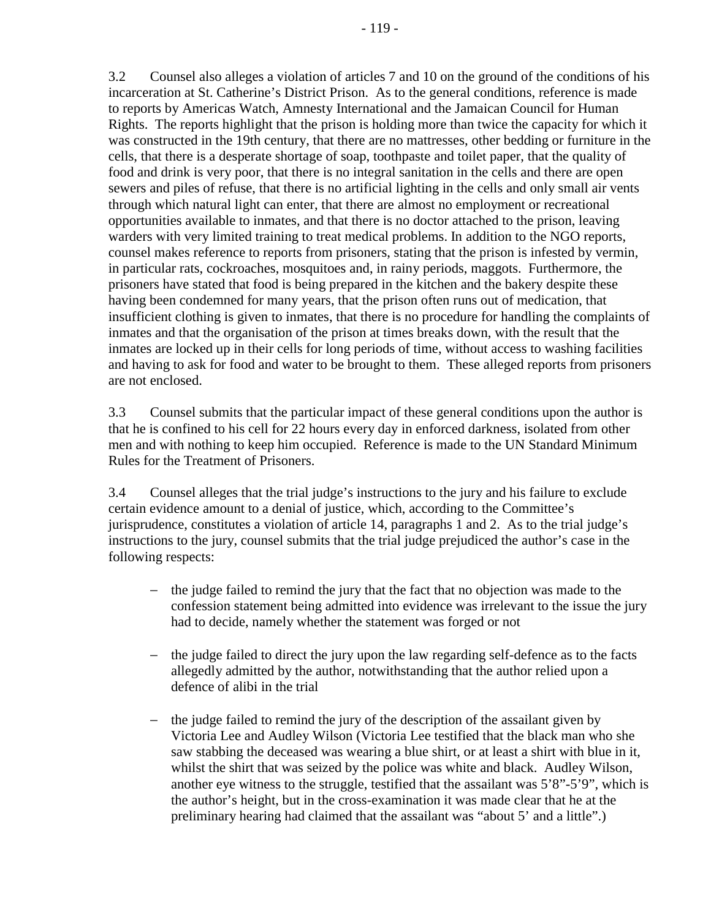3.2 Counsel also alleges a violation of articles 7 and 10 on the ground of the conditions of his incarceration at St. Catherine's District Prison. As to the general conditions, reference is made to reports by Americas Watch, Amnesty International and the Jamaican Council for Human Rights. The reports highlight that the prison is holding more than twice the capacity for which it was constructed in the 19th century, that there are no mattresses, other bedding or furniture in the cells, that there is a desperate shortage of soap, toothpaste and toilet paper, that the quality of food and drink is very poor, that there is no integral sanitation in the cells and there are open sewers and piles of refuse, that there is no artificial lighting in the cells and only small air vents through which natural light can enter, that there are almost no employment or recreational opportunities available to inmates, and that there is no doctor attached to the prison, leaving warders with very limited training to treat medical problems. In addition to the NGO reports, counsel makes reference to reports from prisoners, stating that the prison is infested by vermin, in particular rats, cockroaches, mosquitoes and, in rainy periods, maggots. Furthermore, the prisoners have stated that food is being prepared in the kitchen and the bakery despite these having been condemned for many years, that the prison often runs out of medication, that insufficient clothing is given to inmates, that there is no procedure for handling the complaints of inmates and that the organisation of the prison at times breaks down, with the result that the inmates are locked up in their cells for long periods of time, without access to washing facilities and having to ask for food and water to be brought to them. These alleged reports from prisoners are not enclosed.

3.3 Counsel submits that the particular impact of these general conditions upon the author is that he is confined to his cell for 22 hours every day in enforced darkness, isolated from other men and with nothing to keep him occupied. Reference is made to the UN Standard Minimum Rules for the Treatment of Prisoners.

3.4 Counsel alleges that the trial judge's instructions to the jury and his failure to exclude certain evidence amount to a denial of justice, which, according to the Committee's jurisprudence, constitutes a violation of article 14, paragraphs 1 and 2. As to the trial judge's instructions to the jury, counsel submits that the trial judge prejudiced the author's case in the following respects:

- the judge failed to remind the jury that the fact that no objection was made to the confession statement being admitted into evidence was irrelevant to the issue the jury had to decide, namely whether the statement was forged or not

- the judge failed to direct the jury upon the law regarding self-defence as to the facts allegedly admitted by the author, notwithstanding that the author relied upon a defence of alibi in the trial

- the judge failed to remind the jury of the description of the assailant given by Victoria Lee and Audley Wilson (Victoria Lee testified that the black man who she saw stabbing the deceased was wearing a blue shirt, or at least a shirt with blue in it, whilst the shirt that was seized by the police was white and black. Audley Wilson, another eye witness to the struggle, testified that the assailant was 5'8"-5'9", which is the author's height, but in the cross-examination it was made clear that he at the preliminary hearing had claimed that the assailant was "about 5' and a little".)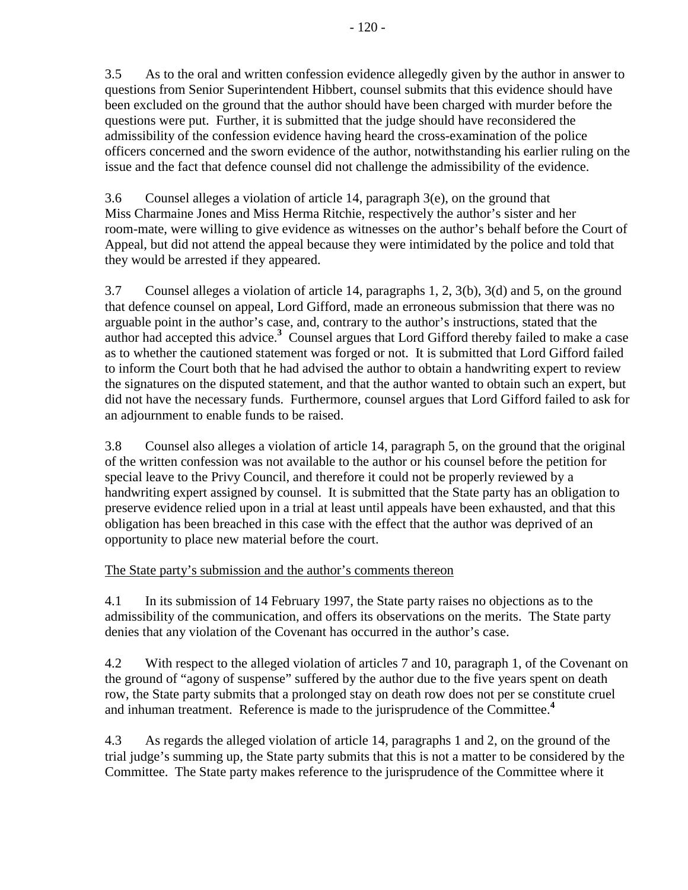3.5 As to the oral and written confession evidence allegedly given by the author in answer to questions from Senior Superintendent Hibbert, counsel submits that this evidence should have been excluded on the ground that the author should have been charged with murder before the questions were put. Further, it is submitted that the judge should have reconsidered the admissibility of the confession evidence having heard the cross-examination of the police officers concerned and the sworn evidence of the author, notwithstanding his earlier ruling on the issue and the fact that defence counsel did not challenge the admissibility of the evidence.

3.6 Counsel alleges a violation of article 14, paragraph 3(e), on the ground that Miss Charmaine Jones and Miss Herma Ritchie, respectively the author's sister and her room-mate, were willing to give evidence as witnesses on the author's behalf before the Court of Appeal, but did not attend the appeal because they were intimidated by the police and told that they would be arrested if they appeared.

3.7 Counsel alleges a violation of article 14, paragraphs 1, 2, 3(b), 3(d) and 5, on the ground that defence counsel on appeal, Lord Gifford, made an erroneous submission that there was no arguable point in the author's case, and, contrary to the author's instructions, stated that the author had accepted this advice.[3] Counsel argues that Lord Gifford thereby failed to make a case as to whether the cautioned statement was forged or not. It is submitted that Lord Gifford failed to inform the Court both that he had advised the author to obtain a handwriting expert to review the signatures on the disputed statement, and that the author wanted to obtain such an expert, but did not have the necessary funds. Furthermore, counsel argues that Lord Gifford failed to ask for an adjournment to enable funds to be raised.

3.8 Counsel also alleges a violation of article 14, paragraph 5, on the ground that the original of the written confession was not available to the author or his counsel before the petition for special leave to the Privy Council, and therefore it could not be properly reviewed by a handwriting expert assigned by counsel. It is submitted that the State party has an obligation to preserve evidence relied upon in a trial at least until appeals have been exhausted, and that this obligation has been breached in this case with the effect that the author was deprived of an opportunity to place new material before the court.

The State party's submission and the author's comments thereon

4.1 In its submission of 14 February 1997, the State party raises no objections as to the admissibility of the communication, and offers its observations on the merits. The State party denies that any violation of the Covenant has occurred in the author's case.

4.2 With respect to the alleged violation of articles 7 and 10, paragraph 1, of the Covenant on the ground of "agony of suspense" suffered by the author due to the five years spent on death row, the State party submits that a prolonged stay on death row does not per se constitute cruel and inhuman treatment. Reference is made to the jurisprudence of the Committee.[4]

4.3 As regards the alleged violation of article 14, paragraphs 1 and 2, on the ground of the trial judge's summing up, the State party submits that this is not a matter to be considered by the Committee. The State party makes reference to the jurisprudence of the Committee where it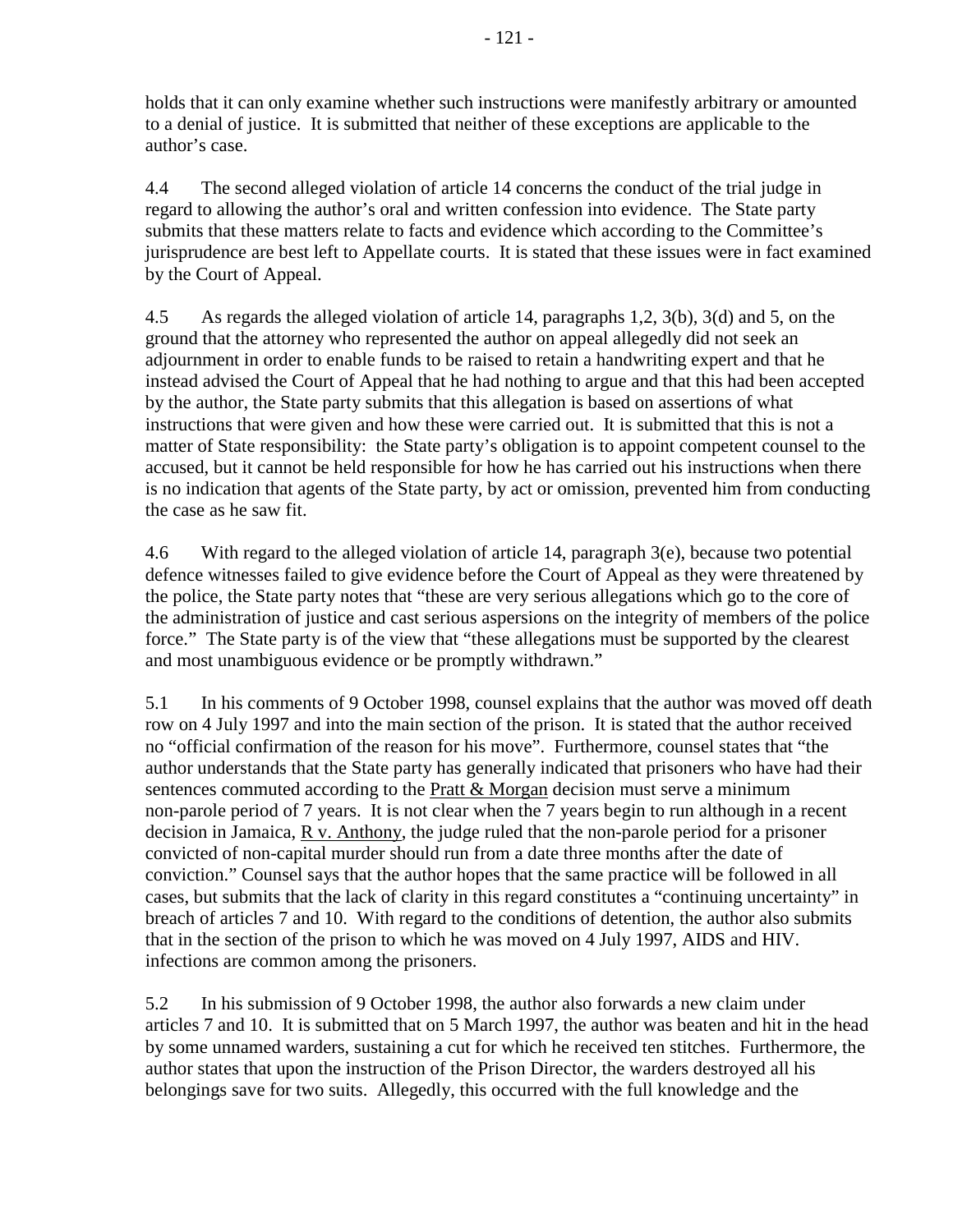holds that it can only examine whether such instructions were manifestly arbitrary or amounted to a denial of justice. It is submitted that neither of these exceptions are applicable to the author's case.

4.4 The second alleged violation of article 14 concerns the conduct of the trial judge in regard to allowing the author's oral and written confession into evidence. The State party submits that these matters relate to facts and evidence which according to the Committee's jurisprudence are best left to Appellate courts. It is stated that these issues were in fact examined by the Court of Appeal.

4.5 As regards the alleged violation of article 14, paragraphs 1,2, 3(b), 3(d) and 5, on the ground that the attorney who represented the author on appeal allegedly did not seek an adjournment in order to enable funds to be raised to retain a handwriting expert and that he instead advised the Court of Appeal that he had nothing to argue and that this had been accepted by the author, the State party submits that this allegation is based on assertions of what instructions that were given and how these were carried out. It is submitted that this is not a matter of State responsibility: the State party's obligation is to appoint competent counsel to the accused, but it cannot be held responsible for how he has carried out his instructions when there is no indication that agents of the State party, by act or omission, prevented him from conducting the case as he saw fit.

4.6 With regard to the alleged violation of article 14, paragraph 3(e), because two potential defence witnesses failed to give evidence before the Court of Appeal as they were threatened by the police, the State party notes that "these are very serious allegations which go to the core of the administration of justice and cast serious aspersions on the integrity of members of the police force." The State party is of the view that "these allegations must be supported by the clearest and most unambiguous evidence or be promptly withdrawn."

5.1 In his comments of 9 October 1998, counsel explains that the author was moved off death row on 4 July 1997 and into the main section of the prison. It is stated that the author received no "official confirmation of the reason for his move". Furthermore, counsel states that "the author understands that the State party has generally indicated that prisoners who have had their sentences commuted according to the Pratt & Morgan decision must serve a minimum non-parole period of 7 years. It is not clear when the 7 years begin to run although in a recent decision in Jamaica, R v. Anthony, the judge ruled that the non-parole period for a prisoner convicted of non-capital murder should run from a date three months after the date of conviction." Counsel says that the author hopes that the same practice will be followed in all cases, but submits that the lack of clarity in this regard constitutes a "continuing uncertainty" in breach of articles 7 and 10. With regard to the conditions of detention, the author also submits that in the section of the prison to which he was moved on 4 July 1997, AIDS and HIV. infections are common among the prisoners.

5.2 In his submission of 9 October 1998, the author also forwards a new claim under articles 7 and 10. It is submitted that on 5 March 1997, the author was beaten and hit in the head by some unnamed warders, sustaining a cut for which he received ten stitches. Furthermore, the author states that upon the instruction of the Prison Director, the warders destroyed all his belongings save for two suits. Allegedly, this occurred with the full knowledge and the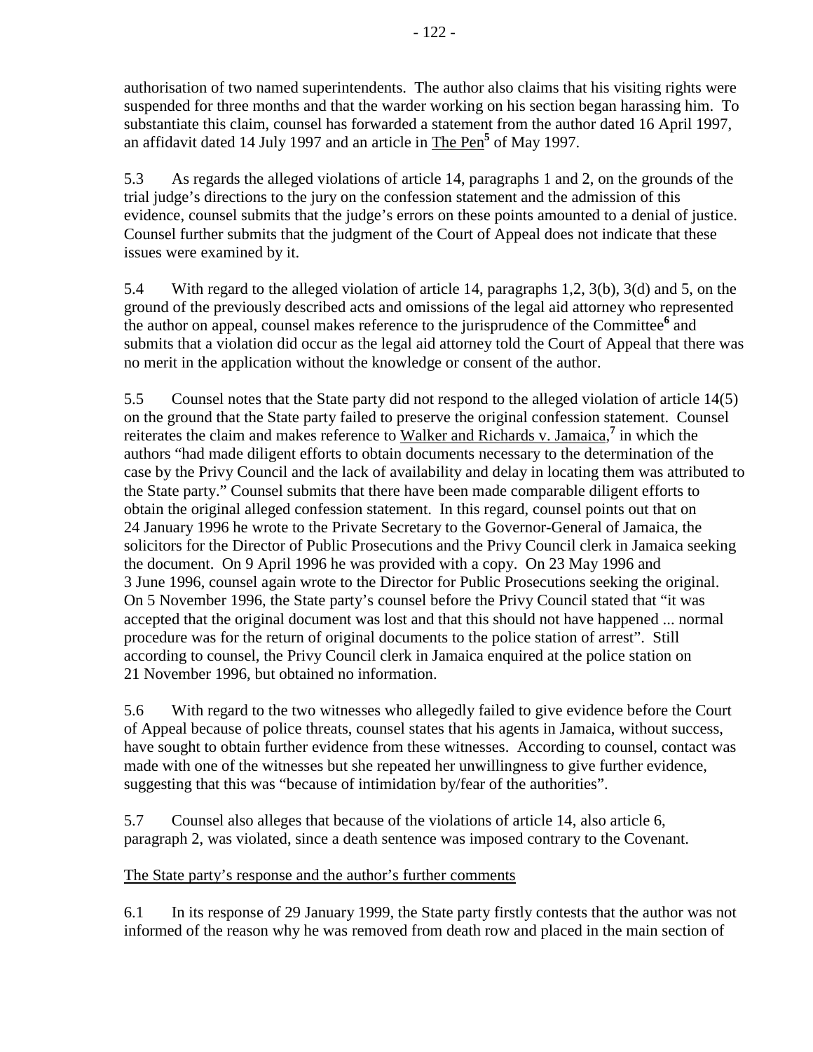authorisation of two named superintendents. The author also claims that his visiting rights were suspended for three months and that the warder working on his section began harassing him. To substantiate this claim, counsel has forwarded a statement from the author dated 16 April 1997, an affidavit dated 14 July 1997 and an article in The Pen[5] of May 1997.

5.3 As regards the alleged violations of article 14, paragraphs 1 and 2, on the grounds of the trial judge's directions to the jury on the confession statement and the admission of this evidence, counsel submits that the judge's errors on these points amounted to a denial of justice. Counsel further submits that the judgment of the Court of Appeal does not indicate that these issues were examined by it.

5.4 With regard to the alleged violation of article 14, paragraphs 1,2, 3(b), 3(d) and 5, on the ground of the previously described acts and omissions of the legal aid attorney who represented the author on appeal, counsel makes reference to the jurisprudence of the Committee[6] and submits that a violation did occur as the legal aid attorney told the Court of Appeal that there was no merit in the application without the knowledge or consent of the author.

5.5 Counsel notes that the State party did not respond to the alleged violation of article 14(5) on the ground that the State party failed to preserve the original confession statement. Counsel reiterates the claim and makes reference to Walker and Richards v. Jamaica,[7] in which the authors "had made diligent efforts to obtain documents necessary to the determination of the case by the Privy Council and the lack of availability and delay in locating them was attributed to the State party." Counsel submits that there have been made comparable diligent efforts to obtain the original alleged confession statement. In this regard, counsel points out that on 24 January 1996 he wrote to the Private Secretary to the Governor-General of Jamaica, the solicitors for the Director of Public Prosecutions and the Privy Council clerk in Jamaica seeking the document. On 9 April 1996 he was provided with a copy. On 23 May 1996 and 3 June 1996, counsel again wrote to the Director for Public Prosecutions seeking the original. On 5 November 1996, the State party's counsel before the Privy Council stated that "it was accepted that the original document was lost and that this should not have happened ... normal procedure was for the return of original documents to the police station of arrest". Still according to counsel, the Privy Council clerk in Jamaica enquired at the police station on 21 November 1996, but obtained no information.

5.6 With regard to the two witnesses who allegedly failed to give evidence before the Court of Appeal because of police threats, counsel states that his agents in Jamaica, without success, have sought to obtain further evidence from these witnesses. According to counsel, contact was made with one of the witnesses but she repeated her unwillingness to give further evidence, suggesting that this was "because of intimidation by/fear of the authorities".

5.7 Counsel also alleges that because of the violations of article 14, also article 6, paragraph 2, was violated, since a death sentence was imposed contrary to the Covenant.

## The State party's response and the author's further comments

6.1 In its response of 29 January 1999, the State party firstly contests that the author was not informed of the reason why he was removed from death row and placed in the main section of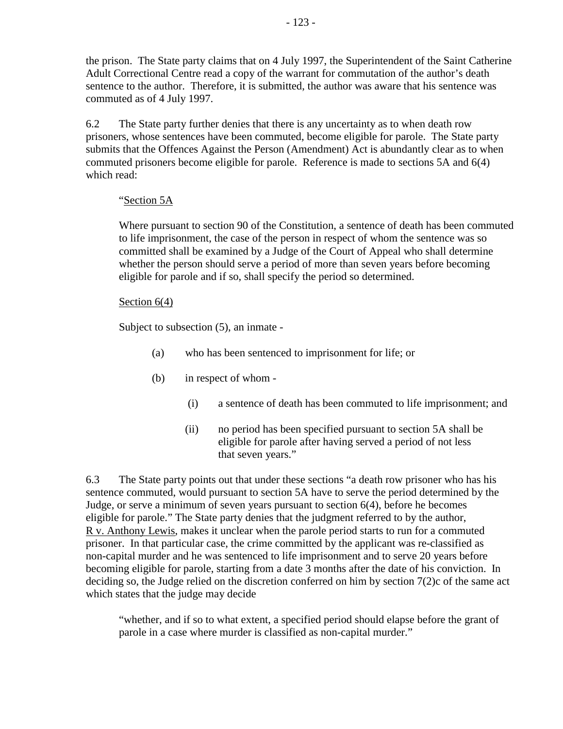the prison. The State party claims that on 4 July 1997, the Superintendent of the Saint Catherine Adult Correctional Centre read a copy of the warrant for commutation of the author's death sentence to the author. Therefore, it is submitted, the author was aware that his sentence was commuted as of 4 July 1997.

6.2 The State party further denies that there is any uncertainty as to when death row prisoners, whose sentences have been commuted, become eligible for parole. The State party submits that the Offences Against the Person (Amendment) Act is abundantly clear as to when commuted prisoners become eligible for parole. Reference is made to sections 5A and 6(4) which read:

> "<u>Section 5A</u>
>
> Where pursuant to section 90 of the Constitution, a sentence of death has been commuted to life imprisonment, the case of the person in respect of whom the sentence was so committed shall be examined by a Judge of the Court of Appeal who shall determine whether the person should serve a period of more than seven years before becoming eligible for parole and if so, shall specify the period so determined.
>
> <u>Section 6(4)</u>
>
> Subject to subsection (5), an inmate -
>
> (a) who has been sentenced to imprisonment for life; or
>
> (b) in respect of whom -
>
> (i) a sentence of death has been commuted to life imprisonment; and
>
> (ii) no period has been specified pursuant to section 5A shall be eligible for parole after having served a period of not less that seven years."

6.3 The State party points out that under these sections "a death row prisoner who has his sentence commuted, would pursuant to section 5A have to serve the period determined by the Judge, or serve a minimum of seven years pursuant to section 6(4), before he becomes eligible for parole." The State party denies that the judgment referred to by the author, <u>R v. Anthony Lewis</u>, makes it unclear when the parole period starts to run for a commuted prisoner. In that particular case, the crime committed by the applicant was re-classified as non-capital murder and he was sentenced to life imprisonment and to serve 20 years before becoming eligible for parole, starting from a date 3 months after the date of his conviction. In deciding so, the Judge relied on the discretion conferred on him by section 7(2)c of the same act which states that the judge may decide

> "whether, and if so to what extent, a specified period should elapse before the grant of parole in a case where murder is classified as non-capital murder."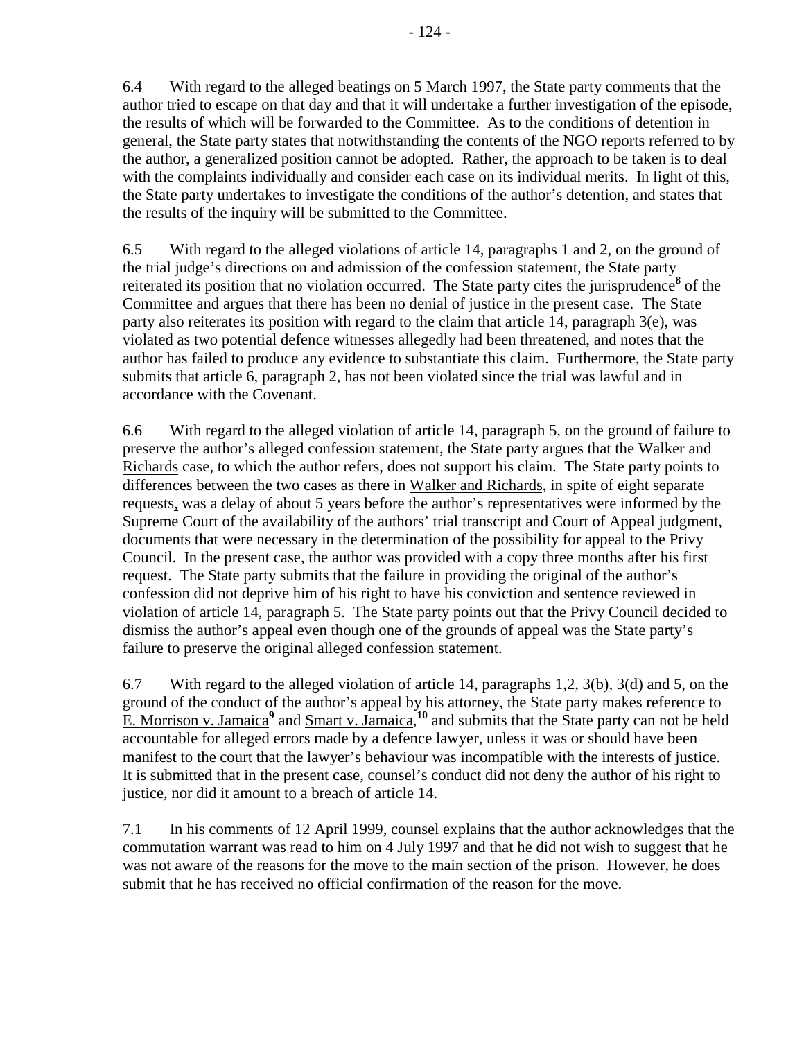6.4 With regard to the alleged beatings on 5 March 1997, the State party comments that the author tried to escape on that day and that it will undertake a further investigation of the episode, the results of which will be forwarded to the Committee. As to the conditions of detention in general, the State party states that notwithstanding the contents of the NGO reports referred to by the author, a generalized position cannot be adopted. Rather, the approach to be taken is to deal with the complaints individually and consider each case on its individual merits. In light of this, the State party undertakes to investigate the conditions of the author's detention, and states that the results of the inquiry will be submitted to the Committee.

6.5 With regard to the alleged violations of article 14, paragraphs 1 and 2, on the ground of the trial judge's directions on and admission of the confession statement, the State party reiterated its position that no violation occurred. The State party cites the jurisprudence[8] of the Committee and argues that there has been no denial of justice in the present case. The State party also reiterates its position with regard to the claim that article 14, paragraph 3(e), was violated as two potential defence witnesses allegedly had been threatened, and notes that the author has failed to produce any evidence to substantiate this claim. Furthermore, the State party submits that article 6, paragraph 2, has not been violated since the trial was lawful and in accordance with the Covenant.

6.6 With regard to the alleged violation of article 14, paragraph 5, on the ground of failure to preserve the author's alleged confession statement, the State party argues that the Walker and Richards case, to which the author refers, does not support his claim. The State party points to differences between the two cases as there in Walker and Richards, in spite of eight separate requests, was a delay of about 5 years before the author's representatives were informed by the Supreme Court of the availability of the authors' trial transcript and Court of Appeal judgment, documents that were necessary in the determination of the possibility for appeal to the Privy Council. In the present case, the author was provided with a copy three months after his first request. The State party submits that the failure in providing the original of the author's confession did not deprive him of his right to have his conviction and sentence reviewed in violation of article 14, paragraph 5. The State party points out that the Privy Council decided to dismiss the author's appeal even though one of the grounds of appeal was the State party's failure to preserve the original alleged confession statement.

6.7 With regard to the alleged violation of article 14, paragraphs 1,2, 3(b), 3(d) and 5, on the ground of the conduct of the author's appeal by his attorney, the State party makes reference to E. Morrison v. Jamaica[9] and Smart v. Jamaica,[10] and submits that the State party can not be held accountable for alleged errors made by a defence lawyer, unless it was or should have been manifest to the court that the lawyer's behaviour was incompatible with the interests of justice. It is submitted that in the present case, counsel's conduct did not deny the author of his right to justice, nor did it amount to a breach of article 14.

7.1 In his comments of 12 April 1999, counsel explains that the author acknowledges that the commutation warrant was read to him on 4 July 1997 and that he did not wish to suggest that he was not aware of the reasons for the move to the main section of the prison. However, he does submit that he has received no official confirmation of the reason for the move.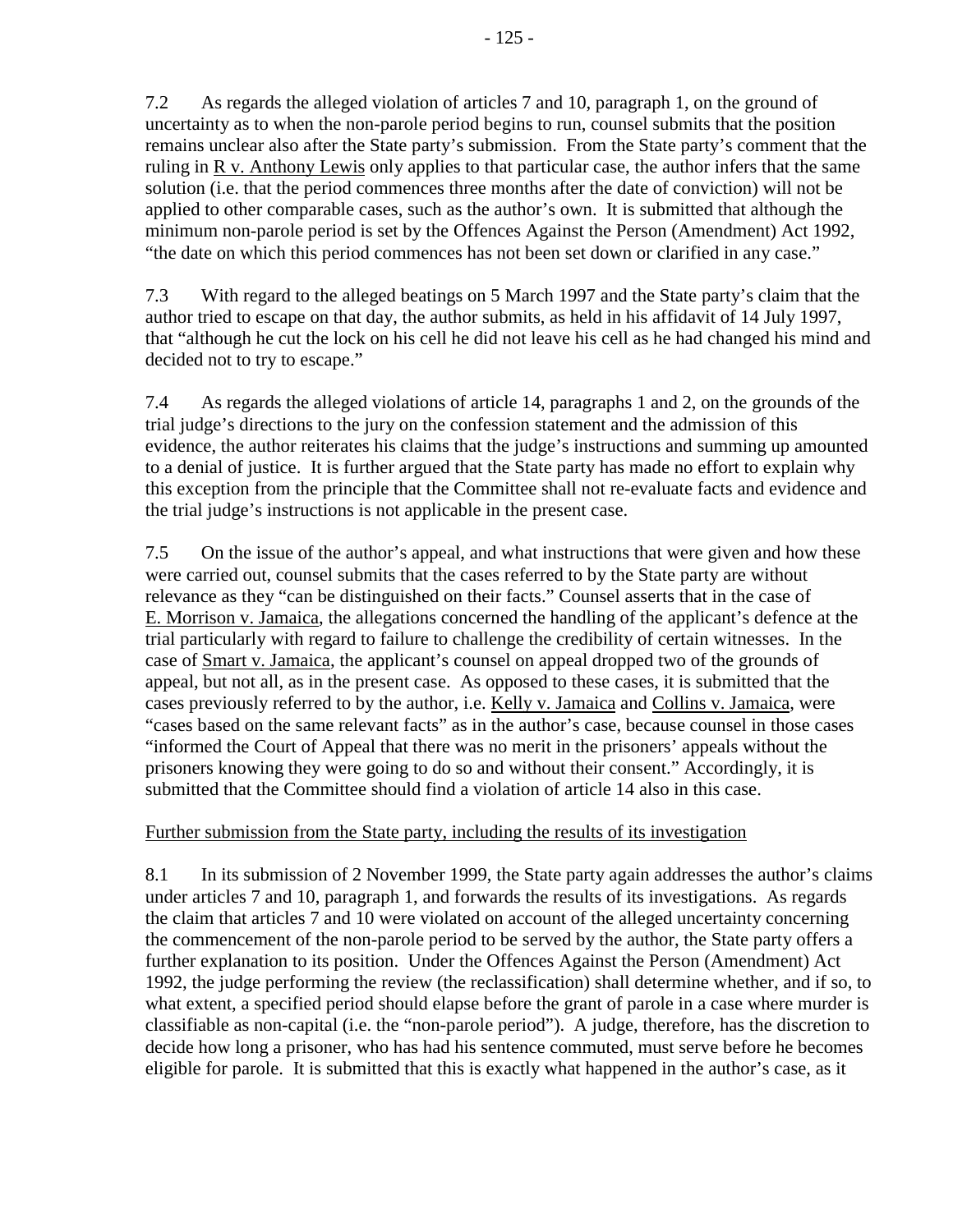7.2 As regards the alleged violation of articles 7 and 10, paragraph 1, on the ground of uncertainty as to when the non-parole period begins to run, counsel submits that the position remains unclear also after the State party's submission. From the State party's comment that the ruling in R v. Anthony Lewis only applies to that particular case, the author infers that the same solution (i.e. that the period commences three months after the date of conviction) will not be applied to other comparable cases, such as the author's own. It is submitted that although the minimum non-parole period is set by the Offences Against the Person (Amendment) Act 1992, "the date on which this period commences has not been set down or clarified in any case."

7.3 With regard to the alleged beatings on 5 March 1997 and the State party's claim that the author tried to escape on that day, the author submits, as held in his affidavit of 14 July 1997, that "although he cut the lock on his cell he did not leave his cell as he had changed his mind and decided not to try to escape."

7.4 As regards the alleged violations of article 14, paragraphs 1 and 2, on the grounds of the trial judge's directions to the jury on the confession statement and the admission of this evidence, the author reiterates his claims that the judge's instructions and summing up amounted to a denial of justice. It is further argued that the State party has made no effort to explain why this exception from the principle that the Committee shall not re-evaluate facts and evidence and the trial judge's instructions is not applicable in the present case.

7.5 On the issue of the author's appeal, and what instructions that were given and how these were carried out, counsel submits that the cases referred to by the State party are without relevance as they "can be distinguished on their facts." Counsel asserts that in the case of E. Morrison v. Jamaica, the allegations concerned the handling of the applicant's defence at the trial particularly with regard to failure to challenge the credibility of certain witnesses. In the case of Smart v. Jamaica, the applicant's counsel on appeal dropped two of the grounds of appeal, but not all, as in the present case. As opposed to these cases, it is submitted that the cases previously referred to by the author, i.e. Kelly v. Jamaica and Collins v. Jamaica, were "cases based on the same relevant facts" as in the author's case, because counsel in those cases "informed the Court of Appeal that there was no merit in the prisoners' appeals without the prisoners knowing they were going to do so and without their consent." Accordingly, it is submitted that the Committee should find a violation of article 14 also in this case.

Further submission from the State party, including the results of its investigation

8.1 In its submission of 2 November 1999, the State party again addresses the author's claims under articles 7 and 10, paragraph 1, and forwards the results of its investigations. As regards the claim that articles 7 and 10 were violated on account of the alleged uncertainty concerning the commencement of the non-parole period to be served by the author, the State party offers a further explanation to its position. Under the Offences Against the Person (Amendment) Act 1992, the judge performing the review (the reclassification) shall determine whether, and if so, to what extent, a specified period should elapse before the grant of parole in a case where murder is classifiable as non-capital (i.e. the "non-parole period"). A judge, therefore, has the discretion to decide how long a prisoner, who has had his sentence commuted, must serve before he becomes eligible for parole. It is submitted that this is exactly what happened in the author's case, as it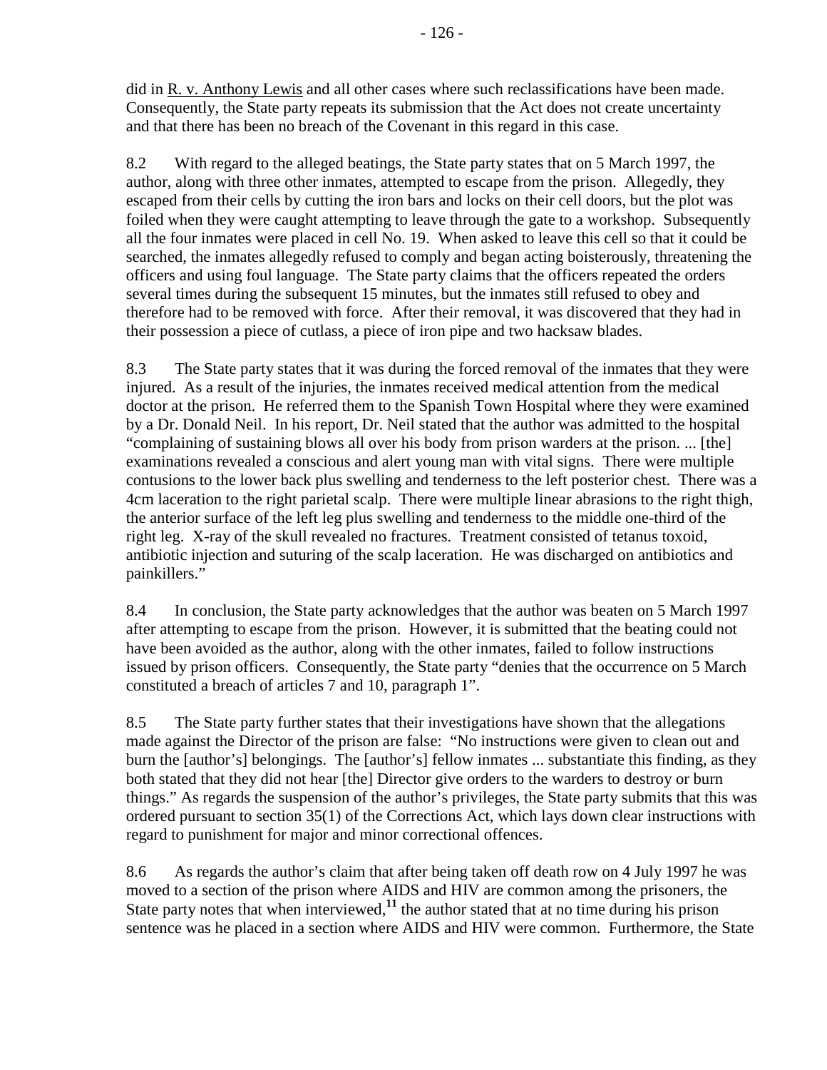did in R. v. Anthony Lewis and all other cases where such reclassifications have been made. Consequently, the State party repeats its submission that the Act does not create uncertainty and that there has been no breach of the Covenant in this regard in this case.

8.2 With regard to the alleged beatings, the State party states that on 5 March 1997, the author, along with three other inmates, attempted to escape from the prison. Allegedly, they escaped from their cells by cutting the iron bars and locks on their cell doors, but the plot was foiled when they were caught attempting to leave through the gate to a workshop. Subsequently all the four inmates were placed in cell No. 19. When asked to leave this cell so that it could be searched, the inmates allegedly refused to comply and began acting boisterously, threatening the officers and using foul language. The State party claims that the officers repeated the orders several times during the subsequent 15 minutes, but the inmates still refused to obey and therefore had to be removed with force. After their removal, it was discovered that they had in their possession a piece of cutlass, a piece of iron pipe and two hacksaw blades.

8.3 The State party states that it was during the forced removal of the inmates that they were injured. As a result of the injuries, the inmates received medical attention from the medical doctor at the prison. He referred them to the Spanish Town Hospital where they were examined by a Dr. Donald Neil. In his report, Dr. Neil stated that the author was admitted to the hospital "complaining of sustaining blows all over his body from prison warders at the prison. ... [the] examinations revealed a conscious and alert young man with vital signs. There were multiple contusions to the lower back plus swelling and tenderness to the left posterior chest. There was a 4cm laceration to the right parietal scalp. There were multiple linear abrasions to the right thigh, the anterior surface of the left leg plus swelling and tenderness to the middle one-third of the right leg. X-ray of the skull revealed no fractures. Treatment consisted of tetanus toxoid, antibiotic injection and suturing of the scalp laceration. He was discharged on antibiotics and painkillers."

8.4 In conclusion, the State party acknowledges that the author was beaten on 5 March 1997 after attempting to escape from the prison. However, it is submitted that the beating could not have been avoided as the author, along with the other inmates, failed to follow instructions issued by prison officers. Consequently, the State party "denies that the occurrence on 5 March constituted a breach of articles 7 and 10, paragraph 1".

8.5 The State party further states that their investigations have shown that the allegations made against the Director of the prison are false: "No instructions were given to clean out and burn the [author's] belongings. The [author's] fellow inmates ... substantiate this finding, as they both stated that they did not hear [the] Director give orders to the warders to destroy or burn things." As regards the suspension of the author's privileges, the State party submits that this was ordered pursuant to section 35(1) of the Corrections Act, which lays down clear instructions with regard to punishment for major and minor correctional offences.

8.6 As regards the author's claim that after being taken off death row on 4 July 1997 he was moved to a section of the prison where AIDS and HIV are common among the prisoners, the State party notes that when interviewed,[11] the author stated that at no time during his prison sentence was he placed in a section where AIDS and HIV were common. Furthermore, the State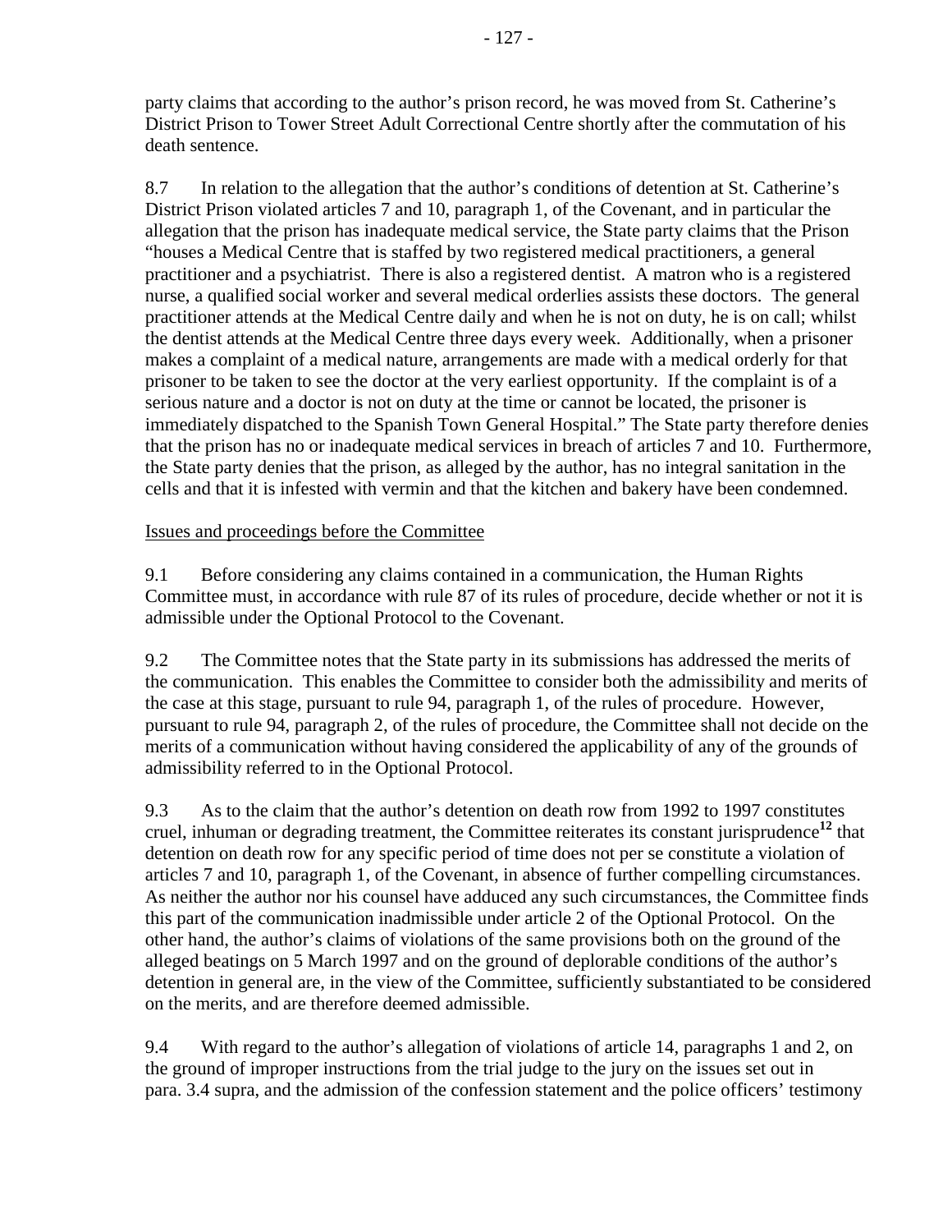party claims that according to the author's prison record, he was moved from St. Catherine's District Prison to Tower Street Adult Correctional Centre shortly after the commutation of his death sentence.

8.7 In relation to the allegation that the author's conditions of detention at St. Catherine's District Prison violated articles 7 and 10, paragraph 1, of the Covenant, and in particular the allegation that the prison has inadequate medical service, the State party claims that the Prison "houses a Medical Centre that is staffed by two registered medical practitioners, a general practitioner and a psychiatrist. There is also a registered dentist. A matron who is a registered nurse, a qualified social worker and several medical orderlies assists these doctors. The general practitioner attends at the Medical Centre daily and when he is not on duty, he is on call; whilst the dentist attends at the Medical Centre three days every week. Additionally, when a prisoner makes a complaint of a medical nature, arrangements are made with a medical orderly for that prisoner to be taken to see the doctor at the very earliest opportunity. If the complaint is of a serious nature and a doctor is not on duty at the time or cannot be located, the prisoner is immediately dispatched to the Spanish Town General Hospital." The State party therefore denies that the prison has no or inadequate medical services in breach of articles 7 and 10. Furthermore, the State party denies that the prison, as alleged by the author, has no integral sanitation in the cells and that it is infested with vermin and that the kitchen and bakery have been condemned.

## Issues and proceedings before the Committee

9.1 Before considering any claims contained in a communication, the Human Rights Committee must, in accordance with rule 87 of its rules of procedure, decide whether or not it is admissible under the Optional Protocol to the Covenant.

9.2 The Committee notes that the State party in its submissions has addressed the merits of the communication. This enables the Committee to consider both the admissibility and merits of the case at this stage, pursuant to rule 94, paragraph 1, of the rules of procedure. However, pursuant to rule 94, paragraph 2, of the rules of procedure, the Committee shall not decide on the merits of a communication without having considered the applicability of any of the grounds of admissibility referred to in the Optional Protocol.

9.3 As to the claim that the author's detention on death row from 1992 to 1997 constitutes cruel, inhuman or degrading treatment, the Committee reiterates its constant jurisprudence[12] that detention on death row for any specific period of time does not per se constitute a violation of articles 7 and 10, paragraph 1, of the Covenant, in absence of further compelling circumstances. As neither the author nor his counsel have adduced any such circumstances, the Committee finds this part of the communication inadmissible under article 2 of the Optional Protocol. On the other hand, the author's claims of violations of the same provisions both on the ground of the alleged beatings on 5 March 1997 and on the ground of deplorable conditions of the author's detention in general are, in the view of the Committee, sufficiently substantiated to be considered on the merits, and are therefore deemed admissible.

9.4 With regard to the author's allegation of violations of article 14, paragraphs 1 and 2, on the ground of improper instructions from the trial judge to the jury on the issues set out in para. 3.4 supra, and the admission of the confession statement and the police officers' testimony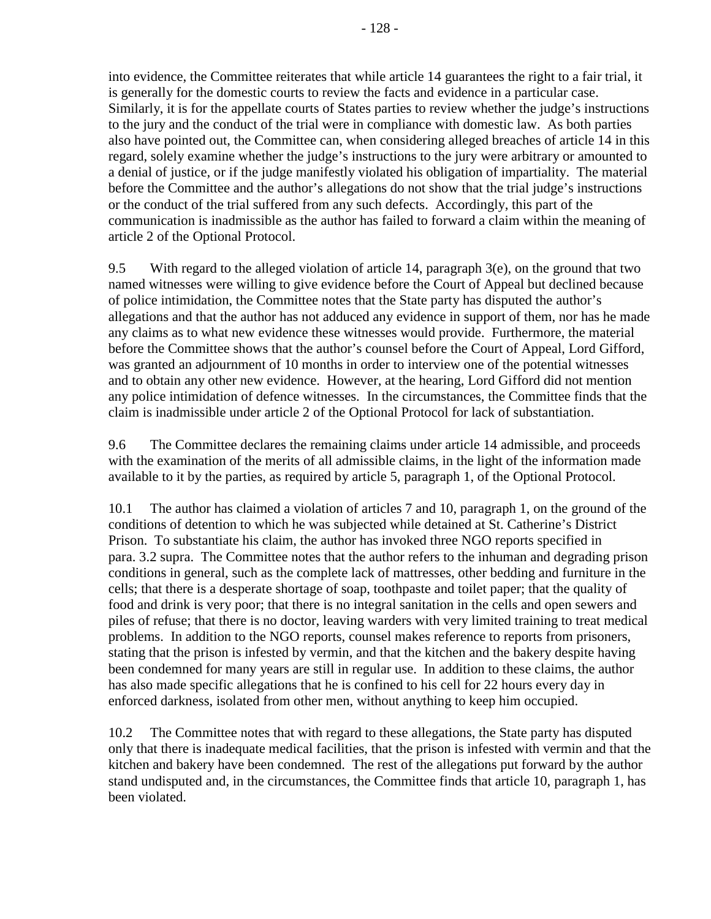into evidence, the Committee reiterates that while article 14 guarantees the right to a fair trial, it is generally for the domestic courts to review the facts and evidence in a particular case. Similarly, it is for the appellate courts of States parties to review whether the judge's instructions to the jury and the conduct of the trial were in compliance with domestic law. As both parties also have pointed out, the Committee can, when considering alleged breaches of article 14 in this regard, solely examine whether the judge's instructions to the jury were arbitrary or amounted to a denial of justice, or if the judge manifestly violated his obligation of impartiality. The material before the Committee and the author's allegations do not show that the trial judge's instructions or the conduct of the trial suffered from any such defects. Accordingly, this part of the communication is inadmissible as the author has failed to forward a claim within the meaning of article 2 of the Optional Protocol.

9.5 With regard to the alleged violation of article 14, paragraph 3(e), on the ground that two named witnesses were willing to give evidence before the Court of Appeal but declined because of police intimidation, the Committee notes that the State party has disputed the author's allegations and that the author has not adduced any evidence in support of them, nor has he made any claims as to what new evidence these witnesses would provide. Furthermore, the material before the Committee shows that the author's counsel before the Court of Appeal, Lord Gifford, was granted an adjournment of 10 months in order to interview one of the potential witnesses and to obtain any other new evidence. However, at the hearing, Lord Gifford did not mention any police intimidation of defence witnesses. In the circumstances, the Committee finds that the claim is inadmissible under article 2 of the Optional Protocol for lack of substantiation.

9.6 The Committee declares the remaining claims under article 14 admissible, and proceeds with the examination of the merits of all admissible claims, in the light of the information made available to it by the parties, as required by article 5, paragraph 1, of the Optional Protocol.

10.1 The author has claimed a violation of articles 7 and 10, paragraph 1, on the ground of the conditions of detention to which he was subjected while detained at St. Catherine's District Prison. To substantiate his claim, the author has invoked three NGO reports specified in para. 3.2 supra. The Committee notes that the author refers to the inhuman and degrading prison conditions in general, such as the complete lack of mattresses, other bedding and furniture in the cells; that there is a desperate shortage of soap, toothpaste and toilet paper; that the quality of food and drink is very poor; that there is no integral sanitation in the cells and open sewers and piles of refuse; that there is no doctor, leaving warders with very limited training to treat medical problems. In addition to the NGO reports, counsel makes reference to reports from prisoners, stating that the prison is infested by vermin, and that the kitchen and the bakery despite having been condemned for many years are still in regular use. In addition to these claims, the author has also made specific allegations that he is confined to his cell for 22 hours every day in enforced darkness, isolated from other men, without anything to keep him occupied.

10.2 The Committee notes that with regard to these allegations, the State party has disputed only that there is inadequate medical facilities, that the prison is infested with vermin and that the kitchen and bakery have been condemned. The rest of the allegations put forward by the author stand undisputed and, in the circumstances, the Committee finds that article 10, paragraph 1, has been violated.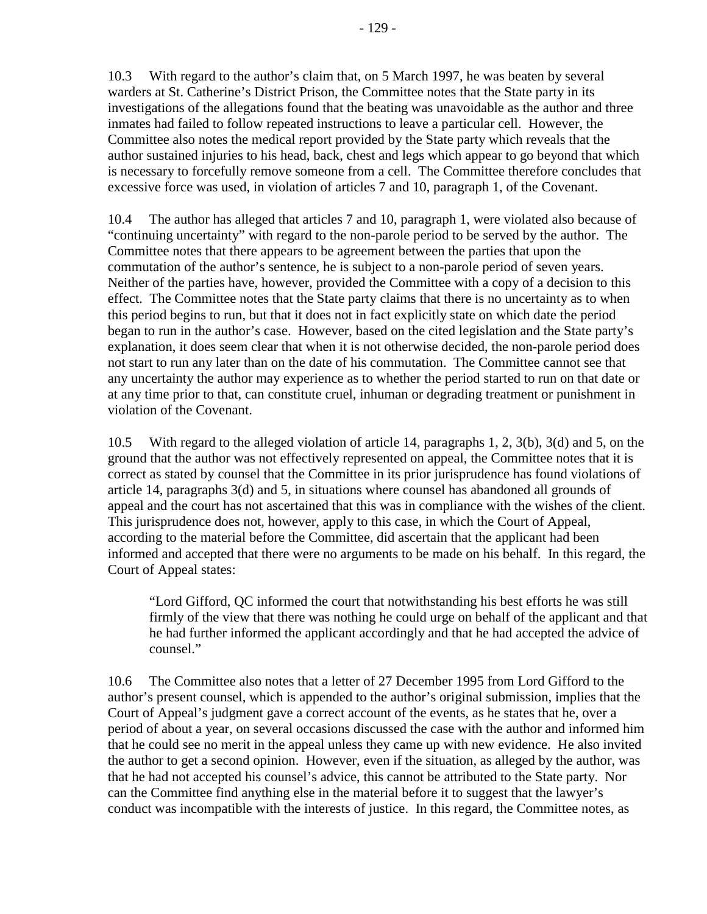10.3 With regard to the author's claim that, on 5 March 1997, he was beaten by several warders at St. Catherine's District Prison, the Committee notes that the State party in its investigations of the allegations found that the beating was unavoidable as the author and three inmates had failed to follow repeated instructions to leave a particular cell. However, the Committee also notes the medical report provided by the State party which reveals that the author sustained injuries to his head, back, chest and legs which appear to go beyond that which is necessary to forcefully remove someone from a cell. The Committee therefore concludes that excessive force was used, in violation of articles 7 and 10, paragraph 1, of the Covenant.

10.4 The author has alleged that articles 7 and 10, paragraph 1, were violated also because of "continuing uncertainty" with regard to the non-parole period to be served by the author. The Committee notes that there appears to be agreement between the parties that upon the commutation of the author's sentence, he is subject to a non-parole period of seven years. Neither of the parties have, however, provided the Committee with a copy of a decision to this effect. The Committee notes that the State party claims that there is no uncertainty as to when this period begins to run, but that it does not in fact explicitly state on which date the period began to run in the author's case. However, based on the cited legislation and the State party's explanation, it does seem clear that when it is not otherwise decided, the non-parole period does not start to run any later than on the date of his commutation. The Committee cannot see that any uncertainty the author may experience as to whether the period started to run on that date or at any time prior to that, can constitute cruel, inhuman or degrading treatment or punishment in violation of the Covenant.

10.5 With regard to the alleged violation of article 14, paragraphs 1, 2, 3(b), 3(d) and 5, on the ground that the author was not effectively represented on appeal, the Committee notes that it is correct as stated by counsel that the Committee in its prior jurisprudence has found violations of article 14, paragraphs 3(d) and 5, in situations where counsel has abandoned all grounds of appeal and the court has not ascertained that this was in compliance with the wishes of the client. This jurisprudence does not, however, apply to this case, in which the Court of Appeal, according to the material before the Committee, did ascertain that the applicant had been informed and accepted that there were no arguments to be made on his behalf. In this regard, the Court of Appeal states:

> "Lord Gifford, QC informed the court that notwithstanding his best efforts he was still firmly of the view that there was nothing he could urge on behalf of the applicant and that he had further informed the applicant accordingly and that he had accepted the advice of counsel."

10.6 The Committee also notes that a letter of 27 December 1995 from Lord Gifford to the author's present counsel, which is appended to the author's original submission, implies that the Court of Appeal's judgment gave a correct account of the events, as he states that he, over a period of about a year, on several occasions discussed the case with the author and informed him that he could see no merit in the appeal unless they came up with new evidence. He also invited the author to get a second opinion. However, even if the situation, as alleged by the author, was that he had not accepted his counsel's advice, this cannot be attributed to the State party. Nor can the Committee find anything else in the material before it to suggest that the lawyer's conduct was incompatible with the interests of justice. In this regard, the Committee notes, as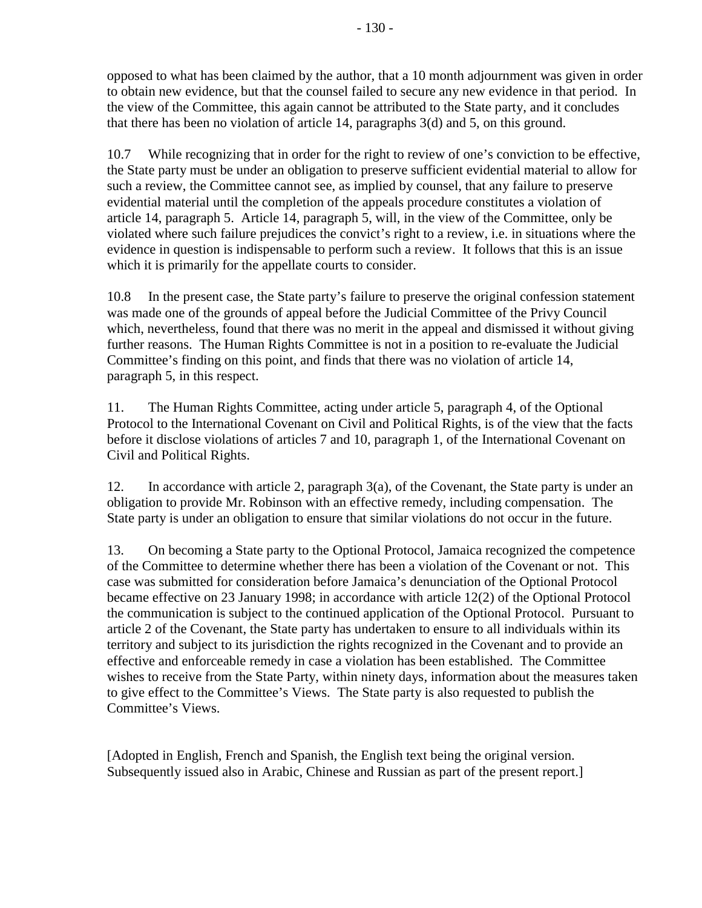opposed to what has been claimed by the author, that a 10 month adjournment was given in order to obtain new evidence, but that the counsel failed to secure any new evidence in that period. In the view of the Committee, this again cannot be attributed to the State party, and it concludes that there has been no violation of article 14, paragraphs 3(d) and 5, on this ground.

10.7 While recognizing that in order for the right to review of one's conviction to be effective, the State party must be under an obligation to preserve sufficient evidential material to allow for such a review, the Committee cannot see, as implied by counsel, that any failure to preserve evidential material until the completion of the appeals procedure constitutes a violation of article 14, paragraph 5. Article 14, paragraph 5, will, in the view of the Committee, only be violated where such failure prejudices the convict's right to a review, i.e. in situations where the evidence in question is indispensable to perform such a review. It follows that this is an issue which it is primarily for the appellate courts to consider.

10.8 In the present case, the State party's failure to preserve the original confession statement was made one of the grounds of appeal before the Judicial Committee of the Privy Council which, nevertheless, found that there was no merit in the appeal and dismissed it without giving further reasons. The Human Rights Committee is not in a position to re-evaluate the Judicial Committee's finding on this point, and finds that there was no violation of article 14, paragraph 5, in this respect.

11. The Human Rights Committee, acting under article 5, paragraph 4, of the Optional Protocol to the International Covenant on Civil and Political Rights, is of the view that the facts before it disclose violations of articles 7 and 10, paragraph 1, of the International Covenant on Civil and Political Rights.

12. In accordance with article 2, paragraph 3(a), of the Covenant, the State party is under an obligation to provide Mr. Robinson with an effective remedy, including compensation. The State party is under an obligation to ensure that similar violations do not occur in the future.

13. On becoming a State party to the Optional Protocol, Jamaica recognized the competence of the Committee to determine whether there has been a violation of the Covenant or not. This case was submitted for consideration before Jamaica's denunciation of the Optional Protocol became effective on 23 January 1998; in accordance with article 12(2) of the Optional Protocol the communication is subject to the continued application of the Optional Protocol. Pursuant to article 2 of the Covenant, the State party has undertaken to ensure to all individuals within its territory and subject to its jurisdiction the rights recognized in the Covenant and to provide an effective and enforceable remedy in case a violation has been established. The Committee wishes to receive from the State Party, within ninety days, information about the measures taken to give effect to the Committee's Views. The State party is also requested to publish the Committee's Views.

[Adopted in English, French and Spanish, the English text being the original version. Subsequently issued also in Arabic, Chinese and Russian as part of the present report.]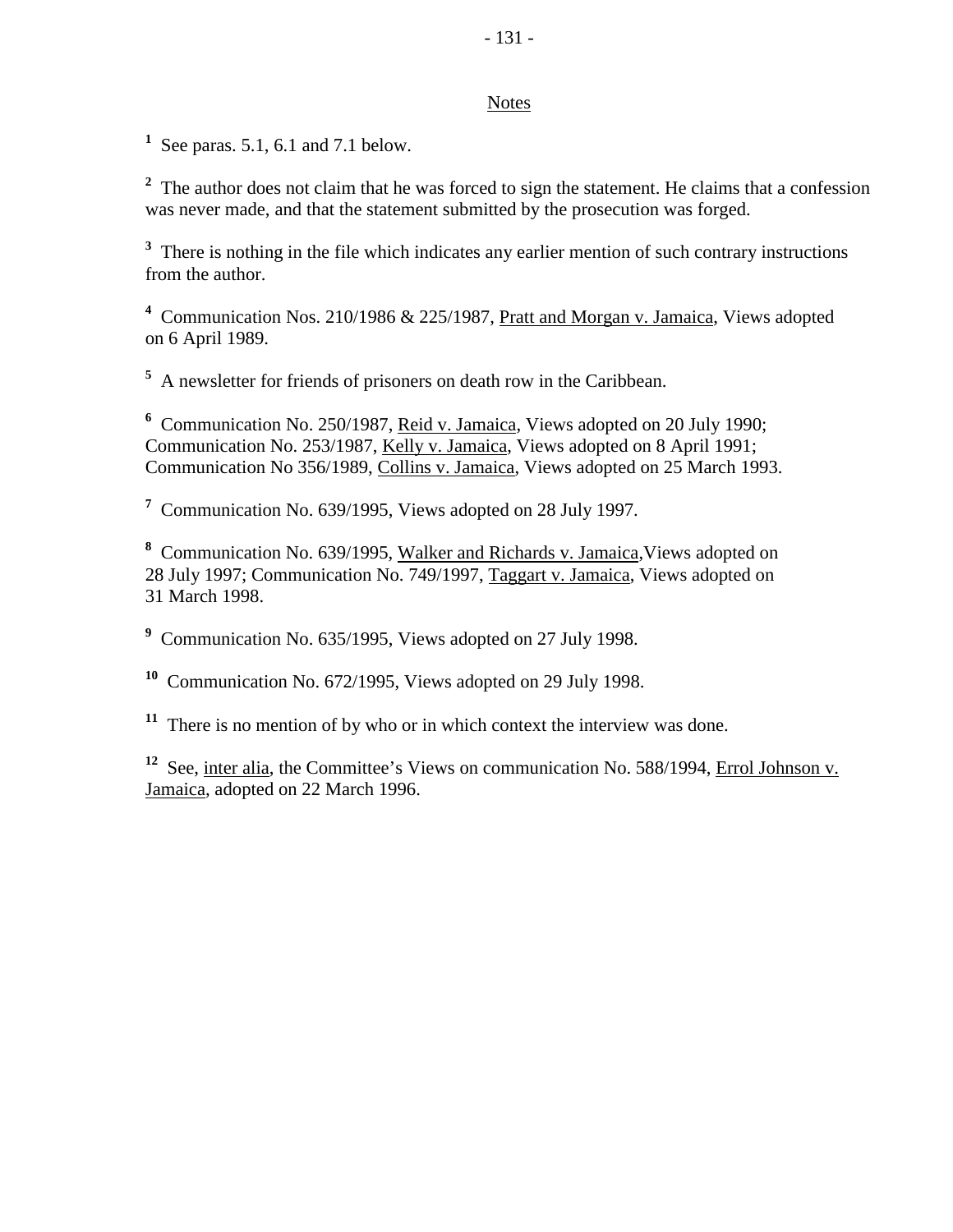## Notes

[1] See paras. 5.1, 6.1 and 7.1 below.

[2] The author does not claim that he was forced to sign the statement. He claims that a confession was never made, and that the statement submitted by the prosecution was forged.

[3] There is nothing in the file which indicates any earlier mention of such contrary instructions from the author.

[4] Communication Nos. 210/1986 & 225/1987, Pratt and Morgan v. Jamaica, Views adopted on 6 April 1989.

[5] A newsletter for friends of prisoners on death row in the Caribbean.

[6] Communication No. 250/1987, Reid v. Jamaica, Views adopted on 20 July 1990; Communication No. 253/1987, Kelly v. Jamaica, Views adopted on 8 April 1991; Communication No 356/1989, Collins v. Jamaica, Views adopted on 25 March 1993.

[7] Communication No. 639/1995, Views adopted on 28 July 1997.

[8] Communication No. 639/1995, Walker and Richards v. Jamaica,Views adopted on 28 July 1997; Communication No. 749/1997, Taggart v. Jamaica, Views adopted on 31 March 1998.

[9] Communication No. 635/1995, Views adopted on 27 July 1998.

[10] Communication No. 672/1995, Views adopted on 29 July 1998.

[11] There is no mention of by who or in which context the interview was done.

[12] See, inter alia, the Committee's Views on communication No. 588/1994, Errol Johnson v. Jamaica, adopted on 22 March 1996.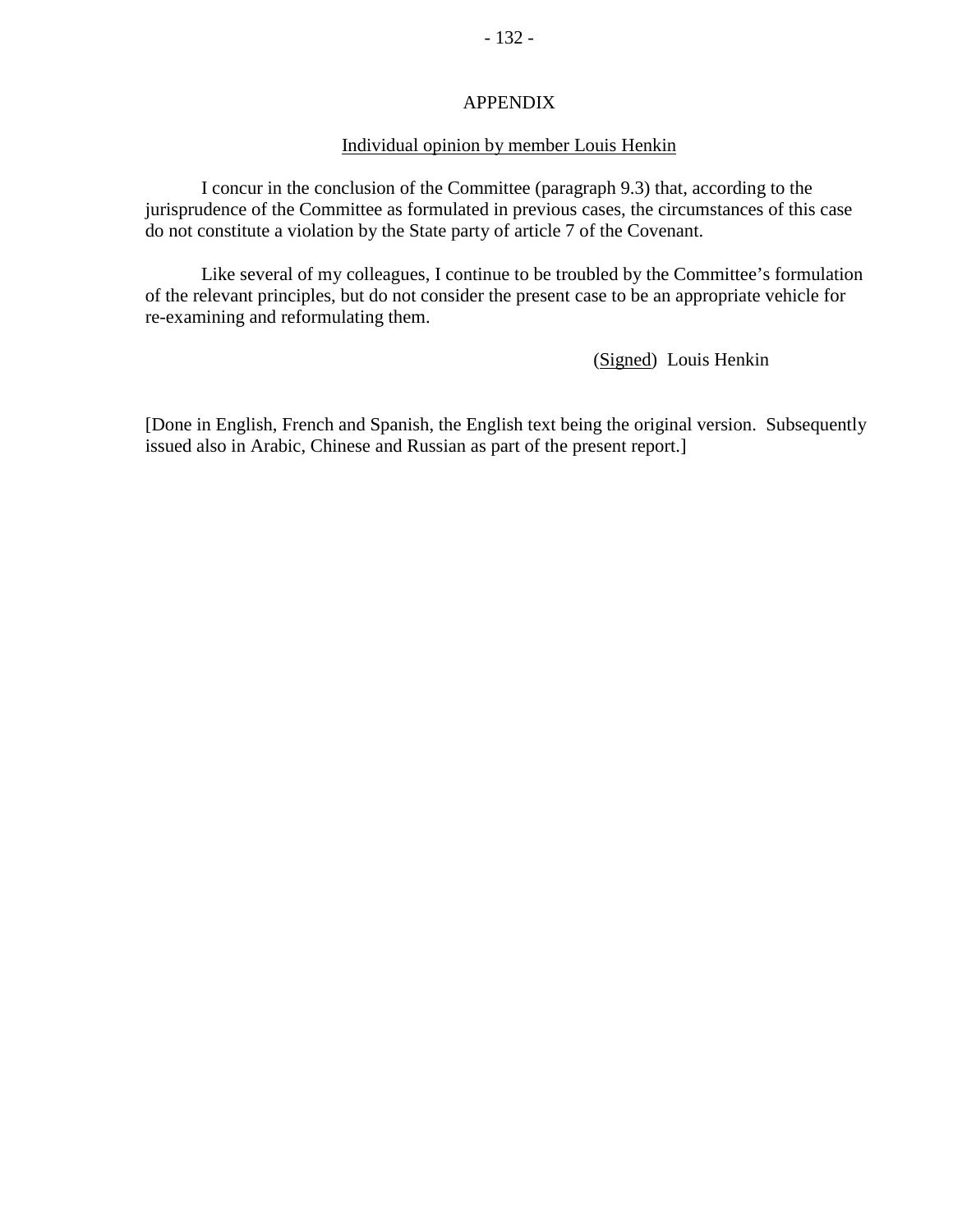## APPENDIX

### Individual opinion by member Louis Henkin

I concur in the conclusion of the Committee (paragraph 9.3) that, according to the jurisprudence of the Committee as formulated in previous cases, the circumstances of this case do not constitute a violation by the State party of article 7 of the Covenant.

Like several of my colleagues, I continue to be troubled by the Committee's formulation of the relevant principles, but do not consider the present case to be an appropriate vehicle for re-examining and reformulating them.

(Signed) Louis Henkin

[Done in English, French and Spanish, the English text being the original version. Subsequently issued also in Arabic, Chinese and Russian as part of the present report.]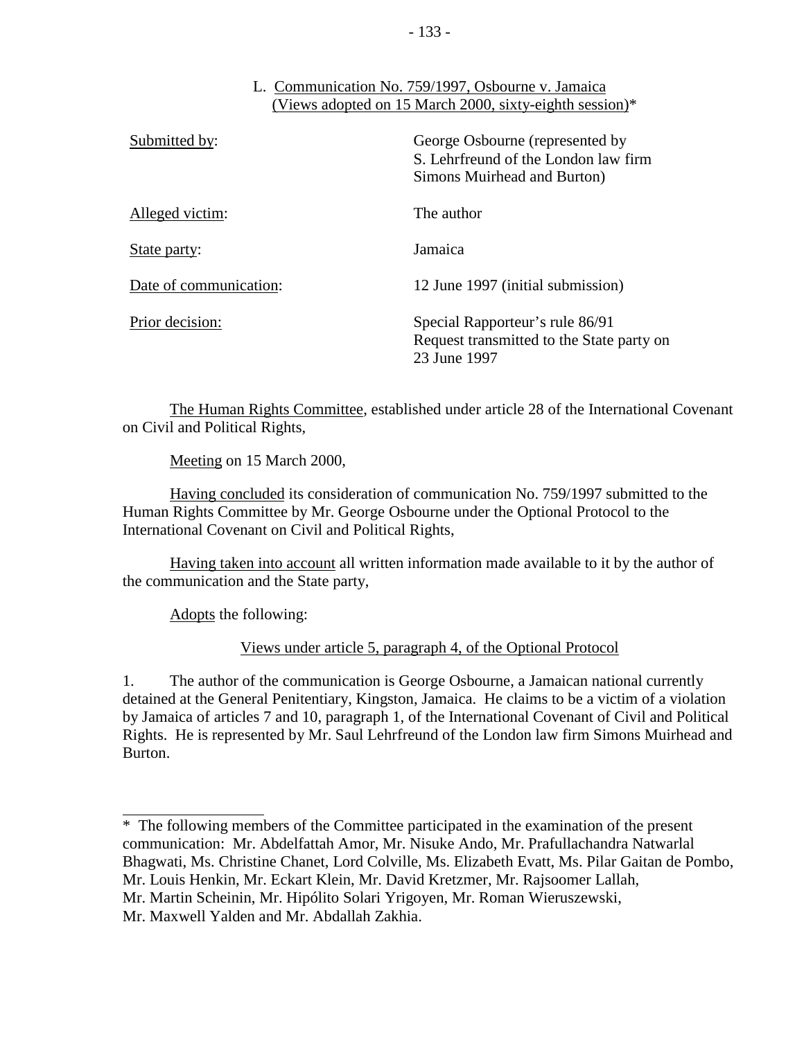### L. Communication No. 759/1997, Osbourne v. Jamaica (Views adopted on 15 March 2000, sixty-eighth session)*

| | |
|---|---|
| Submitted by: | George Osbourne (represented by S. Lehrfreund of the London law firm Simons Muirhead and Burton) |
| Alleged victim: | The author |
| State party: | Jamaica |
| Date of communication: | 12 June 1997 (initial submission) |
| Prior decision: | Special Rapporteur's rule 86/91 Request transmitted to the State party on 23 June 1997 |

The Human Rights Committee, established under article 28 of the International Covenant on Civil and Political Rights,

Meeting on 15 March 2000,

Having concluded its consideration of communication No. 759/1997 submitted to the Human Rights Committee by Mr. George Osbourne under the Optional Protocol to the International Covenant on Civil and Political Rights,

Having taken into account all written information made available to it by the author of the communication and the State party,

Adopts the following:

Views under article 5, paragraph 4, of the Optional Protocol

1. The author of the communication is George Osbourne, a Jamaican national currently detained at the General Penitentiary, Kingston, Jamaica. He claims to be a victim of a violation by Jamaica of articles 7 and 10, paragraph 1, of the International Covenant of Civil and Political Rights. He is represented by Mr. Saul Lehrfreund of the London law firm Simons Muirhead and Burton.

---

* The following members of the Committee participated in the examination of the present communication: Mr. Abdelfattah Amor, Mr. Nisuke Ando, Mr. Prafullachandra Natwarlal Bhagwati, Ms. Christine Chanet, Lord Colville, Ms. Elizabeth Evatt, Ms. Pilar Gaitan de Pombo, Mr. Louis Henkin, Mr. Eckart Klein, Mr. David Kretzmer, Mr. Rajsoomer Lallah, Mr. Martin Scheinin, Mr. Hipólito Solari Yrigoyen, Mr. Roman Wieruszewski, Mr. Maxwell Yalden and Mr. Abdallah Zakhia.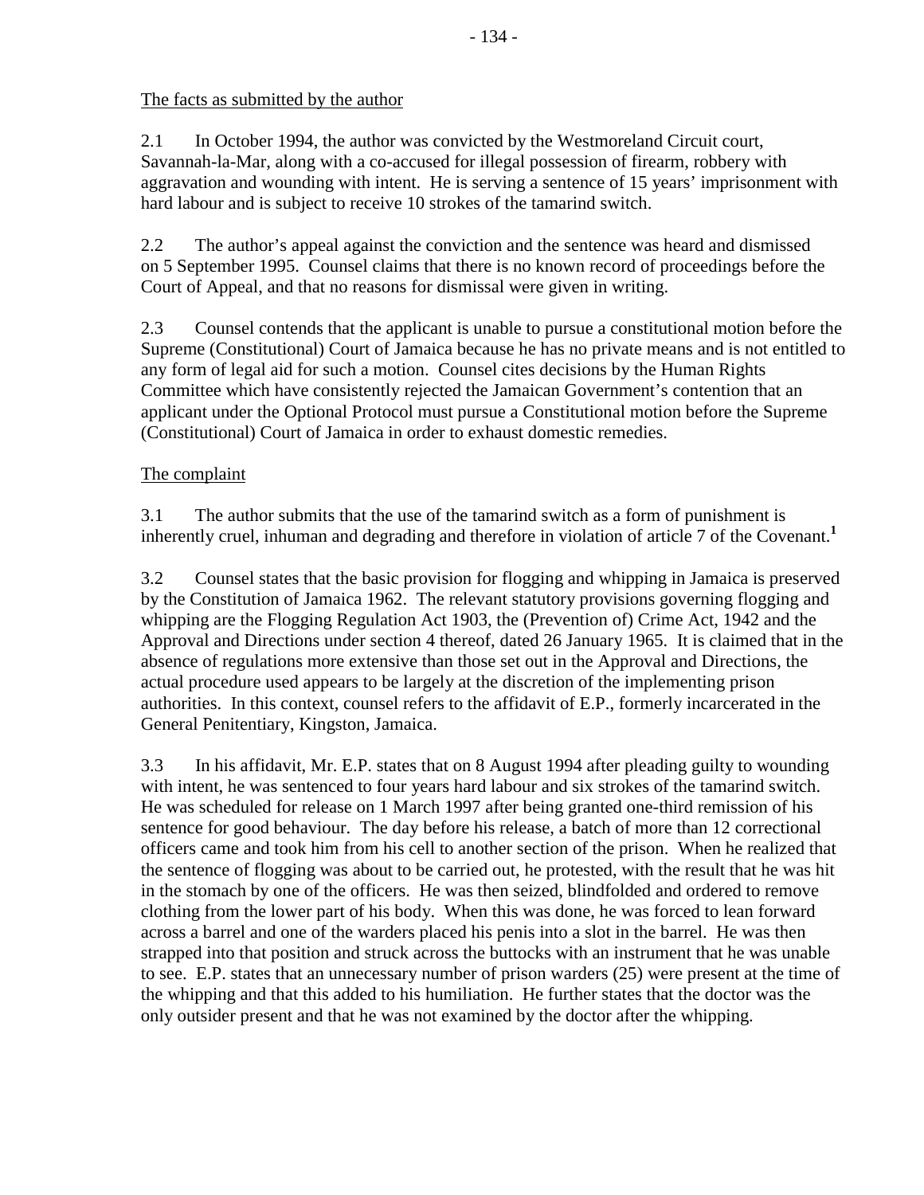The facts as submitted by the author

2.1 In October 1994, the author was convicted by the Westmoreland Circuit court, Savannah-la-Mar, along with a co-accused for illegal possession of firearm, robbery with aggravation and wounding with intent. He is serving a sentence of 15 years' imprisonment with hard labour and is subject to receive 10 strokes of the tamarind switch.

2.2 The author's appeal against the conviction and the sentence was heard and dismissed on 5 September 1995. Counsel claims that there is no known record of proceedings before the Court of Appeal, and that no reasons for dismissal were given in writing.

2.3 Counsel contends that the applicant is unable to pursue a constitutional motion before the Supreme (Constitutional) Court of Jamaica because he has no private means and is not entitled to any form of legal aid for such a motion. Counsel cites decisions by the Human Rights Committee which have consistently rejected the Jamaican Government's contention that an applicant under the Optional Protocol must pursue a Constitutional motion before the Supreme (Constitutional) Court of Jamaica in order to exhaust domestic remedies.

The complaint

3.1 The author submits that the use of the tamarind switch as a form of punishment is inherently cruel, inhuman and degrading and therefore in violation of article 7 of the Covenant.[1]

3.2 Counsel states that the basic provision for flogging and whipping in Jamaica is preserved by the Constitution of Jamaica 1962. The relevant statutory provisions governing flogging and whipping are the Flogging Regulation Act 1903, the (Prevention of) Crime Act, 1942 and the Approval and Directions under section 4 thereof, dated 26 January 1965. It is claimed that in the absence of regulations more extensive than those set out in the Approval and Directions, the actual procedure used appears to be largely at the discretion of the implementing prison authorities. In this context, counsel refers to the affidavit of E.P., formerly incarcerated in the General Penitentiary, Kingston, Jamaica.

3.3 In his affidavit, Mr. E.P. states that on 8 August 1994 after pleading guilty to wounding with intent, he was sentenced to four years hard labour and six strokes of the tamarind switch. He was scheduled for release on 1 March 1997 after being granted one-third remission of his sentence for good behaviour. The day before his release, a batch of more than 12 correctional officers came and took him from his cell to another section of the prison. When he realized that the sentence of flogging was about to be carried out, he protested, with the result that he was hit in the stomach by one of the officers. He was then seized, blindfolded and ordered to remove clothing from the lower part of his body. When this was done, he was forced to lean forward across a barrel and one of the warders placed his penis into a slot in the barrel. He was then strapped into that position and struck across the buttocks with an instrument that he was unable to see. E.P. states that an unnecessary number of prison warders (25) were present at the time of the whipping and that this added to his humiliation. He further states that the doctor was the only outsider present and that he was not examined by the doctor after the whipping.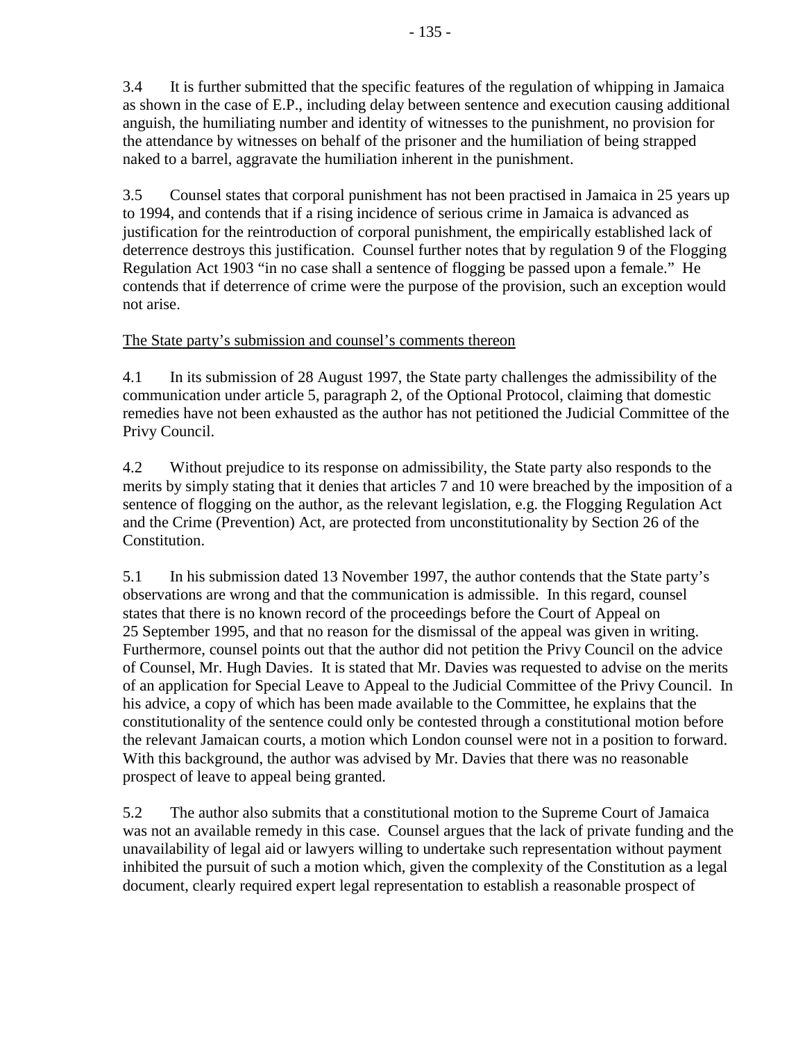3.4 It is further submitted that the specific features of the regulation of whipping in Jamaica as shown in the case of E.P., including delay between sentence and execution causing additional anguish, the humiliating number and identity of witnesses to the punishment, no provision for the attendance by witnesses on behalf of the prisoner and the humiliation of being strapped naked to a barrel, aggravate the humiliation inherent in the punishment.

3.5 Counsel states that corporal punishment has not been practised in Jamaica in 25 years up to 1994, and contends that if a rising incidence of serious crime in Jamaica is advanced as justification for the reintroduction of corporal punishment, the empirically established lack of deterrence destroys this justification. Counsel further notes that by regulation 9 of the Flogging Regulation Act 1903 "in no case shall a sentence of flogging be passed upon a female." He contends that if deterrence of crime were the purpose of the provision, such an exception would not arise.

The State party's submission and counsel's comments thereon

4.1 In its submission of 28 August 1997, the State party challenges the admissibility of the communication under article 5, paragraph 2, of the Optional Protocol, claiming that domestic remedies have not been exhausted as the author has not petitioned the Judicial Committee of the Privy Council.

4.2 Without prejudice to its response on admissibility, the State party also responds to the merits by simply stating that it denies that articles 7 and 10 were breached by the imposition of a sentence of flogging on the author, as the relevant legislation, e.g. the Flogging Regulation Act and the Crime (Prevention) Act, are protected from unconstitutionality by Section 26 of the Constitution.

5.1 In his submission dated 13 November 1997, the author contends that the State party's observations are wrong and that the communication is admissible. In this regard, counsel states that there is no known record of the proceedings before the Court of Appeal on 25 September 1995, and that no reason for the dismissal of the appeal was given in writing. Furthermore, counsel points out that the author did not petition the Privy Council on the advice of Counsel, Mr. Hugh Davies. It is stated that Mr. Davies was requested to advise on the merits of an application for Special Leave to Appeal to the Judicial Committee of the Privy Council. In his advice, a copy of which has been made available to the Committee, he explains that the constitutionality of the sentence could only be contested through a constitutional motion before the relevant Jamaican courts, a motion which London counsel were not in a position to forward. With this background, the author was advised by Mr. Davies that there was no reasonable prospect of leave to appeal being granted.

5.2 The author also submits that a constitutional motion to the Supreme Court of Jamaica was not an available remedy in this case. Counsel argues that the lack of private funding and the unavailability of legal aid or lawyers willing to undertake such representation without payment inhibited the pursuit of such a motion which, given the complexity of the Constitution as a legal document, clearly required expert legal representation to establish a reasonable prospect of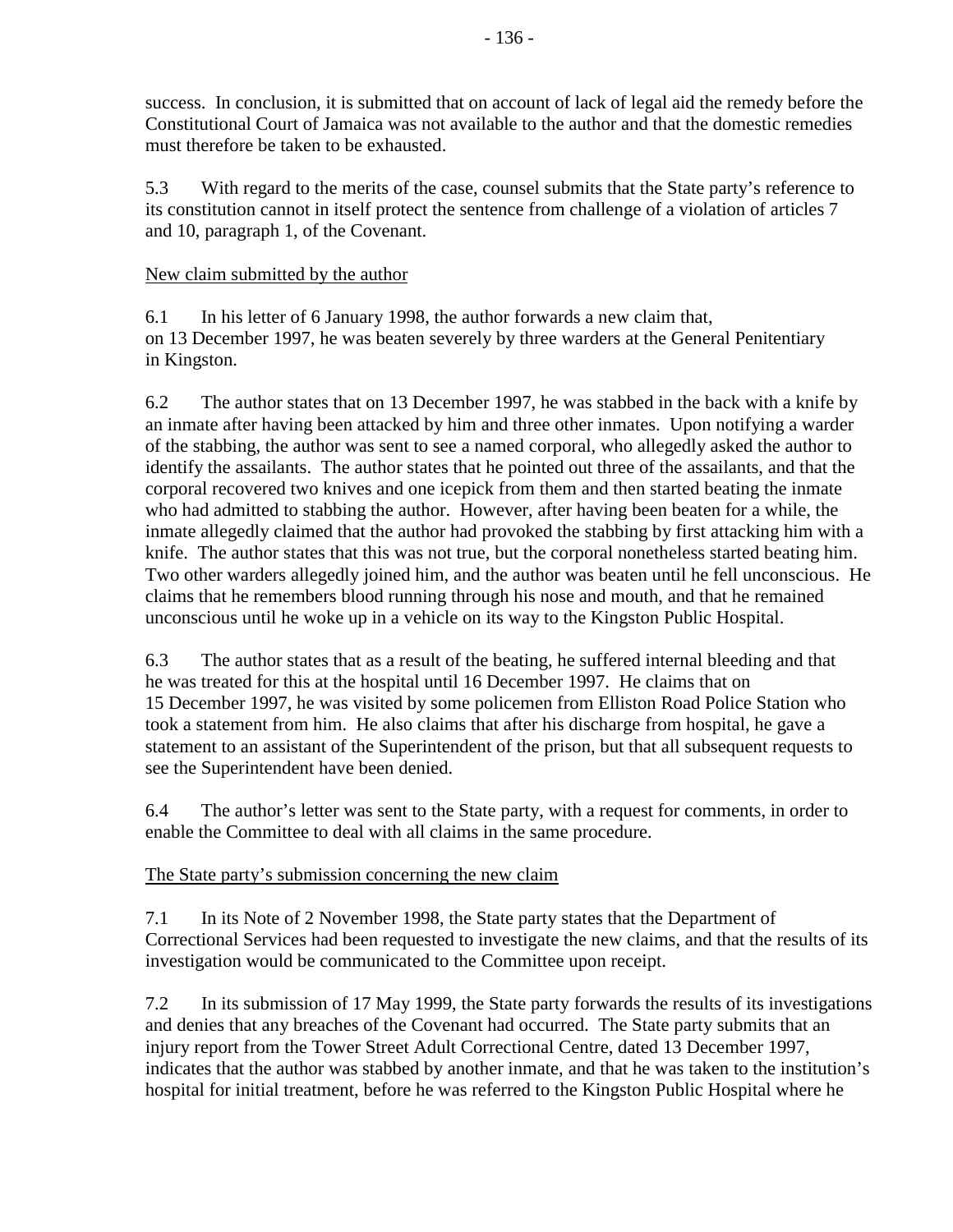success. In conclusion, it is submitted that on account of lack of legal aid the remedy before the Constitutional Court of Jamaica was not available to the author and that the domestic remedies must therefore be taken to be exhausted.

5.3 With regard to the merits of the case, counsel submits that the State party's reference to its constitution cannot in itself protect the sentence from challenge of a violation of articles 7 and 10, paragraph 1, of the Covenant.

New claim submitted by the author

6.1 In his letter of 6 January 1998, the author forwards a new claim that, on 13 December 1997, he was beaten severely by three warders at the General Penitentiary in Kingston.

6.2 The author states that on 13 December 1997, he was stabbed in the back with a knife by an inmate after having been attacked by him and three other inmates. Upon notifying a warder of the stabbing, the author was sent to see a named corporal, who allegedly asked the author to identify the assailants. The author states that he pointed out three of the assailants, and that the corporal recovered two knives and one icepick from them and then started beating the inmate who had admitted to stabbing the author. However, after having been beaten for a while, the inmate allegedly claimed that the author had provoked the stabbing by first attacking him with a knife. The author states that this was not true, but the corporal nonetheless started beating him. Two other warders allegedly joined him, and the author was beaten until he fell unconscious. He claims that he remembers blood running through his nose and mouth, and that he remained unconscious until he woke up in a vehicle on its way to the Kingston Public Hospital.

6.3 The author states that as a result of the beating, he suffered internal bleeding and that he was treated for this at the hospital until 16 December 1997. He claims that on 15 December 1997, he was visited by some policemen from Elliston Road Police Station who took a statement from him. He also claims that after his discharge from hospital, he gave a statement to an assistant of the Superintendent of the prison, but that all subsequent requests to see the Superintendent have been denied.

6.4 The author's letter was sent to the State party, with a request for comments, in order to enable the Committee to deal with all claims in the same procedure.

The State party's submission concerning the new claim

7.1 In its Note of 2 November 1998, the State party states that the Department of Correctional Services had been requested to investigate the new claims, and that the results of its investigation would be communicated to the Committee upon receipt.

7.2 In its submission of 17 May 1999, the State party forwards the results of its investigations and denies that any breaches of the Covenant had occurred. The State party submits that an injury report from the Tower Street Adult Correctional Centre, dated 13 December 1997, indicates that the author was stabbed by another inmate, and that he was taken to the institution's hospital for initial treatment, before he was referred to the Kingston Public Hospital where he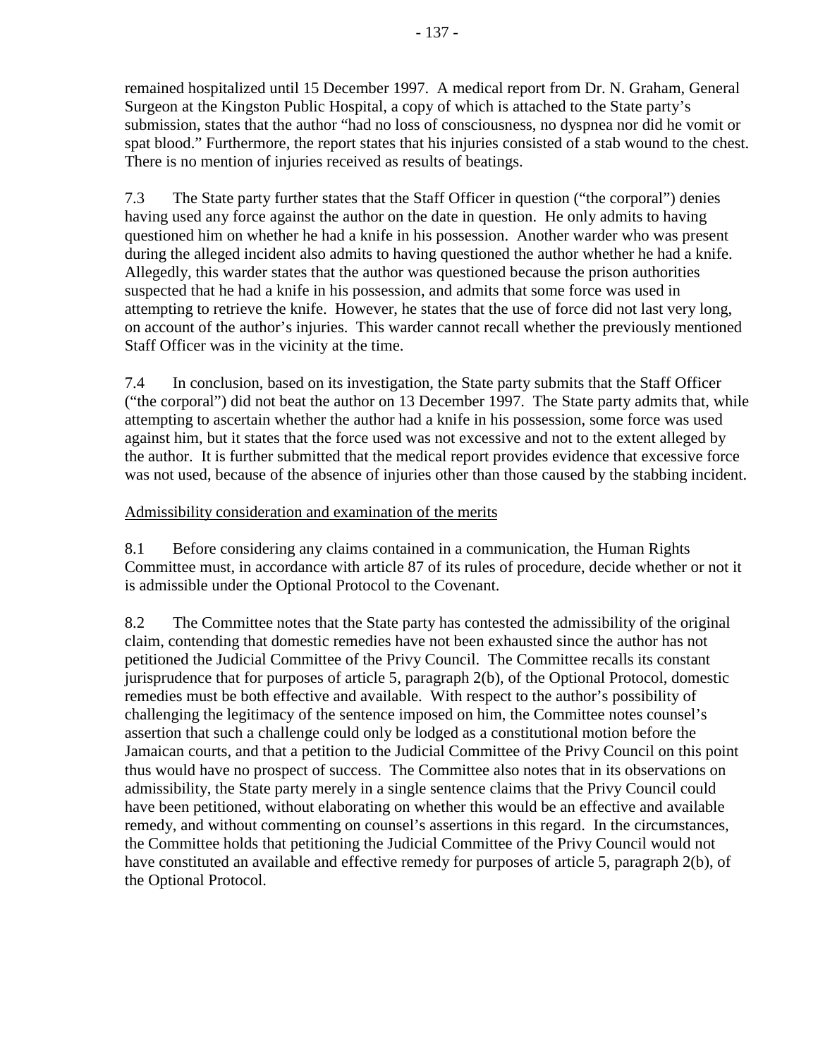remained hospitalized until 15 December 1997. A medical report from Dr. N. Graham, General Surgeon at the Kingston Public Hospital, a copy of which is attached to the State party's submission, states that the author "had no loss of consciousness, no dyspnea nor did he vomit or spat blood." Furthermore, the report states that his injuries consisted of a stab wound to the chest. There is no mention of injuries received as results of beatings.

7.3 The State party further states that the Staff Officer in question ("the corporal") denies having used any force against the author on the date in question. He only admits to having questioned him on whether he had a knife in his possession. Another warder who was present during the alleged incident also admits to having questioned the author whether he had a knife. Allegedly, this warder states that the author was questioned because the prison authorities suspected that he had a knife in his possession, and admits that some force was used in attempting to retrieve the knife. However, he states that the use of force did not last very long, on account of the author's injuries. This warder cannot recall whether the previously mentioned Staff Officer was in the vicinity at the time.

7.4 In conclusion, based on its investigation, the State party submits that the Staff Officer ("the corporal") did not beat the author on 13 December 1997. The State party admits that, while attempting to ascertain whether the author had a knife in his possession, some force was used against him, but it states that the force used was not excessive and not to the extent alleged by the author. It is further submitted that the medical report provides evidence that excessive force was not used, because of the absence of injuries other than those caused by the stabbing incident.

Admissibility consideration and examination of the merits

8.1 Before considering any claims contained in a communication, the Human Rights Committee must, in accordance with article 87 of its rules of procedure, decide whether or not it is admissible under the Optional Protocol to the Covenant.

8.2 The Committee notes that the State party has contested the admissibility of the original claim, contending that domestic remedies have not been exhausted since the author has not petitioned the Judicial Committee of the Privy Council. The Committee recalls its constant jurisprudence that for purposes of article 5, paragraph 2(b), of the Optional Protocol, domestic remedies must be both effective and available. With respect to the author's possibility of challenging the legitimacy of the sentence imposed on him, the Committee notes counsel's assertion that such a challenge could only be lodged as a constitutional motion before the Jamaican courts, and that a petition to the Judicial Committee of the Privy Council on this point thus would have no prospect of success. The Committee also notes that in its observations on admissibility, the State party merely in a single sentence claims that the Privy Council could have been petitioned, without elaborating on whether this would be an effective and available remedy, and without commenting on counsel's assertions in this regard. In the circumstances, the Committee holds that petitioning the Judicial Committee of the Privy Council would not have constituted an available and effective remedy for purposes of article 5, paragraph 2(b), of the Optional Protocol.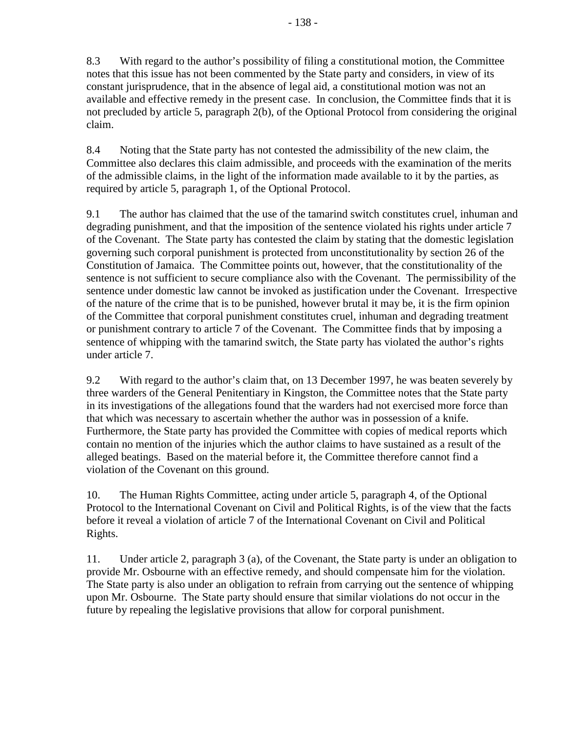8.3 With regard to the author's possibility of filing a constitutional motion, the Committee notes that this issue has not been commented by the State party and considers, in view of its constant jurisprudence, that in the absence of legal aid, a constitutional motion was not an available and effective remedy in the present case. In conclusion, the Committee finds that it is not precluded by article 5, paragraph 2(b), of the Optional Protocol from considering the original claim.

8.4 Noting that the State party has not contested the admissibility of the new claim, the Committee also declares this claim admissible, and proceeds with the examination of the merits of the admissible claims, in the light of the information made available to it by the parties, as required by article 5, paragraph 1, of the Optional Protocol.

9.1 The author has claimed that the use of the tamarind switch constitutes cruel, inhuman and degrading punishment, and that the imposition of the sentence violated his rights under article 7 of the Covenant. The State party has contested the claim by stating that the domestic legislation governing such corporal punishment is protected from unconstitutionality by section 26 of the Constitution of Jamaica. The Committee points out, however, that the constitutionality of the sentence is not sufficient to secure compliance also with the Covenant. The permissibility of the sentence under domestic law cannot be invoked as justification under the Covenant. Irrespective of the nature of the crime that is to be punished, however brutal it may be, it is the firm opinion of the Committee that corporal punishment constitutes cruel, inhuman and degrading treatment or punishment contrary to article 7 of the Covenant. The Committee finds that by imposing a sentence of whipping with the tamarind switch, the State party has violated the author's rights under article 7.

9.2 With regard to the author's claim that, on 13 December 1997, he was beaten severely by three warders of the General Penitentiary in Kingston, the Committee notes that the State party in its investigations of the allegations found that the warders had not exercised more force than that which was necessary to ascertain whether the author was in possession of a knife. Furthermore, the State party has provided the Committee with copies of medical reports which contain no mention of the injuries which the author claims to have sustained as a result of the alleged beatings. Based on the material before it, the Committee therefore cannot find a violation of the Covenant on this ground.

10. The Human Rights Committee, acting under article 5, paragraph 4, of the Optional Protocol to the International Covenant on Civil and Political Rights, is of the view that the facts before it reveal a violation of article 7 of the International Covenant on Civil and Political Rights.

11. Under article 2, paragraph 3 (a), of the Covenant, the State party is under an obligation to provide Mr. Osbourne with an effective remedy, and should compensate him for the violation. The State party is also under an obligation to refrain from carrying out the sentence of whipping upon Mr. Osbourne. The State party should ensure that similar violations do not occur in the future by repealing the legislative provisions that allow for corporal punishment.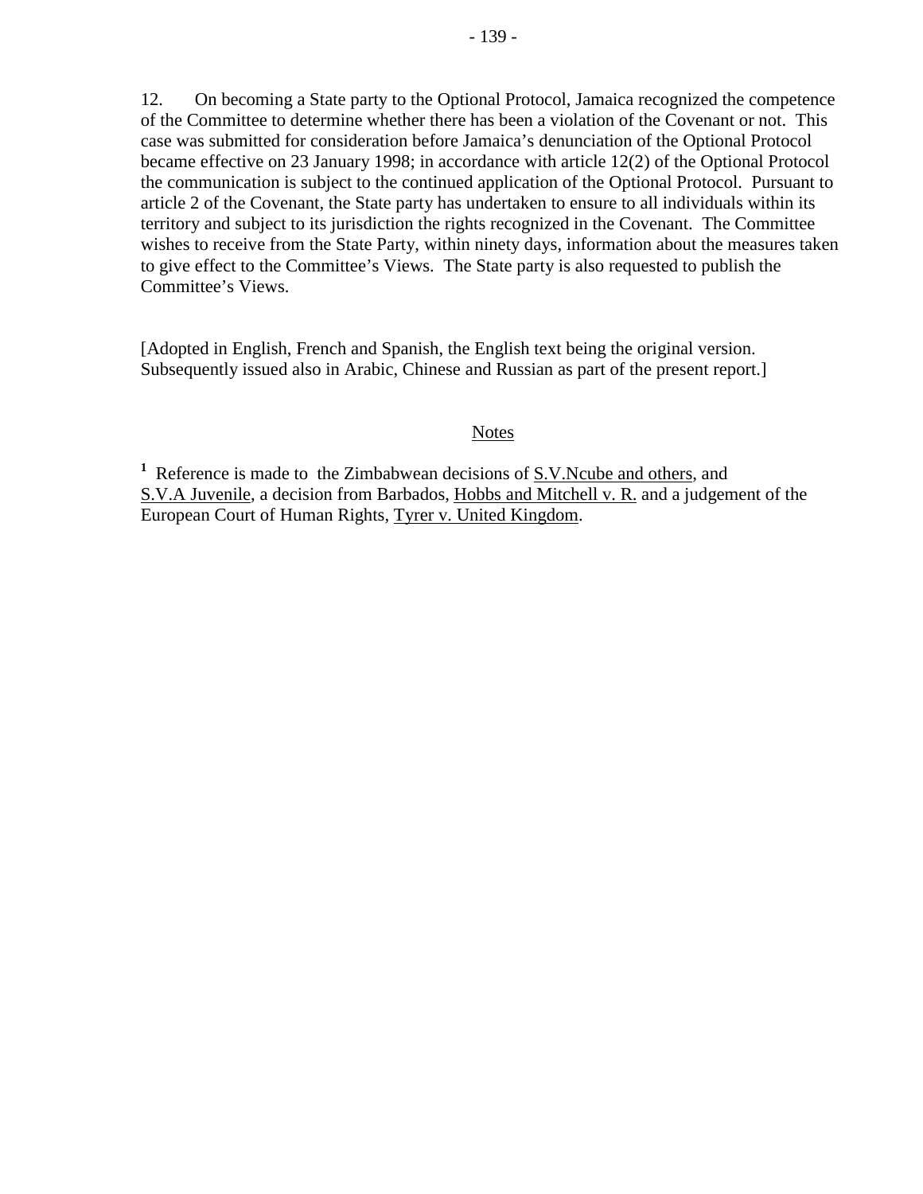12. On becoming a State party to the Optional Protocol, Jamaica recognized the competence of the Committee to determine whether there has been a violation of the Covenant or not. This case was submitted for consideration before Jamaica's denunciation of the Optional Protocol became effective on 23 January 1998; in accordance with article 12(2) of the Optional Protocol the communication is subject to the continued application of the Optional Protocol. Pursuant to article 2 of the Covenant, the State party has undertaken to ensure to all individuals within its territory and subject to its jurisdiction the rights recognized in the Covenant. The Committee wishes to receive from the State Party, within ninety days, information about the measures taken to give effect to the Committee's Views. The State party is also requested to publish the Committee's Views.

[Adopted in English, French and Spanish, the English text being the original version. Subsequently issued also in Arabic, Chinese and Russian as part of the present report.]

Notes

[1] Reference is made to the Zimbabwean decisions of S.V.Ncube and others, and S.V.A Juvenile, a decision from Barbados, Hobbs and Mitchell v. R. and a judgement of the European Court of Human Rights, Tyrer v. United Kingdom.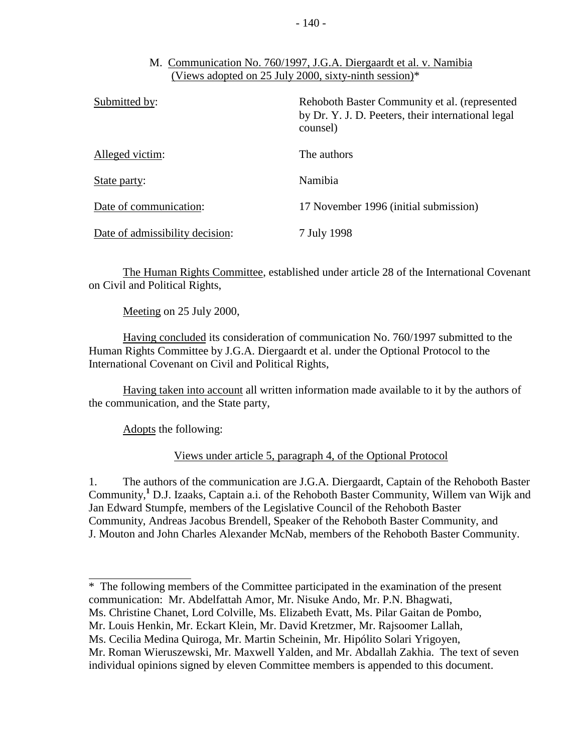## M. Communication No. 760/1997, J.G.A. Diergaardt et al. v. Namibia (Views adopted on 25 July 2000, sixty-ninth session)*

| | |
|---|---|
| Submitted by: | Rehoboth Baster Community et al. (represented by Dr. Y. J. D. Peeters, their international legal counsel) |
| Alleged victim: | The authors |
| State party: | Namibia |
| Date of communication: | 17 November 1996 (initial submission) |
| Date of admissibility decision: | 7 July 1998 |

The Human Rights Committee, established under article 28 of the International Covenant on Civil and Political Rights,

Meeting on 25 July 2000,

Having concluded its consideration of communication No. 760/1997 submitted to the Human Rights Committee by J.G.A. Diergaardt et al. under the Optional Protocol to the International Covenant on Civil and Political Rights,

Having taken into account all written information made available to it by the authors of the communication, and the State party,

Adopts the following:

### Views under article 5, paragraph 4, of the Optional Protocol

1. The authors of the communication are J.G.A. Diergaardt, Captain of the Rehoboth Baster Community,[1] D.J. Izaaks, Captain a.i. of the Rehoboth Baster Community, Willem van Wijk and Jan Edward Stumpfe, members of the Legislative Council of the Rehoboth Baster Community, Andreas Jacobus Brendell, Speaker of the Rehoboth Baster Community, and J. Mouton and John Charles Alexander McNab, members of the Rehoboth Baster Community.

---

* The following members of the Committee participated in the examination of the present communication: Mr. Abdelfattah Amor, Mr. Nisuke Ando, Mr. P.N. Bhagwati, Ms. Christine Chanet, Lord Colville, Ms. Elizabeth Evatt, Ms. Pilar Gaitan de Pombo, Mr. Louis Henkin, Mr. Eckart Klein, Mr. David Kretzmer, Mr. Rajsoomer Lallah, Ms. Cecilia Medina Quiroga, Mr. Martin Scheinin, Mr. Hipólito Solari Yrigoyen, Mr. Roman Wieruszewski, Mr. Maxwell Yalden, and Mr. Abdallah Zakhia. The text of seven individual opinions signed by eleven Committee members is appended to this document.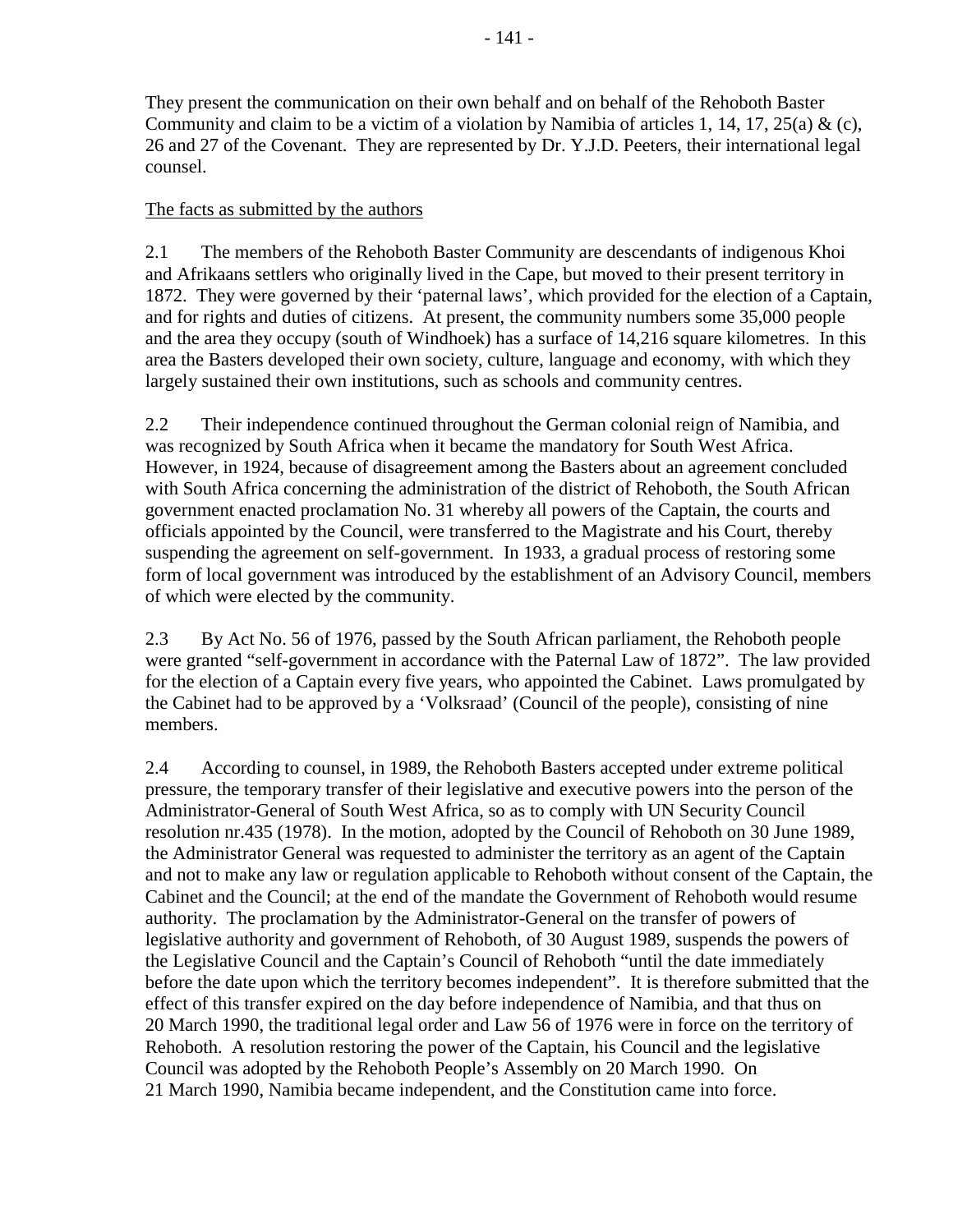They present the communication on their own behalf and on behalf of the Rehoboth Baster Community and claim to be a victim of a violation by Namibia of articles 1, 14, 17, 25(a) & (c), 26 and 27 of the Covenant. They are represented by Dr. Y.J.D. Peeters, their international legal counsel.

The facts as submitted by the authors

2.1 The members of the Rehoboth Baster Community are descendants of indigenous Khoi and Afrikaans settlers who originally lived in the Cape, but moved to their present territory in 1872. They were governed by their 'paternal laws', which provided for the election of a Captain, and for rights and duties of citizens. At present, the community numbers some 35,000 people and the area they occupy (south of Windhoek) has a surface of 14,216 square kilometres. In this area the Basters developed their own society, culture, language and economy, with which they largely sustained their own institutions, such as schools and community centres.

2.2 Their independence continued throughout the German colonial reign of Namibia, and was recognized by South Africa when it became the mandatory for South West Africa. However, in 1924, because of disagreement among the Basters about an agreement concluded with South Africa concerning the administration of the district of Rehoboth, the South African government enacted proclamation No. 31 whereby all powers of the Captain, the courts and officials appointed by the Council, were transferred to the Magistrate and his Court, thereby suspending the agreement on self-government. In 1933, a gradual process of restoring some form of local government was introduced by the establishment of an Advisory Council, members of which were elected by the community.

2.3 By Act No. 56 of 1976, passed by the South African parliament, the Rehoboth people were granted "self-government in accordance with the Paternal Law of 1872". The law provided for the election of a Captain every five years, who appointed the Cabinet. Laws promulgated by the Cabinet had to be approved by a 'Volksraad' (Council of the people), consisting of nine members.

2.4 According to counsel, in 1989, the Rehoboth Basters accepted under extreme political pressure, the temporary transfer of their legislative and executive powers into the person of the Administrator-General of South West Africa, so as to comply with UN Security Council resolution nr.435 (1978). In the motion, adopted by the Council of Rehoboth on 30 June 1989, the Administrator General was requested to administer the territory as an agent of the Captain and not to make any law or regulation applicable to Rehoboth without consent of the Captain, the Cabinet and the Council; at the end of the mandate the Government of Rehoboth would resume authority. The proclamation by the Administrator-General on the transfer of powers of legislative authority and government of Rehoboth, of 30 August 1989, suspends the powers of the Legislative Council and the Captain's Council of Rehoboth "until the date immediately before the date upon which the territory becomes independent". It is therefore submitted that the effect of this transfer expired on the day before independence of Namibia, and that thus on 20 March 1990, the traditional legal order and Law 56 of 1976 were in force on the territory of Rehoboth. A resolution restoring the power of the Captain, his Council and the legislative Council was adopted by the Rehoboth People's Assembly on 20 March 1990. On 21 March 1990, Namibia became independent, and the Constitution came into force.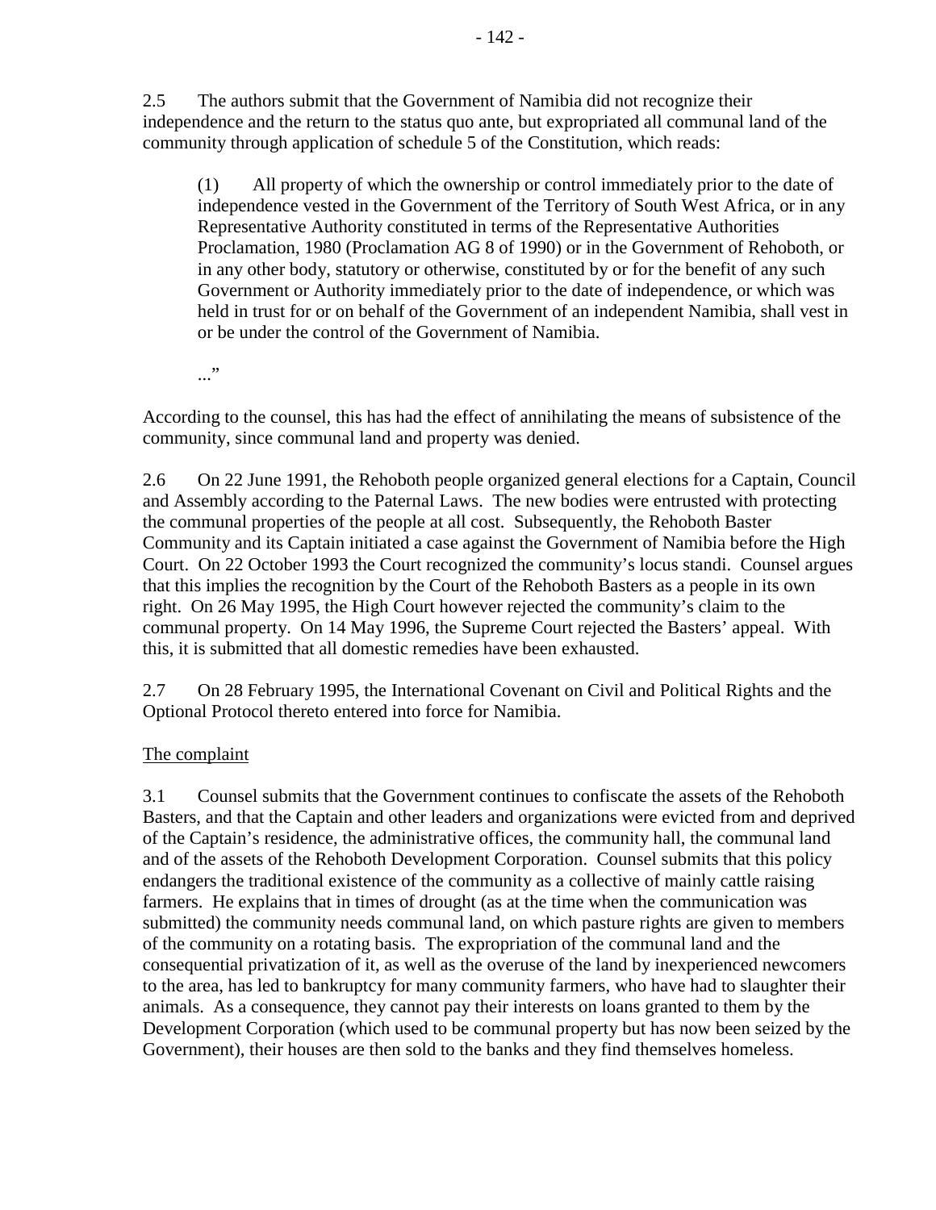2.5 The authors submit that the Government of Namibia did not recognize their independence and the return to the status quo ante, but expropriated all communal land of the community through application of schedule 5 of the Constitution, which reads:

> (1) All property of which the ownership or control immediately prior to the date of independence vested in the Government of the Territory of South West Africa, or in any Representative Authority constituted in terms of the Representative Authorities Proclamation, 1980 (Proclamation AG 8 of 1990) or in the Government of Rehoboth, or in any other body, statutory or otherwise, constituted by or for the benefit of any such Government or Authority immediately prior to the date of independence, or which was held in trust for or on behalf of the Government of an independent Namibia, shall vest in or be under the control of the Government of Namibia.
>
> ..."

According to the counsel, this has had the effect of annihilating the means of subsistence of the community, since communal land and property was denied.

2.6 On 22 June 1991, the Rehoboth people organized general elections for a Captain, Council and Assembly according to the Paternal Laws. The new bodies were entrusted with protecting the communal properties of the people at all cost. Subsequently, the Rehoboth Baster Community and its Captain initiated a case against the Government of Namibia before the High Court. On 22 October 1993 the Court recognized the community's locus standi. Counsel argues that this implies the recognition by the Court of the Rehoboth Basters as a people in its own right. On 26 May 1995, the High Court however rejected the community's claim to the communal property. On 14 May 1996, the Supreme Court rejected the Basters' appeal. With this, it is submitted that all domestic remedies have been exhausted.

2.7 On 28 February 1995, the International Covenant on Civil and Political Rights and the Optional Protocol thereto entered into force for Namibia.

## The complaint

3.1 Counsel submits that the Government continues to confiscate the assets of the Rehoboth Basters, and that the Captain and other leaders and organizations were evicted from and deprived of the Captain's residence, the administrative offices, the community hall, the communal land and of the assets of the Rehoboth Development Corporation. Counsel submits that this policy endangers the traditional existence of the community as a collective of mainly cattle raising farmers. He explains that in times of drought (as at the time when the communication was submitted) the community needs communal land, on which pasture rights are given to members of the community on a rotating basis. The expropriation of the communal land and the consequential privatization of it, as well as the overuse of the land by inexperienced newcomers to the area, has led to bankruptcy for many community farmers, who have had to slaughter their animals. As a consequence, they cannot pay their interests on loans granted to them by the Development Corporation (which used to be communal property but has now been seized by the Government), their houses are then sold to the banks and they find themselves homeless.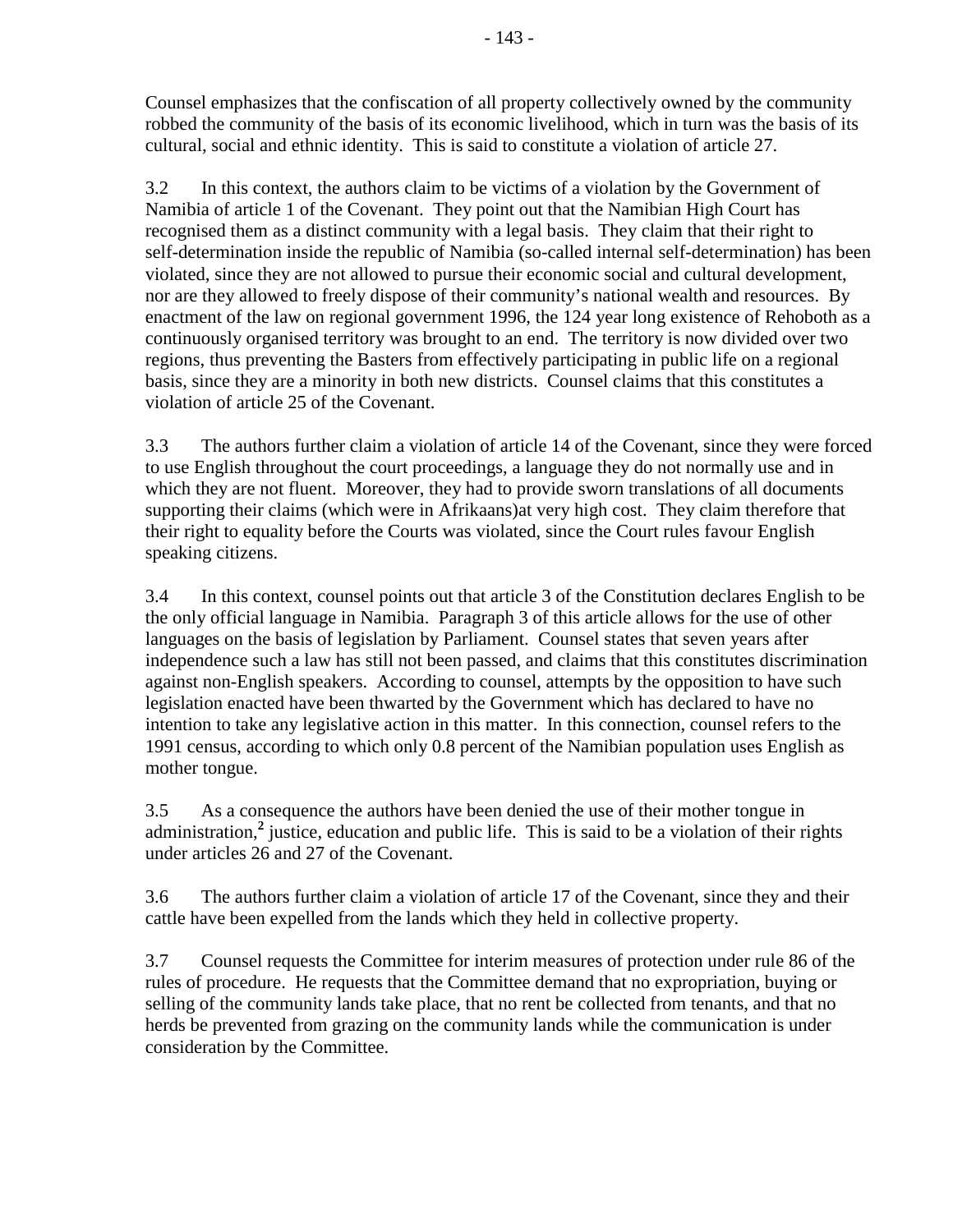Counsel emphasizes that the confiscation of all property collectively owned by the community robbed the community of the basis of its economic livelihood, which in turn was the basis of its cultural, social and ethnic identity. This is said to constitute a violation of article 27.

3.2 In this context, the authors claim to be victims of a violation by the Government of Namibia of article 1 of the Covenant. They point out that the Namibian High Court has recognised them as a distinct community with a legal basis. They claim that their right to self-determination inside the republic of Namibia (so-called internal self-determination) has been violated, since they are not allowed to pursue their economic social and cultural development, nor are they allowed to freely dispose of their community's national wealth and resources. By enactment of the law on regional government 1996, the 124 year long existence of Rehoboth as a continuously organised territory was brought to an end. The territory is now divided over two regions, thus preventing the Basters from effectively participating in public life on a regional basis, since they are a minority in both new districts. Counsel claims that this constitutes a violation of article 25 of the Covenant.

3.3 The authors further claim a violation of article 14 of the Covenant, since they were forced to use English throughout the court proceedings, a language they do not normally use and in which they are not fluent. Moreover, they had to provide sworn translations of all documents supporting their claims (which were in Afrikaans)at very high cost. They claim therefore that their right to equality before the Courts was violated, since the Court rules favour English speaking citizens.

3.4 In this context, counsel points out that article 3 of the Constitution declares English to be the only official language in Namibia. Paragraph 3 of this article allows for the use of other languages on the basis of legislation by Parliament. Counsel states that seven years after independence such a law has still not been passed, and claims that this constitutes discrimination against non-English speakers. According to counsel, attempts by the opposition to have such legislation enacted have been thwarted by the Government which has declared to have no intention to take any legislative action in this matter. In this connection, counsel refers to the 1991 census, according to which only 0.8 percent of the Namibian population uses English as mother tongue.

3.5 As a consequence the authors have been denied the use of their mother tongue in administration,[2] justice, education and public life. This is said to be a violation of their rights under articles 26 and 27 of the Covenant.

3.6 The authors further claim a violation of article 17 of the Covenant, since they and their cattle have been expelled from the lands which they held in collective property.

3.7 Counsel requests the Committee for interim measures of protection under rule 86 of the rules of procedure. He requests that the Committee demand that no expropriation, buying or selling of the community lands take place, that no rent be collected from tenants, and that no herds be prevented from grazing on the community lands while the communication is under consideration by the Committee.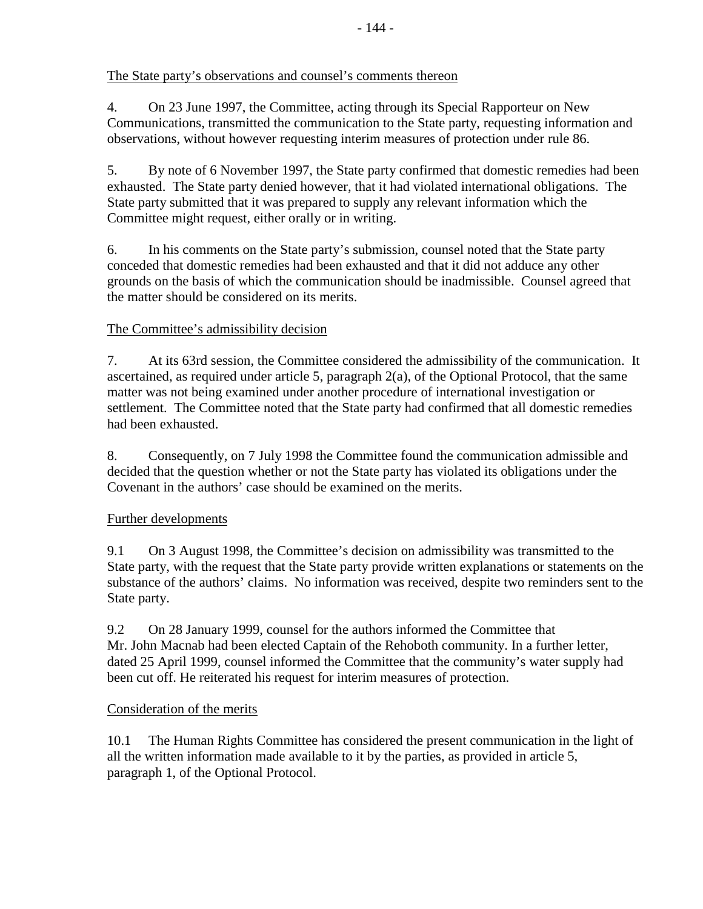<u>The State party's observations and counsel's comments thereon</u>

4. On 23 June 1997, the Committee, acting through its Special Rapporteur on New Communications, transmitted the communication to the State party, requesting information and observations, without however requesting interim measures of protection under rule 86.

5. By note of 6 November 1997, the State party confirmed that domestic remedies had been exhausted. The State party denied however, that it had violated international obligations. The State party submitted that it was prepared to supply any relevant information which the Committee might request, either orally or in writing.

6. In his comments on the State party's submission, counsel noted that the State party conceded that domestic remedies had been exhausted and that it did not adduce any other grounds on the basis of which the communication should be inadmissible. Counsel agreed that the matter should be considered on its merits.

<u>The Committee's admissibility decision</u>

7. At its 63rd session, the Committee considered the admissibility of the communication. It ascertained, as required under article 5, paragraph 2(a), of the Optional Protocol, that the same matter was not being examined under another procedure of international investigation or settlement. The Committee noted that the State party had confirmed that all domestic remedies had been exhausted.

8. Consequently, on 7 July 1998 the Committee found the communication admissible and decided that the question whether or not the State party has violated its obligations under the Covenant in the authors' case should be examined on the merits.

<u>Further developments</u>

9.1 On 3 August 1998, the Committee's decision on admissibility was transmitted to the State party, with the request that the State party provide written explanations or statements on the substance of the authors' claims. No information was received, despite two reminders sent to the State party.

9.2 On 28 January 1999, counsel for the authors informed the Committee that Mr. John Macnab had been elected Captain of the Rehoboth community. In a further letter, dated 25 April 1999, counsel informed the Committee that the community's water supply had been cut off. He reiterated his request for interim measures of protection.

<u>Consideration of the merits</u>

10.1 The Human Rights Committee has considered the present communication in the light of all the written information made available to it by the parties, as provided in article 5, paragraph 1, of the Optional Protocol.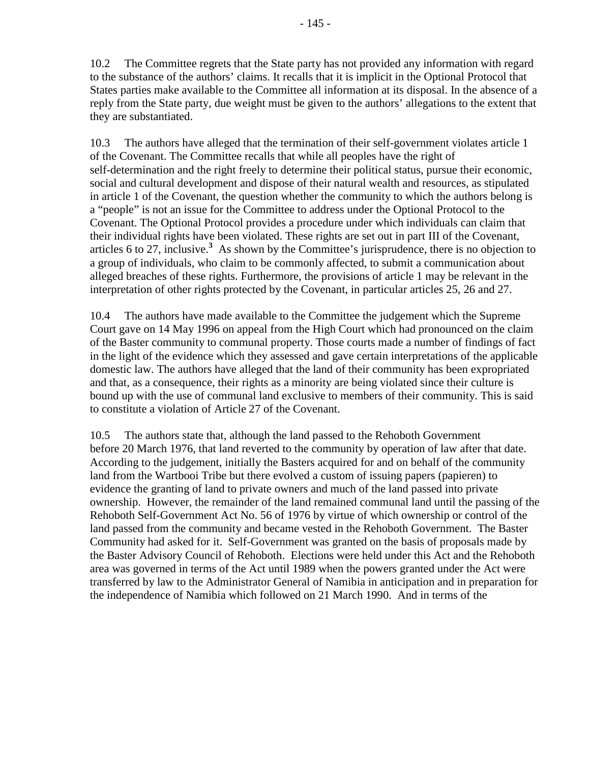10.2 The Committee regrets that the State party has not provided any information with regard to the substance of the authors' claims. It recalls that it is implicit in the Optional Protocol that States parties make available to the Committee all information at its disposal. In the absence of a reply from the State party, due weight must be given to the authors' allegations to the extent that they are substantiated.

10.3 The authors have alleged that the termination of their self-government violates article 1 of the Covenant. The Committee recalls that while all peoples have the right of self-determination and the right freely to determine their political status, pursue their economic, social and cultural development and dispose of their natural wealth and resources, as stipulated in article 1 of the Covenant, the question whether the community to which the authors belong is a "people" is not an issue for the Committee to address under the Optional Protocol to the Covenant. The Optional Protocol provides a procedure under which individuals can claim that their individual rights have been violated. These rights are set out in part III of the Covenant, articles 6 to 27, inclusive.[3] As shown by the Committee's jurisprudence, there is no objection to a group of individuals, who claim to be commonly affected, to submit a communication about alleged breaches of these rights. Furthermore, the provisions of article 1 may be relevant in the interpretation of other rights protected by the Covenant, in particular articles 25, 26 and 27.

10.4 The authors have made available to the Committee the judgement which the Supreme Court gave on 14 May 1996 on appeal from the High Court which had pronounced on the claim of the Baster community to communal property. Those courts made a number of findings of fact in the light of the evidence which they assessed and gave certain interpretations of the applicable domestic law. The authors have alleged that the land of their community has been expropriated and that, as a consequence, their rights as a minority are being violated since their culture is bound up with the use of communal land exclusive to members of their community. This is said to constitute a violation of Article 27 of the Covenant.

10.5 The authors state that, although the land passed to the Rehoboth Government before 20 March 1976, that land reverted to the community by operation of law after that date. According to the judgement, initially the Basters acquired for and on behalf of the community land from the Wartbooi Tribe but there evolved a custom of issuing papers (papieren) to evidence the granting of land to private owners and much of the land passed into private ownership. However, the remainder of the land remained communal land until the passing of the Rehoboth Self-Government Act No. 56 of 1976 by virtue of which ownership or control of the land passed from the community and became vested in the Rehoboth Government. The Baster Community had asked for it. Self-Government was granted on the basis of proposals made by the Baster Advisory Council of Rehoboth. Elections were held under this Act and the Rehoboth area was governed in terms of the Act until 1989 when the powers granted under the Act were transferred by law to the Administrator General of Namibia in anticipation and in preparation for the independence of Namibia which followed on 21 March 1990. And in terms of the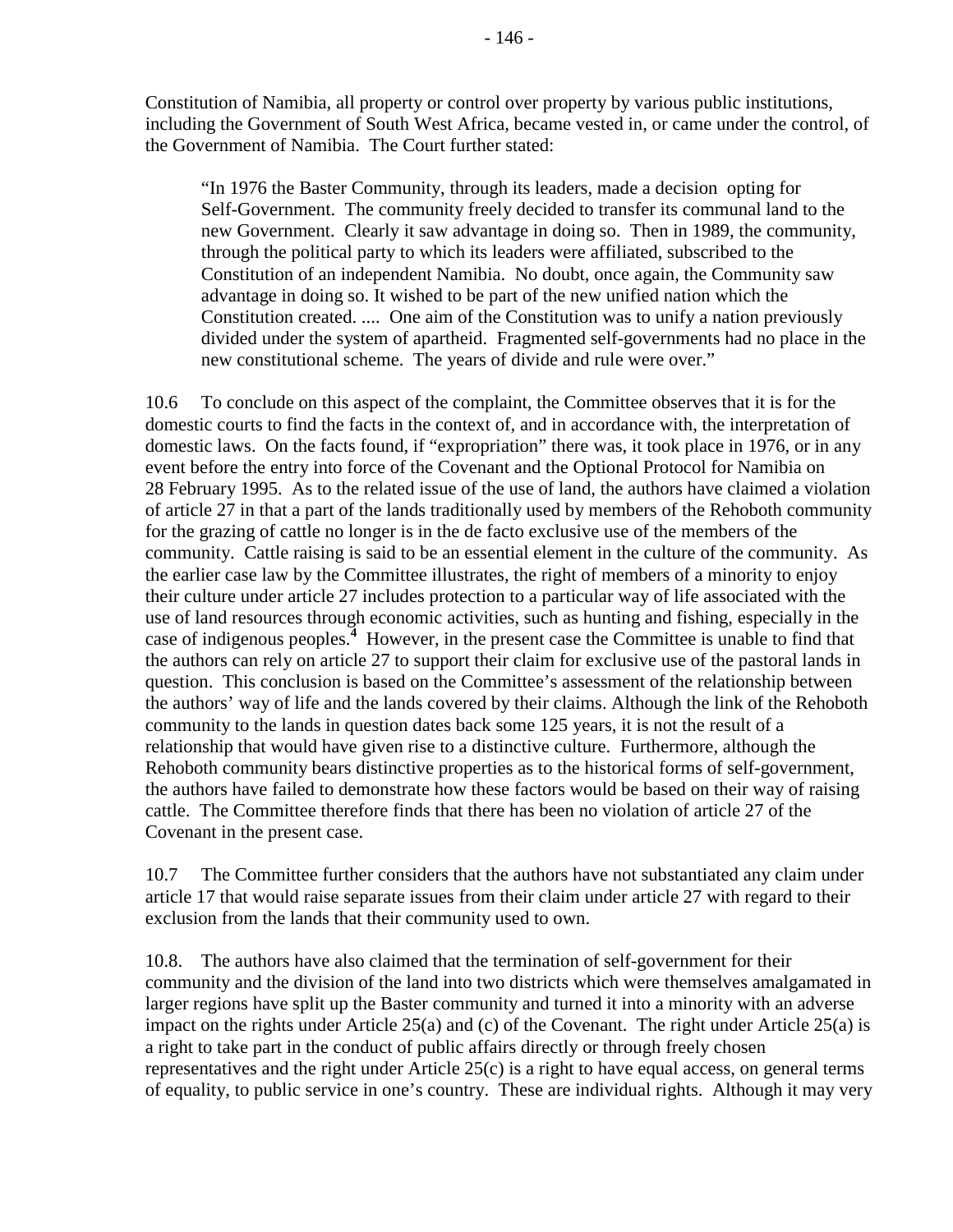Constitution of Namibia, all property or control over property by various public institutions, including the Government of South West Africa, became vested in, or came under the control, of the Government of Namibia. The Court further stated:

> "In 1976 the Baster Community, through its leaders, made a decision opting for Self-Government. The community freely decided to transfer its communal land to the new Government. Clearly it saw advantage in doing so. Then in 1989, the community, through the political party to which its leaders were affiliated, subscribed to the Constitution of an independent Namibia. No doubt, once again, the Community saw advantage in doing so. It wished to be part of the new unified nation which the Constitution created. .... One aim of the Constitution was to unify a nation previously divided under the system of apartheid. Fragmented self-governments had no place in the new constitutional scheme. The years of divide and rule were over."

10.6 To conclude on this aspect of the complaint, the Committee observes that it is for the domestic courts to find the facts in the context of, and in accordance with, the interpretation of domestic laws. On the facts found, if "expropriation" there was, it took place in 1976, or in any event before the entry into force of the Covenant and the Optional Protocol for Namibia on 28 February 1995. As to the related issue of the use of land, the authors have claimed a violation of article 27 in that a part of the lands traditionally used by members of the Rehoboth community for the grazing of cattle no longer is in the de facto exclusive use of the members of the community. Cattle raising is said to be an essential element in the culture of the community. As the earlier case law by the Committee illustrates, the right of members of a minority to enjoy their culture under article 27 includes protection to a particular way of life associated with the use of land resources through economic activities, such as hunting and fishing, especially in the case of indigenous peoples.[4] However, in the present case the Committee is unable to find that the authors can rely on article 27 to support their claim for exclusive use of the pastoral lands in question. This conclusion is based on the Committee's assessment of the relationship between the authors' way of life and the lands covered by their claims. Although the link of the Rehoboth community to the lands in question dates back some 125 years, it is not the result of a relationship that would have given rise to a distinctive culture. Furthermore, although the Rehoboth community bears distinctive properties as to the historical forms of self-government, the authors have failed to demonstrate how these factors would be based on their way of raising cattle. The Committee therefore finds that there has been no violation of article 27 of the Covenant in the present case.

10.7 The Committee further considers that the authors have not substantiated any claim under article 17 that would raise separate issues from their claim under article 27 with regard to their exclusion from the lands that their community used to own.

10.8. The authors have also claimed that the termination of self-government for their community and the division of the land into two districts which were themselves amalgamated in larger regions have split up the Baster community and turned it into a minority with an adverse impact on the rights under Article 25(a) and (c) of the Covenant. The right under Article 25(a) is a right to take part in the conduct of public affairs directly or through freely chosen representatives and the right under Article 25(c) is a right to have equal access, on general terms of equality, to public service in one's country. These are individual rights. Although it may very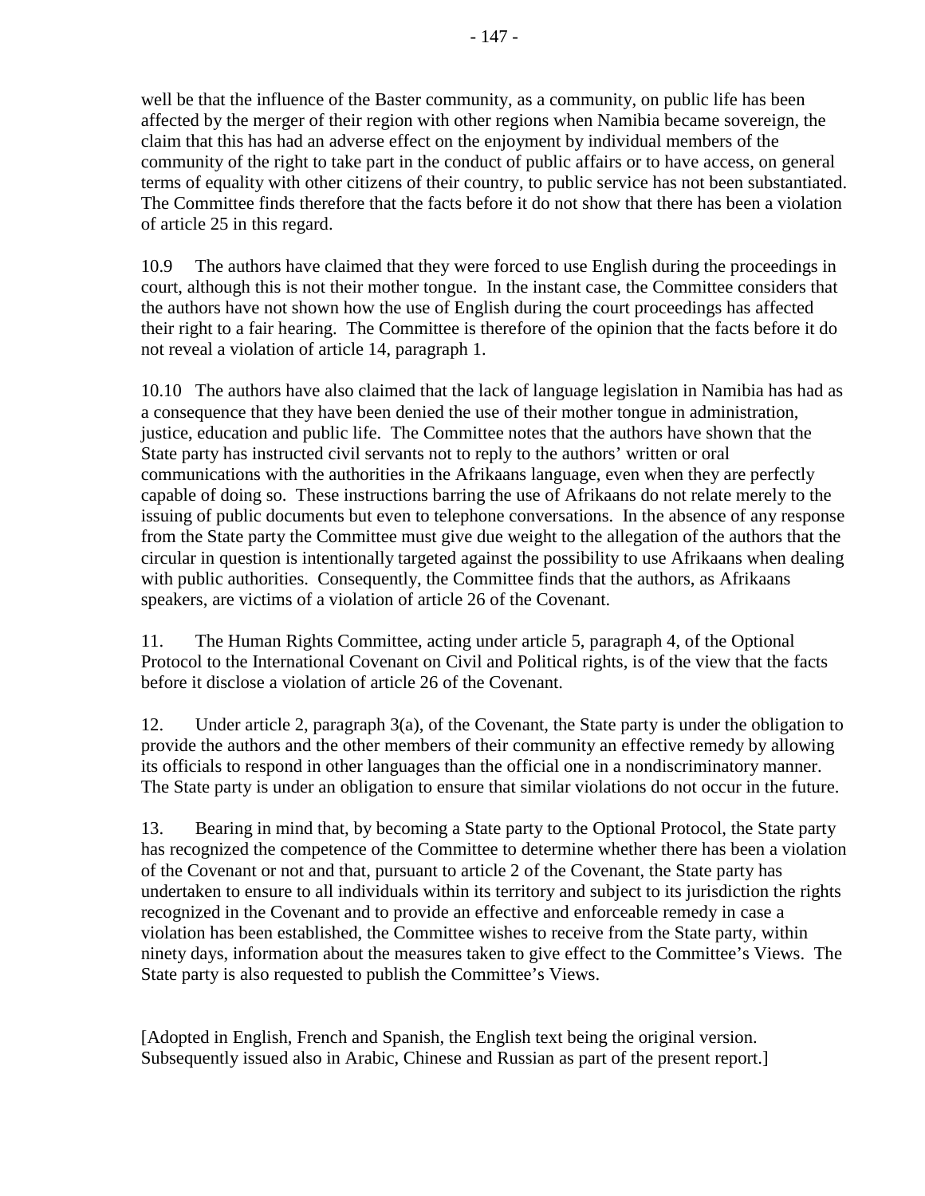well be that the influence of the Baster community, as a community, on public life has been affected by the merger of their region with other regions when Namibia became sovereign, the claim that this has had an adverse effect on the enjoyment by individual members of the community of the right to take part in the conduct of public affairs or to have access, on general terms of equality with other citizens of their country, to public service has not been substantiated. The Committee finds therefore that the facts before it do not show that there has been a violation of article 25 in this regard.

10.9 The authors have claimed that they were forced to use English during the proceedings in court, although this is not their mother tongue. In the instant case, the Committee considers that the authors have not shown how the use of English during the court proceedings has affected their right to a fair hearing. The Committee is therefore of the opinion that the facts before it do not reveal a violation of article 14, paragraph 1.

10.10 The authors have also claimed that the lack of language legislation in Namibia has had as a consequence that they have been denied the use of their mother tongue in administration, justice, education and public life. The Committee notes that the authors have shown that the State party has instructed civil servants not to reply to the authors' written or oral communications with the authorities in the Afrikaans language, even when they are perfectly capable of doing so. These instructions barring the use of Afrikaans do not relate merely to the issuing of public documents but even to telephone conversations. In the absence of any response from the State party the Committee must give due weight to the allegation of the authors that the circular in question is intentionally targeted against the possibility to use Afrikaans when dealing with public authorities. Consequently, the Committee finds that the authors, as Afrikaans speakers, are victims of a violation of article 26 of the Covenant.

11. The Human Rights Committee, acting under article 5, paragraph 4, of the Optional Protocol to the International Covenant on Civil and Political rights, is of the view that the facts before it disclose a violation of article 26 of the Covenant.

12. Under article 2, paragraph 3(a), of the Covenant, the State party is under the obligation to provide the authors and the other members of their community an effective remedy by allowing its officials to respond in other languages than the official one in a nondiscriminatory manner. The State party is under an obligation to ensure that similar violations do not occur in the future.

13. Bearing in mind that, by becoming a State party to the Optional Protocol, the State party has recognized the competence of the Committee to determine whether there has been a violation of the Covenant or not and that, pursuant to article 2 of the Covenant, the State party has undertaken to ensure to all individuals within its territory and subject to its jurisdiction the rights recognized in the Covenant and to provide an effective and enforceable remedy in case a violation has been established, the Committee wishes to receive from the State party, within ninety days, information about the measures taken to give effect to the Committee's Views. The State party is also requested to publish the Committee's Views.

[Adopted in English, French and Spanish, the English text being the original version. Subsequently issued also in Arabic, Chinese and Russian as part of the present report.]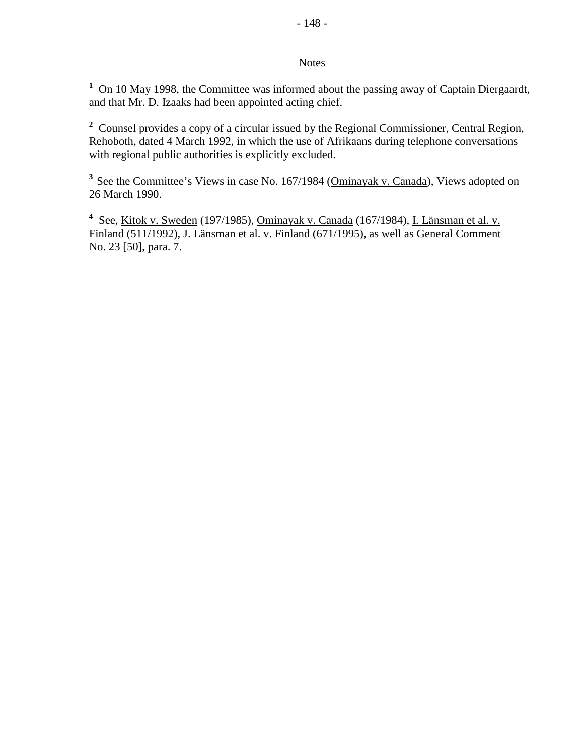Notes

[1] On 10 May 1998, the Committee was informed about the passing away of Captain Diergaardt, and that Mr. D. Izaaks had been appointed acting chief.

[2] Counsel provides a copy of a circular issued by the Regional Commissioner, Central Region, Rehoboth, dated 4 March 1992, in which the use of Afrikaans during telephone conversations with regional public authorities is explicitly excluded.

[3] See the Committee's Views in case No. 167/1984 (Ominayak v. Canada), Views adopted on 26 March 1990.

[4] See, Kitok v. Sweden (197/1985), Ominayak v. Canada (167/1984), I. Länsman et al. v. Finland (511/1992), J. Länsman et al. v. Finland (671/1995), as well as General Comment No. 23 [50], para. 7.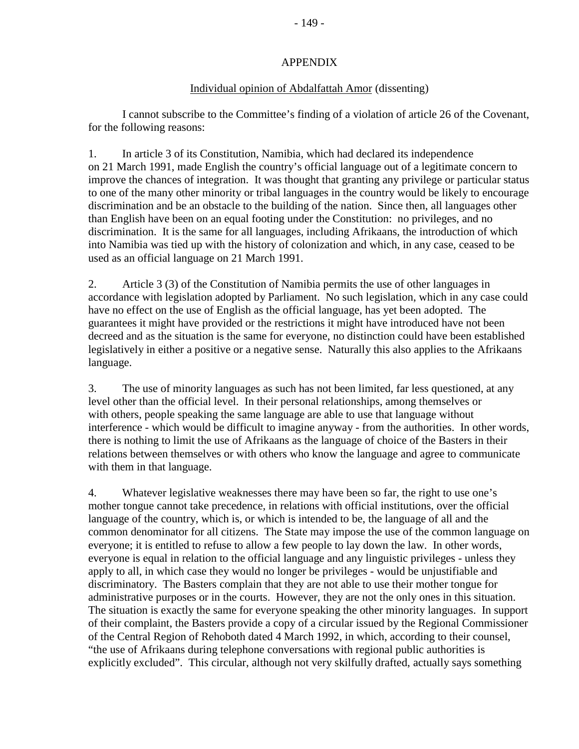# APPENDIX

Individual opinion of Abdalfattah Amor (dissenting)

I cannot subscribe to the Committee's finding of a violation of article 26 of the Covenant, for the following reasons:

1. In article 3 of its Constitution, Namibia, which had declared its independence on 21 March 1991, made English the country's official language out of a legitimate concern to improve the chances of integration. It was thought that granting any privilege or particular status to one of the many other minority or tribal languages in the country would be likely to encourage discrimination and be an obstacle to the building of the nation. Since then, all languages other than English have been on an equal footing under the Constitution: no privileges, and no discrimination. It is the same for all languages, including Afrikaans, the introduction of which into Namibia was tied up with the history of colonization and which, in any case, ceased to be used as an official language on 21 March 1991.

2. Article 3 (3) of the Constitution of Namibia permits the use of other languages in accordance with legislation adopted by Parliament. No such legislation, which in any case could have no effect on the use of English as the official language, has yet been adopted. The guarantees it might have provided or the restrictions it might have introduced have not been decreed and as the situation is the same for everyone, no distinction could have been established legislatively in either a positive or a negative sense. Naturally this also applies to the Afrikaans language.

3. The use of minority languages as such has not been limited, far less questioned, at any level other than the official level. In their personal relationships, among themselves or with others, people speaking the same language are able to use that language without interference - which would be difficult to imagine anyway - from the authorities. In other words, there is nothing to limit the use of Afrikaans as the language of choice of the Basters in their relations between themselves or with others who know the language and agree to communicate with them in that language.

4. Whatever legislative weaknesses there may have been so far, the right to use one's mother tongue cannot take precedence, in relations with official institutions, over the official language of the country, which is, or which is intended to be, the language of all and the common denominator for all citizens. The State may impose the use of the common language on everyone; it is entitled to refuse to allow a few people to lay down the law. In other words, everyone is equal in relation to the official language and any linguistic privileges - unless they apply to all, in which case they would no longer be privileges - would be unjustifiable and discriminatory. The Basters complain that they are not able to use their mother tongue for administrative purposes or in the courts. However, they are not the only ones in this situation. The situation is exactly the same for everyone speaking the other minority languages. In support of their complaint, the Basters provide a copy of a circular issued by the Regional Commissioner of the Central Region of Rehoboth dated 4 March 1992, in which, according to their counsel, "the use of Afrikaans during telephone conversations with regional public authorities is explicitly excluded". This circular, although not very skilfully drafted, actually says something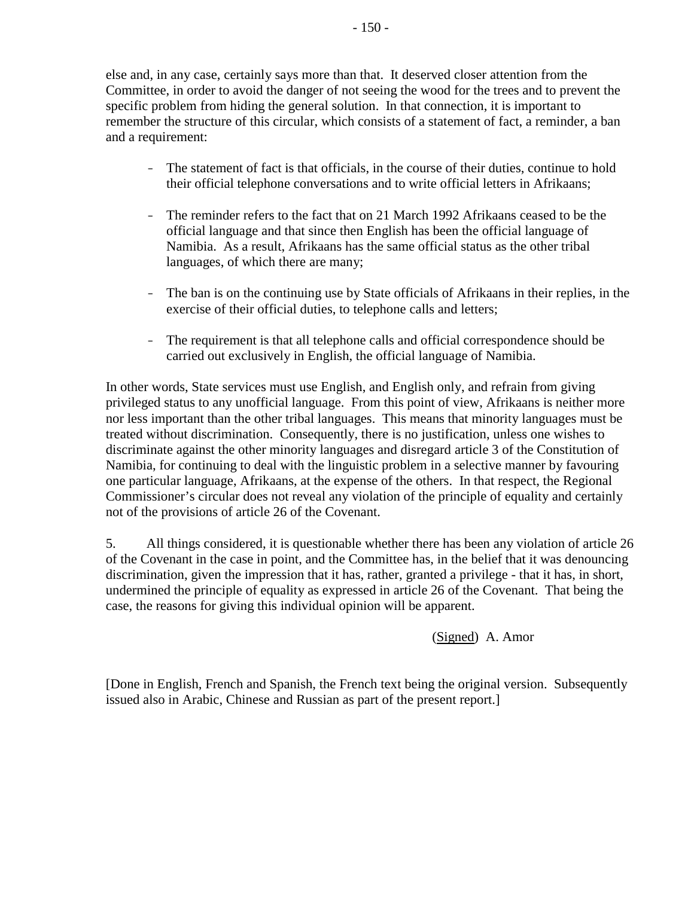else and, in any case, certainly says more than that. It deserved closer attention from the Committee, in order to avoid the danger of not seeing the wood for the trees and to prevent the specific problem from hiding the general solution. In that connection, it is important to remember the structure of this circular, which consists of a statement of fact, a reminder, a ban and a requirement:

- The statement of fact is that officials, in the course of their duties, continue to hold their official telephone conversations and to write official letters in Afrikaans;

- The reminder refers to the fact that on 21 March 1992 Afrikaans ceased to be the official language and that since then English has been the official language of Namibia. As a result, Afrikaans has the same official status as the other tribal languages, of which there are many;

- The ban is on the continuing use by State officials of Afrikaans in their replies, in the exercise of their official duties, to telephone calls and letters;

- The requirement is that all telephone calls and official correspondence should be carried out exclusively in English, the official language of Namibia.

In other words, State services must use English, and English only, and refrain from giving privileged status to any unofficial language. From this point of view, Afrikaans is neither more nor less important than the other tribal languages. This means that minority languages must be treated without discrimination. Consequently, there is no justification, unless one wishes to discriminate against the other minority languages and disregard article 3 of the Constitution of Namibia, for continuing to deal with the linguistic problem in a selective manner by favouring one particular language, Afrikaans, at the expense of the others. In that respect, the Regional Commissioner's circular does not reveal any violation of the principle of equality and certainly not of the provisions of article 26 of the Covenant.

5. All things considered, it is questionable whether there has been any violation of article 26 of the Covenant in the case in point, and the Committee has, in the belief that it was denouncing discrimination, given the impression that it has, rather, granted a privilege - that it has, in short, undermined the principle of equality as expressed in article 26 of the Covenant. That being the case, the reasons for giving this individual opinion will be apparent.

(Signed) A. Amor

[Done in English, French and Spanish, the French text being the original version. Subsequently issued also in Arabic, Chinese and Russian as part of the present report.]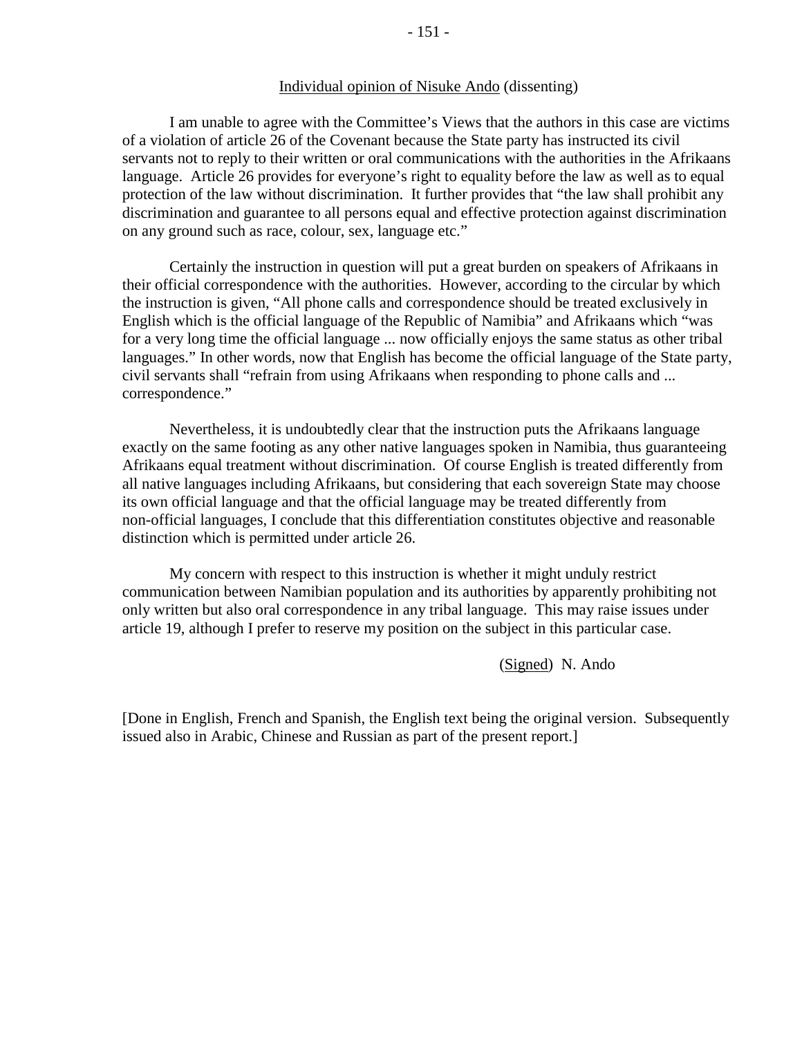## Individual opinion of Nisuke Ando (dissenting)

I am unable to agree with the Committee's Views that the authors in this case are victims of a violation of article 26 of the Covenant because the State party has instructed its civil servants not to reply to their written or oral communications with the authorities in the Afrikaans language. Article 26 provides for everyone's right to equality before the law as well as to equal protection of the law without discrimination. It further provides that "the law shall prohibit any discrimination and guarantee to all persons equal and effective protection against discrimination on any ground such as race, colour, sex, language etc."

Certainly the instruction in question will put a great burden on speakers of Afrikaans in their official correspondence with the authorities. However, according to the circular by which the instruction is given, "All phone calls and correspondence should be treated exclusively in English which is the official language of the Republic of Namibia" and Afrikaans which "was for a very long time the official language ... now officially enjoys the same status as other tribal languages." In other words, now that English has become the official language of the State party, civil servants shall "refrain from using Afrikaans when responding to phone calls and ... correspondence."

Nevertheless, it is undoubtedly clear that the instruction puts the Afrikaans language exactly on the same footing as any other native languages spoken in Namibia, thus guaranteeing Afrikaans equal treatment without discrimination. Of course English is treated differently from all native languages including Afrikaans, but considering that each sovereign State may choose its own official language and that the official language may be treated differently from non-official languages, I conclude that this differentiation constitutes objective and reasonable distinction which is permitted under article 26.

My concern with respect to this instruction is whether it might unduly restrict communication between Namibian population and its authorities by apparently prohibiting not only written but also oral correspondence in any tribal language. This may raise issues under article 19, although I prefer to reserve my position on the subject in this particular case.

(Signed) N. Ando

[Done in English, French and Spanish, the English text being the original version. Subsequently issued also in Arabic, Chinese and Russian as part of the present report.]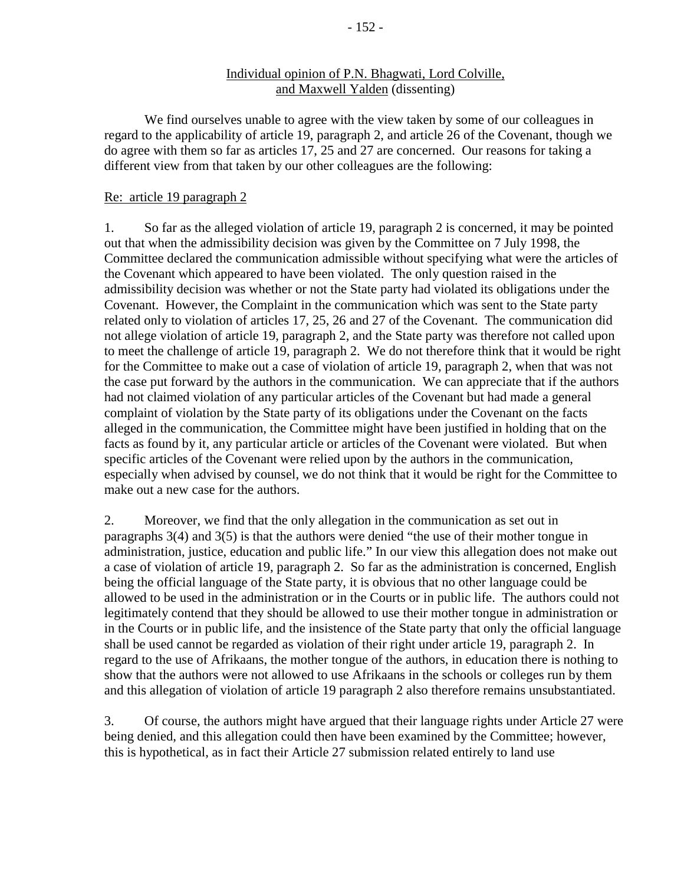Individual opinion of P.N. Bhagwati, Lord Colville, and Maxwell Yalden (dissenting)

We find ourselves unable to agree with the view taken by some of our colleagues in regard to the applicability of article 19, paragraph 2, and article 26 of the Covenant, though we do agree with them so far as articles 17, 25 and 27 are concerned. Our reasons for taking a different view from that taken by our other colleagues are the following:

Re: article 19 paragraph 2

1. So far as the alleged violation of article 19, paragraph 2 is concerned, it may be pointed out that when the admissibility decision was given by the Committee on 7 July 1998, the Committee declared the communication admissible without specifying what were the articles of the Covenant which appeared to have been violated. The only question raised in the admissibility decision was whether or not the State party had violated its obligations under the Covenant. However, the Complaint in the communication which was sent to the State party related only to violation of articles 17, 25, 26 and 27 of the Covenant. The communication did not allege violation of article 19, paragraph 2, and the State party was therefore not called upon to meet the challenge of article 19, paragraph 2. We do not therefore think that it would be right for the Committee to make out a case of violation of article 19, paragraph 2, when that was not the case put forward by the authors in the communication. We can appreciate that if the authors had not claimed violation of any particular articles of the Covenant but had made a general complaint of violation by the State party of its obligations under the Covenant on the facts alleged in the communication, the Committee might have been justified in holding that on the facts as found by it, any particular article or articles of the Covenant were violated. But when specific articles of the Covenant were relied upon by the authors in the communication, especially when advised by counsel, we do not think that it would be right for the Committee to make out a new case for the authors.

2. Moreover, we find that the only allegation in the communication as set out in paragraphs 3(4) and 3(5) is that the authors were denied "the use of their mother tongue in administration, justice, education and public life." In our view this allegation does not make out a case of violation of article 19, paragraph 2. So far as the administration is concerned, English being the official language of the State party, it is obvious that no other language could be allowed to be used in the administration or in the Courts or in public life. The authors could not legitimately contend that they should be allowed to use their mother tongue in administration or in the Courts or in public life, and the insistence of the State party that only the official language shall be used cannot be regarded as violation of their right under article 19, paragraph 2. In regard to the use of Afrikaans, the mother tongue of the authors, in education there is nothing to show that the authors were not allowed to use Afrikaans in the schools or colleges run by them and this allegation of violation of article 19 paragraph 2 also therefore remains unsubstantiated.

3. Of course, the authors might have argued that their language rights under Article 27 were being denied, and this allegation could then have been examined by the Committee; however, this is hypothetical, as in fact their Article 27 submission related entirely to land use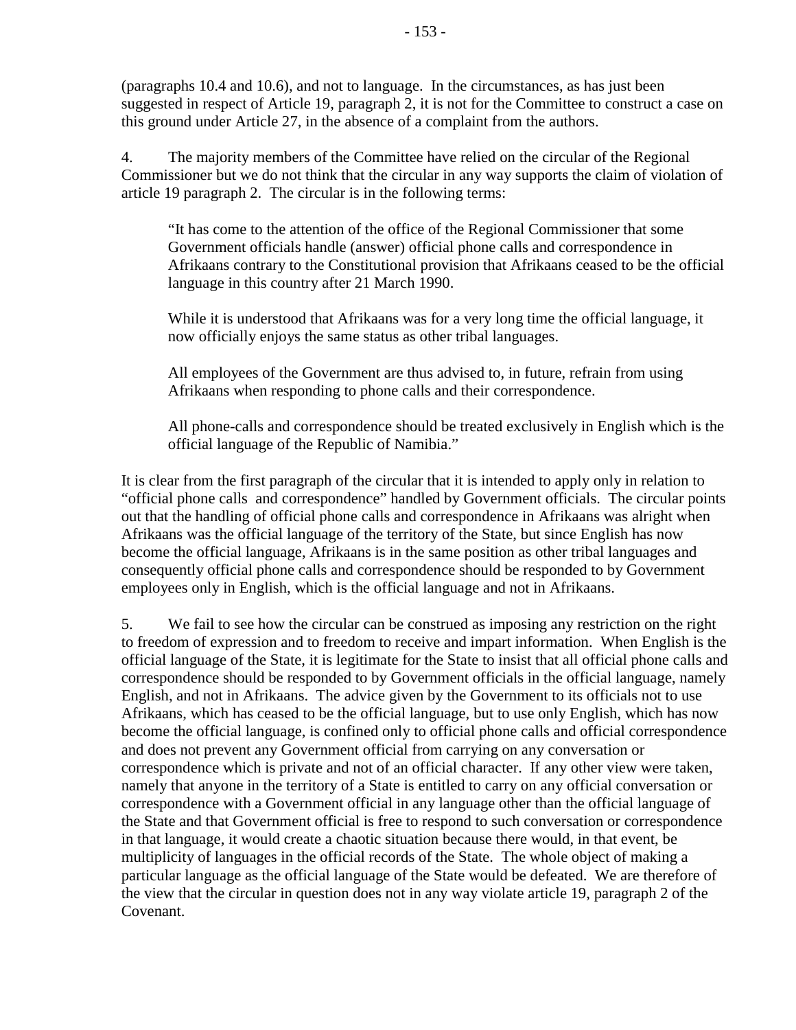(paragraphs 10.4 and 10.6), and not to language. In the circumstances, as has just been suggested in respect of Article 19, paragraph 2, it is not for the Committee to construct a case on this ground under Article 27, in the absence of a complaint from the authors.

4. The majority members of the Committee have relied on the circular of the Regional Commissioner but we do not think that the circular in any way supports the claim of violation of article 19 paragraph 2. The circular is in the following terms:

> "It has come to the attention of the office of the Regional Commissioner that some Government officials handle (answer) official phone calls and correspondence in Afrikaans contrary to the Constitutional provision that Afrikaans ceased to be the official language in this country after 21 March 1990.
>
> While it is understood that Afrikaans was for a very long time the official language, it now officially enjoys the same status as other tribal languages.
>
> All employees of the Government are thus advised to, in future, refrain from using Afrikaans when responding to phone calls and their correspondence.
>
> All phone-calls and correspondence should be treated exclusively in English which is the official language of the Republic of Namibia."

It is clear from the first paragraph of the circular that it is intended to apply only in relation to "official phone calls and correspondence" handled by Government officials. The circular points out that the handling of official phone calls and correspondence in Afrikaans was alright when Afrikaans was the official language of the territory of the State, but since English has now become the official language, Afrikaans is in the same position as other tribal languages and consequently official phone calls and correspondence should be responded to by Government employees only in English, which is the official language and not in Afrikaans.

5. We fail to see how the circular can be construed as imposing any restriction on the right to freedom of expression and to freedom to receive and impart information. When English is the official language of the State, it is legitimate for the State to insist that all official phone calls and correspondence should be responded to by Government officials in the official language, namely English, and not in Afrikaans. The advice given by the Government to its officials not to use Afrikaans, which has ceased to be the official language, but to use only English, which has now become the official language, is confined only to official phone calls and official correspondence and does not prevent any Government official from carrying on any conversation or correspondence which is private and not of an official character. If any other view were taken, namely that anyone in the territory of a State is entitled to carry on any official conversation or correspondence with a Government official in any language other than the official language of the State and that Government official is free to respond to such conversation or correspondence in that language, it would create a chaotic situation because there would, in that event, be multiplicity of languages in the official records of the State. The whole object of making a particular language as the official language of the State would be defeated. We are therefore of the view that the circular in question does not in any way violate article 19, paragraph 2 of the Covenant.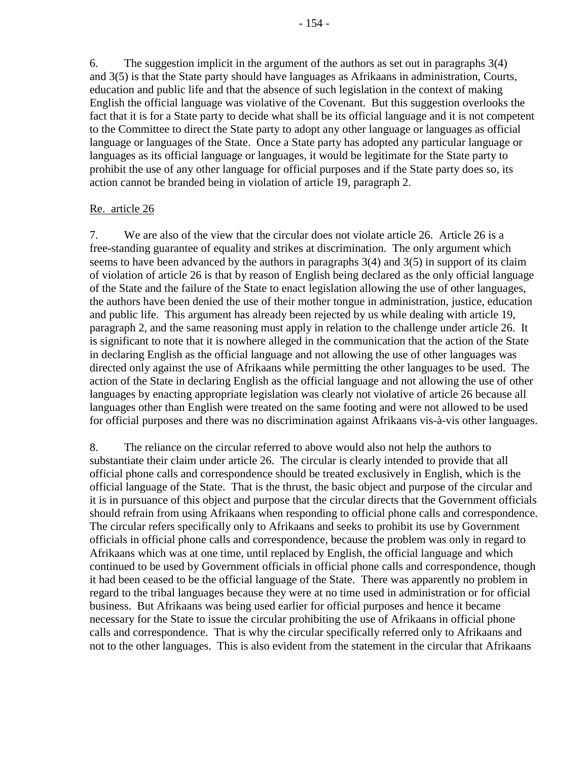6. The suggestion implicit in the argument of the authors as set out in paragraphs 3(4) and 3(5) is that the State party should have languages as Afrikaans in administration, Courts, education and public life and that the absence of such legislation in the context of making English the official language was violative of the Covenant. But this suggestion overlooks the fact that it is for a State party to decide what shall be its official language and it is not competent to the Committee to direct the State party to adopt any other language or languages as official language or languages of the State. Once a State party has adopted any particular language or languages as its official language or languages, it would be legitimate for the State party to prohibit the use of any other language for official purposes and if the State party does so, its action cannot be branded being in violation of article 19, paragraph 2.

Re. article 26

7. We are also of the view that the circular does not violate article 26. Article 26 is a free-standing guarantee of equality and strikes at discrimination. The only argument which seems to have been advanced by the authors in paragraphs 3(4) and 3(5) in support of its claim of violation of article 26 is that by reason of English being declared as the only official language of the State and the failure of the State to enact legislation allowing the use of other languages, the authors have been denied the use of their mother tongue in administration, justice, education and public life. This argument has already been rejected by us while dealing with article 19, paragraph 2, and the same reasoning must apply in relation to the challenge under article 26. It is significant to note that it is nowhere alleged in the communication that the action of the State in declaring English as the official language and not allowing the use of other languages was directed only against the use of Afrikaans while permitting the other languages to be used. The action of the State in declaring English as the official language and not allowing the use of other languages by enacting appropriate legislation was clearly not violative of article 26 because all languages other than English were treated on the same footing and were not allowed to be used for official purposes and there was no discrimination against Afrikaans vis-à-vis other languages.

8. The reliance on the circular referred to above would also not help the authors to substantiate their claim under article 26. The circular is clearly intended to provide that all official phone calls and correspondence should be treated exclusively in English, which is the official language of the State. That is the thrust, the basic object and purpose of the circular and it is in pursuance of this object and purpose that the circular directs that the Government officials should refrain from using Afrikaans when responding to official phone calls and correspondence. The circular refers specifically only to Afrikaans and seeks to prohibit its use by Government officials in official phone calls and correspondence, because the problem was only in regard to Afrikaans which was at one time, until replaced by English, the official language and which continued to be used by Government officials in official phone calls and correspondence, though it had been ceased to be the official language of the State. There was apparently no problem in regard to the tribal languages because they were at no time used in administration or for official business. But Afrikaans was being used earlier for official purposes and hence it became necessary for the State to issue the circular prohibiting the use of Afrikaans in official phone calls and correspondence. That is why the circular specifically referred only to Afrikaans and not to the other languages. This is also evident from the statement in the circular that Afrikaans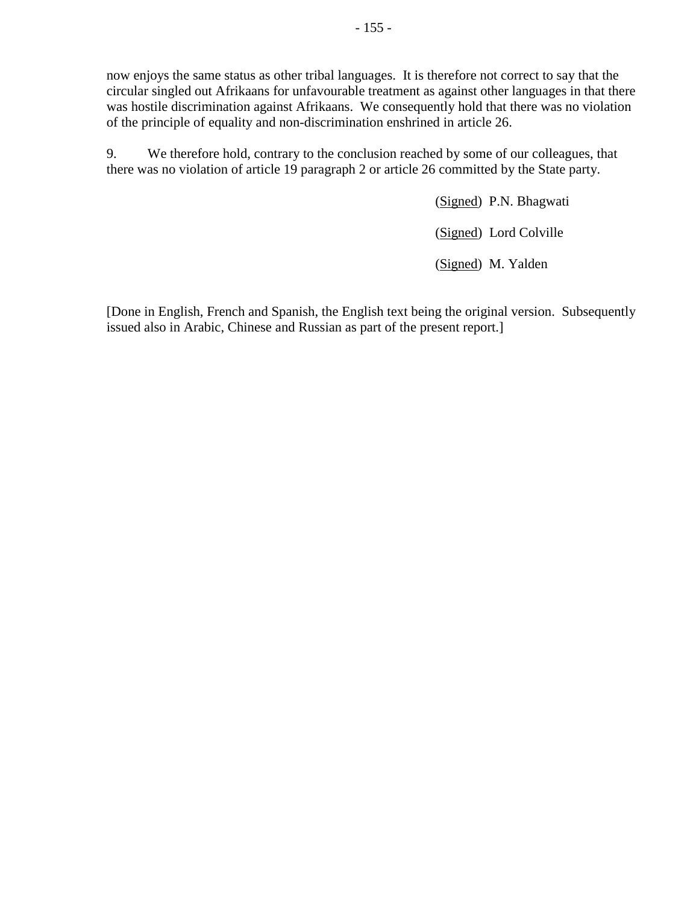now enjoys the same status as other tribal languages. It is therefore not correct to say that the circular singled out Afrikaans for unfavourable treatment as against other languages in that there was hostile discrimination against Afrikaans. We consequently hold that there was no violation of the principle of equality and non-discrimination enshrined in article 26.

9. We therefore hold, contrary to the conclusion reached by some of our colleagues, that there was no violation of article 19 paragraph 2 or article 26 committed by the State party.

(Signed) P.N. Bhagwati

(Signed) Lord Colville

(Signed) M. Yalden

[Done in English, French and Spanish, the English text being the original version. Subsequently issued also in Arabic, Chinese and Russian as part of the present report.]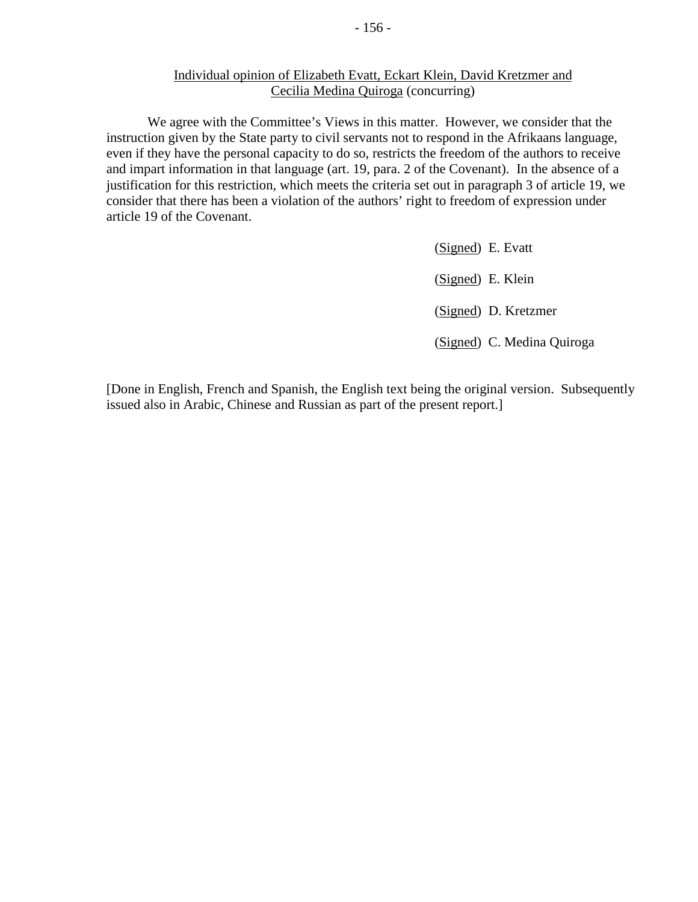Individual opinion of Elizabeth Evatt, Eckart Klein, David Kretzmer and Cecilia Medina Quiroga (concurring)

We agree with the Committee's Views in this matter. However, we consider that the instruction given by the State party to civil servants not to respond in the Afrikaans language, even if they have the personal capacity to do so, restricts the freedom of the authors to receive and impart information in that language (art. 19, para. 2 of the Covenant). In the absence of a justification for this restriction, which meets the criteria set out in paragraph 3 of article 19, we consider that there has been a violation of the authors' right to freedom of expression under article 19 of the Covenant.

(Signed) E. Evatt

(Signed) E. Klein

(Signed) D. Kretzmer

(Signed) C. Medina Quiroga

[Done in English, French and Spanish, the English text being the original version. Subsequently issued also in Arabic, Chinese and Russian as part of the present report.]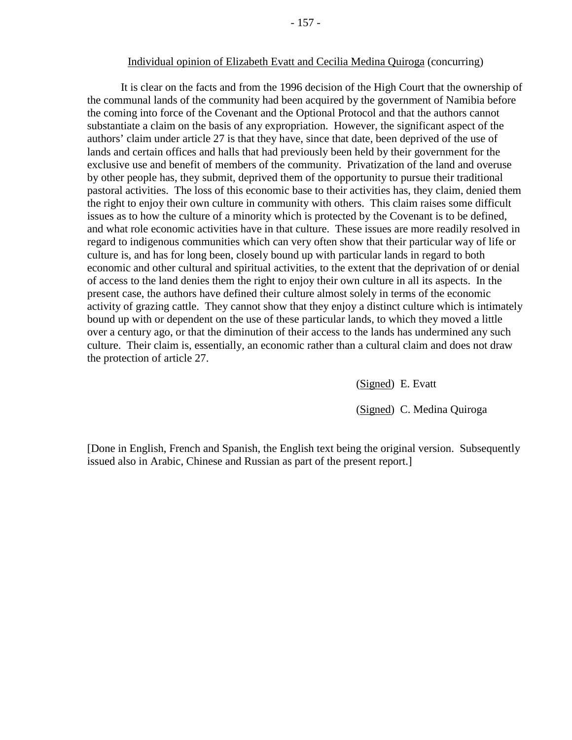Individual opinion of Elizabeth Evatt and Cecilia Medina Quiroga (concurring)

It is clear on the facts and from the 1996 decision of the High Court that the ownership of the communal lands of the community had been acquired by the government of Namibia before the coming into force of the Covenant and the Optional Protocol and that the authors cannot substantiate a claim on the basis of any expropriation. However, the significant aspect of the authors' claim under article 27 is that they have, since that date, been deprived of the use of lands and certain offices and halls that had previously been held by their government for the exclusive use and benefit of members of the community. Privatization of the land and overuse by other people has, they submit, deprived them of the opportunity to pursue their traditional pastoral activities. The loss of this economic base to their activities has, they claim, denied them the right to enjoy their own culture in community with others. This claim raises some difficult issues as to how the culture of a minority which is protected by the Covenant is to be defined, and what role economic activities have in that culture. These issues are more readily resolved in regard to indigenous communities which can very often show that their particular way of life or culture is, and has for long been, closely bound up with particular lands in regard to both economic and other cultural and spiritual activities, to the extent that the deprivation of or denial of access to the land denies them the right to enjoy their own culture in all its aspects. In the present case, the authors have defined their culture almost solely in terms of the economic activity of grazing cattle. They cannot show that they enjoy a distinct culture which is intimately bound up with or dependent on the use of these particular lands, to which they moved a little over a century ago, or that the diminution of their access to the lands has undermined any such culture. Their claim is, essentially, an economic rather than a cultural claim and does not draw the protection of article 27.

(Signed) E. Evatt

(Signed) C. Medina Quiroga

[Done in English, French and Spanish, the English text being the original version. Subsequently issued also in Arabic, Chinese and Russian as part of the present report.]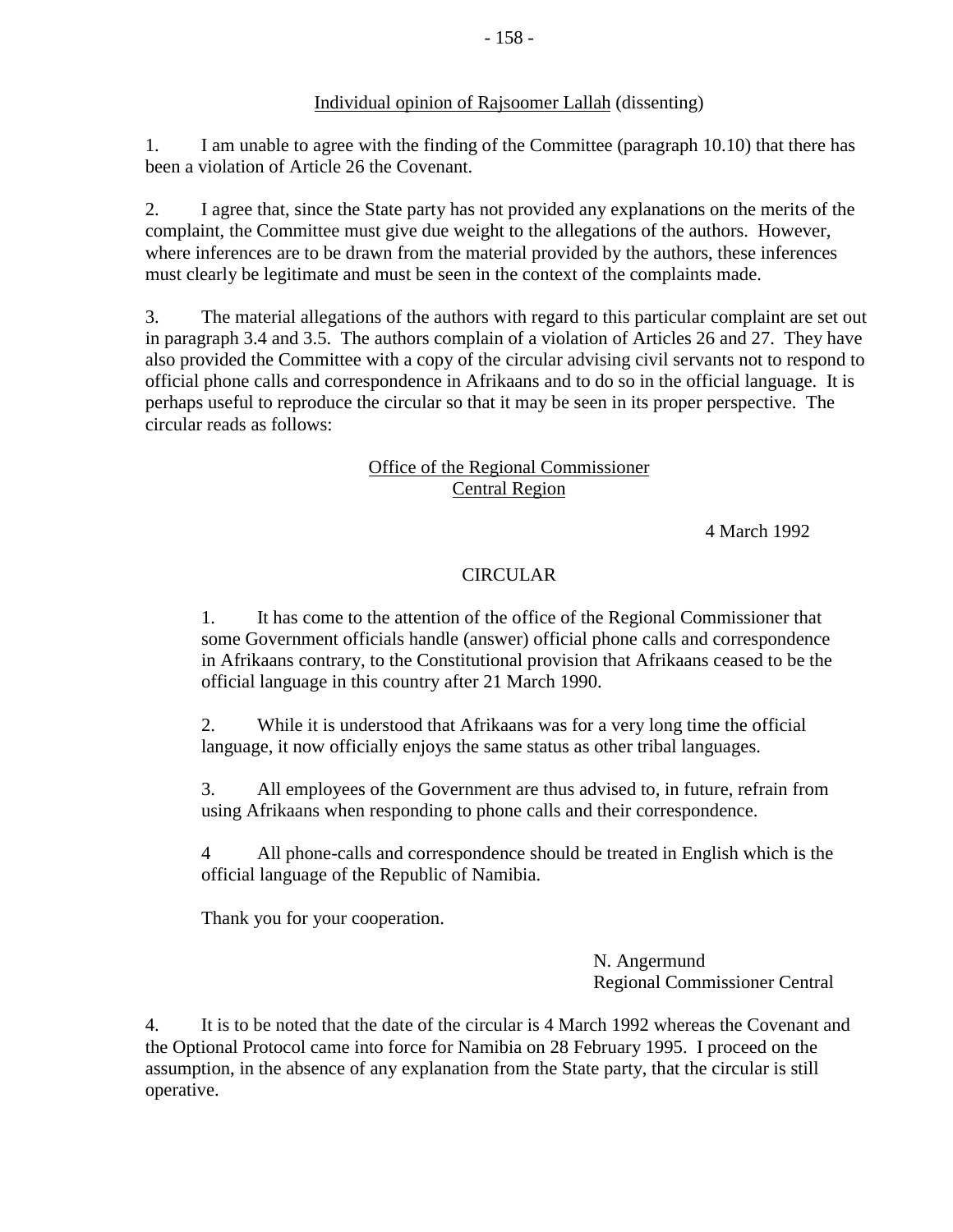Individual opinion of Rajsoomer Lallah (dissenting)

1. I am unable to agree with the finding of the Committee (paragraph 10.10) that there has been a violation of Article 26 the Covenant.

2. I agree that, since the State party has not provided any explanations on the merits of the complaint, the Committee must give due weight to the allegations of the authors. However, where inferences are to be drawn from the material provided by the authors, these inferences must clearly be legitimate and must be seen in the context of the complaints made.

3. The material allegations of the authors with regard to this particular complaint are set out in paragraph 3.4 and 3.5. The authors complain of a violation of Articles 26 and 27. They have also provided the Committee with a copy of the circular advising civil servants not to respond to official phone calls and correspondence in Afrikaans and to do so in the official language. It is perhaps useful to reproduce the circular so that it may be seen in its proper perspective. The circular reads as follows:

> Office of the Regional Commissioner
> Central Region
>
> 4 March 1992
>
> CIRCULAR
>
> 1. It has come to the attention of the office of the Regional Commissioner that some Government officials handle (answer) official phone calls and correspondence in Afrikaans contrary, to the Constitutional provision that Afrikaans ceased to be the official language in this country after 21 March 1990.
>
> 2. While it is understood that Afrikaans was for a very long time the official language, it now officially enjoys the same status as other tribal languages.
>
> 3. All employees of the Government are thus advised to, in future, refrain from using Afrikaans when responding to phone calls and their correspondence.
>
> 4 All phone-calls and correspondence should be treated in English which is the official language of the Republic of Namibia.
>
> Thank you for your cooperation.
>
> N. Angermund
> Regional Commissioner Central

4. It is to be noted that the date of the circular is 4 March 1992 whereas the Covenant and the Optional Protocol came into force for Namibia on 28 February 1995. I proceed on the assumption, in the absence of any explanation from the State party, that the circular is still operative.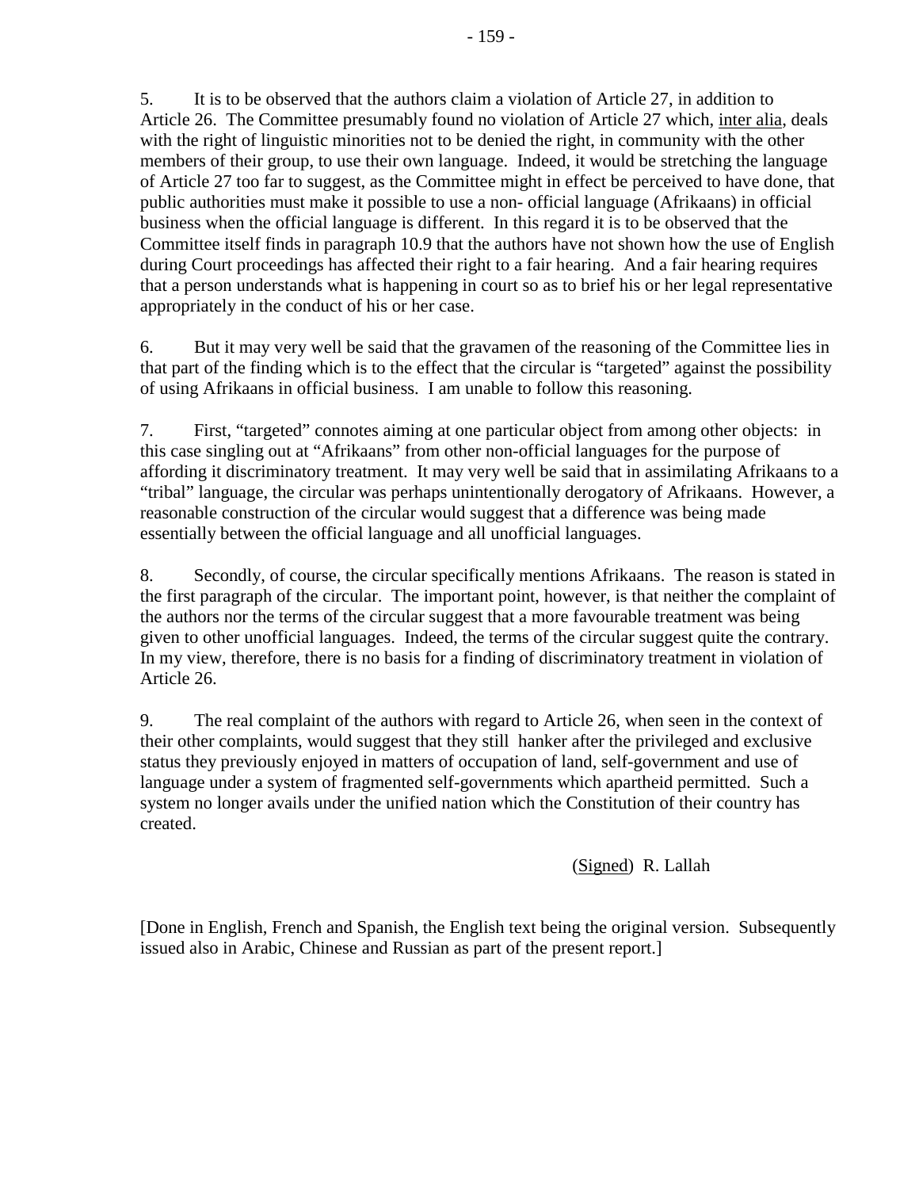5. It is to be observed that the authors claim a violation of Article 27, in addition to Article 26. The Committee presumably found no violation of Article 27 which, inter alia, deals with the right of linguistic minorities not to be denied the right, in community with the other members of their group, to use their own language. Indeed, it would be stretching the language of Article 27 too far to suggest, as the Committee might in effect be perceived to have done, that public authorities must make it possible to use a non- official language (Afrikaans) in official business when the official language is different. In this regard it is to be observed that the Committee itself finds in paragraph 10.9 that the authors have not shown how the use of English during Court proceedings has affected their right to a fair hearing. And a fair hearing requires that a person understands what is happening in court so as to brief his or her legal representative appropriately in the conduct of his or her case.

6. But it may very well be said that the gravamen of the reasoning of the Committee lies in that part of the finding which is to the effect that the circular is "targeted" against the possibility of using Afrikaans in official business. I am unable to follow this reasoning.

7. First, "targeted" connotes aiming at one particular object from among other objects: in this case singling out at "Afrikaans" from other non-official languages for the purpose of affording it discriminatory treatment. It may very well be said that in assimilating Afrikaans to a "tribal" language, the circular was perhaps unintentionally derogatory of Afrikaans. However, a reasonable construction of the circular would suggest that a difference was being made essentially between the official language and all unofficial languages.

8. Secondly, of course, the circular specifically mentions Afrikaans. The reason is stated in the first paragraph of the circular. The important point, however, is that neither the complaint of the authors nor the terms of the circular suggest that a more favourable treatment was being given to other unofficial languages. Indeed, the terms of the circular suggest quite the contrary. In my view, therefore, there is no basis for a finding of discriminatory treatment in violation of Article 26.

9. The real complaint of the authors with regard to Article 26, when seen in the context of their other complaints, would suggest that they still hanker after the privileged and exclusive status they previously enjoyed in matters of occupation of land, self-government and use of language under a system of fragmented self-governments which apartheid permitted. Such a system no longer avails under the unified nation which the Constitution of their country has created.

(Signed) R. Lallah

[Done in English, French and Spanish, the English text being the original version. Subsequently issued also in Arabic, Chinese and Russian as part of the present report.]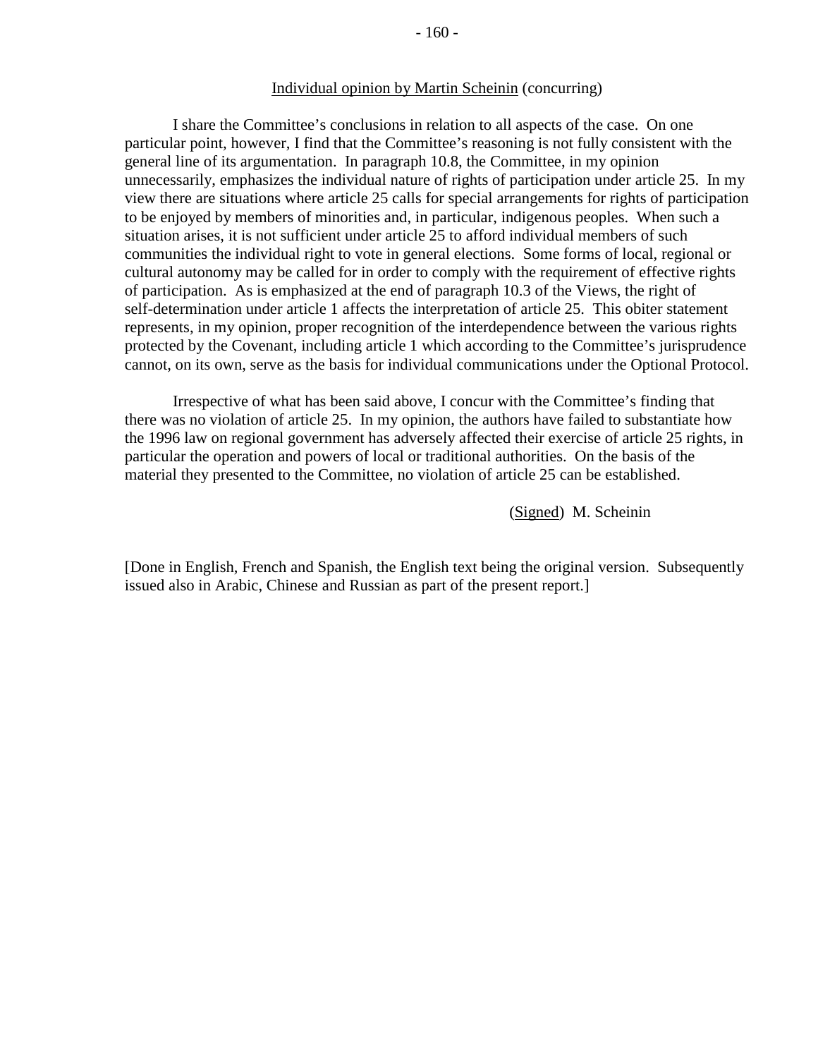Individual opinion by Martin Scheinin (concurring)

I share the Committee's conclusions in relation to all aspects of the case. On one particular point, however, I find that the Committee's reasoning is not fully consistent with the general line of its argumentation. In paragraph 10.8, the Committee, in my opinion unnecessarily, emphasizes the individual nature of rights of participation under article 25. In my view there are situations where article 25 calls for special arrangements for rights of participation to be enjoyed by members of minorities and, in particular, indigenous peoples. When such a situation arises, it is not sufficient under article 25 to afford individual members of such communities the individual right to vote in general elections. Some forms of local, regional or cultural autonomy may be called for in order to comply with the requirement of effective rights of participation. As is emphasized at the end of paragraph 10.3 of the Views, the right of self-determination under article 1 affects the interpretation of article 25. This obiter statement represents, in my opinion, proper recognition of the interdependence between the various rights protected by the Covenant, including article 1 which according to the Committee's jurisprudence cannot, on its own, serve as the basis for individual communications under the Optional Protocol.

Irrespective of what has been said above, I concur with the Committee's finding that there was no violation of article 25. In my opinion, the authors have failed to substantiate how the 1996 law on regional government has adversely affected their exercise of article 25 rights, in particular the operation and powers of local or traditional authorities. On the basis of the material they presented to the Committee, no violation of article 25 can be established.

(Signed) M. Scheinin

[Done in English, French and Spanish, the English text being the original version. Subsequently issued also in Arabic, Chinese and Russian as part of the present report.]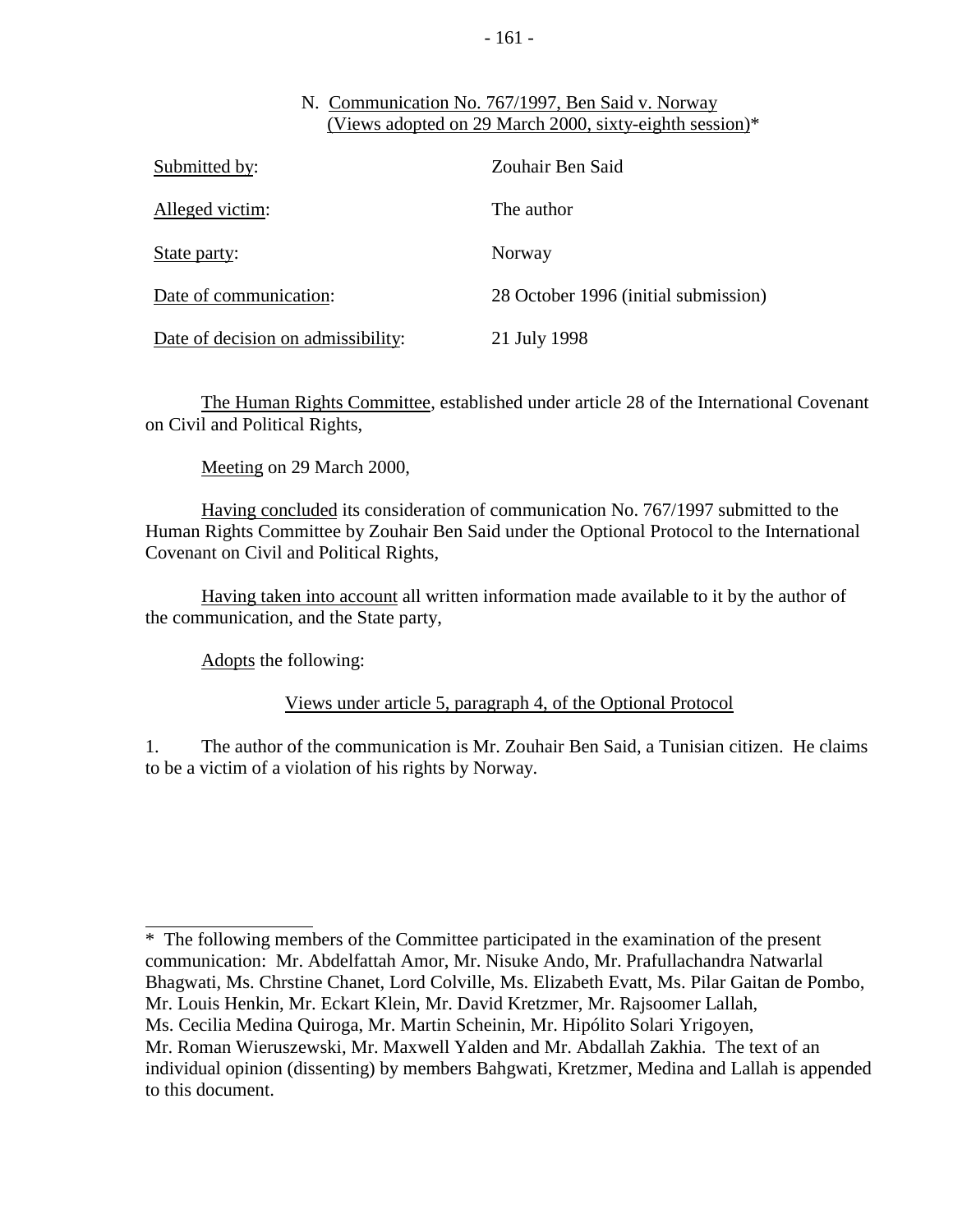## N. Communication No. 767/1997, Ben Said v. Norway (Views adopted on 29 March 2000, sixty-eighth session)*

| | |
|---|---|
| Submitted by: | Zouhair Ben Said |
| Alleged victim: | The author |
| State party: | Norway |
| Date of communication: | 28 October 1996 (initial submission) |
| Date of decision on admissibility: | 21 July 1998 |

The Human Rights Committee, established under article 28 of the International Covenant on Civil and Political Rights,

Meeting on 29 March 2000,

Having concluded its consideration of communication No. 767/1997 submitted to the Human Rights Committee by Zouhair Ben Said under the Optional Protocol to the International Covenant on Civil and Political Rights,

Having taken into account all written information made available to it by the author of the communication, and the State party,

Adopts the following:

### Views under article 5, paragraph 4, of the Optional Protocol

1. The author of the communication is Mr. Zouhair Ben Said, a Tunisian citizen. He claims to be a victim of a violation of his rights by Norway.

---

* The following members of the Committee participated in the examination of the present communication: Mr. Abdelfattah Amor, Mr. Nisuke Ando, Mr. Prafullachandra Natwarlal Bhagwati, Ms. Chrstine Chanet, Lord Colville, Ms. Elizabeth Evatt, Ms. Pilar Gaitan de Pombo, Mr. Louis Henkin, Mr. Eckart Klein, Mr. David Kretzmer, Mr. Rajsoomer Lallah, Ms. Cecilia Medina Quiroga, Mr. Martin Scheinin, Mr. Hipólito Solari Yrigoyen, Mr. Roman Wieruszewski, Mr. Maxwell Yalden and Mr. Abdallah Zakhia. The text of an individual opinion (dissenting) by members Bahgwati, Kretzmer, Medina and Lallah is appended to this document.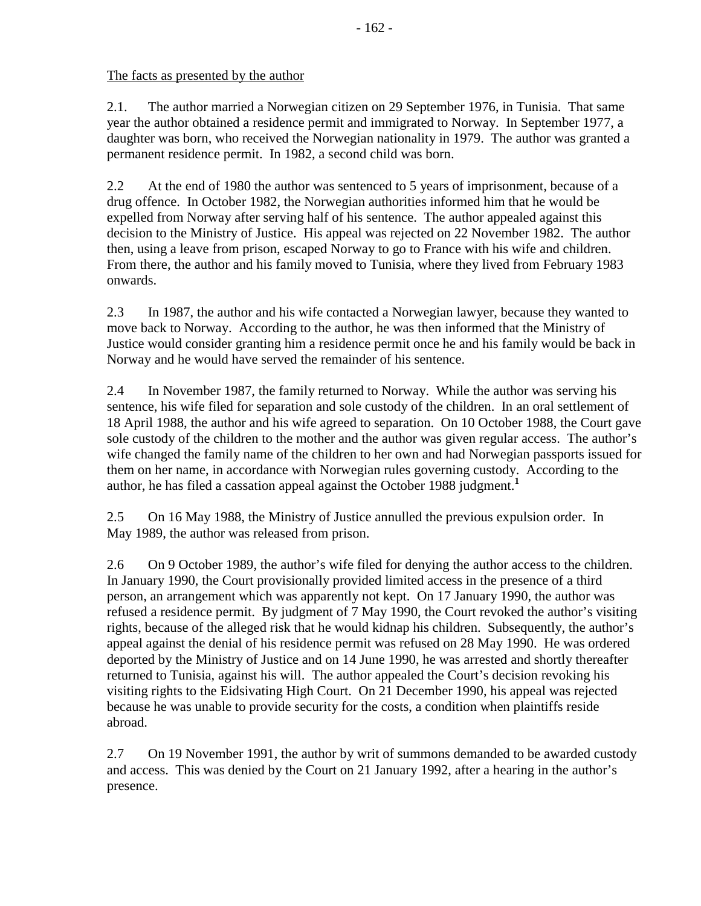The facts as presented by the author

2.1. The author married a Norwegian citizen on 29 September 1976, in Tunisia. That same year the author obtained a residence permit and immigrated to Norway. In September 1977, a daughter was born, who received the Norwegian nationality in 1979. The author was granted a permanent residence permit. In 1982, a second child was born.

2.2 At the end of 1980 the author was sentenced to 5 years of imprisonment, because of a drug offence. In October 1982, the Norwegian authorities informed him that he would be expelled from Norway after serving half of his sentence. The author appealed against this decision to the Ministry of Justice. His appeal was rejected on 22 November 1982. The author then, using a leave from prison, escaped Norway to go to France with his wife and children. From there, the author and his family moved to Tunisia, where they lived from February 1983 onwards.

2.3 In 1987, the author and his wife contacted a Norwegian lawyer, because they wanted to move back to Norway. According to the author, he was then informed that the Ministry of Justice would consider granting him a residence permit once he and his family would be back in Norway and he would have served the remainder of his sentence.

2.4 In November 1987, the family returned to Norway. While the author was serving his sentence, his wife filed for separation and sole custody of the children. In an oral settlement of 18 April 1988, the author and his wife agreed to separation. On 10 October 1988, the Court gave sole custody of the children to the mother and the author was given regular access. The author's wife changed the family name of the children to her own and had Norwegian passports issued for them on her name, in accordance with Norwegian rules governing custody. According to the author, he has filed a cassation appeal against the October 1988 judgment.[1]

2.5 On 16 May 1988, the Ministry of Justice annulled the previous expulsion order. In May 1989, the author was released from prison.

2.6 On 9 October 1989, the author's wife filed for denying the author access to the children. In January 1990, the Court provisionally provided limited access in the presence of a third person, an arrangement which was apparently not kept. On 17 January 1990, the author was refused a residence permit. By judgment of 7 May 1990, the Court revoked the author's visiting rights, because of the alleged risk that he would kidnap his children. Subsequently, the author's appeal against the denial of his residence permit was refused on 28 May 1990. He was ordered deported by the Ministry of Justice and on 14 June 1990, he was arrested and shortly thereafter returned to Tunisia, against his will. The author appealed the Court's decision revoking his visiting rights to the Eidsivating High Court. On 21 December 1990, his appeal was rejected because he was unable to provide security for the costs, a condition when plaintiffs reside abroad.

2.7 On 19 November 1991, the author by writ of summons demanded to be awarded custody and access. This was denied by the Court on 21 January 1992, after a hearing in the author's presence.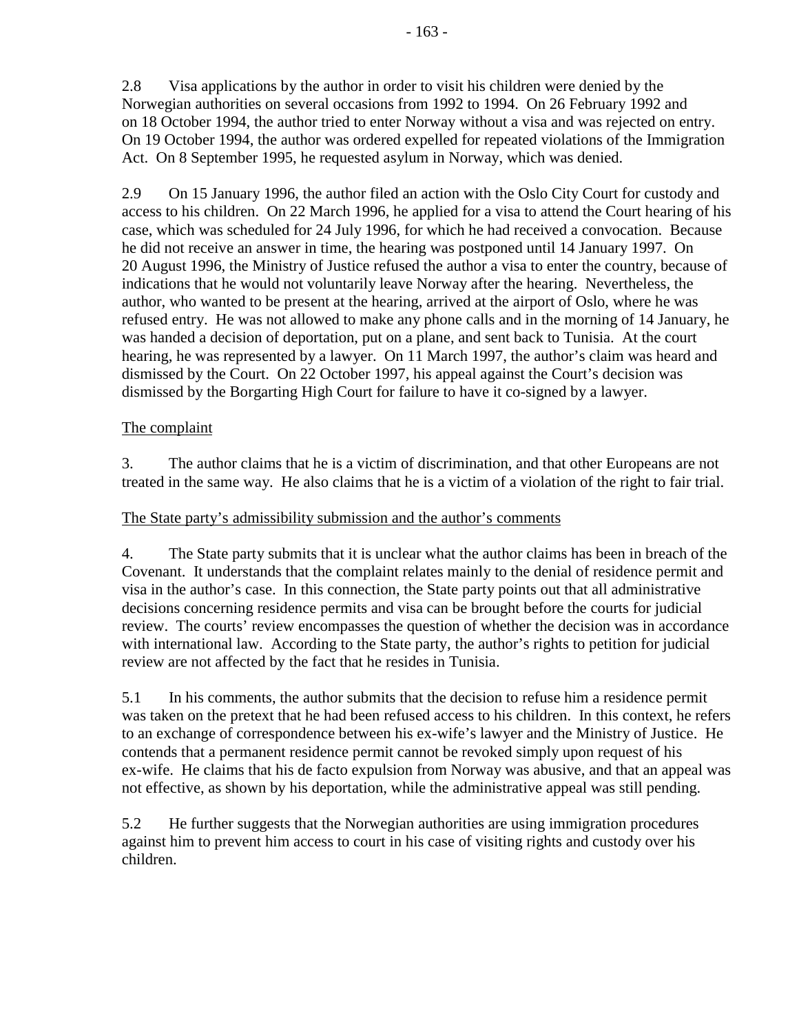2.8 Visa applications by the author in order to visit his children were denied by the Norwegian authorities on several occasions from 1992 to 1994. On 26 February 1992 and on 18 October 1994, the author tried to enter Norway without a visa and was rejected on entry. On 19 October 1994, the author was ordered expelled for repeated violations of the Immigration Act. On 8 September 1995, he requested asylum in Norway, which was denied.

2.9 On 15 January 1996, the author filed an action with the Oslo City Court for custody and access to his children. On 22 March 1996, he applied for a visa to attend the Court hearing of his case, which was scheduled for 24 July 1996, for which he had received a convocation. Because he did not receive an answer in time, the hearing was postponed until 14 January 1997. On 20 August 1996, the Ministry of Justice refused the author a visa to enter the country, because of indications that he would not voluntarily leave Norway after the hearing. Nevertheless, the author, who wanted to be present at the hearing, arrived at the airport of Oslo, where he was refused entry. He was not allowed to make any phone calls and in the morning of 14 January, he was handed a decision of deportation, put on a plane, and sent back to Tunisia. At the court hearing, he was represented by a lawyer. On 11 March 1997, the author's claim was heard and dismissed by the Court. On 22 October 1997, his appeal against the Court's decision was dismissed by the Borgarting High Court for failure to have it co-signed by a lawyer.

## The complaint

3. The author claims that he is a victim of discrimination, and that other Europeans are not treated in the same way. He also claims that he is a victim of a violation of the right to fair trial.

## The State party's admissibility submission and the author's comments

4. The State party submits that it is unclear what the author claims has been in breach of the Covenant. It understands that the complaint relates mainly to the denial of residence permit and visa in the author's case. In this connection, the State party points out that all administrative decisions concerning residence permits and visa can be brought before the courts for judicial review. The courts' review encompasses the question of whether the decision was in accordance with international law. According to the State party, the author's rights to petition for judicial review are not affected by the fact that he resides in Tunisia.

5.1 In his comments, the author submits that the decision to refuse him a residence permit was taken on the pretext that he had been refused access to his children. In this context, he refers to an exchange of correspondence between his ex-wife's lawyer and the Ministry of Justice. He contends that a permanent residence permit cannot be revoked simply upon request of his ex-wife. He claims that his de facto expulsion from Norway was abusive, and that an appeal was not effective, as shown by his deportation, while the administrative appeal was still pending.

5.2 He further suggests that the Norwegian authorities are using immigration procedures against him to prevent him access to court in his case of visiting rights and custody over his children.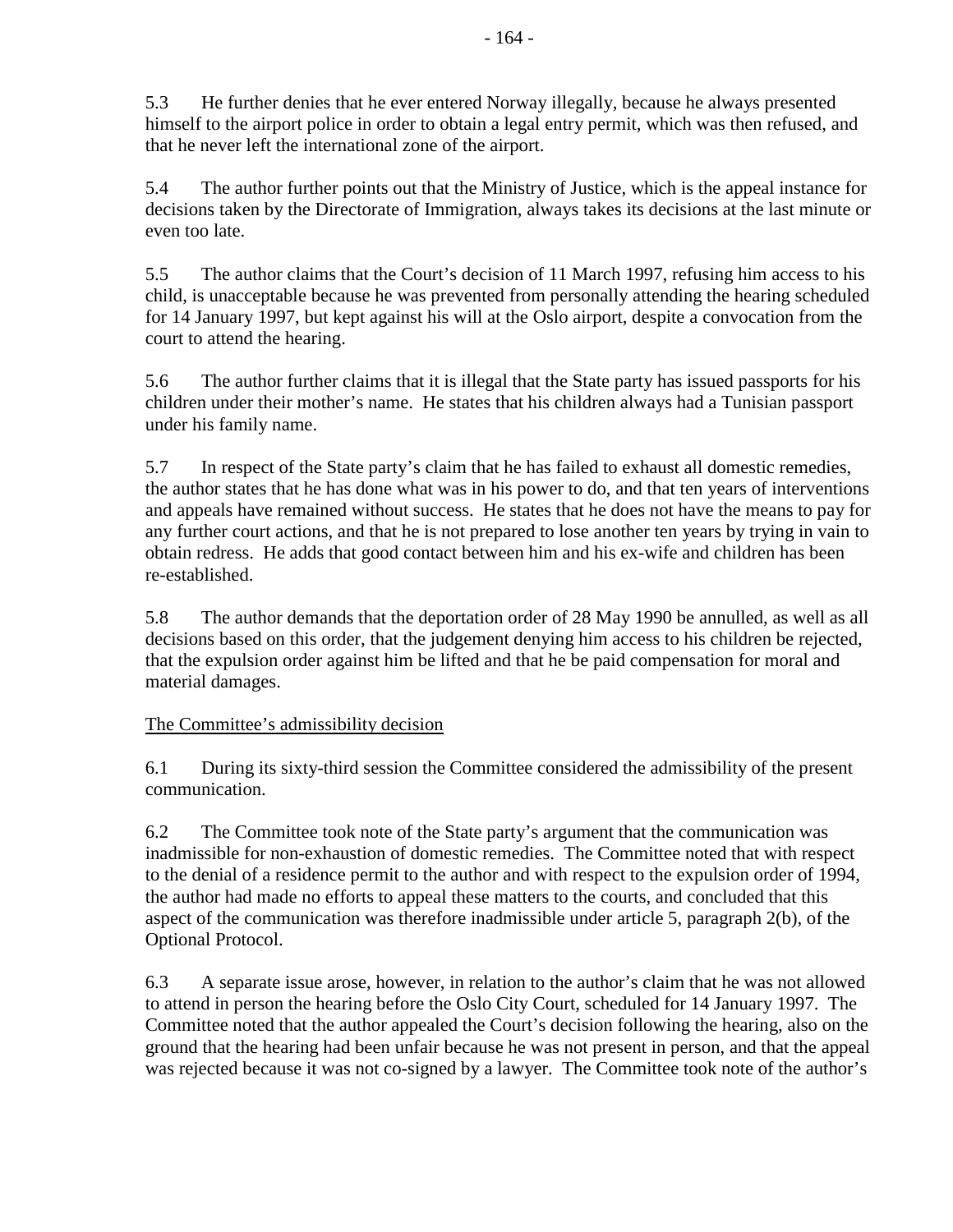5.3 He further denies that he ever entered Norway illegally, because he always presented himself to the airport police in order to obtain a legal entry permit, which was then refused, and that he never left the international zone of the airport.

5.4 The author further points out that the Ministry of Justice, which is the appeal instance for decisions taken by the Directorate of Immigration, always takes its decisions at the last minute or even too late.

5.5 The author claims that the Court's decision of 11 March 1997, refusing him access to his child, is unacceptable because he was prevented from personally attending the hearing scheduled for 14 January 1997, but kept against his will at the Oslo airport, despite a convocation from the court to attend the hearing.

5.6 The author further claims that it is illegal that the State party has issued passports for his children under their mother's name. He states that his children always had a Tunisian passport under his family name.

5.7 In respect of the State party's claim that he has failed to exhaust all domestic remedies, the author states that he has done what was in his power to do, and that ten years of interventions and appeals have remained without success. He states that he does not have the means to pay for any further court actions, and that he is not prepared to lose another ten years by trying in vain to obtain redress. He adds that good contact between him and his ex-wife and children has been re-established.

5.8 The author demands that the deportation order of 28 May 1990 be annulled, as well as all decisions based on this order, that the judgement denying him access to his children be rejected, that the expulsion order against him be lifted and that he be paid compensation for moral and material damages.

The Committee's admissibility decision

6.1 During its sixty-third session the Committee considered the admissibility of the present communication.

6.2 The Committee took note of the State party's argument that the communication was inadmissible for non-exhaustion of domestic remedies. The Committee noted that with respect to the denial of a residence permit to the author and with respect to the expulsion order of 1994, the author had made no efforts to appeal these matters to the courts, and concluded that this aspect of the communication was therefore inadmissible under article 5, paragraph 2(b), of the Optional Protocol.

6.3 A separate issue arose, however, in relation to the author's claim that he was not allowed to attend in person the hearing before the Oslo City Court, scheduled for 14 January 1997. The Committee noted that the author appealed the Court's decision following the hearing, also on the ground that the hearing had been unfair because he was not present in person, and that the appeal was rejected because it was not co-signed by a lawyer. The Committee took note of the author's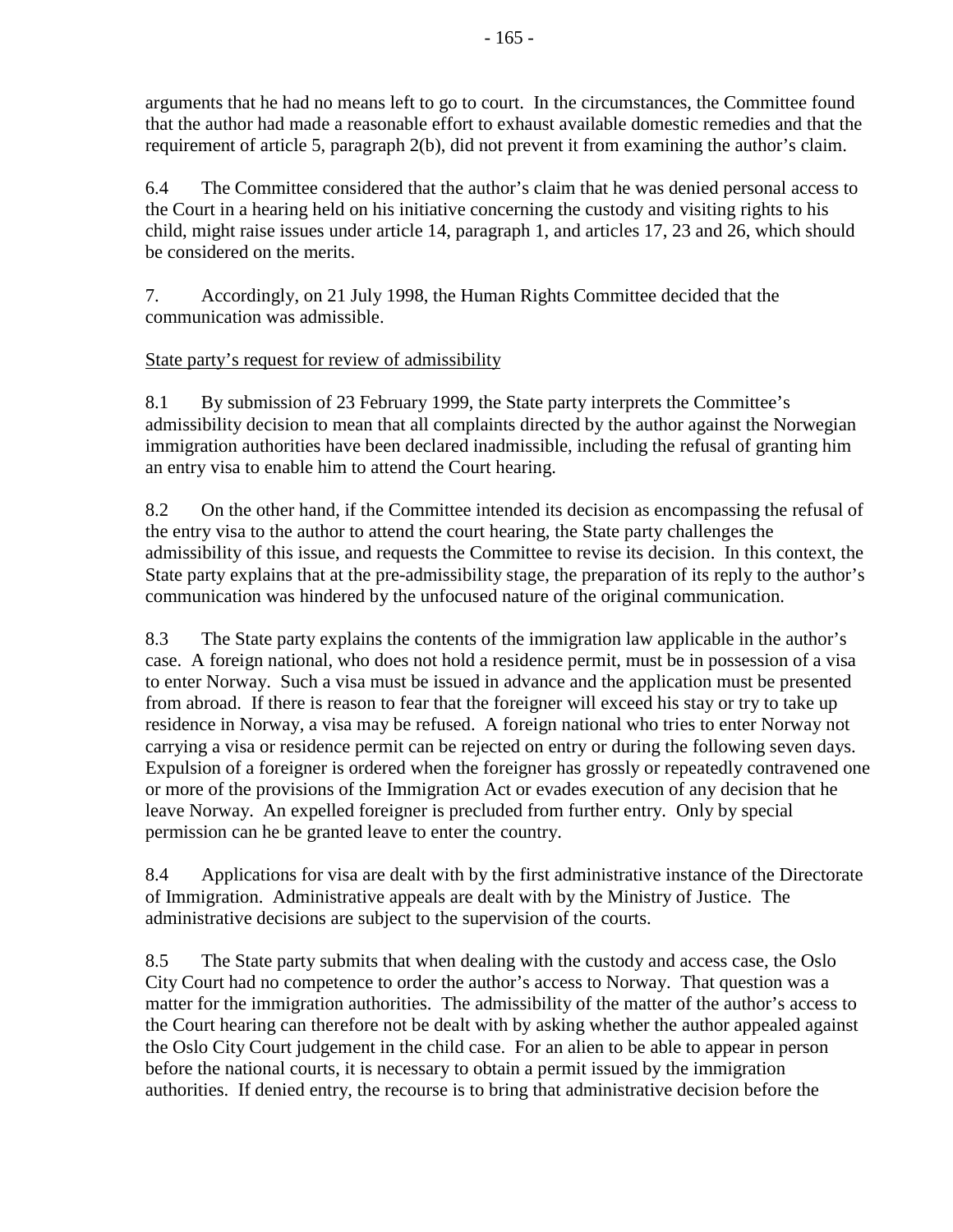arguments that he had no means left to go to court. In the circumstances, the Committee found that the author had made a reasonable effort to exhaust available domestic remedies and that the requirement of article 5, paragraph 2(b), did not prevent it from examining the author's claim.

6.4 The Committee considered that the author's claim that he was denied personal access to the Court in a hearing held on his initiative concerning the custody and visiting rights to his child, might raise issues under article 14, paragraph 1, and articles 17, 23 and 26, which should be considered on the merits.

7. Accordingly, on 21 July 1998, the Human Rights Committee decided that the communication was admissible.

State party's request for review of admissibility

8.1 By submission of 23 February 1999, the State party interprets the Committee's admissibility decision to mean that all complaints directed by the author against the Norwegian immigration authorities have been declared inadmissible, including the refusal of granting him an entry visa to enable him to attend the Court hearing.

8.2 On the other hand, if the Committee intended its decision as encompassing the refusal of the entry visa to the author to attend the court hearing, the State party challenges the admissibility of this issue, and requests the Committee to revise its decision. In this context, the State party explains that at the pre-admissibility stage, the preparation of its reply to the author's communication was hindered by the unfocused nature of the original communication.

8.3 The State party explains the contents of the immigration law applicable in the author's case. A foreign national, who does not hold a residence permit, must be in possession of a visa to enter Norway. Such a visa must be issued in advance and the application must be presented from abroad. If there is reason to fear that the foreigner will exceed his stay or try to take up residence in Norway, a visa may be refused. A foreign national who tries to enter Norway not carrying a visa or residence permit can be rejected on entry or during the following seven days. Expulsion of a foreigner is ordered when the foreigner has grossly or repeatedly contravened one or more of the provisions of the Immigration Act or evades execution of any decision that he leave Norway. An expelled foreigner is precluded from further entry. Only by special permission can he be granted leave to enter the country.

8.4 Applications for visa are dealt with by the first administrative instance of the Directorate of Immigration. Administrative appeals are dealt with by the Ministry of Justice. The administrative decisions are subject to the supervision of the courts.

8.5 The State party submits that when dealing with the custody and access case, the Oslo City Court had no competence to order the author's access to Norway. That question was a matter for the immigration authorities. The admissibility of the matter of the author's access to the Court hearing can therefore not be dealt with by asking whether the author appealed against the Oslo City Court judgement in the child case. For an alien to be able to appear in person before the national courts, it is necessary to obtain a permit issued by the immigration authorities. If denied entry, the recourse is to bring that administrative decision before the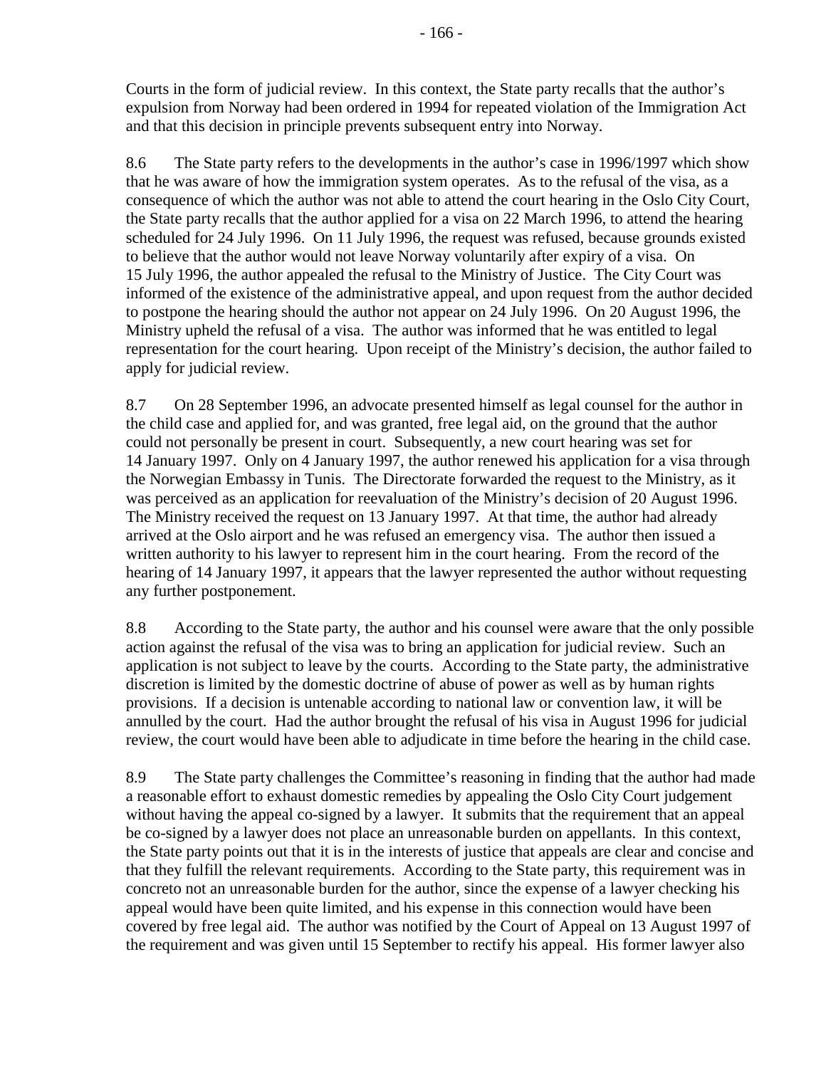Courts in the form of judicial review. In this context, the State party recalls that the author's expulsion from Norway had been ordered in 1994 for repeated violation of the Immigration Act and that this decision in principle prevents subsequent entry into Norway.

8.6 The State party refers to the developments in the author's case in 1996/1997 which show that he was aware of how the immigration system operates. As to the refusal of the visa, as a consequence of which the author was not able to attend the court hearing in the Oslo City Court, the State party recalls that the author applied for a visa on 22 March 1996, to attend the hearing scheduled for 24 July 1996. On 11 July 1996, the request was refused, because grounds existed to believe that the author would not leave Norway voluntarily after expiry of a visa. On 15 July 1996, the author appealed the refusal to the Ministry of Justice. The City Court was informed of the existence of the administrative appeal, and upon request from the author decided to postpone the hearing should the author not appear on 24 July 1996. On 20 August 1996, the Ministry upheld the refusal of a visa. The author was informed that he was entitled to legal representation for the court hearing. Upon receipt of the Ministry's decision, the author failed to apply for judicial review.

8.7 On 28 September 1996, an advocate presented himself as legal counsel for the author in the child case and applied for, and was granted, free legal aid, on the ground that the author could not personally be present in court. Subsequently, a new court hearing was set for 14 January 1997. Only on 4 January 1997, the author renewed his application for a visa through the Norwegian Embassy in Tunis. The Directorate forwarded the request to the Ministry, as it was perceived as an application for reevaluation of the Ministry's decision of 20 August 1996. The Ministry received the request on 13 January 1997. At that time, the author had already arrived at the Oslo airport and he was refused an emergency visa. The author then issued a written authority to his lawyer to represent him in the court hearing. From the record of the hearing of 14 January 1997, it appears that the lawyer represented the author without requesting any further postponement.

8.8 According to the State party, the author and his counsel were aware that the only possible action against the refusal of the visa was to bring an application for judicial review. Such an application is not subject to leave by the courts. According to the State party, the administrative discretion is limited by the domestic doctrine of abuse of power as well as by human rights provisions. If a decision is untenable according to national law or convention law, it will be annulled by the court. Had the author brought the refusal of his visa in August 1996 for judicial review, the court would have been able to adjudicate in time before the hearing in the child case.

8.9 The State party challenges the Committee's reasoning in finding that the author had made a reasonable effort to exhaust domestic remedies by appealing the Oslo City Court judgement without having the appeal co-signed by a lawyer. It submits that the requirement that an appeal be co-signed by a lawyer does not place an unreasonable burden on appellants. In this context, the State party points out that it is in the interests of justice that appeals are clear and concise and that they fulfill the relevant requirements. According to the State party, this requirement was in concreto not an unreasonable burden for the author, since the expense of a lawyer checking his appeal would have been quite limited, and his expense in this connection would have been covered by free legal aid. The author was notified by the Court of Appeal on 13 August 1997 of the requirement and was given until 15 September to rectify his appeal. His former lawyer also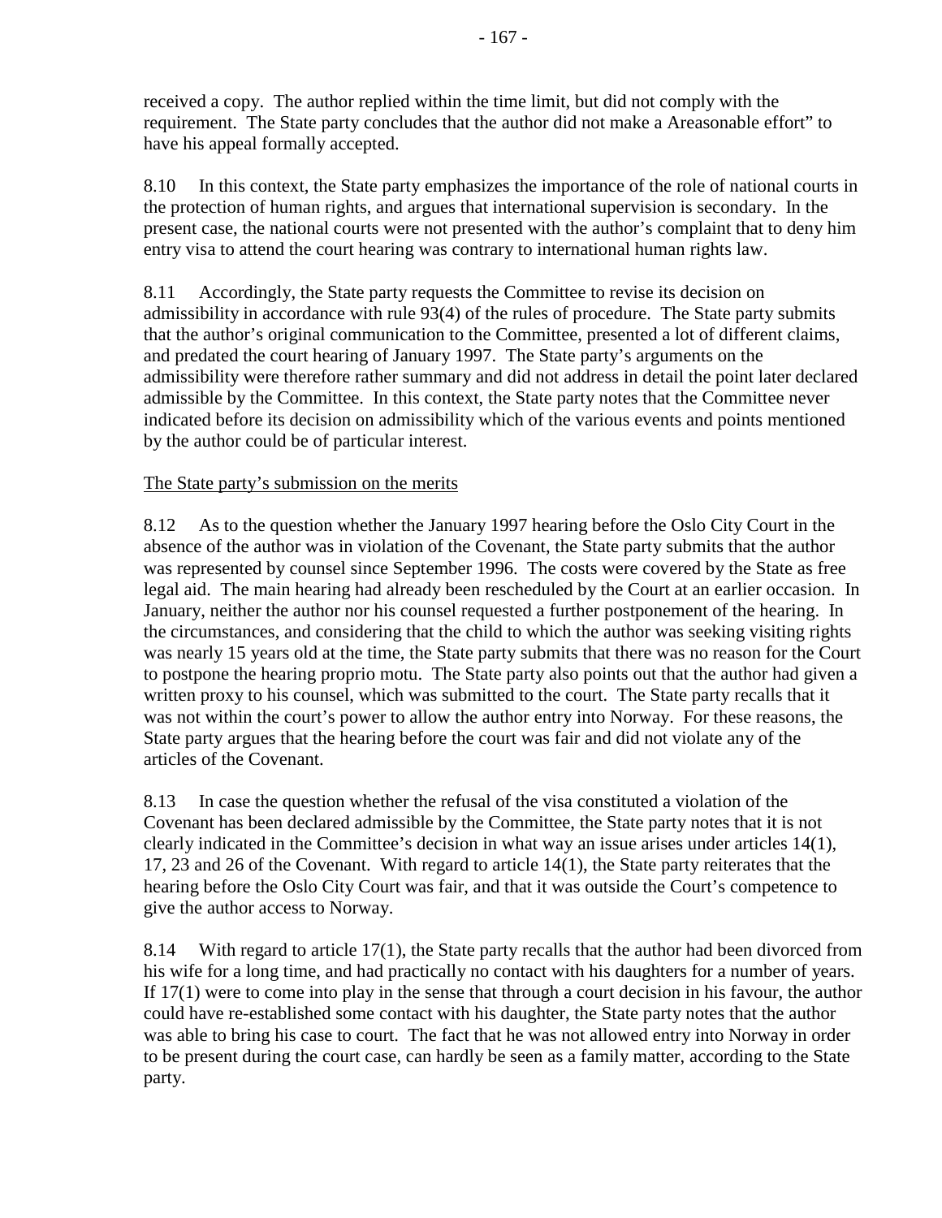received a copy. The author replied within the time limit, but did not comply with the requirement. The State party concludes that the author did not make a Areasonable effort" to have his appeal formally accepted.

8.10 In this context, the State party emphasizes the importance of the role of national courts in the protection of human rights, and argues that international supervision is secondary. In the present case, the national courts were not presented with the author's complaint that to deny him entry visa to attend the court hearing was contrary to international human rights law.

8.11 Accordingly, the State party requests the Committee to revise its decision on admissibility in accordance with rule 93(4) of the rules of procedure. The State party submits that the author's original communication to the Committee, presented a lot of different claims, and predated the court hearing of January 1997. The State party's arguments on the admissibility were therefore rather summary and did not address in detail the point later declared admissible by the Committee. In this context, the State party notes that the Committee never indicated before its decision on admissibility which of the various events and points mentioned by the author could be of particular interest.

The State party's submission on the merits

8.12 As to the question whether the January 1997 hearing before the Oslo City Court in the absence of the author was in violation of the Covenant, the State party submits that the author was represented by counsel since September 1996. The costs were covered by the State as free legal aid. The main hearing had already been rescheduled by the Court at an earlier occasion. In January, neither the author nor his counsel requested a further postponement of the hearing. In the circumstances, and considering that the child to which the author was seeking visiting rights was nearly 15 years old at the time, the State party submits that there was no reason for the Court to postpone the hearing proprio motu. The State party also points out that the author had given a written proxy to his counsel, which was submitted to the court. The State party recalls that it was not within the court's power to allow the author entry into Norway. For these reasons, the State party argues that the hearing before the court was fair and did not violate any of the articles of the Covenant.

8.13 In case the question whether the refusal of the visa constituted a violation of the Covenant has been declared admissible by the Committee, the State party notes that it is not clearly indicated in the Committee's decision in what way an issue arises under articles 14(1), 17, 23 and 26 of the Covenant. With regard to article 14(1), the State party reiterates that the hearing before the Oslo City Court was fair, and that it was outside the Court's competence to give the author access to Norway.

8.14 With regard to article 17(1), the State party recalls that the author had been divorced from his wife for a long time, and had practically no contact with his daughters for a number of years. If 17(1) were to come into play in the sense that through a court decision in his favour, the author could have re-established some contact with his daughter, the State party notes that the author was able to bring his case to court. The fact that he was not allowed entry into Norway in order to be present during the court case, can hardly be seen as a family matter, according to the State party.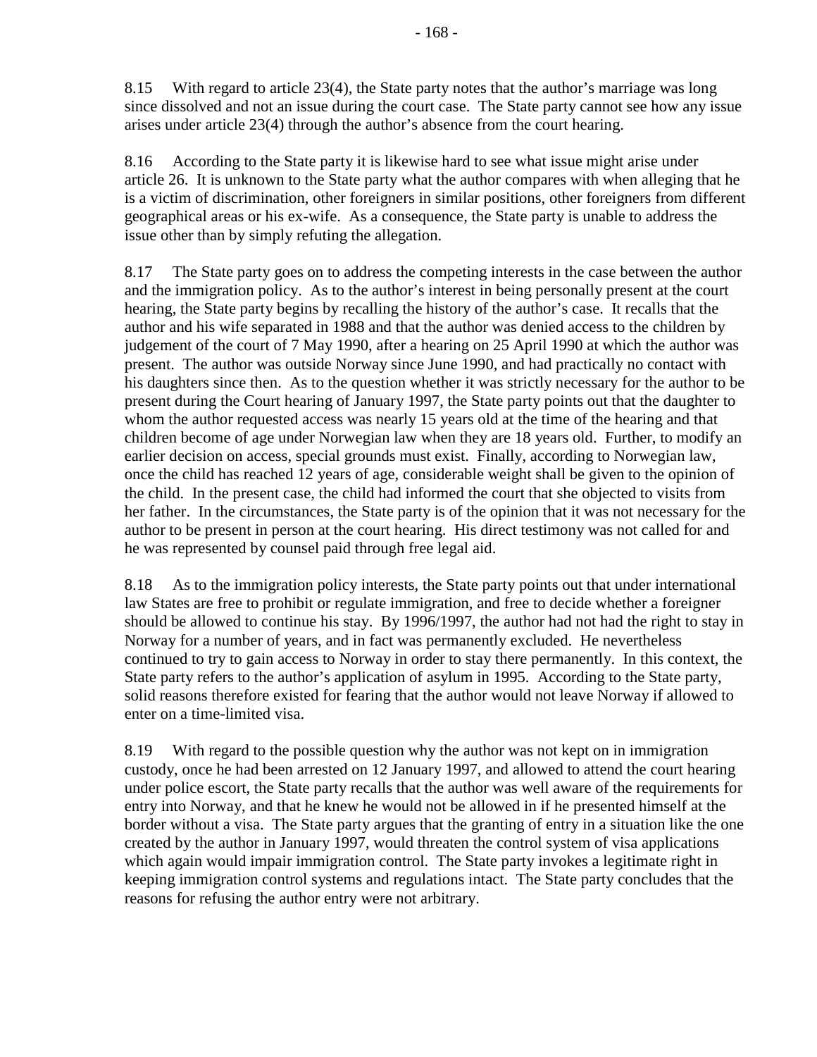8.15 With regard to article 23(4), the State party notes that the author's marriage was long since dissolved and not an issue during the court case. The State party cannot see how any issue arises under article 23(4) through the author's absence from the court hearing.

8.16 According to the State party it is likewise hard to see what issue might arise under article 26. It is unknown to the State party what the author compares with when alleging that he is a victim of discrimination, other foreigners in similar positions, other foreigners from different geographical areas or his ex-wife. As a consequence, the State party is unable to address the issue other than by simply refuting the allegation.

8.17 The State party goes on to address the competing interests in the case between the author and the immigration policy. As to the author's interest in being personally present at the court hearing, the State party begins by recalling the history of the author's case. It recalls that the author and his wife separated in 1988 and that the author was denied access to the children by judgement of the court of 7 May 1990, after a hearing on 25 April 1990 at which the author was present. The author was outside Norway since June 1990, and had practically no contact with his daughters since then. As to the question whether it was strictly necessary for the author to be present during the Court hearing of January 1997, the State party points out that the daughter to whom the author requested access was nearly 15 years old at the time of the hearing and that children become of age under Norwegian law when they are 18 years old. Further, to modify an earlier decision on access, special grounds must exist. Finally, according to Norwegian law, once the child has reached 12 years of age, considerable weight shall be given to the opinion of the child. In the present case, the child had informed the court that she objected to visits from her father. In the circumstances, the State party is of the opinion that it was not necessary for the author to be present in person at the court hearing. His direct testimony was not called for and he was represented by counsel paid through free legal aid.

8.18 As to the immigration policy interests, the State party points out that under international law States are free to prohibit or regulate immigration, and free to decide whether a foreigner should be allowed to continue his stay. By 1996/1997, the author had not had the right to stay in Norway for a number of years, and in fact was permanently excluded. He nevertheless continued to try to gain access to Norway in order to stay there permanently. In this context, the State party refers to the author's application of asylum in 1995. According to the State party, solid reasons therefore existed for fearing that the author would not leave Norway if allowed to enter on a time-limited visa.

8.19 With regard to the possible question why the author was not kept on in immigration custody, once he had been arrested on 12 January 1997, and allowed to attend the court hearing under police escort, the State party recalls that the author was well aware of the requirements for entry into Norway, and that he knew he would not be allowed in if he presented himself at the border without a visa. The State party argues that the granting of entry in a situation like the one created by the author in January 1997, would threaten the control system of visa applications which again would impair immigration control. The State party invokes a legitimate right in keeping immigration control systems and regulations intact. The State party concludes that the reasons for refusing the author entry were not arbitrary.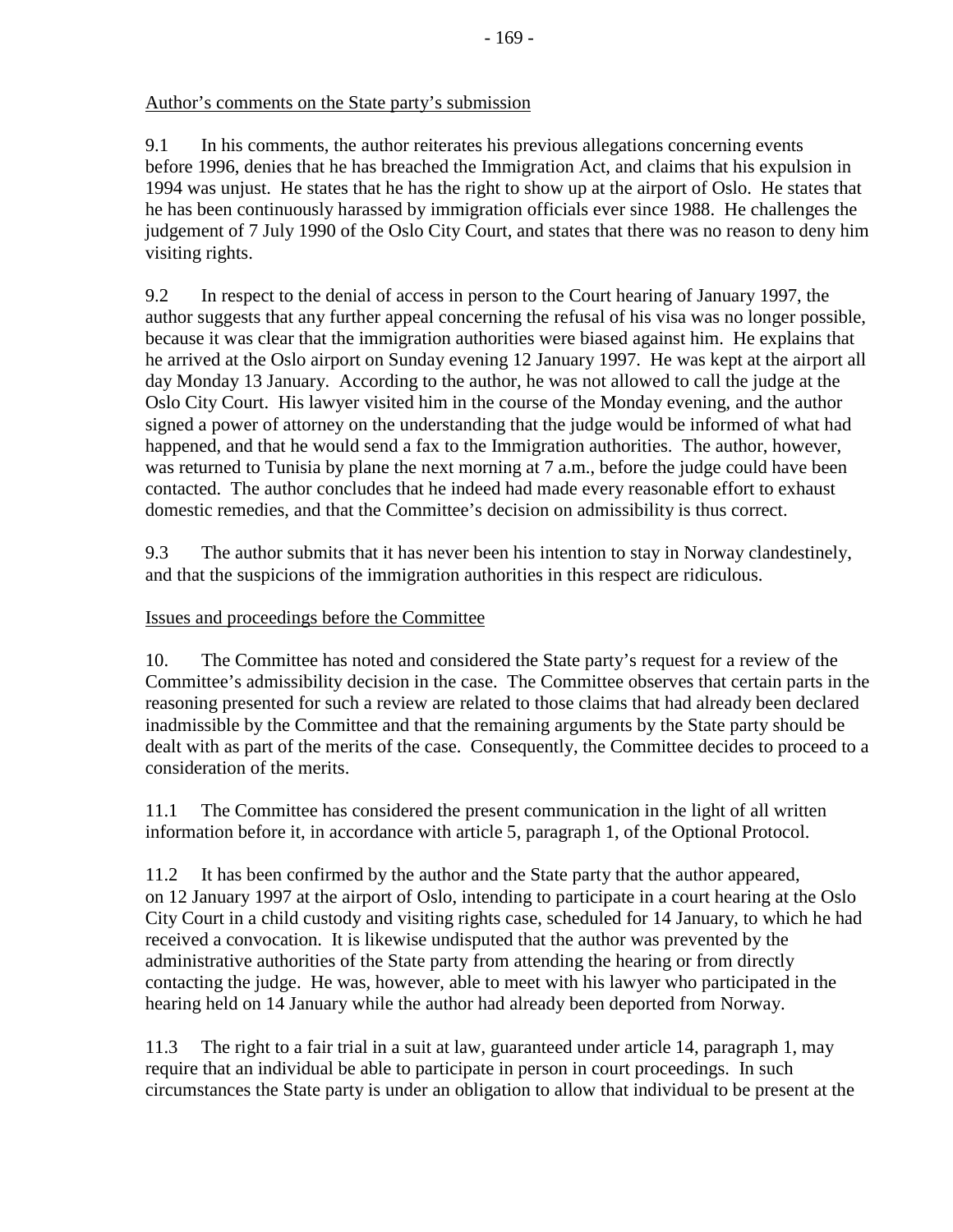Author's comments on the State party's submission

9.1 In his comments, the author reiterates his previous allegations concerning events before 1996, denies that he has breached the Immigration Act, and claims that his expulsion in 1994 was unjust. He states that he has the right to show up at the airport of Oslo. He states that he has been continuously harassed by immigration officials ever since 1988. He challenges the judgement of 7 July 1990 of the Oslo City Court, and states that there was no reason to deny him visiting rights.

9.2 In respect to the denial of access in person to the Court hearing of January 1997, the author suggests that any further appeal concerning the refusal of his visa was no longer possible, because it was clear that the immigration authorities were biased against him. He explains that he arrived at the Oslo airport on Sunday evening 12 January 1997. He was kept at the airport all day Monday 13 January. According to the author, he was not allowed to call the judge at the Oslo City Court. His lawyer visited him in the course of the Monday evening, and the author signed a power of attorney on the understanding that the judge would be informed of what had happened, and that he would send a fax to the Immigration authorities. The author, however, was returned to Tunisia by plane the next morning at 7 a.m., before the judge could have been contacted. The author concludes that he indeed had made every reasonable effort to exhaust domestic remedies, and that the Committee's decision on admissibility is thus correct.

9.3 The author submits that it has never been his intention to stay in Norway clandestinely, and that the suspicions of the immigration authorities in this respect are ridiculous.

Issues and proceedings before the Committee

10. The Committee has noted and considered the State party's request for a review of the Committee's admissibility decision in the case. The Committee observes that certain parts in the reasoning presented for such a review are related to those claims that had already been declared inadmissible by the Committee and that the remaining arguments by the State party should be dealt with as part of the merits of the case. Consequently, the Committee decides to proceed to a consideration of the merits.

11.1 The Committee has considered the present communication in the light of all written information before it, in accordance with article 5, paragraph 1, of the Optional Protocol.

11.2 It has been confirmed by the author and the State party that the author appeared, on 12 January 1997 at the airport of Oslo, intending to participate in a court hearing at the Oslo City Court in a child custody and visiting rights case, scheduled for 14 January, to which he had received a convocation. It is likewise undisputed that the author was prevented by the administrative authorities of the State party from attending the hearing or from directly contacting the judge. He was, however, able to meet with his lawyer who participated in the hearing held on 14 January while the author had already been deported from Norway.

11.3 The right to a fair trial in a suit at law, guaranteed under article 14, paragraph 1, may require that an individual be able to participate in person in court proceedings. In such circumstances the State party is under an obligation to allow that individual to be present at the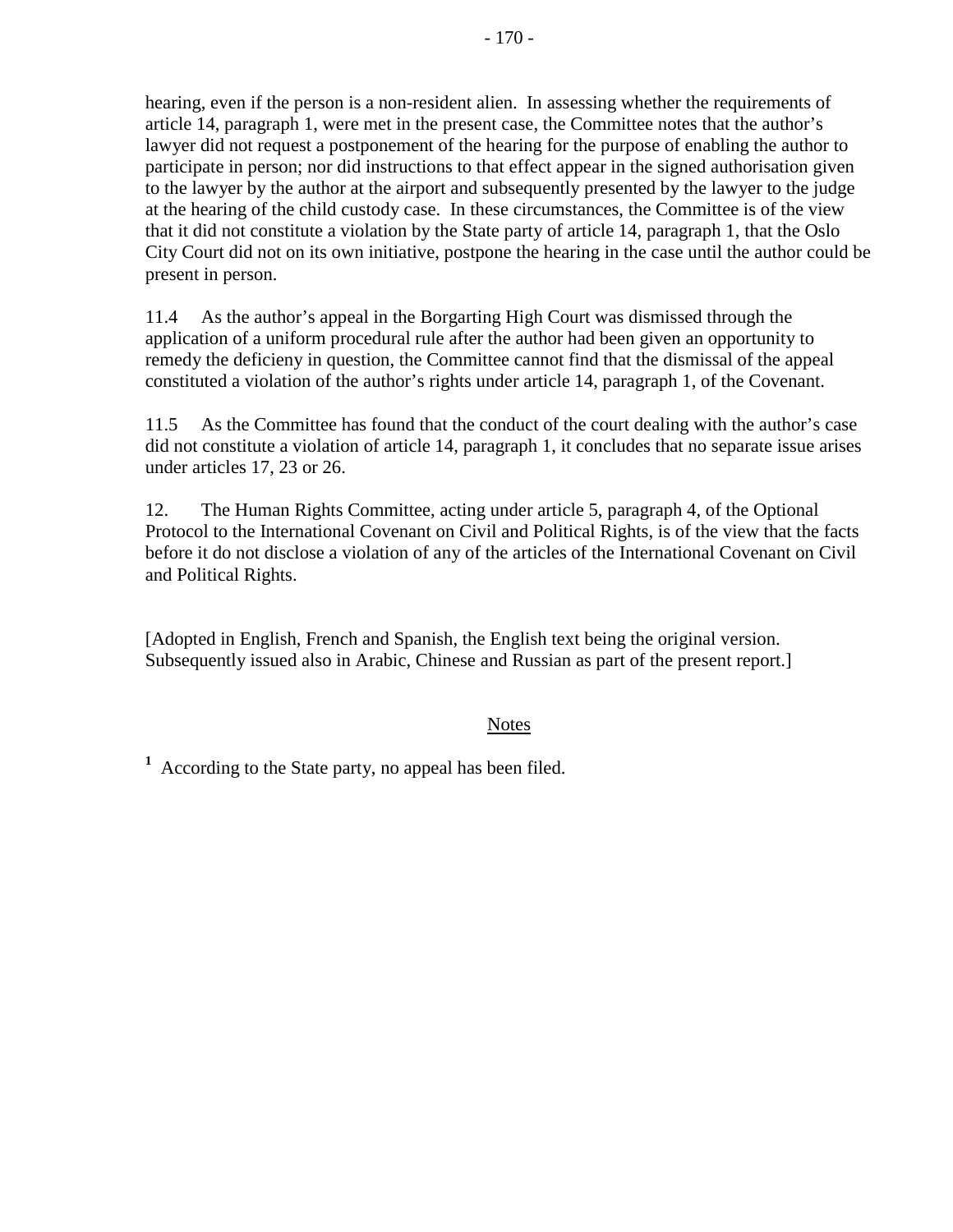hearing, even if the person is a non-resident alien. In assessing whether the requirements of article 14, paragraph 1, were met in the present case, the Committee notes that the author's lawyer did not request a postponement of the hearing for the purpose of enabling the author to participate in person; nor did instructions to that effect appear in the signed authorisation given to the lawyer by the author at the airport and subsequently presented by the lawyer to the judge at the hearing of the child custody case. In these circumstances, the Committee is of the view that it did not constitute a violation by the State party of article 14, paragraph 1, that the Oslo City Court did not on its own initiative, postpone the hearing in the case until the author could be present in person.

11.4 As the author's appeal in the Borgarting High Court was dismissed through the application of a uniform procedural rule after the author had been given an opportunity to remedy the deficieny in question, the Committee cannot find that the dismissal of the appeal constituted a violation of the author's rights under article 14, paragraph 1, of the Covenant.

11.5 As the Committee has found that the conduct of the court dealing with the author's case did not constitute a violation of article 14, paragraph 1, it concludes that no separate issue arises under articles 17, 23 or 26.

12. The Human Rights Committee, acting under article 5, paragraph 4, of the Optional Protocol to the International Covenant on Civil and Political Rights, is of the view that the facts before it do not disclose a violation of any of the articles of the International Covenant on Civil and Political Rights.

[Adopted in English, French and Spanish, the English text being the original version. Subsequently issued also in Arabic, Chinese and Russian as part of the present report.]

Notes

[1] According to the State party, no appeal has been filed.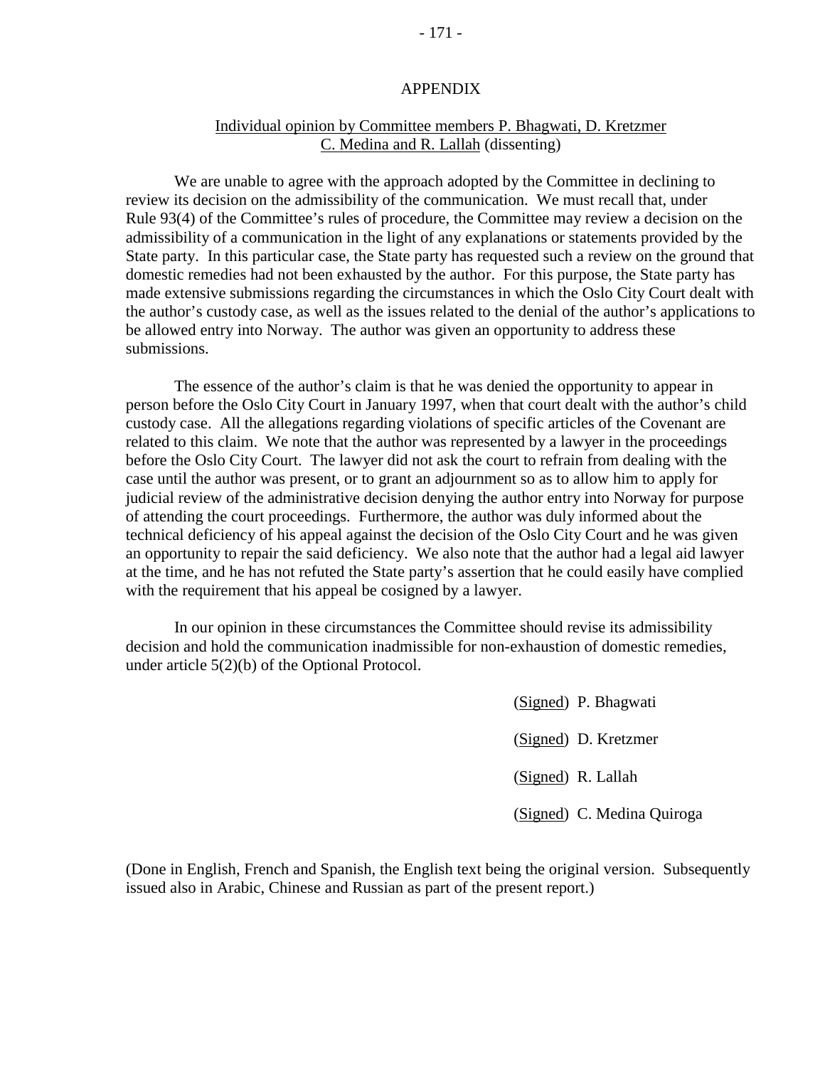## APPENDIX

Individual opinion by Committee members P. Bhagwati, D. Kretzmer C. Medina and R. Lallah (dissenting)

We are unable to agree with the approach adopted by the Committee in declining to review its decision on the admissibility of the communication. We must recall that, under Rule 93(4) of the Committee's rules of procedure, the Committee may review a decision on the admissibility of a communication in the light of any explanations or statements provided by the State party. In this particular case, the State party has requested such a review on the ground that domestic remedies had not been exhausted by the author. For this purpose, the State party has made extensive submissions regarding the circumstances in which the Oslo City Court dealt with the author's custody case, as well as the issues related to the denial of the author's applications to be allowed entry into Norway. The author was given an opportunity to address these submissions.

The essence of the author's claim is that he was denied the opportunity to appear in person before the Oslo City Court in January 1997, when that court dealt with the author's child custody case. All the allegations regarding violations of specific articles of the Covenant are related to this claim. We note that the author was represented by a lawyer in the proceedings before the Oslo City Court. The lawyer did not ask the court to refrain from dealing with the case until the author was present, or to grant an adjournment so as to allow him to apply for judicial review of the administrative decision denying the author entry into Norway for purpose of attending the court proceedings. Furthermore, the author was duly informed about the technical deficiency of his appeal against the decision of the Oslo City Court and he was given an opportunity to repair the said deficiency. We also note that the author had a legal aid lawyer at the time, and he has not refuted the State party's assertion that he could easily have complied with the requirement that his appeal be cosigned by a lawyer.

In our opinion in these circumstances the Committee should revise its admissibility decision and hold the communication inadmissible for non-exhaustion of domestic remedies, under article 5(2)(b) of the Optional Protocol.

(Signed) P. Bhagwati

(Signed) D. Kretzmer

(Signed) R. Lallah

(Signed) C. Medina Quiroga

(Done in English, French and Spanish, the English text being the original version. Subsequently issued also in Arabic, Chinese and Russian as part of the present report.)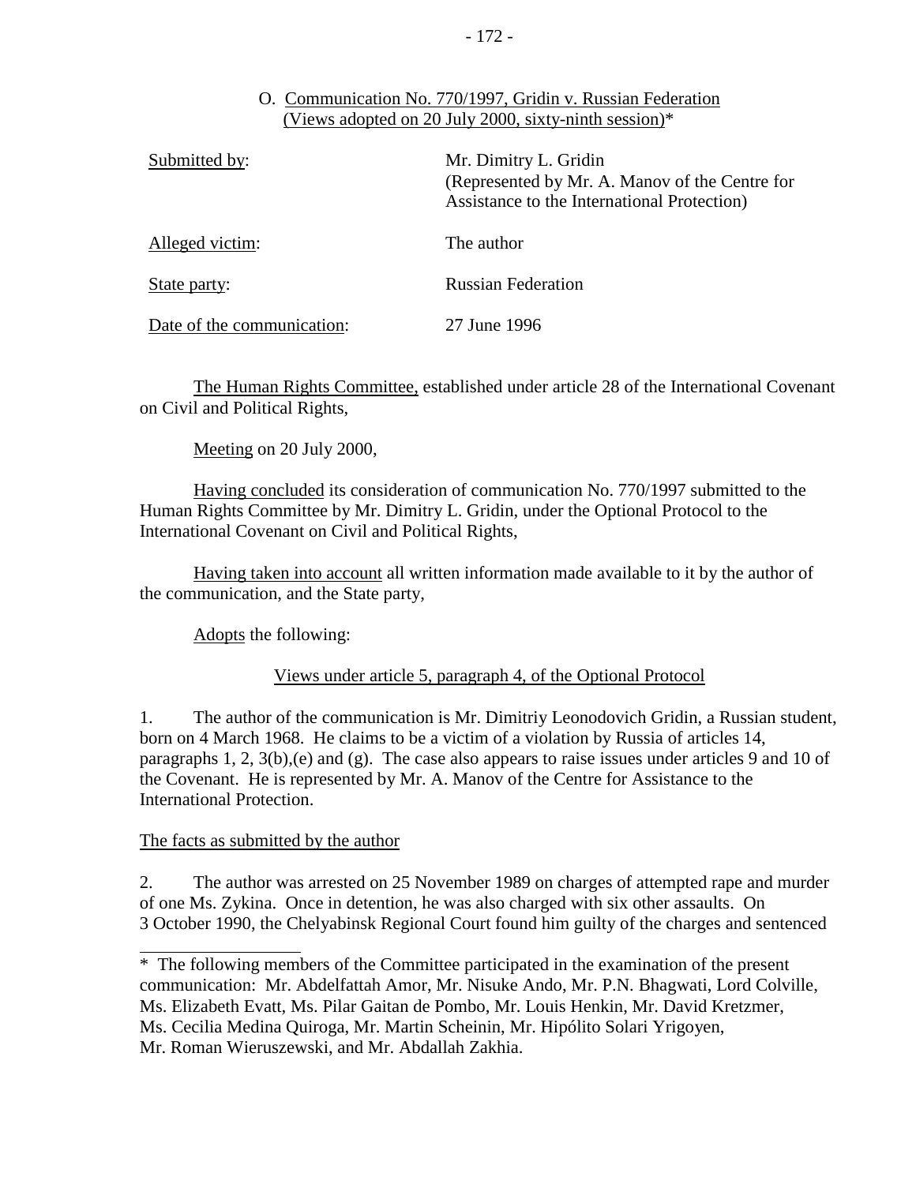## O. Communication No. 770/1997, Gridin v. Russian Federation (Views adopted on 20 July 2000, sixty-ninth session)*

| | |
|---|---|
| Submitted by: | Mr. Dimitry L. Gridin (Represented by Mr. A. Manov of the Centre for Assistance to the International Protection) |
| Alleged victim: | The author |
| State party: | Russian Federation |
| Date of the communication: | 27 June 1996 |

The Human Rights Committee, established under article 28 of the International Covenant on Civil and Political Rights,

Meeting on 20 July 2000,

Having concluded its consideration of communication No. 770/1997 submitted to the Human Rights Committee by Mr. Dimitry L. Gridin, under the Optional Protocol to the International Covenant on Civil and Political Rights,

Having taken into account all written information made available to it by the author of the communication, and the State party,

Adopts the following:

### Views under article 5, paragraph 4, of the Optional Protocol

1. The author of the communication is Mr. Dimitriy Leonodovich Gridin, a Russian student, born on 4 March 1968. He claims to be a victim of a violation by Russia of articles 14, paragraphs 1, 2, 3(b),(e) and (g). The case also appears to raise issues under articles 9 and 10 of the Covenant. He is represented by Mr. A. Manov of the Centre for Assistance to the International Protection.

#### The facts as submitted by the author

2. The author was arrested on 25 November 1989 on charges of attempted rape and murder of one Ms. Zykina. Once in detention, he was also charged with six other assaults. On 3 October 1990, the Chelyabinsk Regional Court found him guilty of the charges and sentenced

---

\* The following members of the Committee participated in the examination of the present communication: Mr. Abdelfattah Amor, Mr. Nisuke Ando, Mr. P.N. Bhagwati, Lord Colville, Ms. Elizabeth Evatt, Ms. Pilar Gaitan de Pombo, Mr. Louis Henkin, Mr. David Kretzmer, Ms. Cecilia Medina Quiroga, Mr. Martin Scheinin, Mr. Hipólito Solari Yrigoyen, Mr. Roman Wieruszewski, and Mr. Abdallah Zakhia.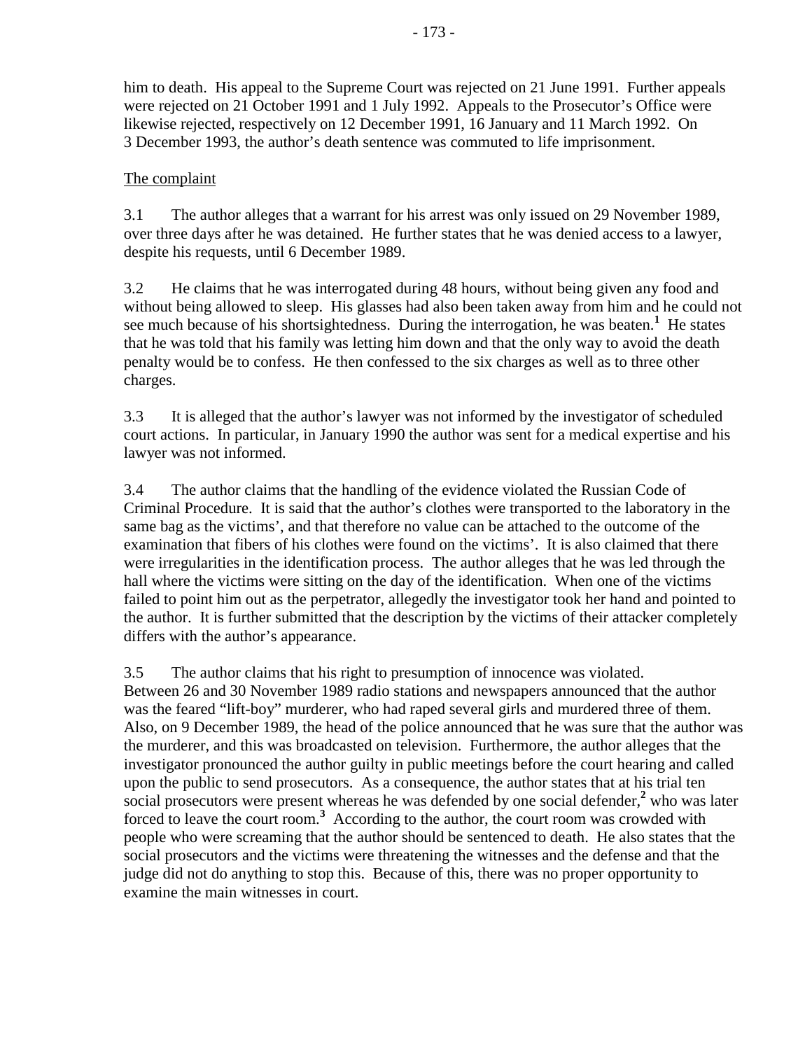him to death. His appeal to the Supreme Court was rejected on 21 June 1991. Further appeals were rejected on 21 October 1991 and 1 July 1992. Appeals to the Prosecutor's Office were likewise rejected, respectively on 12 December 1991, 16 January and 11 March 1992. On 3 December 1993, the author's death sentence was commuted to life imprisonment.

The complaint

3.1 The author alleges that a warrant for his arrest was only issued on 29 November 1989, over three days after he was detained. He further states that he was denied access to a lawyer, despite his requests, until 6 December 1989.

3.2 He claims that he was interrogated during 48 hours, without being given any food and without being allowed to sleep. His glasses had also been taken away from him and he could not see much because of his shortsightedness. During the interrogation, he was beaten.[1] He states that he was told that his family was letting him down and that the only way to avoid the death penalty would be to confess. He then confessed to the six charges as well as to three other charges.

3.3 It is alleged that the author's lawyer was not informed by the investigator of scheduled court actions. In particular, in January 1990 the author was sent for a medical expertise and his lawyer was not informed.

3.4 The author claims that the handling of the evidence violated the Russian Code of Criminal Procedure. It is said that the author's clothes were transported to the laboratory in the same bag as the victims', and that therefore no value can be attached to the outcome of the examination that fibers of his clothes were found on the victims'. It is also claimed that there were irregularities in the identification process. The author alleges that he was led through the hall where the victims were sitting on the day of the identification. When one of the victims failed to point him out as the perpetrator, allegedly the investigator took her hand and pointed to the author. It is further submitted that the description by the victims of their attacker completely differs with the author's appearance.

3.5 The author claims that his right to presumption of innocence was violated. Between 26 and 30 November 1989 radio stations and newspapers announced that the author was the feared "lift-boy" murderer, who had raped several girls and murdered three of them. Also, on 9 December 1989, the head of the police announced that he was sure that the author was the murderer, and this was broadcasted on television. Furthermore, the author alleges that the investigator pronounced the author guilty in public meetings before the court hearing and called upon the public to send prosecutors. As a consequence, the author states that at his trial ten social prosecutors were present whereas he was defended by one social defender,[2] who was later forced to leave the court room.[3] According to the author, the court room was crowded with people who were screaming that the author should be sentenced to death. He also states that the social prosecutors and the victims were threatening the witnesses and the defense and that the judge did not do anything to stop this. Because of this, there was no proper opportunity to examine the main witnesses in court.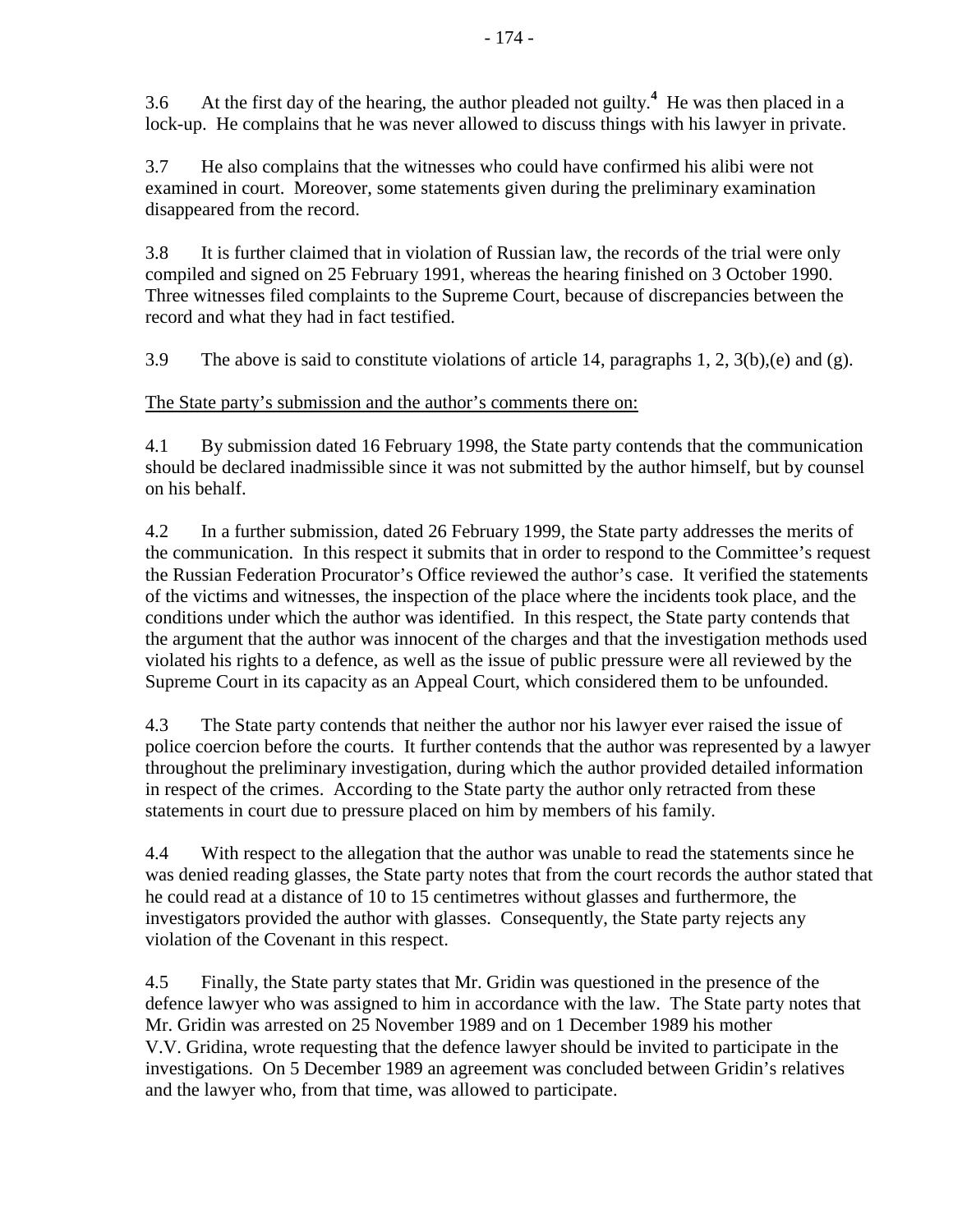3.6 At the first day of the hearing, the author pleaded not guilty.[4] He was then placed in a lock-up. He complains that he was never allowed to discuss things with his lawyer in private.

3.7 He also complains that the witnesses who could have confirmed his alibi were not examined in court. Moreover, some statements given during the preliminary examination disappeared from the record.

3.8 It is further claimed that in violation of Russian law, the records of the trial were only compiled and signed on 25 February 1991, whereas the hearing finished on 3 October 1990. Three witnesses filed complaints to the Supreme Court, because of discrepancies between the record and what they had in fact testified.

3.9 The above is said to constitute violations of article 14, paragraphs 1, 2, 3(b),(e) and (g).

The State party's submission and the author's comments there on:

4.1 By submission dated 16 February 1998, the State party contends that the communication should be declared inadmissible since it was not submitted by the author himself, but by counsel on his behalf.

4.2 In a further submission, dated 26 February 1999, the State party addresses the merits of the communication. In this respect it submits that in order to respond to the Committee's request the Russian Federation Procurator's Office reviewed the author's case. It verified the statements of the victims and witnesses, the inspection of the place where the incidents took place, and the conditions under which the author was identified. In this respect, the State party contends that the argument that the author was innocent of the charges and that the investigation methods used violated his rights to a defence, as well as the issue of public pressure were all reviewed by the Supreme Court in its capacity as an Appeal Court, which considered them to be unfounded.

4.3 The State party contends that neither the author nor his lawyer ever raised the issue of police coercion before the courts. It further contends that the author was represented by a lawyer throughout the preliminary investigation, during which the author provided detailed information in respect of the crimes. According to the State party the author only retracted from these statements in court due to pressure placed on him by members of his family.

4.4 With respect to the allegation that the author was unable to read the statements since he was denied reading glasses, the State party notes that from the court records the author stated that he could read at a distance of 10 to 15 centimetres without glasses and furthermore, the investigators provided the author with glasses. Consequently, the State party rejects any violation of the Covenant in this respect.

4.5 Finally, the State party states that Mr. Gridin was questioned in the presence of the defence lawyer who was assigned to him in accordance with the law. The State party notes that Mr. Gridin was arrested on 25 November 1989 and on 1 December 1989 his mother V.V. Gridina, wrote requesting that the defence lawyer should be invited to participate in the investigations. On 5 December 1989 an agreement was concluded between Gridin's relatives and the lawyer who, from that time, was allowed to participate.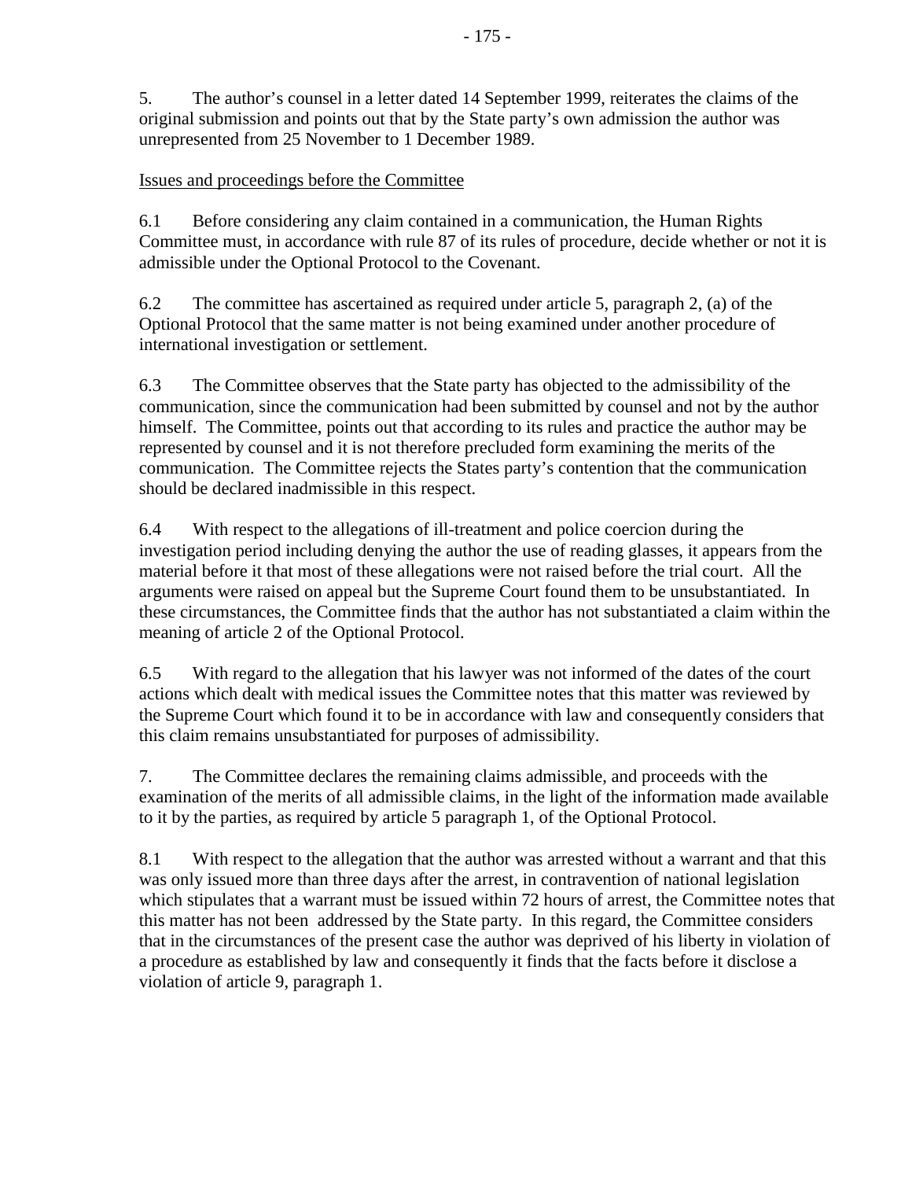5. The author's counsel in a letter dated 14 September 1999, reiterates the claims of the original submission and points out that by the State party's own admission the author was unrepresented from 25 November to 1 December 1989.

Issues and proceedings before the Committee

6.1 Before considering any claim contained in a communication, the Human Rights Committee must, in accordance with rule 87 of its rules of procedure, decide whether or not it is admissible under the Optional Protocol to the Covenant.

6.2 The committee has ascertained as required under article 5, paragraph 2, (a) of the Optional Protocol that the same matter is not being examined under another procedure of international investigation or settlement.

6.3 The Committee observes that the State party has objected to the admissibility of the communication, since the communication had been submitted by counsel and not by the author himself. The Committee, points out that according to its rules and practice the author may be represented by counsel and it is not therefore precluded form examining the merits of the communication. The Committee rejects the States party's contention that the communication should be declared inadmissible in this respect.

6.4 With respect to the allegations of ill-treatment and police coercion during the investigation period including denying the author the use of reading glasses, it appears from the material before it that most of these allegations were not raised before the trial court. All the arguments were raised on appeal but the Supreme Court found them to be unsubstantiated. In these circumstances, the Committee finds that the author has not substantiated a claim within the meaning of article 2 of the Optional Protocol.

6.5 With regard to the allegation that his lawyer was not informed of the dates of the court actions which dealt with medical issues the Committee notes that this matter was reviewed by the Supreme Court which found it to be in accordance with law and consequently considers that this claim remains unsubstantiated for purposes of admissibility.

7. The Committee declares the remaining claims admissible, and proceeds with the examination of the merits of all admissible claims, in the light of the information made available to it by the parties, as required by article 5 paragraph 1, of the Optional Protocol.

8.1 With respect to the allegation that the author was arrested without a warrant and that this was only issued more than three days after the arrest, in contravention of national legislation which stipulates that a warrant must be issued within 72 hours of arrest, the Committee notes that this matter has not been addressed by the State party. In this regard, the Committee considers that in the circumstances of the present case the author was deprived of his liberty in violation of a procedure as established by law and consequently it finds that the facts before it disclose a violation of article 9, paragraph 1.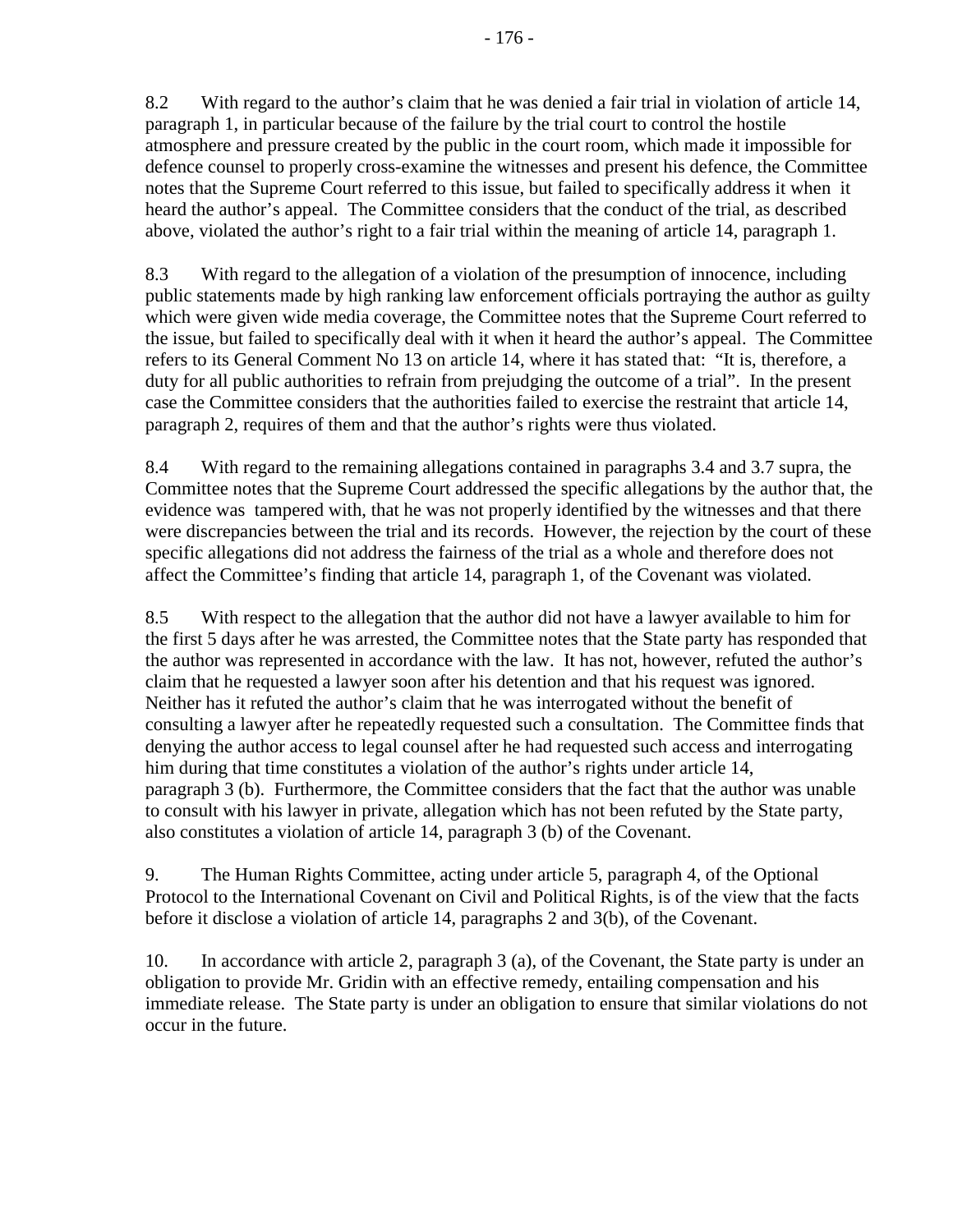8.2 With regard to the author's claim that he was denied a fair trial in violation of article 14, paragraph 1, in particular because of the failure by the trial court to control the hostile atmosphere and pressure created by the public in the court room, which made it impossible for defence counsel to properly cross-examine the witnesses and present his defence, the Committee notes that the Supreme Court referred to this issue, but failed to specifically address it when it heard the author's appeal. The Committee considers that the conduct of the trial, as described above, violated the author's right to a fair trial within the meaning of article 14, paragraph 1.

8.3 With regard to the allegation of a violation of the presumption of innocence, including public statements made by high ranking law enforcement officials portraying the author as guilty which were given wide media coverage, the Committee notes that the Supreme Court referred to the issue, but failed to specifically deal with it when it heard the author's appeal. The Committee refers to its General Comment No 13 on article 14, where it has stated that: "It is, therefore, a duty for all public authorities to refrain from prejudging the outcome of a trial". In the present case the Committee considers that the authorities failed to exercise the restraint that article 14, paragraph 2, requires of them and that the author's rights were thus violated.

8.4 With regard to the remaining allegations contained in paragraphs 3.4 and 3.7 supra, the Committee notes that the Supreme Court addressed the specific allegations by the author that, the evidence was tampered with, that he was not properly identified by the witnesses and that there were discrepancies between the trial and its records. However, the rejection by the court of these specific allegations did not address the fairness of the trial as a whole and therefore does not affect the Committee's finding that article 14, paragraph 1, of the Covenant was violated.

8.5 With respect to the allegation that the author did not have a lawyer available to him for the first 5 days after he was arrested, the Committee notes that the State party has responded that the author was represented in accordance with the law. It has not, however, refuted the author's claim that he requested a lawyer soon after his detention and that his request was ignored. Neither has it refuted the author's claim that he was interrogated without the benefit of consulting a lawyer after he repeatedly requested such a consultation. The Committee finds that denying the author access to legal counsel after he had requested such access and interrogating him during that time constitutes a violation of the author's rights under article 14, paragraph 3 (b). Furthermore, the Committee considers that the fact that the author was unable to consult with his lawyer in private, allegation which has not been refuted by the State party, also constitutes a violation of article 14, paragraph 3 (b) of the Covenant.

9. The Human Rights Committee, acting under article 5, paragraph 4, of the Optional Protocol to the International Covenant on Civil and Political Rights, is of the view that the facts before it disclose a violation of article 14, paragraphs 2 and 3(b), of the Covenant.

10. In accordance with article 2, paragraph 3 (a), of the Covenant, the State party is under an obligation to provide Mr. Gridin with an effective remedy, entailing compensation and his immediate release. The State party is under an obligation to ensure that similar violations do not occur in the future.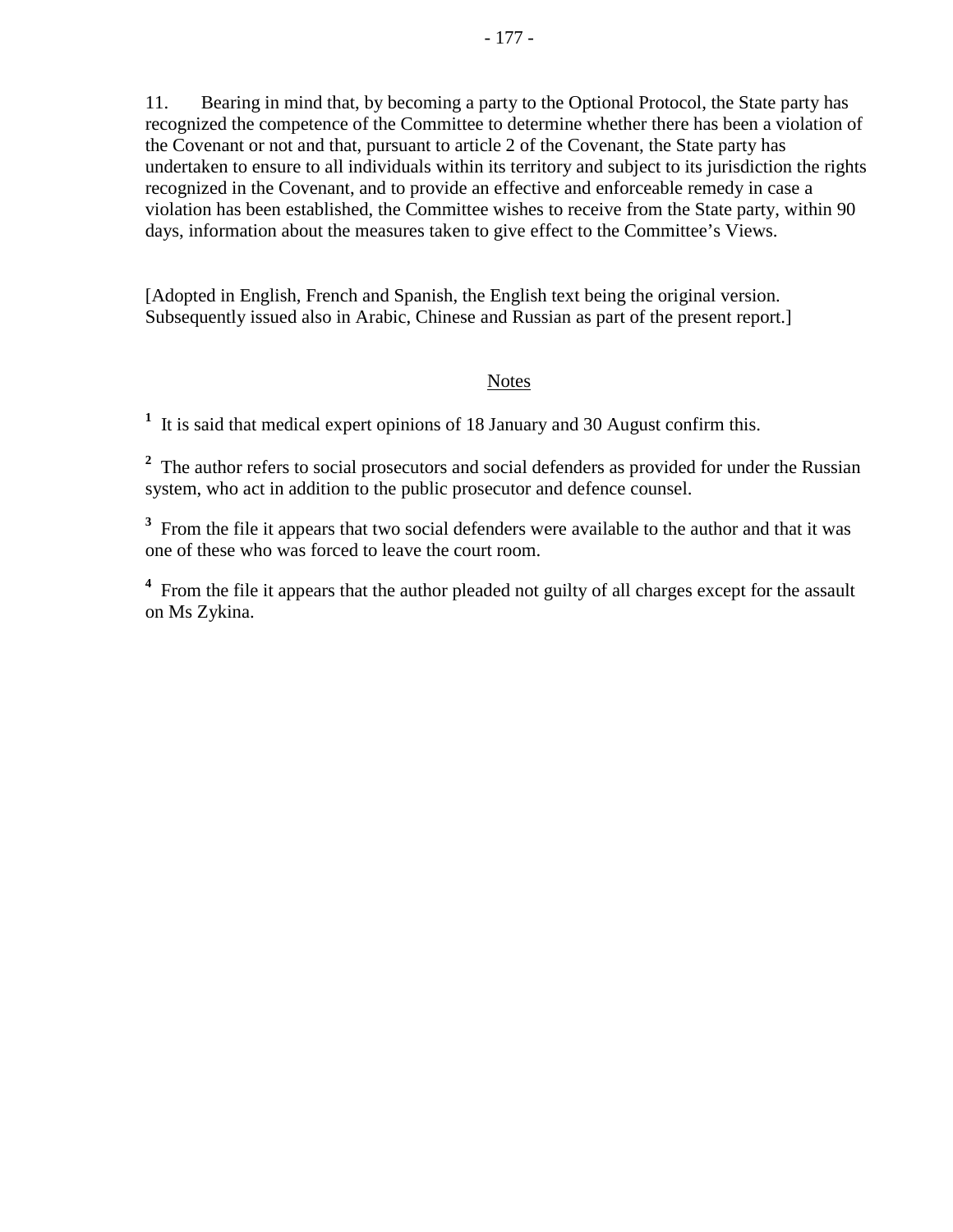11. Bearing in mind that, by becoming a party to the Optional Protocol, the State party has recognized the competence of the Committee to determine whether there has been a violation of the Covenant or not and that, pursuant to article 2 of the Covenant, the State party has undertaken to ensure to all individuals within its territory and subject to its jurisdiction the rights recognized in the Covenant, and to provide an effective and enforceable remedy in case a violation has been established, the Committee wishes to receive from the State party, within 90 days, information about the measures taken to give effect to the Committee's Views.

[Adopted in English, French and Spanish, the English text being the original version. Subsequently issued also in Arabic, Chinese and Russian as part of the present report.]

## Notes

[1] It is said that medical expert opinions of 18 January and 30 August confirm this.

[2] The author refers to social prosecutors and social defenders as provided for under the Russian system, who act in addition to the public prosecutor and defence counsel.

[3] From the file it appears that two social defenders were available to the author and that it was one of these who was forced to leave the court room.

[4] From the file it appears that the author pleaded not guilty of all charges except for the assault on Ms Zykina.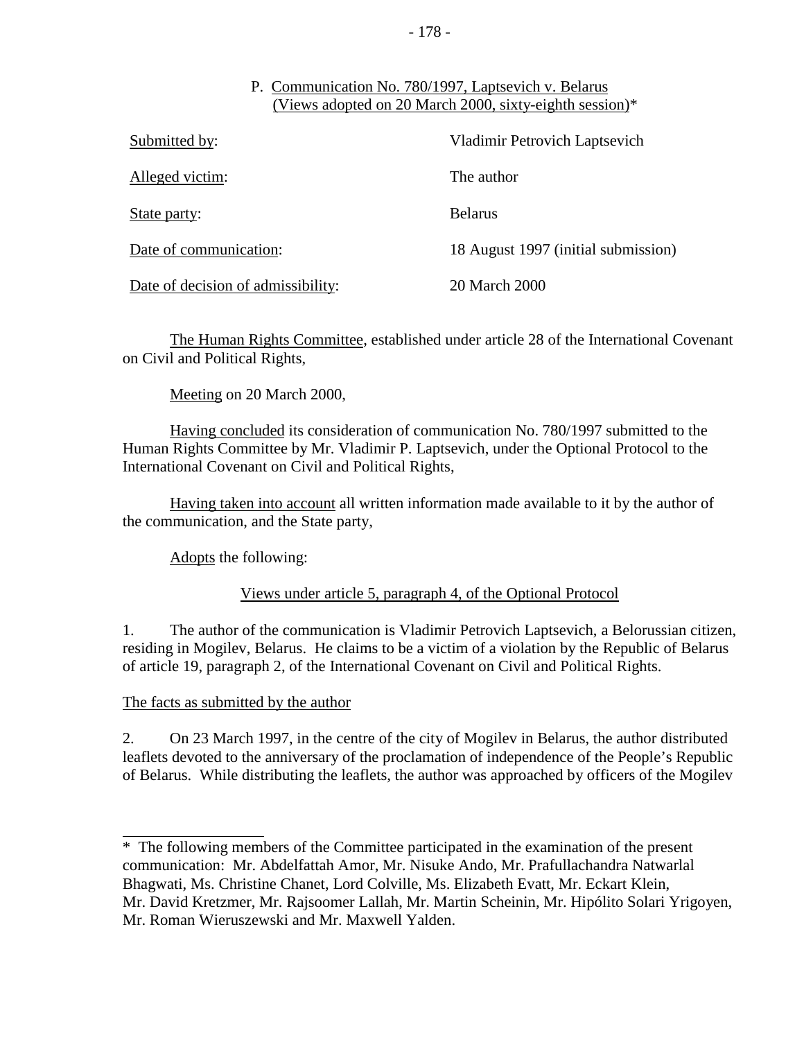P. Communication No. 780/1997, Laptsevich v. Belarus
(Views adopted on 20 March 2000, sixty-eighth session)*

| Submitted by: | Vladimir Petrovich Laptsevich |
| --- | --- |
| Alleged victim: | The author |
| State party: | Belarus |
| Date of communication: | 18 August 1997 (initial submission) |
| Date of decision of admissibility: | 20 March 2000 |

The Human Rights Committee, established under article 28 of the International Covenant on Civil and Political Rights,

Meeting on 20 March 2000,

Having concluded its consideration of communication No. 780/1997 submitted to the Human Rights Committee by Mr. Vladimir P. Laptsevich, under the Optional Protocol to the International Covenant on Civil and Political Rights,

Having taken into account all written information made available to it by the author of the communication, and the State party,

Adopts the following:

Views under article 5, paragraph 4, of the Optional Protocol

1. The author of the communication is Vladimir Petrovich Laptsevich, a Belorussian citizen, residing in Mogilev, Belarus. He claims to be a victim of a violation by the Republic of Belarus of article 19, paragraph 2, of the International Covenant on Civil and Political Rights.

The facts as submitted by the author

2. On 23 March 1997, in the centre of the city of Mogilev in Belarus, the author distributed leaflets devoted to the anniversary of the proclamation of independence of the People's Republic of Belarus. While distributing the leaflets, the author was approached by officers of the Mogilev

---

* The following members of the Committee participated in the examination of the present communication: Mr. Abdelfattah Amor, Mr. Nisuke Ando, Mr. Prafullachandra Natwarlal Bhagwati, Ms. Christine Chanet, Lord Colville, Ms. Elizabeth Evatt, Mr. Eckart Klein, Mr. David Kretzmer, Mr. Rajsoomer Lallah, Mr. Martin Scheinin, Mr. Hipólito Solari Yrigoyen, Mr. Roman Wieruszewski and Mr. Maxwell Yalden.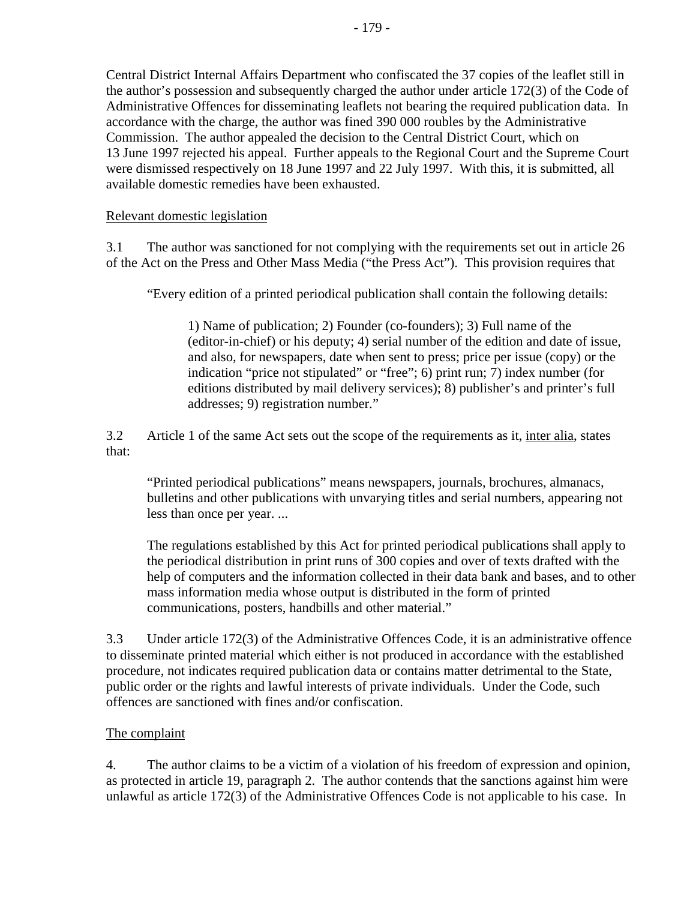Central District Internal Affairs Department who confiscated the 37 copies of the leaflet still in the author's possession and subsequently charged the author under article 172(3) of the Code of Administrative Offences for disseminating leaflets not bearing the required publication data. In accordance with the charge, the author was fined 390 000 roubles by the Administrative Commission. The author appealed the decision to the Central District Court, which on 13 June 1997 rejected his appeal. Further appeals to the Regional Court and the Supreme Court were dismissed respectively on 18 June 1997 and 22 July 1997. With this, it is submitted, all available domestic remedies have been exhausted.

Relevant domestic legislation

3.1 The author was sanctioned for not complying with the requirements set out in article 26 of the Act on the Press and Other Mass Media ("the Press Act"). This provision requires that

> "Every edition of a printed periodical publication shall contain the following details:
>
> > 1) Name of publication; 2) Founder (co-founders); 3) Full name of the (editor-in-chief) or his deputy; 4) serial number of the edition and date of issue, and also, for newspapers, date when sent to press; price per issue (copy) or the indication "price not stipulated" or "free"; 6) print run; 7) index number (for editions distributed by mail delivery services); 8) publisher's and printer's full addresses; 9) registration number."

3.2 Article 1 of the same Act sets out the scope of the requirements as it, inter alia, states that:

> "Printed periodical publications" means newspapers, journals, brochures, almanacs, bulletins and other publications with unvarying titles and serial numbers, appearing not less than once per year. ...
>
> The regulations established by this Act for printed periodical publications shall apply to the periodical distribution in print runs of 300 copies and over of texts drafted with the help of computers and the information collected in their data bank and bases, and to other mass information media whose output is distributed in the form of printed communications, posters, handbills and other material."

3.3 Under article 172(3) of the Administrative Offences Code, it is an administrative offence to disseminate printed material which either is not produced in accordance with the established procedure, not indicates required publication data or contains matter detrimental to the State, public order or the rights and lawful interests of private individuals. Under the Code, such offences are sanctioned with fines and/or confiscation.

The complaint

4. The author claims to be a victim of a violation of his freedom of expression and opinion, as protected in article 19, paragraph 2. The author contends that the sanctions against him were unlawful as article 172(3) of the Administrative Offences Code is not applicable to his case. In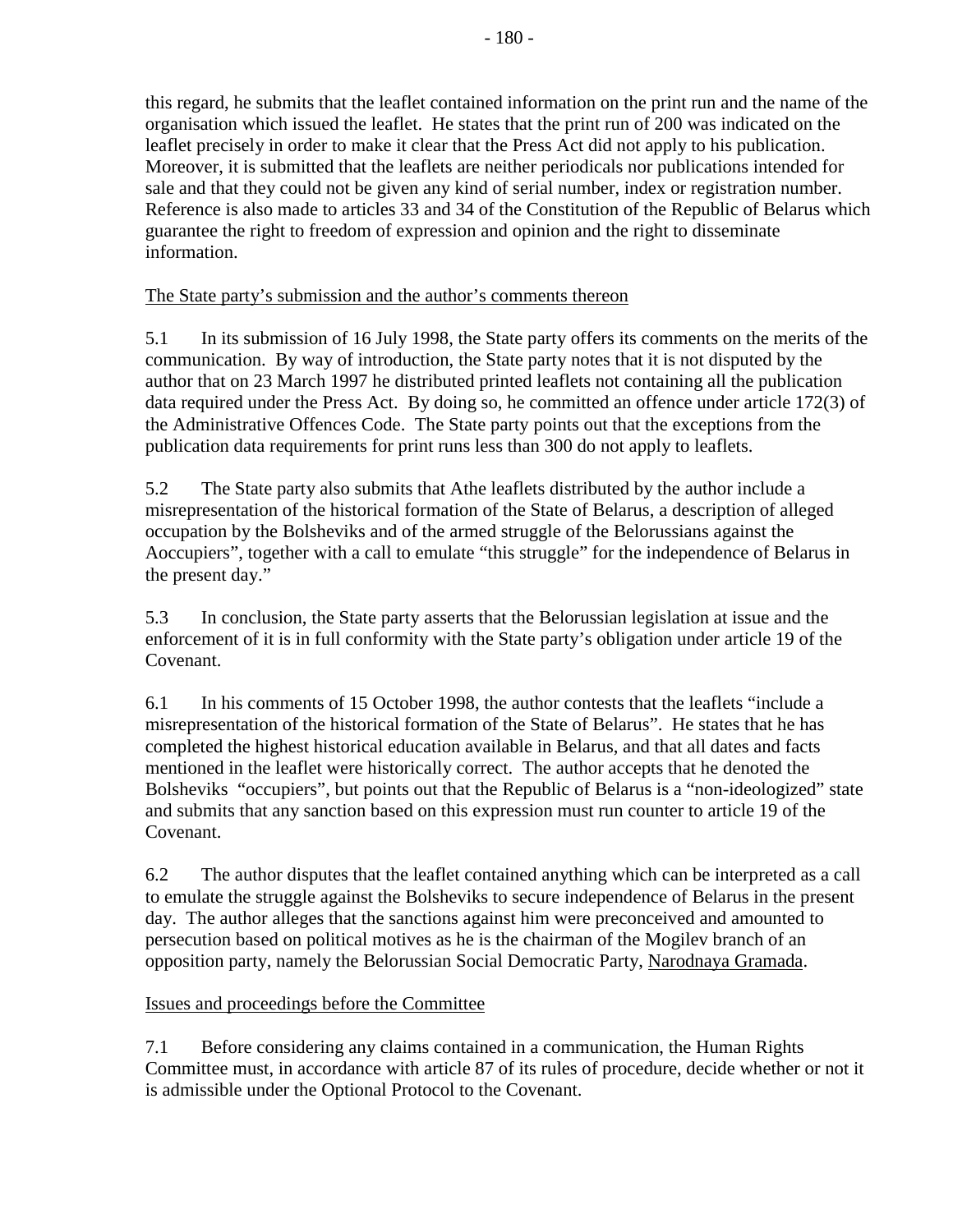this regard, he submits that the leaflet contained information on the print run and the name of the organisation which issued the leaflet. He states that the print run of 200 was indicated on the leaflet precisely in order to make it clear that the Press Act did not apply to his publication. Moreover, it is submitted that the leaflets are neither periodicals nor publications intended for sale and that they could not be given any kind of serial number, index or registration number. Reference is also made to articles 33 and 34 of the Constitution of the Republic of Belarus which guarantee the right to freedom of expression and opinion and the right to disseminate information.

The State party's submission and the author's comments thereon

5.1 In its submission of 16 July 1998, the State party offers its comments on the merits of the communication. By way of introduction, the State party notes that it is not disputed by the author that on 23 March 1997 he distributed printed leaflets not containing all the publication data required under the Press Act. By doing so, he committed an offence under article 172(3) of the Administrative Offences Code. The State party points out that the exceptions from the publication data requirements for print runs less than 300 do not apply to leaflets.

5.2 The State party also submits that Athe leaflets distributed by the author include a misrepresentation of the historical formation of the State of Belarus, a description of alleged occupation by the Bolsheviks and of the armed struggle of the Belorussians against the Aoccupiers", together with a call to emulate "this struggle" for the independence of Belarus in the present day."

5.3 In conclusion, the State party asserts that the Belorussian legislation at issue and the enforcement of it is in full conformity with the State party's obligation under article 19 of the Covenant.

6.1 In his comments of 15 October 1998, the author contests that the leaflets "include a misrepresentation of the historical formation of the State of Belarus". He states that he has completed the highest historical education available in Belarus, and that all dates and facts mentioned in the leaflet were historically correct. The author accepts that he denoted the Bolsheviks "occupiers", but points out that the Republic of Belarus is a "non-ideologized" state and submits that any sanction based on this expression must run counter to article 19 of the Covenant.

6.2 The author disputes that the leaflet contained anything which can be interpreted as a call to emulate the struggle against the Bolsheviks to secure independence of Belarus in the present day. The author alleges that the sanctions against him were preconceived and amounted to persecution based on political motives as he is the chairman of the Mogilev branch of an opposition party, namely the Belorussian Social Democratic Party, Narodnaya Gramada.

Issues and proceedings before the Committee

7.1 Before considering any claims contained in a communication, the Human Rights Committee must, in accordance with article 87 of its rules of procedure, decide whether or not it is admissible under the Optional Protocol to the Covenant.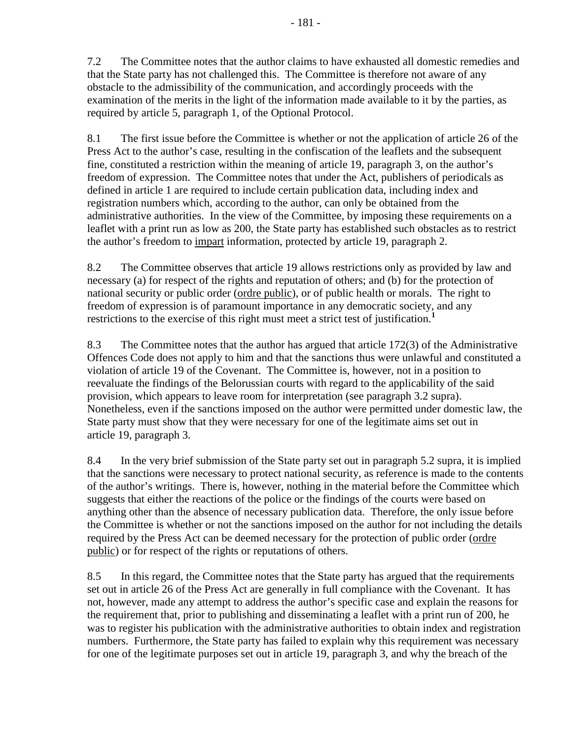7.2 The Committee notes that the author claims to have exhausted all domestic remedies and that the State party has not challenged this. The Committee is therefore not aware of any obstacle to the admissibility of the communication, and accordingly proceeds with the examination of the merits in the light of the information made available to it by the parties, as required by article 5, paragraph 1, of the Optional Protocol.

8.1 The first issue before the Committee is whether or not the application of article 26 of the Press Act to the author's case, resulting in the confiscation of the leaflets and the subsequent fine, constituted a restriction within the meaning of article 19, paragraph 3, on the author's freedom of expression. The Committee notes that under the Act, publishers of periodicals as defined in article 1 are required to include certain publication data, including index and registration numbers which, according to the author, can only be obtained from the administrative authorities. In the view of the Committee, by imposing these requirements on a leaflet with a print run as low as 200, the State party has established such obstacles as to restrict the author's freedom to impart information, protected by article 19, paragraph 2.

8.2 The Committee observes that article 19 allows restrictions only as provided by law and necessary (a) for respect of the rights and reputation of others; and (b) for the protection of national security or public order (ordre public), or of public health or morals. The right to freedom of expression is of paramount importance in any democratic society, and any restrictions to the exercise of this right must meet a strict test of justification.[1]

8.3 The Committee notes that the author has argued that article 172(3) of the Administrative Offences Code does not apply to him and that the sanctions thus were unlawful and constituted a violation of article 19 of the Covenant. The Committee is, however, not in a position to reevaluate the findings of the Belorussian courts with regard to the applicability of the said provision, which appears to leave room for interpretation (see paragraph 3.2 supra). Nonetheless, even if the sanctions imposed on the author were permitted under domestic law, the State party must show that they were necessary for one of the legitimate aims set out in article 19, paragraph 3.

8.4 In the very brief submission of the State party set out in paragraph 5.2 supra, it is implied that the sanctions were necessary to protect national security, as reference is made to the contents of the author's writings. There is, however, nothing in the material before the Committee which suggests that either the reactions of the police or the findings of the courts were based on anything other than the absence of necessary publication data. Therefore, the only issue before the Committee is whether or not the sanctions imposed on the author for not including the details required by the Press Act can be deemed necessary for the protection of public order (ordre public) or for respect of the rights or reputations of others.

8.5 In this regard, the Committee notes that the State party has argued that the requirements set out in article 26 of the Press Act are generally in full compliance with the Covenant. It has not, however, made any attempt to address the author's specific case and explain the reasons for the requirement that, prior to publishing and disseminating a leaflet with a print run of 200, he was to register his publication with the administrative authorities to obtain index and registration numbers. Furthermore, the State party has failed to explain why this requirement was necessary for one of the legitimate purposes set out in article 19, paragraph 3, and why the breach of the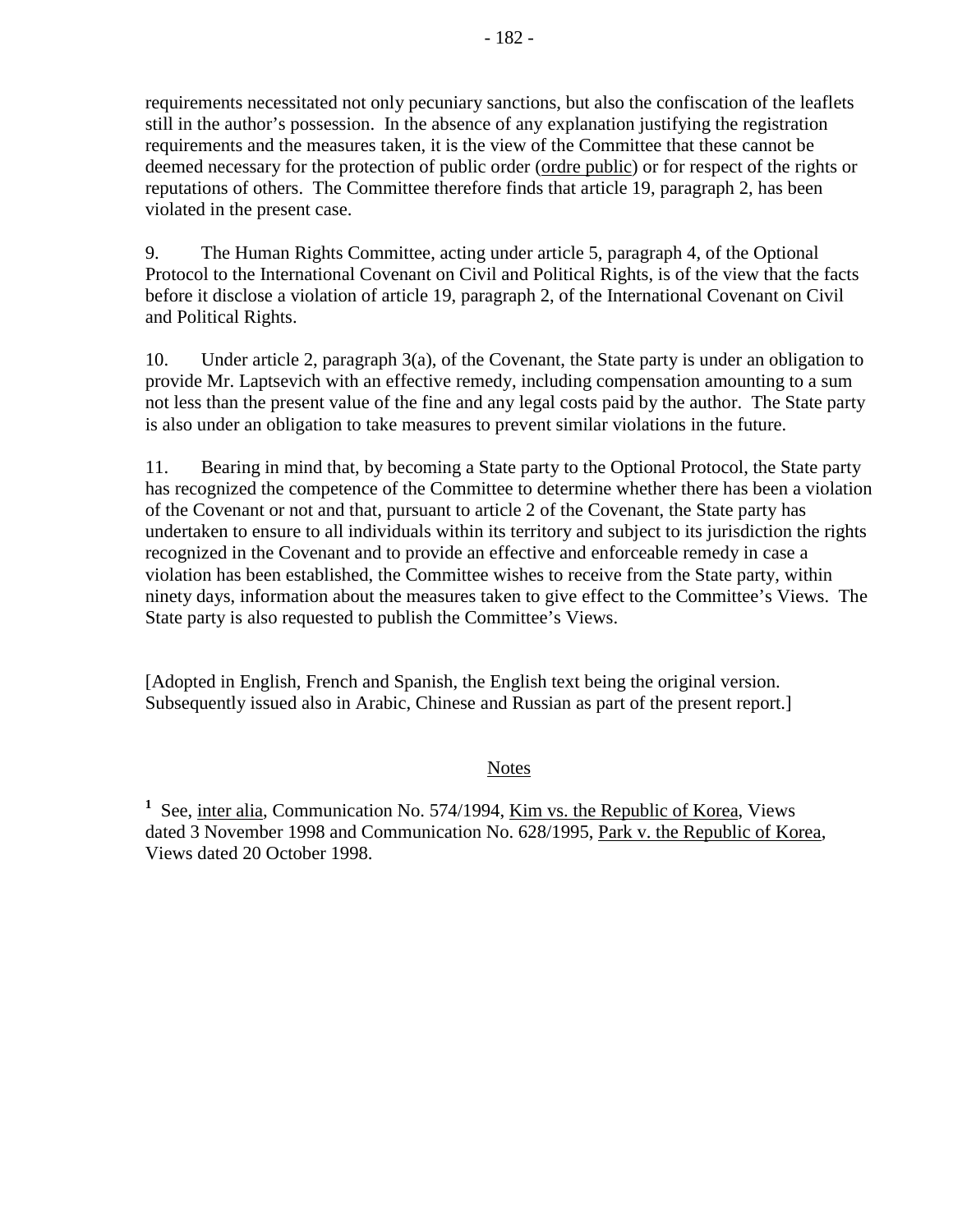requirements necessitated not only pecuniary sanctions, but also the confiscation of the leaflets still in the author's possession. In the absence of any explanation justifying the registration requirements and the measures taken, it is the view of the Committee that these cannot be deemed necessary for the protection of public order (ordre public) or for respect of the rights or reputations of others. The Committee therefore finds that article 19, paragraph 2, has been violated in the present case.

9. The Human Rights Committee, acting under article 5, paragraph 4, of the Optional Protocol to the International Covenant on Civil and Political Rights, is of the view that the facts before it disclose a violation of article 19, paragraph 2, of the International Covenant on Civil and Political Rights.

10. Under article 2, paragraph 3(a), of the Covenant, the State party is under an obligation to provide Mr. Laptsevich with an effective remedy, including compensation amounting to a sum not less than the present value of the fine and any legal costs paid by the author. The State party is also under an obligation to take measures to prevent similar violations in the future.

11. Bearing in mind that, by becoming a State party to the Optional Protocol, the State party has recognized the competence of the Committee to determine whether there has been a violation of the Covenant or not and that, pursuant to article 2 of the Covenant, the State party has undertaken to ensure to all individuals within its territory and subject to its jurisdiction the rights recognized in the Covenant and to provide an effective and enforceable remedy in case a violation has been established, the Committee wishes to receive from the State party, within ninety days, information about the measures taken to give effect to the Committee's Views. The State party is also requested to publish the Committee's Views.

[Adopted in English, French and Spanish, the English text being the original version. Subsequently issued also in Arabic, Chinese and Russian as part of the present report.]

Notes

[1] See, inter alia, Communication No. 574/1994, Kim vs. the Republic of Korea, Views dated 3 November 1998 and Communication No. 628/1995, Park v. the Republic of Korea, Views dated 20 October 1998.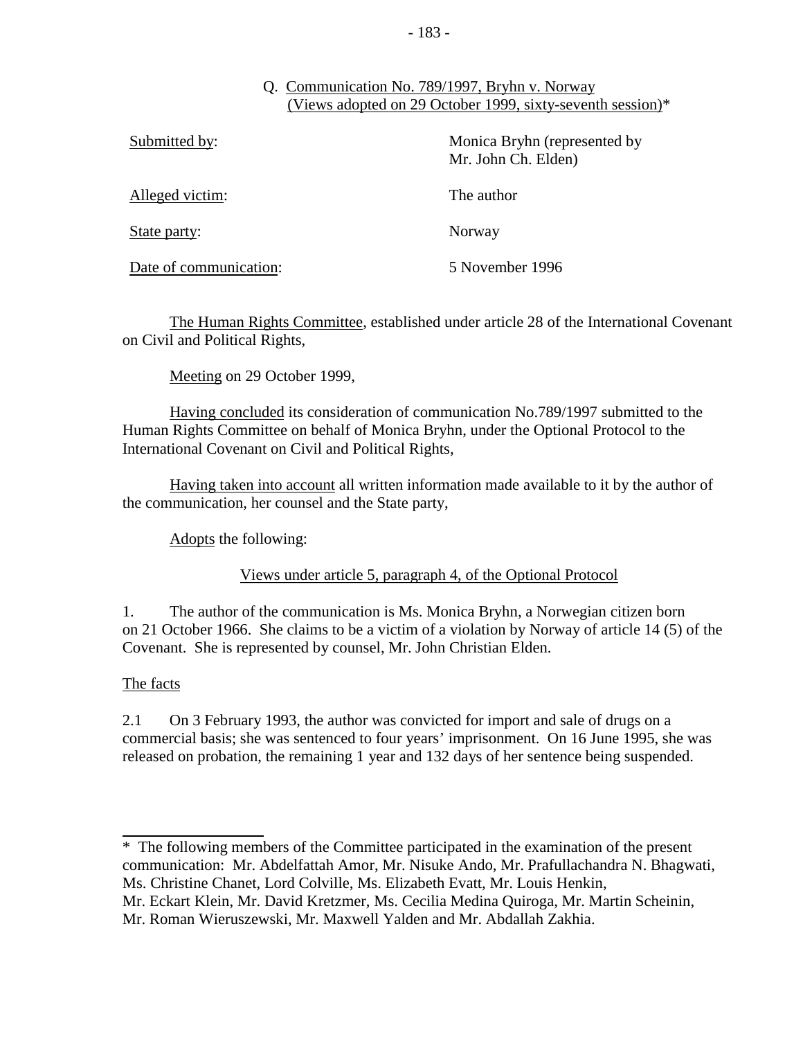Q. Communication No. 789/1997, Bryhn v. Norway
(Views adopted on 29 October 1999, sixty-seventh session)*

| | |
|---|---|
| Submitted by: | Monica Bryhn (represented by Mr. John Ch. Elden) |
| Alleged victim: | The author |
| State party: | Norway |
| Date of communication: | 5 November 1996 |

The Human Rights Committee, established under article 28 of the International Covenant on Civil and Political Rights,

Meeting on 29 October 1999,

Having concluded its consideration of communication No.789/1997 submitted to the Human Rights Committee on behalf of Monica Bryhn, under the Optional Protocol to the International Covenant on Civil and Political Rights,

Having taken into account all written information made available to it by the author of the communication, her counsel and the State party,

Adopts the following:

Views under article 5, paragraph 4, of the Optional Protocol

1. The author of the communication is Ms. Monica Bryhn, a Norwegian citizen born on 21 October 1966. She claims to be a victim of a violation by Norway of article 14 (5) of the Covenant. She is represented by counsel, Mr. John Christian Elden.

The facts

2.1 On 3 February 1993, the author was convicted for import and sale of drugs on a commercial basis; she was sentenced to four years' imprisonment. On 16 June 1995, she was released on probation, the remaining 1 year and 132 days of her sentence being suspended.

---

* The following members of the Committee participated in the examination of the present communication: Mr. Abdelfattah Amor, Mr. Nisuke Ando, Mr. Prafullachandra N. Bhagwati, Ms. Christine Chanet, Lord Colville, Ms. Elizabeth Evatt, Mr. Louis Henkin, Mr. Eckart Klein, Mr. David Kretzmer, Ms. Cecilia Medina Quiroga, Mr. Martin Scheinin, Mr. Roman Wieruszewski, Mr. Maxwell Yalden and Mr. Abdallah Zakhia.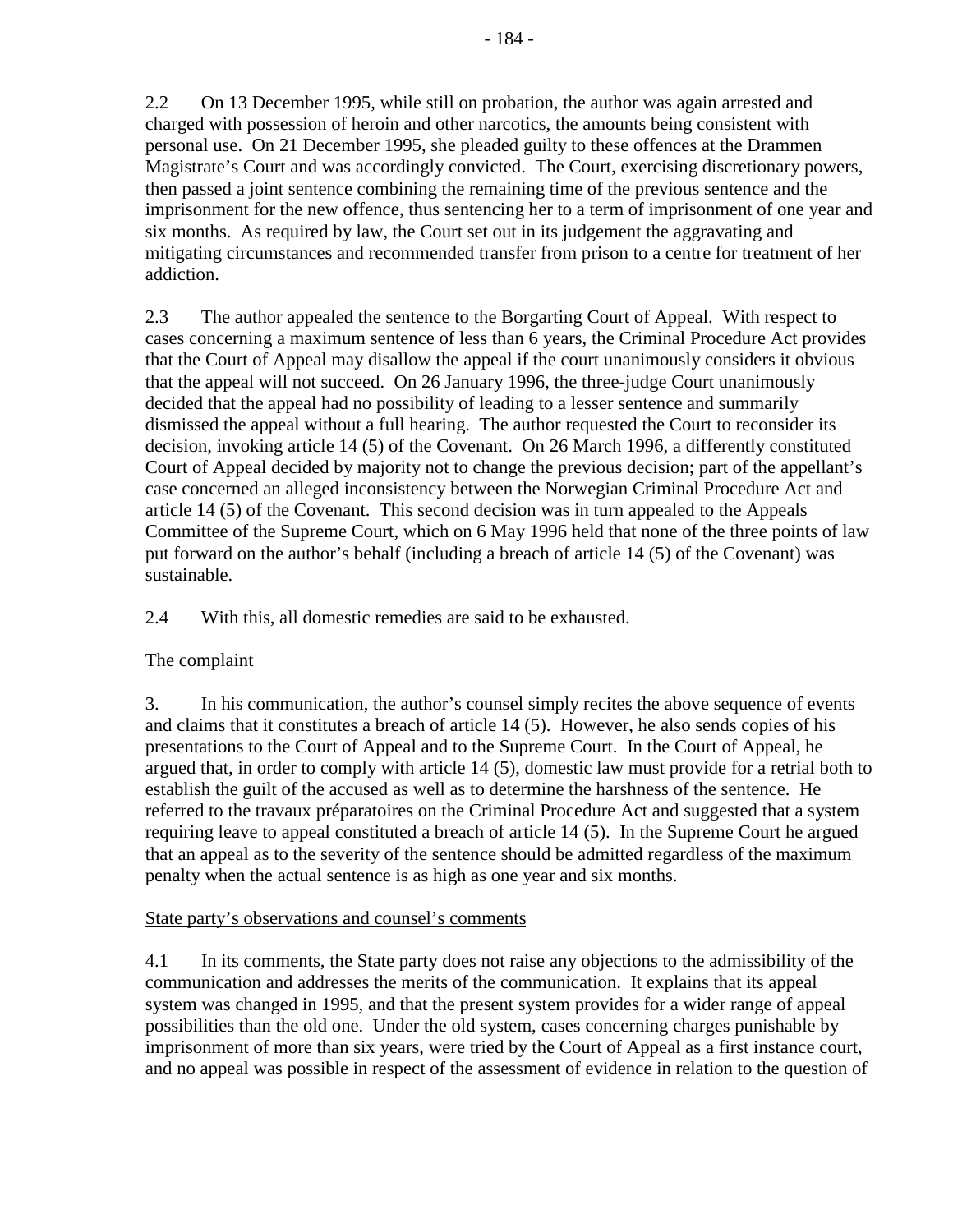2.2 On 13 December 1995, while still on probation, the author was again arrested and charged with possession of heroin and other narcotics, the amounts being consistent with personal use. On 21 December 1995, she pleaded guilty to these offences at the Drammen Magistrate's Court and was accordingly convicted. The Court, exercising discretionary powers, then passed a joint sentence combining the remaining time of the previous sentence and the imprisonment for the new offence, thus sentencing her to a term of imprisonment of one year and six months. As required by law, the Court set out in its judgement the aggravating and mitigating circumstances and recommended transfer from prison to a centre for treatment of her addiction.

2.3 The author appealed the sentence to the Borgarting Court of Appeal. With respect to cases concerning a maximum sentence of less than 6 years, the Criminal Procedure Act provides that the Court of Appeal may disallow the appeal if the court unanimously considers it obvious that the appeal will not succeed. On 26 January 1996, the three-judge Court unanimously decided that the appeal had no possibility of leading to a lesser sentence and summarily dismissed the appeal without a full hearing. The author requested the Court to reconsider its decision, invoking article 14 (5) of the Covenant. On 26 March 1996, a differently constituted Court of Appeal decided by majority not to change the previous decision; part of the appellant's case concerned an alleged inconsistency between the Norwegian Criminal Procedure Act and article 14 (5) of the Covenant. This second decision was in turn appealed to the Appeals Committee of the Supreme Court, which on 6 May 1996 held that none of the three points of law put forward on the author's behalf (including a breach of article 14 (5) of the Covenant) was sustainable.

2.4 With this, all domestic remedies are said to be exhausted.

<u>The complaint</u>

3. In his communication, the author's counsel simply recites the above sequence of events and claims that it constitutes a breach of article 14 (5). However, he also sends copies of his presentations to the Court of Appeal and to the Supreme Court. In the Court of Appeal, he argued that, in order to comply with article 14 (5), domestic law must provide for a retrial both to establish the guilt of the accused as well as to determine the harshness of the sentence. He referred to the travaux préparatoires on the Criminal Procedure Act and suggested that a system requiring leave to appeal constituted a breach of article 14 (5). In the Supreme Court he argued that an appeal as to the severity of the sentence should be admitted regardless of the maximum penalty when the actual sentence is as high as one year and six months.

<u>State party's observations and counsel's comments</u>

4.1 In its comments, the State party does not raise any objections to the admissibility of the communication and addresses the merits of the communication. It explains that its appeal system was changed in 1995, and that the present system provides for a wider range of appeal possibilities than the old one. Under the old system, cases concerning charges punishable by imprisonment of more than six years, were tried by the Court of Appeal as a first instance court, and no appeal was possible in respect of the assessment of evidence in relation to the question of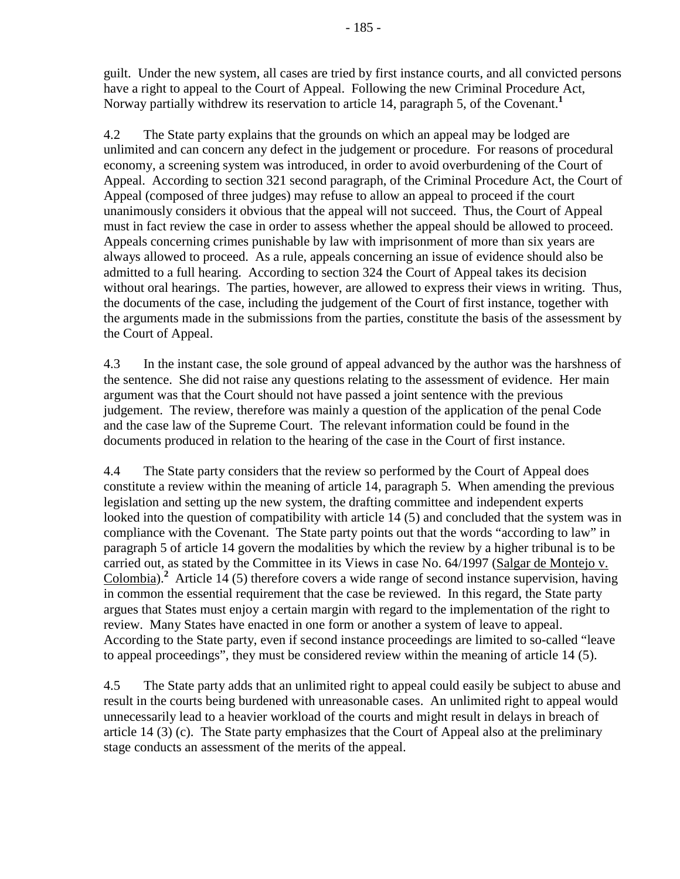guilt. Under the new system, all cases are tried by first instance courts, and all convicted persons have a right to appeal to the Court of Appeal. Following the new Criminal Procedure Act, Norway partially withdrew its reservation to article 14, paragraph 5, of the Covenant.[1]

4.2 The State party explains that the grounds on which an appeal may be lodged are unlimited and can concern any defect in the judgement or procedure. For reasons of procedural economy, a screening system was introduced, in order to avoid overburdening of the Court of Appeal. According to section 321 second paragraph, of the Criminal Procedure Act, the Court of Appeal (composed of three judges) may refuse to allow an appeal to proceed if the court unanimously considers it obvious that the appeal will not succeed. Thus, the Court of Appeal must in fact review the case in order to assess whether the appeal should be allowed to proceed. Appeals concerning crimes punishable by law with imprisonment of more than six years are always allowed to proceed. As a rule, appeals concerning an issue of evidence should also be admitted to a full hearing. According to section 324 the Court of Appeal takes its decision without oral hearings. The parties, however, are allowed to express their views in writing. Thus, the documents of the case, including the judgement of the Court of first instance, together with the arguments made in the submissions from the parties, constitute the basis of the assessment by the Court of Appeal.

4.3 In the instant case, the sole ground of appeal advanced by the author was the harshness of the sentence. She did not raise any questions relating to the assessment of evidence. Her main argument was that the Court should not have passed a joint sentence with the previous judgement. The review, therefore was mainly a question of the application of the penal Code and the case law of the Supreme Court. The relevant information could be found in the documents produced in relation to the hearing of the case in the Court of first instance.

4.4 The State party considers that the review so performed by the Court of Appeal does constitute a review within the meaning of article 14, paragraph 5. When amending the previous legislation and setting up the new system, the drafting committee and independent experts looked into the question of compatibility with article 14 (5) and concluded that the system was in compliance with the Covenant. The State party points out that the words "according to law" in paragraph 5 of article 14 govern the modalities by which the review by a higher tribunal is to be carried out, as stated by the Committee in its Views in case No. 64/1997 (Salgar de Montejo v. Colombia).[2] Article 14 (5) therefore covers a wide range of second instance supervision, having in common the essential requirement that the case be reviewed. In this regard, the State party argues that States must enjoy a certain margin with regard to the implementation of the right to review. Many States have enacted in one form or another a system of leave to appeal. According to the State party, even if second instance proceedings are limited to so-called "leave to appeal proceedings", they must be considered review within the meaning of article 14 (5).

4.5 The State party adds that an unlimited right to appeal could easily be subject to abuse and result in the courts being burdened with unreasonable cases. An unlimited right to appeal would unnecessarily lead to a heavier workload of the courts and might result in delays in breach of article 14 (3) (c). The State party emphasizes that the Court of Appeal also at the preliminary stage conducts an assessment of the merits of the appeal.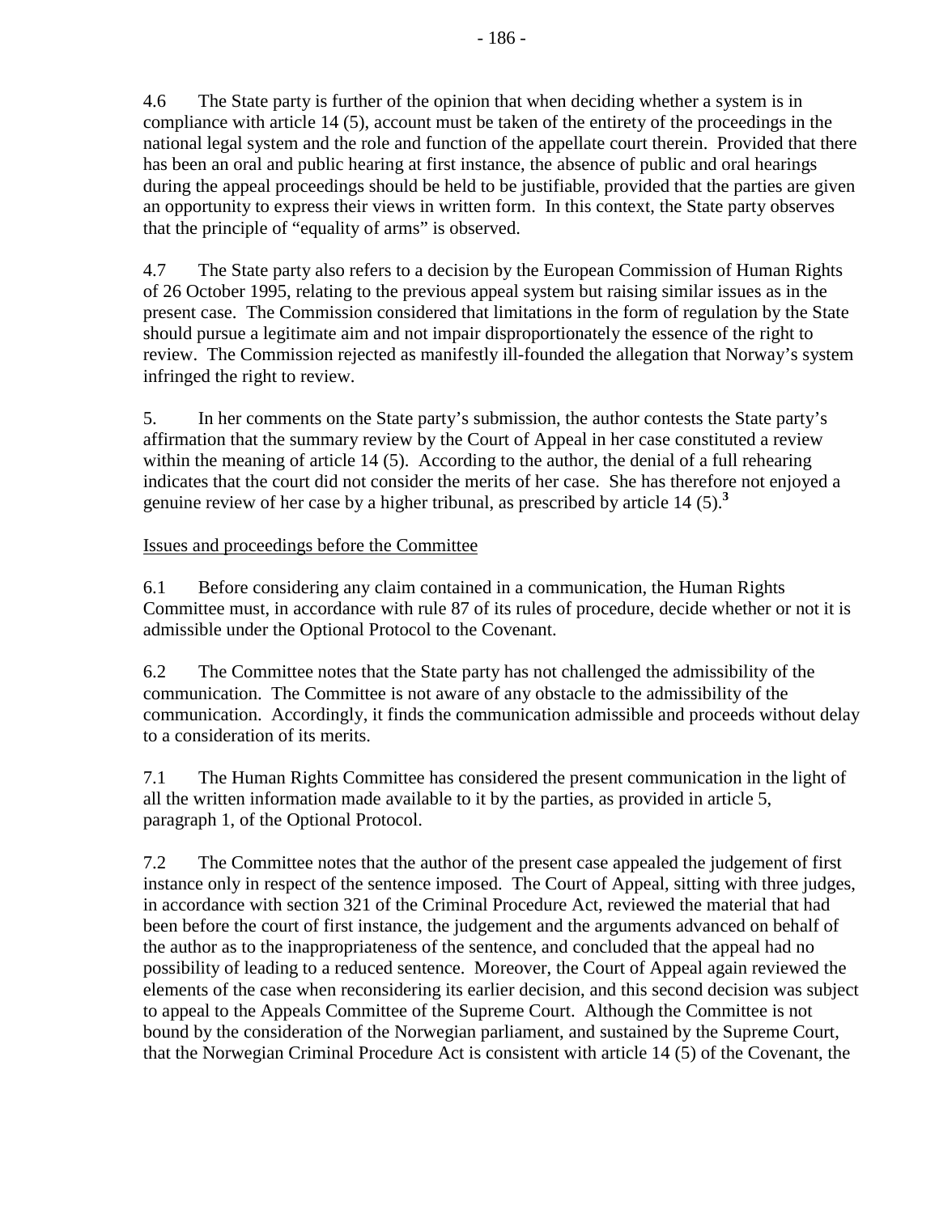4.6 The State party is further of the opinion that when deciding whether a system is in compliance with article 14 (5), account must be taken of the entirety of the proceedings in the national legal system and the role and function of the appellate court therein. Provided that there has been an oral and public hearing at first instance, the absence of public and oral hearings during the appeal proceedings should be held to be justifiable, provided that the parties are given an opportunity to express their views in written form. In this context, the State party observes that the principle of "equality of arms" is observed.

4.7 The State party also refers to a decision by the European Commission of Human Rights of 26 October 1995, relating to the previous appeal system but raising similar issues as in the present case. The Commission considered that limitations in the form of regulation by the State should pursue a legitimate aim and not impair disproportionately the essence of the right to review. The Commission rejected as manifestly ill-founded the allegation that Norway's system infringed the right to review.

5. In her comments on the State party's submission, the author contests the State party's affirmation that the summary review by the Court of Appeal in her case constituted a review within the meaning of article 14 (5). According to the author, the denial of a full rehearing indicates that the court did not consider the merits of her case. She has therefore not enjoyed a genuine review of her case by a higher tribunal, as prescribed by article 14 (5).[3]

Issues and proceedings before the Committee

6.1 Before considering any claim contained in a communication, the Human Rights Committee must, in accordance with rule 87 of its rules of procedure, decide whether or not it is admissible under the Optional Protocol to the Covenant.

6.2 The Committee notes that the State party has not challenged the admissibility of the communication. The Committee is not aware of any obstacle to the admissibility of the communication. Accordingly, it finds the communication admissible and proceeds without delay to a consideration of its merits.

7.1 The Human Rights Committee has considered the present communication in the light of all the written information made available to it by the parties, as provided in article 5, paragraph 1, of the Optional Protocol.

7.2 The Committee notes that the author of the present case appealed the judgement of first instance only in respect of the sentence imposed. The Court of Appeal, sitting with three judges, in accordance with section 321 of the Criminal Procedure Act, reviewed the material that had been before the court of first instance, the judgement and the arguments advanced on behalf of the author as to the inappropriateness of the sentence, and concluded that the appeal had no possibility of leading to a reduced sentence. Moreover, the Court of Appeal again reviewed the elements of the case when reconsidering its earlier decision, and this second decision was subject to appeal to the Appeals Committee of the Supreme Court. Although the Committee is not bound by the consideration of the Norwegian parliament, and sustained by the Supreme Court, that the Norwegian Criminal Procedure Act is consistent with article 14 (5) of the Covenant, the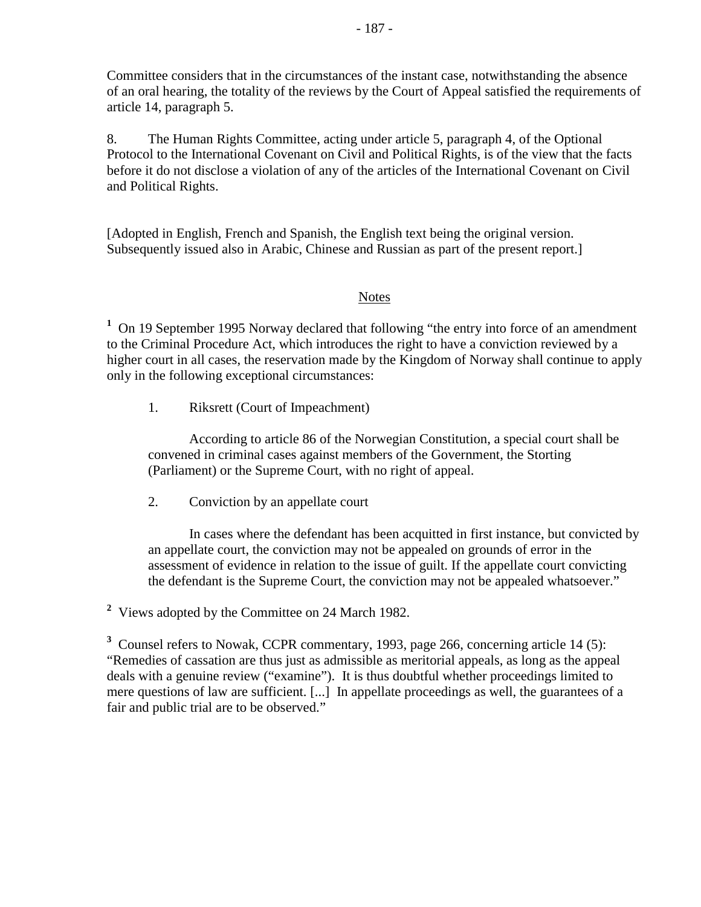Committee considers that in the circumstances of the instant case, notwithstanding the absence of an oral hearing, the totality of the reviews by the Court of Appeal satisfied the requirements of article 14, paragraph 5.

8. The Human Rights Committee, acting under article 5, paragraph 4, of the Optional Protocol to the International Covenant on Civil and Political Rights, is of the view that the facts before it do not disclose a violation of any of the articles of the International Covenant on Civil and Political Rights.

[Adopted in English, French and Spanish, the English text being the original version. Subsequently issued also in Arabic, Chinese and Russian as part of the present report.]

## Notes

[1] On 19 September 1995 Norway declared that following "the entry into force of an amendment to the Criminal Procedure Act, which introduces the right to have a conviction reviewed by a higher court in all cases, the reservation made by the Kingdom of Norway shall continue to apply only in the following exceptional circumstances:

1. Riksrett (Court of Impeachment)

   According to article 86 of the Norwegian Constitution, a special court shall be convened in criminal cases against members of the Government, the Storting (Parliament) or the Supreme Court, with no right of appeal.

2. Conviction by an appellate court

   In cases where the defendant has been acquitted in first instance, but convicted by an appellate court, the conviction may not be appealed on grounds of error in the assessment of evidence in relation to the issue of guilt. If the appellate court convicting the defendant is the Supreme Court, the conviction may not be appealed whatsoever."

[2] Views adopted by the Committee on 24 March 1982.

[3] Counsel refers to Nowak, CCPR commentary, 1993, page 266, concerning article 14 (5): "Remedies of cassation are thus just as admissible as meritorial appeals, as long as the appeal deals with a genuine review ("examine"). It is thus doubtful whether proceedings limited to mere questions of law are sufficient. [...] In appellate proceedings as well, the guarantees of a fair and public trial are to be observed."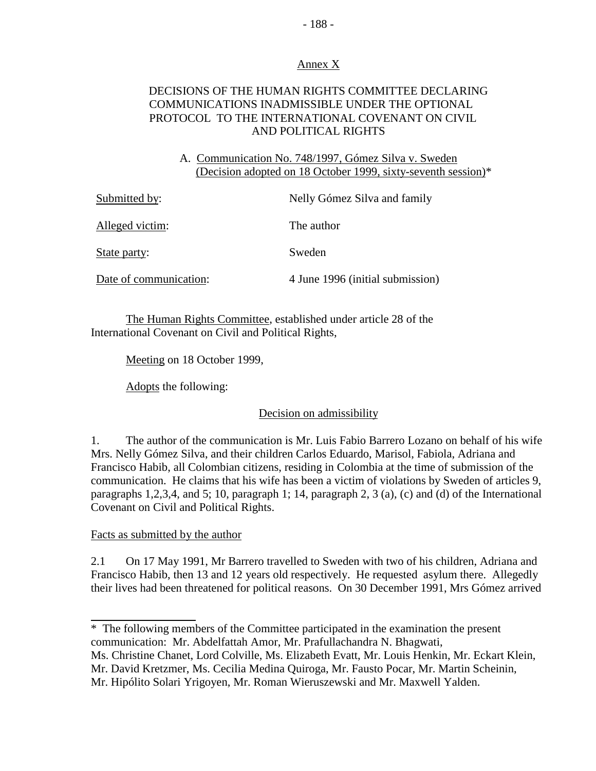## Annex X

## DECISIONS OF THE HUMAN RIGHTS COMMITTEE DECLARING COMMUNICATIONS INADMISSIBLE UNDER THE OPTIONAL PROTOCOL TO THE INTERNATIONAL COVENANT ON CIVIL AND POLITICAL RIGHTS

### A. Communication No. 748/1997, Gómez Silva v. Sweden (Decision adopted on 18 October 1999, sixty-seventh session)*

| | |
|---|---|
| Submitted by: | Nelly Gómez Silva and family |
| Alleged victim: | The author |
| State party: | Sweden |
| Date of communication: | 4 June 1996 (initial submission) |

The Human Rights Committee, established under article 28 of the International Covenant on Civil and Political Rights,

Meeting on 18 October 1999,

Adopts the following:

#### Decision on admissibility

1. The author of the communication is Mr. Luis Fabio Barrero Lozano on behalf of his wife Mrs. Nelly Gómez Silva, and their children Carlos Eduardo, Marisol, Fabiola, Adriana and Francisco Habib, all Colombian citizens, residing in Colombia at the time of submission of the communication. He claims that his wife has been a victim of violations by Sweden of articles 9, paragraphs 1,2,3,4, and 5; 10, paragraph 1; 14, paragraph 2, 3 (a), (c) and (d) of the International Covenant on Civil and Political Rights.

#### Facts as submitted by the author

2.1 On 17 May 1991, Mr Barrero travelled to Sweden with two of his children, Adriana and Francisco Habib, then 13 and 12 years old respectively. He requested asylum there. Allegedly their lives had been threatened for political reasons. On 30 December 1991, Mrs Gómez arrived

---

\* The following members of the Committee participated in the examination the present communication: Mr. Abdelfattah Amor, Mr. Prafullachandra N. Bhagwati, Ms. Christine Chanet, Lord Colville, Ms. Elizabeth Evatt, Mr. Louis Henkin, Mr. Eckart Klein, Mr. David Kretzmer, Ms. Cecilia Medina Quiroga, Mr. Fausto Pocar, Mr. Martin Scheinin, Mr. Hipólito Solari Yrigoyen, Mr. Roman Wieruszewski and Mr. Maxwell Yalden.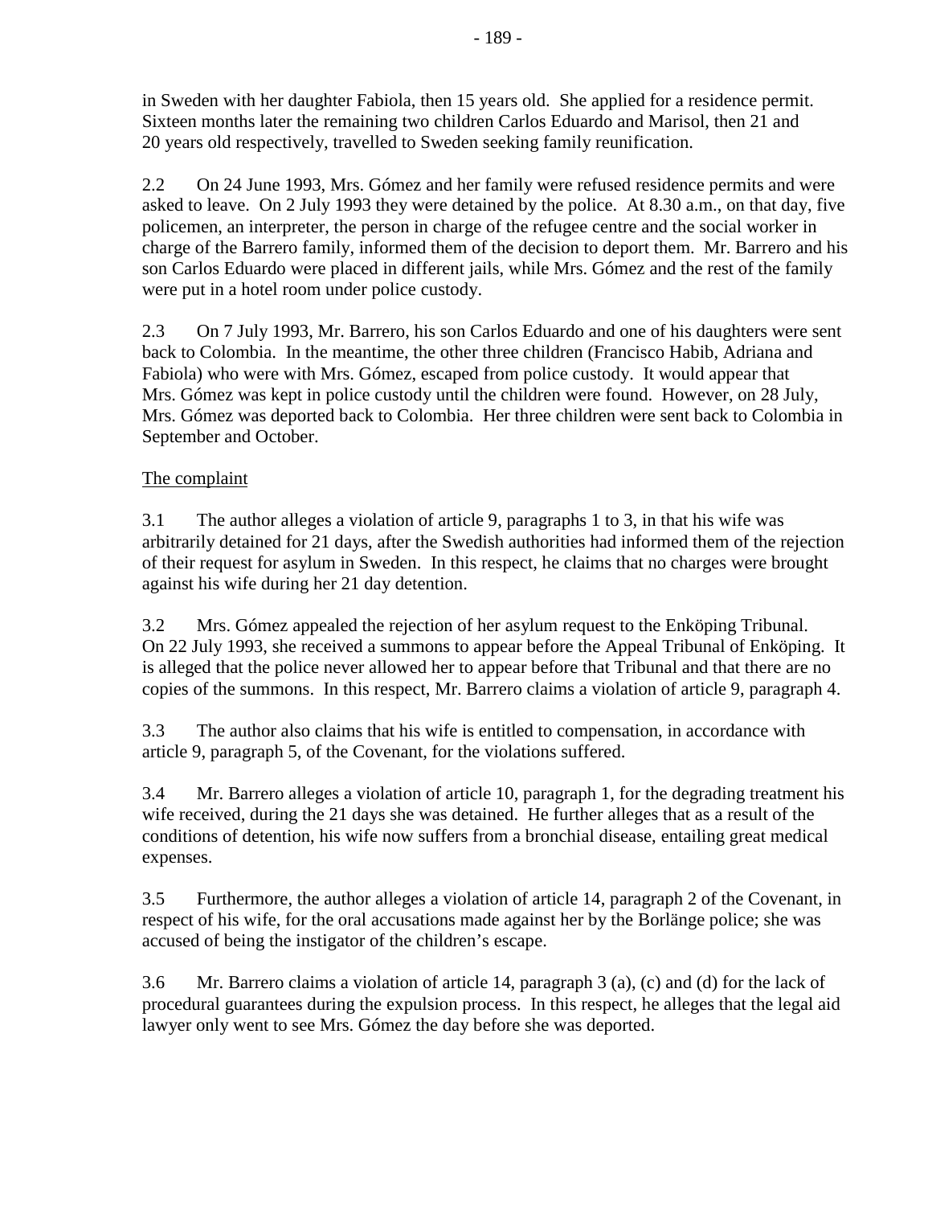in Sweden with her daughter Fabiola, then 15 years old. She applied for a residence permit. Sixteen months later the remaining two children Carlos Eduardo and Marisol, then 21 and 20 years old respectively, travelled to Sweden seeking family reunification.

2.2 On 24 June 1993, Mrs. Gómez and her family were refused residence permits and were asked to leave. On 2 July 1993 they were detained by the police. At 8.30 a.m., on that day, five policemen, an interpreter, the person in charge of the refugee centre and the social worker in charge of the Barrero family, informed them of the decision to deport them. Mr. Barrero and his son Carlos Eduardo were placed in different jails, while Mrs. Gómez and the rest of the family were put in a hotel room under police custody.

2.3 On 7 July 1993, Mr. Barrero, his son Carlos Eduardo and one of his daughters were sent back to Colombia. In the meantime, the other three children (Francisco Habib, Adriana and Fabiola) who were with Mrs. Gómez, escaped from police custody. It would appear that Mrs. Gómez was kept in police custody until the children were found. However, on 28 July, Mrs. Gómez was deported back to Colombia. Her three children were sent back to Colombia in September and October.

The complaint

3.1 The author alleges a violation of article 9, paragraphs 1 to 3, in that his wife was arbitrarily detained for 21 days, after the Swedish authorities had informed them of the rejection of their request for asylum in Sweden. In this respect, he claims that no charges were brought against his wife during her 21 day detention.

3.2 Mrs. Gómez appealed the rejection of her asylum request to the Enköping Tribunal. On 22 July 1993, she received a summons to appear before the Appeal Tribunal of Enköping. It is alleged that the police never allowed her to appear before that Tribunal and that there are no copies of the summons. In this respect, Mr. Barrero claims a violation of article 9, paragraph 4.

3.3 The author also claims that his wife is entitled to compensation, in accordance with article 9, paragraph 5, of the Covenant, for the violations suffered.

3.4 Mr. Barrero alleges a violation of article 10, paragraph 1, for the degrading treatment his wife received, during the 21 days she was detained. He further alleges that as a result of the conditions of detention, his wife now suffers from a bronchial disease, entailing great medical expenses.

3.5 Furthermore, the author alleges a violation of article 14, paragraph 2 of the Covenant, in respect of his wife, for the oral accusations made against her by the Borlänge police; she was accused of being the instigator of the children's escape.

3.6 Mr. Barrero claims a violation of article 14, paragraph 3 (a), (c) and (d) for the lack of procedural guarantees during the expulsion process. In this respect, he alleges that the legal aid lawyer only went to see Mrs. Gómez the day before she was deported.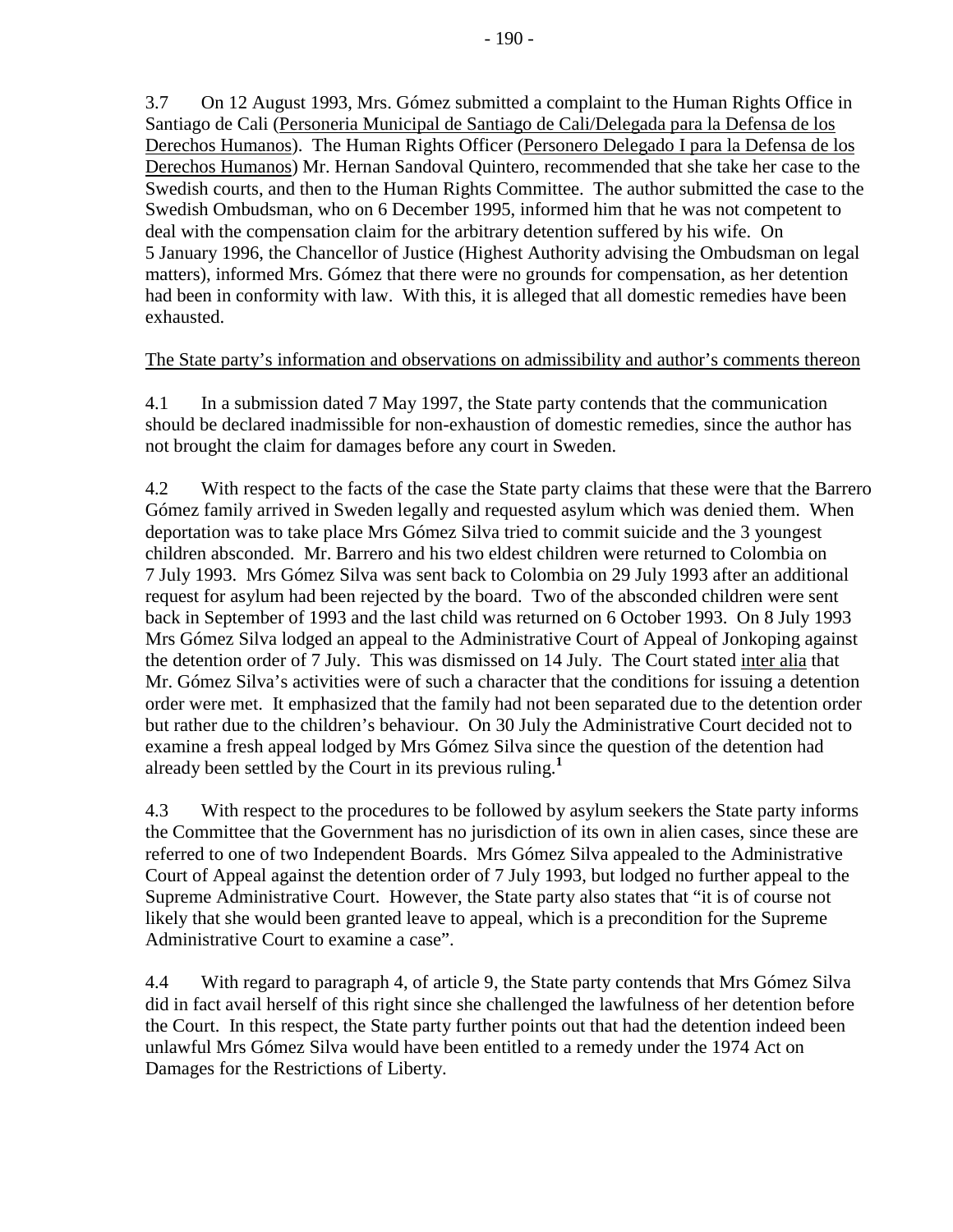3.7 On 12 August 1993, Mrs. Gómez submitted a complaint to the Human Rights Office in Santiago de Cali (Personeria Municipal de Santiago de Cali/Delegada para la Defensa de los Derechos Humanos). The Human Rights Officer (Personero Delegado I para la Defensa de los Derechos Humanos) Mr. Hernan Sandoval Quintero, recommended that she take her case to the Swedish courts, and then to the Human Rights Committee. The author submitted the case to the Swedish Ombudsman, who on 6 December 1995, informed him that he was not competent to deal with the compensation claim for the arbitrary detention suffered by his wife. On 5 January 1996, the Chancellor of Justice (Highest Authority advising the Ombudsman on legal matters), informed Mrs. Gómez that there were no grounds for compensation, as her detention had been in conformity with law. With this, it is alleged that all domestic remedies have been exhausted.

The State party's information and observations on admissibility and author's comments thereon

4.1 In a submission dated 7 May 1997, the State party contends that the communication should be declared inadmissible for non-exhaustion of domestic remedies, since the author has not brought the claim for damages before any court in Sweden.

4.2 With respect to the facts of the case the State party claims that these were that the Barrero Gómez family arrived in Sweden legally and requested asylum which was denied them. When deportation was to take place Mrs Gómez Silva tried to commit suicide and the 3 youngest children absconded. Mr. Barrero and his two eldest children were returned to Colombia on 7 July 1993. Mrs Gómez Silva was sent back to Colombia on 29 July 1993 after an additional request for asylum had been rejected by the board. Two of the absconded children were sent back in September of 1993 and the last child was returned on 6 October 1993. On 8 July 1993 Mrs Gómez Silva lodged an appeal to the Administrative Court of Appeal of Jonkoping against the detention order of 7 July. This was dismissed on 14 July. The Court stated *inter alia* that Mr. Gómez Silva's activities were of such a character that the conditions for issuing a detention order were met. It emphasized that the family had not been separated due to the detention order but rather due to the children's behaviour. On 30 July the Administrative Court decided not to examine a fresh appeal lodged by Mrs Gómez Silva since the question of the detention had already been settled by the Court in its previous ruling.[1]

4.3 With respect to the procedures to be followed by asylum seekers the State party informs the Committee that the Government has no jurisdiction of its own in alien cases, since these are referred to one of two Independent Boards. Mrs Gómez Silva appealed to the Administrative Court of Appeal against the detention order of 7 July 1993, but lodged no further appeal to the Supreme Administrative Court. However, the State party also states that "it is of course not likely that she would been granted leave to appeal, which is a precondition for the Supreme Administrative Court to examine a case".

4.4 With regard to paragraph 4, of article 9, the State party contends that Mrs Gómez Silva did in fact avail herself of this right since she challenged the lawfulness of her detention before the Court. In this respect, the State party further points out that had the detention indeed been unlawful Mrs Gómez Silva would have been entitled to a remedy under the 1974 Act on Damages for the Restrictions of Liberty.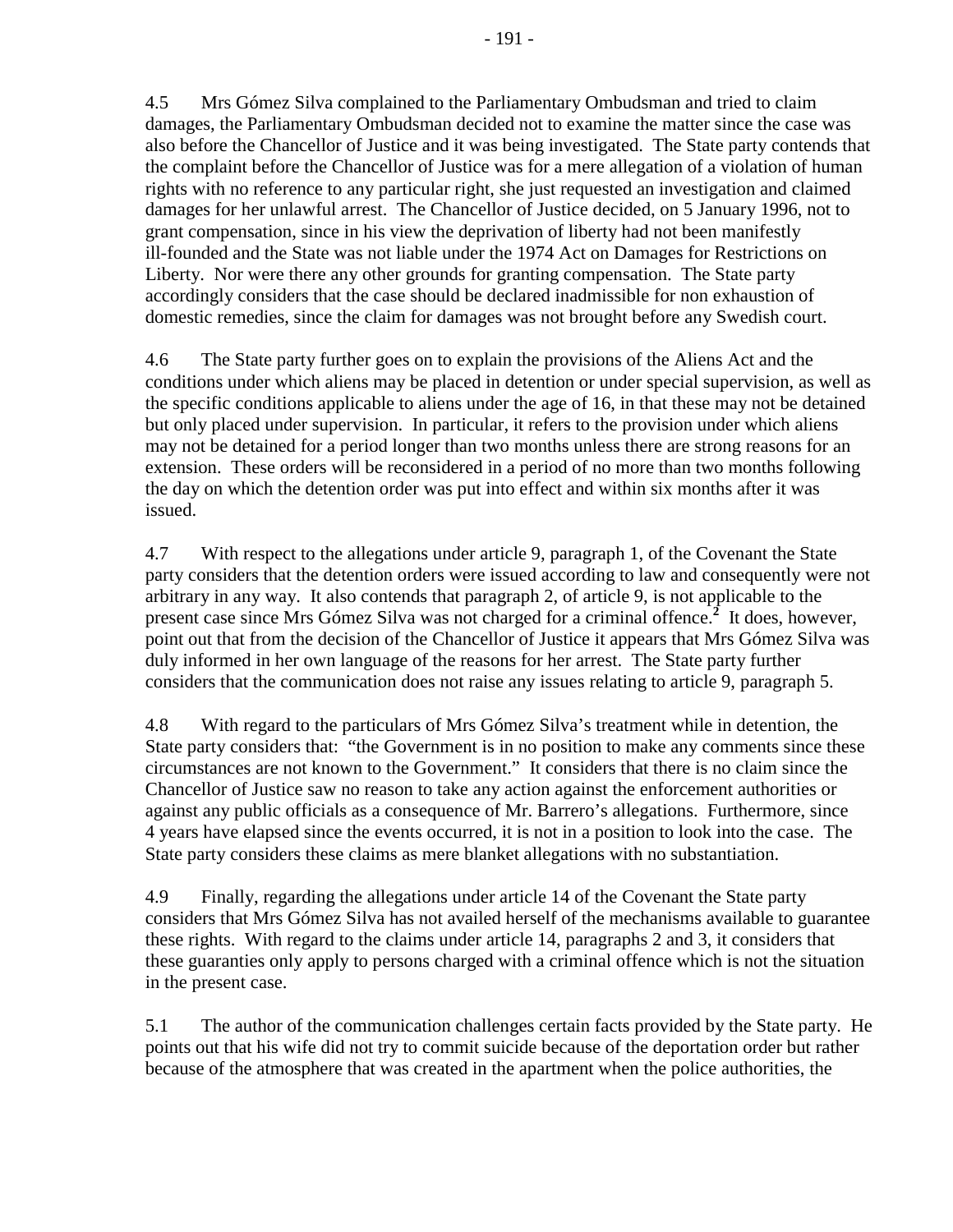4.5 Mrs Gómez Silva complained to the Parliamentary Ombudsman and tried to claim damages, the Parliamentary Ombudsman decided not to examine the matter since the case was also before the Chancellor of Justice and it was being investigated. The State party contends that the complaint before the Chancellor of Justice was for a mere allegation of a violation of human rights with no reference to any particular right, she just requested an investigation and claimed damages for her unlawful arrest. The Chancellor of Justice decided, on 5 January 1996, not to grant compensation, since in his view the deprivation of liberty had not been manifestly ill-founded and the State was not liable under the 1974 Act on Damages for Restrictions on Liberty. Nor were there any other grounds for granting compensation. The State party accordingly considers that the case should be declared inadmissible for non exhaustion of domestic remedies, since the claim for damages was not brought before any Swedish court.

4.6 The State party further goes on to explain the provisions of the Aliens Act and the conditions under which aliens may be placed in detention or under special supervision, as well as the specific conditions applicable to aliens under the age of 16, in that these may not be detained but only placed under supervision. In particular, it refers to the provision under which aliens may not be detained for a period longer than two months unless there are strong reasons for an extension. These orders will be reconsidered in a period of no more than two months following the day on which the detention order was put into effect and within six months after it was issued.

4.7 With respect to the allegations under article 9, paragraph 1, of the Covenant the State party considers that the detention orders were issued according to law and consequently were not arbitrary in any way. It also contends that paragraph 2, of article 9, is not applicable to the present case since Mrs Gómez Silva was not charged for a criminal offence.[2] It does, however, point out that from the decision of the Chancellor of Justice it appears that Mrs Gómez Silva was duly informed in her own language of the reasons for her arrest. The State party further considers that the communication does not raise any issues relating to article 9, paragraph 5.

4.8 With regard to the particulars of Mrs Gómez Silva's treatment while in detention, the State party considers that: "the Government is in no position to make any comments since these circumstances are not known to the Government." It considers that there is no claim since the Chancellor of Justice saw no reason to take any action against the enforcement authorities or against any public officials as a consequence of Mr. Barrero's allegations. Furthermore, since 4 years have elapsed since the events occurred, it is not in a position to look into the case. The State party considers these claims as mere blanket allegations with no substantiation.

4.9 Finally, regarding the allegations under article 14 of the Covenant the State party considers that Mrs Gómez Silva has not availed herself of the mechanisms available to guarantee these rights. With regard to the claims under article 14, paragraphs 2 and 3, it considers that these guaranties only apply to persons charged with a criminal offence which is not the situation in the present case.

5.1 The author of the communication challenges certain facts provided by the State party. He points out that his wife did not try to commit suicide because of the deportation order but rather because of the atmosphere that was created in the apartment when the police authorities, the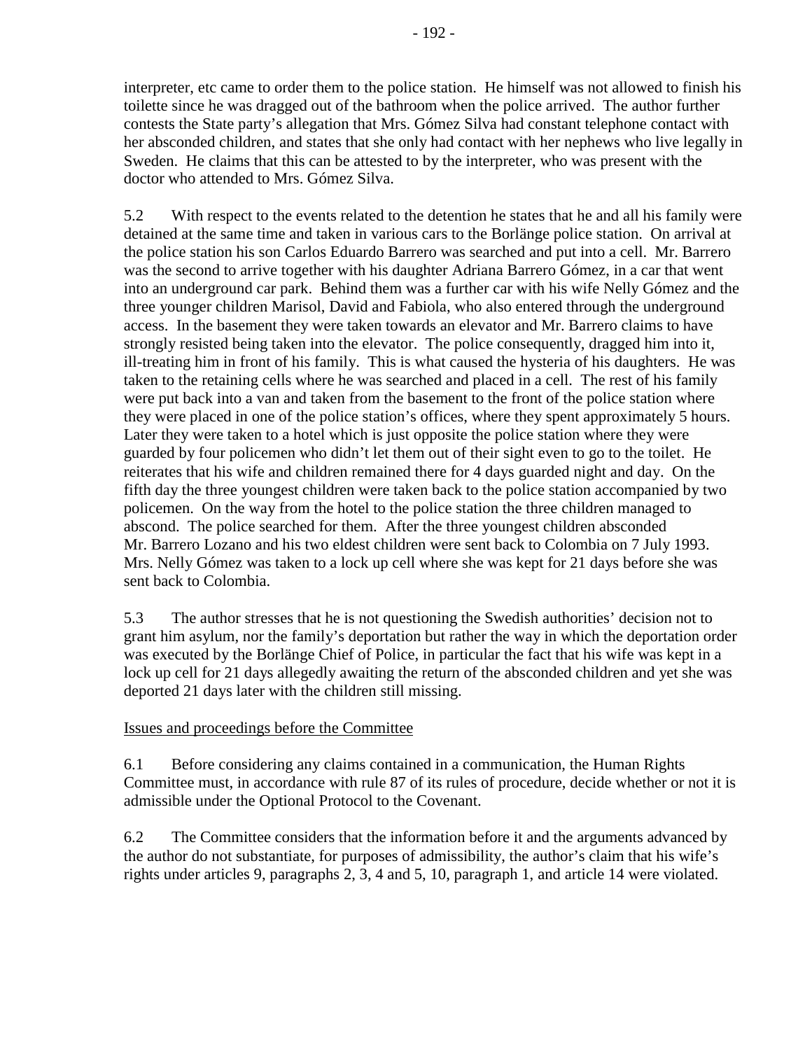interpreter, etc came to order them to the police station. He himself was not allowed to finish his toilette since he was dragged out of the bathroom when the police arrived. The author further contests the State party's allegation that Mrs. Gómez Silva had constant telephone contact with her absconded children, and states that she only had contact with her nephews who live legally in Sweden. He claims that this can be attested to by the interpreter, who was present with the doctor who attended to Mrs. Gómez Silva.

5.2 With respect to the events related to the detention he states that he and all his family were detained at the same time and taken in various cars to the Borlänge police station. On arrival at the police station his son Carlos Eduardo Barrero was searched and put into a cell. Mr. Barrero was the second to arrive together with his daughter Adriana Barrero Gómez, in a car that went into an underground car park. Behind them was a further car with his wife Nelly Gómez and the three younger children Marisol, David and Fabiola, who also entered through the underground access. In the basement they were taken towards an elevator and Mr. Barrero claims to have strongly resisted being taken into the elevator. The police consequently, dragged him into it, ill-treating him in front of his family. This is what caused the hysteria of his daughters. He was taken to the retaining cells where he was searched and placed in a cell. The rest of his family were put back into a van and taken from the basement to the front of the police station where they were placed in one of the police station's offices, where they spent approximately 5 hours. Later they were taken to a hotel which is just opposite the police station where they were guarded by four policemen who didn't let them out of their sight even to go to the toilet. He reiterates that his wife and children remained there for 4 days guarded night and day. On the fifth day the three youngest children were taken back to the police station accompanied by two policemen. On the way from the hotel to the police station the three children managed to abscond. The police searched for them. After the three youngest children absconded Mr. Barrero Lozano and his two eldest children were sent back to Colombia on 7 July 1993. Mrs. Nelly Gómez was taken to a lock up cell where she was kept for 21 days before she was sent back to Colombia.

5.3 The author stresses that he is not questioning the Swedish authorities' decision not to grant him asylum, nor the family's deportation but rather the way in which the deportation order was executed by the Borlänge Chief of Police, in particular the fact that his wife was kept in a lock up cell for 21 days allegedly awaiting the return of the absconded children and yet she was deported 21 days later with the children still missing.

Issues and proceedings before the Committee

6.1 Before considering any claims contained in a communication, the Human Rights Committee must, in accordance with rule 87 of its rules of procedure, decide whether or not it is admissible under the Optional Protocol to the Covenant.

6.2 The Committee considers that the information before it and the arguments advanced by the author do not substantiate, for purposes of admissibility, the author's claim that his wife's rights under articles 9, paragraphs 2, 3, 4 and 5, 10, paragraph 1, and article 14 were violated.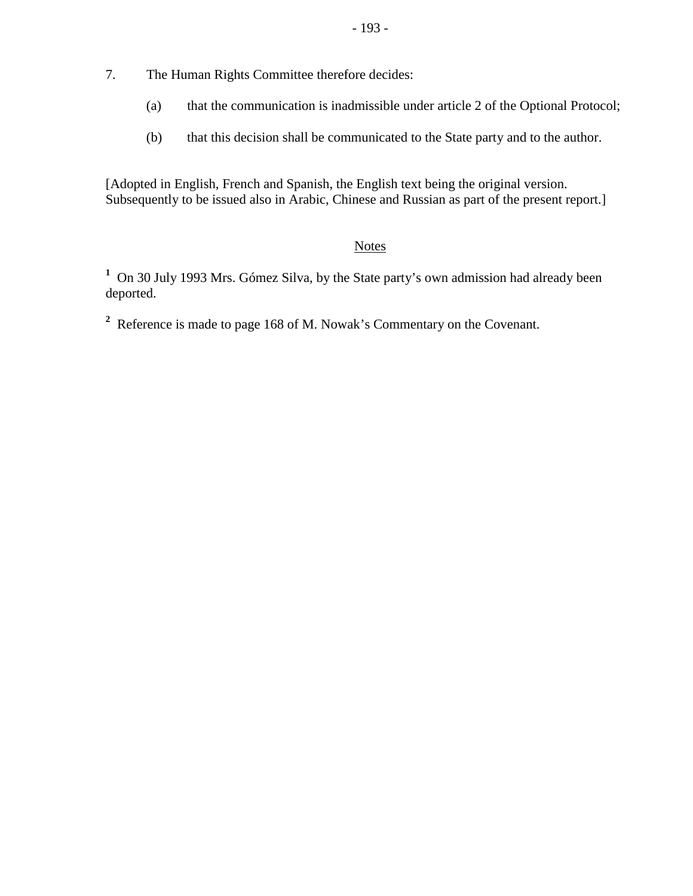7. The Human Rights Committee therefore decides:

(a) that the communication is inadmissible under article 2 of the Optional Protocol;

(b) that this decision shall be communicated to the State party and to the author.

[Adopted in English, French and Spanish, the English text being the original version. Subsequently to be issued also in Arabic, Chinese and Russian as part of the present report.]

Notes

[1] On 30 July 1993 Mrs. Gómez Silva, by the State party's own admission had already been deported.

[2] Reference is made to page 168 of M. Nowak's Commentary on the Covenant.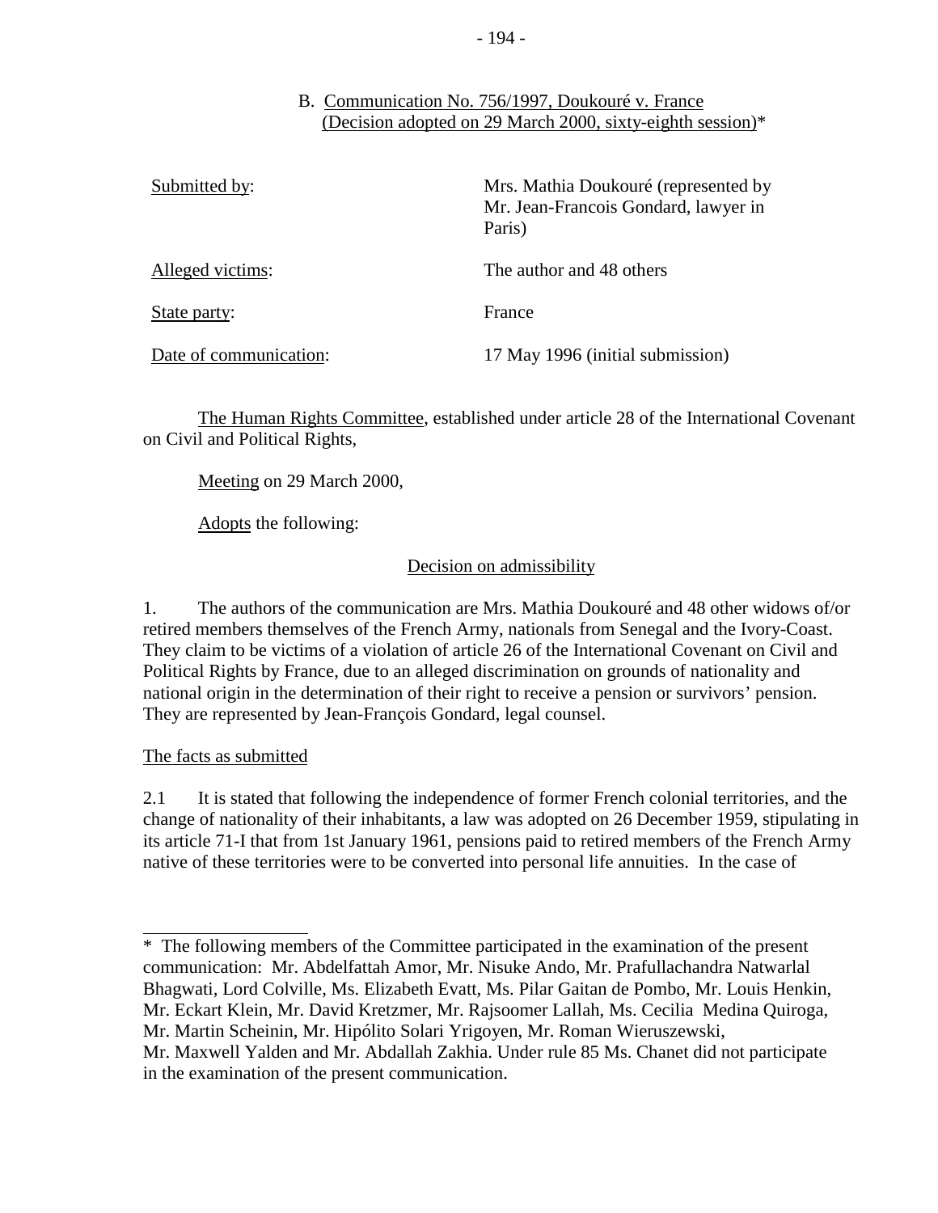B. Communication No. 756/1997, Doukouré v. France
(Decision adopted on 29 March 2000, sixty-eighth session)*

| | |
|---|---|
| Submitted by: | Mrs. Mathia Doukouré (represented by Mr. Jean-Francois Gondard, lawyer in Paris) |
| Alleged victims: | The author and 48 others |
| State party: | France |
| Date of communication: | 17 May 1996 (initial submission) |

The Human Rights Committee, established under article 28 of the International Covenant on Civil and Political Rights,

Meeting on 29 March 2000,

Adopts the following:

Decision on admissibility

1. The authors of the communication are Mrs. Mathia Doukouré and 48 other widows of/or retired members themselves of the French Army, nationals from Senegal and the Ivory-Coast. They claim to be victims of a violation of article 26 of the International Covenant on Civil and Political Rights by France, due to an alleged discrimination on grounds of nationality and national origin in the determination of their right to receive a pension or survivors' pension. They are represented by Jean-François Gondard, legal counsel.

The facts as submitted

2.1 It is stated that following the independence of former French colonial territories, and the change of nationality of their inhabitants, a law was adopted on 26 December 1959, stipulating in its article 71-I that from 1st January 1961, pensions paid to retired members of the French Army native of these territories were to be converted into personal life annuities. In the case of

---

\* The following members of the Committee participated in the examination of the present communication: Mr. Abdelfattah Amor, Mr. Nisuke Ando, Mr. Prafullachandra Natwarlal Bhagwati, Lord Colville, Ms. Elizabeth Evatt, Ms. Pilar Gaitan de Pombo, Mr. Louis Henkin, Mr. Eckart Klein, Mr. David Kretzmer, Mr. Rajsoomer Lallah, Ms. Cecilia Medina Quiroga, Mr. Martin Scheinin, Mr. Hipólito Solari Yrigoyen, Mr. Roman Wieruszewski, Mr. Maxwell Yalden and Mr. Abdallah Zakhia. Under rule 85 Ms. Chanet did not participate in the examination of the present communication.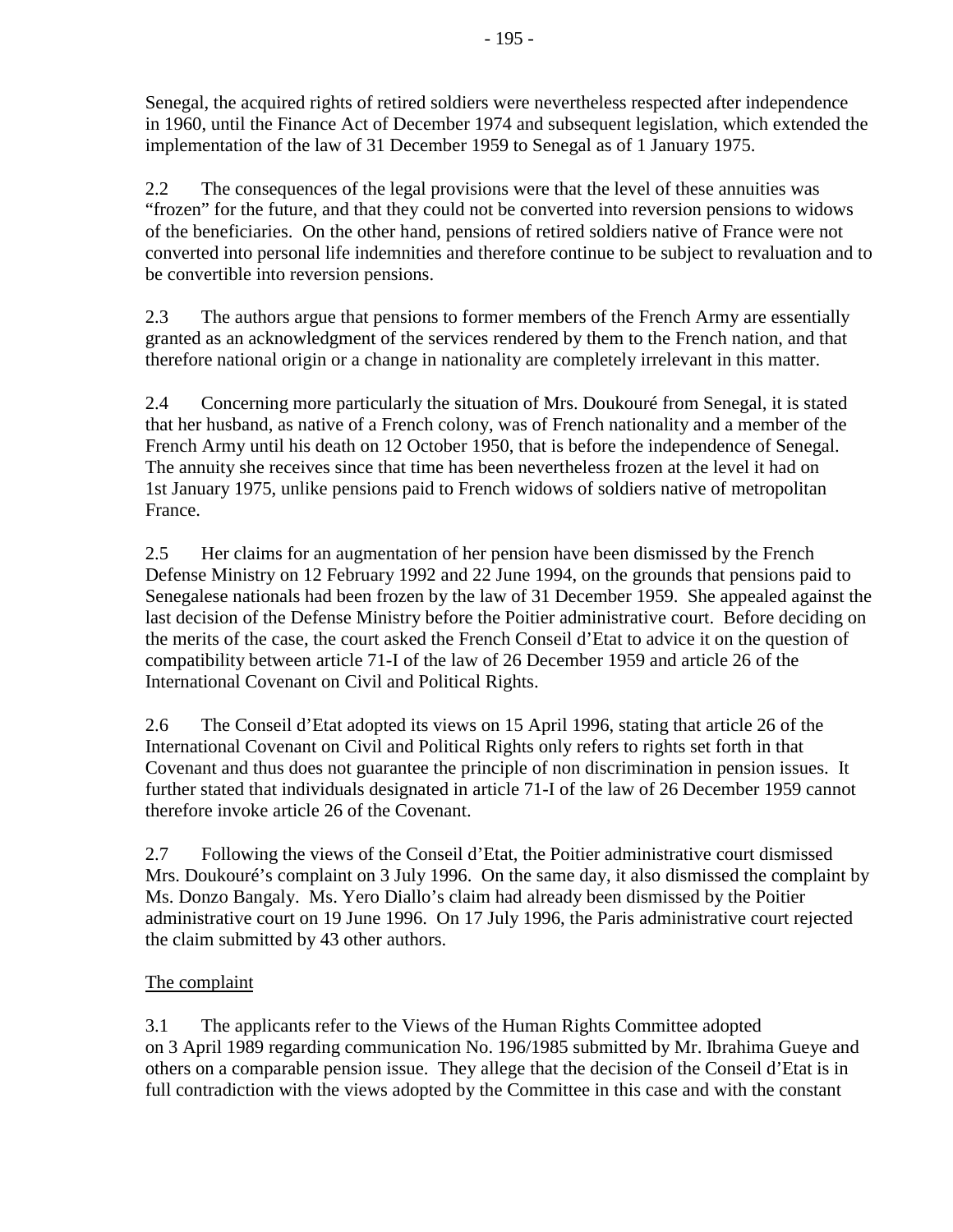Senegal, the acquired rights of retired soldiers were nevertheless respected after independence in 1960, until the Finance Act of December 1974 and subsequent legislation, which extended the implementation of the law of 31 December 1959 to Senegal as of 1 January 1975.

2.2 The consequences of the legal provisions were that the level of these annuities was "frozen" for the future, and that they could not be converted into reversion pensions to widows of the beneficiaries. On the other hand, pensions of retired soldiers native of France were not converted into personal life indemnities and therefore continue to be subject to revaluation and to be convertible into reversion pensions.

2.3 The authors argue that pensions to former members of the French Army are essentially granted as an acknowledgment of the services rendered by them to the French nation, and that therefore national origin or a change in nationality are completely irrelevant in this matter.

2.4 Concerning more particularly the situation of Mrs. Doukouré from Senegal, it is stated that her husband, as native of a French colony, was of French nationality and a member of the French Army until his death on 12 October 1950, that is before the independence of Senegal. The annuity she receives since that time has been nevertheless frozen at the level it had on 1st January 1975, unlike pensions paid to French widows of soldiers native of metropolitan France.

2.5 Her claims for an augmentation of her pension have been dismissed by the French Defense Ministry on 12 February 1992 and 22 June 1994, on the grounds that pensions paid to Senegalese nationals had been frozen by the law of 31 December 1959. She appealed against the last decision of the Defense Ministry before the Poitier administrative court. Before deciding on the merits of the case, the court asked the French Conseil d'Etat to advice it on the question of compatibility between article 71-I of the law of 26 December 1959 and article 26 of the International Covenant on Civil and Political Rights.

2.6 The Conseil d'Etat adopted its views on 15 April 1996, stating that article 26 of the International Covenant on Civil and Political Rights only refers to rights set forth in that Covenant and thus does not guarantee the principle of non discrimination in pension issues. It further stated that individuals designated in article 71-I of the law of 26 December 1959 cannot therefore invoke article 26 of the Covenant.

2.7 Following the views of the Conseil d'Etat, the Poitier administrative court dismissed Mrs. Doukouré's complaint on 3 July 1996. On the same day, it also dismissed the complaint by Ms. Donzo Bangaly. Ms. Yero Diallo's claim had already been dismissed by the Poitier administrative court on 19 June 1996. On 17 July 1996, the Paris administrative court rejected the claim submitted by 43 other authors.

The complaint

3.1 The applicants refer to the Views of the Human Rights Committee adopted on 3 April 1989 regarding communication No. 196/1985 submitted by Mr. Ibrahima Gueye and others on a comparable pension issue. They allege that the decision of the Conseil d'Etat is in full contradiction with the views adopted by the Committee in this case and with the constant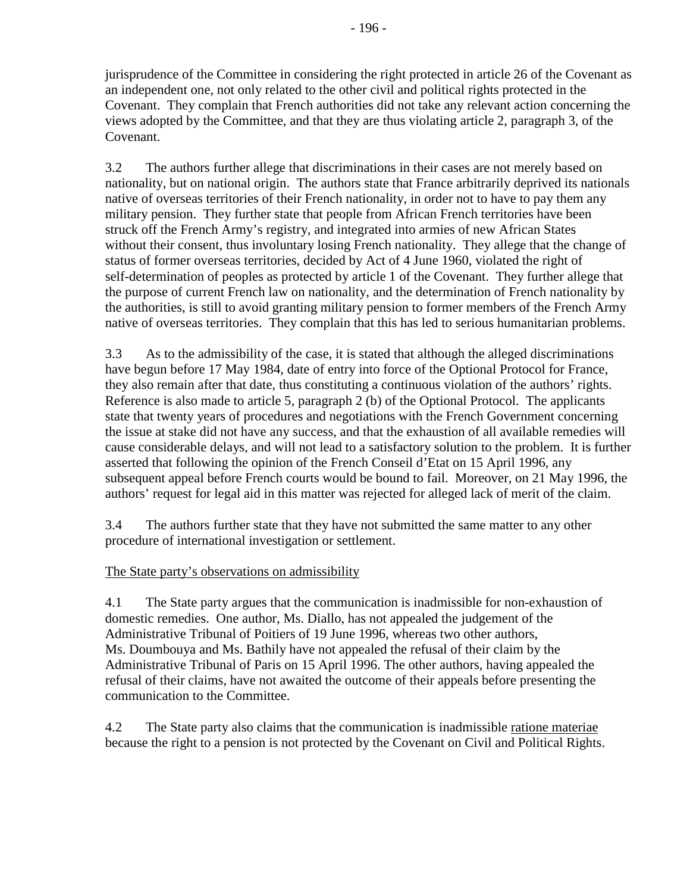jurisprudence of the Committee in considering the right protected in article 26 of the Covenant as an independent one, not only related to the other civil and political rights protected in the Covenant. They complain that French authorities did not take any relevant action concerning the views adopted by the Committee, and that they are thus violating article 2, paragraph 3, of the Covenant.

3.2 The authors further allege that discriminations in their cases are not merely based on nationality, but on national origin. The authors state that France arbitrarily deprived its nationals native of overseas territories of their French nationality, in order not to have to pay them any military pension. They further state that people from African French territories have been struck off the French Army's registry, and integrated into armies of new African States without their consent, thus involuntary losing French nationality. They allege that the change of status of former overseas territories, decided by Act of 4 June 1960, violated the right of self-determination of peoples as protected by article 1 of the Covenant. They further allege that the purpose of current French law on nationality, and the determination of French nationality by the authorities, is still to avoid granting military pension to former members of the French Army native of overseas territories. They complain that this has led to serious humanitarian problems.

3.3 As to the admissibility of the case, it is stated that although the alleged discriminations have begun before 17 May 1984, date of entry into force of the Optional Protocol for France, they also remain after that date, thus constituting a continuous violation of the authors' rights. Reference is also made to article 5, paragraph 2 (b) of the Optional Protocol. The applicants state that twenty years of procedures and negotiations with the French Government concerning the issue at stake did not have any success, and that the exhaustion of all available remedies will cause considerable delays, and will not lead to a satisfactory solution to the problem. It is further asserted that following the opinion of the French Conseil d'Etat on 15 April 1996, any subsequent appeal before French courts would be bound to fail. Moreover, on 21 May 1996, the authors' request for legal aid in this matter was rejected for alleged lack of merit of the claim.

3.4 The authors further state that they have not submitted the same matter to any other procedure of international investigation or settlement.

The State party's observations on admissibility

4.1 The State party argues that the communication is inadmissible for non-exhaustion of domestic remedies. One author, Ms. Diallo, has not appealed the judgement of the Administrative Tribunal of Poitiers of 19 June 1996, whereas two other authors, Ms. Doumbouya and Ms. Bathily have not appealed the refusal of their claim by the Administrative Tribunal of Paris on 15 April 1996. The other authors, having appealed the refusal of their claims, have not awaited the outcome of their appeals before presenting the communication to the Committee.

4.2 The State party also claims that the communication is inadmissible ratione materiae because the right to a pension is not protected by the Covenant on Civil and Political Rights.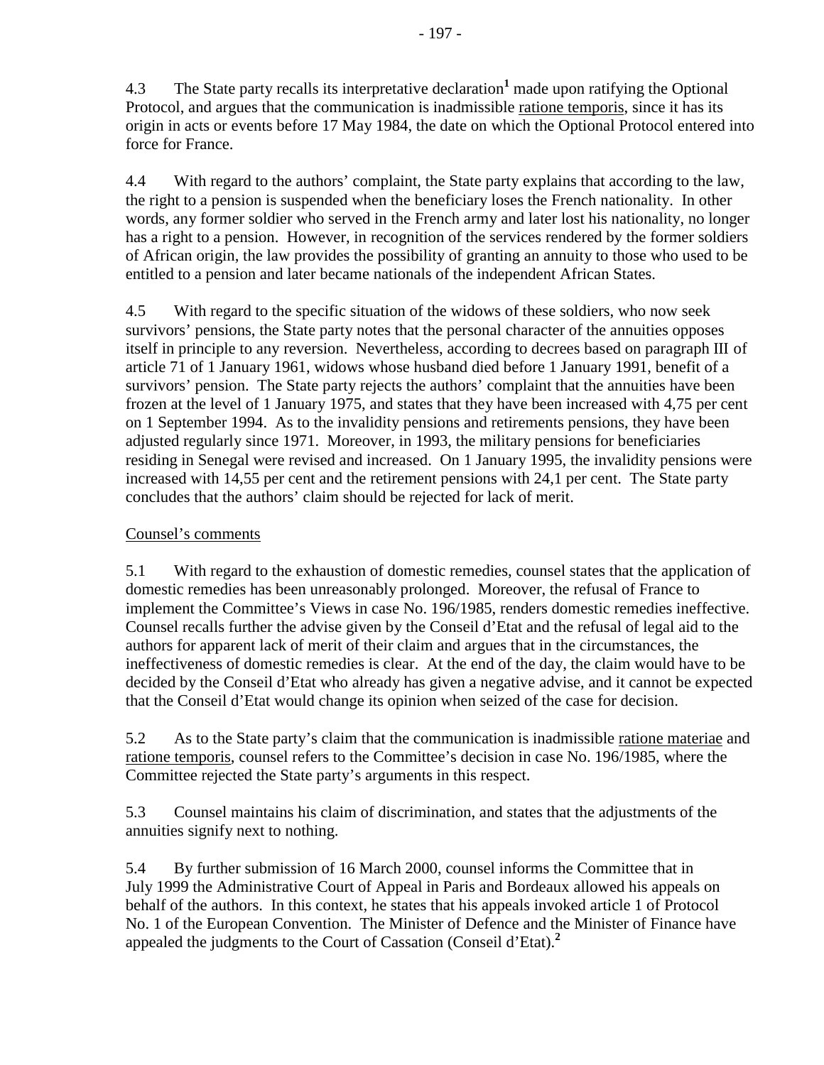4.3 The State party recalls its interpretative declaration[1] made upon ratifying the Optional Protocol, and argues that the communication is inadmissible ratione temporis, since it has its origin in acts or events before 17 May 1984, the date on which the Optional Protocol entered into force for France.

4.4 With regard to the authors' complaint, the State party explains that according to the law, the right to a pension is suspended when the beneficiary loses the French nationality. In other words, any former soldier who served in the French army and later lost his nationality, no longer has a right to a pension. However, in recognition of the services rendered by the former soldiers of African origin, the law provides the possibility of granting an annuity to those who used to be entitled to a pension and later became nationals of the independent African States.

4.5 With regard to the specific situation of the widows of these soldiers, who now seek survivors' pensions, the State party notes that the personal character of the annuities opposes itself in principle to any reversion. Nevertheless, according to decrees based on paragraph III of article 71 of 1 January 1961, widows whose husband died before 1 January 1991, benefit of a survivors' pension. The State party rejects the authors' complaint that the annuities have been frozen at the level of 1 January 1975, and states that they have been increased with 4,75 per cent on 1 September 1994. As to the invalidity pensions and retirements pensions, they have been adjusted regularly since 1971. Moreover, in 1993, the military pensions for beneficiaries residing in Senegal were revised and increased. On 1 January 1995, the invalidity pensions were increased with 14,55 per cent and the retirement pensions with 24,1 per cent. The State party concludes that the authors' claim should be rejected for lack of merit.

Counsel's comments

5.1 With regard to the exhaustion of domestic remedies, counsel states that the application of domestic remedies has been unreasonably prolonged. Moreover, the refusal of France to implement the Committee's Views in case No. 196/1985, renders domestic remedies ineffective. Counsel recalls further the advise given by the Conseil d'Etat and the refusal of legal aid to the authors for apparent lack of merit of their claim and argues that in the circumstances, the ineffectiveness of domestic remedies is clear. At the end of the day, the claim would have to be decided by the Conseil d'Etat who already has given a negative advise, and it cannot be expected that the Conseil d'Etat would change its opinion when seized of the case for decision.

5.2 As to the State party's claim that the communication is inadmissible ratione materiae and ratione temporis, counsel refers to the Committee's decision in case No. 196/1985, where the Committee rejected the State party's arguments in this respect.

5.3 Counsel maintains his claim of discrimination, and states that the adjustments of the annuities signify next to nothing.

5.4 By further submission of 16 March 2000, counsel informs the Committee that in July 1999 the Administrative Court of Appeal in Paris and Bordeaux allowed his appeals on behalf of the authors. In this context, he states that his appeals invoked article 1 of Protocol No. 1 of the European Convention. The Minister of Defence and the Minister of Finance have appealed the judgments to the Court of Cassation (Conseil d'Etat).[2]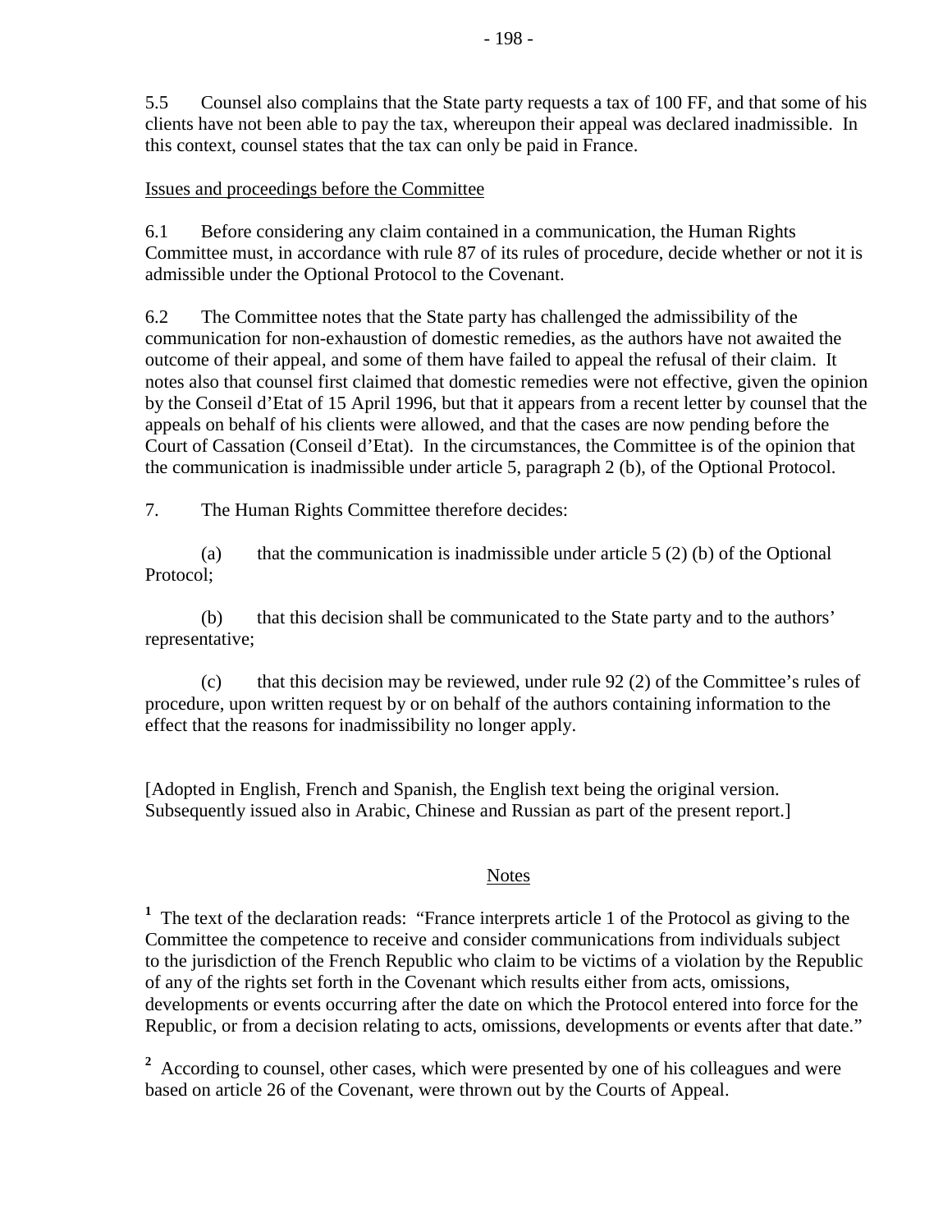5.5 Counsel also complains that the State party requests a tax of 100 FF, and that some of his clients have not been able to pay the tax, whereupon their appeal was declared inadmissible. In this context, counsel states that the tax can only be paid in France.

Issues and proceedings before the Committee

6.1 Before considering any claim contained in a communication, the Human Rights Committee must, in accordance with rule 87 of its rules of procedure, decide whether or not it is admissible under the Optional Protocol to the Covenant.

6.2 The Committee notes that the State party has challenged the admissibility of the communication for non-exhaustion of domestic remedies, as the authors have not awaited the outcome of their appeal, and some of them have failed to appeal the refusal of their claim. It notes also that counsel first claimed that domestic remedies were not effective, given the opinion by the Conseil d'Etat of 15 April 1996, but that it appears from a recent letter by counsel that the appeals on behalf of his clients were allowed, and that the cases are now pending before the Court of Cassation (Conseil d'Etat). In the circumstances, the Committee is of the opinion that the communication is inadmissible under article 5, paragraph 2 (b), of the Optional Protocol.

7. The Human Rights Committee therefore decides:

(a) that the communication is inadmissible under article 5 (2) (b) of the Optional Protocol;

(b) that this decision shall be communicated to the State party and to the authors' representative;

(c) that this decision may be reviewed, under rule 92 (2) of the Committee's rules of procedure, upon written request by or on behalf of the authors containing information to the effect that the reasons for inadmissibility no longer apply.

[Adopted in English, French and Spanish, the English text being the original version. Subsequently issued also in Arabic, Chinese and Russian as part of the present report.]

Notes

[1] The text of the declaration reads: "France interprets article 1 of the Protocol as giving to the Committee the competence to receive and consider communications from individuals subject to the jurisdiction of the French Republic who claim to be victims of a violation by the Republic of any of the rights set forth in the Covenant which results either from acts, omissions, developments or events occurring after the date on which the Protocol entered into force for the Republic, or from a decision relating to acts, omissions, developments or events after that date."

[2] According to counsel, other cases, which were presented by one of his colleagues and were based on article 26 of the Covenant, were thrown out by the Courts of Appeal.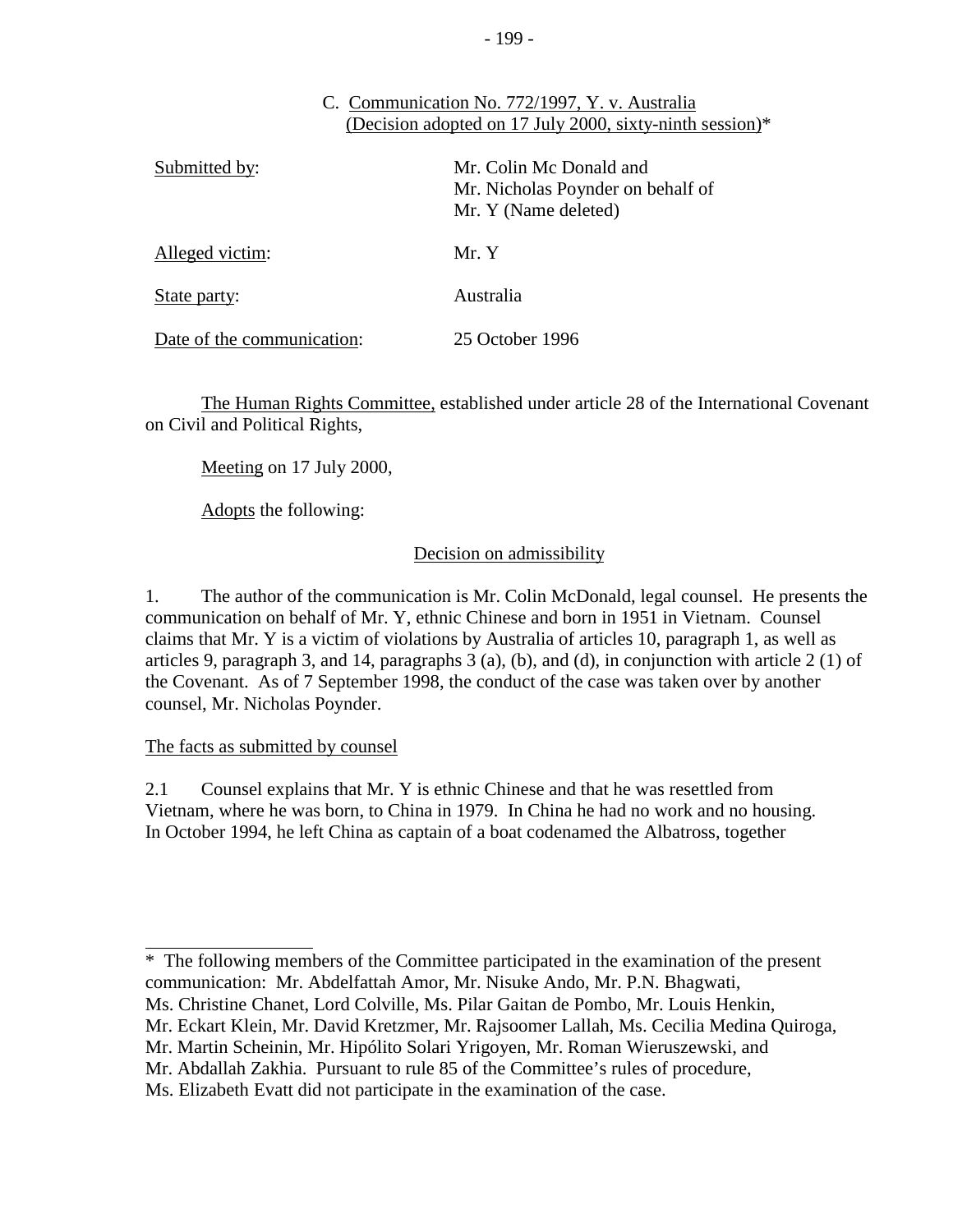### C. Communication No. 772/1997, Y. v. Australia (Decision adopted on 17 July 2000, sixty-ninth session)*

| | |
|---|---|
| Submitted by: | Mr. Colin Mc Donald and Mr. Nicholas Poynder on behalf of Mr. Y (Name deleted) |
| Alleged victim: | Mr. Y |
| State party: | Australia |
| Date of the communication: | 25 October 1996 |

The Human Rights Committee, established under article 28 of the International Covenant on Civil and Political Rights,

Meeting on 17 July 2000,

Adopts the following:

#### Decision on admissibility

1. The author of the communication is Mr. Colin McDonald, legal counsel. He presents the communication on behalf of Mr. Y, ethnic Chinese and born in 1951 in Vietnam. Counsel claims that Mr. Y is a victim of violations by Australia of articles 10, paragraph 1, as well as articles 9, paragraph 3, and 14, paragraphs 3 (a), (b), and (d), in conjunction with article 2 (1) of the Covenant. As of 7 September 1998, the conduct of the case was taken over by another counsel, Mr. Nicholas Poynder.

#### The facts as submitted by counsel

2.1 Counsel explains that Mr. Y is ethnic Chinese and that he was resettled from Vietnam, where he was born, to China in 1979. In China he had no work and no housing. In October 1994, he left China as captain of a boat codenamed the Albatross, together

---

\* The following members of the Committee participated in the examination of the present communication: Mr. Abdelfattah Amor, Mr. Nisuke Ando, Mr. P.N. Bhagwati, Ms. Christine Chanet, Lord Colville, Ms. Pilar Gaitan de Pombo, Mr. Louis Henkin, Mr. Eckart Klein, Mr. David Kretzmer, Mr. Rajsoomer Lallah, Ms. Cecilia Medina Quiroga, Mr. Martin Scheinin, Mr. Hipólito Solari Yrigoyen, Mr. Roman Wieruszewski, and Mr. Abdallah Zakhia. Pursuant to rule 85 of the Committee's rules of procedure, Ms. Elizabeth Evatt did not participate in the examination of the case.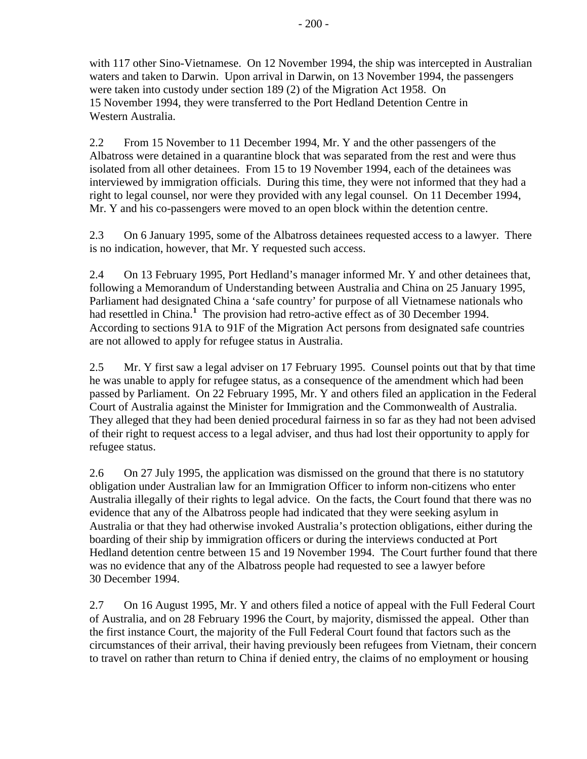with 117 other Sino-Vietnamese. On 12 November 1994, the ship was intercepted in Australian waters and taken to Darwin. Upon arrival in Darwin, on 13 November 1994, the passengers were taken into custody under section 189 (2) of the Migration Act 1958. On 15 November 1994, they were transferred to the Port Hedland Detention Centre in Western Australia.

2.2 From 15 November to 11 December 1994, Mr. Y and the other passengers of the Albatross were detained in a quarantine block that was separated from the rest and were thus isolated from all other detainees. From 15 to 19 November 1994, each of the detainees was interviewed by immigration officials. During this time, they were not informed that they had a right to legal counsel, nor were they provided with any legal counsel. On 11 December 1994, Mr. Y and his co-passengers were moved to an open block within the detention centre.

2.3 On 6 January 1995, some of the Albatross detainees requested access to a lawyer. There is no indication, however, that Mr. Y requested such access.

2.4 On 13 February 1995, Port Hedland's manager informed Mr. Y and other detainees that, following a Memorandum of Understanding between Australia and China on 25 January 1995, Parliament had designated China a 'safe country' for purpose of all Vietnamese nationals who had resettled in China.[1] The provision had retro-active effect as of 30 December 1994. According to sections 91A to 91F of the Migration Act persons from designated safe countries are not allowed to apply for refugee status in Australia.

2.5 Mr. Y first saw a legal adviser on 17 February 1995. Counsel points out that by that time he was unable to apply for refugee status, as a consequence of the amendment which had been passed by Parliament. On 22 February 1995, Mr. Y and others filed an application in the Federal Court of Australia against the Minister for Immigration and the Commonwealth of Australia. They alleged that they had been denied procedural fairness in so far as they had not been advised of their right to request access to a legal adviser, and thus had lost their opportunity to apply for refugee status.

2.6 On 27 July 1995, the application was dismissed on the ground that there is no statutory obligation under Australian law for an Immigration Officer to inform non-citizens who enter Australia illegally of their rights to legal advice. On the facts, the Court found that there was no evidence that any of the Albatross people had indicated that they were seeking asylum in Australia or that they had otherwise invoked Australia's protection obligations, either during the boarding of their ship by immigration officers or during the interviews conducted at Port Hedland detention centre between 15 and 19 November 1994. The Court further found that there was no evidence that any of the Albatross people had requested to see a lawyer before 30 December 1994.

2.7 On 16 August 1995, Mr. Y and others filed a notice of appeal with the Full Federal Court of Australia, and on 28 February 1996 the Court, by majority, dismissed the appeal. Other than the first instance Court, the majority of the Full Federal Court found that factors such as the circumstances of their arrival, their having previously been refugees from Vietnam, their concern to travel on rather than return to China if denied entry, the claims of no employment or housing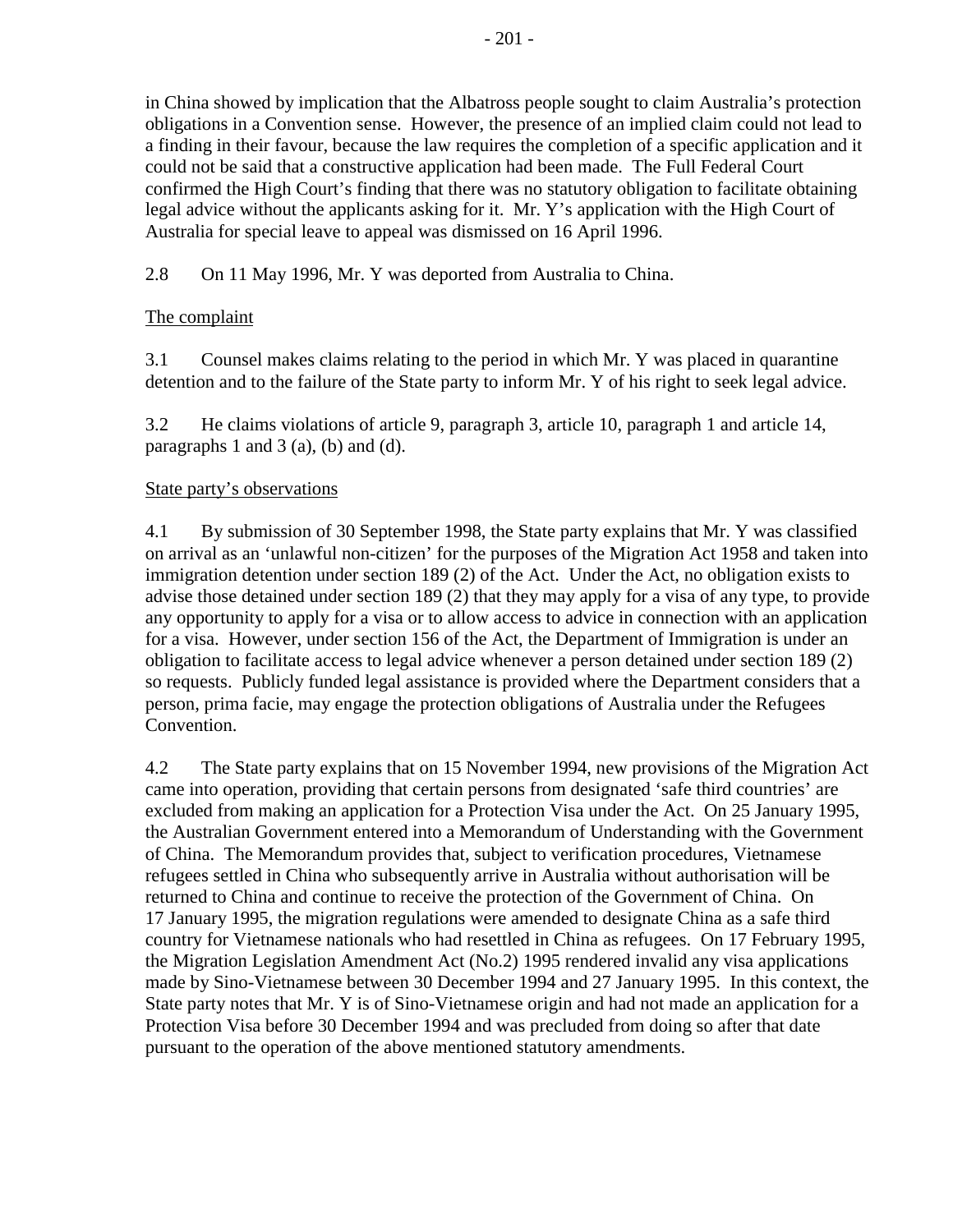in China showed by implication that the Albatross people sought to claim Australia's protection obligations in a Convention sense. However, the presence of an implied claim could not lead to a finding in their favour, because the law requires the completion of a specific application and it could not be said that a constructive application had been made. The Full Federal Court confirmed the High Court's finding that there was no statutory obligation to facilitate obtaining legal advice without the applicants asking for it. Mr. Y's application with the High Court of Australia for special leave to appeal was dismissed on 16 April 1996.

2.8 On 11 May 1996, Mr. Y was deported from Australia to China.

The complaint

3.1 Counsel makes claims relating to the period in which Mr. Y was placed in quarantine detention and to the failure of the State party to inform Mr. Y of his right to seek legal advice.

3.2 He claims violations of article 9, paragraph 3, article 10, paragraph 1 and article 14, paragraphs 1 and 3 (a), (b) and (d).

State party's observations

4.1 By submission of 30 September 1998, the State party explains that Mr. Y was classified on arrival as an 'unlawful non-citizen' for the purposes of the Migration Act 1958 and taken into immigration detention under section 189 (2) of the Act. Under the Act, no obligation exists to advise those detained under section 189 (2) that they may apply for a visa of any type, to provide any opportunity to apply for a visa or to allow access to advice in connection with an application for a visa. However, under section 156 of the Act, the Department of Immigration is under an obligation to facilitate access to legal advice whenever a person detained under section 189 (2) so requests. Publicly funded legal assistance is provided where the Department considers that a person, prima facie, may engage the protection obligations of Australia under the Refugees Convention.

4.2 The State party explains that on 15 November 1994, new provisions of the Migration Act came into operation, providing that certain persons from designated 'safe third countries' are excluded from making an application for a Protection Visa under the Act. On 25 January 1995, the Australian Government entered into a Memorandum of Understanding with the Government of China. The Memorandum provides that, subject to verification procedures, Vietnamese refugees settled in China who subsequently arrive in Australia without authorisation will be returned to China and continue to receive the protection of the Government of China. On 17 January 1995, the migration regulations were amended to designate China as a safe third country for Vietnamese nationals who had resettled in China as refugees. On 17 February 1995, the Migration Legislation Amendment Act (No.2) 1995 rendered invalid any visa applications made by Sino-Vietnamese between 30 December 1994 and 27 January 1995. In this context, the State party notes that Mr. Y is of Sino-Vietnamese origin and had not made an application for a Protection Visa before 30 December 1994 and was precluded from doing so after that date pursuant to the operation of the above mentioned statutory amendments.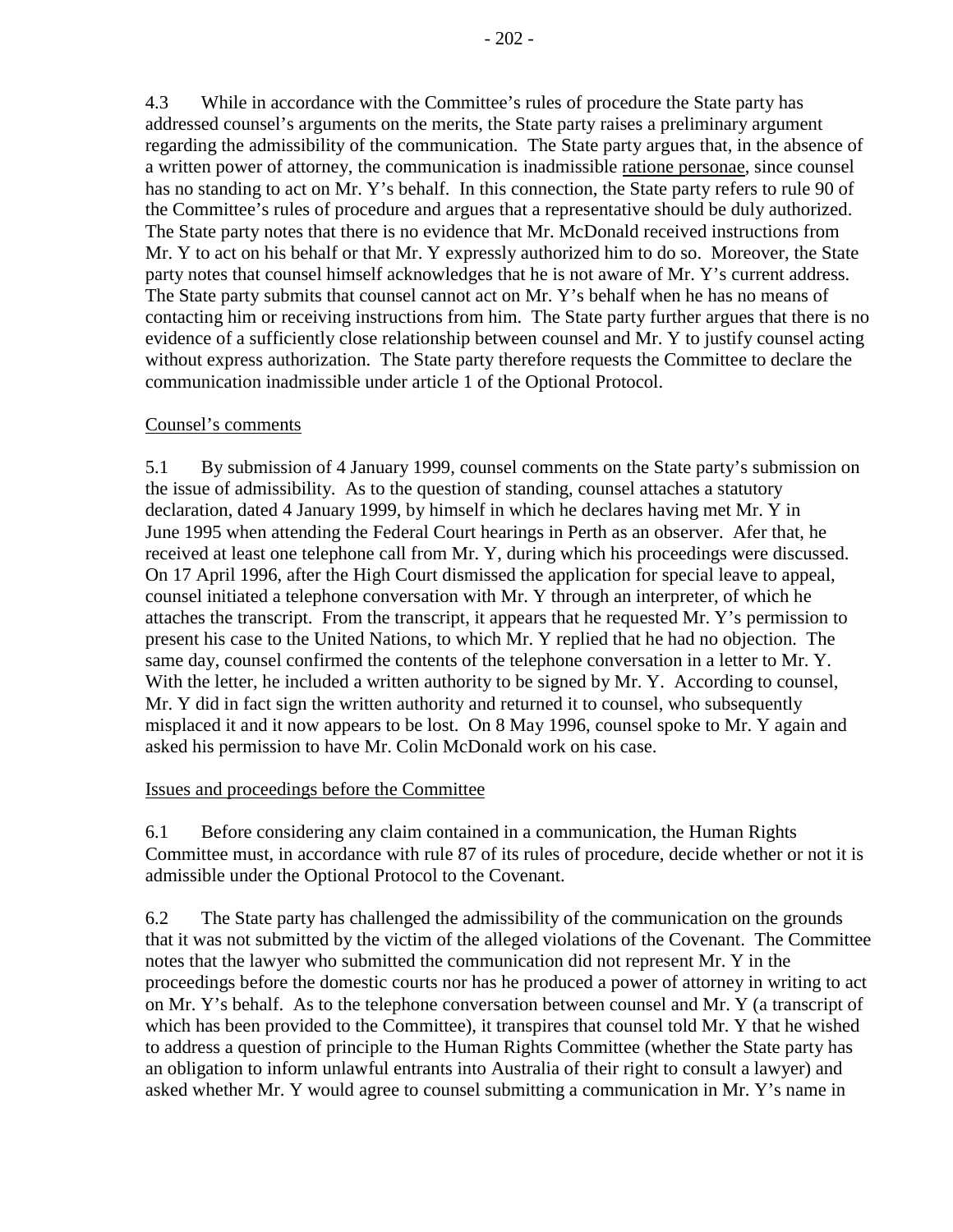4.3 While in accordance with the Committee's rules of procedure the State party has addressed counsel's arguments on the merits, the State party raises a preliminary argument regarding the admissibility of the communication. The State party argues that, in the absence of a written power of attorney, the communication is inadmissible ratione personae, since counsel has no standing to act on Mr. Y's behalf. In this connection, the State party refers to rule 90 of the Committee's rules of procedure and argues that a representative should be duly authorized. The State party notes that there is no evidence that Mr. McDonald received instructions from Mr. Y to act on his behalf or that Mr. Y expressly authorized him to do so. Moreover, the State party notes that counsel himself acknowledges that he is not aware of Mr. Y's current address. The State party submits that counsel cannot act on Mr. Y's behalf when he has no means of contacting him or receiving instructions from him. The State party further argues that there is no evidence of a sufficiently close relationship between counsel and Mr. Y to justify counsel acting without express authorization. The State party therefore requests the Committee to declare the communication inadmissible under article 1 of the Optional Protocol.

## Counsel's comments

5.1 By submission of 4 January 1999, counsel comments on the State party's submission on the issue of admissibility. As to the question of standing, counsel attaches a statutory declaration, dated 4 January 1999, by himself in which he declares having met Mr. Y in June 1995 when attending the Federal Court hearings in Perth as an observer. Afer that, he received at least one telephone call from Mr. Y, during which his proceedings were discussed. On 17 April 1996, after the High Court dismissed the application for special leave to appeal, counsel initiated a telephone conversation with Mr. Y through an interpreter, of which he attaches the transcript. From the transcript, it appears that he requested Mr. Y's permission to present his case to the United Nations, to which Mr. Y replied that he had no objection. The same day, counsel confirmed the contents of the telephone conversation in a letter to Mr. Y. With the letter, he included a written authority to be signed by Mr. Y. According to counsel, Mr. Y did in fact sign the written authority and returned it to counsel, who subsequently misplaced it and it now appears to be lost. On 8 May 1996, counsel spoke to Mr. Y again and asked his permission to have Mr. Colin McDonald work on his case.

## Issues and proceedings before the Committee

6.1 Before considering any claim contained in a communication, the Human Rights Committee must, in accordance with rule 87 of its rules of procedure, decide whether or not it is admissible under the Optional Protocol to the Covenant.

6.2 The State party has challenged the admissibility of the communication on the grounds that it was not submitted by the victim of the alleged violations of the Covenant. The Committee notes that the lawyer who submitted the communication did not represent Mr. Y in the proceedings before the domestic courts nor has he produced a power of attorney in writing to act on Mr. Y's behalf. As to the telephone conversation between counsel and Mr. Y (a transcript of which has been provided to the Committee), it transpires that counsel told Mr. Y that he wished to address a question of principle to the Human Rights Committee (whether the State party has an obligation to inform unlawful entrants into Australia of their right to consult a lawyer) and asked whether Mr. Y would agree to counsel submitting a communication in Mr. Y's name in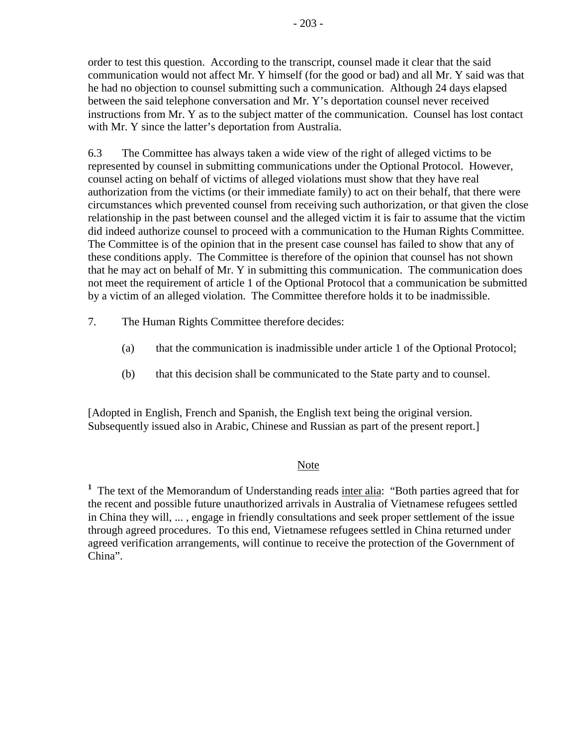order to test this question. According to the transcript, counsel made it clear that the said communication would not affect Mr. Y himself (for the good or bad) and all Mr. Y said was that he had no objection to counsel submitting such a communication. Although 24 days elapsed between the said telephone conversation and Mr. Y's deportation counsel never received instructions from Mr. Y as to the subject matter of the communication. Counsel has lost contact with Mr. Y since the latter's deportation from Australia.

6.3 The Committee has always taken a wide view of the right of alleged victims to be represented by counsel in submitting communications under the Optional Protocol. However, counsel acting on behalf of victims of alleged violations must show that they have real authorization from the victims (or their immediate family) to act on their behalf, that there were circumstances which prevented counsel from receiving such authorization, or that given the close relationship in the past between counsel and the alleged victim it is fair to assume that the victim did indeed authorize counsel to proceed with a communication to the Human Rights Committee. The Committee is of the opinion that in the present case counsel has failed to show that any of these conditions apply. The Committee is therefore of the opinion that counsel has not shown that he may act on behalf of Mr. Y in submitting this communication. The communication does not meet the requirement of article 1 of the Optional Protocol that a communication be submitted by a victim of an alleged violation. The Committee therefore holds it to be inadmissible.

7. The Human Rights Committee therefore decides:

(a) that the communication is inadmissible under article 1 of the Optional Protocol;

(b) that this decision shall be communicated to the State party and to counsel.

[Adopted in English, French and Spanish, the English text being the original version. Subsequently issued also in Arabic, Chinese and Russian as part of the present report.]

Note

[1] The text of the Memorandum of Understanding reads inter alia: "Both parties agreed that for the recent and possible future unauthorized arrivals in Australia of Vietnamese refugees settled in China they will, ... , engage in friendly consultations and seek proper settlement of the issue through agreed procedures. To this end, Vietnamese refugees settled in China returned under agreed verification arrangements, will continue to receive the protection of the Government of China".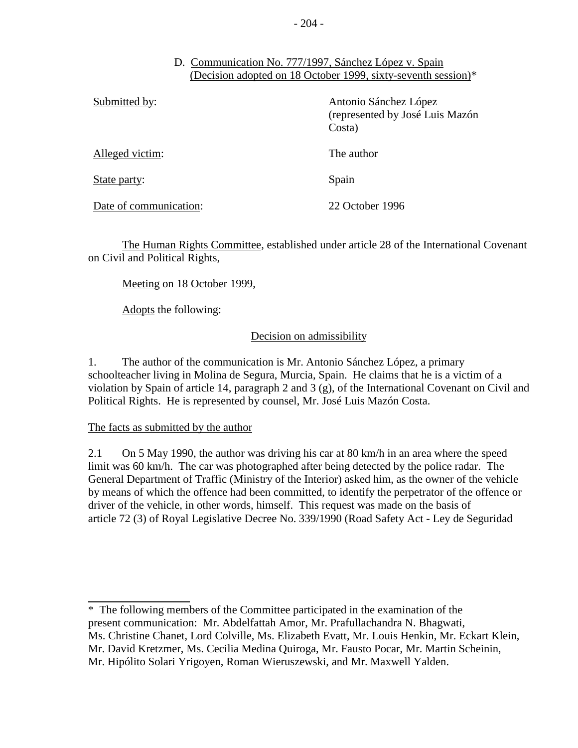D. Communication No. 777/1997, Sánchez López v. Spain
(Decision adopted on 18 October 1999, sixty-seventh session)*

| | |
|---|---|
| Submitted by: | Antonio Sánchez López (represented by José Luis Mazón Costa) |
| Alleged victim: | The author |
| State party: | Spain |
| Date of communication: | 22 October 1996 |

The Human Rights Committee, established under article 28 of the International Covenant on Civil and Political Rights,

Meeting on 18 October 1999,

Adopts the following:

## Decision on admissibility

1. The author of the communication is Mr. Antonio Sánchez López, a primary schoolteacher living in Molina de Segura, Murcia, Spain. He claims that he is a victim of a violation by Spain of article 14, paragraph 2 and 3 (g), of the International Covenant on Civil and Political Rights. He is represented by counsel, Mr. José Luis Mazón Costa.

### The facts as submitted by the author

2.1 On 5 May 1990, the author was driving his car at 80 km/h in an area where the speed limit was 60 km/h. The car was photographed after being detected by the police radar. The General Department of Traffic (Ministry of the Interior) asked him, as the owner of the vehicle by means of which the offence had been committed, to identify the perpetrator of the offence or driver of the vehicle, in other words, himself. This request was made on the basis of article 72 (3) of Royal Legislative Decree No. 339/1990 (Road Safety Act - Ley de Seguridad

---

\* The following members of the Committee participated in the examination of the present communication: Mr. Abdelfattah Amor, Mr. Prafullachandra N. Bhagwati, Ms. Christine Chanet, Lord Colville, Ms. Elizabeth Evatt, Mr. Louis Henkin, Mr. Eckart Klein, Mr. David Kretzmer, Ms. Cecilia Medina Quiroga, Mr. Fausto Pocar, Mr. Martin Scheinin, Mr. Hipólito Solari Yrigoyen, Roman Wieruszewski, and Mr. Maxwell Yalden.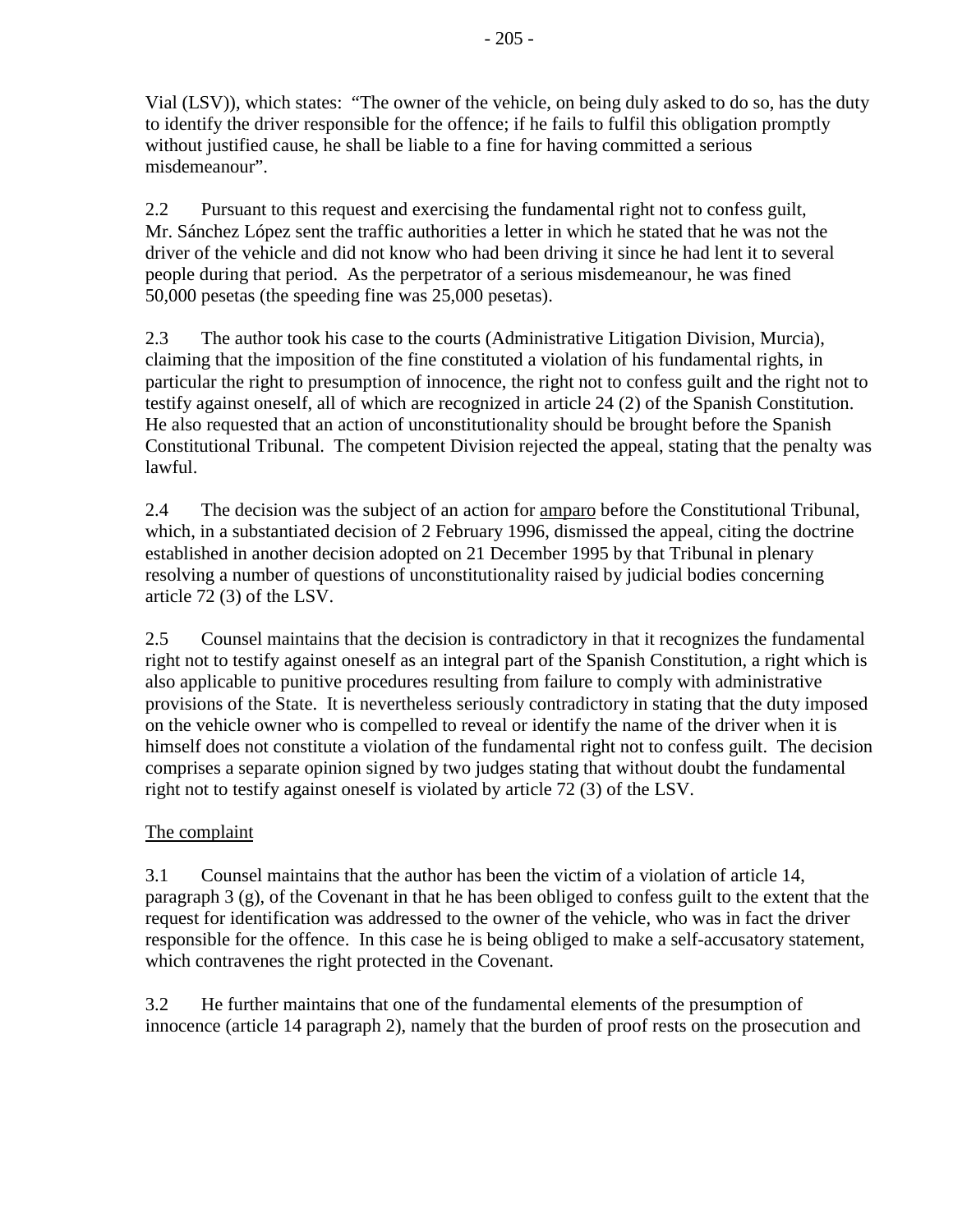Vial (LSV)), which states: "The owner of the vehicle, on being duly asked to do so, has the duty to identify the driver responsible for the offence; if he fails to fulfil this obligation promptly without justified cause, he shall be liable to a fine for having committed a serious misdemeanour".

2.2 Pursuant to this request and exercising the fundamental right not to confess guilt, Mr. Sánchez López sent the traffic authorities a letter in which he stated that he was not the driver of the vehicle and did not know who had been driving it since he had lent it to several people during that period. As the perpetrator of a serious misdemeanour, he was fined 50,000 pesetas (the speeding fine was 25,000 pesetas).

2.3 The author took his case to the courts (Administrative Litigation Division, Murcia), claiming that the imposition of the fine constituted a violation of his fundamental rights, in particular the right to presumption of innocence, the right not to confess guilt and the right not to testify against oneself, all of which are recognized in article 24 (2) of the Spanish Constitution. He also requested that an action of unconstitutionality should be brought before the Spanish Constitutional Tribunal. The competent Division rejected the appeal, stating that the penalty was lawful.

2.4 The decision was the subject of an action for amparo before the Constitutional Tribunal, which, in a substantiated decision of 2 February 1996, dismissed the appeal, citing the doctrine established in another decision adopted on 21 December 1995 by that Tribunal in plenary resolving a number of questions of unconstitutionality raised by judicial bodies concerning article 72 (3) of the LSV.

2.5 Counsel maintains that the decision is contradictory in that it recognizes the fundamental right not to testify against oneself as an integral part of the Spanish Constitution, a right which is also applicable to punitive procedures resulting from failure to comply with administrative provisions of the State. It is nevertheless seriously contradictory in stating that the duty imposed on the vehicle owner who is compelled to reveal or identify the name of the driver when it is himself does not constitute a violation of the fundamental right not to confess guilt. The decision comprises a separate opinion signed by two judges stating that without doubt the fundamental right not to testify against oneself is violated by article 72 (3) of the LSV.

## The complaint

3.1 Counsel maintains that the author has been the victim of a violation of article 14, paragraph 3 (g), of the Covenant in that he has been obliged to confess guilt to the extent that the request for identification was addressed to the owner of the vehicle, who was in fact the driver responsible for the offence. In this case he is being obliged to make a self-accusatory statement, which contravenes the right protected in the Covenant.

3.2 He further maintains that one of the fundamental elements of the presumption of innocence (article 14 paragraph 2), namely that the burden of proof rests on the prosecution and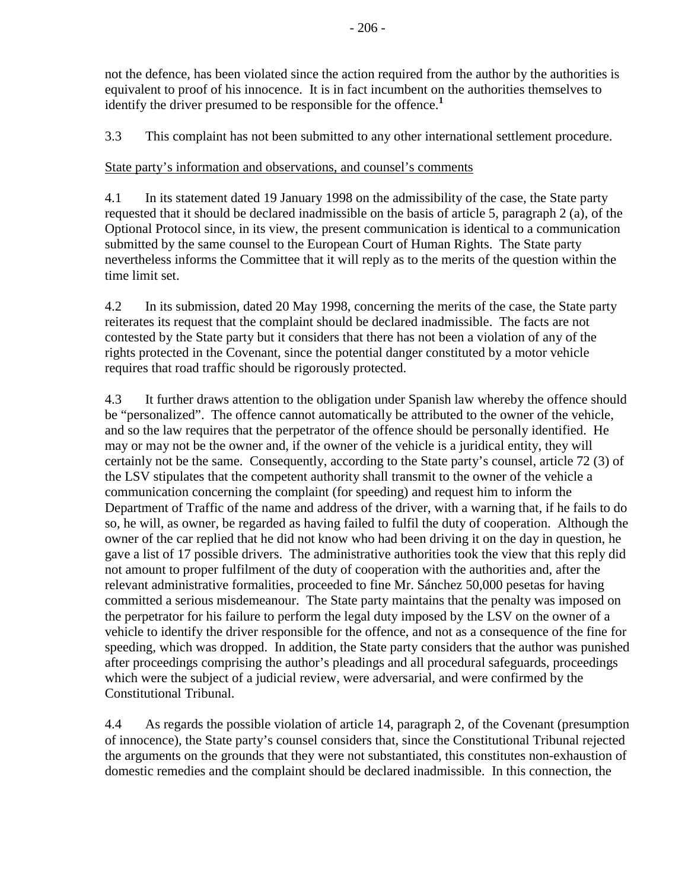not the defence, has been violated since the action required from the author by the authorities is equivalent to proof of his innocence. It is in fact incumbent on the authorities themselves to identify the driver presumed to be responsible for the offence.[1]

3.3 This complaint has not been submitted to any other international settlement procedure.

State party's information and observations, and counsel's comments

4.1 In its statement dated 19 January 1998 on the admissibility of the case, the State party requested that it should be declared inadmissible on the basis of article 5, paragraph 2 (a), of the Optional Protocol since, in its view, the present communication is identical to a communication submitted by the same counsel to the European Court of Human Rights. The State party nevertheless informs the Committee that it will reply as to the merits of the question within the time limit set.

4.2 In its submission, dated 20 May 1998, concerning the merits of the case, the State party reiterates its request that the complaint should be declared inadmissible. The facts are not contested by the State party but it considers that there has not been a violation of any of the rights protected in the Covenant, since the potential danger constituted by a motor vehicle requires that road traffic should be rigorously protected.

4.3 It further draws attention to the obligation under Spanish law whereby the offence should be "personalized". The offence cannot automatically be attributed to the owner of the vehicle, and so the law requires that the perpetrator of the offence should be personally identified. He may or may not be the owner and, if the owner of the vehicle is a juridical entity, they will certainly not be the same. Consequently, according to the State party's counsel, article 72 (3) of the LSV stipulates that the competent authority shall transmit to the owner of the vehicle a communication concerning the complaint (for speeding) and request him to inform the Department of Traffic of the name and address of the driver, with a warning that, if he fails to do so, he will, as owner, be regarded as having failed to fulfil the duty of cooperation. Although the owner of the car replied that he did not know who had been driving it on the day in question, he gave a list of 17 possible drivers. The administrative authorities took the view that this reply did not amount to proper fulfilment of the duty of cooperation with the authorities and, after the relevant administrative formalities, proceeded to fine Mr. Sánchez 50,000 pesetas for having committed a serious misdemeanour. The State party maintains that the penalty was imposed on the perpetrator for his failure to perform the legal duty imposed by the LSV on the owner of a vehicle to identify the driver responsible for the offence, and not as a consequence of the fine for speeding, which was dropped. In addition, the State party considers that the author was punished after proceedings comprising the author's pleadings and all procedural safeguards, proceedings which were the subject of a judicial review, were adversarial, and were confirmed by the Constitutional Tribunal.

4.4 As regards the possible violation of article 14, paragraph 2, of the Covenant (presumption of innocence), the State party's counsel considers that, since the Constitutional Tribunal rejected the arguments on the grounds that they were not substantiated, this constitutes non-exhaustion of domestic remedies and the complaint should be declared inadmissible. In this connection, the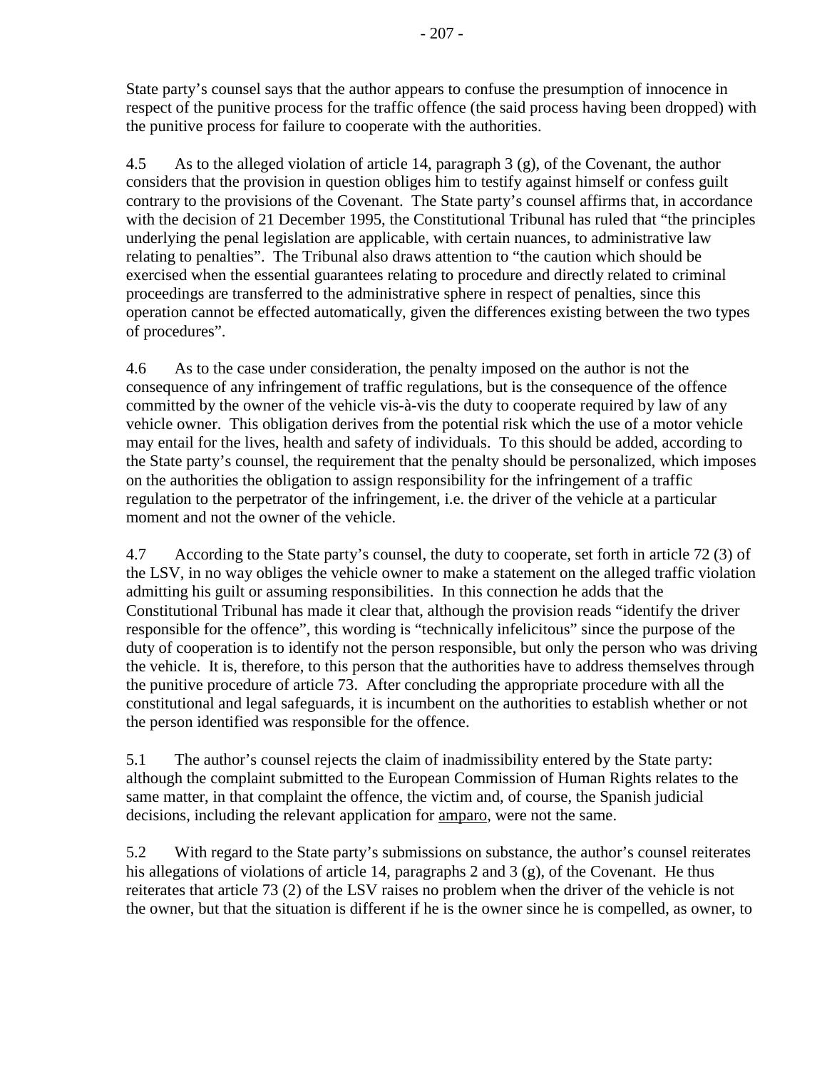State party's counsel says that the author appears to confuse the presumption of innocence in respect of the punitive process for the traffic offence (the said process having been dropped) with the punitive process for failure to cooperate with the authorities.

4.5 As to the alleged violation of article 14, paragraph 3 (g), of the Covenant, the author considers that the provision in question obliges him to testify against himself or confess guilt contrary to the provisions of the Covenant. The State party's counsel affirms that, in accordance with the decision of 21 December 1995, the Constitutional Tribunal has ruled that "the principles underlying the penal legislation are applicable, with certain nuances, to administrative law relating to penalties". The Tribunal also draws attention to "the caution which should be exercised when the essential guarantees relating to procedure and directly related to criminal proceedings are transferred to the administrative sphere in respect of penalties, since this operation cannot be effected automatically, given the differences existing between the two types of procedures".

4.6 As to the case under consideration, the penalty imposed on the author is not the consequence of any infringement of traffic regulations, but is the consequence of the offence committed by the owner of the vehicle vis-à-vis the duty to cooperate required by law of any vehicle owner. This obligation derives from the potential risk which the use of a motor vehicle may entail for the lives, health and safety of individuals. To this should be added, according to the State party's counsel, the requirement that the penalty should be personalized, which imposes on the authorities the obligation to assign responsibility for the infringement of a traffic regulation to the perpetrator of the infringement, i.e. the driver of the vehicle at a particular moment and not the owner of the vehicle.

4.7 According to the State party's counsel, the duty to cooperate, set forth in article 72 (3) of the LSV, in no way obliges the vehicle owner to make a statement on the alleged traffic violation admitting his guilt or assuming responsibilities. In this connection he adds that the Constitutional Tribunal has made it clear that, although the provision reads "identify the driver responsible for the offence", this wording is "technically infelicitous" since the purpose of the duty of cooperation is to identify not the person responsible, but only the person who was driving the vehicle. It is, therefore, to this person that the authorities have to address themselves through the punitive procedure of article 73. After concluding the appropriate procedure with all the constitutional and legal safeguards, it is incumbent on the authorities to establish whether or not the person identified was responsible for the offence.

5.1 The author's counsel rejects the claim of inadmissibility entered by the State party: although the complaint submitted to the European Commission of Human Rights relates to the same matter, in that complaint the offence, the victim and, of course, the Spanish judicial decisions, including the relevant application for amparo, were not the same.

5.2 With regard to the State party's submissions on substance, the author's counsel reiterates his allegations of violations of article 14, paragraphs 2 and 3 (g), of the Covenant. He thus reiterates that article 73 (2) of the LSV raises no problem when the driver of the vehicle is not the owner, but that the situation is different if he is the owner since he is compelled, as owner, to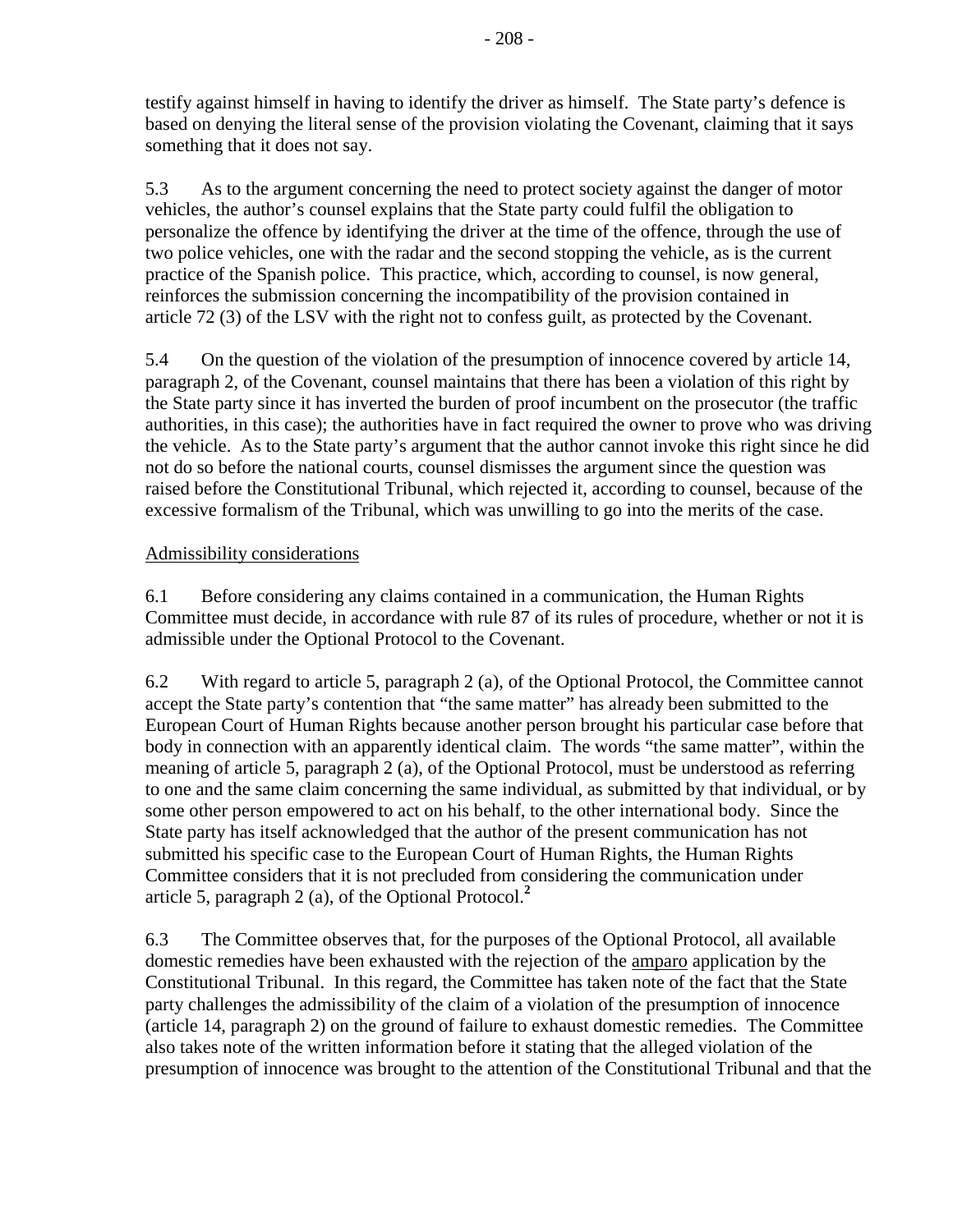testify against himself in having to identify the driver as himself. The State party's defence is based on denying the literal sense of the provision violating the Covenant, claiming that it says something that it does not say.

5.3 As to the argument concerning the need to protect society against the danger of motor vehicles, the author's counsel explains that the State party could fulfil the obligation to personalize the offence by identifying the driver at the time of the offence, through the use of two police vehicles, one with the radar and the second stopping the vehicle, as is the current practice of the Spanish police. This practice, which, according to counsel, is now general, reinforces the submission concerning the incompatibility of the provision contained in article 72 (3) of the LSV with the right not to confess guilt, as protected by the Covenant.

5.4 On the question of the violation of the presumption of innocence covered by article 14, paragraph 2, of the Covenant, counsel maintains that there has been a violation of this right by the State party since it has inverted the burden of proof incumbent on the prosecutor (the traffic authorities, in this case); the authorities have in fact required the owner to prove who was driving the vehicle. As to the State party's argument that the author cannot invoke this right since he did not do so before the national courts, counsel dismisses the argument since the question was raised before the Constitutional Tribunal, which rejected it, according to counsel, because of the excessive formalism of the Tribunal, which was unwilling to go into the merits of the case.

Admissibility considerations

6.1 Before considering any claims contained in a communication, the Human Rights Committee must decide, in accordance with rule 87 of its rules of procedure, whether or not it is admissible under the Optional Protocol to the Covenant.

6.2 With regard to article 5, paragraph 2 (a), of the Optional Protocol, the Committee cannot accept the State party's contention that "the same matter" has already been submitted to the European Court of Human Rights because another person brought his particular case before that body in connection with an apparently identical claim. The words "the same matter", within the meaning of article 5, paragraph 2 (a), of the Optional Protocol, must be understood as referring to one and the same claim concerning the same individual, as submitted by that individual, or by some other person empowered to act on his behalf, to the other international body. Since the State party has itself acknowledged that the author of the present communication has not submitted his specific case to the European Court of Human Rights, the Human Rights Committee considers that it is not precluded from considering the communication under article 5, paragraph 2 (a), of the Optional Protocol.[2]

6.3 The Committee observes that, for the purposes of the Optional Protocol, all available domestic remedies have been exhausted with the rejection of the amparo application by the Constitutional Tribunal. In this regard, the Committee has taken note of the fact that the State party challenges the admissibility of the claim of a violation of the presumption of innocence (article 14, paragraph 2) on the ground of failure to exhaust domestic remedies. The Committee also takes note of the written information before it stating that the alleged violation of the presumption of innocence was brought to the attention of the Constitutional Tribunal and that the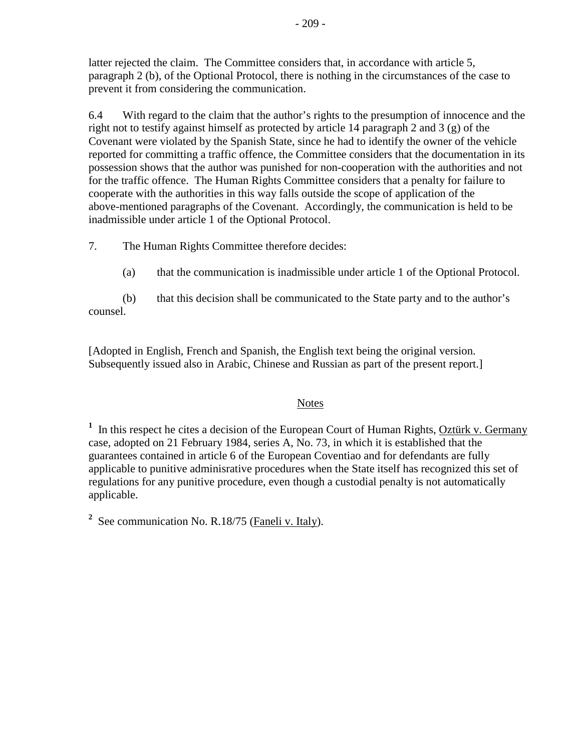latter rejected the claim. The Committee considers that, in accordance with article 5, paragraph 2 (b), of the Optional Protocol, there is nothing in the circumstances of the case to prevent it from considering the communication.

6.4 With regard to the claim that the author's rights to the presumption of innocence and the right not to testify against himself as protected by article 14 paragraph 2 and 3 (g) of the Covenant were violated by the Spanish State, since he had to identify the owner of the vehicle reported for committing a traffic offence, the Committee considers that the documentation in its possession shows that the author was punished for non-cooperation with the authorities and not for the traffic offence. The Human Rights Committee considers that a penalty for failure to cooperate with the authorities in this way falls outside the scope of application of the above-mentioned paragraphs of the Covenant. Accordingly, the communication is held to be inadmissible under article 1 of the Optional Protocol.

7. The Human Rights Committee therefore decides:

(a) that the communication is inadmissible under article 1 of the Optional Protocol.

(b) that this decision shall be communicated to the State party and to the author's counsel.

[Adopted in English, French and Spanish, the English text being the original version. Subsequently issued also in Arabic, Chinese and Russian as part of the present report.]

## Notes

[1] In this respect he cites a decision of the European Court of Human Rights, Oztürk v. Germany case, adopted on 21 February 1984, series A, No. 73, in which it is established that the guarantees contained in article 6 of the European Coventiao and for defendants are fully applicable to punitive adminisrative procedures when the State itself has recognized this set of regulations for any punitive procedure, even though a custodial penalty is not automatically applicable.

[2] See communication No. R.18/75 (Faneli v. Italy).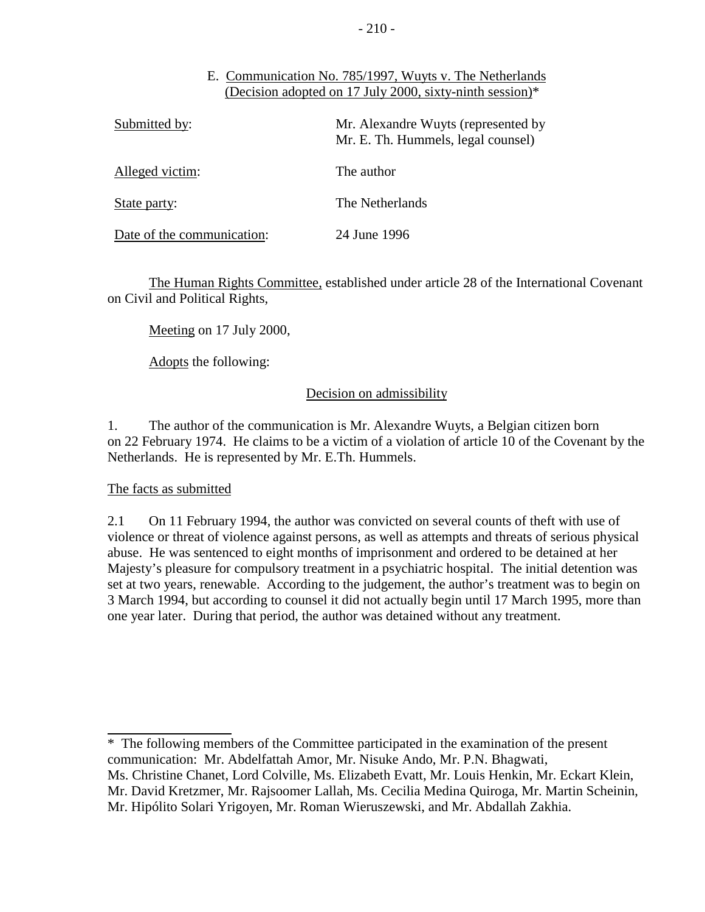## E. Communication No. 785/1997, Wuyts v. The Netherlands (Decision adopted on 17 July 2000, sixty-ninth session)*

| | |
|---|---|
| Submitted by: | Mr. Alexandre Wuyts (represented by Mr. E. Th. Hummels, legal counsel) |
| Alleged victim: | The author |
| State party: | The Netherlands |
| Date of the communication: | 24 June 1996 |

The Human Rights Committee, established under article 28 of the International Covenant on Civil and Political Rights,

Meeting on 17 July 2000,

Adopts the following:

### Decision on admissibility

1. The author of the communication is Mr. Alexandre Wuyts, a Belgian citizen born on 22 February 1974. He claims to be a victim of a violation of article 10 of the Covenant by the Netherlands. He is represented by Mr. E.Th. Hummels.

#### The facts as submitted

2.1 On 11 February 1994, the author was convicted on several counts of theft with use of violence or threat of violence against persons, as well as attempts and threats of serious physical abuse. He was sentenced to eight months of imprisonment and ordered to be detained at her Majesty's pleasure for compulsory treatment in a psychiatric hospital. The initial detention was set at two years, renewable. According to the judgement, the author's treatment was to begin on 3 March 1994, but according to counsel it did not actually begin until 17 March 1995, more than one year later. During that period, the author was detained without any treatment.

---

* The following members of the Committee participated in the examination of the present communication: Mr. Abdelfattah Amor, Mr. Nisuke Ando, Mr. P.N. Bhagwati, Ms. Christine Chanet, Lord Colville, Ms. Elizabeth Evatt, Mr. Louis Henkin, Mr. Eckart Klein, Mr. David Kretzmer, Mr. Rajsoomer Lallah, Ms. Cecilia Medina Quiroga, Mr. Martin Scheinin, Mr. Hipólito Solari Yrigoyen, Mr. Roman Wieruszewski, and Mr. Abdallah Zakhia.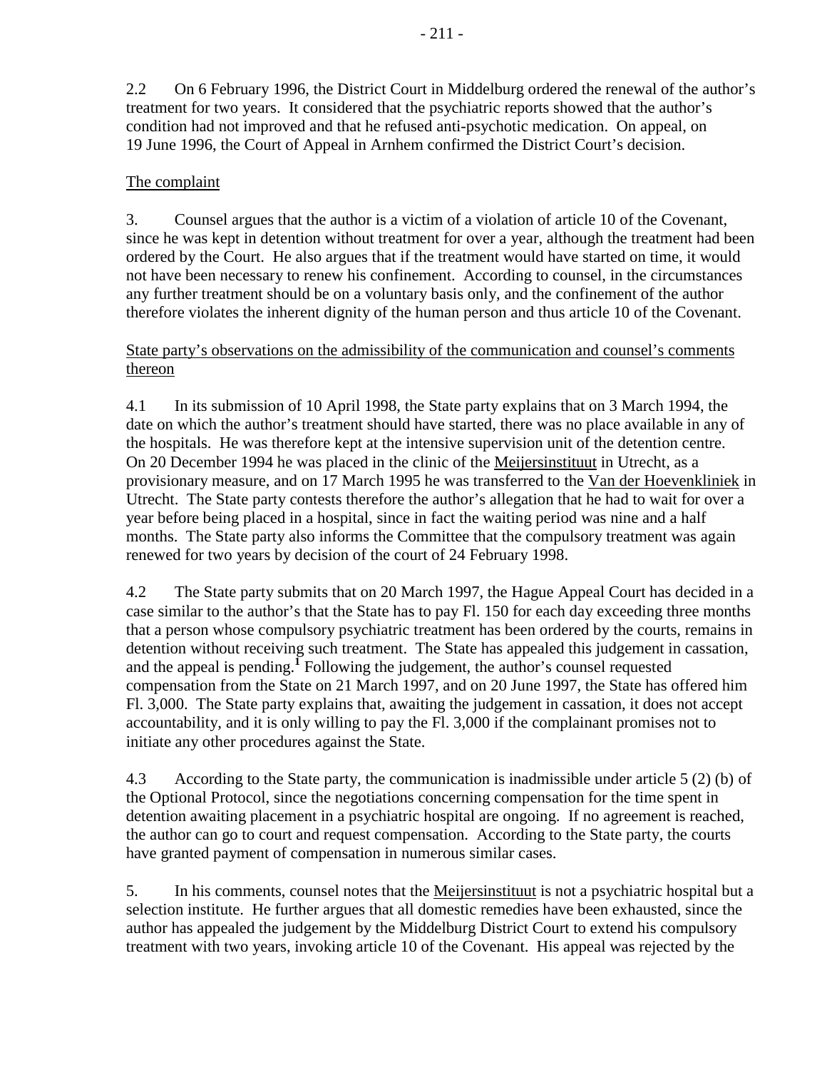2.2 On 6 February 1996, the District Court in Middelburg ordered the renewal of the author's treatment for two years. It considered that the psychiatric reports showed that the author's condition had not improved and that he refused anti-psychotic medication. On appeal, on 19 June 1996, the Court of Appeal in Arnhem confirmed the District Court's decision.

The complaint

3. Counsel argues that the author is a victim of a violation of article 10 of the Covenant, since he was kept in detention without treatment for over a year, although the treatment had been ordered by the Court. He also argues that if the treatment would have started on time, it would not have been necessary to renew his confinement. According to counsel, in the circumstances any further treatment should be on a voluntary basis only, and the confinement of the author therefore violates the inherent dignity of the human person and thus article 10 of the Covenant.

State party's observations on the admissibility of the communication and counsel's comments thereon

4.1 In its submission of 10 April 1998, the State party explains that on 3 March 1994, the date on which the author's treatment should have started, there was no place available in any of the hospitals. He was therefore kept at the intensive supervision unit of the detention centre. On 20 December 1994 he was placed in the clinic of the Meijersinstituut in Utrecht, as a provisionary measure, and on 17 March 1995 he was transferred to the Van der Hoevenkliniek in Utrecht. The State party contests therefore the author's allegation that he had to wait for over a year before being placed in a hospital, since in fact the waiting period was nine and a half months. The State party also informs the Committee that the compulsory treatment was again renewed for two years by decision of the court of 24 February 1998.

4.2 The State party submits that on 20 March 1997, the Hague Appeal Court has decided in a case similar to the author's that the State has to pay Fl. 150 for each day exceeding three months that a person whose compulsory psychiatric treatment has been ordered by the courts, remains in detention without receiving such treatment. The State has appealed this judgement in cassation, and the appeal is pending.[1] Following the judgement, the author's counsel requested compensation from the State on 21 March 1997, and on 20 June 1997, the State has offered him Fl. 3,000. The State party explains that, awaiting the judgement in cassation, it does not accept accountability, and it is only willing to pay the Fl. 3,000 if the complainant promises not to initiate any other procedures against the State.

4.3 According to the State party, the communication is inadmissible under article 5 (2) (b) of the Optional Protocol, since the negotiations concerning compensation for the time spent in detention awaiting placement in a psychiatric hospital are ongoing. If no agreement is reached, the author can go to court and request compensation. According to the State party, the courts have granted payment of compensation in numerous similar cases.

5. In his comments, counsel notes that the Meijersinstituut is not a psychiatric hospital but a selection institute. He further argues that all domestic remedies have been exhausted, since the author has appealed the judgement by the Middelburg District Court to extend his compulsory treatment with two years, invoking article 10 of the Covenant. His appeal was rejected by the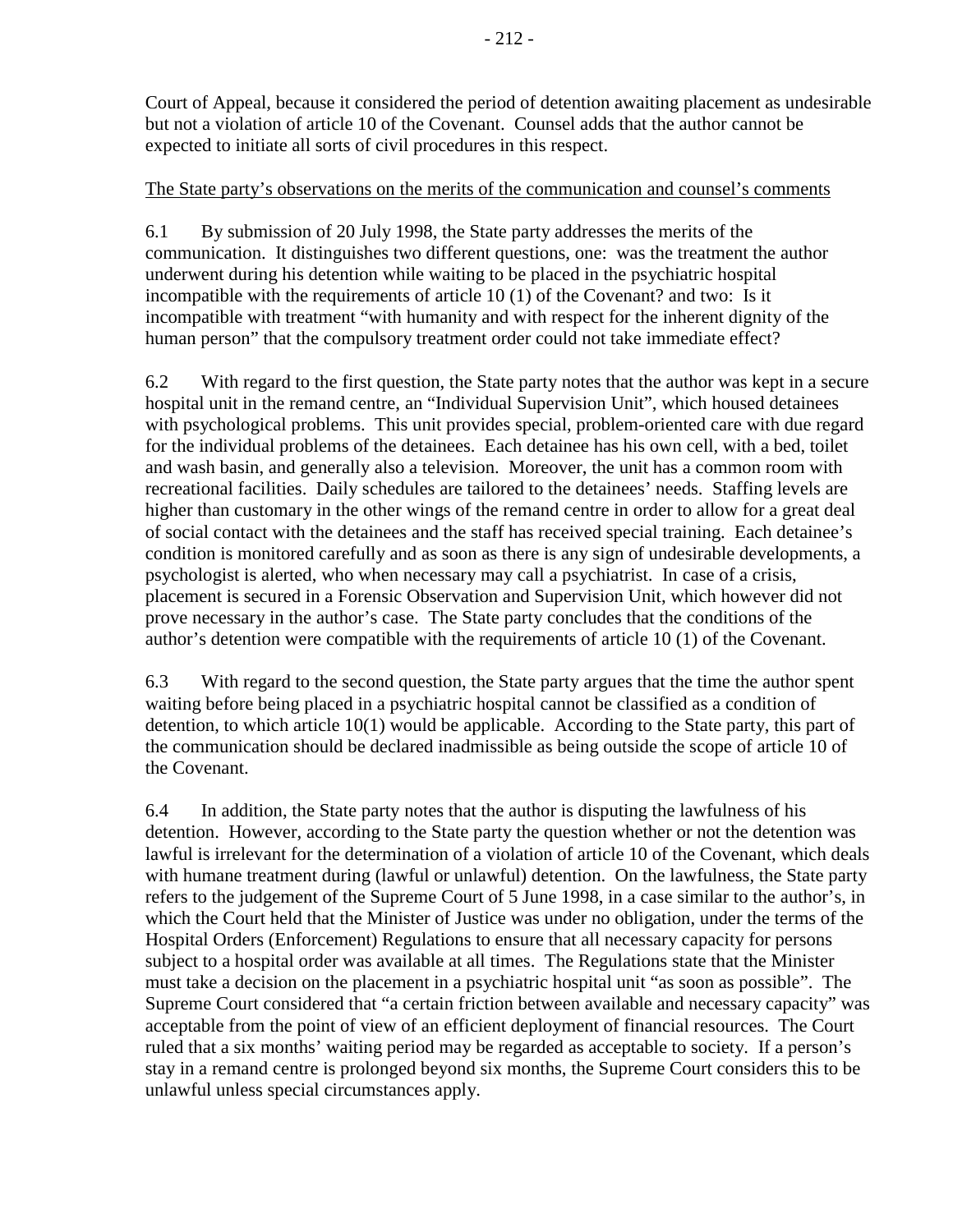Court of Appeal, because it considered the period of detention awaiting placement as undesirable but not a violation of article 10 of the Covenant. Counsel adds that the author cannot be expected to initiate all sorts of civil procedures in this respect.

The State party's observations on the merits of the communication and counsel's comments

6.1 By submission of 20 July 1998, the State party addresses the merits of the communication. It distinguishes two different questions, one: was the treatment the author underwent during his detention while waiting to be placed in the psychiatric hospital incompatible with the requirements of article 10 (1) of the Covenant? and two: Is it incompatible with treatment "with humanity and with respect for the inherent dignity of the human person" that the compulsory treatment order could not take immediate effect?

6.2 With regard to the first question, the State party notes that the author was kept in a secure hospital unit in the remand centre, an "Individual Supervision Unit", which housed detainees with psychological problems. This unit provides special, problem-oriented care with due regard for the individual problems of the detainees. Each detainee has his own cell, with a bed, toilet and wash basin, and generally also a television. Moreover, the unit has a common room with recreational facilities. Daily schedules are tailored to the detainees' needs. Staffing levels are higher than customary in the other wings of the remand centre in order to allow for a great deal of social contact with the detainees and the staff has received special training. Each detainee's condition is monitored carefully and as soon as there is any sign of undesirable developments, a psychologist is alerted, who when necessary may call a psychiatrist. In case of a crisis, placement is secured in a Forensic Observation and Supervision Unit, which however did not prove necessary in the author's case. The State party concludes that the conditions of the author's detention were compatible with the requirements of article 10 (1) of the Covenant.

6.3 With regard to the second question, the State party argues that the time the author spent waiting before being placed in a psychiatric hospital cannot be classified as a condition of detention, to which article 10(1) would be applicable. According to the State party, this part of the communication should be declared inadmissible as being outside the scope of article 10 of the Covenant.

6.4 In addition, the State party notes that the author is disputing the lawfulness of his detention. However, according to the State party the question whether or not the detention was lawful is irrelevant for the determination of a violation of article 10 of the Covenant, which deals with humane treatment during (lawful or unlawful) detention. On the lawfulness, the State party refers to the judgement of the Supreme Court of 5 June 1998, in a case similar to the author's, in which the Court held that the Minister of Justice was under no obligation, under the terms of the Hospital Orders (Enforcement) Regulations to ensure that all necessary capacity for persons subject to a hospital order was available at all times. The Regulations state that the Minister must take a decision on the placement in a psychiatric hospital unit "as soon as possible". The Supreme Court considered that "a certain friction between available and necessary capacity" was acceptable from the point of view of an efficient deployment of financial resources. The Court ruled that a six months' waiting period may be regarded as acceptable to society. If a person's stay in a remand centre is prolonged beyond six months, the Supreme Court considers this to be unlawful unless special circumstances apply.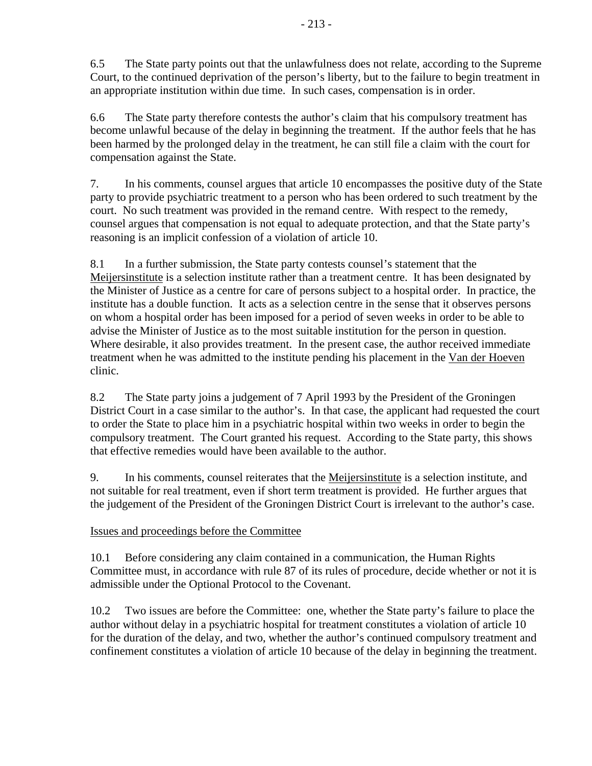6.5 The State party points out that the unlawfulness does not relate, according to the Supreme Court, to the continued deprivation of the person's liberty, but to the failure to begin treatment in an appropriate institution within due time. In such cases, compensation is in order.

6.6 The State party therefore contests the author's claim that his compulsory treatment has become unlawful because of the delay in beginning the treatment. If the author feels that he has been harmed by the prolonged delay in the treatment, he can still file a claim with the court for compensation against the State.

7. In his comments, counsel argues that article 10 encompasses the positive duty of the State party to provide psychiatric treatment to a person who has been ordered to such treatment by the court. No such treatment was provided in the remand centre. With respect to the remedy, counsel argues that compensation is not equal to adequate protection, and that the State party's reasoning is an implicit confession of a violation of article 10.

8.1 In a further submission, the State party contests counsel's statement that the Meijersinstitute is a selection institute rather than a treatment centre. It has been designated by the Minister of Justice as a centre for care of persons subject to a hospital order. In practice, the institute has a double function. It acts as a selection centre in the sense that it observes persons on whom a hospital order has been imposed for a period of seven weeks in order to be able to advise the Minister of Justice as to the most suitable institution for the person in question. Where desirable, it also provides treatment. In the present case, the author received immediate treatment when he was admitted to the institute pending his placement in the Van der Hoeven clinic.

8.2 The State party joins a judgement of 7 April 1993 by the President of the Groningen District Court in a case similar to the author's. In that case, the applicant had requested the court to order the State to place him in a psychiatric hospital within two weeks in order to begin the compulsory treatment. The Court granted his request. According to the State party, this shows that effective remedies would have been available to the author.

9. In his comments, counsel reiterates that the Meijersinstitute is a selection institute, and not suitable for real treatment, even if short term treatment is provided. He further argues that the judgement of the President of the Groningen District Court is irrelevant to the author's case.

Issues and proceedings before the Committee

10.1 Before considering any claim contained in a communication, the Human Rights Committee must, in accordance with rule 87 of its rules of procedure, decide whether or not it is admissible under the Optional Protocol to the Covenant.

10.2 Two issues are before the Committee: one, whether the State party's failure to place the author without delay in a psychiatric hospital for treatment constitutes a violation of article 10 for the duration of the delay, and two, whether the author's continued compulsory treatment and confinement constitutes a violation of article 10 because of the delay in beginning the treatment.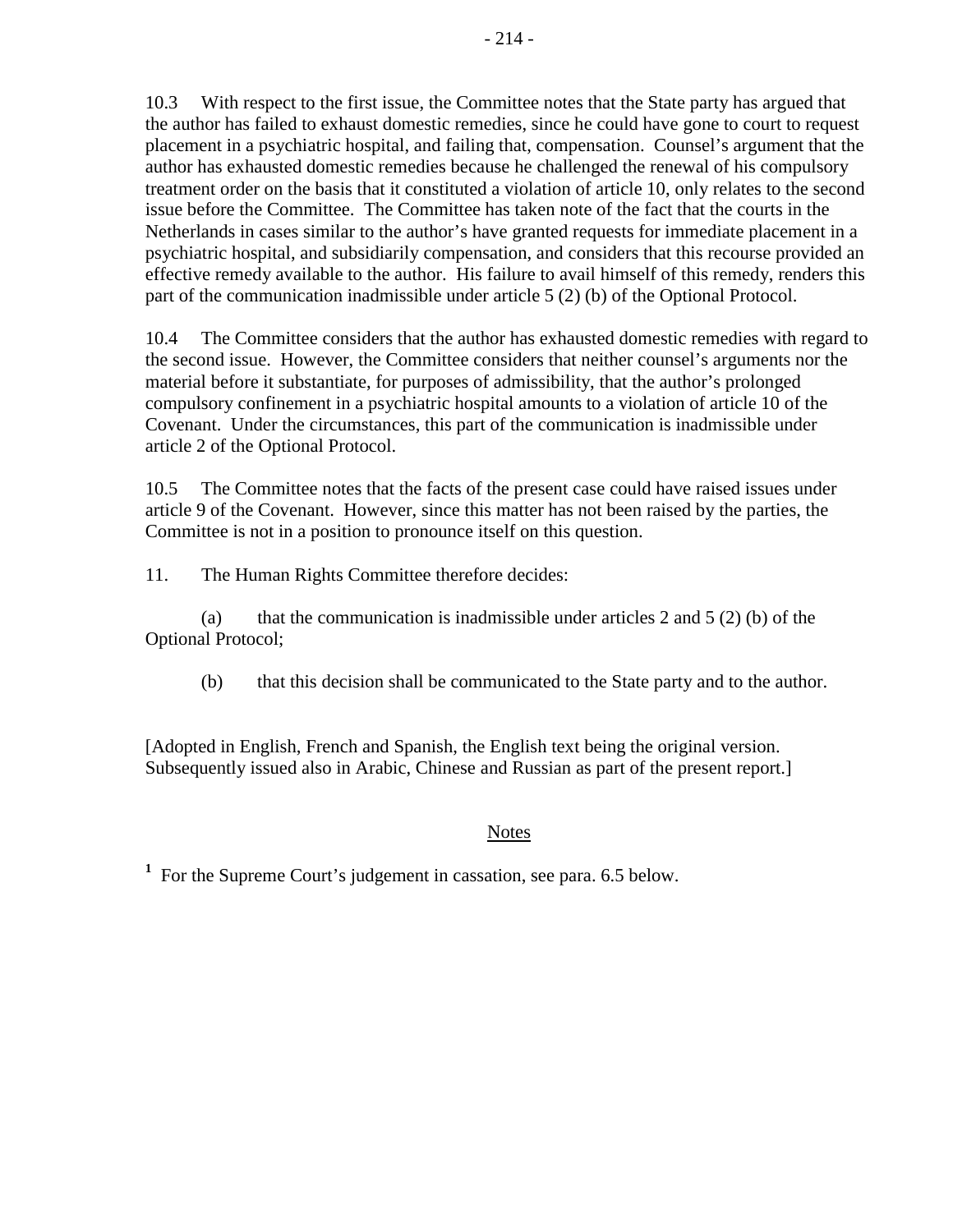10.3 With respect to the first issue, the Committee notes that the State party has argued that the author has failed to exhaust domestic remedies, since he could have gone to court to request placement in a psychiatric hospital, and failing that, compensation. Counsel's argument that the author has exhausted domestic remedies because he challenged the renewal of his compulsory treatment order on the basis that it constituted a violation of article 10, only relates to the second issue before the Committee. The Committee has taken note of the fact that the courts in the Netherlands in cases similar to the author's have granted requests for immediate placement in a psychiatric hospital, and subsidiarily compensation, and considers that this recourse provided an effective remedy available to the author. His failure to avail himself of this remedy, renders this part of the communication inadmissible under article 5 (2) (b) of the Optional Protocol.

10.4 The Committee considers that the author has exhausted domestic remedies with regard to the second issue. However, the Committee considers that neither counsel's arguments nor the material before it substantiate, for purposes of admissibility, that the author's prolonged compulsory confinement in a psychiatric hospital amounts to a violation of article 10 of the Covenant. Under the circumstances, this part of the communication is inadmissible under article 2 of the Optional Protocol.

10.5 The Committee notes that the facts of the present case could have raised issues under article 9 of the Covenant. However, since this matter has not been raised by the parties, the Committee is not in a position to pronounce itself on this question.

11. The Human Rights Committee therefore decides:

(a) that the communication is inadmissible under articles 2 and 5 (2) (b) of the Optional Protocol;

(b) that this decision shall be communicated to the State party and to the author.

[Adopted in English, French and Spanish, the English text being the original version. Subsequently issued also in Arabic, Chinese and Russian as part of the present report.]

## Notes

[1] For the Supreme Court's judgement in cassation, see para. 6.5 below.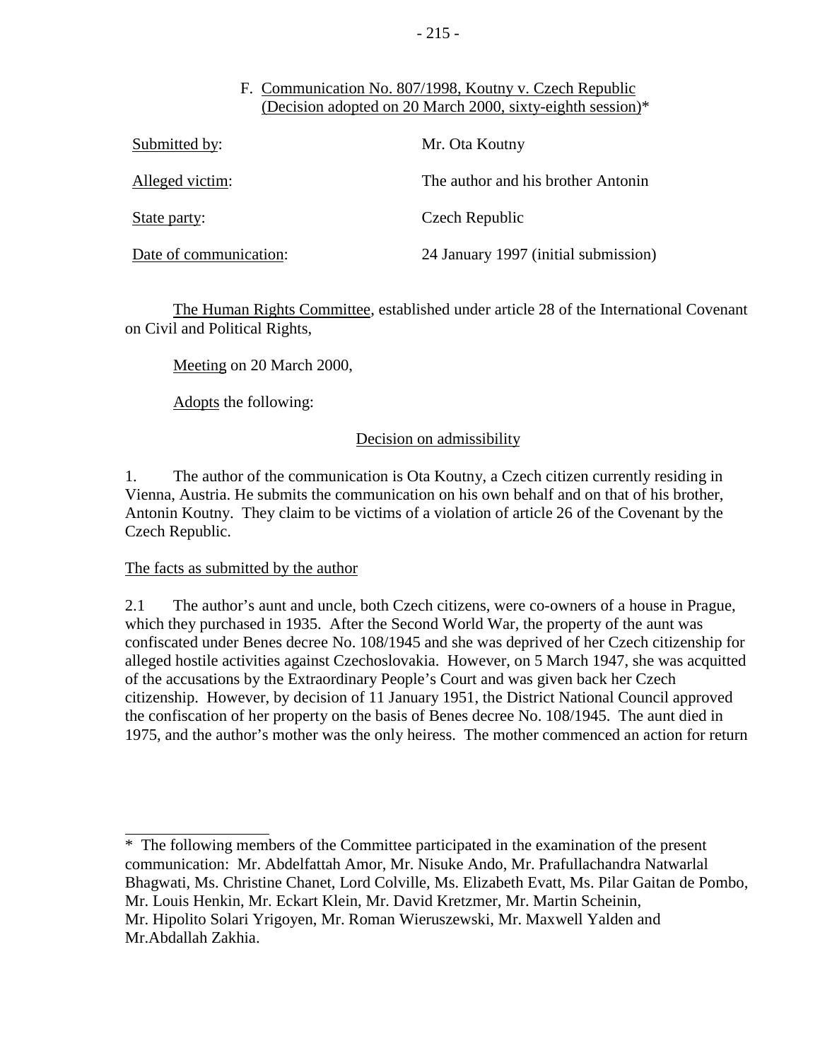F. Communication No. 807/1998, Koutny v. Czech Republic (Decision adopted on 20 March 2000, sixty-eighth session)*

| | |
|---|---|
| Submitted by: | Mr. Ota Koutny |
| Alleged victim: | The author and his brother Antonin |
| State party: | Czech Republic |
| Date of communication: | 24 January 1997 (initial submission) |

The Human Rights Committee, established under article 28 of the International Covenant on Civil and Political Rights,

Meeting on 20 March 2000,

Adopts the following:

## Decision on admissibility

1. The author of the communication is Ota Koutny, a Czech citizen currently residing in Vienna, Austria. He submits the communication on his own behalf and on that of his brother, Antonin Koutny. They claim to be victims of a violation of article 26 of the Covenant by the Czech Republic.

### The facts as submitted by the author

2.1 The author's aunt and uncle, both Czech citizens, were co-owners of a house in Prague, which they purchased in 1935. After the Second World War, the property of the aunt was confiscated under Benes decree No. 108/1945 and she was deprived of her Czech citizenship for alleged hostile activities against Czechoslovakia. However, on 5 March 1947, she was acquitted of the accusations by the Extraordinary People's Court and was given back her Czech citizenship. However, by decision of 11 January 1951, the District National Council approved the confiscation of her property on the basis of Benes decree No. 108/1945. The aunt died in 1975, and the author's mother was the only heiress. The mother commenced an action for return

* The following members of the Committee participated in the examination of the present communication: Mr. Abdelfattah Amor, Mr. Nisuke Ando, Mr. Prafullachandra Natwarlal Bhagwati, Ms. Christine Chanet, Lord Colville, Ms. Elizabeth Evatt, Ms. Pilar Gaitan de Pombo, Mr. Louis Henkin, Mr. Eckart Klein, Mr. David Kretzmer, Mr. Martin Scheinin, Mr. Hipolito Solari Yrigoyen, Mr. Roman Wieruszewski, Mr. Maxwell Yalden and Mr.Abdallah Zakhia.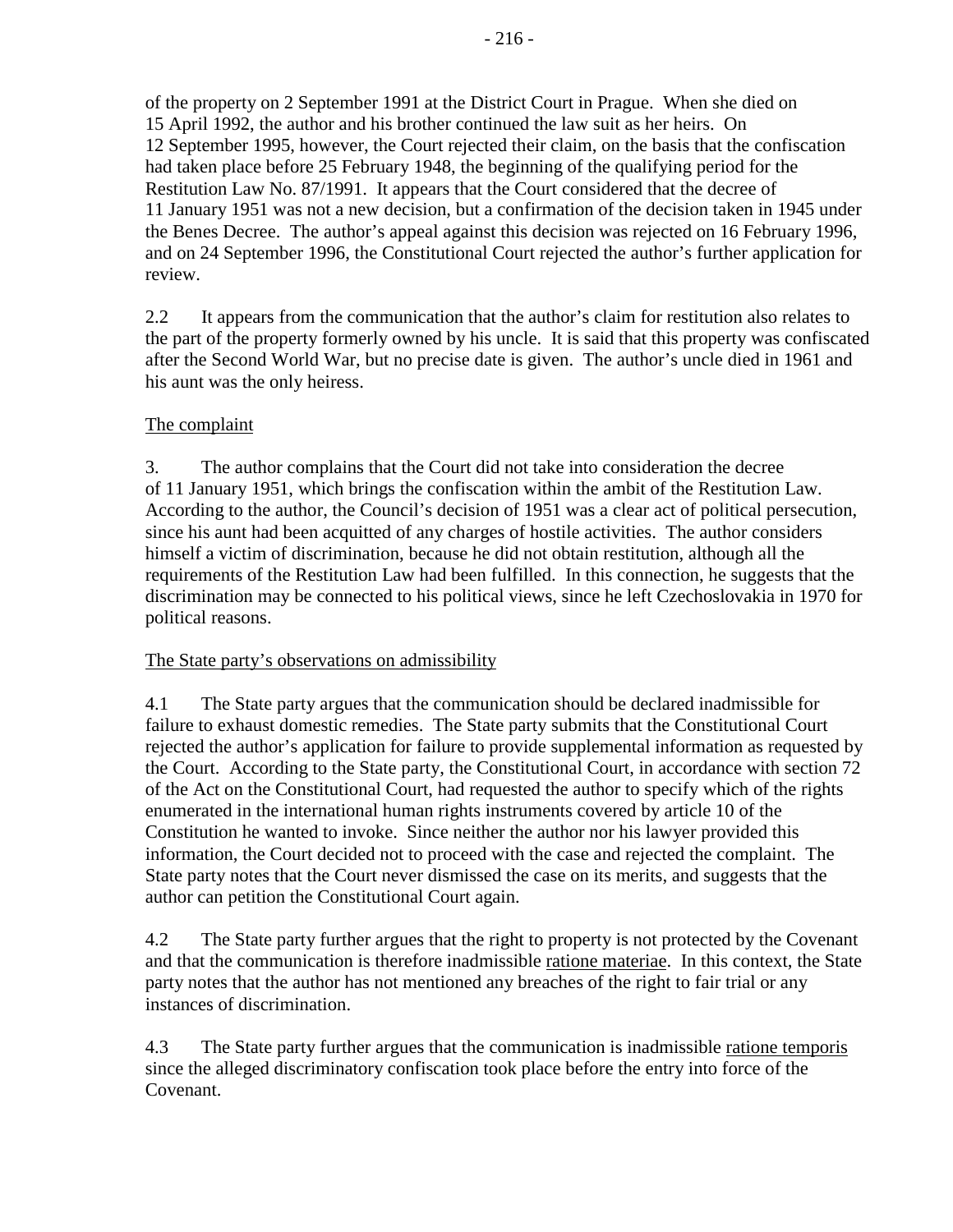of the property on 2 September 1991 at the District Court in Prague. When she died on 15 April 1992, the author and his brother continued the law suit as her heirs. On 12 September 1995, however, the Court rejected their claim, on the basis that the confiscation had taken place before 25 February 1948, the beginning of the qualifying period for the Restitution Law No. 87/1991. It appears that the Court considered that the decree of 11 January 1951 was not a new decision, but a confirmation of the decision taken in 1945 under the Benes Decree. The author's appeal against this decision was rejected on 16 February 1996, and on 24 September 1996, the Constitutional Court rejected the author's further application for review.

2.2 It appears from the communication that the author's claim for restitution also relates to the part of the property formerly owned by his uncle. It is said that this property was confiscated after the Second World War, but no precise date is given. The author's uncle died in 1961 and his aunt was the only heiress.

The complaint

3. The author complains that the Court did not take into consideration the decree of 11 January 1951, which brings the confiscation within the ambit of the Restitution Law. According to the author, the Council's decision of 1951 was a clear act of political persecution, since his aunt had been acquitted of any charges of hostile activities. The author considers himself a victim of discrimination, because he did not obtain restitution, although all the requirements of the Restitution Law had been fulfilled. In this connection, he suggests that the discrimination may be connected to his political views, since he left Czechoslovakia in 1970 for political reasons.

The State party's observations on admissibility

4.1 The State party argues that the communication should be declared inadmissible for failure to exhaust domestic remedies. The State party submits that the Constitutional Court rejected the author's application for failure to provide supplemental information as requested by the Court. According to the State party, the Constitutional Court, in accordance with section 72 of the Act on the Constitutional Court, had requested the author to specify which of the rights enumerated in the international human rights instruments covered by article 10 of the Constitution he wanted to invoke. Since neither the author nor his lawyer provided this information, the Court decided not to proceed with the case and rejected the complaint. The State party notes that the Court never dismissed the case on its merits, and suggests that the author can petition the Constitutional Court again.

4.2 The State party further argues that the right to property is not protected by the Covenant and that the communication is therefore inadmissible ratione materiae. In this context, the State party notes that the author has not mentioned any breaches of the right to fair trial or any instances of discrimination.

4.3 The State party further argues that the communication is inadmissible ratione temporis since the alleged discriminatory confiscation took place before the entry into force of the Covenant.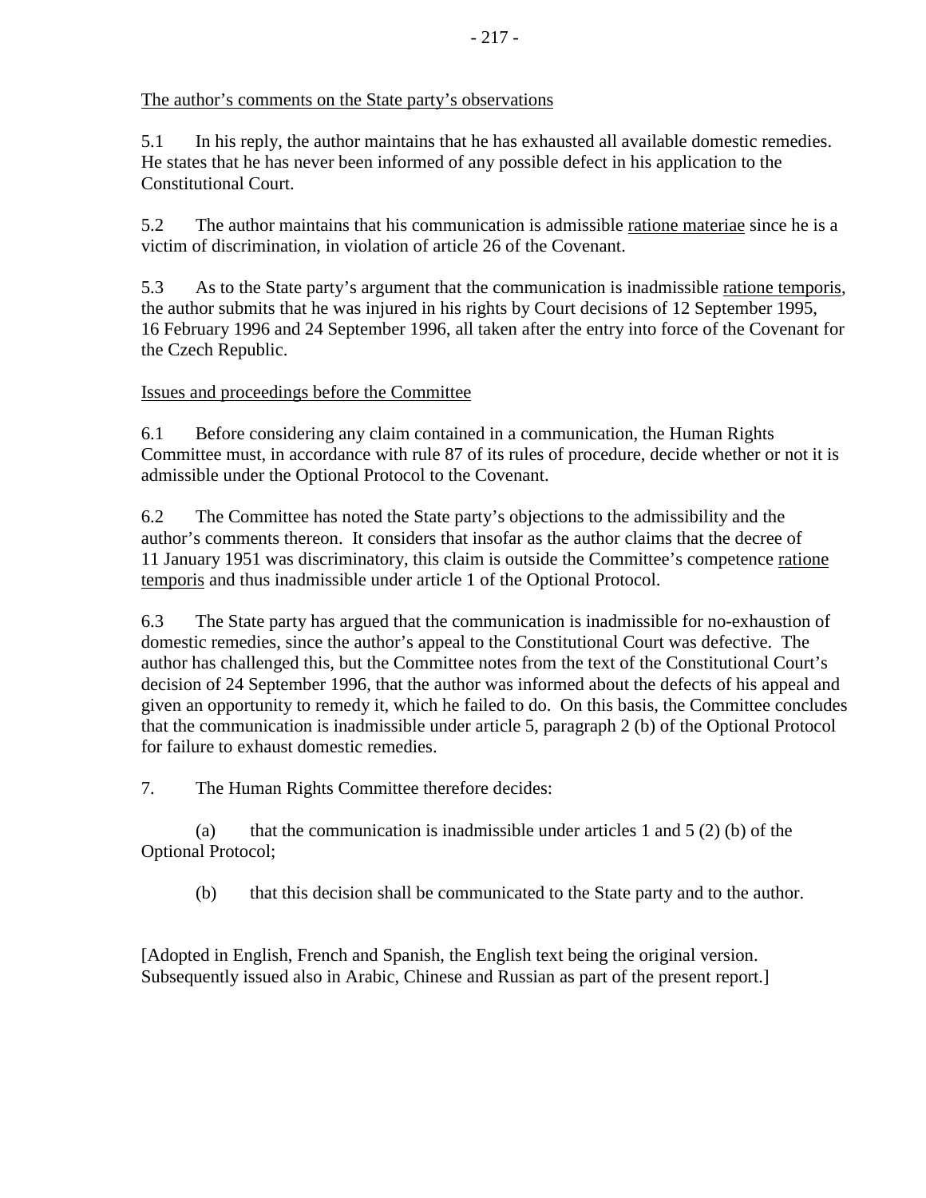The author's comments on the State party's observations

5.1 In his reply, the author maintains that he has exhausted all available domestic remedies. He states that he has never been informed of any possible defect in his application to the Constitutional Court.

5.2 The author maintains that his communication is admissible ratione materiae since he is a victim of discrimination, in violation of article 26 of the Covenant.

5.3 As to the State party's argument that the communication is inadmissible ratione temporis, the author submits that he was injured in his rights by Court decisions of 12 September 1995, 16 February 1996 and 24 September 1996, all taken after the entry into force of the Covenant for the Czech Republic.

Issues and proceedings before the Committee

6.1 Before considering any claim contained in a communication, the Human Rights Committee must, in accordance with rule 87 of its rules of procedure, decide whether or not it is admissible under the Optional Protocol to the Covenant.

6.2 The Committee has noted the State party's objections to the admissibility and the author's comments thereon. It considers that insofar as the author claims that the decree of 11 January 1951 was discriminatory, this claim is outside the Committee's competence ratione temporis and thus inadmissible under article 1 of the Optional Protocol.

6.3 The State party has argued that the communication is inadmissible for no-exhaustion of domestic remedies, since the author's appeal to the Constitutional Court was defective. The author has challenged this, but the Committee notes from the text of the Constitutional Court's decision of 24 September 1996, that the author was informed about the defects of his appeal and given an opportunity to remedy it, which he failed to do. On this basis, the Committee concludes that the communication is inadmissible under article 5, paragraph 2 (b) of the Optional Protocol for failure to exhaust domestic remedies.

7. The Human Rights Committee therefore decides:

(a) that the communication is inadmissible under articles 1 and 5 (2) (b) of the Optional Protocol;

(b) that this decision shall be communicated to the State party and to the author.

[Adopted in English, French and Spanish, the English text being the original version. Subsequently issued also in Arabic, Chinese and Russian as part of the present report.]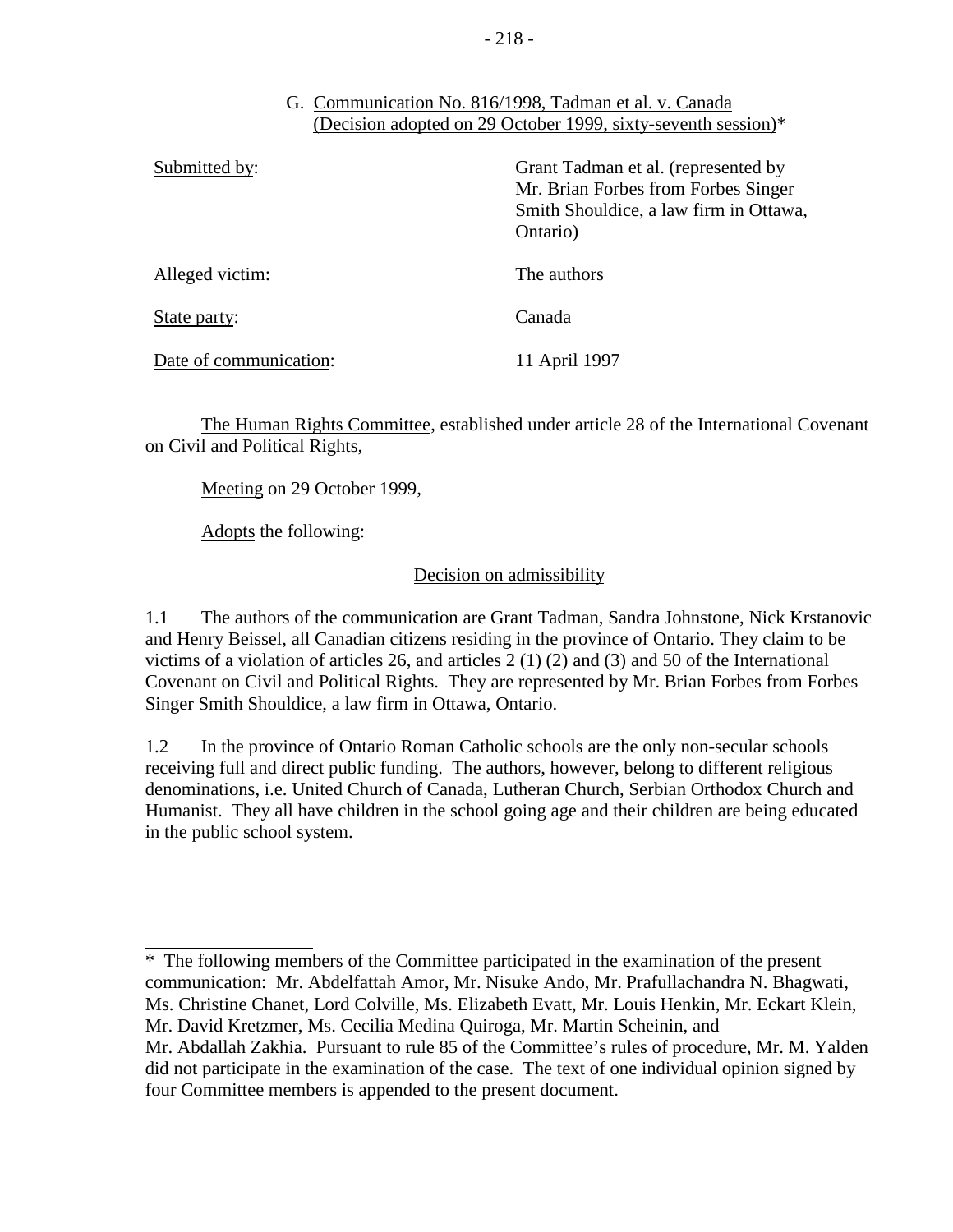G. Communication No. 816/1998, Tadman et al. v. Canada (Decision adopted on 29 October 1999, sixty-seventh session)*

Submitted by: Grant Tadman et al. (represented by Mr. Brian Forbes from Forbes Singer Smith Shouldice, a law firm in Ottawa, Ontario)

Alleged victim: The authors

State party: Canada

Date of communication: 11 April 1997

The Human Rights Committee, established under article 28 of the International Covenant on Civil and Political Rights,

Meeting on 29 October 1999,

Adopts the following:

## Decision on admissibility

1.1 The authors of the communication are Grant Tadman, Sandra Johnstone, Nick Krstanovic and Henry Beissel, all Canadian citizens residing in the province of Ontario. They claim to be victims of a violation of articles 26, and articles 2 (1) (2) and (3) and 50 of the International Covenant on Civil and Political Rights. They are represented by Mr. Brian Forbes from Forbes Singer Smith Shouldice, a law firm in Ottawa, Ontario.

1.2 In the province of Ontario Roman Catholic schools are the only non-secular schools receiving full and direct public funding. The authors, however, belong to different religious denominations, i.e. United Church of Canada, Lutheran Church, Serbian Orthodox Church and Humanist. They all have children in the school going age and their children are being educated in the public school system.

---

* The following members of the Committee participated in the examination of the present communication: Mr. Abdelfattah Amor, Mr. Nisuke Ando, Mr. Prafullachandra N. Bhagwati, Ms. Christine Chanet, Lord Colville, Ms. Elizabeth Evatt, Mr. Louis Henkin, Mr. Eckart Klein, Mr. David Kretzmer, Ms. Cecilia Medina Quiroga, Mr. Martin Scheinin, and Mr. Abdallah Zakhia. Pursuant to rule 85 of the Committee's rules of procedure, Mr. M. Yalden did not participate in the examination of the case. The text of one individual opinion signed by four Committee members is appended to the present document.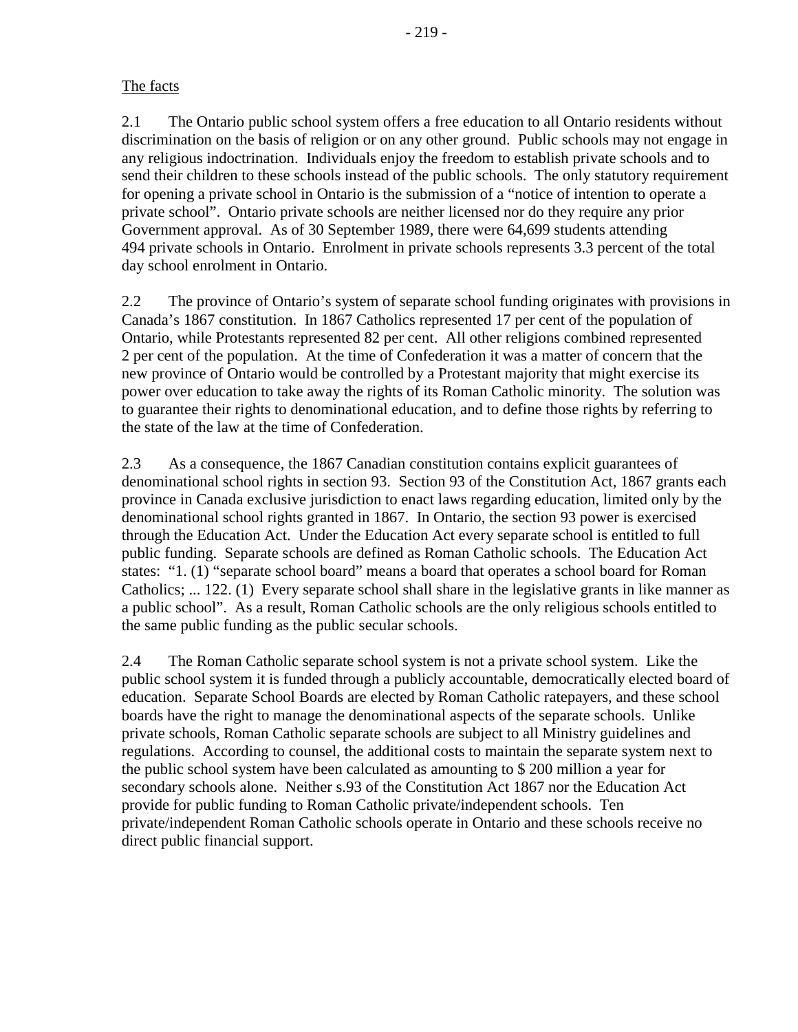The facts

2.1 The Ontario public school system offers a free education to all Ontario residents without discrimination on the basis of religion or on any other ground. Public schools may not engage in any religious indoctrination. Individuals enjoy the freedom to establish private schools and to send their children to these schools instead of the public schools. The only statutory requirement for opening a private school in Ontario is the submission of a "notice of intention to operate a private school". Ontario private schools are neither licensed nor do they require any prior Government approval. As of 30 September 1989, there were 64,699 students attending 494 private schools in Ontario. Enrolment in private schools represents 3.3 percent of the total day school enrolment in Ontario.

2.2 The province of Ontario's system of separate school funding originates with provisions in Canada's 1867 constitution. In 1867 Catholics represented 17 per cent of the population of Ontario, while Protestants represented 82 per cent. All other religions combined represented 2 per cent of the population. At the time of Confederation it was a matter of concern that the new province of Ontario would be controlled by a Protestant majority that might exercise its power over education to take away the rights of its Roman Catholic minority. The solution was to guarantee their rights to denominational education, and to define those rights by referring to the state of the law at the time of Confederation.

2.3 As a consequence, the 1867 Canadian constitution contains explicit guarantees of denominational school rights in section 93. Section 93 of the Constitution Act, 1867 grants each province in Canada exclusive jurisdiction to enact laws regarding education, limited only by the denominational school rights granted in 1867. In Ontario, the section 93 power is exercised through the Education Act. Under the Education Act every separate school is entitled to full public funding. Separate schools are defined as Roman Catholic schools. The Education Act states: "1. (1) "separate school board" means a board that operates a school board for Roman Catholics; ... 122. (1) Every separate school shall share in the legislative grants in like manner as a public school". As a result, Roman Catholic schools are the only religious schools entitled to the same public funding as the public secular schools.

2.4 The Roman Catholic separate school system is not a private school system. Like the public school system it is funded through a publicly accountable, democratically elected board of education. Separate School Boards are elected by Roman Catholic ratepayers, and these school boards have the right to manage the denominational aspects of the separate schools. Unlike private schools, Roman Catholic separate schools are subject to all Ministry guidelines and regulations. According to counsel, the additional costs to maintain the separate system next to the public school system have been calculated as amounting to $ 200 million a year for secondary schools alone. Neither s.93 of the Constitution Act 1867 nor the Education Act provide for public funding to Roman Catholic private/independent schools. Ten private/independent Roman Catholic schools operate in Ontario and these schools receive no direct public financial support.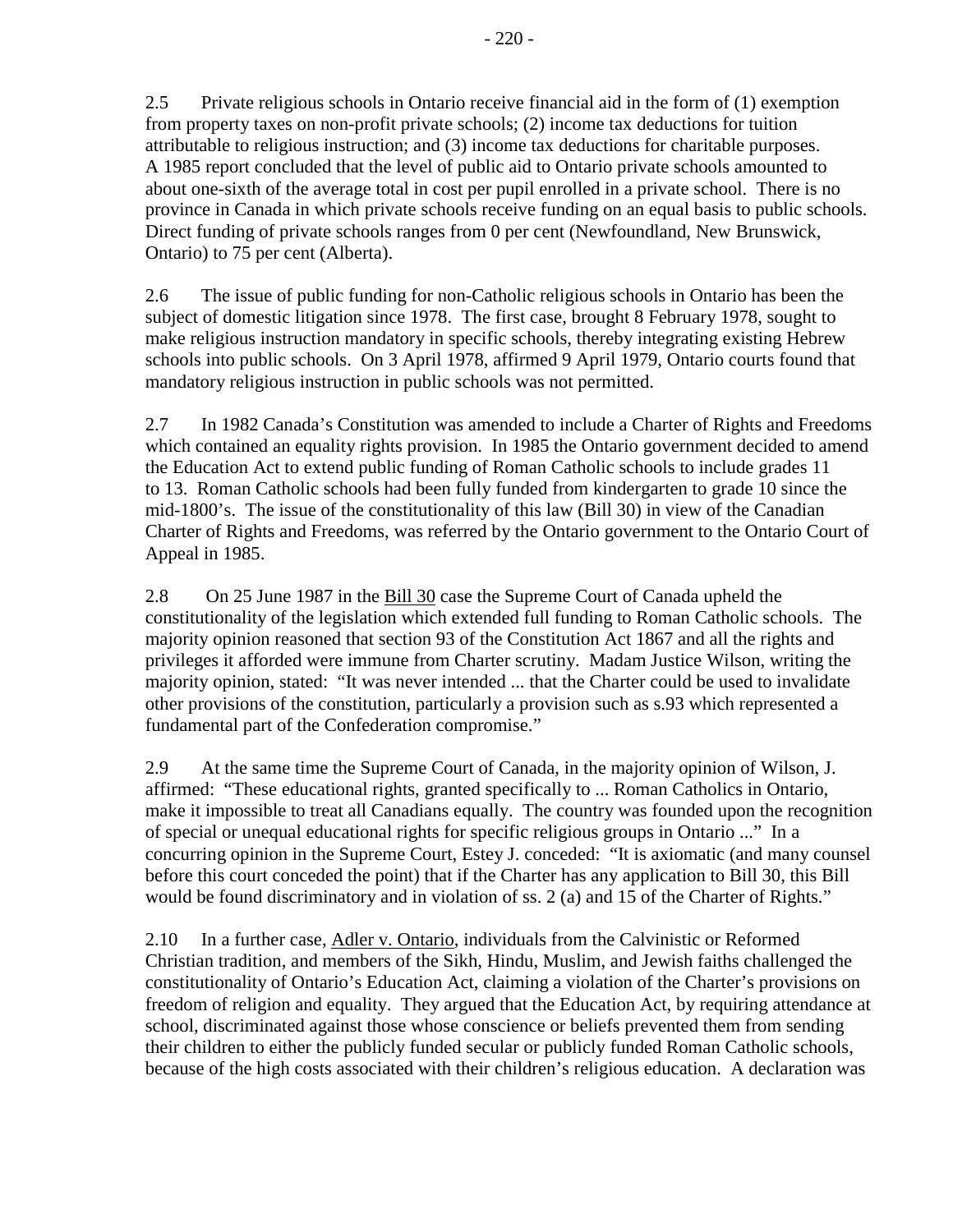2.5 Private religious schools in Ontario receive financial aid in the form of (1) exemption from property taxes on non-profit private schools; (2) income tax deductions for tuition attributable to religious instruction; and (3) income tax deductions for charitable purposes. A 1985 report concluded that the level of public aid to Ontario private schools amounted to about one-sixth of the average total in cost per pupil enrolled in a private school. There is no province in Canada in which private schools receive funding on an equal basis to public schools. Direct funding of private schools ranges from 0 per cent (Newfoundland, New Brunswick, Ontario) to 75 per cent (Alberta).

2.6 The issue of public funding for non-Catholic religious schools in Ontario has been the subject of domestic litigation since 1978. The first case, brought 8 February 1978, sought to make religious instruction mandatory in specific schools, thereby integrating existing Hebrew schools into public schools. On 3 April 1978, affirmed 9 April 1979, Ontario courts found that mandatory religious instruction in public schools was not permitted.

2.7 In 1982 Canada's Constitution was amended to include a Charter of Rights and Freedoms which contained an equality rights provision. In 1985 the Ontario government decided to amend the Education Act to extend public funding of Roman Catholic schools to include grades 11 to 13. Roman Catholic schools had been fully funded from kindergarten to grade 10 since the mid-1800's. The issue of the constitutionality of this law (Bill 30) in view of the Canadian Charter of Rights and Freedoms, was referred by the Ontario government to the Ontario Court of Appeal in 1985.

2.8 On 25 June 1987 in the Bill 30 case the Supreme Court of Canada upheld the constitutionality of the legislation which extended full funding to Roman Catholic schools. The majority opinion reasoned that section 93 of the Constitution Act 1867 and all the rights and privileges it afforded were immune from Charter scrutiny. Madam Justice Wilson, writing the majority opinion, stated: "It was never intended ... that the Charter could be used to invalidate other provisions of the constitution, particularly a provision such as s.93 which represented a fundamental part of the Confederation compromise."

2.9 At the same time the Supreme Court of Canada, in the majority opinion of Wilson, J. affirmed: "These educational rights, granted specifically to ... Roman Catholics in Ontario, make it impossible to treat all Canadians equally. The country was founded upon the recognition of special or unequal educational rights for specific religious groups in Ontario ..." In a concurring opinion in the Supreme Court, Estey J. conceded: "It is axiomatic (and many counsel before this court conceded the point) that if the Charter has any application to Bill 30, this Bill would be found discriminatory and in violation of ss. 2 (a) and 15 of the Charter of Rights."

2.10 In a further case, Adler v. Ontario, individuals from the Calvinistic or Reformed Christian tradition, and members of the Sikh, Hindu, Muslim, and Jewish faiths challenged the constitutionality of Ontario's Education Act, claiming a violation of the Charter's provisions on freedom of religion and equality. They argued that the Education Act, by requiring attendance at school, discriminated against those whose conscience or beliefs prevented them from sending their children to either the publicly funded secular or publicly funded Roman Catholic schools, because of the high costs associated with their children's religious education. A declaration was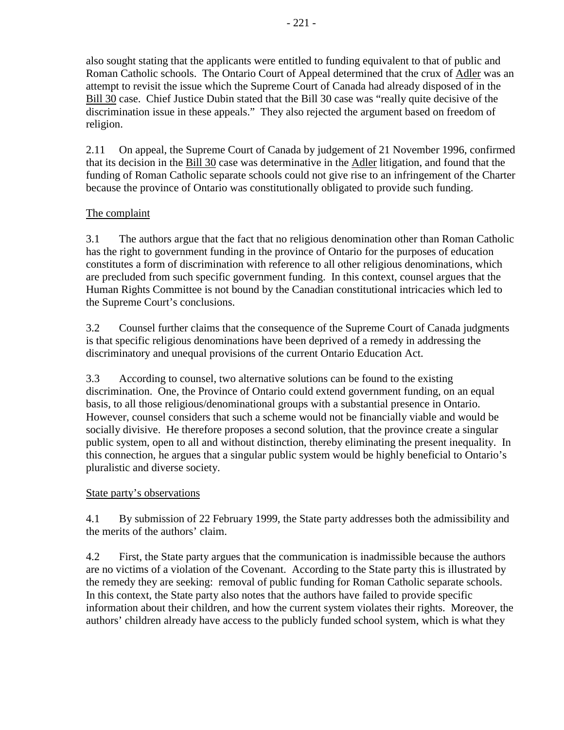also sought stating that the applicants were entitled to funding equivalent to that of public and Roman Catholic schools. The Ontario Court of Appeal determined that the crux of Adler was an attempt to revisit the issue which the Supreme Court of Canada had already disposed of in the Bill 30 case. Chief Justice Dubin stated that the Bill 30 case was "really quite decisive of the discrimination issue in these appeals." They also rejected the argument based on freedom of religion.

2.11 On appeal, the Supreme Court of Canada by judgement of 21 November 1996, confirmed that its decision in the Bill 30 case was determinative in the Adler litigation, and found that the funding of Roman Catholic separate schools could not give rise to an infringement of the Charter because the province of Ontario was constitutionally obligated to provide such funding.

## The complaint

3.1 The authors argue that the fact that no religious denomination other than Roman Catholic has the right to government funding in the province of Ontario for the purposes of education constitutes a form of discrimination with reference to all other religious denominations, which are precluded from such specific government funding. In this context, counsel argues that the Human Rights Committee is not bound by the Canadian constitutional intricacies which led to the Supreme Court's conclusions.

3.2 Counsel further claims that the consequence of the Supreme Court of Canada judgments is that specific religious denominations have been deprived of a remedy in addressing the discriminatory and unequal provisions of the current Ontario Education Act.

3.3 According to counsel, two alternative solutions can be found to the existing discrimination. One, the Province of Ontario could extend government funding, on an equal basis, to all those religious/denominational groups with a substantial presence in Ontario. However, counsel considers that such a scheme would not be financially viable and would be socially divisive. He therefore proposes a second solution, that the province create a singular public system, open to all and without distinction, thereby eliminating the present inequality. In this connection, he argues that a singular public system would be highly beneficial to Ontario's pluralistic and diverse society.

## State party's observations

4.1 By submission of 22 February 1999, the State party addresses both the admissibility and the merits of the authors' claim.

4.2 First, the State party argues that the communication is inadmissible because the authors are no victims of a violation of the Covenant. According to the State party this is illustrated by the remedy they are seeking: removal of public funding for Roman Catholic separate schools. In this context, the State party also notes that the authors have failed to provide specific information about their children, and how the current system violates their rights. Moreover, the authors' children already have access to the publicly funded school system, which is what they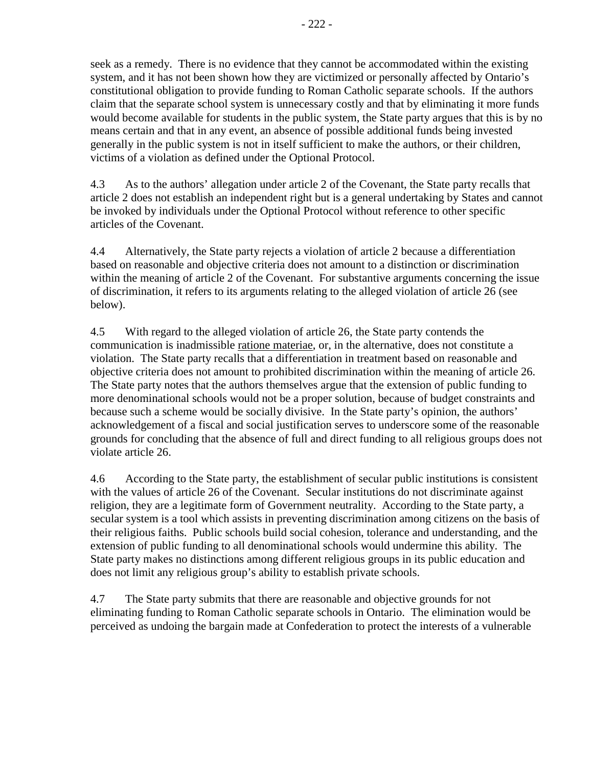seek as a remedy. There is no evidence that they cannot be accommodated within the existing system, and it has not been shown how they are victimized or personally affected by Ontario's constitutional obligation to provide funding to Roman Catholic separate schools. If the authors claim that the separate school system is unnecessary costly and that by eliminating it more funds would become available for students in the public system, the State party argues that this is by no means certain and that in any event, an absence of possible additional funds being invested generally in the public system is not in itself sufficient to make the authors, or their children, victims of a violation as defined under the Optional Protocol.

4.3 As to the authors' allegation under article 2 of the Covenant, the State party recalls that article 2 does not establish an independent right but is a general undertaking by States and cannot be invoked by individuals under the Optional Protocol without reference to other specific articles of the Covenant.

4.4 Alternatively, the State party rejects a violation of article 2 because a differentiation based on reasonable and objective criteria does not amount to a distinction or discrimination within the meaning of article 2 of the Covenant. For substantive arguments concerning the issue of discrimination, it refers to its arguments relating to the alleged violation of article 26 (see below).

4.5 With regard to the alleged violation of article 26, the State party contends the communication is inadmissible ratione materiae, or, in the alternative, does not constitute a violation. The State party recalls that a differentiation in treatment based on reasonable and objective criteria does not amount to prohibited discrimination within the meaning of article 26. The State party notes that the authors themselves argue that the extension of public funding to more denominational schools would not be a proper solution, because of budget constraints and because such a scheme would be socially divisive. In the State party's opinion, the authors' acknowledgement of a fiscal and social justification serves to underscore some of the reasonable grounds for concluding that the absence of full and direct funding to all religious groups does not violate article 26.

4.6 According to the State party, the establishment of secular public institutions is consistent with the values of article 26 of the Covenant. Secular institutions do not discriminate against religion, they are a legitimate form of Government neutrality. According to the State party, a secular system is a tool which assists in preventing discrimination among citizens on the basis of their religious faiths. Public schools build social cohesion, tolerance and understanding, and the extension of public funding to all denominational schools would undermine this ability. The State party makes no distinctions among different religious groups in its public education and does not limit any religious group's ability to establish private schools.

4.7 The State party submits that there are reasonable and objective grounds for not eliminating funding to Roman Catholic separate schools in Ontario. The elimination would be perceived as undoing the bargain made at Confederation to protect the interests of a vulnerable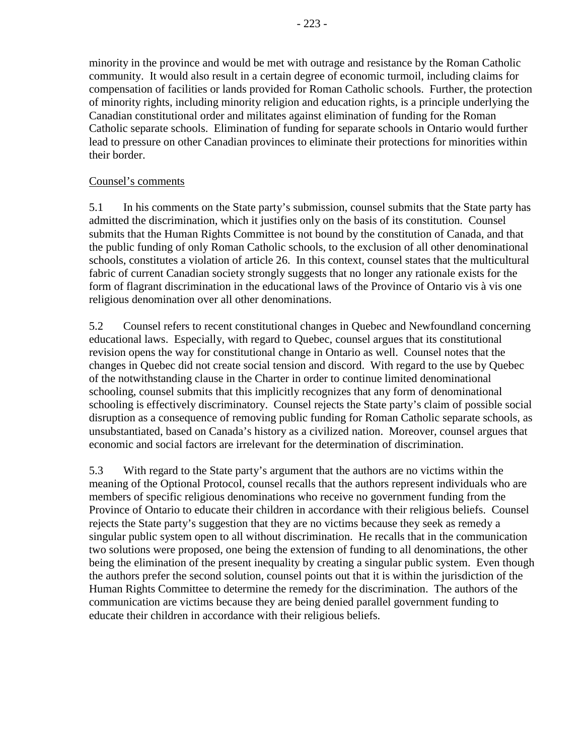minority in the province and would be met with outrage and resistance by the Roman Catholic community. It would also result in a certain degree of economic turmoil, including claims for compensation of facilities or lands provided for Roman Catholic schools. Further, the protection of minority rights, including minority religion and education rights, is a principle underlying the Canadian constitutional order and militates against elimination of funding for the Roman Catholic separate schools. Elimination of funding for separate schools in Ontario would further lead to pressure on other Canadian provinces to eliminate their protections for minorities within their border.

Counsel's comments

5.1 In his comments on the State party's submission, counsel submits that the State party has admitted the discrimination, which it justifies only on the basis of its constitution. Counsel submits that the Human Rights Committee is not bound by the constitution of Canada, and that the public funding of only Roman Catholic schools, to the exclusion of all other denominational schools, constitutes a violation of article 26. In this context, counsel states that the multicultural fabric of current Canadian society strongly suggests that no longer any rationale exists for the form of flagrant discrimination in the educational laws of the Province of Ontario vis à vis one religious denomination over all other denominations.

5.2 Counsel refers to recent constitutional changes in Quebec and Newfoundland concerning educational laws. Especially, with regard to Quebec, counsel argues that its constitutional revision opens the way for constitutional change in Ontario as well. Counsel notes that the changes in Quebec did not create social tension and discord. With regard to the use by Quebec of the notwithstanding clause in the Charter in order to continue limited denominational schooling, counsel submits that this implicitly recognizes that any form of denominational schooling is effectively discriminatory. Counsel rejects the State party's claim of possible social disruption as a consequence of removing public funding for Roman Catholic separate schools, as unsubstantiated, based on Canada's history as a civilized nation. Moreover, counsel argues that economic and social factors are irrelevant for the determination of discrimination.

5.3 With regard to the State party's argument that the authors are no victims within the meaning of the Optional Protocol, counsel recalls that the authors represent individuals who are members of specific religious denominations who receive no government funding from the Province of Ontario to educate their children in accordance with their religious beliefs. Counsel rejects the State party's suggestion that they are no victims because they seek as remedy a singular public system open to all without discrimination. He recalls that in the communication two solutions were proposed, one being the extension of funding to all denominations, the other being the elimination of the present inequality by creating a singular public system. Even though the authors prefer the second solution, counsel points out that it is within the jurisdiction of the Human Rights Committee to determine the remedy for the discrimination. The authors of the communication are victims because they are being denied parallel government funding to educate their children in accordance with their religious beliefs.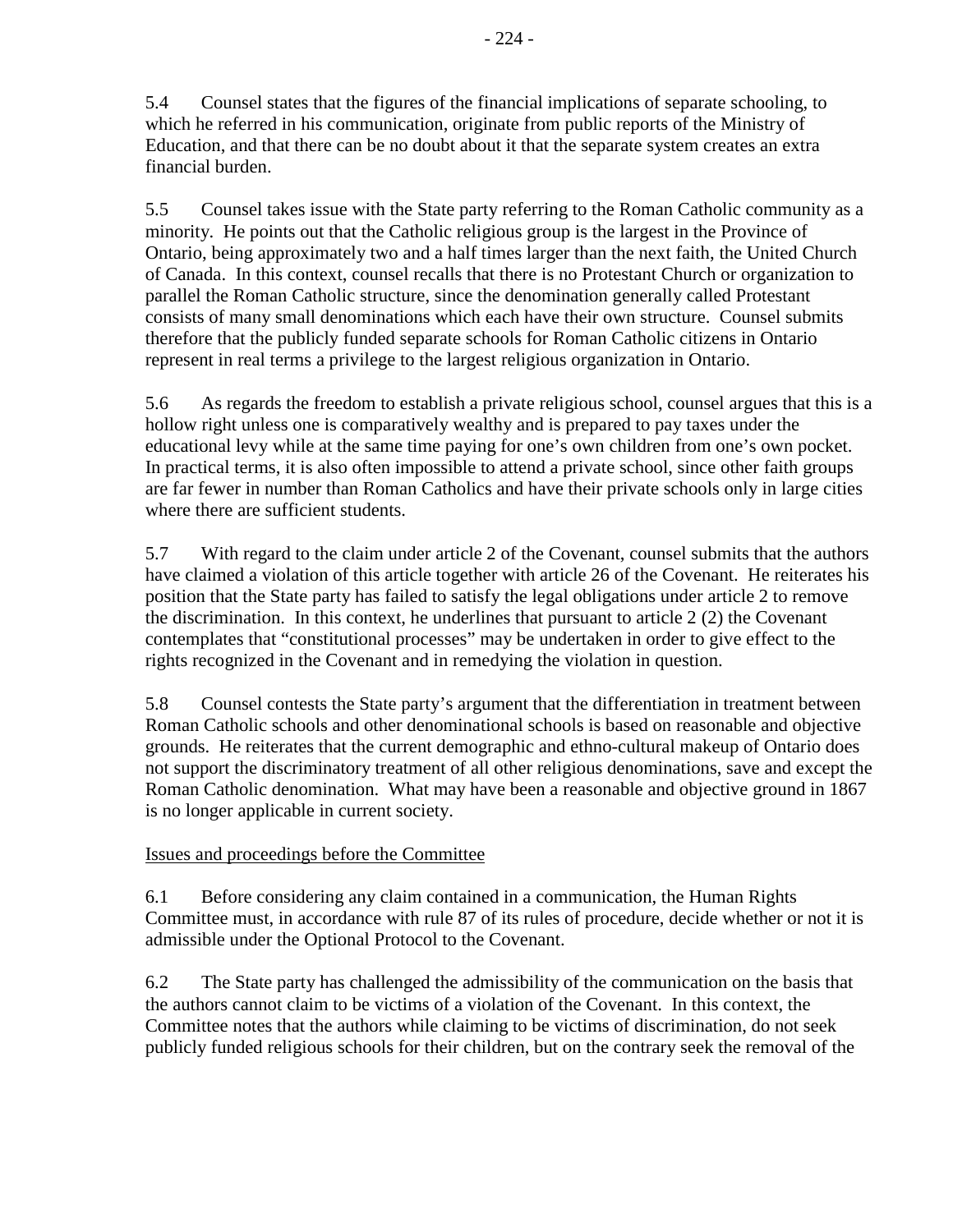5.4 Counsel states that the figures of the financial implications of separate schooling, to which he referred in his communication, originate from public reports of the Ministry of Education, and that there can be no doubt about it that the separate system creates an extra financial burden.

5.5 Counsel takes issue with the State party referring to the Roman Catholic community as a minority. He points out that the Catholic religious group is the largest in the Province of Ontario, being approximately two and a half times larger than the next faith, the United Church of Canada. In this context, counsel recalls that there is no Protestant Church or organization to parallel the Roman Catholic structure, since the denomination generally called Protestant consists of many small denominations which each have their own structure. Counsel submits therefore that the publicly funded separate schools for Roman Catholic citizens in Ontario represent in real terms a privilege to the largest religious organization in Ontario.

5.6 As regards the freedom to establish a private religious school, counsel argues that this is a hollow right unless one is comparatively wealthy and is prepared to pay taxes under the educational levy while at the same time paying for one's own children from one's own pocket. In practical terms, it is also often impossible to attend a private school, since other faith groups are far fewer in number than Roman Catholics and have their private schools only in large cities where there are sufficient students.

5.7 With regard to the claim under article 2 of the Covenant, counsel submits that the authors have claimed a violation of this article together with article 26 of the Covenant. He reiterates his position that the State party has failed to satisfy the legal obligations under article 2 to remove the discrimination. In this context, he underlines that pursuant to article 2 (2) the Covenant contemplates that "constitutional processes" may be undertaken in order to give effect to the rights recognized in the Covenant and in remedying the violation in question.

5.8 Counsel contests the State party's argument that the differentiation in treatment between Roman Catholic schools and other denominational schools is based on reasonable and objective grounds. He reiterates that the current demographic and ethno-cultural makeup of Ontario does not support the discriminatory treatment of all other religious denominations, save and except the Roman Catholic denomination. What may have been a reasonable and objective ground in 1867 is no longer applicable in current society.

Issues and proceedings before the Committee

6.1 Before considering any claim contained in a communication, the Human Rights Committee must, in accordance with rule 87 of its rules of procedure, decide whether or not it is admissible under the Optional Protocol to the Covenant.

6.2 The State party has challenged the admissibility of the communication on the basis that the authors cannot claim to be victims of a violation of the Covenant. In this context, the Committee notes that the authors while claiming to be victims of discrimination, do not seek publicly funded religious schools for their children, but on the contrary seek the removal of the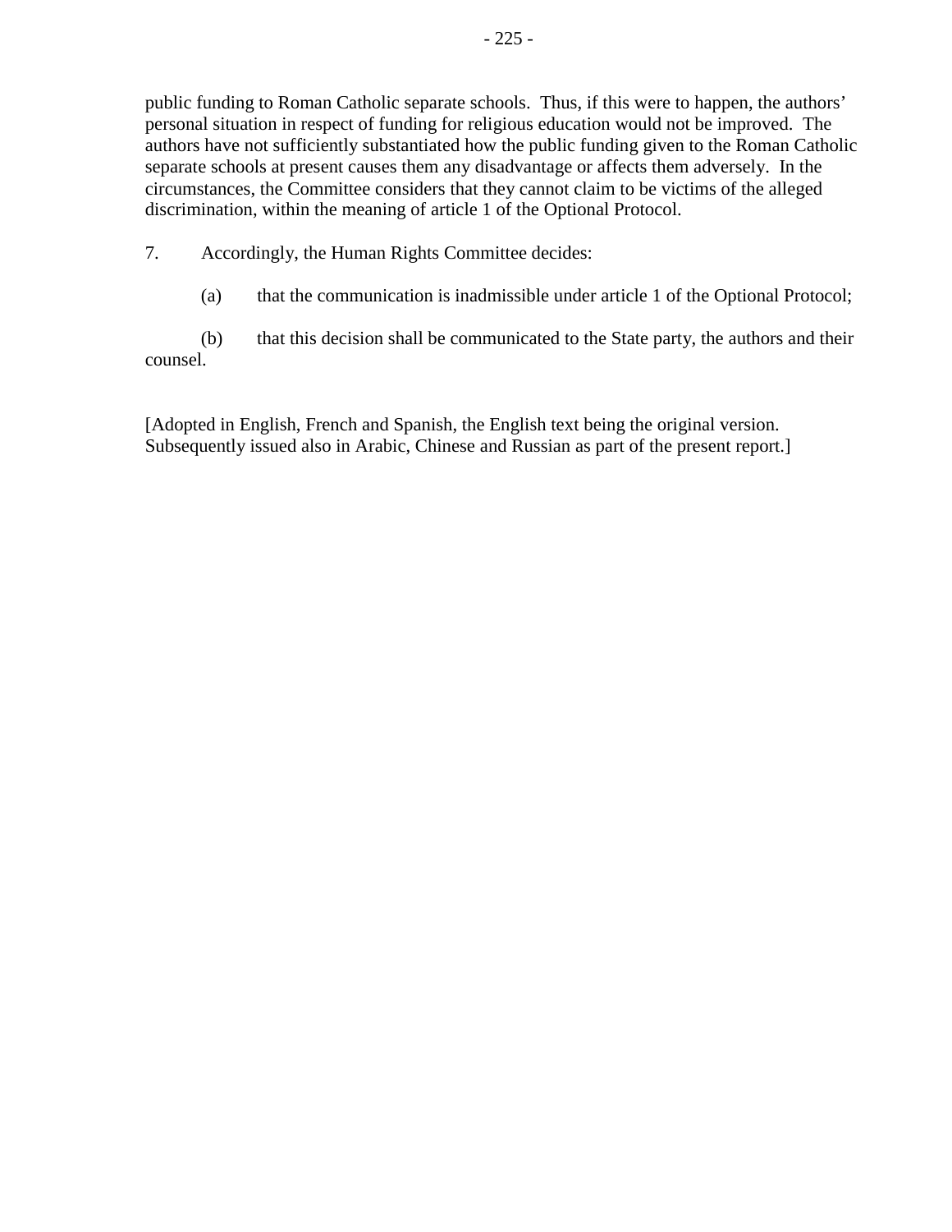public funding to Roman Catholic separate schools. Thus, if this were to happen, the authors' personal situation in respect of funding for religious education would not be improved. The authors have not sufficiently substantiated how the public funding given to the Roman Catholic separate schools at present causes them any disadvantage or affects them adversely. In the circumstances, the Committee considers that they cannot claim to be victims of the alleged discrimination, within the meaning of article 1 of the Optional Protocol.

7. Accordingly, the Human Rights Committee decides:

(a) that the communication is inadmissible under article 1 of the Optional Protocol;

(b) that this decision shall be communicated to the State party, the authors and their counsel.

[Adopted in English, French and Spanish, the English text being the original version. Subsequently issued also in Arabic, Chinese and Russian as part of the present report.]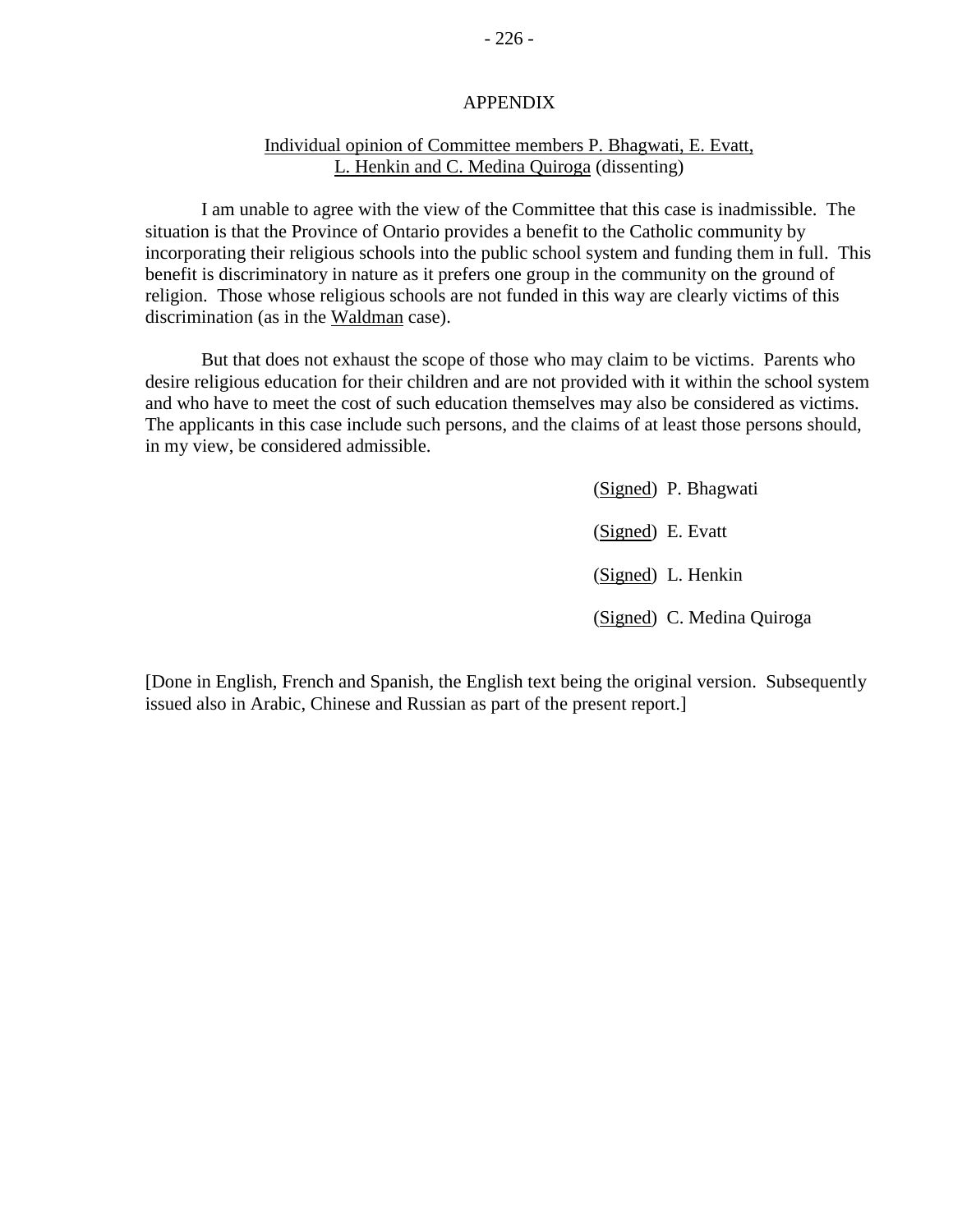APPENDIX

Individual opinion of Committee members P. Bhagwati, E. Evatt, L. Henkin and C. Medina Quiroga (dissenting)

I am unable to agree with the view of the Committee that this case is inadmissible. The situation is that the Province of Ontario provides a benefit to the Catholic community by incorporating their religious schools into the public school system and funding them in full. This benefit is discriminatory in nature as it prefers one group in the community on the ground of religion. Those whose religious schools are not funded in this way are clearly victims of this discrimination (as in the Waldman case).

But that does not exhaust the scope of those who may claim to be victims. Parents who desire religious education for their children and are not provided with it within the school system and who have to meet the cost of such education themselves may also be considered as victims. The applicants in this case include such persons, and the claims of at least those persons should, in my view, be considered admissible.

(Signed) P. Bhagwati

(Signed) E. Evatt

(Signed) L. Henkin

(Signed) C. Medina Quiroga

[Done in English, French and Spanish, the English text being the original version. Subsequently issued also in Arabic, Chinese and Russian as part of the present report.]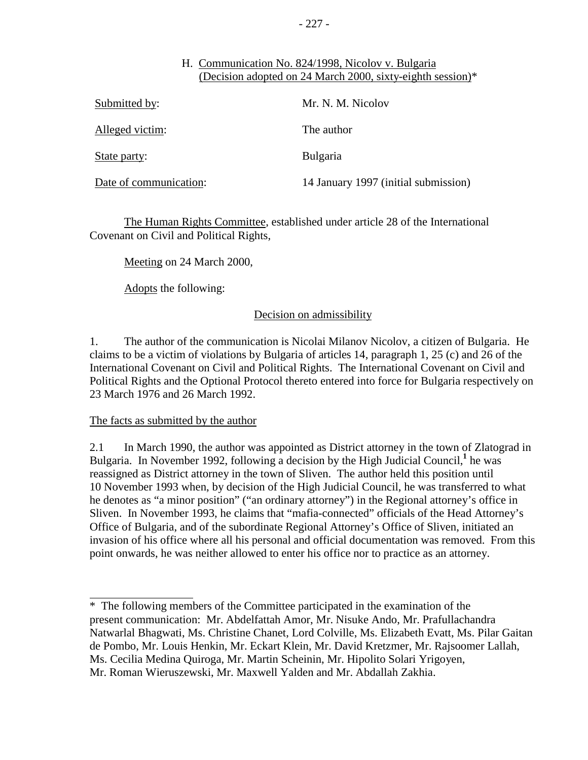## H. Communication No. 824/1998, Nicolov v. Bulgaria (Decision adopted on 24 March 2000, sixty-eighth session)*

| | |
|---|---|
| Submitted by: | Mr. N. M. Nicolov |
| Alleged victim: | The author |
| State party: | Bulgaria |
| Date of communication: | 14 January 1997 (initial submission) |

The Human Rights Committee, established under article 28 of the International Covenant on Civil and Political Rights,

Meeting on 24 March 2000,

Adopts the following:

### Decision on admissibility

1. The author of the communication is Nicolai Milanov Nicolov, a citizen of Bulgaria. He claims to be a victim of violations by Bulgaria of articles 14, paragraph 1, 25 (c) and 26 of the International Covenant on Civil and Political Rights. The International Covenant on Civil and Political Rights and the Optional Protocol thereto entered into force for Bulgaria respectively on 23 March 1976 and 26 March 1992.

#### The facts as submitted by the author

2.1 In March 1990, the author was appointed as District attorney in the town of Zlatograd in Bulgaria. In November 1992, following a decision by the High Judicial Council,[1] he was reassigned as District attorney in the town of Sliven. The author held this position until 10 November 1993 when, by decision of the High Judicial Council, he was transferred to what he denotes as "a minor position" ("an ordinary attorney") in the Regional attorney's office in Sliven. In November 1993, he claims that "mafia-connected" officials of the Head Attorney's Office of Bulgaria, and of the subordinate Regional Attorney's Office of Sliven, initiated an invasion of his office where all his personal and official documentation was removed. From this point onwards, he was neither allowed to enter his office nor to practice as an attorney.

---

\* The following members of the Committee participated in the examination of the present communication: Mr. Abdelfattah Amor, Mr. Nisuke Ando, Mr. Prafullachandra Natwarlal Bhagwati, Ms. Christine Chanet, Lord Colville, Ms. Elizabeth Evatt, Ms. Pilar Gaitan de Pombo, Mr. Louis Henkin, Mr. Eckart Klein, Mr. David Kretzmer, Mr. Rajsoomer Lallah, Ms. Cecilia Medina Quiroga, Mr. Martin Scheinin, Mr. Hipolito Solari Yrigoyen, Mr. Roman Wieruszewski, Mr. Maxwell Yalden and Mr. Abdallah Zakhia.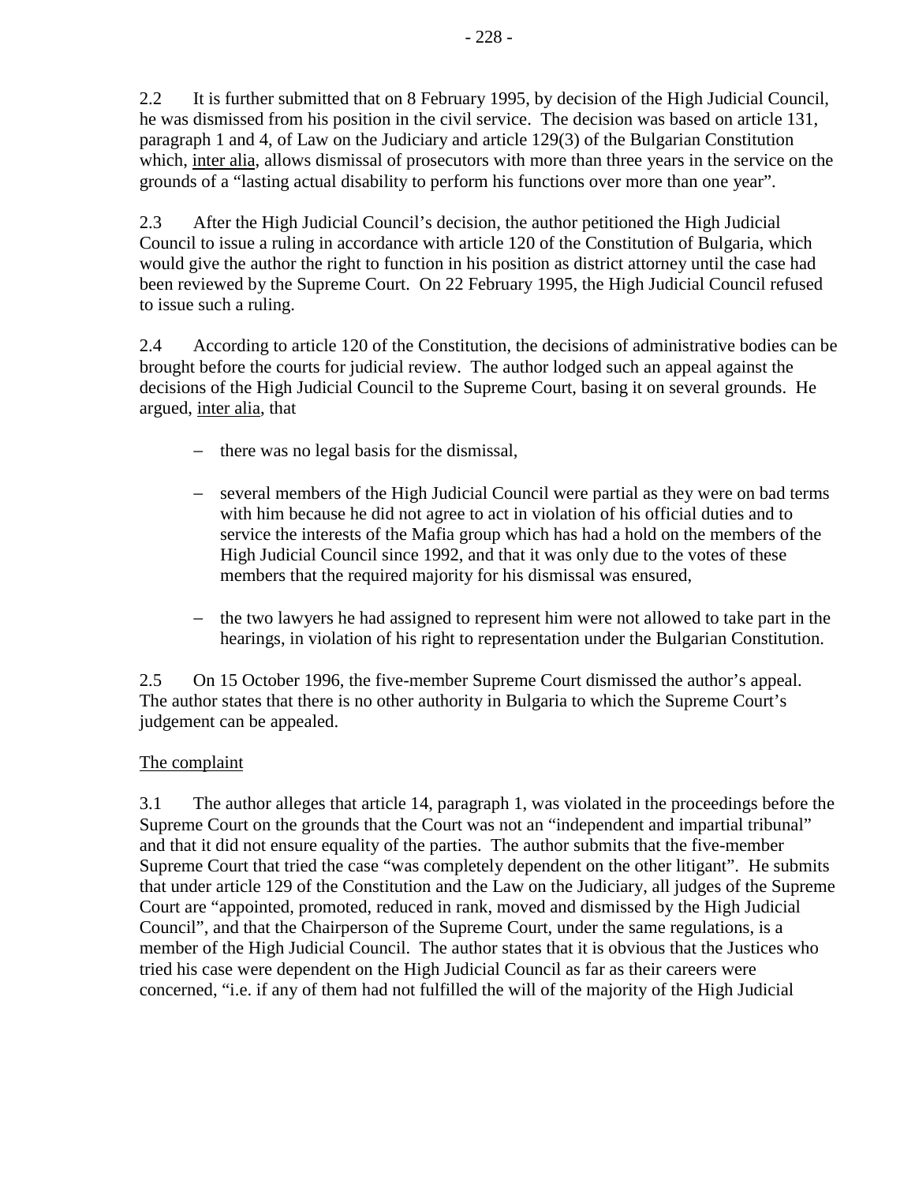2.2 It is further submitted that on 8 February 1995, by decision of the High Judicial Council, he was dismissed from his position in the civil service. The decision was based on article 131, paragraph 1 and 4, of Law on the Judiciary and article 129(3) of the Bulgarian Constitution which, inter alia, allows dismissal of prosecutors with more than three years in the service on the grounds of a "lasting actual disability to perform his functions over more than one year".

2.3 After the High Judicial Council's decision, the author petitioned the High Judicial Council to issue a ruling in accordance with article 120 of the Constitution of Bulgaria, which would give the author the right to function in his position as district attorney until the case had been reviewed by the Supreme Court. On 22 February 1995, the High Judicial Council refused to issue such a ruling.

2.4 According to article 120 of the Constitution, the decisions of administrative bodies can be brought before the courts for judicial review. The author lodged such an appeal against the decisions of the High Judicial Council to the Supreme Court, basing it on several grounds. He argued, inter alia, that

- there was no legal basis for the dismissal,

- several members of the High Judicial Council were partial as they were on bad terms with him because he did not agree to act in violation of his official duties and to service the interests of the Mafia group which has had a hold on the members of the High Judicial Council since 1992, and that it was only due to the votes of these members that the required majority for his dismissal was ensured,

- the two lawyers he had assigned to represent him were not allowed to take part in the hearings, in violation of his right to representation under the Bulgarian Constitution.

2.5 On 15 October 1996, the five-member Supreme Court dismissed the author's appeal. The author states that there is no other authority in Bulgaria to which the Supreme Court's judgement can be appealed.

## The complaint

3.1 The author alleges that article 14, paragraph 1, was violated in the proceedings before the Supreme Court on the grounds that the Court was not an "independent and impartial tribunal" and that it did not ensure equality of the parties. The author submits that the five-member Supreme Court that tried the case "was completely dependent on the other litigant". He submits that under article 129 of the Constitution and the Law on the Judiciary, all judges of the Supreme Court are "appointed, promoted, reduced in rank, moved and dismissed by the High Judicial Council", and that the Chairperson of the Supreme Court, under the same regulations, is a member of the High Judicial Council. The author states that it is obvious that the Justices who tried his case were dependent on the High Judicial Council as far as their careers were concerned, "i.e. if any of them had not fulfilled the will of the majority of the High Judicial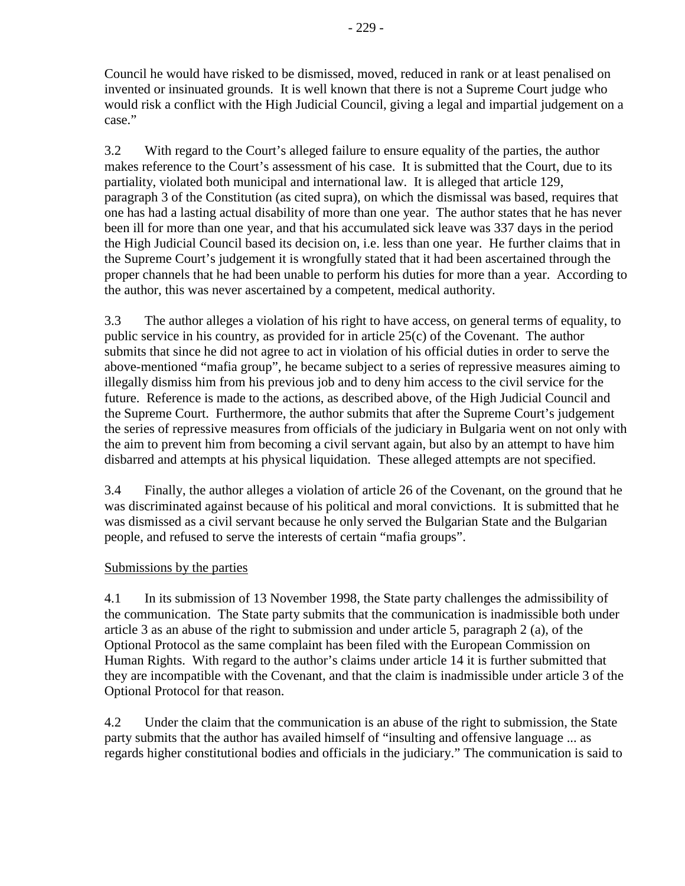Council he would have risked to be dismissed, moved, reduced in rank or at least penalised on invented or insinuated grounds. It is well known that there is not a Supreme Court judge who would risk a conflict with the High Judicial Council, giving a legal and impartial judgement on a case."

3.2 With regard to the Court's alleged failure to ensure equality of the parties, the author makes reference to the Court's assessment of his case. It is submitted that the Court, due to its partiality, violated both municipal and international law. It is alleged that article 129, paragraph 3 of the Constitution (as cited supra), on which the dismissal was based, requires that one has had a lasting actual disability of more than one year. The author states that he has never been ill for more than one year, and that his accumulated sick leave was 337 days in the period the High Judicial Council based its decision on, i.e. less than one year. He further claims that in the Supreme Court's judgement it is wrongfully stated that it had been ascertained through the proper channels that he had been unable to perform his duties for more than a year. According to the author, this was never ascertained by a competent, medical authority.

3.3 The author alleges a violation of his right to have access, on general terms of equality, to public service in his country, as provided for in article 25(c) of the Covenant. The author submits that since he did not agree to act in violation of his official duties in order to serve the above-mentioned "mafia group", he became subject to a series of repressive measures aiming to illegally dismiss him from his previous job and to deny him access to the civil service for the future. Reference is made to the actions, as described above, of the High Judicial Council and the Supreme Court. Furthermore, the author submits that after the Supreme Court's judgement the series of repressive measures from officials of the judiciary in Bulgaria went on not only with the aim to prevent him from becoming a civil servant again, but also by an attempt to have him disbarred and attempts at his physical liquidation. These alleged attempts are not specified.

3.4 Finally, the author alleges a violation of article 26 of the Covenant, on the ground that he was discriminated against because of his political and moral convictions. It is submitted that he was dismissed as a civil servant because he only served the Bulgarian State and the Bulgarian people, and refused to serve the interests of certain "mafia groups".

Submissions by the parties

4.1 In its submission of 13 November 1998, the State party challenges the admissibility of the communication. The State party submits that the communication is inadmissible both under article 3 as an abuse of the right to submission and under article 5, paragraph 2 (a), of the Optional Protocol as the same complaint has been filed with the European Commission on Human Rights. With regard to the author's claims under article 14 it is further submitted that they are incompatible with the Covenant, and that the claim is inadmissible under article 3 of the Optional Protocol for that reason.

4.2 Under the claim that the communication is an abuse of the right to submission, the State party submits that the author has availed himself of "insulting and offensive language ... as regards higher constitutional bodies and officials in the judiciary." The communication is said to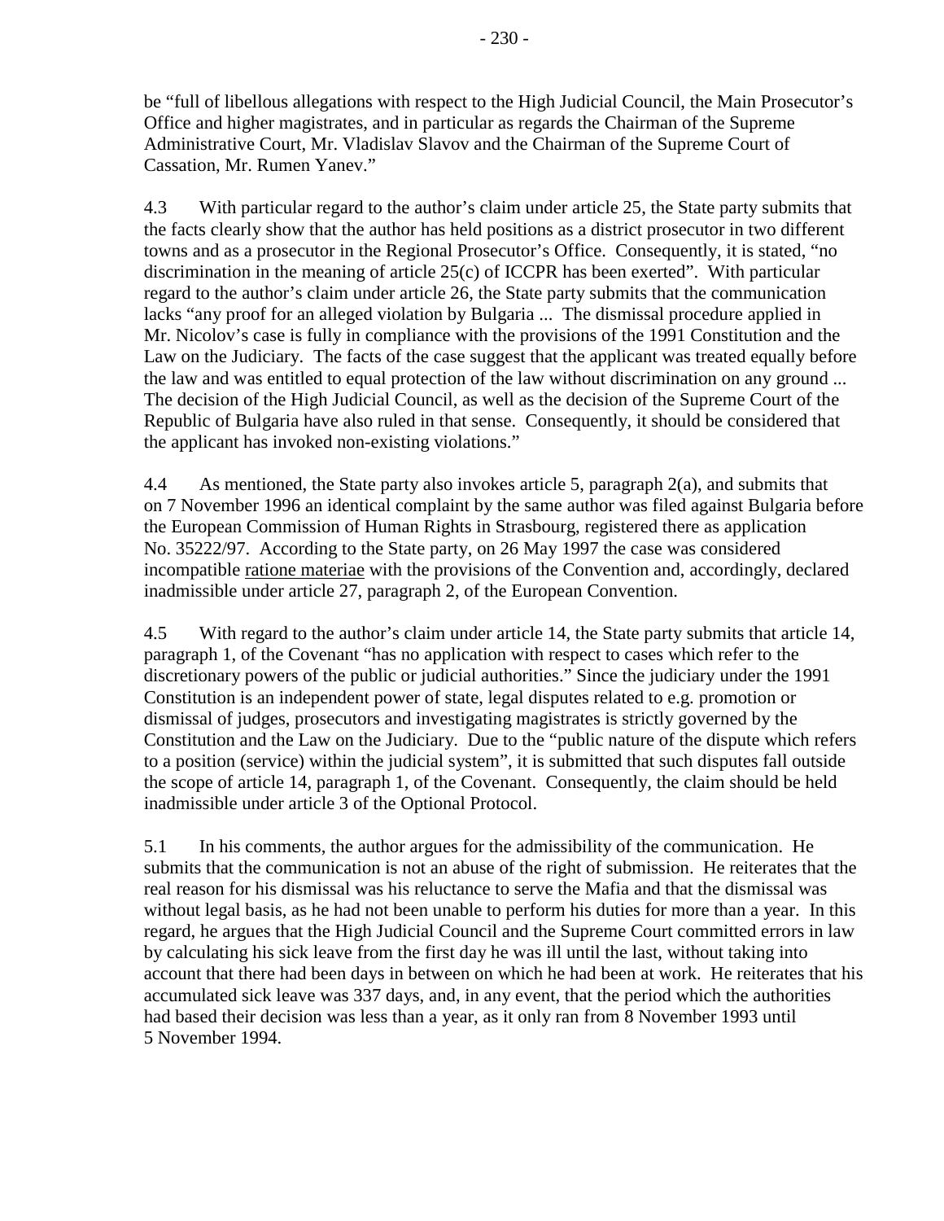be "full of libellous allegations with respect to the High Judicial Council, the Main Prosecutor's Office and higher magistrates, and in particular as regards the Chairman of the Supreme Administrative Court, Mr. Vladislav Slavov and the Chairman of the Supreme Court of Cassation, Mr. Rumen Yanev."

4.3 With particular regard to the author's claim under article 25, the State party submits that the facts clearly show that the author has held positions as a district prosecutor in two different towns and as a prosecutor in the Regional Prosecutor's Office. Consequently, it is stated, "no discrimination in the meaning of article 25(c) of ICCPR has been exerted". With particular regard to the author's claim under article 26, the State party submits that the communication lacks "any proof for an alleged violation by Bulgaria ... The dismissal procedure applied in Mr. Nicolov's case is fully in compliance with the provisions of the 1991 Constitution and the Law on the Judiciary. The facts of the case suggest that the applicant was treated equally before the law and was entitled to equal protection of the law without discrimination on any ground ... The decision of the High Judicial Council, as well as the decision of the Supreme Court of the Republic of Bulgaria have also ruled in that sense. Consequently, it should be considered that the applicant has invoked non-existing violations."

4.4 As mentioned, the State party also invokes article 5, paragraph 2(a), and submits that on 7 November 1996 an identical complaint by the same author was filed against Bulgaria before the European Commission of Human Rights in Strasbourg, registered there as application No. 35222/97. According to the State party, on 26 May 1997 the case was considered incompatible ratione materiae with the provisions of the Convention and, accordingly, declared inadmissible under article 27, paragraph 2, of the European Convention.

4.5 With regard to the author's claim under article 14, the State party submits that article 14, paragraph 1, of the Covenant "has no application with respect to cases which refer to the discretionary powers of the public or judicial authorities." Since the judiciary under the 1991 Constitution is an independent power of state, legal disputes related to e.g. promotion or dismissal of judges, prosecutors and investigating magistrates is strictly governed by the Constitution and the Law on the Judiciary. Due to the "public nature of the dispute which refers to a position (service) within the judicial system", it is submitted that such disputes fall outside the scope of article 14, paragraph 1, of the Covenant. Consequently, the claim should be held inadmissible under article 3 of the Optional Protocol.

5.1 In his comments, the author argues for the admissibility of the communication. He submits that the communication is not an abuse of the right of submission. He reiterates that the real reason for his dismissal was his reluctance to serve the Mafia and that the dismissal was without legal basis, as he had not been unable to perform his duties for more than a year. In this regard, he argues that the High Judicial Council and the Supreme Court committed errors in law by calculating his sick leave from the first day he was ill until the last, without taking into account that there had been days in between on which he had been at work. He reiterates that his accumulated sick leave was 337 days, and, in any event, that the period which the authorities had based their decision was less than a year, as it only ran from 8 November 1993 until 5 November 1994.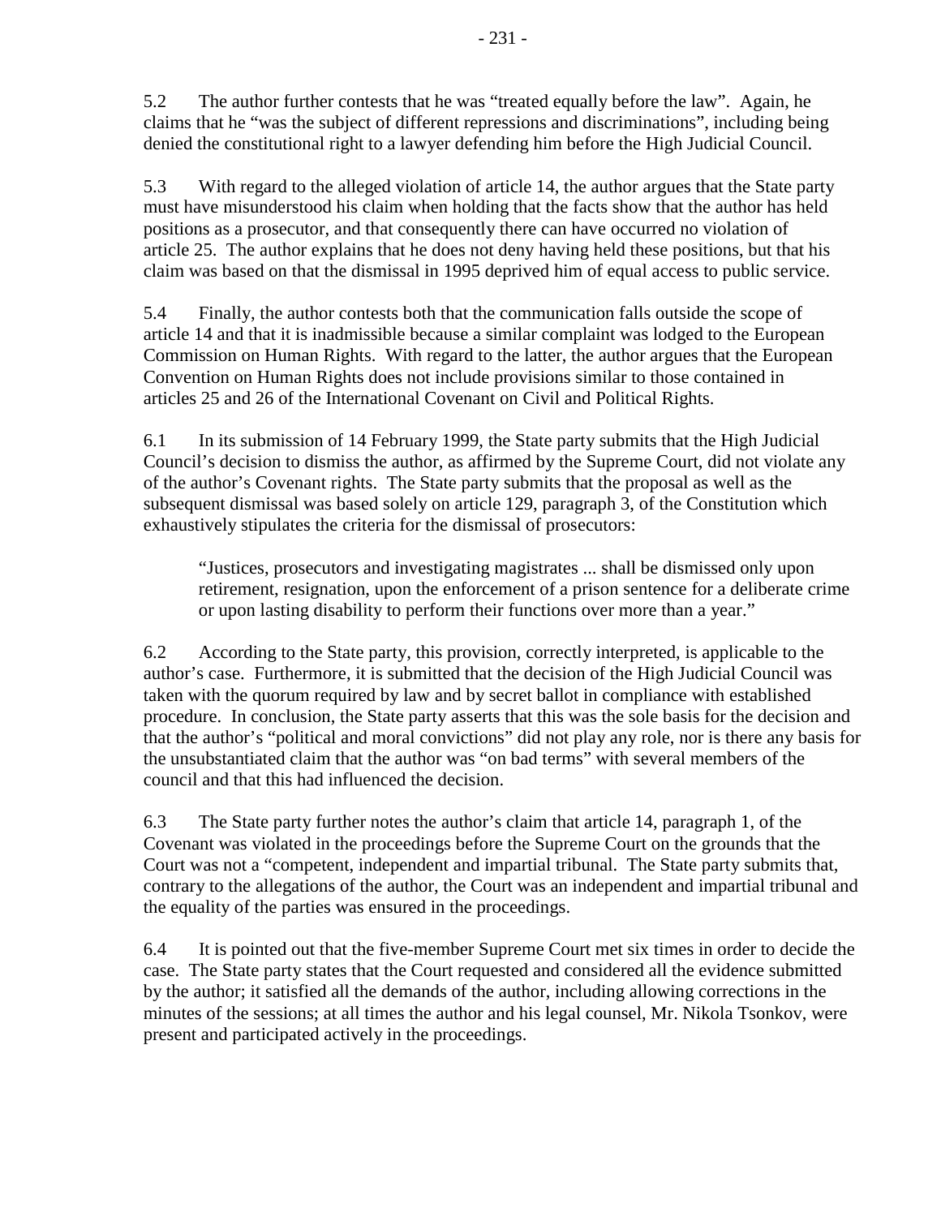5.2 The author further contests that he was "treated equally before the law". Again, he claims that he "was the subject of different repressions and discriminations", including being denied the constitutional right to a lawyer defending him before the High Judicial Council.

5.3 With regard to the alleged violation of article 14, the author argues that the State party must have misunderstood his claim when holding that the facts show that the author has held positions as a prosecutor, and that consequently there can have occurred no violation of article 25. The author explains that he does not deny having held these positions, but that his claim was based on that the dismissal in 1995 deprived him of equal access to public service.

5.4 Finally, the author contests both that the communication falls outside the scope of article 14 and that it is inadmissible because a similar complaint was lodged to the European Commission on Human Rights. With regard to the latter, the author argues that the European Convention on Human Rights does not include provisions similar to those contained in articles 25 and 26 of the International Covenant on Civil and Political Rights.

6.1 In its submission of 14 February 1999, the State party submits that the High Judicial Council's decision to dismiss the author, as affirmed by the Supreme Court, did not violate any of the author's Covenant rights. The State party submits that the proposal as well as the subsequent dismissal was based solely on article 129, paragraph 3, of the Constitution which exhaustively stipulates the criteria for the dismissal of prosecutors:

> "Justices, prosecutors and investigating magistrates ... shall be dismissed only upon retirement, resignation, upon the enforcement of a prison sentence for a deliberate crime or upon lasting disability to perform their functions over more than a year."

6.2 According to the State party, this provision, correctly interpreted, is applicable to the author's case. Furthermore, it is submitted that the decision of the High Judicial Council was taken with the quorum required by law and by secret ballot in compliance with established procedure. In conclusion, the State party asserts that this was the sole basis for the decision and that the author's "political and moral convictions" did not play any role, nor is there any basis for the unsubstantiated claim that the author was "on bad terms" with several members of the council and that this had influenced the decision.

6.3 The State party further notes the author's claim that article 14, paragraph 1, of the Covenant was violated in the proceedings before the Supreme Court on the grounds that the Court was not a "competent, independent and impartial tribunal. The State party submits that, contrary to the allegations of the author, the Court was an independent and impartial tribunal and the equality of the parties was ensured in the proceedings.

6.4 It is pointed out that the five-member Supreme Court met six times in order to decide the case. The State party states that the Court requested and considered all the evidence submitted by the author; it satisfied all the demands of the author, including allowing corrections in the minutes of the sessions; at all times the author and his legal counsel, Mr. Nikola Tsonkov, were present and participated actively in the proceedings.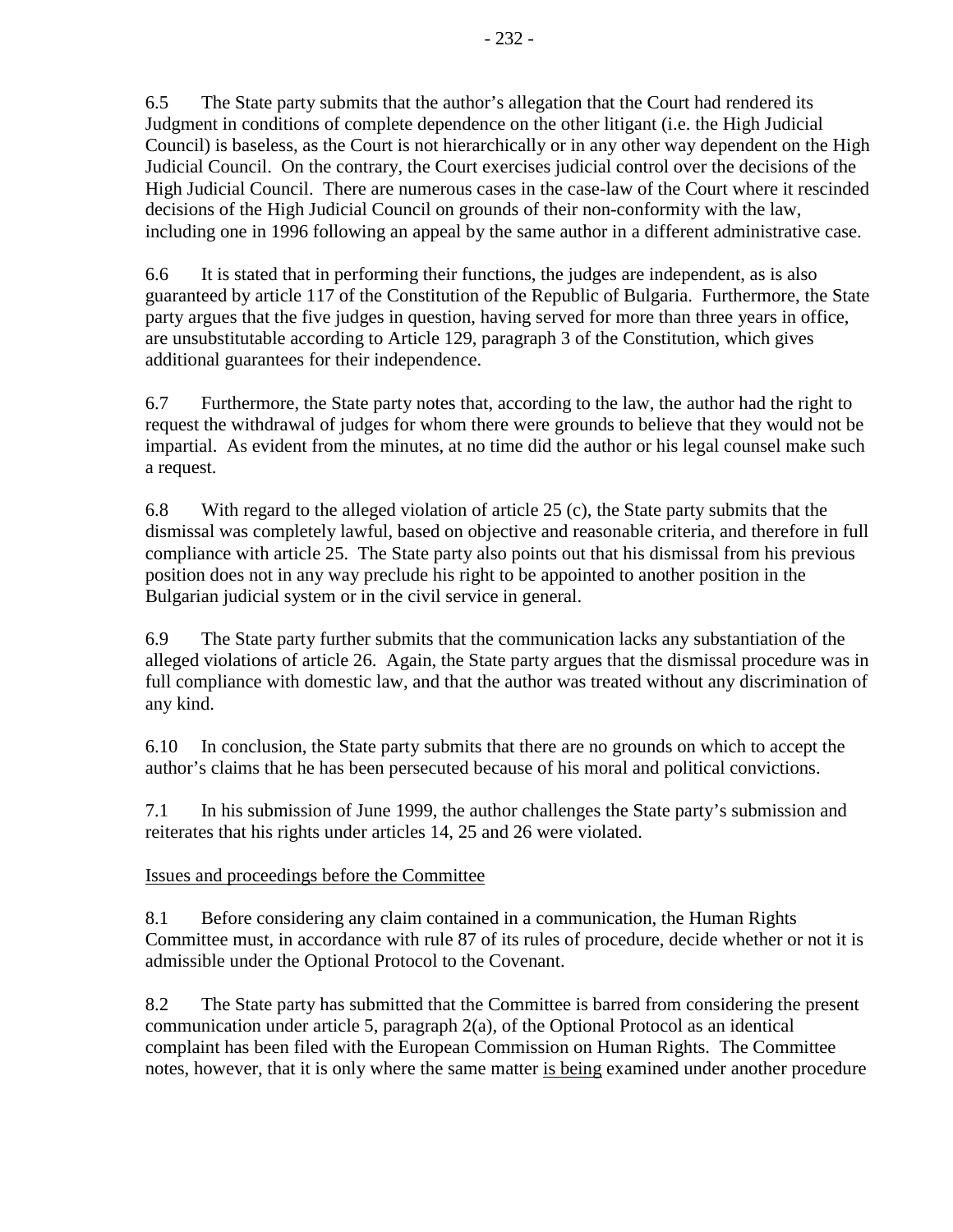6.5 The State party submits that the author's allegation that the Court had rendered its Judgment in conditions of complete dependence on the other litigant (i.e. the High Judicial Council) is baseless, as the Court is not hierarchically or in any other way dependent on the High Judicial Council. On the contrary, the Court exercises judicial control over the decisions of the High Judicial Council. There are numerous cases in the case-law of the Court where it rescinded decisions of the High Judicial Council on grounds of their non-conformity with the law, including one in 1996 following an appeal by the same author in a different administrative case.

6.6 It is stated that in performing their functions, the judges are independent, as is also guaranteed by article 117 of the Constitution of the Republic of Bulgaria. Furthermore, the State party argues that the five judges in question, having served for more than three years in office, are unsubstitutable according to Article 129, paragraph 3 of the Constitution, which gives additional guarantees for their independence.

6.7 Furthermore, the State party notes that, according to the law, the author had the right to request the withdrawal of judges for whom there were grounds to believe that they would not be impartial. As evident from the minutes, at no time did the author or his legal counsel make such a request.

6.8 With regard to the alleged violation of article 25 (c), the State party submits that the dismissal was completely lawful, based on objective and reasonable criteria, and therefore in full compliance with article 25. The State party also points out that his dismissal from his previous position does not in any way preclude his right to be appointed to another position in the Bulgarian judicial system or in the civil service in general.

6.9 The State party further submits that the communication lacks any substantiation of the alleged violations of article 26. Again, the State party argues that the dismissal procedure was in full compliance with domestic law, and that the author was treated without any discrimination of any kind.

6.10 In conclusion, the State party submits that there are no grounds on which to accept the author's claims that he has been persecuted because of his moral and political convictions.

7.1 In his submission of June 1999, the author challenges the State party's submission and reiterates that his rights under articles 14, 25 and 26 were violated.

Issues and proceedings before the Committee

8.1 Before considering any claim contained in a communication, the Human Rights Committee must, in accordance with rule 87 of its rules of procedure, decide whether or not it is admissible under the Optional Protocol to the Covenant.

8.2 The State party has submitted that the Committee is barred from considering the present communication under article 5, paragraph 2(a), of the Optional Protocol as an identical complaint has been filed with the European Commission on Human Rights. The Committee notes, however, that it is only where the same matter is being examined under another procedure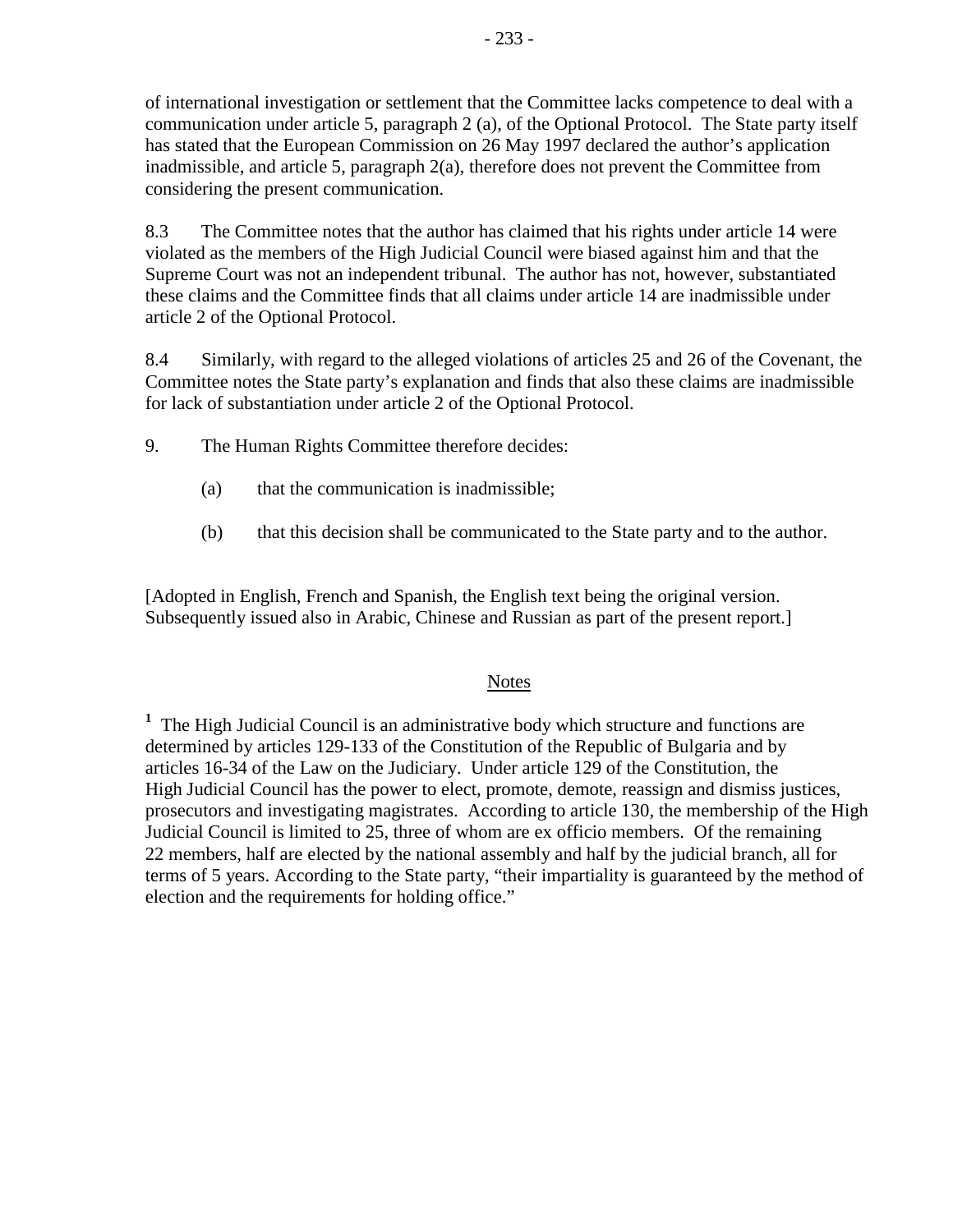of international investigation or settlement that the Committee lacks competence to deal with a communication under article 5, paragraph 2 (a), of the Optional Protocol. The State party itself has stated that the European Commission on 26 May 1997 declared the author's application inadmissible, and article 5, paragraph 2(a), therefore does not prevent the Committee from considering the present communication.

8.3 The Committee notes that the author has claimed that his rights under article 14 were violated as the members of the High Judicial Council were biased against him and that the Supreme Court was not an independent tribunal. The author has not, however, substantiated these claims and the Committee finds that all claims under article 14 are inadmissible under article 2 of the Optional Protocol.

8.4 Similarly, with regard to the alleged violations of articles 25 and 26 of the Covenant, the Committee notes the State party's explanation and finds that also these claims are inadmissible for lack of substantiation under article 2 of the Optional Protocol.

9. The Human Rights Committee therefore decides:

(a) that the communication is inadmissible;

(b) that this decision shall be communicated to the State party and to the author.

[Adopted in English, French and Spanish, the English text being the original version. Subsequently issued also in Arabic, Chinese and Russian as part of the present report.]

Notes

[1] The High Judicial Council is an administrative body which structure and functions are determined by articles 129-133 of the Constitution of the Republic of Bulgaria and by articles 16-34 of the Law on the Judiciary. Under article 129 of the Constitution, the High Judicial Council has the power to elect, promote, demote, reassign and dismiss justices, prosecutors and investigating magistrates. According to article 130, the membership of the High Judicial Council is limited to 25, three of whom are ex officio members. Of the remaining 22 members, half are elected by the national assembly and half by the judicial branch, all for terms of 5 years. According to the State party, "their impartiality is guaranteed by the method of election and the requirements for holding office."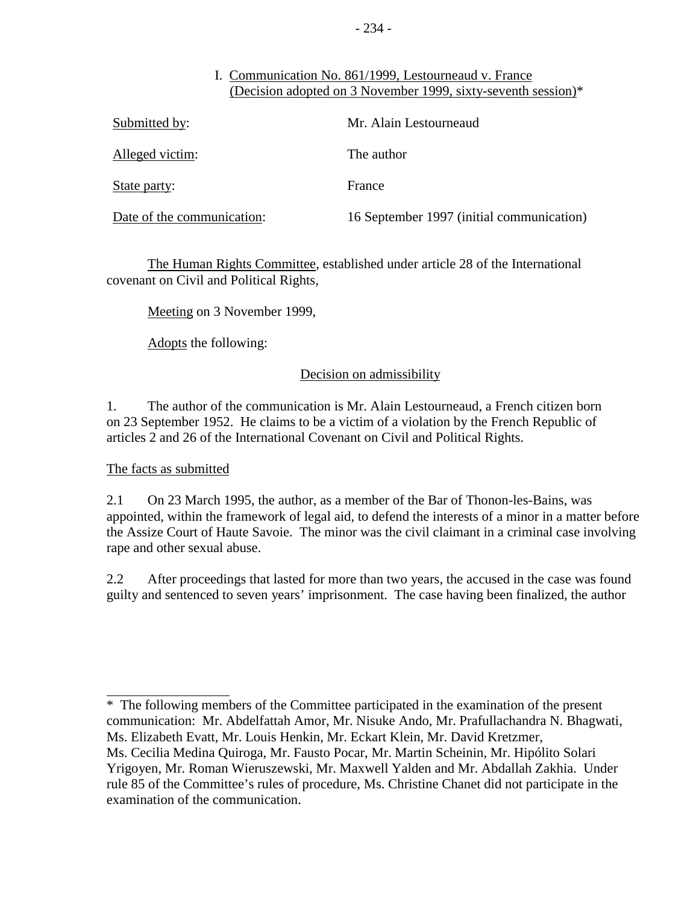### I. Communication No. 861/1999, Lestourneaud v. France (Decision adopted on 3 November 1999, sixty-seventh session)*

| | |
|---|---|
| Submitted by: | Mr. Alain Lestourneaud |
| Alleged victim: | The author |
| State party: | France |
| Date of the communication: | 16 September 1997 (initial communication) |

The Human Rights Committee, established under article 28 of the International covenant on Civil and Political Rights,

Meeting on 3 November 1999,

Adopts the following:

#### Decision on admissibility

1. The author of the communication is Mr. Alain Lestourneaud, a French citizen born on 23 September 1952. He claims to be a victim of a violation by the French Republic of articles 2 and 26 of the International Covenant on Civil and Political Rights.

#### The facts as submitted

2.1 On 23 March 1995, the author, as a member of the Bar of Thonon-les-Bains, was appointed, within the framework of legal aid, to defend the interests of a minor in a matter before the Assize Court of Haute Savoie. The minor was the civil claimant in a criminal case involving rape and other sexual abuse.

2.2 After proceedings that lasted for more than two years, the accused in the case was found guilty and sentenced to seven years' imprisonment. The case having been finalized, the author

---

* The following members of the Committee participated in the examination of the present communication: Mr. Abdelfattah Amor, Mr. Nisuke Ando, Mr. Prafullachandra N. Bhagwati, Ms. Elizabeth Evatt, Mr. Louis Henkin, Mr. Eckart Klein, Mr. David Kretzmer, Ms. Cecilia Medina Quiroga, Mr. Fausto Pocar, Mr. Martin Scheinin, Mr. Hipólito Solari Yrigoyen, Mr. Roman Wieruszewski, Mr. Maxwell Yalden and Mr. Abdallah Zakhia. Under rule 85 of the Committee's rules of procedure, Ms. Christine Chanet did not participate in the examination of the communication.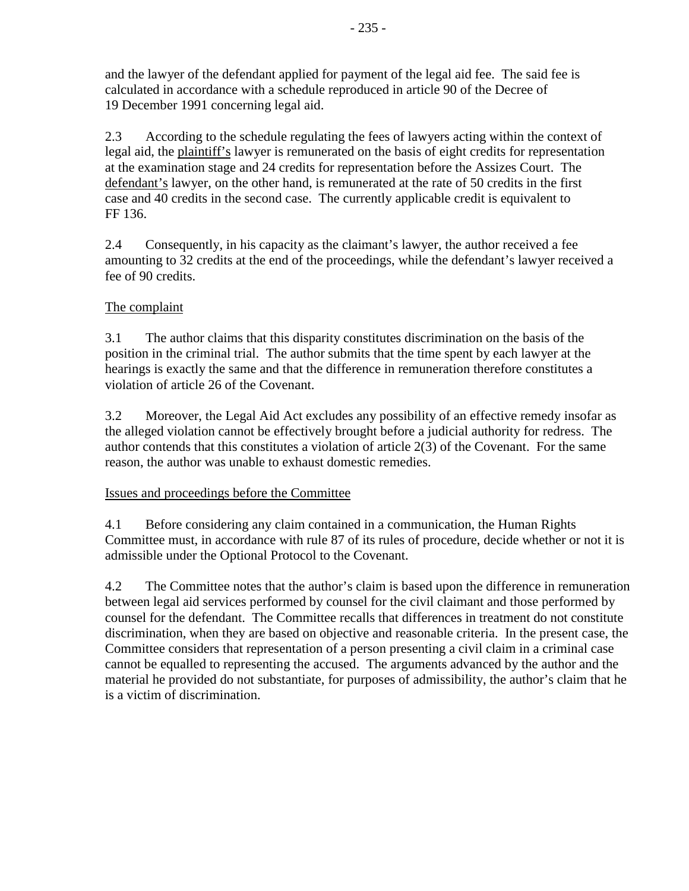and the lawyer of the defendant applied for payment of the legal aid fee. The said fee is calculated in accordance with a schedule reproduced in article 90 of the Decree of 19 December 1991 concerning legal aid.

2.3 According to the schedule regulating the fees of lawyers acting within the context of legal aid, the <u>plaintiff's</u> lawyer is remunerated on the basis of eight credits for representation at the examination stage and 24 credits for representation before the Assizes Court. The <u>defendant's</u> lawyer, on the other hand, is remunerated at the rate of 50 credits in the first case and 40 credits in the second case. The currently applicable credit is equivalent to FF 136.

2.4 Consequently, in his capacity as the claimant's lawyer, the author received a fee amounting to 32 credits at the end of the proceedings, while the defendant's lawyer received a fee of 90 credits.

<u>The complaint</u>

3.1 The author claims that this disparity constitutes discrimination on the basis of the position in the criminal trial. The author submits that the time spent by each lawyer at the hearings is exactly the same and that the difference in remuneration therefore constitutes a violation of article 26 of the Covenant.

3.2 Moreover, the Legal Aid Act excludes any possibility of an effective remedy insofar as the alleged violation cannot be effectively brought before a judicial authority for redress. The author contends that this constitutes a violation of article 2(3) of the Covenant. For the same reason, the author was unable to exhaust domestic remedies.

<u>Issues and proceedings before the Committee</u>

4.1 Before considering any claim contained in a communication, the Human Rights Committee must, in accordance with rule 87 of its rules of procedure, decide whether or not it is admissible under the Optional Protocol to the Covenant.

4.2 The Committee notes that the author's claim is based upon the difference in remuneration between legal aid services performed by counsel for the civil claimant and those performed by counsel for the defendant. The Committee recalls that differences in treatment do not constitute discrimination, when they are based on objective and reasonable criteria. In the present case, the Committee considers that representation of a person presenting a civil claim in a criminal case cannot be equalled to representing the accused. The arguments advanced by the author and the material he provided do not substantiate, for purposes of admissibility, the author's claim that he is a victim of discrimination.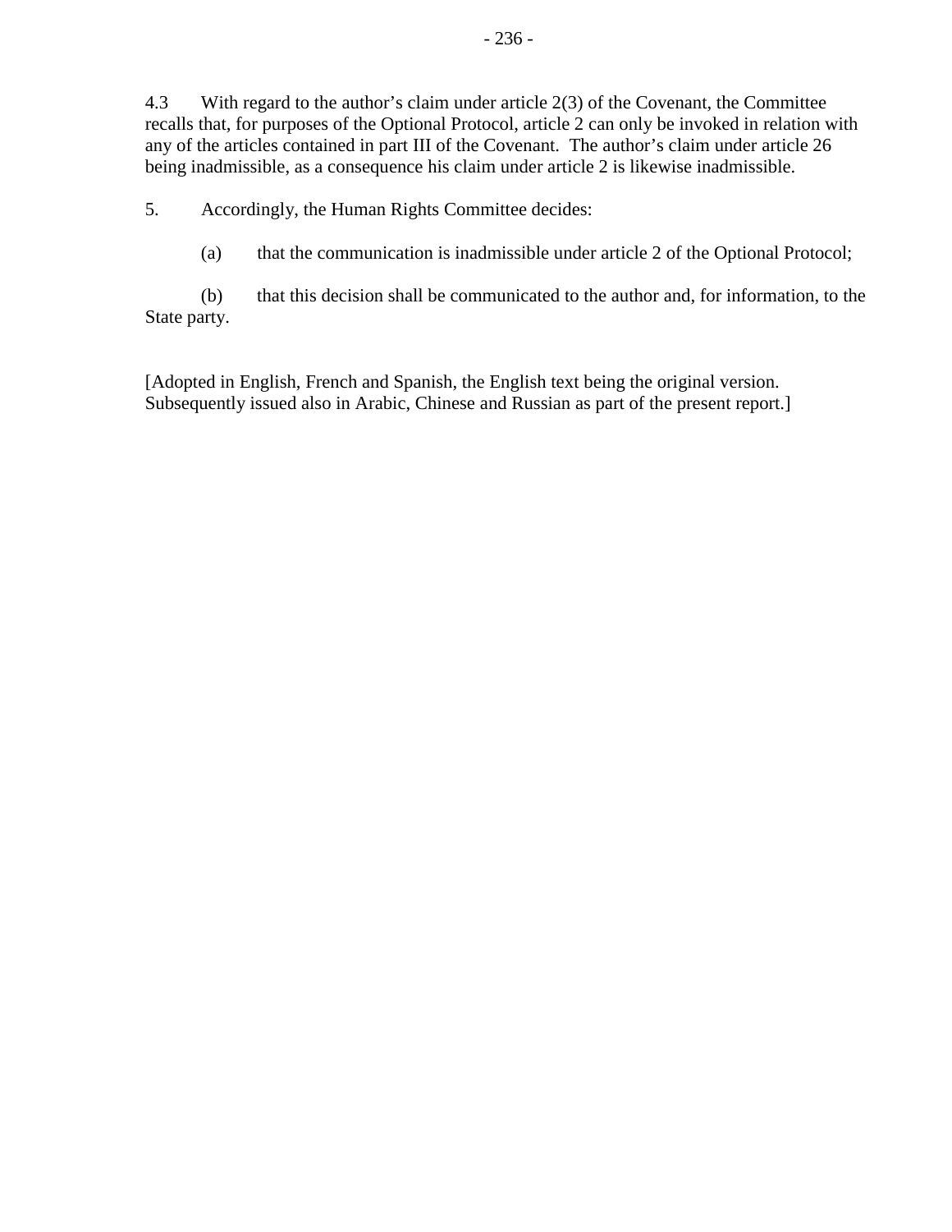4.3 With regard to the author's claim under article 2(3) of the Covenant, the Committee recalls that, for purposes of the Optional Protocol, article 2 can only be invoked in relation with any of the articles contained in part III of the Covenant. The author's claim under article 26 being inadmissible, as a consequence his claim under article 2 is likewise inadmissible.

5. Accordingly, the Human Rights Committee decides:

(a) that the communication is inadmissible under article 2 of the Optional Protocol;

(b) that this decision shall be communicated to the author and, for information, to the State party.

[Adopted in English, French and Spanish, the English text being the original version. Subsequently issued also in Arabic, Chinese and Russian as part of the present report.]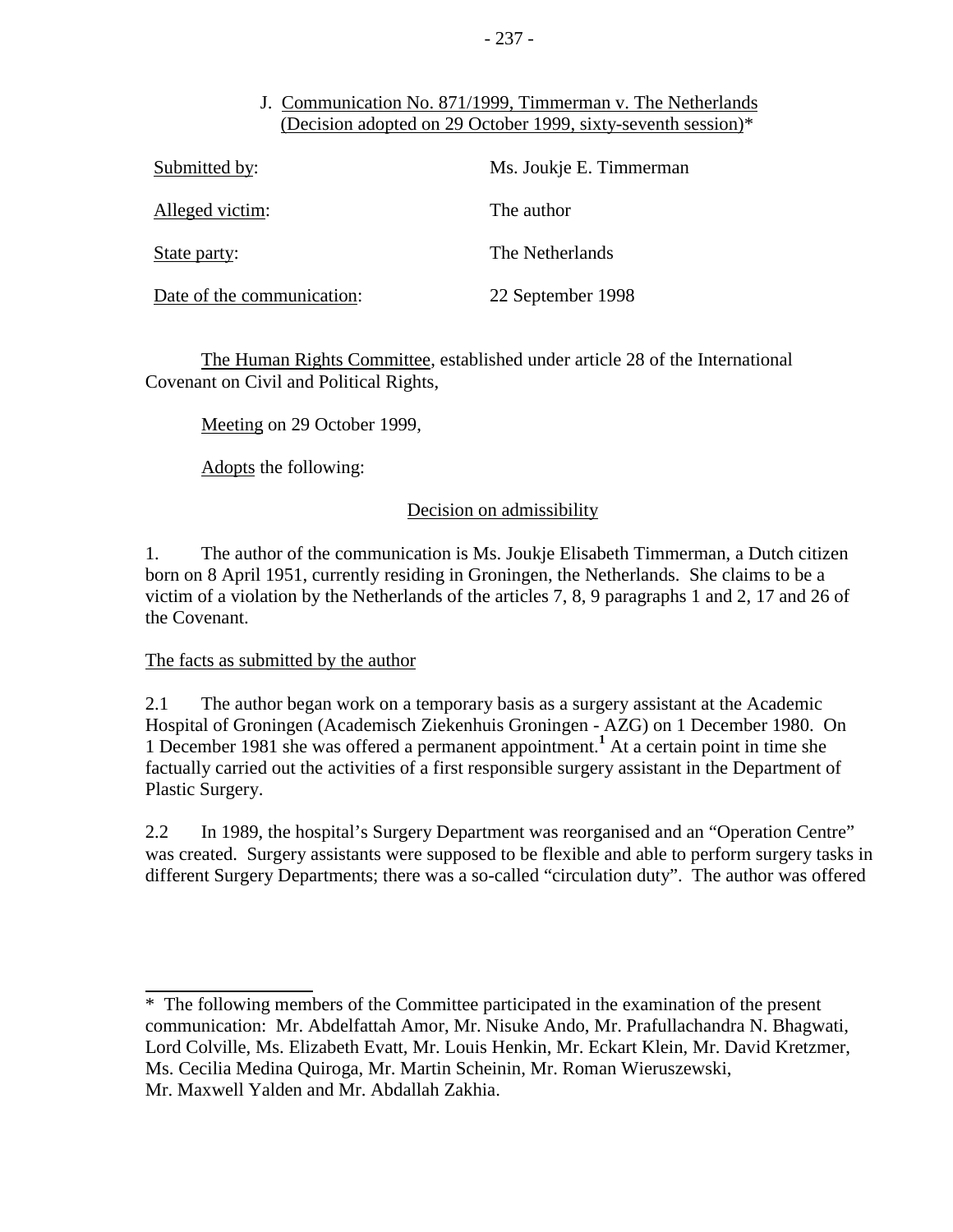J. Communication No. 871/1999, Timmerman v. The Netherlands (Decision adopted on 29 October 1999, sixty-seventh session)*

| | |
|---|---|
| Submitted by: | Ms. Joukje E. Timmerman |
| Alleged victim: | The author |
| State party: | The Netherlands |
| Date of the communication: | 22 September 1998 |

The Human Rights Committee, established under article 28 of the International Covenant on Civil and Political Rights,

Meeting on 29 October 1999,

Adopts the following:

Decision on admissibility

1. The author of the communication is Ms. Joukje Elisabeth Timmerman, a Dutch citizen born on 8 April 1951, currently residing in Groningen, the Netherlands. She claims to be a victim of a violation by the Netherlands of the articles 7, 8, 9 paragraphs 1 and 2, 17 and 26 of the Covenant.

The facts as submitted by the author

2.1 The author began work on a temporary basis as a surgery assistant at the Academic Hospital of Groningen (Academisch Ziekenhuis Groningen - AZG) on 1 December 1980. On 1 December 1981 she was offered a permanent appointment.[1] At a certain point in time she factually carried out the activities of a first responsible surgery assistant in the Department of Plastic Surgery.

2.2 In 1989, the hospital's Surgery Department was reorganised and an "Operation Centre" was created. Surgery assistants were supposed to be flexible and able to perform surgery tasks in different Surgery Departments; there was a so-called "circulation duty". The author was offered

* The following members of the Committee participated in the examination of the present communication: Mr. Abdelfattah Amor, Mr. Nisuke Ando, Mr. Prafullachandra N. Bhagwati, Lord Colville, Ms. Elizabeth Evatt, Mr. Louis Henkin, Mr. Eckart Klein, Mr. David Kretzmer, Ms. Cecilia Medina Quiroga, Mr. Martin Scheinin, Mr. Roman Wieruszewski, Mr. Maxwell Yalden and Mr. Abdallah Zakhia.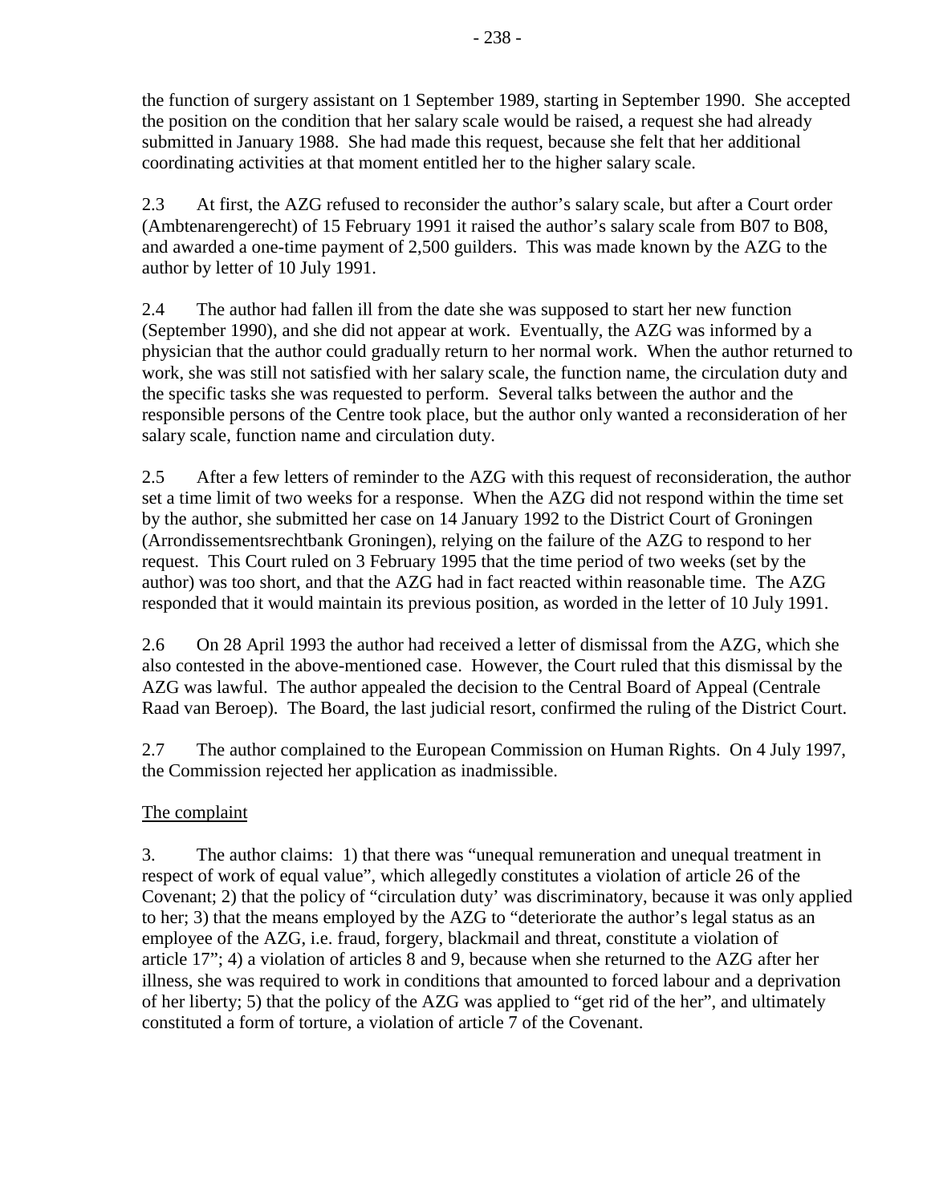the function of surgery assistant on 1 September 1989, starting in September 1990. She accepted the position on the condition that her salary scale would be raised, a request she had already submitted in January 1988. She had made this request, because she felt that her additional coordinating activities at that moment entitled her to the higher salary scale.

2.3 At first, the AZG refused to reconsider the author's salary scale, but after a Court order (Ambtenarengerecht) of 15 February 1991 it raised the author's salary scale from B07 to B08, and awarded a one-time payment of 2,500 guilders. This was made known by the AZG to the author by letter of 10 July 1991.

2.4 The author had fallen ill from the date she was supposed to start her new function (September 1990), and she did not appear at work. Eventually, the AZG was informed by a physician that the author could gradually return to her normal work. When the author returned to work, she was still not satisfied with her salary scale, the function name, the circulation duty and the specific tasks she was requested to perform. Several talks between the author and the responsible persons of the Centre took place, but the author only wanted a reconsideration of her salary scale, function name and circulation duty.

2.5 After a few letters of reminder to the AZG with this request of reconsideration, the author set a time limit of two weeks for a response. When the AZG did not respond within the time set by the author, she submitted her case on 14 January 1992 to the District Court of Groningen (Arrondissementsrechtbank Groningen), relying on the failure of the AZG to respond to her request. This Court ruled on 3 February 1995 that the time period of two weeks (set by the author) was too short, and that the AZG had in fact reacted within reasonable time. The AZG responded that it would maintain its previous position, as worded in the letter of 10 July 1991.

2.6 On 28 April 1993 the author had received a letter of dismissal from the AZG, which she also contested in the above-mentioned case. However, the Court ruled that this dismissal by the AZG was lawful. The author appealed the decision to the Central Board of Appeal (Centrale Raad van Beroep). The Board, the last judicial resort, confirmed the ruling of the District Court.

2.7 The author complained to the European Commission on Human Rights. On 4 July 1997, the Commission rejected her application as inadmissible.

The complaint

3. The author claims: 1) that there was "unequal remuneration and unequal treatment in respect of work of equal value", which allegedly constitutes a violation of article 26 of the Covenant; 2) that the policy of "circulation duty' was discriminatory, because it was only applied to her; 3) that the means employed by the AZG to "deteriorate the author's legal status as an employee of the AZG, i.e. fraud, forgery, blackmail and threat, constitute a violation of article 17"; 4) a violation of articles 8 and 9, because when she returned to the AZG after her illness, she was required to work in conditions that amounted to forced labour and a deprivation of her liberty; 5) that the policy of the AZG was applied to "get rid of the her", and ultimately constituted a form of torture, a violation of article 7 of the Covenant.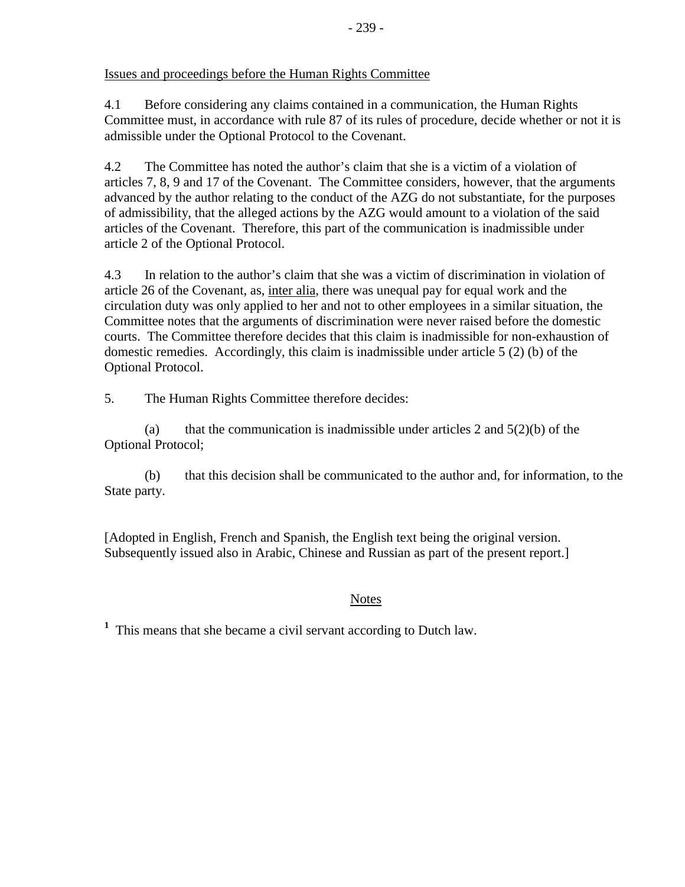Issues and proceedings before the Human Rights Committee

4.1 Before considering any claims contained in a communication, the Human Rights Committee must, in accordance with rule 87 of its rules of procedure, decide whether or not it is admissible under the Optional Protocol to the Covenant.

4.2 The Committee has noted the author's claim that she is a victim of a violation of articles 7, 8, 9 and 17 of the Covenant. The Committee considers, however, that the arguments advanced by the author relating to the conduct of the AZG do not substantiate, for the purposes of admissibility, that the alleged actions by the AZG would amount to a violation of the said articles of the Covenant. Therefore, this part of the communication is inadmissible under article 2 of the Optional Protocol.

4.3 In relation to the author's claim that she was a victim of discrimination in violation of article 26 of the Covenant, as, inter alia, there was unequal pay for equal work and the circulation duty was only applied to her and not to other employees in a similar situation, the Committee notes that the arguments of discrimination were never raised before the domestic courts. The Committee therefore decides that this claim is inadmissible for non-exhaustion of domestic remedies. Accordingly, this claim is inadmissible under article 5 (2) (b) of the Optional Protocol.

5. The Human Rights Committee therefore decides:

(a) that the communication is inadmissible under articles 2 and 5(2)(b) of the Optional Protocol;

(b) that this decision shall be communicated to the author and, for information, to the State party.

[Adopted in English, French and Spanish, the English text being the original version. Subsequently issued also in Arabic, Chinese and Russian as part of the present report.]

Notes

[1] This means that she became a civil servant according to Dutch law.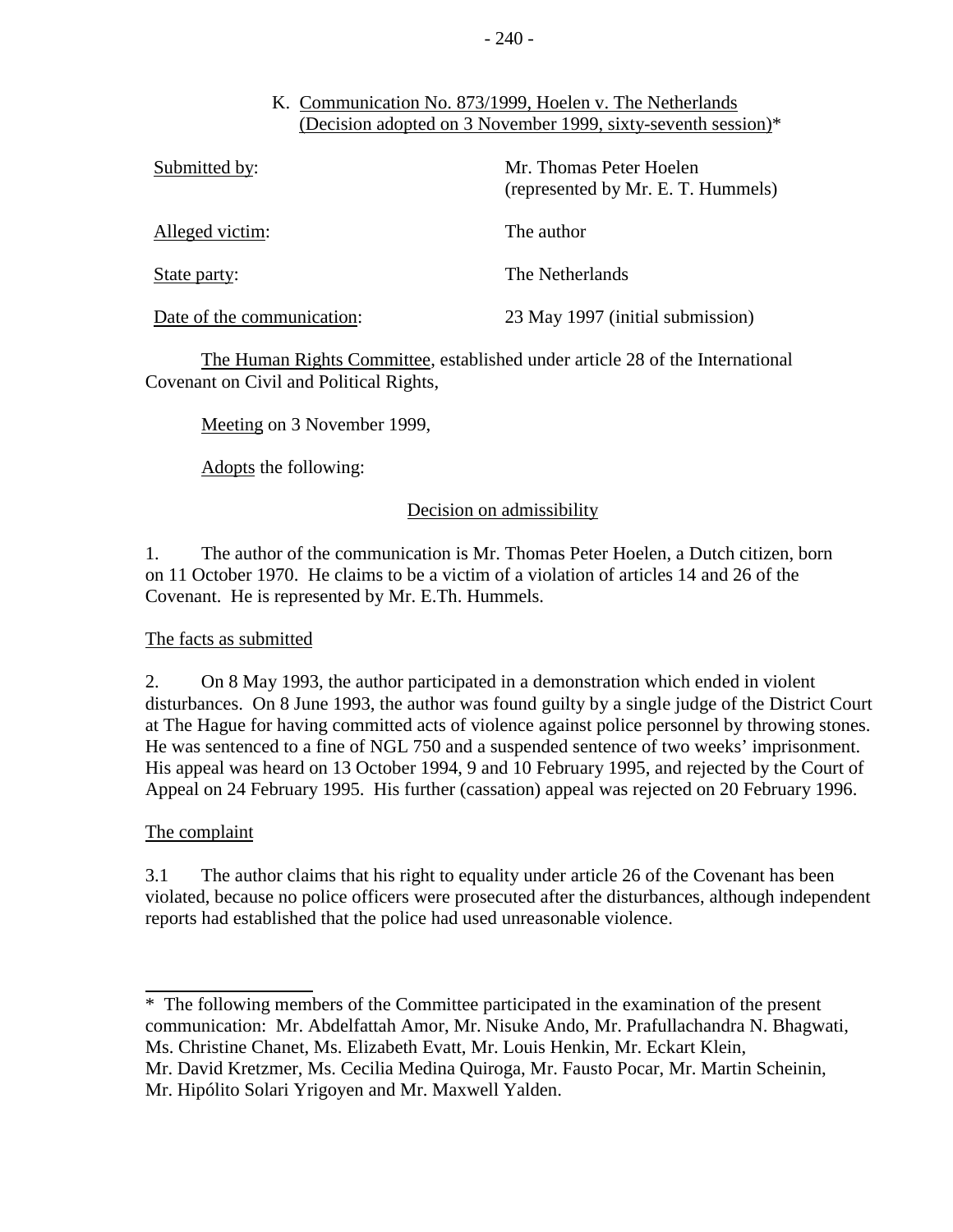## K. Communication No. 873/1999, Hoelen v. The Netherlands (Decision adopted on 3 November 1999, sixty-seventh session)*

| | |
|---|---|
| Submitted by: | Mr. Thomas Peter Hoelen (represented by Mr. E. T. Hummels) |
| Alleged victim: | The author |
| State party: | The Netherlands |
| Date of the communication: | 23 May 1997 (initial submission) |

The Human Rights Committee, established under article 28 of the International Covenant on Civil and Political Rights,

Meeting on 3 November 1999,

Adopts the following:

### Decision on admissibility

1. The author of the communication is Mr. Thomas Peter Hoelen, a Dutch citizen, born on 11 October 1970. He claims to be a victim of a violation of articles 14 and 26 of the Covenant. He is represented by Mr. E.Th. Hummels.

#### The facts as submitted

2. On 8 May 1993, the author participated in a demonstration which ended in violent disturbances. On 8 June 1993, the author was found guilty by a single judge of the District Court at The Hague for having committed acts of violence against police personnel by throwing stones. He was sentenced to a fine of NGL 750 and a suspended sentence of two weeks' imprisonment. His appeal was heard on 13 October 1994, 9 and 10 February 1995, and rejected by the Court of Appeal on 24 February 1995. His further (cassation) appeal was rejected on 20 February 1996.

#### The complaint

3.1 The author claims that his right to equality under article 26 of the Covenant has been violated, because no police officers were prosecuted after the disturbances, although independent reports had established that the police had used unreasonable violence.

---

* The following members of the Committee participated in the examination of the present communication: Mr. Abdelfattah Amor, Mr. Nisuke Ando, Mr. Prafullachandra N. Bhagwati, Ms. Christine Chanet, Ms. Elizabeth Evatt, Mr. Louis Henkin, Mr. Eckart Klein, Mr. David Kretzmer, Ms. Cecilia Medina Quiroga, Mr. Fausto Pocar, Mr. Martin Scheinin, Mr. Hipólito Solari Yrigoyen and Mr. Maxwell Yalden.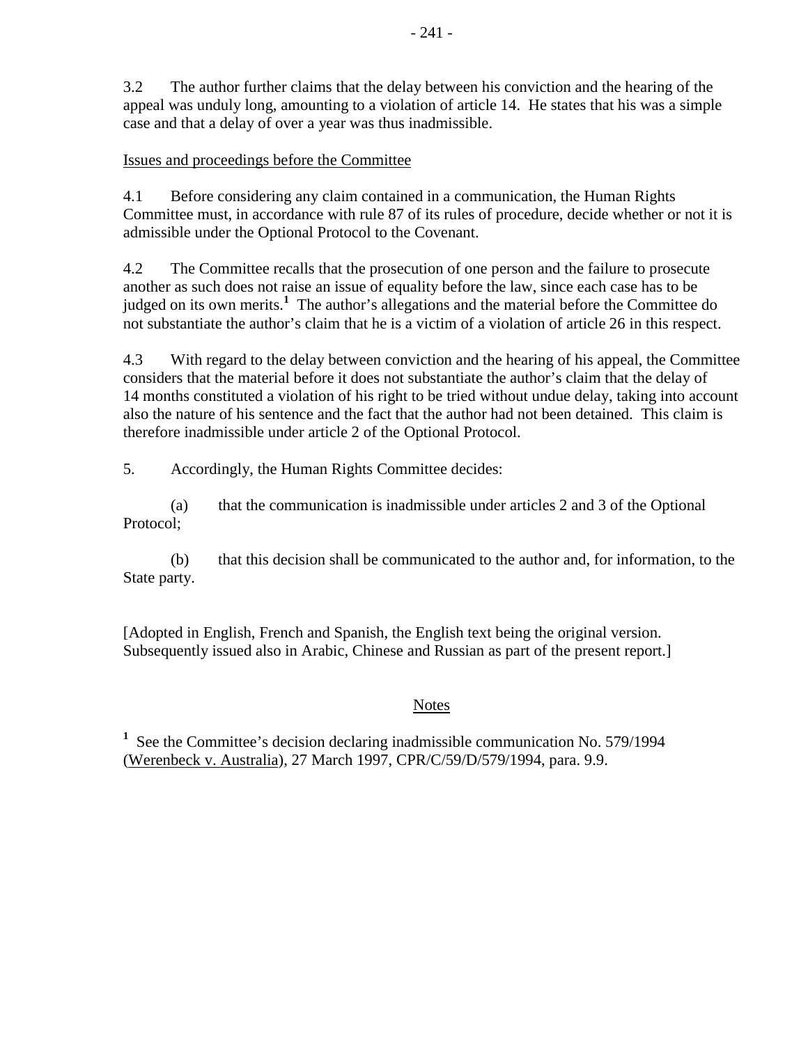3.2 The author further claims that the delay between his conviction and the hearing of the appeal was unduly long, amounting to a violation of article 14. He states that his was a simple case and that a delay of over a year was thus inadmissible.

Issues and proceedings before the Committee

4.1 Before considering any claim contained in a communication, the Human Rights Committee must, in accordance with rule 87 of its rules of procedure, decide whether or not it is admissible under the Optional Protocol to the Covenant.

4.2 The Committee recalls that the prosecution of one person and the failure to prosecute another as such does not raise an issue of equality before the law, since each case has to be judged on its own merits.[1] The author's allegations and the material before the Committee do not substantiate the author's claim that he is a victim of a violation of article 26 in this respect.

4.3 With regard to the delay between conviction and the hearing of his appeal, the Committee considers that the material before it does not substantiate the author's claim that the delay of 14 months constituted a violation of his right to be tried without undue delay, taking into account also the nature of his sentence and the fact that the author had not been detained. This claim is therefore inadmissible under article 2 of the Optional Protocol.

5. Accordingly, the Human Rights Committee decides:

(a) that the communication is inadmissible under articles 2 and 3 of the Optional Protocol;

(b) that this decision shall be communicated to the author and, for information, to the State party.

[Adopted in English, French and Spanish, the English text being the original version. Subsequently issued also in Arabic, Chinese and Russian as part of the present report.]

Notes

[1] See the Committee's decision declaring inadmissible communication No. 579/1994 (Werenbeck v. Australia), 27 March 1997, CPR/C/59/D/579/1994, para. 9.9.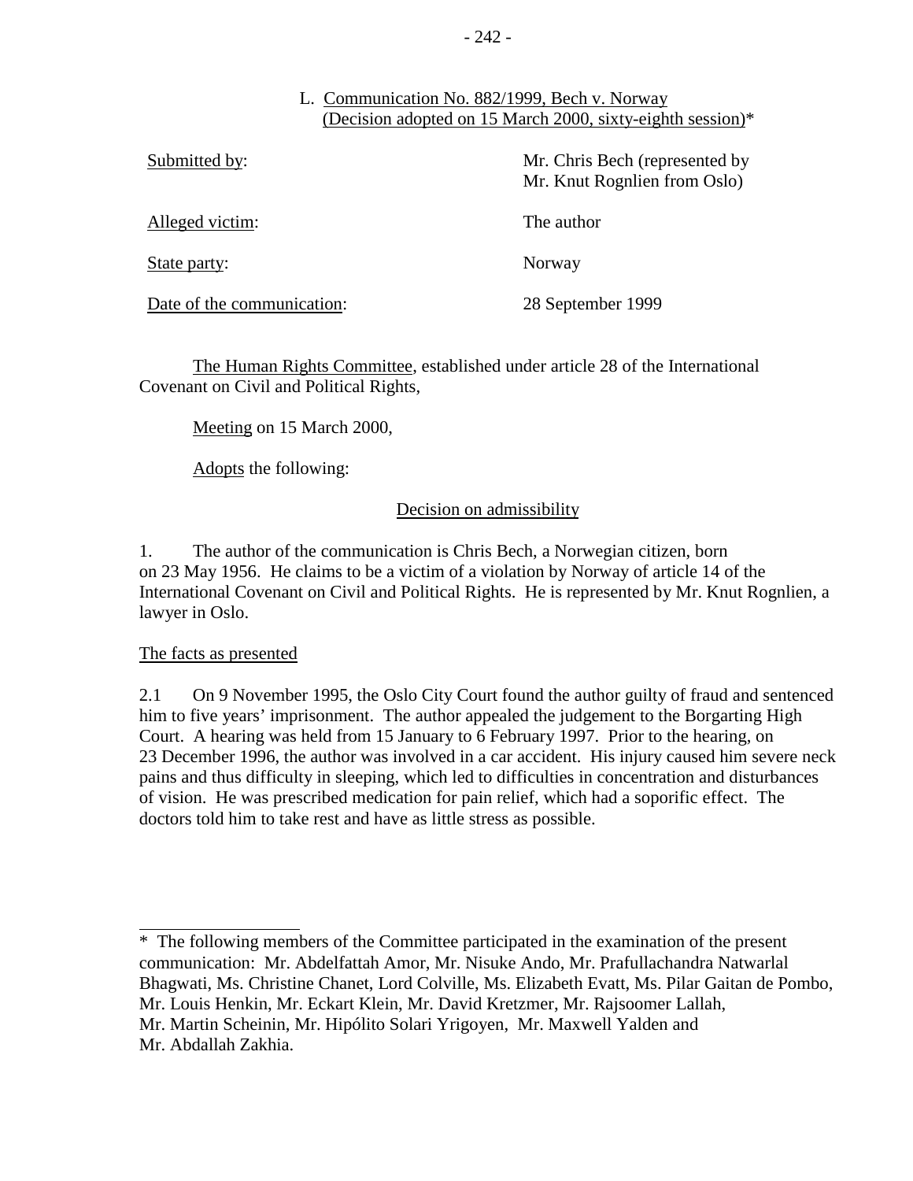L. Communication No. 882/1999, Bech v. Norway
(Decision adopted on 15 March 2000, sixty-eighth session)*

| | |
|---|---|
| Submitted by: | Mr. Chris Bech (represented by Mr. Knut Rognlien from Oslo) |
| Alleged victim: | The author |
| State party: | Norway |
| Date of the communication: | 28 September 1999 |

The Human Rights Committee, established under article 28 of the International Covenant on Civil and Political Rights,

Meeting on 15 March 2000,

Adopts the following:

## Decision on admissibility

1. The author of the communication is Chris Bech, a Norwegian citizen, born on 23 May 1956. He claims to be a victim of a violation by Norway of article 14 of the International Covenant on Civil and Political Rights. He is represented by Mr. Knut Rognlien, a lawyer in Oslo.

### The facts as presented

2.1 On 9 November 1995, the Oslo City Court found the author guilty of fraud and sentenced him to five years' imprisonment. The author appealed the judgement to the Borgarting High Court. A hearing was held from 15 January to 6 February 1997. Prior to the hearing, on 23 December 1996, the author was involved in a car accident. His injury caused him severe neck pains and thus difficulty in sleeping, which led to difficulties in concentration and disturbances of vision. He was prescribed medication for pain relief, which had a soporific effect. The doctors told him to take rest and have as little stress as possible.

---

* The following members of the Committee participated in the examination of the present communication: Mr. Abdelfattah Amor, Mr. Nisuke Ando, Mr. Prafullachandra Natwarlal Bhagwati, Ms. Christine Chanet, Lord Colville, Ms. Elizabeth Evatt, Ms. Pilar Gaitan de Pombo, Mr. Louis Henkin, Mr. Eckart Klein, Mr. David Kretzmer, Mr. Rajsoomer Lallah, Mr. Martin Scheinin, Mr. Hipólito Solari Yrigoyen, Mr. Maxwell Yalden and Mr. Abdallah Zakhia.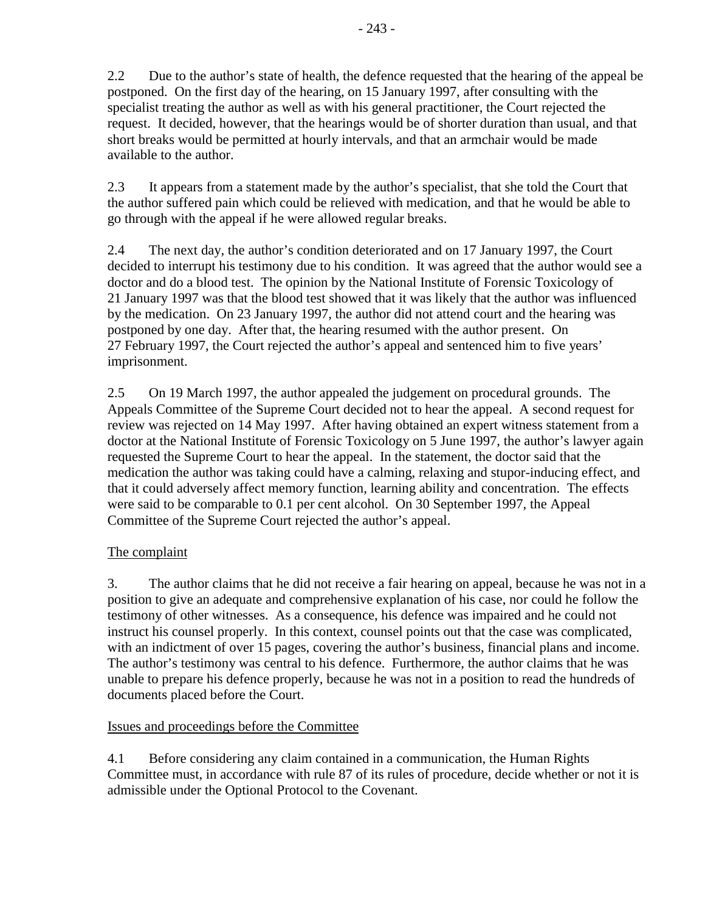2.2 Due to the author's state of health, the defence requested that the hearing of the appeal be postponed. On the first day of the hearing, on 15 January 1997, after consulting with the specialist treating the author as well as with his general practitioner, the Court rejected the request. It decided, however, that the hearings would be of shorter duration than usual, and that short breaks would be permitted at hourly intervals, and that an armchair would be made available to the author.

2.3 It appears from a statement made by the author's specialist, that she told the Court that the author suffered pain which could be relieved with medication, and that he would be able to go through with the appeal if he were allowed regular breaks.

2.4 The next day, the author's condition deteriorated and on 17 January 1997, the Court decided to interrupt his testimony due to his condition. It was agreed that the author would see a doctor and do a blood test. The opinion by the National Institute of Forensic Toxicology of 21 January 1997 was that the blood test showed that it was likely that the author was influenced by the medication. On 23 January 1997, the author did not attend court and the hearing was postponed by one day. After that, the hearing resumed with the author present. On 27 February 1997, the Court rejected the author's appeal and sentenced him to five years' imprisonment.

2.5 On 19 March 1997, the author appealed the judgement on procedural grounds. The Appeals Committee of the Supreme Court decided not to hear the appeal. A second request for review was rejected on 14 May 1997. After having obtained an expert witness statement from a doctor at the National Institute of Forensic Toxicology on 5 June 1997, the author's lawyer again requested the Supreme Court to hear the appeal. In the statement, the doctor said that the medication the author was taking could have a calming, relaxing and stupor-inducing effect, and that it could adversely affect memory function, learning ability and concentration. The effects were said to be comparable to 0.1 per cent alcohol. On 30 September 1997, the Appeal Committee of the Supreme Court rejected the author's appeal.

The complaint

3. The author claims that he did not receive a fair hearing on appeal, because he was not in a position to give an adequate and comprehensive explanation of his case, nor could he follow the testimony of other witnesses. As a consequence, his defence was impaired and he could not instruct his counsel properly. In this context, counsel points out that the case was complicated, with an indictment of over 15 pages, covering the author's business, financial plans and income. The author's testimony was central to his defence. Furthermore, the author claims that he was unable to prepare his defence properly, because he was not in a position to read the hundreds of documents placed before the Court.

Issues and proceedings before the Committee

4.1 Before considering any claim contained in a communication, the Human Rights Committee must, in accordance with rule 87 of its rules of procedure, decide whether or not it is admissible under the Optional Protocol to the Covenant.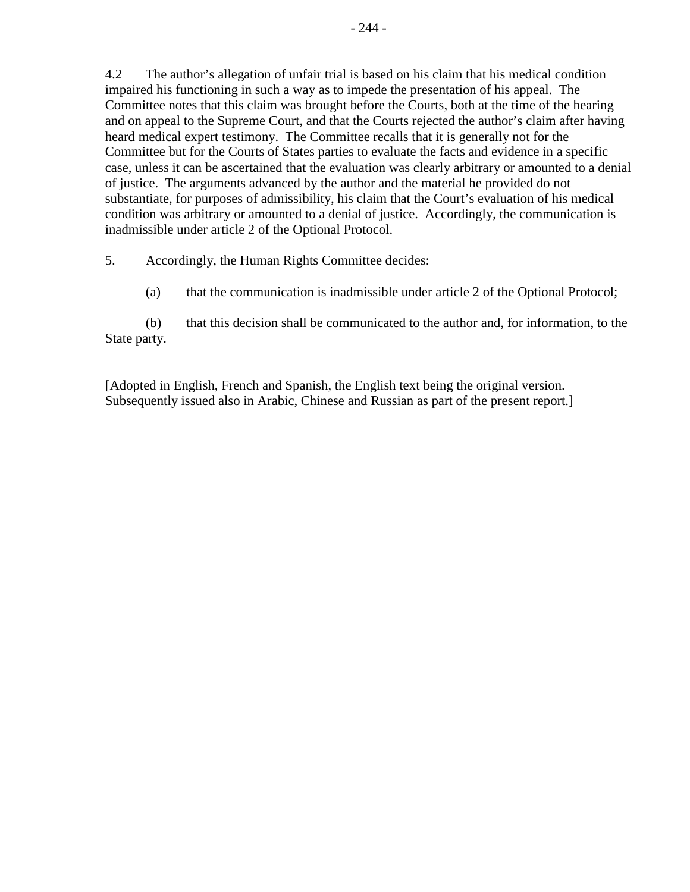4.2 The author's allegation of unfair trial is based on his claim that his medical condition impaired his functioning in such a way as to impede the presentation of his appeal. The Committee notes that this claim was brought before the Courts, both at the time of the hearing and on appeal to the Supreme Court, and that the Courts rejected the author's claim after having heard medical expert testimony. The Committee recalls that it is generally not for the Committee but for the Courts of States parties to evaluate the facts and evidence in a specific case, unless it can be ascertained that the evaluation was clearly arbitrary or amounted to a denial of justice. The arguments advanced by the author and the material he provided do not substantiate, for purposes of admissibility, his claim that the Court's evaluation of his medical condition was arbitrary or amounted to a denial of justice. Accordingly, the communication is inadmissible under article 2 of the Optional Protocol.

5. Accordingly, the Human Rights Committee decides:

(a) that the communication is inadmissible under article 2 of the Optional Protocol;

(b) that this decision shall be communicated to the author and, for information, to the State party.

[Adopted in English, French and Spanish, the English text being the original version. Subsequently issued also in Arabic, Chinese and Russian as part of the present report.]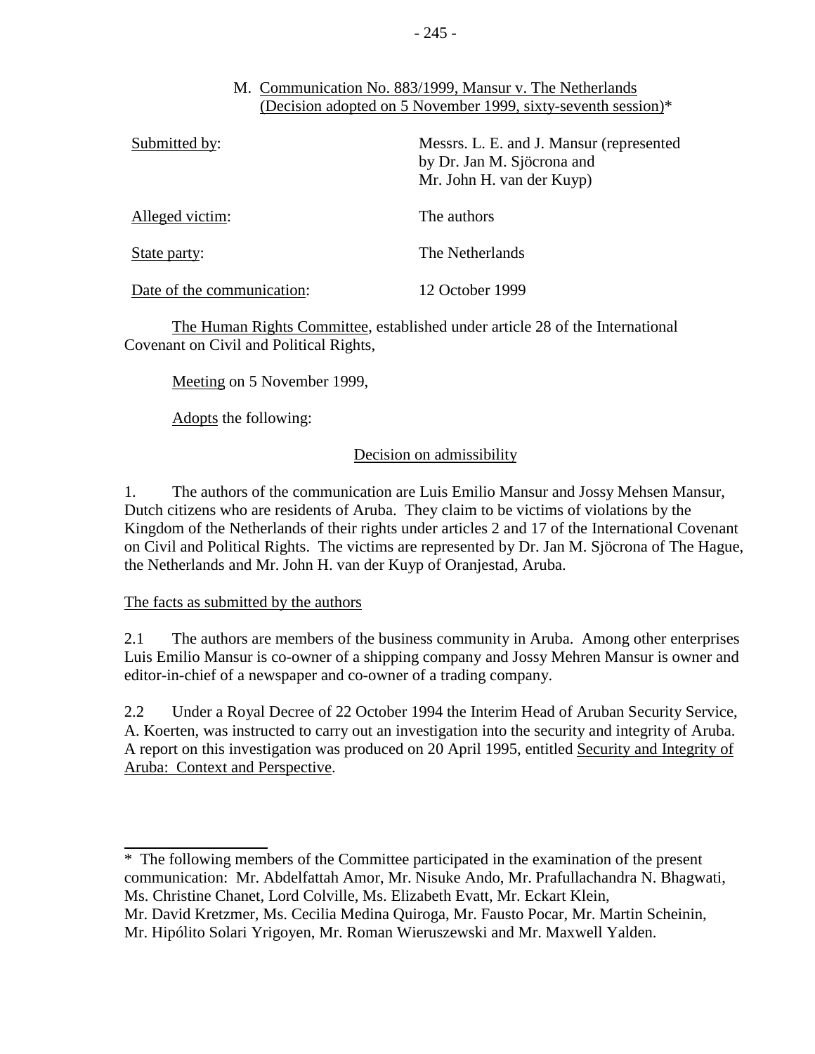## M. Communication No. 883/1999, Mansur v. The Netherlands (Decision adopted on 5 November 1999, sixty-seventh session)*

| | |
|---|---|
| Submitted by: | Messrs. L. E. and J. Mansur (represented by Dr. Jan M. Sjöcrona and Mr. John H. van der Kuyp) |
| Alleged victim: | The authors |
| State party: | The Netherlands |
| Date of the communication: | 12 October 1999 |

The Human Rights Committee, established under article 28 of the International Covenant on Civil and Political Rights,

Meeting on 5 November 1999,

Adopts the following:

### Decision on admissibility

1. The authors of the communication are Luis Emilio Mansur and Jossy Mehsen Mansur, Dutch citizens who are residents of Aruba. They claim to be victims of violations by the Kingdom of the Netherlands of their rights under articles 2 and 17 of the International Covenant on Civil and Political Rights. The victims are represented by Dr. Jan M. Sjöcrona of The Hague, the Netherlands and Mr. John H. van der Kuyp of Oranjestad, Aruba.

### The facts as submitted by the authors

2.1 The authors are members of the business community in Aruba. Among other enterprises Luis Emilio Mansur is co-owner of a shipping company and Jossy Mehren Mansur is owner and editor-in-chief of a newspaper and co-owner of a trading company.

2.2 Under a Royal Decree of 22 October 1994 the Interim Head of Aruban Security Service, A. Koerten, was instructed to carry out an investigation into the security and integrity of Aruba. A report on this investigation was produced on 20 April 1995, entitled Security and Integrity of Aruba: Context and Perspective.

---

* The following members of the Committee participated in the examination of the present communication: Mr. Abdelfattah Amor, Mr. Nisuke Ando, Mr. Prafullachandra N. Bhagwati, Ms. Christine Chanet, Lord Colville, Ms. Elizabeth Evatt, Mr. Eckart Klein, Mr. David Kretzmer, Ms. Cecilia Medina Quiroga, Mr. Fausto Pocar, Mr. Martin Scheinin, Mr. Hipólito Solari Yrigoyen, Mr. Roman Wieruszewski and Mr. Maxwell Yalden.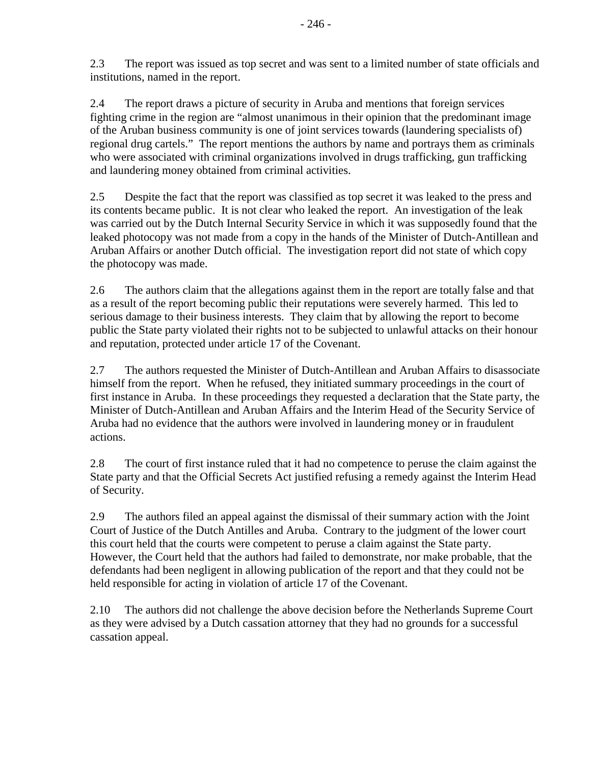2.3 The report was issued as top secret and was sent to a limited number of state officials and institutions, named in the report.

2.4 The report draws a picture of security in Aruba and mentions that foreign services fighting crime in the region are "almost unanimous in their opinion that the predominant image of the Aruban business community is one of joint services towards (laundering specialists of) regional drug cartels." The report mentions the authors by name and portrays them as criminals who were associated with criminal organizations involved in drugs trafficking, gun trafficking and laundering money obtained from criminal activities.

2.5 Despite the fact that the report was classified as top secret it was leaked to the press and its contents became public. It is not clear who leaked the report. An investigation of the leak was carried out by the Dutch Internal Security Service in which it was supposedly found that the leaked photocopy was not made from a copy in the hands of the Minister of Dutch-Antillean and Aruban Affairs or another Dutch official. The investigation report did not state of which copy the photocopy was made.

2.6 The authors claim that the allegations against them in the report are totally false and that as a result of the report becoming public their reputations were severely harmed. This led to serious damage to their business interests. They claim that by allowing the report to become public the State party violated their rights not to be subjected to unlawful attacks on their honour and reputation, protected under article 17 of the Covenant.

2.7 The authors requested the Minister of Dutch-Antillean and Aruban Affairs to disassociate himself from the report. When he refused, they initiated summary proceedings in the court of first instance in Aruba. In these proceedings they requested a declaration that the State party, the Minister of Dutch-Antillean and Aruban Affairs and the Interim Head of the Security Service of Aruba had no evidence that the authors were involved in laundering money or in fraudulent actions.

2.8 The court of first instance ruled that it had no competence to peruse the claim against the State party and that the Official Secrets Act justified refusing a remedy against the Interim Head of Security.

2.9 The authors filed an appeal against the dismissal of their summary action with the Joint Court of Justice of the Dutch Antilles and Aruba. Contrary to the judgment of the lower court this court held that the courts were competent to peruse a claim against the State party. However, the Court held that the authors had failed to demonstrate, nor make probable, that the defendants had been negligent in allowing publication of the report and that they could not be held responsible for acting in violation of article 17 of the Covenant.

2.10 The authors did not challenge the above decision before the Netherlands Supreme Court as they were advised by a Dutch cassation attorney that they had no grounds for a successful cassation appeal.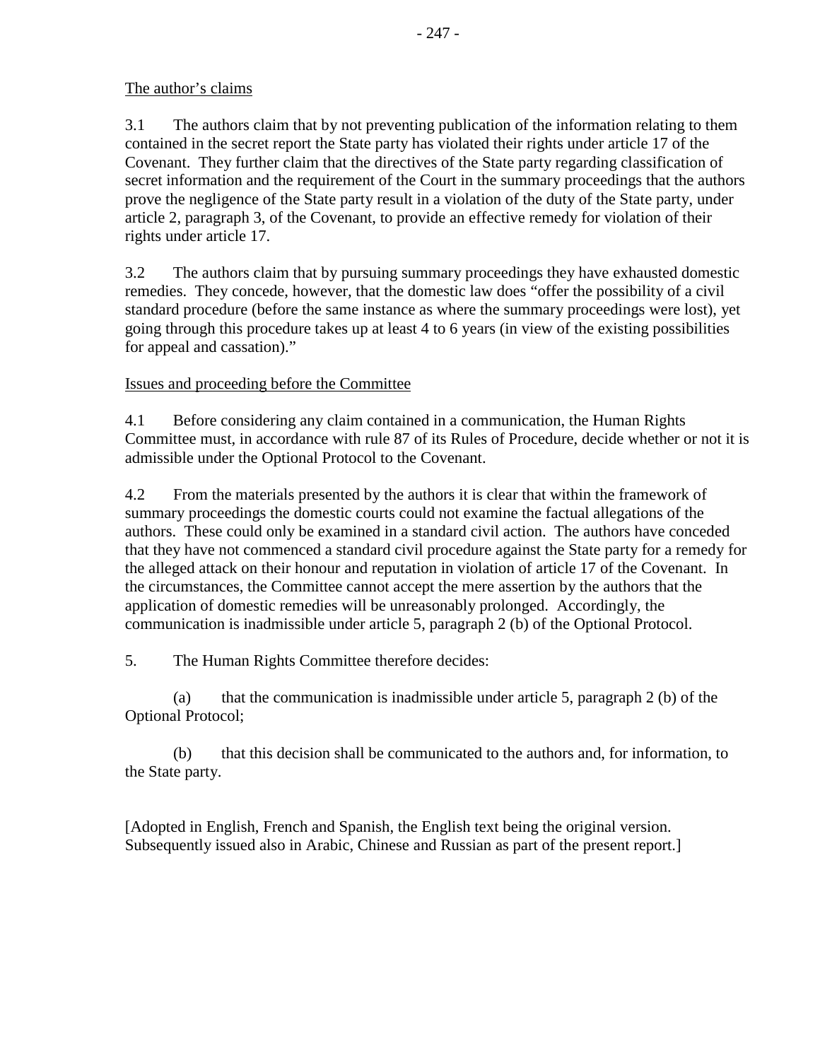The author's claims

3.1 The authors claim that by not preventing publication of the information relating to them contained in the secret report the State party has violated their rights under article 17 of the Covenant. They further claim that the directives of the State party regarding classification of secret information and the requirement of the Court in the summary proceedings that the authors prove the negligence of the State party result in a violation of the duty of the State party, under article 2, paragraph 3, of the Covenant, to provide an effective remedy for violation of their rights under article 17.

3.2 The authors claim that by pursuing summary proceedings they have exhausted domestic remedies. They concede, however, that the domestic law does "offer the possibility of a civil standard procedure (before the same instance as where the summary proceedings were lost), yet going through this procedure takes up at least 4 to 6 years (in view of the existing possibilities for appeal and cassation)."

Issues and proceeding before the Committee

4.1 Before considering any claim contained in a communication, the Human Rights Committee must, in accordance with rule 87 of its Rules of Procedure, decide whether or not it is admissible under the Optional Protocol to the Covenant.

4.2 From the materials presented by the authors it is clear that within the framework of summary proceedings the domestic courts could not examine the factual allegations of the authors. These could only be examined in a standard civil action. The authors have conceded that they have not commenced a standard civil procedure against the State party for a remedy for the alleged attack on their honour and reputation in violation of article 17 of the Covenant. In the circumstances, the Committee cannot accept the mere assertion by the authors that the application of domestic remedies will be unreasonably prolonged. Accordingly, the communication is inadmissible under article 5, paragraph 2 (b) of the Optional Protocol.

5. The Human Rights Committee therefore decides:

(a) that the communication is inadmissible under article 5, paragraph 2 (b) of the Optional Protocol;

(b) that this decision shall be communicated to the authors and, for information, to the State party.

[Adopted in English, French and Spanish, the English text being the original version. Subsequently issued also in Arabic, Chinese and Russian as part of the present report.]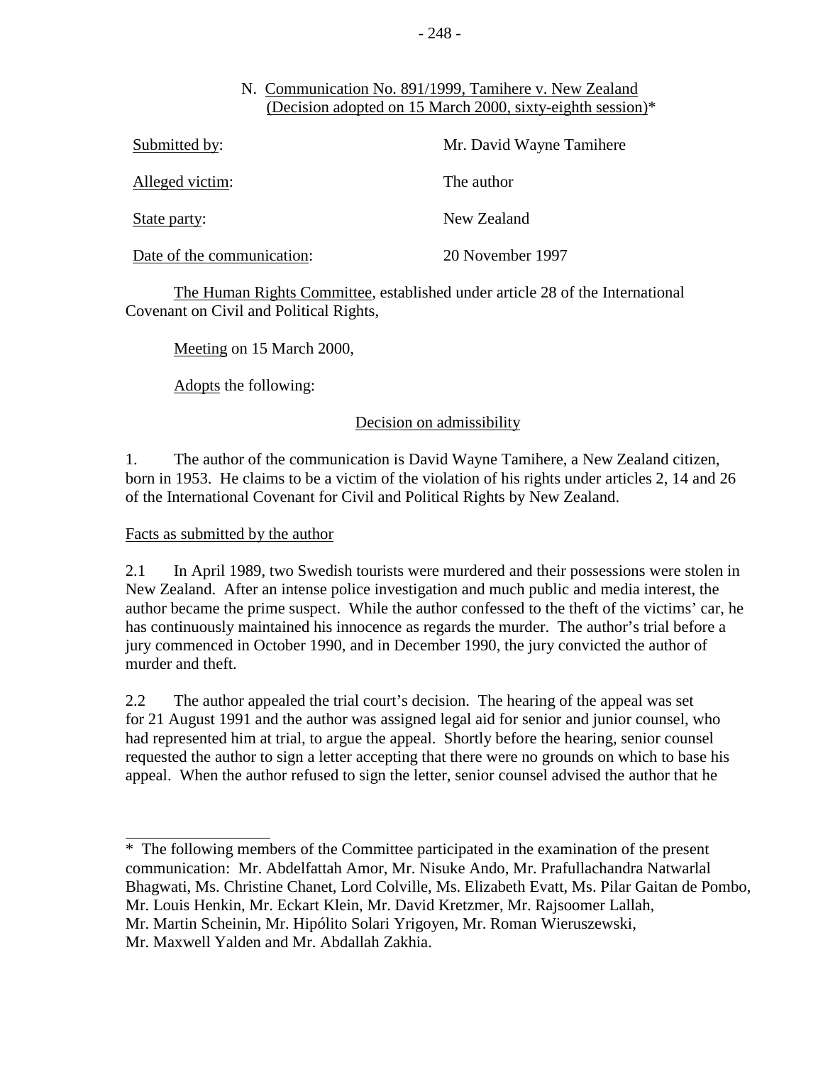N. Communication No. 891/1999, Tamihere v. New Zealand
(Decision adopted on 15 March 2000, sixty-eighth session)*

| | |
|---|---|
| Submitted by: | Mr. David Wayne Tamihere |
| Alleged victim: | The author |
| State party: | New Zealand |
| Date of the communication: | 20 November 1997 |

The Human Rights Committee, established under article 28 of the International Covenant on Civil and Political Rights,

Meeting on 15 March 2000,

Adopts the following:

Decision on admissibility

1. The author of the communication is David Wayne Tamihere, a New Zealand citizen, born in 1953. He claims to be a victim of the violation of his rights under articles 2, 14 and 26 of the International Covenant for Civil and Political Rights by New Zealand.

Facts as submitted by the author

2.1 In April 1989, two Swedish tourists were murdered and their possessions were stolen in New Zealand. After an intense police investigation and much public and media interest, the author became the prime suspect. While the author confessed to the theft of the victims' car, he has continuously maintained his innocence as regards the murder. The author's trial before a jury commenced in October 1990, and in December 1990, the jury convicted the author of murder and theft.

2.2 The author appealed the trial court's decision. The hearing of the appeal was set for 21 August 1991 and the author was assigned legal aid for senior and junior counsel, who had represented him at trial, to argue the appeal. Shortly before the hearing, senior counsel requested the author to sign a letter accepting that there were no grounds on which to base his appeal. When the author refused to sign the letter, senior counsel advised the author that he

---

\* The following members of the Committee participated in the examination of the present communication: Mr. Abdelfattah Amor, Mr. Nisuke Ando, Mr. Prafullachandra Natwarlal Bhagwati, Ms. Christine Chanet, Lord Colville, Ms. Elizabeth Evatt, Ms. Pilar Gaitan de Pombo, Mr. Louis Henkin, Mr. Eckart Klein, Mr. David Kretzmer, Mr. Rajsoomer Lallah, Mr. Martin Scheinin, Mr. Hipólito Solari Yrigoyen, Mr. Roman Wieruszewski, Mr. Maxwell Yalden and Mr. Abdallah Zakhia.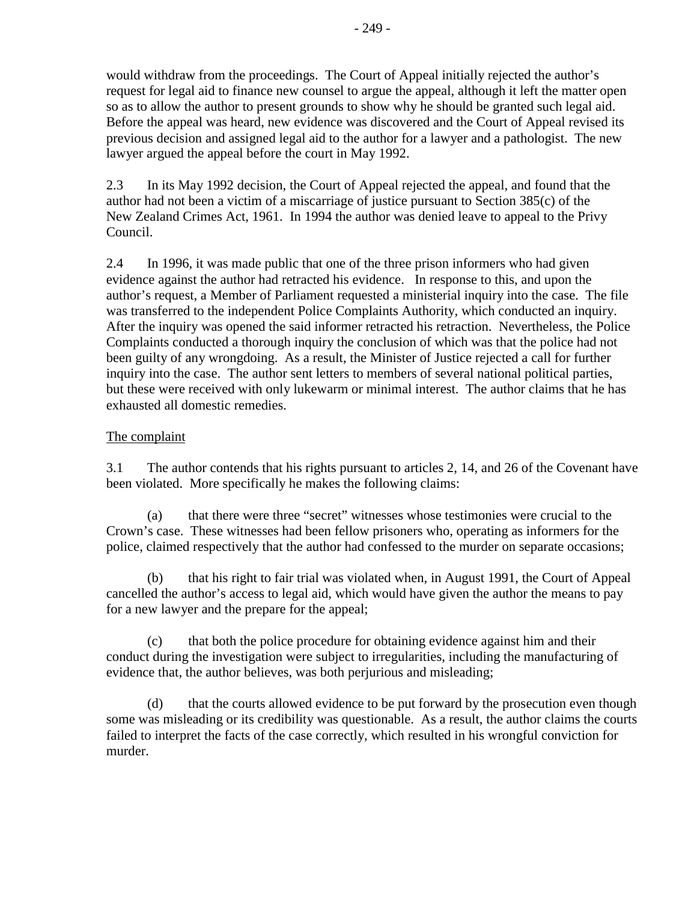would withdraw from the proceedings. The Court of Appeal initially rejected the author's request for legal aid to finance new counsel to argue the appeal, although it left the matter open so as to allow the author to present grounds to show why he should be granted such legal aid. Before the appeal was heard, new evidence was discovered and the Court of Appeal revised its previous decision and assigned legal aid to the author for a lawyer and a pathologist. The new lawyer argued the appeal before the court in May 1992.

2.3 In its May 1992 decision, the Court of Appeal rejected the appeal, and found that the author had not been a victim of a miscarriage of justice pursuant to Section 385(c) of the New Zealand Crimes Act, 1961. In 1994 the author was denied leave to appeal to the Privy Council.

2.4 In 1996, it was made public that one of the three prison informers who had given evidence against the author had retracted his evidence. In response to this, and upon the author's request, a Member of Parliament requested a ministerial inquiry into the case. The file was transferred to the independent Police Complaints Authority, which conducted an inquiry. After the inquiry was opened the said informer retracted his retraction. Nevertheless, the Police Complaints conducted a thorough inquiry the conclusion of which was that the police had not been guilty of any wrongdoing. As a result, the Minister of Justice rejected a call for further inquiry into the case. The author sent letters to members of several national political parties, but these were received with only lukewarm or minimal interest. The author claims that he has exhausted all domestic remedies.

The complaint

3.1 The author contends that his rights pursuant to articles 2, 14, and 26 of the Covenant have been violated. More specifically he makes the following claims:

(a) that there were three "secret" witnesses whose testimonies were crucial to the Crown's case. These witnesses had been fellow prisoners who, operating as informers for the police, claimed respectively that the author had confessed to the murder on separate occasions;

(b) that his right to fair trial was violated when, in August 1991, the Court of Appeal cancelled the author's access to legal aid, which would have given the author the means to pay for a new lawyer and the prepare for the appeal;

(c) that both the police procedure for obtaining evidence against him and their conduct during the investigation were subject to irregularities, including the manufacturing of evidence that, the author believes, was both perjurious and misleading;

(d) that the courts allowed evidence to be put forward by the prosecution even though some was misleading or its credibility was questionable. As a result, the author claims the courts failed to interpret the facts of the case correctly, which resulted in his wrongful conviction for murder.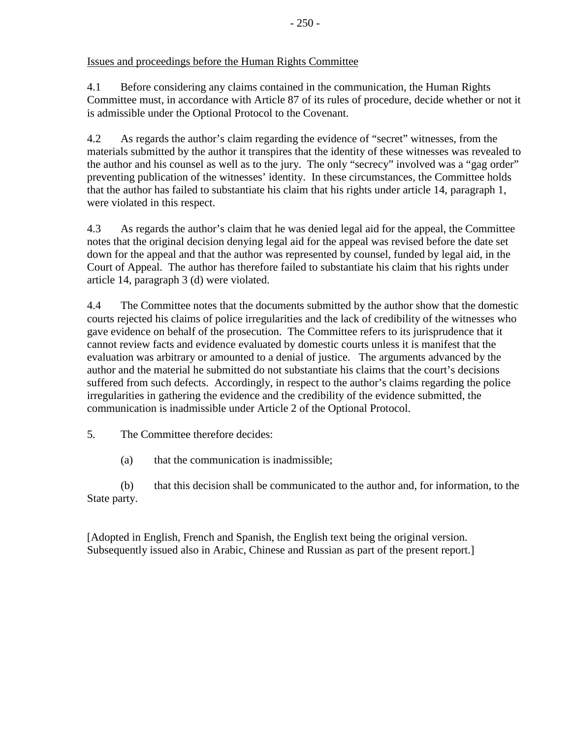Issues and proceedings before the Human Rights Committee

4.1 Before considering any claims contained in the communication, the Human Rights Committee must, in accordance with Article 87 of its rules of procedure, decide whether or not it is admissible under the Optional Protocol to the Covenant.

4.2 As regards the author's claim regarding the evidence of "secret" witnesses, from the materials submitted by the author it transpires that the identity of these witnesses was revealed to the author and his counsel as well as to the jury. The only "secrecy" involved was a "gag order" preventing publication of the witnesses' identity. In these circumstances, the Committee holds that the author has failed to substantiate his claim that his rights under article 14, paragraph 1, were violated in this respect.

4.3 As regards the author's claim that he was denied legal aid for the appeal, the Committee notes that the original decision denying legal aid for the appeal was revised before the date set down for the appeal and that the author was represented by counsel, funded by legal aid, in the Court of Appeal. The author has therefore failed to substantiate his claim that his rights under article 14, paragraph 3 (d) were violated.

4.4 The Committee notes that the documents submitted by the author show that the domestic courts rejected his claims of police irregularities and the lack of credibility of the witnesses who gave evidence on behalf of the prosecution. The Committee refers to its jurisprudence that it cannot review facts and evidence evaluated by domestic courts unless it is manifest that the evaluation was arbitrary or amounted to a denial of justice. The arguments advanced by the author and the material he submitted do not substantiate his claims that the court's decisions suffered from such defects. Accordingly, in respect to the author's claims regarding the police irregularities in gathering the evidence and the credibility of the evidence submitted, the communication is inadmissible under Article 2 of the Optional Protocol.

5. The Committee therefore decides:

(a) that the communication is inadmissible;

(b) that this decision shall be communicated to the author and, for information, to the State party.

[Adopted in English, French and Spanish, the English text being the original version. Subsequently issued also in Arabic, Chinese and Russian as part of the present report.]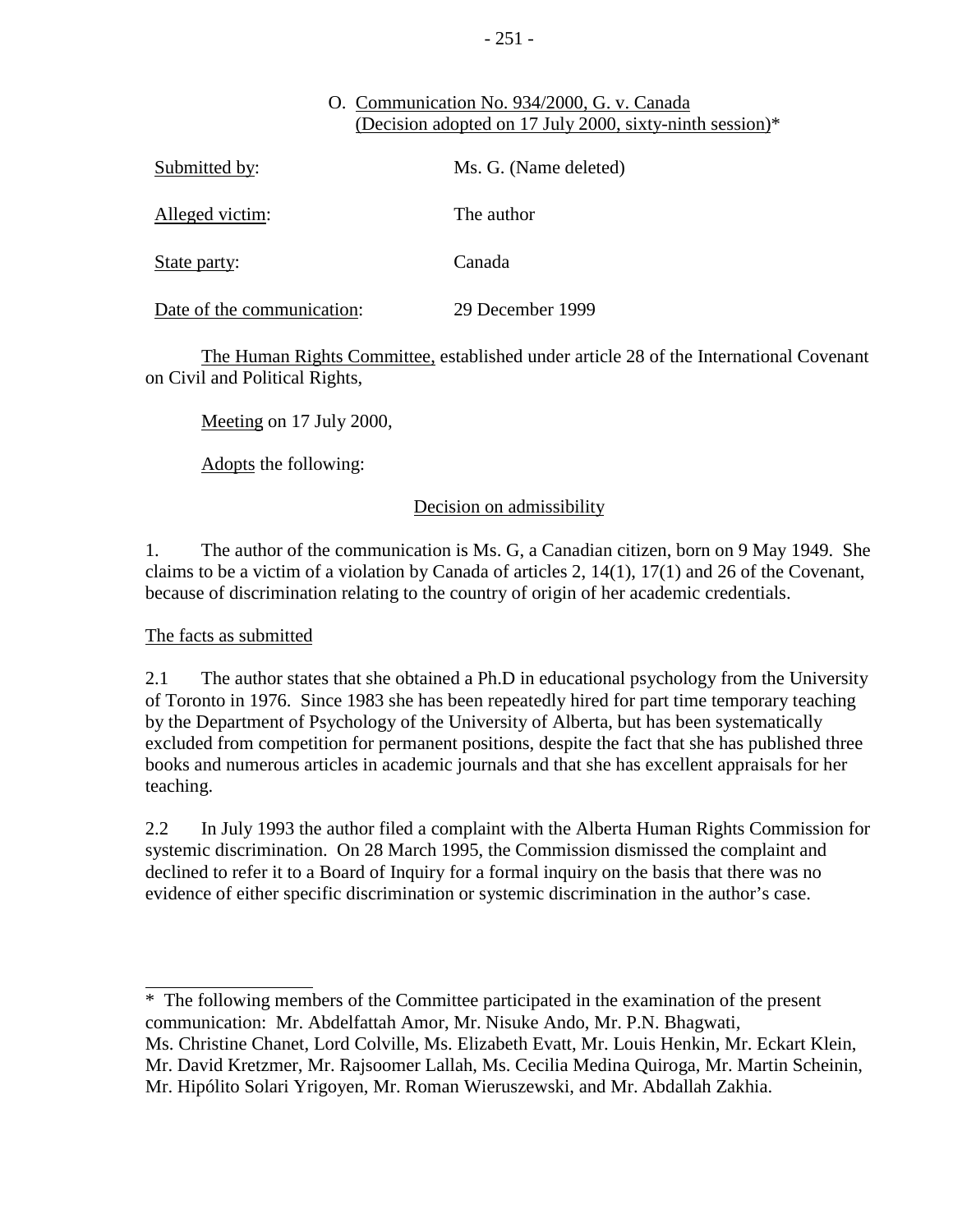O. Communication No. 934/2000, G. v. Canada
(Decision adopted on 17 July 2000, sixty-ninth session)*

| | |
|---|---|
| Submitted by: | Ms. G. (Name deleted) |
| Alleged victim: | The author |
| State party: | Canada |
| Date of the communication: | 29 December 1999 |

The Human Rights Committee, established under article 28 of the International Covenant on Civil and Political Rights,

Meeting on 17 July 2000,

Adopts the following:

## Decision on admissibility

1. The author of the communication is Ms. G, a Canadian citizen, born on 9 May 1949. She claims to be a victim of a violation by Canada of articles 2, 14(1), 17(1) and 26 of the Covenant, because of discrimination relating to the country of origin of her academic credentials.

### The facts as submitted

2.1 The author states that she obtained a Ph.D in educational psychology from the University of Toronto in 1976. Since 1983 she has been repeatedly hired for part time temporary teaching by the Department of Psychology of the University of Alberta, but has been systematically excluded from competition for permanent positions, despite the fact that she has published three books and numerous articles in academic journals and that she has excellent appraisals for her teaching.

2.2 In July 1993 the author filed a complaint with the Alberta Human Rights Commission for systemic discrimination. On 28 March 1995, the Commission dismissed the complaint and declined to refer it to a Board of Inquiry for a formal inquiry on the basis that there was no evidence of either specific discrimination or systemic discrimination in the author's case.

---

* The following members of the Committee participated in the examination of the present communication: Mr. Abdelfattah Amor, Mr. Nisuke Ando, Mr. P.N. Bhagwati, Ms. Christine Chanet, Lord Colville, Ms. Elizabeth Evatt, Mr. Louis Henkin, Mr. Eckart Klein, Mr. David Kretzmer, Mr. Rajsoomer Lallah, Ms. Cecilia Medina Quiroga, Mr. Martin Scheinin, Mr. Hipólito Solari Yrigoyen, Mr. Roman Wieruszewski, and Mr. Abdallah Zakhia.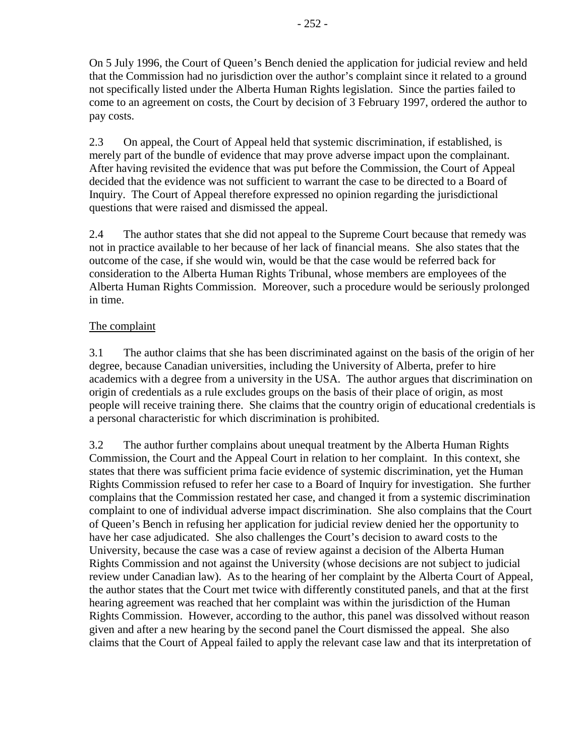On 5 July 1996, the Court of Queen's Bench denied the application for judicial review and held that the Commission had no jurisdiction over the author's complaint since it related to a ground not specifically listed under the Alberta Human Rights legislation. Since the parties failed to come to an agreement on costs, the Court by decision of 3 February 1997, ordered the author to pay costs.

2.3 On appeal, the Court of Appeal held that systemic discrimination, if established, is merely part of the bundle of evidence that may prove adverse impact upon the complainant. After having revisited the evidence that was put before the Commission, the Court of Appeal decided that the evidence was not sufficient to warrant the case to be directed to a Board of Inquiry. The Court of Appeal therefore expressed no opinion regarding the jurisdictional questions that were raised and dismissed the appeal.

2.4 The author states that she did not appeal to the Supreme Court because that remedy was not in practice available to her because of her lack of financial means. She also states that the outcome of the case, if she would win, would be that the case would be referred back for consideration to the Alberta Human Rights Tribunal, whose members are employees of the Alberta Human Rights Commission. Moreover, such a procedure would be seriously prolonged in time.

The complaint

3.1 The author claims that she has been discriminated against on the basis of the origin of her degree, because Canadian universities, including the University of Alberta, prefer to hire academics with a degree from a university in the USA. The author argues that discrimination on origin of credentials as a rule excludes groups on the basis of their place of origin, as most people will receive training there. She claims that the country origin of educational credentials is a personal characteristic for which discrimination is prohibited.

3.2 The author further complains about unequal treatment by the Alberta Human Rights Commission, the Court and the Appeal Court in relation to her complaint. In this context, she states that there was sufficient prima facie evidence of systemic discrimination, yet the Human Rights Commission refused to refer her case to a Board of Inquiry for investigation. She further complains that the Commission restated her case, and changed it from a systemic discrimination complaint to one of individual adverse impact discrimination. She also complains that the Court of Queen's Bench in refusing her application for judicial review denied her the opportunity to have her case adjudicated. She also challenges the Court's decision to award costs to the University, because the case was a case of review against a decision of the Alberta Human Rights Commission and not against the University (whose decisions are not subject to judicial review under Canadian law). As to the hearing of her complaint by the Alberta Court of Appeal, the author states that the Court met twice with differently constituted panels, and that at the first hearing agreement was reached that her complaint was within the jurisdiction of the Human Rights Commission. However, according to the author, this panel was dissolved without reason given and after a new hearing by the second panel the Court dismissed the appeal. She also claims that the Court of Appeal failed to apply the relevant case law and that its interpretation of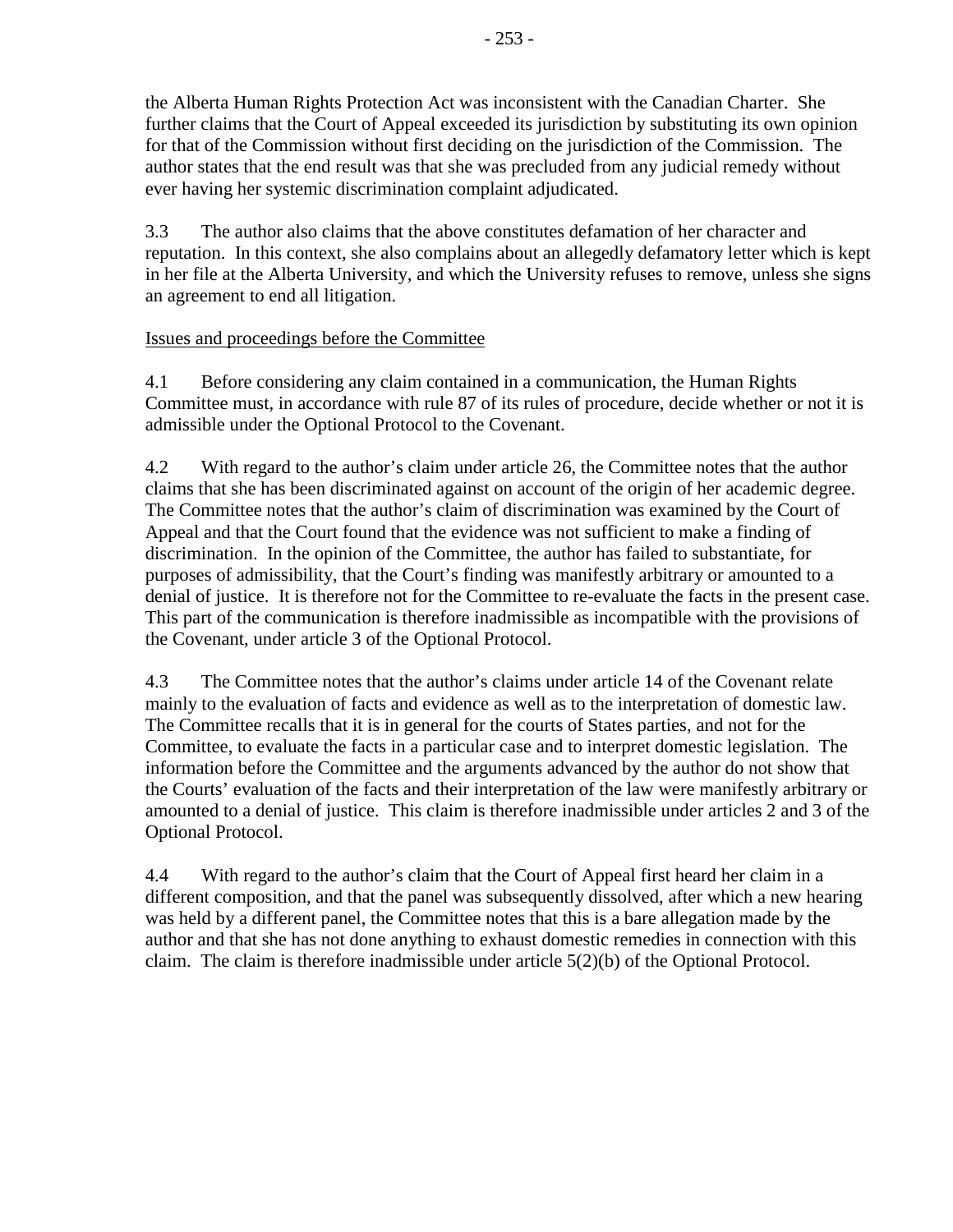the Alberta Human Rights Protection Act was inconsistent with the Canadian Charter. She further claims that the Court of Appeal exceeded its jurisdiction by substituting its own opinion for that of the Commission without first deciding on the jurisdiction of the Commission. The author states that the end result was that she was precluded from any judicial remedy without ever having her systemic discrimination complaint adjudicated.

3.3 The author also claims that the above constitutes defamation of her character and reputation. In this context, she also complains about an allegedly defamatory letter which is kept in her file at the Alberta University, and which the University refuses to remove, unless she signs an agreement to end all litigation.

Issues and proceedings before the Committee

4.1 Before considering any claim contained in a communication, the Human Rights Committee must, in accordance with rule 87 of its rules of procedure, decide whether or not it is admissible under the Optional Protocol to the Covenant.

4.2 With regard to the author's claim under article 26, the Committee notes that the author claims that she has been discriminated against on account of the origin of her academic degree. The Committee notes that the author's claim of discrimination was examined by the Court of Appeal and that the Court found that the evidence was not sufficient to make a finding of discrimination. In the opinion of the Committee, the author has failed to substantiate, for purposes of admissibility, that the Court's finding was manifestly arbitrary or amounted to a denial of justice. It is therefore not for the Committee to re-evaluate the facts in the present case. This part of the communication is therefore inadmissible as incompatible with the provisions of the Covenant, under article 3 of the Optional Protocol.

4.3 The Committee notes that the author's claims under article 14 of the Covenant relate mainly to the evaluation of facts and evidence as well as to the interpretation of domestic law. The Committee recalls that it is in general for the courts of States parties, and not for the Committee, to evaluate the facts in a particular case and to interpret domestic legislation. The information before the Committee and the arguments advanced by the author do not show that the Courts' evaluation of the facts and their interpretation of the law were manifestly arbitrary or amounted to a denial of justice. This claim is therefore inadmissible under articles 2 and 3 of the Optional Protocol.

4.4 With regard to the author's claim that the Court of Appeal first heard her claim in a different composition, and that the panel was subsequently dissolved, after which a new hearing was held by a different panel, the Committee notes that this is a bare allegation made by the author and that she has not done anything to exhaust domestic remedies in connection with this claim. The claim is therefore inadmissible under article 5(2)(b) of the Optional Protocol.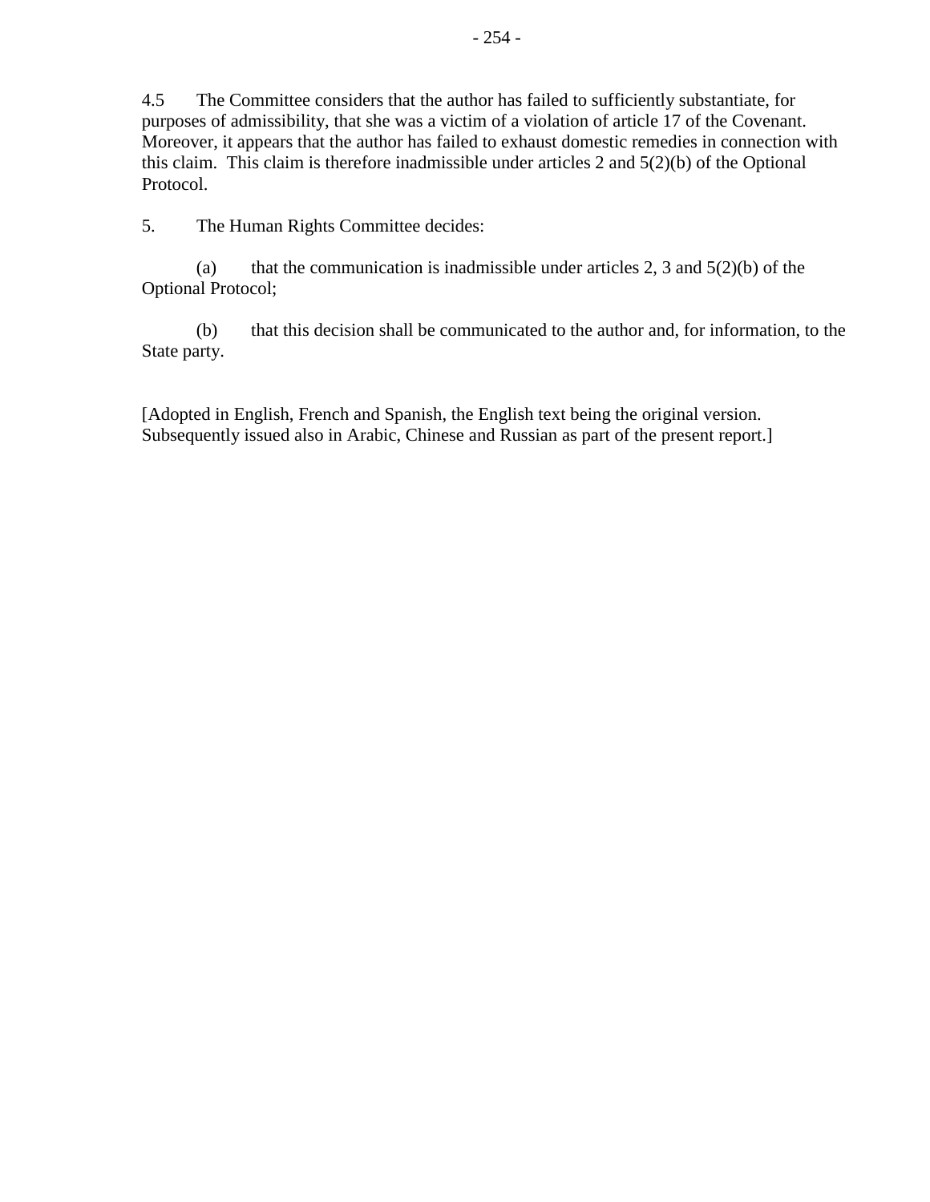4.5 The Committee considers that the author has failed to sufficiently substantiate, for purposes of admissibility, that she was a victim of a violation of article 17 of the Covenant. Moreover, it appears that the author has failed to exhaust domestic remedies in connection with this claim. This claim is therefore inadmissible under articles 2 and 5(2)(b) of the Optional Protocol.

5. The Human Rights Committee decides:

(a) that the communication is inadmissible under articles 2, 3 and 5(2)(b) of the Optional Protocol;

(b) that this decision shall be communicated to the author and, for information, to the State party.

[Adopted in English, French and Spanish, the English text being the original version. Subsequently issued also in Arabic, Chinese and Russian as part of the present report.]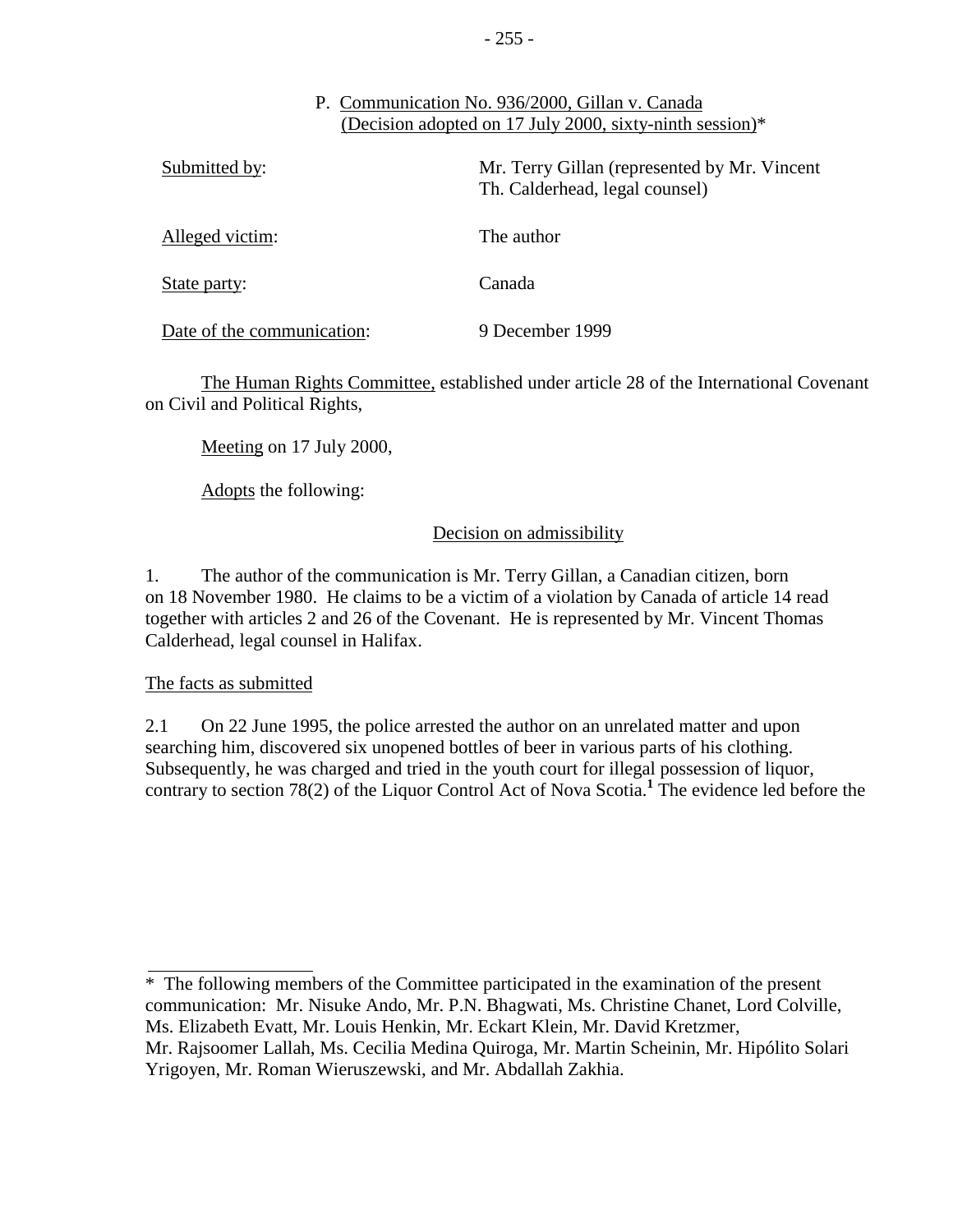P. Communication No. 936/2000, Gillan v. Canada
(Decision adopted on 17 July 2000, sixty-ninth session)*

| | |
|---|---|
| Submitted by: | Mr. Terry Gillan (represented by Mr. Vincent Th. Calderhead, legal counsel) |
| Alleged victim: | The author |
| State party: | Canada |
| Date of the communication: | 9 December 1999 |

The Human Rights Committee, established under article 28 of the International Covenant on Civil and Political Rights,

Meeting on 17 July 2000,

Adopts the following:

## Decision on admissibility

1. The author of the communication is Mr. Terry Gillan, a Canadian citizen, born on 18 November 1980. He claims to be a victim of a violation by Canada of article 14 read together with articles 2 and 26 of the Covenant. He is represented by Mr. Vincent Thomas Calderhead, legal counsel in Halifax.

### The facts as submitted

2.1 On 22 June 1995, the police arrested the author on an unrelated matter and upon searching him, discovered six unopened bottles of beer in various parts of his clothing. Subsequently, he was charged and tried in the youth court for illegal possession of liquor, contrary to section 78(2) of the Liquor Control Act of Nova Scotia.[1] The evidence led before the

---

\* The following members of the Committee participated in the examination of the present communication: Mr. Nisuke Ando, Mr. P.N. Bhagwati, Ms. Christine Chanet, Lord Colville, Ms. Elizabeth Evatt, Mr. Louis Henkin, Mr. Eckart Klein, Mr. David Kretzmer, Mr. Rajsoomer Lallah, Ms. Cecilia Medina Quiroga, Mr. Martin Scheinin, Mr. Hipólito Solari Yrigoyen, Mr. Roman Wieruszewski, and Mr. Abdallah Zakhia.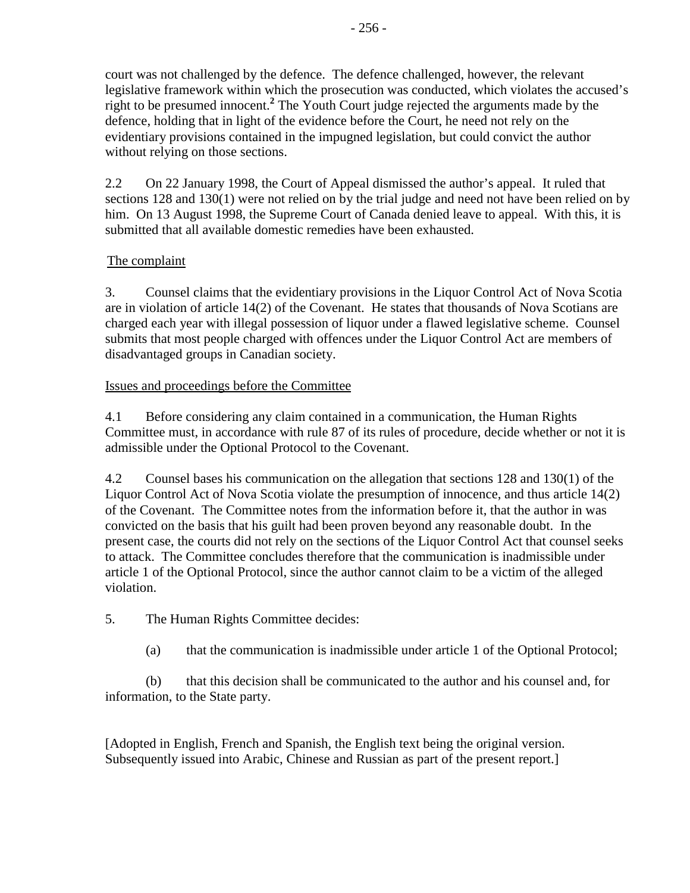court was not challenged by the defence. The defence challenged, however, the relevant legislative framework within which the prosecution was conducted, which violates the accused's right to be presumed innocent.[2] The Youth Court judge rejected the arguments made by the defence, holding that in light of the evidence before the Court, he need not rely on the evidentiary provisions contained in the impugned legislation, but could convict the author without relying on those sections.

2.2 On 22 January 1998, the Court of Appeal dismissed the author's appeal. It ruled that sections 128 and 130(1) were not relied on by the trial judge and need not have been relied on by him. On 13 August 1998, the Supreme Court of Canada denied leave to appeal. With this, it is submitted that all available domestic remedies have been exhausted.

The complaint

3. Counsel claims that the evidentiary provisions in the Liquor Control Act of Nova Scotia are in violation of article 14(2) of the Covenant. He states that thousands of Nova Scotians are charged each year with illegal possession of liquor under a flawed legislative scheme. Counsel submits that most people charged with offences under the Liquor Control Act are members of disadvantaged groups in Canadian society.

Issues and proceedings before the Committee

4.1 Before considering any claim contained in a communication, the Human Rights Committee must, in accordance with rule 87 of its rules of procedure, decide whether or not it is admissible under the Optional Protocol to the Covenant.

4.2 Counsel bases his communication on the allegation that sections 128 and 130(1) of the Liquor Control Act of Nova Scotia violate the presumption of innocence, and thus article 14(2) of the Covenant. The Committee notes from the information before it, that the author in was convicted on the basis that his guilt had been proven beyond any reasonable doubt. In the present case, the courts did not rely on the sections of the Liquor Control Act that counsel seeks to attack. The Committee concludes therefore that the communication is inadmissible under article 1 of the Optional Protocol, since the author cannot claim to be a victim of the alleged violation.

5. The Human Rights Committee decides:

(a) that the communication is inadmissible under article 1 of the Optional Protocol;

(b) that this decision shall be communicated to the author and his counsel and, for information, to the State party.

[Adopted in English, French and Spanish, the English text being the original version. Subsequently issued into Arabic, Chinese and Russian as part of the present report.]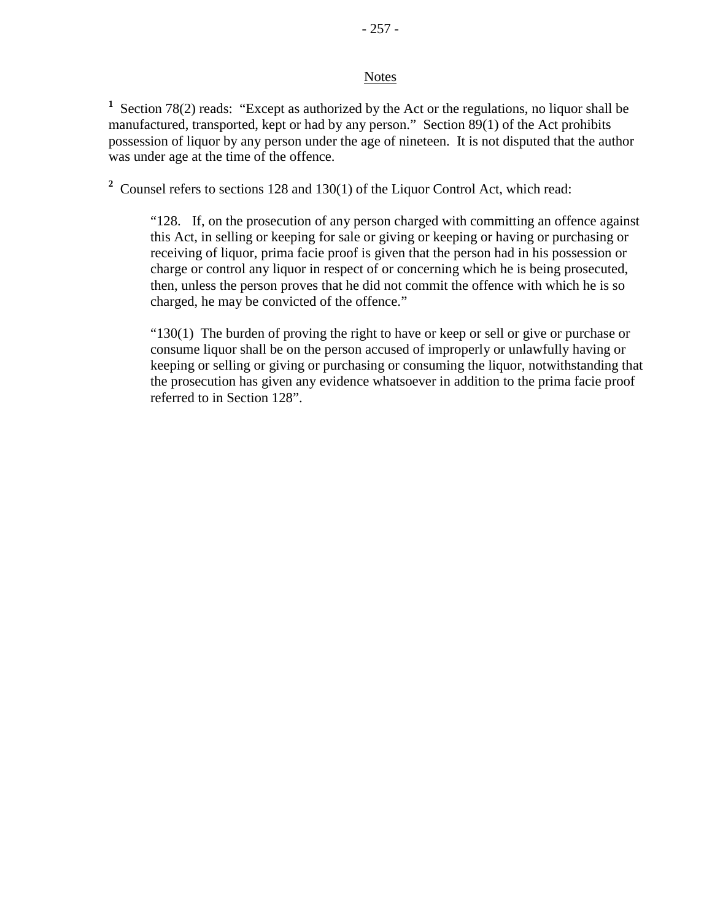## Notes

[1] Section 78(2) reads: "Except as authorized by the Act or the regulations, no liquor shall be manufactured, transported, kept or had by any person." Section 89(1) of the Act prohibits possession of liquor by any person under the age of nineteen. It is not disputed that the author was under age at the time of the offence.

[2] Counsel refers to sections 128 and 130(1) of the Liquor Control Act, which read:

> "128. If, on the prosecution of any person charged with committing an offence against this Act, in selling or keeping for sale or giving or keeping or having or purchasing or receiving of liquor, prima facie proof is given that the person had in his possession or charge or control any liquor in respect of or concerning which he is being prosecuted, then, unless the person proves that he did not commit the offence with which he is so charged, he may be convicted of the offence."
>
> "130(1) The burden of proving the right to have or keep or sell or give or purchase or consume liquor shall be on the person accused of improperly or unlawfully having or keeping or selling or giving or purchasing or consuming the liquor, notwithstanding that the prosecution has given any evidence whatsoever in addition to the prima facie proof referred to in Section 128".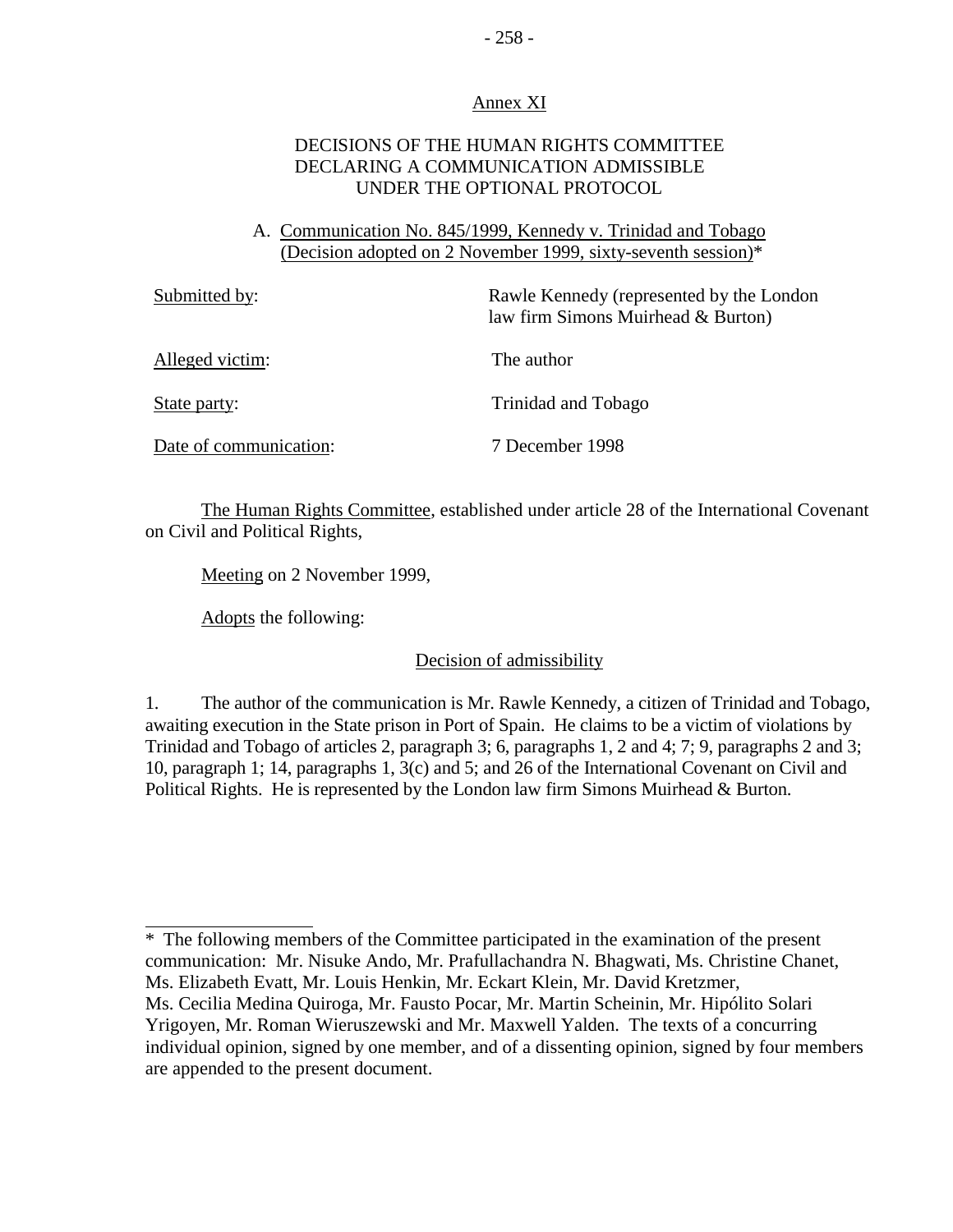Annex XI

## DECISIONS OF THE HUMAN RIGHTS COMMITTEE DECLARING A COMMUNICATION ADMISSIBLE UNDER THE OPTIONAL PROTOCOL

### A. Communication No. 845/1999, Kennedy v. Trinidad and Tobago (Decision adopted on 2 November 1999, sixty-seventh session)*

| | |
|---|---|
| Submitted by: | Rawle Kennedy (represented by the London law firm Simons Muirhead & Burton) |
| Alleged victim: | The author |
| State party: | Trinidad and Tobago |
| Date of communication: | 7 December 1998 |

The Human Rights Committee, established under article 28 of the International Covenant on Civil and Political Rights,

Meeting on 2 November 1999,

Adopts the following:

Decision of admissibility

1. The author of the communication is Mr. Rawle Kennedy, a citizen of Trinidad and Tobago, awaiting execution in the State prison in Port of Spain. He claims to be a victim of violations by Trinidad and Tobago of articles 2, paragraph 3; 6, paragraphs 1, 2 and 4; 7; 9, paragraphs 2 and 3; 10, paragraph 1; 14, paragraphs 1, 3(c) and 5; and 26 of the International Covenant on Civil and Political Rights. He is represented by the London law firm Simons Muirhead & Burton.

---

\* The following members of the Committee participated in the examination of the present communication: Mr. Nisuke Ando, Mr. Prafullachandra N. Bhagwati, Ms. Christine Chanet, Ms. Elizabeth Evatt, Mr. Louis Henkin, Mr. Eckart Klein, Mr. David Kretzmer, Ms. Cecilia Medina Quiroga, Mr. Fausto Pocar, Mr. Martin Scheinin, Mr. Hipólito Solari Yrigoyen, Mr. Roman Wieruszewski and Mr. Maxwell Yalden. The texts of a concurring individual opinion, signed by one member, and of a dissenting opinion, signed by four members are appended to the present document.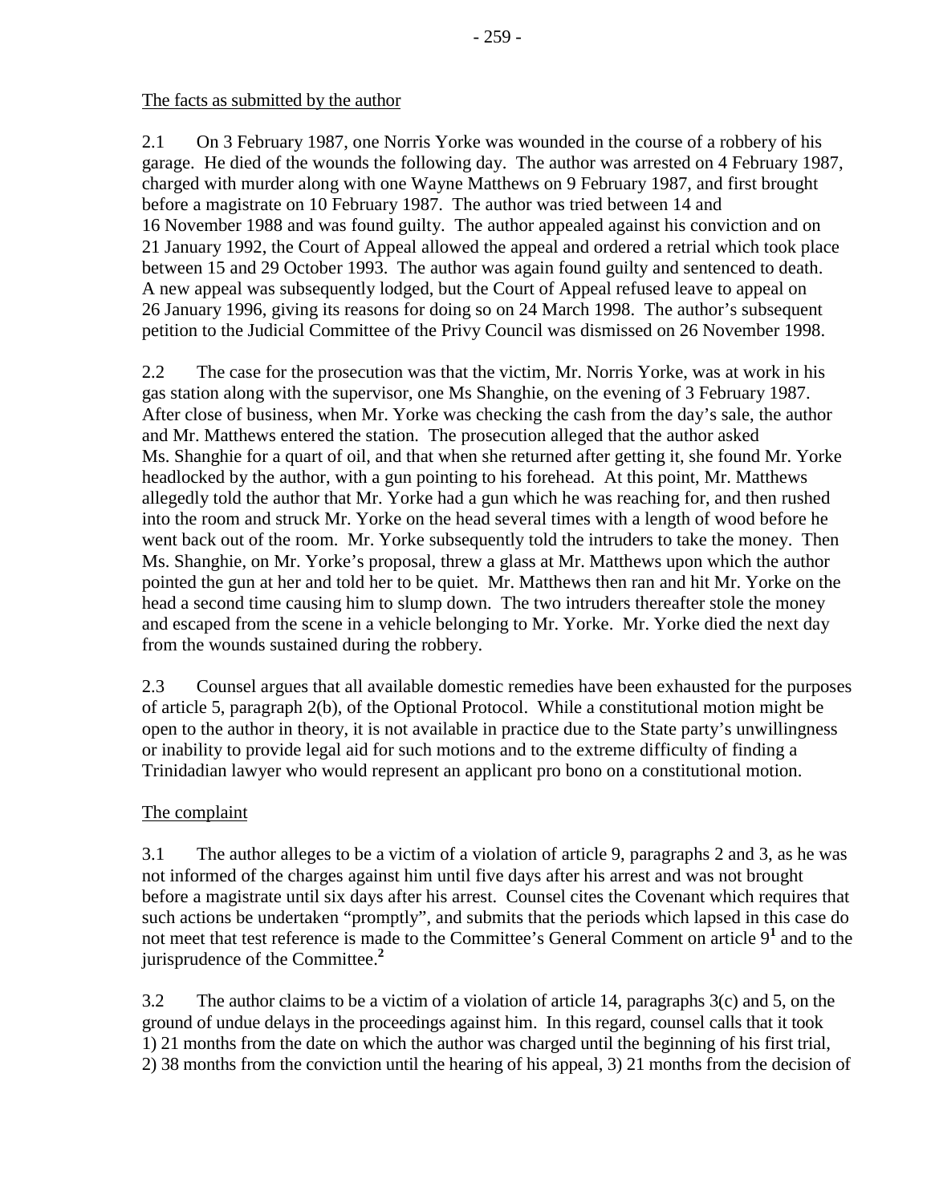The facts as submitted by the author

2.1 On 3 February 1987, one Norris Yorke was wounded in the course of a robbery of his garage. He died of the wounds the following day. The author was arrested on 4 February 1987, charged with murder along with one Wayne Matthews on 9 February 1987, and first brought before a magistrate on 10 February 1987. The author was tried between 14 and 16 November 1988 and was found guilty. The author appealed against his conviction and on 21 January 1992, the Court of Appeal allowed the appeal and ordered a retrial which took place between 15 and 29 October 1993. The author was again found guilty and sentenced to death. A new appeal was subsequently lodged, but the Court of Appeal refused leave to appeal on 26 January 1996, giving its reasons for doing so on 24 March 1998. The author's subsequent petition to the Judicial Committee of the Privy Council was dismissed on 26 November 1998.

2.2 The case for the prosecution was that the victim, Mr. Norris Yorke, was at work in his gas station along with the supervisor, one Ms Shanghie, on the evening of 3 February 1987. After close of business, when Mr. Yorke was checking the cash from the day's sale, the author and Mr. Matthews entered the station. The prosecution alleged that the author asked Ms. Shanghie for a quart of oil, and that when she returned after getting it, she found Mr. Yorke headlocked by the author, with a gun pointing to his forehead. At this point, Mr. Matthews allegedly told the author that Mr. Yorke had a gun which he was reaching for, and then rushed into the room and struck Mr. Yorke on the head several times with a length of wood before he went back out of the room. Mr. Yorke subsequently told the intruders to take the money. Then Ms. Shanghie, on Mr. Yorke's proposal, threw a glass at Mr. Matthews upon which the author pointed the gun at her and told her to be quiet. Mr. Matthews then ran and hit Mr. Yorke on the head a second time causing him to slump down. The two intruders thereafter stole the money and escaped from the scene in a vehicle belonging to Mr. Yorke. Mr. Yorke died the next day from the wounds sustained during the robbery.

2.3 Counsel argues that all available domestic remedies have been exhausted for the purposes of article 5, paragraph 2(b), of the Optional Protocol. While a constitutional motion might be open to the author in theory, it is not available in practice due to the State party's unwillingness or inability to provide legal aid for such motions and to the extreme difficulty of finding a Trinidadian lawyer who would represent an applicant pro bono on a constitutional motion.

The complaint

3.1 The author alleges to be a victim of a violation of article 9, paragraphs 2 and 3, as he was not informed of the charges against him until five days after his arrest and was not brought before a magistrate until six days after his arrest. Counsel cites the Covenant which requires that such actions be undertaken "promptly", and submits that the periods which lapsed in this case do not meet that test reference is made to the Committee's General Comment on article 9[1] and to the jurisprudence of the Committee.[2]

3.2 The author claims to be a victim of a violation of article 14, paragraphs 3(c) and 5, on the ground of undue delays in the proceedings against him. In this regard, counsel calls that it took 1) 21 months from the date on which the author was charged until the beginning of his first trial, 2) 38 months from the conviction until the hearing of his appeal, 3) 21 months from the decision of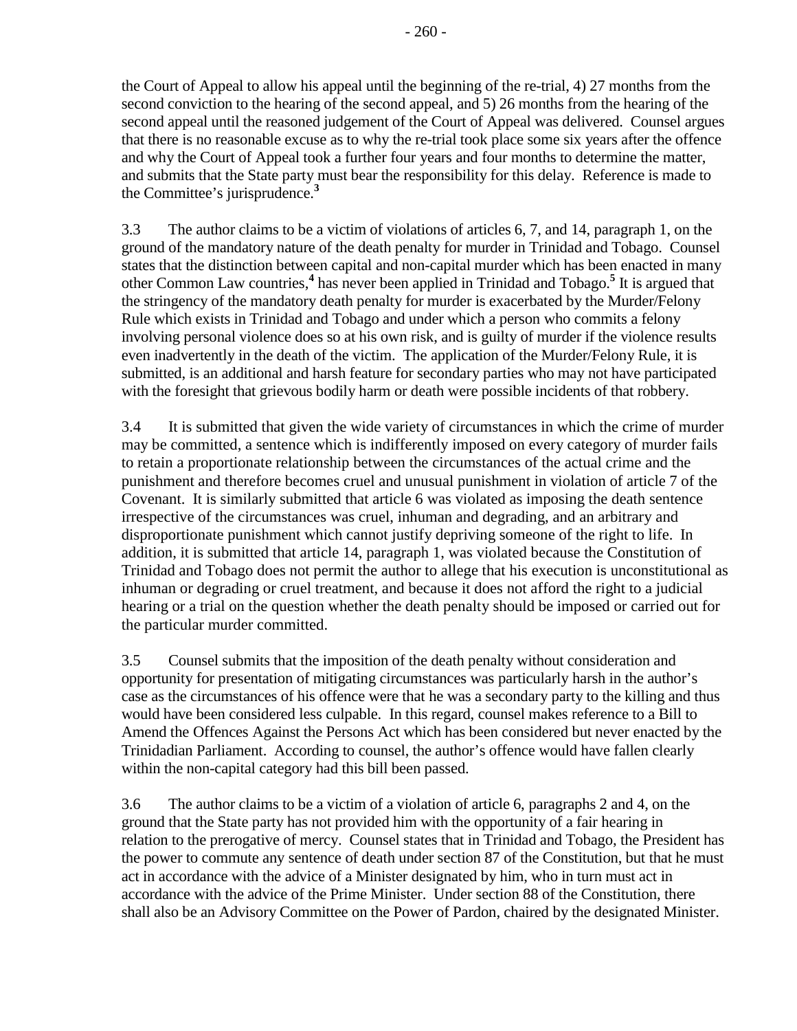the Court of Appeal to allow his appeal until the beginning of the re-trial, 4) 27 months from the second conviction to the hearing of the second appeal, and 5) 26 months from the hearing of the second appeal until the reasoned judgement of the Court of Appeal was delivered. Counsel argues that there is no reasonable excuse as to why the re-trial took place some six years after the offence and why the Court of Appeal took a further four years and four months to determine the matter, and submits that the State party must bear the responsibility for this delay. Reference is made to the Committee's jurisprudence.[3]

3.3 The author claims to be a victim of violations of articles 6, 7, and 14, paragraph 1, on the ground of the mandatory nature of the death penalty for murder in Trinidad and Tobago. Counsel states that the distinction between capital and non-capital murder which has been enacted in many other Common Law countries,[4] has never been applied in Trinidad and Tobago.[5] It is argued that the stringency of the mandatory death penalty for murder is exacerbated by the Murder/Felony Rule which exists in Trinidad and Tobago and under which a person who commits a felony involving personal violence does so at his own risk, and is guilty of murder if the violence results even inadvertently in the death of the victim. The application of the Murder/Felony Rule, it is submitted, is an additional and harsh feature for secondary parties who may not have participated with the foresight that grievous bodily harm or death were possible incidents of that robbery.

3.4 It is submitted that given the wide variety of circumstances in which the crime of murder may be committed, a sentence which is indifferently imposed on every category of murder fails to retain a proportionate relationship between the circumstances of the actual crime and the punishment and therefore becomes cruel and unusual punishment in violation of article 7 of the Covenant. It is similarly submitted that article 6 was violated as imposing the death sentence irrespective of the circumstances was cruel, inhuman and degrading, and an arbitrary and disproportionate punishment which cannot justify depriving someone of the right to life. In addition, it is submitted that article 14, paragraph 1, was violated because the Constitution of Trinidad and Tobago does not permit the author to allege that his execution is unconstitutional as inhuman or degrading or cruel treatment, and because it does not afford the right to a judicial hearing or a trial on the question whether the death penalty should be imposed or carried out for the particular murder committed.

3.5 Counsel submits that the imposition of the death penalty without consideration and opportunity for presentation of mitigating circumstances was particularly harsh in the author's case as the circumstances of his offence were that he was a secondary party to the killing and thus would have been considered less culpable. In this regard, counsel makes reference to a Bill to Amend the Offences Against the Persons Act which has been considered but never enacted by the Trinidadian Parliament. According to counsel, the author's offence would have fallen clearly within the non-capital category had this bill been passed.

3.6 The author claims to be a victim of a violation of article 6, paragraphs 2 and 4, on the ground that the State party has not provided him with the opportunity of a fair hearing in relation to the prerogative of mercy. Counsel states that in Trinidad and Tobago, the President has the power to commute any sentence of death under section 87 of the Constitution, but that he must act in accordance with the advice of a Minister designated by him, who in turn must act in accordance with the advice of the Prime Minister. Under section 88 of the Constitution, there shall also be an Advisory Committee on the Power of Pardon, chaired by the designated Minister.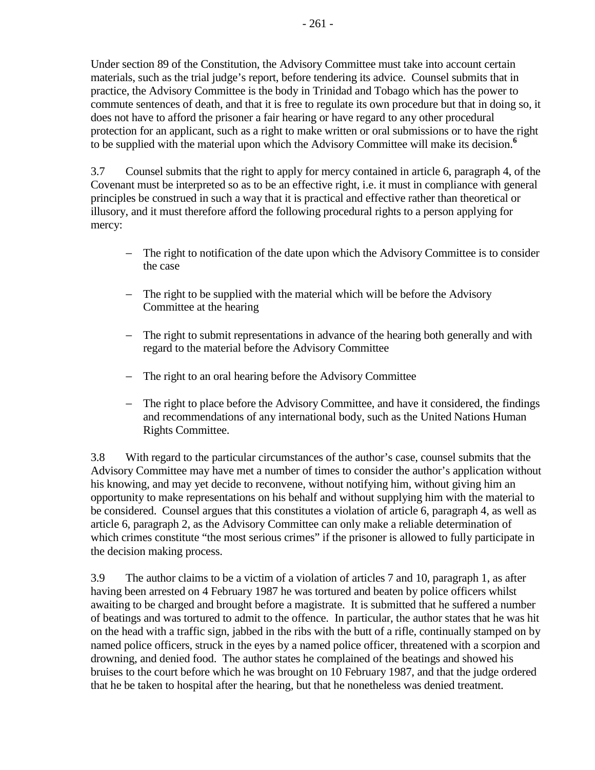Under section 89 of the Constitution, the Advisory Committee must take into account certain materials, such as the trial judge's report, before tendering its advice. Counsel submits that in practice, the Advisory Committee is the body in Trinidad and Tobago which has the power to commute sentences of death, and that it is free to regulate its own procedure but that in doing so, it does not have to afford the prisoner a fair hearing or have regard to any other procedural protection for an applicant, such as a right to make written or oral submissions or to have the right to be supplied with the material upon which the Advisory Committee will make its decision.[6]

3.7 Counsel submits that the right to apply for mercy contained in article 6, paragraph 4, of the Covenant must be interpreted so as to be an effective right, i.e. it must in compliance with general principles be construed in such a way that it is practical and effective rather than theoretical or illusory, and it must therefore afford the following procedural rights to a person applying for mercy:

- The right to notification of the date upon which the Advisory Committee is to consider the case
- The right to be supplied with the material which will be before the Advisory Committee at the hearing
- The right to submit representations in advance of the hearing both generally and with regard to the material before the Advisory Committee
- The right to an oral hearing before the Advisory Committee
- The right to place before the Advisory Committee, and have it considered, the findings and recommendations of any international body, such as the United Nations Human Rights Committee.

3.8 With regard to the particular circumstances of the author's case, counsel submits that the Advisory Committee may have met a number of times to consider the author's application without his knowing, and may yet decide to reconvene, without notifying him, without giving him an opportunity to make representations on his behalf and without supplying him with the material to be considered. Counsel argues that this constitutes a violation of article 6, paragraph 4, as well as article 6, paragraph 2, as the Advisory Committee can only make a reliable determination of which crimes constitute "the most serious crimes" if the prisoner is allowed to fully participate in the decision making process.

3.9 The author claims to be a victim of a violation of articles 7 and 10, paragraph 1, as after having been arrested on 4 February 1987 he was tortured and beaten by police officers whilst awaiting to be charged and brought before a magistrate. It is submitted that he suffered a number of beatings and was tortured to admit to the offence. In particular, the author states that he was hit on the head with a traffic sign, jabbed in the ribs with the butt of a rifle, continually stamped on by named police officers, struck in the eyes by a named police officer, threatened with a scorpion and drowning, and denied food. The author states he complained of the beatings and showed his bruises to the court before which he was brought on 10 February 1987, and that the judge ordered that he be taken to hospital after the hearing, but that he nonetheless was denied treatment.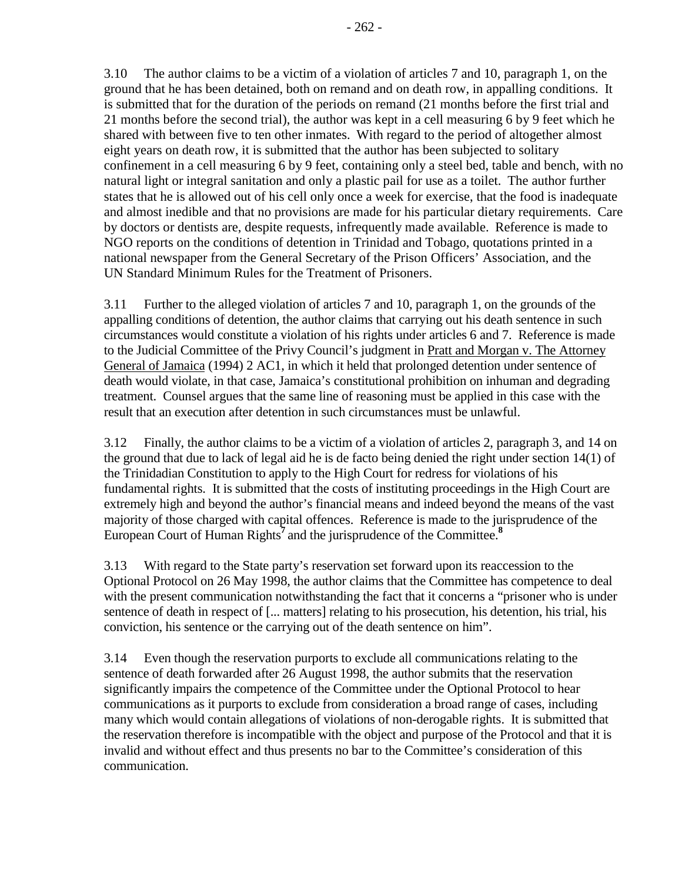3.10 The author claims to be a victim of a violation of articles 7 and 10, paragraph 1, on the ground that he has been detained, both on remand and on death row, in appalling conditions. It is submitted that for the duration of the periods on remand (21 months before the first trial and 21 months before the second trial), the author was kept in a cell measuring 6 by 9 feet which he shared with between five to ten other inmates. With regard to the period of altogether almost eight years on death row, it is submitted that the author has been subjected to solitary confinement in a cell measuring 6 by 9 feet, containing only a steel bed, table and bench, with no natural light or integral sanitation and only a plastic pail for use as a toilet. The author further states that he is allowed out of his cell only once a week for exercise, that the food is inadequate and almost inedible and that no provisions are made for his particular dietary requirements. Care by doctors or dentists are, despite requests, infrequently made available. Reference is made to NGO reports on the conditions of detention in Trinidad and Tobago, quotations printed in a national newspaper from the General Secretary of the Prison Officers' Association, and the UN Standard Minimum Rules for the Treatment of Prisoners.

3.11 Further to the alleged violation of articles 7 and 10, paragraph 1, on the grounds of the appalling conditions of detention, the author claims that carrying out his death sentence in such circumstances would constitute a violation of his rights under articles 6 and 7. Reference is made to the Judicial Committee of the Privy Council's judgment in Pratt and Morgan v. The Attorney General of Jamaica (1994) 2 AC1, in which it held that prolonged detention under sentence of death would violate, in that case, Jamaica's constitutional prohibition on inhuman and degrading treatment. Counsel argues that the same line of reasoning must be applied in this case with the result that an execution after detention in such circumstances must be unlawful.

3.12 Finally, the author claims to be a victim of a violation of articles 2, paragraph 3, and 14 on the ground that due to lack of legal aid he is de facto being denied the right under section 14(1) of the Trinidadian Constitution to apply to the High Court for redress for violations of his fundamental rights. It is submitted that the costs of instituting proceedings in the High Court are extremely high and beyond the author's financial means and indeed beyond the means of the vast majority of those charged with capital offences. Reference is made to the jurisprudence of the European Court of Human Rights[7] and the jurisprudence of the Committee.[8]

3.13 With regard to the State party's reservation set forward upon its reaccession to the Optional Protocol on 26 May 1998, the author claims that the Committee has competence to deal with the present communication notwithstanding the fact that it concerns a "prisoner who is under sentence of death in respect of [... matters] relating to his prosecution, his detention, his trial, his conviction, his sentence or the carrying out of the death sentence on him".

3.14 Even though the reservation purports to exclude all communications relating to the sentence of death forwarded after 26 August 1998, the author submits that the reservation significantly impairs the competence of the Committee under the Optional Protocol to hear communications as it purports to exclude from consideration a broad range of cases, including many which would contain allegations of violations of non-derogable rights. It is submitted that the reservation therefore is incompatible with the object and purpose of the Protocol and that it is invalid and without effect and thus presents no bar to the Committee's consideration of this communication.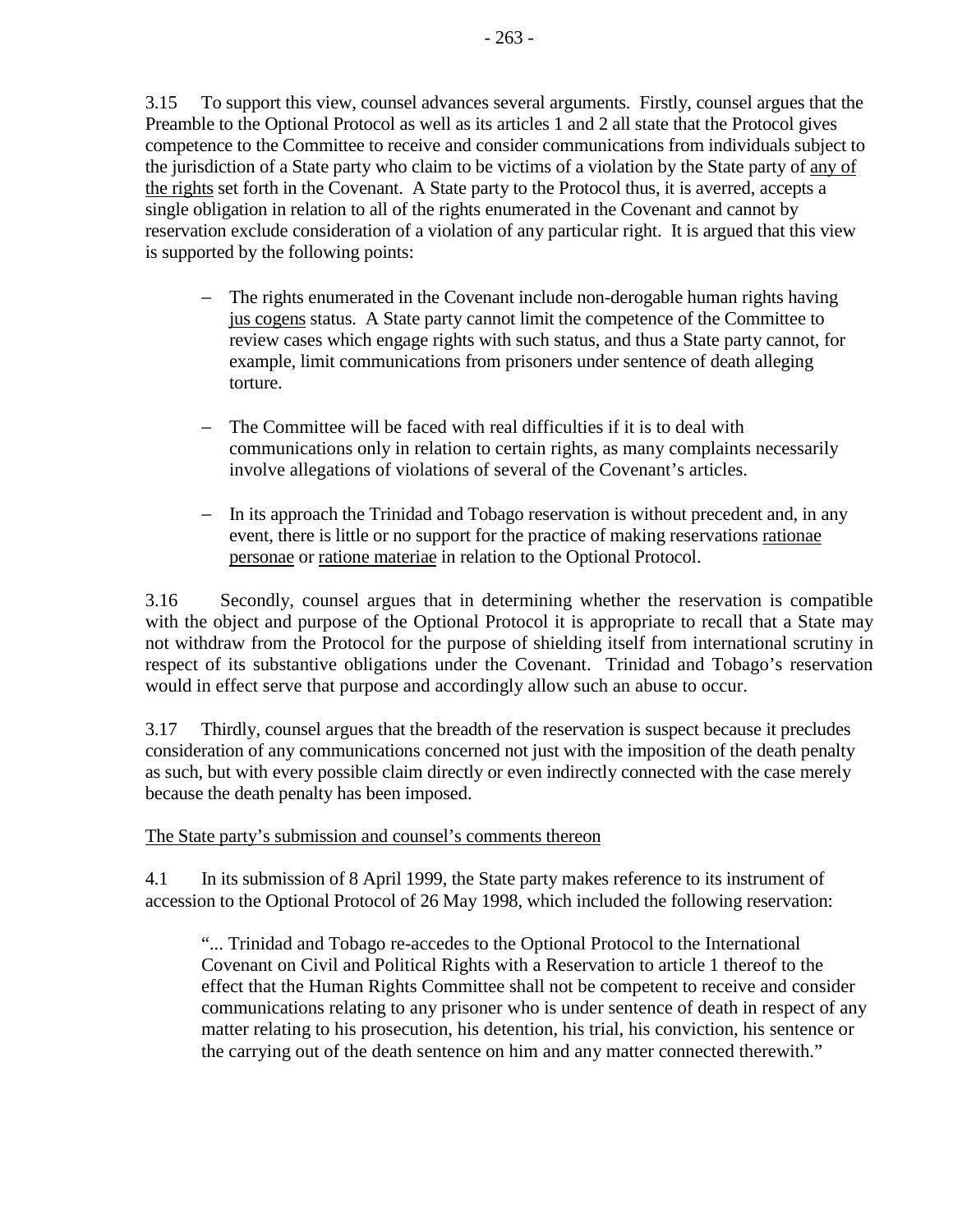3.15 To support this view, counsel advances several arguments. Firstly, counsel argues that the Preamble to the Optional Protocol as well as its articles 1 and 2 all state that the Protocol gives competence to the Committee to receive and consider communications from individuals subject to the jurisdiction of a State party who claim to be victims of a violation by the State party of <u>any of the rights</u> set forth in the Covenant. A State party to the Protocol thus, it is averred, accepts a single obligation in relation to all of the rights enumerated in the Covenant and cannot by reservation exclude consideration of a violation of any particular right. It is argued that this view is supported by the following points:

- The rights enumerated in the Covenant include non-derogable human rights having <u>jus cogens</u> status. A State party cannot limit the competence of the Committee to review cases which engage rights with such status, and thus a State party cannot, for example, limit communications from prisoners under sentence of death alleging torture.

- The Committee will be faced with real difficulties if it is to deal with communications only in relation to certain rights, as many complaints necessarily involve allegations of violations of several of the Covenant's articles.

- In its approach the Trinidad and Tobago reservation is without precedent and, in any event, there is little or no support for the practice of making reservations <u>rationae personae</u> or <u>ratione materiae</u> in relation to the Optional Protocol.

3.16 Secondly, counsel argues that in determining whether the reservation is compatible with the object and purpose of the Optional Protocol it is appropriate to recall that a State may not withdraw from the Protocol for the purpose of shielding itself from international scrutiny in respect of its substantive obligations under the Covenant. Trinidad and Tobago's reservation would in effect serve that purpose and accordingly allow such an abuse to occur.

3.17 Thirdly, counsel argues that the breadth of the reservation is suspect because it precludes consideration of any communications concerned not just with the imposition of the death penalty as such, but with every possible claim directly or even indirectly connected with the case merely because the death penalty has been imposed.

<u>The State party's submission and counsel's comments thereon</u>

4.1 In its submission of 8 April 1999, the State party makes reference to its instrument of accession to the Optional Protocol of 26 May 1998, which included the following reservation:

> "... Trinidad and Tobago re-accedes to the Optional Protocol to the International Covenant on Civil and Political Rights with a Reservation to article 1 thereof to the effect that the Human Rights Committee shall not be competent to receive and consider communications relating to any prisoner who is under sentence of death in respect of any matter relating to his prosecution, his detention, his trial, his conviction, his sentence or the carrying out of the death sentence on him and any matter connected therewith."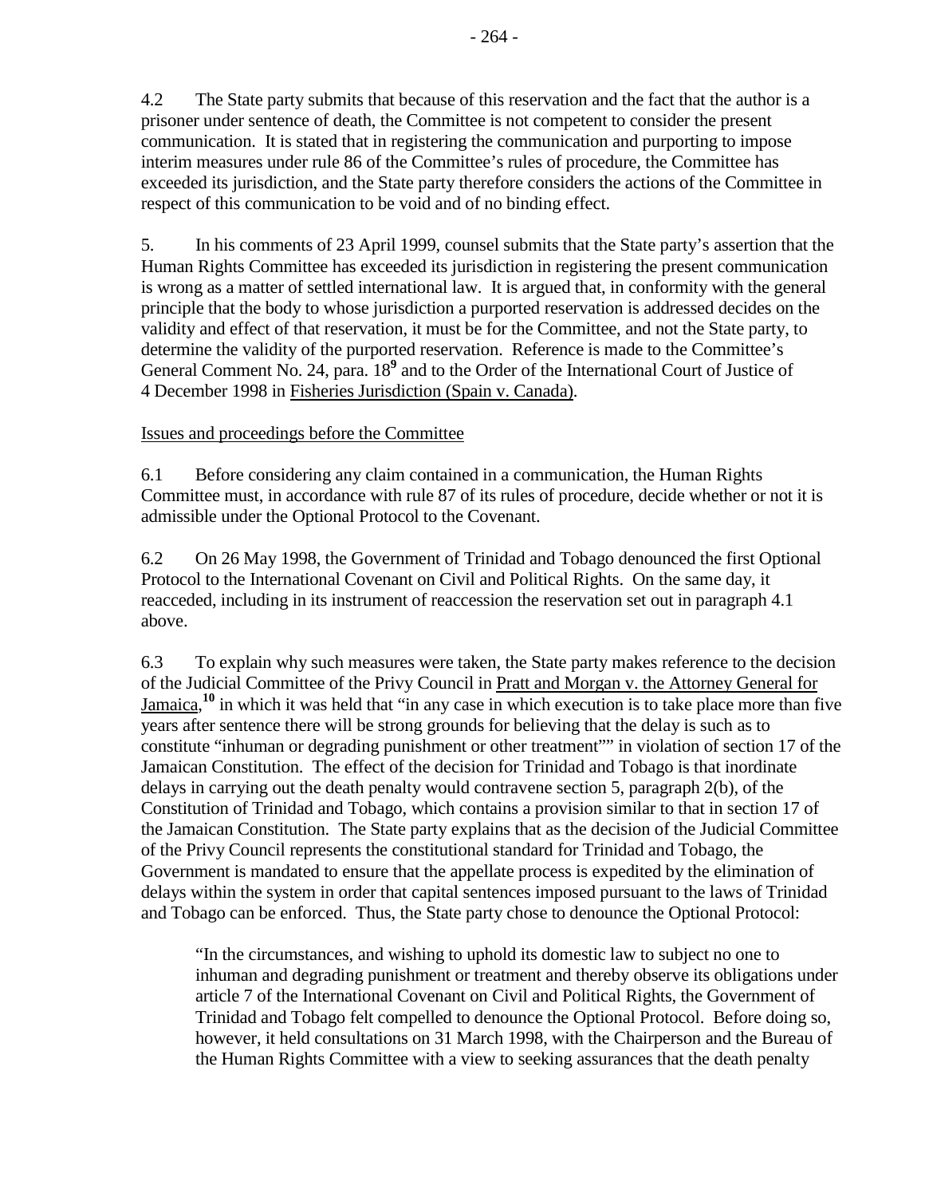4.2 The State party submits that because of this reservation and the fact that the author is a prisoner under sentence of death, the Committee is not competent to consider the present communication. It is stated that in registering the communication and purporting to impose interim measures under rule 86 of the Committee's rules of procedure, the Committee has exceeded its jurisdiction, and the State party therefore considers the actions of the Committee in respect of this communication to be void and of no binding effect.

5. In his comments of 23 April 1999, counsel submits that the State party's assertion that the Human Rights Committee has exceeded its jurisdiction in registering the present communication is wrong as a matter of settled international law. It is argued that, in conformity with the general principle that the body to whose jurisdiction a purported reservation is addressed decides on the validity and effect of that reservation, it must be for the Committee, and not the State party, to determine the validity of the purported reservation. Reference is made to the Committee's General Comment No. 24, para. 18[9] and to the Order of the International Court of Justice of 4 December 1998 in Fisheries Jurisdiction (Spain v. Canada).

Issues and proceedings before the Committee

6.1 Before considering any claim contained in a communication, the Human Rights Committee must, in accordance with rule 87 of its rules of procedure, decide whether or not it is admissible under the Optional Protocol to the Covenant.

6.2 On 26 May 1998, the Government of Trinidad and Tobago denounced the first Optional Protocol to the International Covenant on Civil and Political Rights. On the same day, it reacceded, including in its instrument of reaccession the reservation set out in paragraph 4.1 above.

6.3 To explain why such measures were taken, the State party makes reference to the decision of the Judicial Committee of the Privy Council in Pratt and Morgan v. the Attorney General for Jamaica,[10] in which it was held that "in any case in which execution is to take place more than five years after sentence there will be strong grounds for believing that the delay is such as to constitute "inhuman or degrading punishment or other treatment"" in violation of section 17 of the Jamaican Constitution. The effect of the decision for Trinidad and Tobago is that inordinate delays in carrying out the death penalty would contravene section 5, paragraph 2(b), of the Constitution of Trinidad and Tobago, which contains a provision similar to that in section 17 of the Jamaican Constitution. The State party explains that as the decision of the Judicial Committee of the Privy Council represents the constitutional standard for Trinidad and Tobago, the Government is mandated to ensure that the appellate process is expedited by the elimination of delays within the system in order that capital sentences imposed pursuant to the laws of Trinidad and Tobago can be enforced. Thus, the State party chose to denounce the Optional Protocol:

> "In the circumstances, and wishing to uphold its domestic law to subject no one to inhuman and degrading punishment or treatment and thereby observe its obligations under article 7 of the International Covenant on Civil and Political Rights, the Government of Trinidad and Tobago felt compelled to denounce the Optional Protocol. Before doing so, however, it held consultations on 31 March 1998, with the Chairperson and the Bureau of the Human Rights Committee with a view to seeking assurances that the death penalty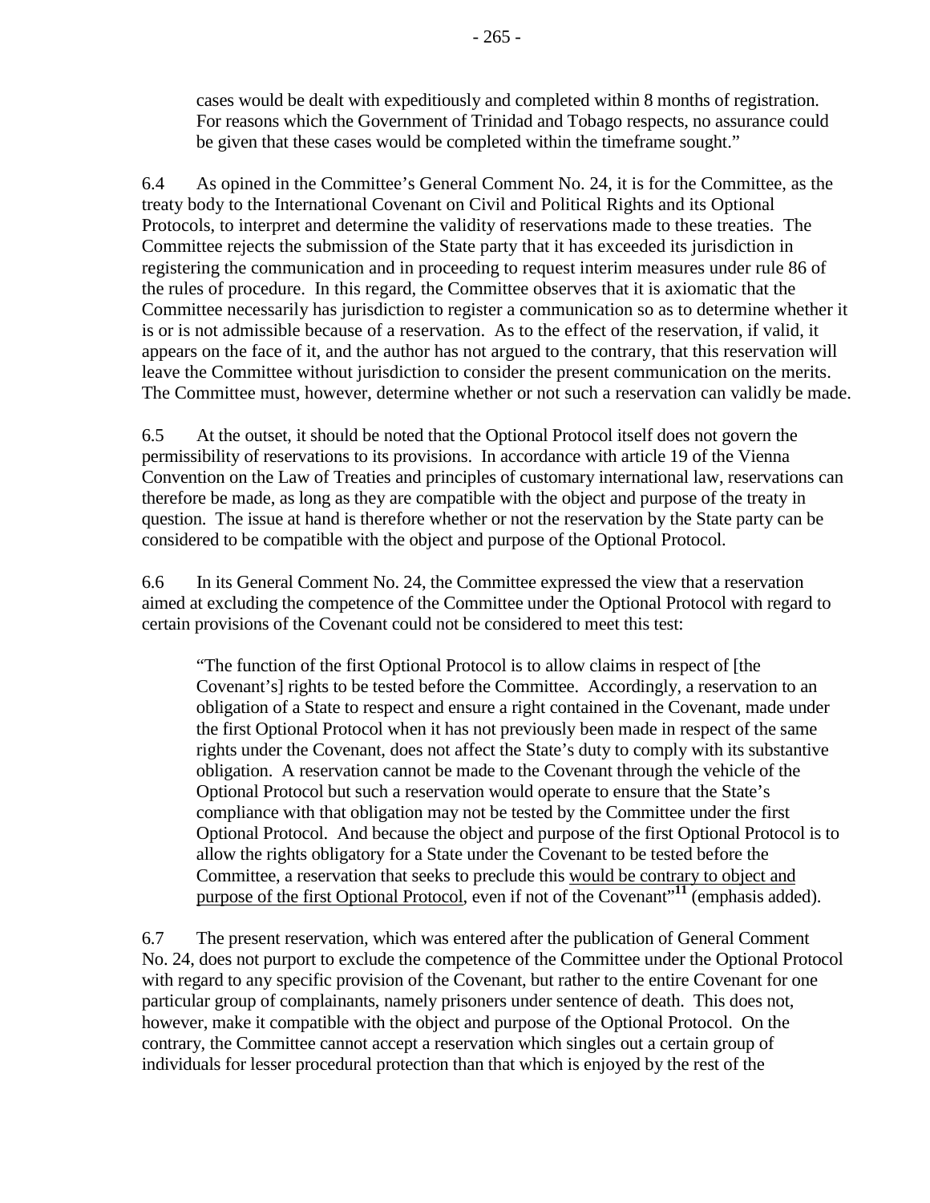cases would be dealt with expeditiously and completed within 8 months of registration. For reasons which the Government of Trinidad and Tobago respects, no assurance could be given that these cases would be completed within the timeframe sought."

6.4 As opined in the Committee's General Comment No. 24, it is for the Committee, as the treaty body to the International Covenant on Civil and Political Rights and its Optional Protocols, to interpret and determine the validity of reservations made to these treaties. The Committee rejects the submission of the State party that it has exceeded its jurisdiction in registering the communication and in proceeding to request interim measures under rule 86 of the rules of procedure. In this regard, the Committee observes that it is axiomatic that the Committee necessarily has jurisdiction to register a communication so as to determine whether it is or is not admissible because of a reservation. As to the effect of the reservation, if valid, it appears on the face of it, and the author has not argued to the contrary, that this reservation will leave the Committee without jurisdiction to consider the present communication on the merits. The Committee must, however, determine whether or not such a reservation can validly be made.

6.5 At the outset, it should be noted that the Optional Protocol itself does not govern the permissibility of reservations to its provisions. In accordance with article 19 of the Vienna Convention on the Law of Treaties and principles of customary international law, reservations can therefore be made, as long as they are compatible with the object and purpose of the treaty in question. The issue at hand is therefore whether or not the reservation by the State party can be considered to be compatible with the object and purpose of the Optional Protocol.

6.6 In its General Comment No. 24, the Committee expressed the view that a reservation aimed at excluding the competence of the Committee under the Optional Protocol with regard to certain provisions of the Covenant could not be considered to meet this test:

> "The function of the first Optional Protocol is to allow claims in respect of [the Covenant's] rights to be tested before the Committee. Accordingly, a reservation to an obligation of a State to respect and ensure a right contained in the Covenant, made under the first Optional Protocol when it has not previously been made in respect of the same rights under the Covenant, does not affect the State's duty to comply with its substantive obligation. A reservation cannot be made to the Covenant through the vehicle of the Optional Protocol but such a reservation would operate to ensure that the State's compliance with that obligation may not be tested by the Committee under the first Optional Protocol. And because the object and purpose of the first Optional Protocol is to allow the rights obligatory for a State under the Covenant to be tested before the Committee, a reservation that seeks to preclude this <u>would be contrary to object and purpose of the first Optional Protocol</u>, even if not of the Covenant"[11] (emphasis added).

6.7 The present reservation, which was entered after the publication of General Comment No. 24, does not purport to exclude the competence of the Committee under the Optional Protocol with regard to any specific provision of the Covenant, but rather to the entire Covenant for one particular group of complainants, namely prisoners under sentence of death. This does not, however, make it compatible with the object and purpose of the Optional Protocol. On the contrary, the Committee cannot accept a reservation which singles out a certain group of individuals for lesser procedural protection than that which is enjoyed by the rest of the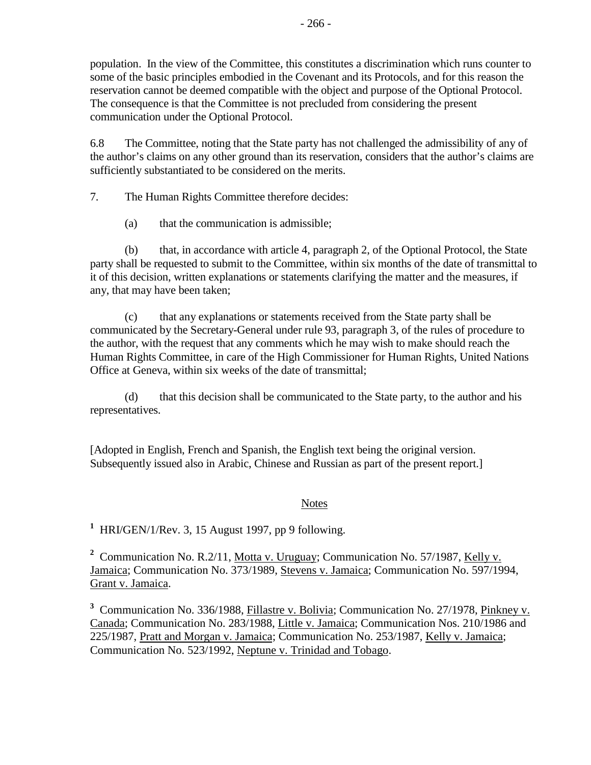population. In the view of the Committee, this constitutes a discrimination which runs counter to some of the basic principles embodied in the Covenant and its Protocols, and for this reason the reservation cannot be deemed compatible with the object and purpose of the Optional Protocol. The consequence is that the Committee is not precluded from considering the present communication under the Optional Protocol.

6.8 The Committee, noting that the State party has not challenged the admissibility of any of the author's claims on any other ground than its reservation, considers that the author's claims are sufficiently substantiated to be considered on the merits.

7. The Human Rights Committee therefore decides:

(a) that the communication is admissible;

(b) that, in accordance with article 4, paragraph 2, of the Optional Protocol, the State party shall be requested to submit to the Committee, within six months of the date of transmittal to it of this decision, written explanations or statements clarifying the matter and the measures, if any, that may have been taken;

(c) that any explanations or statements received from the State party shall be communicated by the Secretary-General under rule 93, paragraph 3, of the rules of procedure to the author, with the request that any comments which he may wish to make should reach the Human Rights Committee, in care of the High Commissioner for Human Rights, United Nations Office at Geneva, within six weeks of the date of transmittal;

(d) that this decision shall be communicated to the State party, to the author and his representatives.

[Adopted in English, French and Spanish, the English text being the original version. Subsequently issued also in Arabic, Chinese and Russian as part of the present report.]

Notes

[1] HRI/GEN/1/Rev. 3, 15 August 1997, pp 9 following.

[2] Communication No. R.2/11, Motta v. Uruguay; Communication No. 57/1987, Kelly v. Jamaica; Communication No. 373/1989, Stevens v. Jamaica; Communication No. 597/1994, Grant v. Jamaica.

[3] Communication No. 336/1988, Fillastre v. Bolivia; Communication No. 27/1978, Pinkney v. Canada; Communication No. 283/1988, Little v. Jamaica; Communication Nos. 210/1986 and 225/1987, Pratt and Morgan v. Jamaica; Communication No. 253/1987, Kelly v. Jamaica; Communication No. 523/1992, Neptune v. Trinidad and Tobago.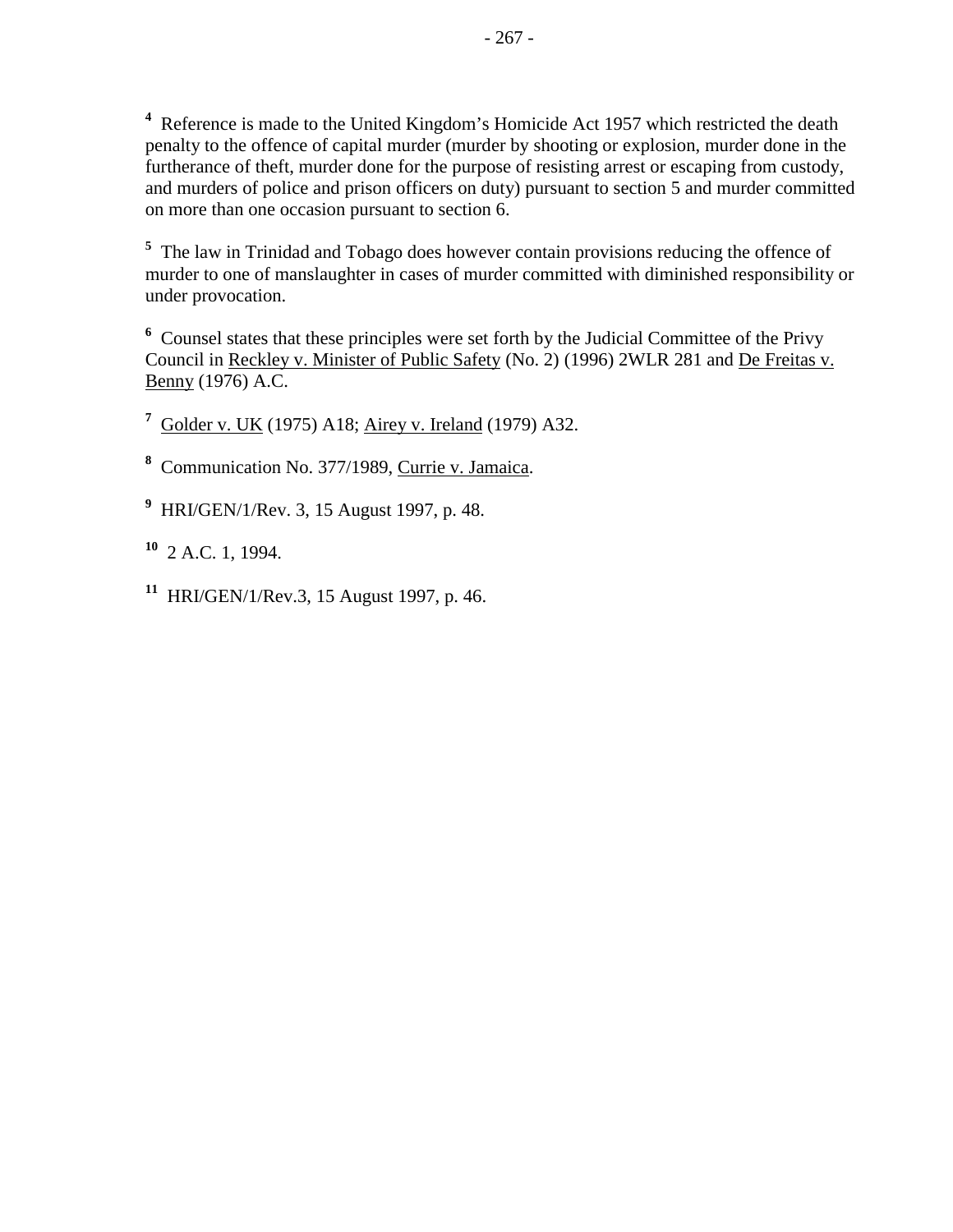[4] Reference is made to the United Kingdom's Homicide Act 1957 which restricted the death penalty to the offence of capital murder (murder by shooting or explosion, murder done in the furtherance of theft, murder done for the purpose of resisting arrest or escaping from custody, and murders of police and prison officers on duty) pursuant to section 5 and murder committed on more than one occasion pursuant to section 6.

[5] The law in Trinidad and Tobago does however contain provisions reducing the offence of murder to one of manslaughter in cases of murder committed with diminished responsibility or under provocation.

[6] Counsel states that these principles were set forth by the Judicial Committee of the Privy Council in Reckley v. Minister of Public Safety (No. 2) (1996) 2WLR 281 and De Freitas v. Benny (1976) A.C.

[7] Golder v. UK (1975) A18; Airey v. Ireland (1979) A32.

[8] Communication No. 377/1989, Currie v. Jamaica.

[9] HRI/GEN/1/Rev. 3, 15 August 1997, p. 48.

[10] 2 A.C. 1, 1994.

[11] HRI/GEN/1/Rev.3, 15 August 1997, p. 46.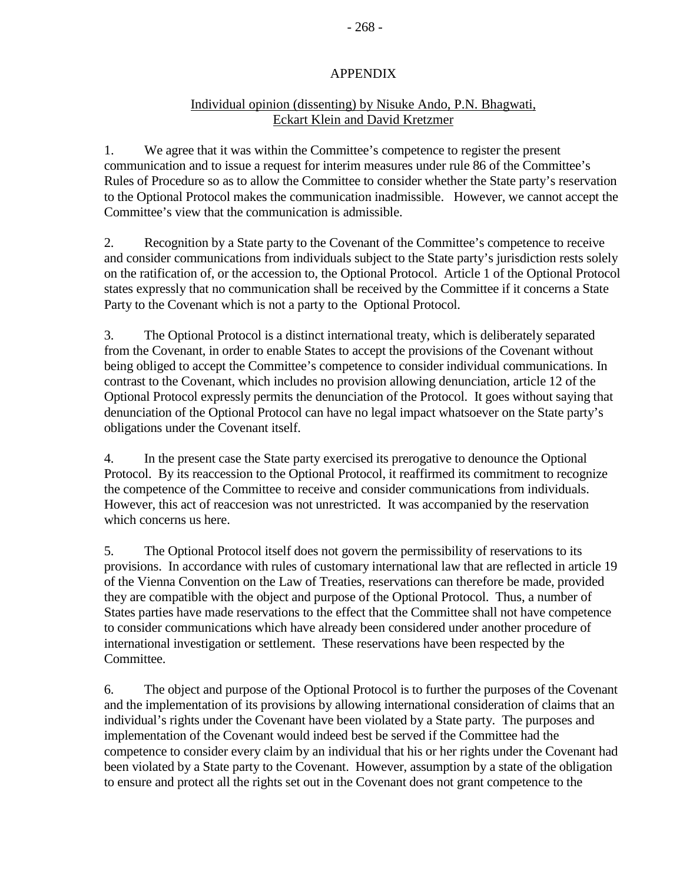# APPENDIX

## Individual opinion (dissenting) by Nisuke Ando, P.N. Bhagwati, Eckart Klein and David Kretzmer

1. We agree that it was within the Committee's competence to register the present communication and to issue a request for interim measures under rule 86 of the Committee's Rules of Procedure so as to allow the Committee to consider whether the State party's reservation to the Optional Protocol makes the communication inadmissible. However, we cannot accept the Committee's view that the communication is admissible.

2. Recognition by a State party to the Covenant of the Committee's competence to receive and consider communications from individuals subject to the State party's jurisdiction rests solely on the ratification of, or the accession to, the Optional Protocol. Article 1 of the Optional Protocol states expressly that no communication shall be received by the Committee if it concerns a State Party to the Covenant which is not a party to the Optional Protocol.

3. The Optional Protocol is a distinct international treaty, which is deliberately separated from the Covenant, in order to enable States to accept the provisions of the Covenant without being obliged to accept the Committee's competence to consider individual communications. In contrast to the Covenant, which includes no provision allowing denunciation, article 12 of the Optional Protocol expressly permits the denunciation of the Protocol. It goes without saying that denunciation of the Optional Protocol can have no legal impact whatsoever on the State party's obligations under the Covenant itself.

4. In the present case the State party exercised its prerogative to denounce the Optional Protocol. By its reaccession to the Optional Protocol, it reaffirmed its commitment to recognize the competence of the Committee to receive and consider communications from individuals. However, this act of reaccesion was not unrestricted. It was accompanied by the reservation which concerns us here.

5. The Optional Protocol itself does not govern the permissibility of reservations to its provisions. In accordance with rules of customary international law that are reflected in article 19 of the Vienna Convention on the Law of Treaties, reservations can therefore be made, provided they are compatible with the object and purpose of the Optional Protocol. Thus, a number of States parties have made reservations to the effect that the Committee shall not have competence to consider communications which have already been considered under another procedure of international investigation or settlement. These reservations have been respected by the Committee.

6. The object and purpose of the Optional Protocol is to further the purposes of the Covenant and the implementation of its provisions by allowing international consideration of claims that an individual's rights under the Covenant have been violated by a State party. The purposes and implementation of the Covenant would indeed best be served if the Committee had the competence to consider every claim by an individual that his or her rights under the Covenant had been violated by a State party to the Covenant. However, assumption by a state of the obligation to ensure and protect all the rights set out in the Covenant does not grant competence to the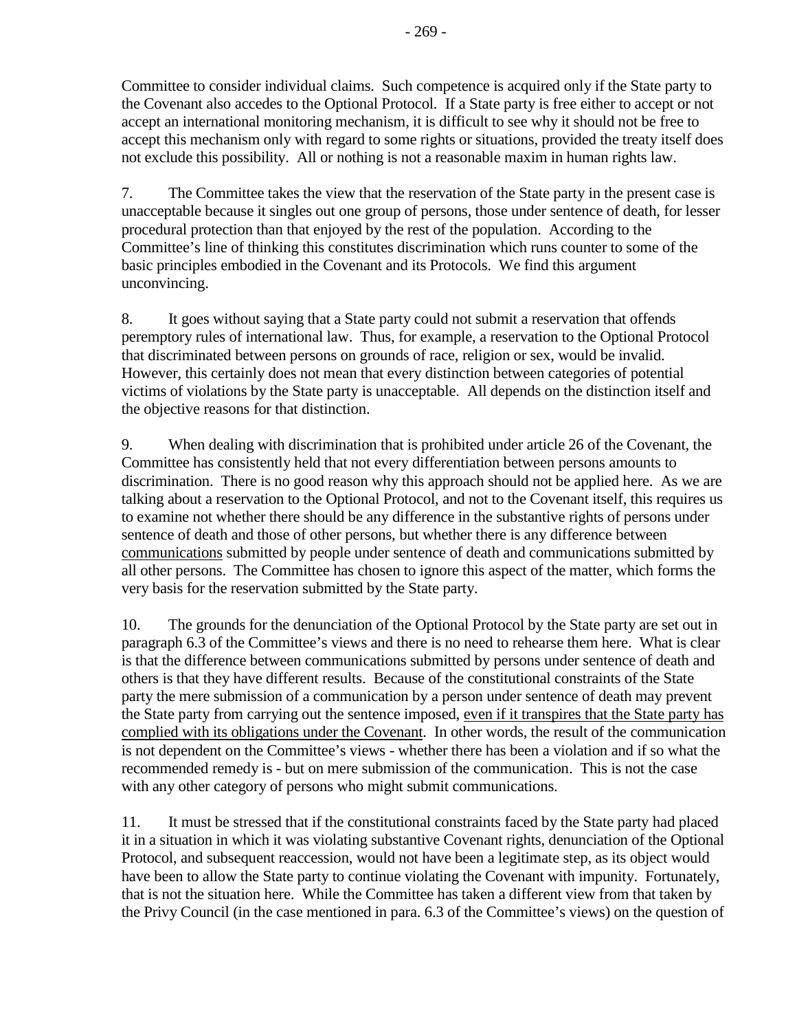Committee to consider individual claims. Such competence is acquired only if the State party to the Covenant also accedes to the Optional Protocol. If a State party is free either to accept or not accept an international monitoring mechanism, it is difficult to see why it should not be free to accept this mechanism only with regard to some rights or situations, provided the treaty itself does not exclude this possibility. All or nothing is not a reasonable maxim in human rights law.

7. The Committee takes the view that the reservation of the State party in the present case is unacceptable because it singles out one group of persons, those under sentence of death, for lesser procedural protection than that enjoyed by the rest of the population. According to the Committee's line of thinking this constitutes discrimination which runs counter to some of the basic principles embodied in the Covenant and its Protocols. We find this argument unconvincing.

8. It goes without saying that a State party could not submit a reservation that offends peremptory rules of international law. Thus, for example, a reservation to the Optional Protocol that discriminated between persons on grounds of race, religion or sex, would be invalid. However, this certainly does not mean that every distinction between categories of potential victims of violations by the State party is unacceptable. All depends on the distinction itself and the objective reasons for that distinction.

9. When dealing with discrimination that is prohibited under article 26 of the Covenant, the Committee has consistently held that not every differentiation between persons amounts to discrimination. There is no good reason why this approach should not be applied here. As we are talking about a reservation to the Optional Protocol, and not to the Covenant itself, this requires us to examine not whether there should be any difference in the substantive rights of persons under sentence of death and those of other persons, but whether there is any difference between communications submitted by people under sentence of death and communications submitted by all other persons. The Committee has chosen to ignore this aspect of the matter, which forms the very basis for the reservation submitted by the State party.

10. The grounds for the denunciation of the Optional Protocol by the State party are set out in paragraph 6.3 of the Committee's views and there is no need to rehearse them here. What is clear is that the difference between communications submitted by persons under sentence of death and others is that they have different results. Because of the constitutional constraints of the State party the mere submission of a communication by a person under sentence of death may prevent the State party from carrying out the sentence imposed, even if it transpires that the State party has complied with its obligations under the Covenant. In other words, the result of the communication is not dependent on the Committee's views - whether there has been a violation and if so what the recommended remedy is - but on mere submission of the communication. This is not the case with any other category of persons who might submit communications.

11. It must be stressed that if the constitutional constraints faced by the State party had placed it in a situation in which it was violating substantive Covenant rights, denunciation of the Optional Protocol, and subsequent reaccession, would not have been a legitimate step, as its object would have been to allow the State party to continue violating the Covenant with impunity. Fortunately, that is not the situation here. While the Committee has taken a different view from that taken by the Privy Council (in the case mentioned in para. 6.3 of the Committee's views) on the question of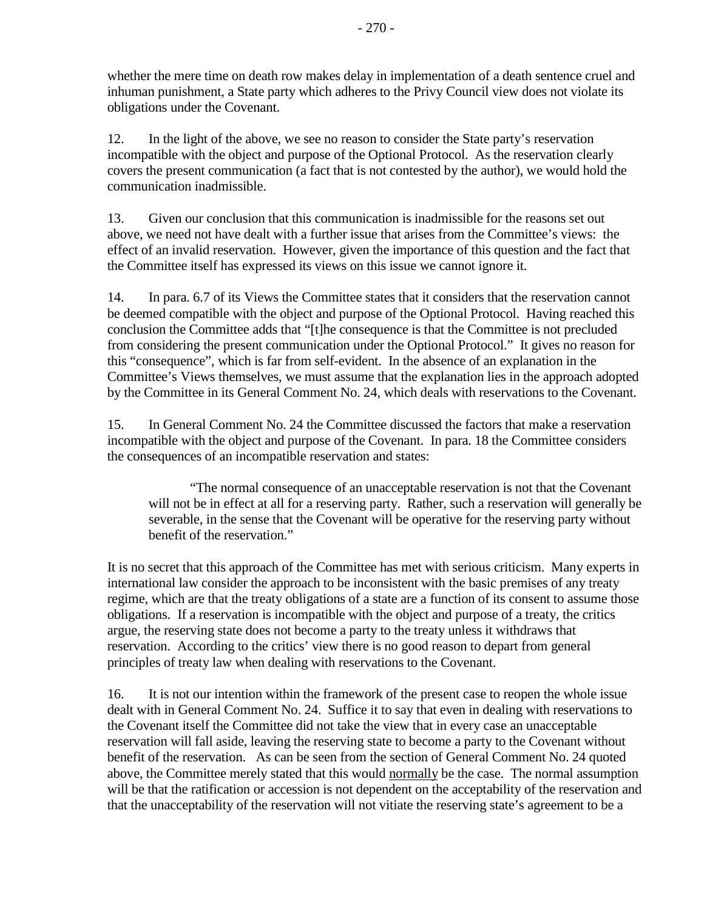whether the mere time on death row makes delay in implementation of a death sentence cruel and inhuman punishment, a State party which adheres to the Privy Council view does not violate its obligations under the Covenant.

12. In the light of the above, we see no reason to consider the State party's reservation incompatible with the object and purpose of the Optional Protocol. As the reservation clearly covers the present communication (a fact that is not contested by the author), we would hold the communication inadmissible.

13. Given our conclusion that this communication is inadmissible for the reasons set out above, we need not have dealt with a further issue that arises from the Committee's views: the effect of an invalid reservation. However, given the importance of this question and the fact that the Committee itself has expressed its views on this issue we cannot ignore it.

14. In para. 6.7 of its Views the Committee states that it considers that the reservation cannot be deemed compatible with the object and purpose of the Optional Protocol. Having reached this conclusion the Committee adds that "[t]he consequence is that the Committee is not precluded from considering the present communication under the Optional Protocol." It gives no reason for this "consequence", which is far from self-evident. In the absence of an explanation in the Committee's Views themselves, we must assume that the explanation lies in the approach adopted by the Committee in its General Comment No. 24, which deals with reservations to the Covenant.

15. In General Comment No. 24 the Committee discussed the factors that make a reservation incompatible with the object and purpose of the Covenant. In para. 18 the Committee considers the consequences of an incompatible reservation and states:

> "The normal consequence of an unacceptable reservation is not that the Covenant will not be in effect at all for a reserving party. Rather, such a reservation will generally be severable, in the sense that the Covenant will be operative for the reserving party without benefit of the reservation."

It is no secret that this approach of the Committee has met with serious criticism. Many experts in international law consider the approach to be inconsistent with the basic premises of any treaty regime, which are that the treaty obligations of a state are a function of its consent to assume those obligations. If a reservation is incompatible with the object and purpose of a treaty, the critics argue, the reserving state does not become a party to the treaty unless it withdraws that reservation. According to the critics' view there is no good reason to depart from general principles of treaty law when dealing with reservations to the Covenant.

16. It is not our intention within the framework of the present case to reopen the whole issue dealt with in General Comment No. 24. Suffice it to say that even in dealing with reservations to the Covenant itself the Committee did not take the view that in every case an unacceptable reservation will fall aside, leaving the reserving state to become a party to the Covenant without benefit of the reservation. As can be seen from the section of General Comment No. 24 quoted above, the Committee merely stated that this would <u>normally</u> be the case. The normal assumption will be that the ratification or accession is not dependent on the acceptability of the reservation and that the unacceptability of the reservation will not vitiate the reserving state's agreement to be a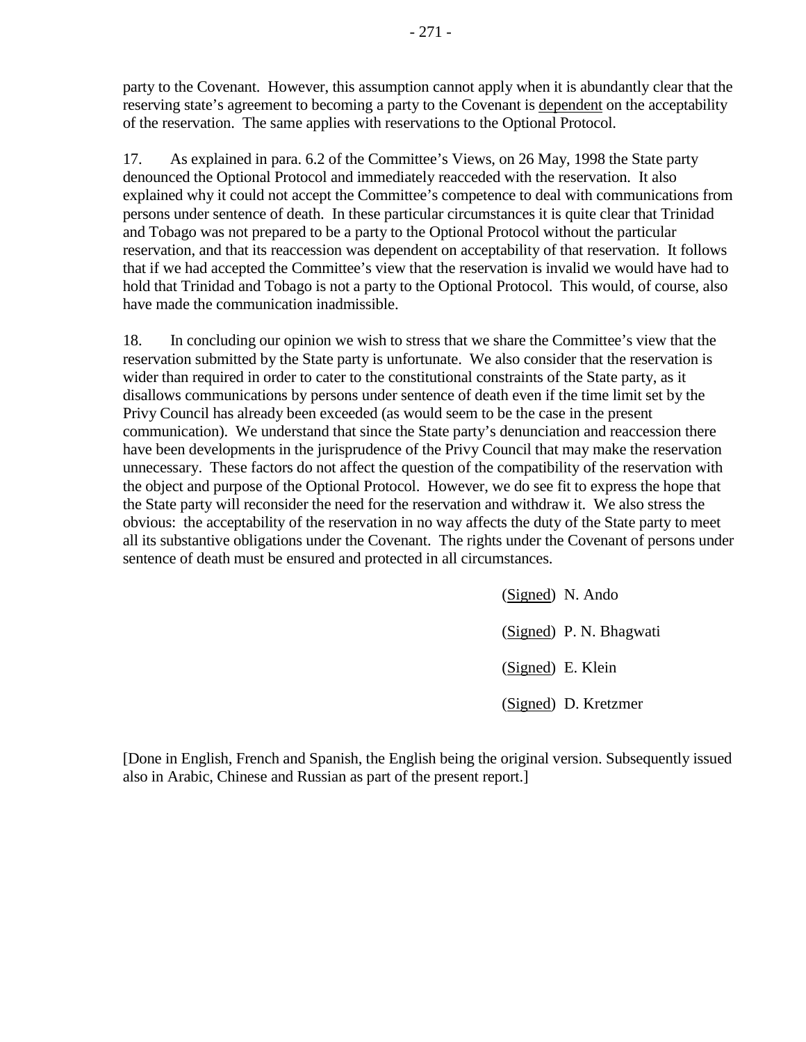party to the Covenant. However, this assumption cannot apply when it is abundantly clear that the reserving state's agreement to becoming a party to the Covenant is dependent on the acceptability of the reservation. The same applies with reservations to the Optional Protocol.

17. As explained in para. 6.2 of the Committee's Views, on 26 May, 1998 the State party denounced the Optional Protocol and immediately reacceded with the reservation. It also explained why it could not accept the Committee's competence to deal with communications from persons under sentence of death. In these particular circumstances it is quite clear that Trinidad and Tobago was not prepared to be a party to the Optional Protocol without the particular reservation, and that its reaccession was dependent on acceptability of that reservation. It follows that if we had accepted the Committee's view that the reservation is invalid we would have had to hold that Trinidad and Tobago is not a party to the Optional Protocol. This would, of course, also have made the communication inadmissible.

18. In concluding our opinion we wish to stress that we share the Committee's view that the reservation submitted by the State party is unfortunate. We also consider that the reservation is wider than required in order to cater to the constitutional constraints of the State party, as it disallows communications by persons under sentence of death even if the time limit set by the Privy Council has already been exceeded (as would seem to be the case in the present communication). We understand that since the State party's denunciation and reaccession there have been developments in the jurisprudence of the Privy Council that may make the reservation unnecessary. These factors do not affect the question of the compatibility of the reservation with the object and purpose of the Optional Protocol. However, we do see fit to express the hope that the State party will reconsider the need for the reservation and withdraw it. We also stress the obvious: the acceptability of the reservation in no way affects the duty of the State party to meet all its substantive obligations under the Covenant. The rights under the Covenant of persons under sentence of death must be ensured and protected in all circumstances.

(Signed) N. Ando

(Signed) P. N. Bhagwati

(Signed) E. Klein

(Signed) D. Kretzmer

[Done in English, French and Spanish, the English being the original version. Subsequently issued also in Arabic, Chinese and Russian as part of the present report.]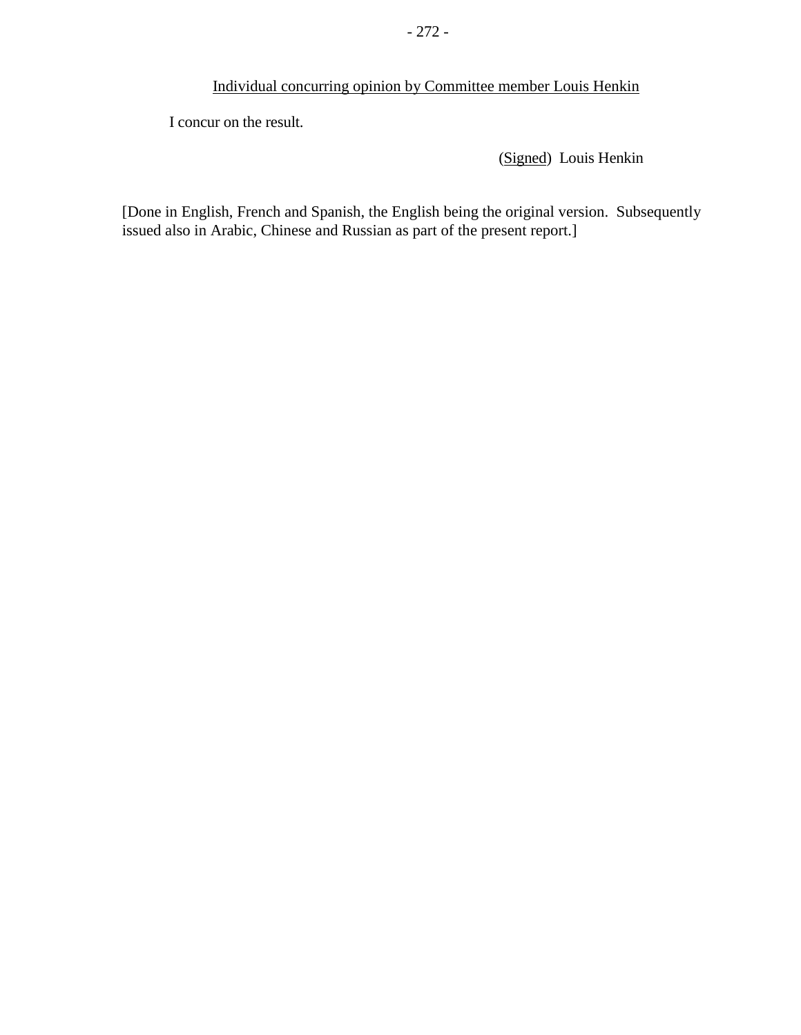Individual concurring opinion by Committee member Louis Henkin

I concur on the result.

(Signed) Louis Henkin

[Done in English, French and Spanish, the English being the original version. Subsequently issued also in Arabic, Chinese and Russian as part of the present report.]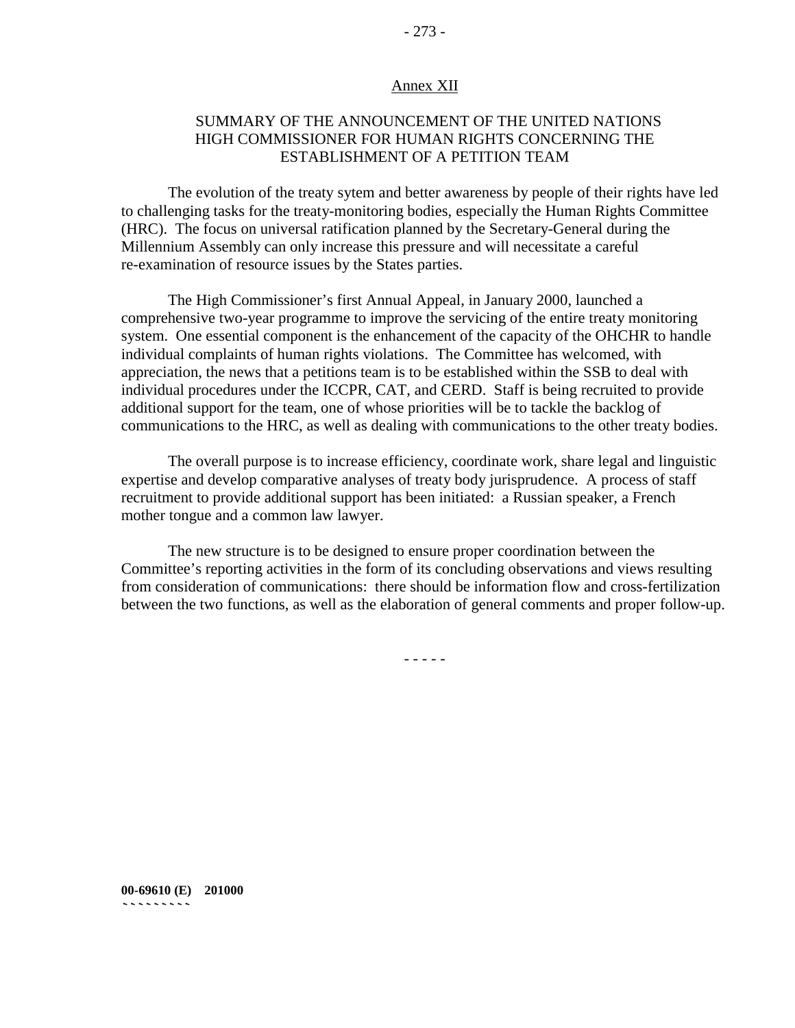## Annex XII

### SUMMARY OF THE ANNOUNCEMENT OF THE UNITED NATIONS HIGH COMMISSIONER FOR HUMAN RIGHTS CONCERNING THE ESTABLISHMENT OF A PETITION TEAM

The evolution of the treaty sytem and better awareness by people of their rights have led to challenging tasks for the treaty-monitoring bodies, especially the Human Rights Committee (HRC). The focus on universal ratification planned by the Secretary-General during the Millennium Assembly can only increase this pressure and will necessitate a careful re-examination of resource issues by the States parties.

The High Commissioner's first Annual Appeal, in January 2000, launched a comprehensive two-year programme to improve the servicing of the entire treaty monitoring system. One essential component is the enhancement of the capacity of the OHCHR to handle individual complaints of human rights violations. The Committee has welcomed, with appreciation, the news that a petitions team is to be established within the SSB to deal with individual procedures under the ICCPR, CAT, and CERD. Staff is being recruited to provide additional support for the team, one of whose priorities will be to tackle the backlog of communications to the HRC, as well as dealing with communications to the other treaty bodies.

The overall purpose is to increase efficiency, coordinate work, share legal and linguistic expertise and develop comparative analyses of treaty body jurisprudence. A process of staff recruitment to provide additional support has been initiated: a Russian speaker, a French mother tongue and a common law lawyer.

The new structure is to be designed to ensure proper coordination between the Committee's reporting activities in the form of its concluding observations and views resulting from consideration of communications: there should be information flow and cross-fertilization between the two functions, as well as the elaboration of general comments and proper follow-up.

- - - - -

**00-69610 (E) 201000**